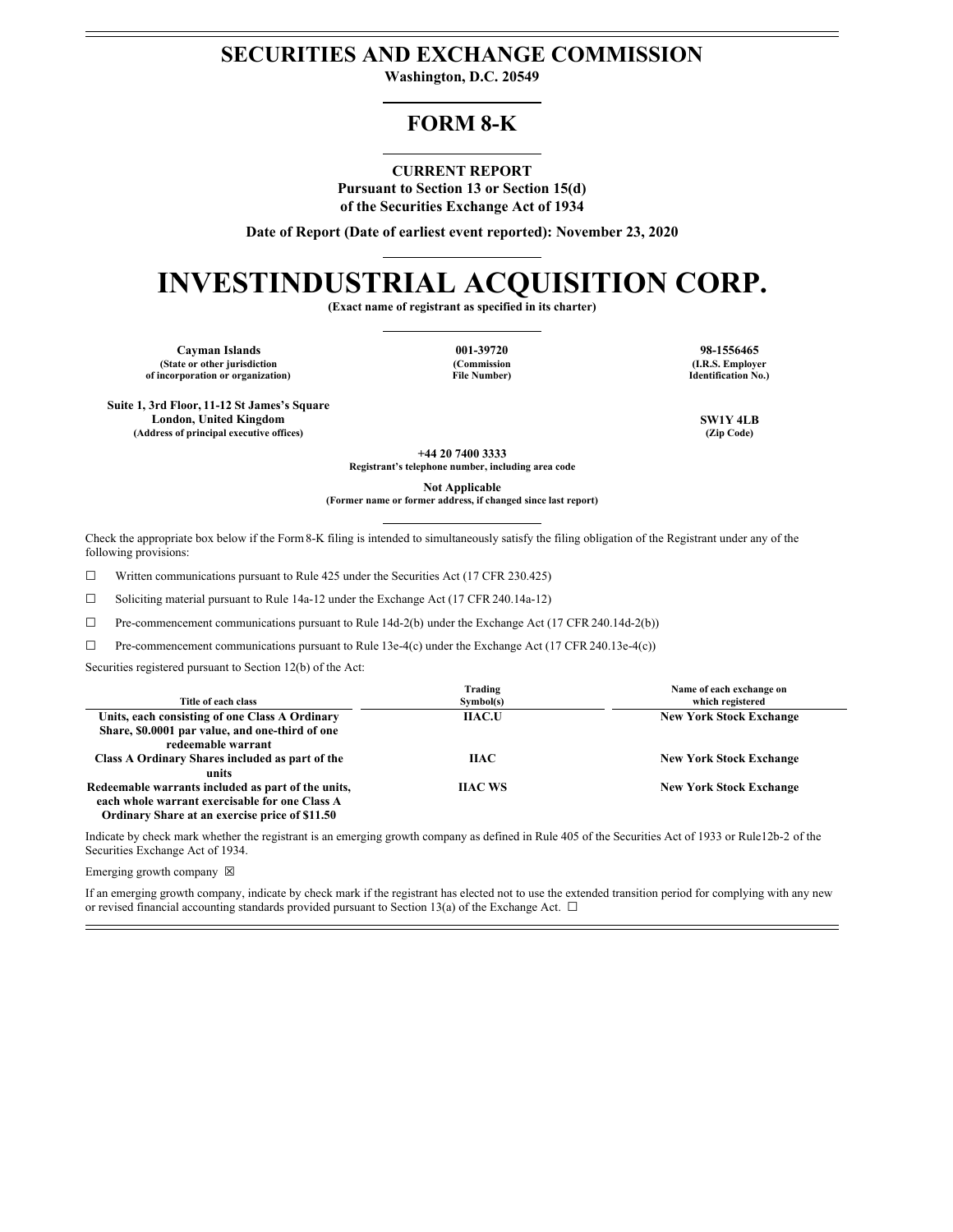# SECURITIES AND EXCHANGE COMMISSION

**Washington, D.C. 20549**

## FORM 8-K

**CURRENT REPORT**
**Pursuant to Section 13 or Section 15(d)**
**of the Securities Exchange Act of 1934**

**Date of Report (Date of earliest event reported): November 23, 2020**

# INVESTINDUSTRIAL ACQUISITION CORP.

**(Exact name of registrant as specified in its charter)**

| Cayman Islands | 001-39720 | 98-1556465 |
|---|---|---|
| (State or other jurisdiction of incorporation or organization) | (Commission File Number) | (I.R.S. Employer Identification No.) |

| Suite 1, 3rd Floor, 11-12 St James's Square London, United Kingdom | SW1Y 4LB |
|---|---|
| (Address of principal executive offices) | (Zip Code) |

**+44 20 7400 3333**
**Registrant's telephone number, including area code**

**Not Applicable**
**(Former name or former address, if changed since last report)**

Check the appropriate box below if the Form 8-K filing is intended to simultaneously satisfy the filing obligation of the Registrant under any of the following provisions:

☐ Written communications pursuant to Rule 425 under the Securities Act (17 CFR 230.425)

☐ Soliciting material pursuant to Rule 14a-12 under the Exchange Act (17 CFR 240.14a-12)

☐ Pre-commencement communications pursuant to Rule 14d-2(b) under the Exchange Act (17 CFR 240.14d-2(b))

☐ Pre-commencement communications pursuant to Rule 13e-4(c) under the Exchange Act (17 CFR 240.13e-4(c))

Securities registered pursuant to Section 12(b) of the Act:

| Title of each class | Trading Symbol(s) | Name of each exchange on which registered |
|---|---|---|
| Units, each consisting of one Class A Ordinary Share, $0.0001 par value, and one-third of one redeemable warrant | IIAC.U | New York Stock Exchange |
| Class A Ordinary Shares included as part of the units | IIAC | New York Stock Exchange |
| Redeemable warrants included as part of the units, each whole warrant exercisable for one Class A Ordinary Share at an exercise price of $11.50 | IIAC WS | New York Stock Exchange |

Indicate by check mark whether the registrant is an emerging growth company as defined in Rule 405 of the Securities Act of 1933 or Rule12b-2 of the Securities Exchange Act of 1934.

Emerging growth company ☒

If an emerging growth company, indicate by check mark if the registrant has elected not to use the extended transition period for complying with any new or revised financial accounting standards provided pursuant to Section 13(a) of the Exchange Act. ☐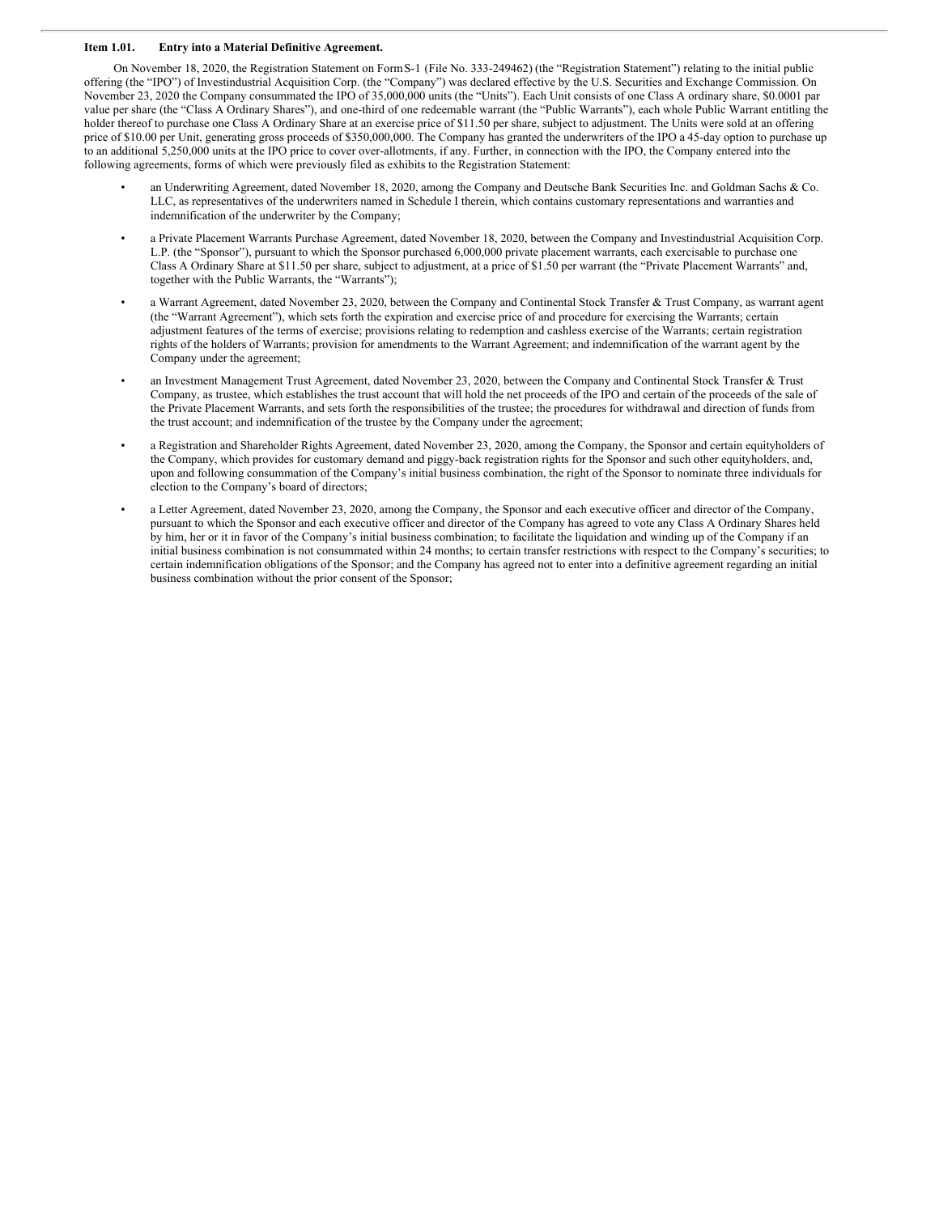**Item 1.01. Entry into a Material Definitive Agreement.**

On November 18, 2020, the Registration Statement on Form S-1 (File No. 333-249462) (the "Registration Statement") relating to the initial public offering (the "IPO") of Investindustrial Acquisition Corp. (the "Company") was declared effective by the U.S. Securities and Exchange Commission. On November 23, 2020 the Company consummated the IPO of 35,000,000 units (the "Units"). Each Unit consists of one Class A ordinary share, $0.0001 par value per share (the "Class A Ordinary Shares"), and one-third of one redeemable warrant (the "Public Warrants"), each whole Public Warrant entitling the holder thereof to purchase one Class A Ordinary Share at an exercise price of $11.50 per share, subject to adjustment. The Units were sold at an offering price of $10.00 per Unit, generating gross proceeds of $350,000,000. The Company has granted the underwriters of the IPO a 45-day option to purchase up to an additional 5,250,000 units at the IPO price to cover over-allotments, if any. Further, in connection with the IPO, the Company entered into the following agreements, forms of which were previously filed as exhibits to the Registration Statement:

- an Underwriting Agreement, dated November 18, 2020, among the Company and Deutsche Bank Securities Inc. and Goldman Sachs & Co. LLC, as representatives of the underwriters named in Schedule I therein, which contains customary representations and warranties and indemnification of the underwriter by the Company;
- a Private Placement Warrants Purchase Agreement, dated November 18, 2020, between the Company and Investindustrial Acquisition Corp. L.P. (the "Sponsor"), pursuant to which the Sponsor purchased 6,000,000 private placement warrants, each exercisable to purchase one Class A Ordinary Share at $11.50 per share, subject to adjustment, at a price of $1.50 per warrant (the "Private Placement Warrants" and, together with the Public Warrants, the "Warrants");
- a Warrant Agreement, dated November 23, 2020, between the Company and Continental Stock Transfer & Trust Company, as warrant agent (the "Warrant Agreement"), which sets forth the expiration and exercise price of and procedure for exercising the Warrants; certain adjustment features of the terms of exercise; provisions relating to redemption and cashless exercise of the Warrants; certain registration rights of the holders of Warrants; provision for amendments to the Warrant Agreement; and indemnification of the warrant agent by the Company under the agreement;
- an Investment Management Trust Agreement, dated November 23, 2020, between the Company and Continental Stock Transfer & Trust Company, as trustee, which establishes the trust account that will hold the net proceeds of the IPO and certain of the proceeds of the sale of the Private Placement Warrants, and sets forth the responsibilities of the trustee; the procedures for withdrawal and direction of funds from the trust account; and indemnification of the trustee by the Company under the agreement;
- a Registration and Shareholder Rights Agreement, dated November 23, 2020, among the Company, the Sponsor and certain equityholders of the Company, which provides for customary demand and piggy-back registration rights for the Sponsor and such other equityholders, and, upon and following consummation of the Company's initial business combination, the right of the Sponsor to nominate three individuals for election to the Company's board of directors;
- a Letter Agreement, dated November 23, 2020, among the Company, the Sponsor and each executive officer and director of the Company, pursuant to which the Sponsor and each executive officer and director of the Company has agreed to vote any Class A Ordinary Shares held by him, her or it in favor of the Company's initial business combination; to facilitate the liquidation and winding up of the Company if an initial business combination is not consummated within 24 months; to certain transfer restrictions with respect to the Company's securities; to certain indemnification obligations of the Sponsor; and the Company has agreed not to enter into a definitive agreement regarding an initial business combination without the prior consent of the Sponsor;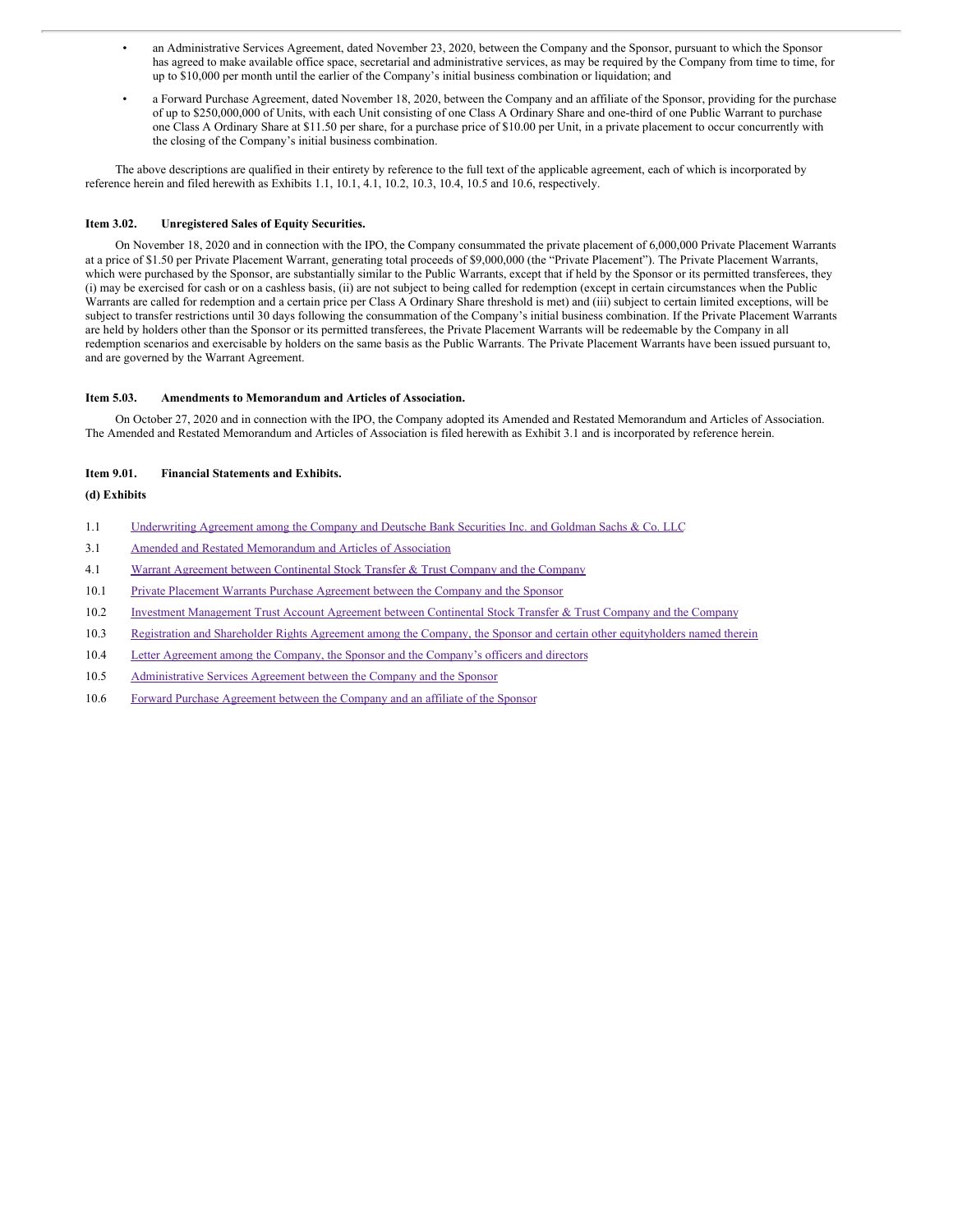- an Administrative Services Agreement, dated November 23, 2020, between the Company and the Sponsor, pursuant to which the Sponsor has agreed to make available office space, secretarial and administrative services, as may be required by the Company from time to time, for up to $10,000 per month until the earlier of the Company's initial business combination or liquidation; and
- a Forward Purchase Agreement, dated November 18, 2020, between the Company and an affiliate of the Sponsor, providing for the purchase of up to $250,000,000 of Units, with each Unit consisting of one Class A Ordinary Share and one-third of one Public Warrant to purchase one Class A Ordinary Share at $11.50 per share, for a purchase price of $10.00 per Unit, in a private placement to occur concurrently with the closing of the Company's initial business combination.

The above descriptions are qualified in their entirety by reference to the full text of the applicable agreement, each of which is incorporated by reference herein and filed herewith as Exhibits 1.1, 10.1, 4.1, 10.2, 10.3, 10.4, 10.5 and 10.6, respectively.

### Item 3.02. Unregistered Sales of Equity Securities.

On November 18, 2020 and in connection with the IPO, the Company consummated the private placement of 6,000,000 Private Placement Warrants at a price of $1.50 per Private Placement Warrant, generating total proceeds of $9,000,000 (the "Private Placement"). The Private Placement Warrants, which were purchased by the Sponsor, are substantially similar to the Public Warrants, except that if held by the Sponsor or its permitted transferees, they (i) may be exercised for cash or on a cashless basis, (ii) are not subject to being called for redemption (except in certain circumstances when the Public Warrants are called for redemption and a certain price per Class A Ordinary Share threshold is met) and (iii) subject to certain limited exceptions, will be subject to transfer restrictions until 30 days following the consummation of the Company's initial business combination. If the Private Placement Warrants are held by holders other than the Sponsor or its permitted transferees, the Private Placement Warrants will be redeemable by the Company in all redemption scenarios and exercisable by holders on the same basis as the Public Warrants. The Private Placement Warrants have been issued pursuant to, and are governed by the Warrant Agreement.

### Item 5.03. Amendments to Memorandum and Articles of Association.

On October 27, 2020 and in connection with the IPO, the Company adopted its Amended and Restated Memorandum and Articles of Association. The Amended and Restated Memorandum and Articles of Association is filed herewith as Exhibit 3.1 and is incorporated by reference herein.

### Item 9.01. Financial Statements and Exhibits.

**(d) Exhibits**

| | |
|---|---|
| 1.1 | Underwriting Agreement among the Company and Deutsche Bank Securities Inc. and Goldman Sachs & Co. LLC |
| 3.1 | Amended and Restated Memorandum and Articles of Association |
| 4.1 | Warrant Agreement between Continental Stock Transfer & Trust Company and the Company |
| 10.1 | Private Placement Warrants Purchase Agreement between the Company and the Sponsor |
| 10.2 | Investment Management Trust Account Agreement between Continental Stock Transfer & Trust Company and the Company |
| 10.3 | Registration and Shareholder Rights Agreement among the Company, the Sponsor and certain other equityholders named therein |
| 10.4 | Letter Agreement among the Company, the Sponsor and the Company's officers and directors |
| 10.5 | Administrative Services Agreement between the Company and the Sponsor |
| 10.6 | Forward Purchase Agreement between the Company and an affiliate of the Sponsor |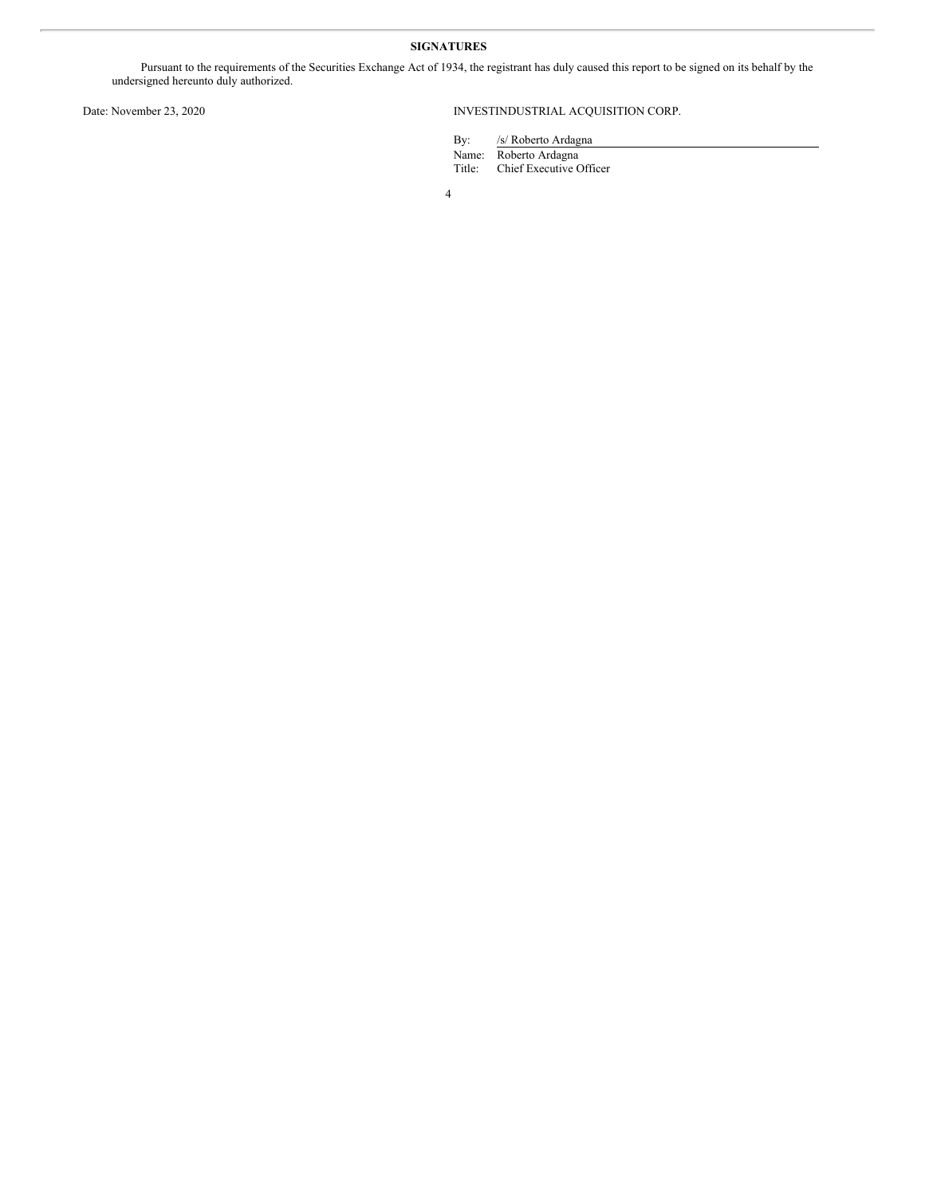## SIGNATURES

Pursuant to the requirements of the Securities Exchange Act of 1934, the registrant has duly caused this report to be signed on its behalf by the undersigned hereunto duly authorized.

Date: November 23, 2020

INVESTINDUSTRIAL ACQUISITION CORP.

By: /s/ Roberto Ardagna
Name: Roberto Ardagna
Title: Chief Executive Officer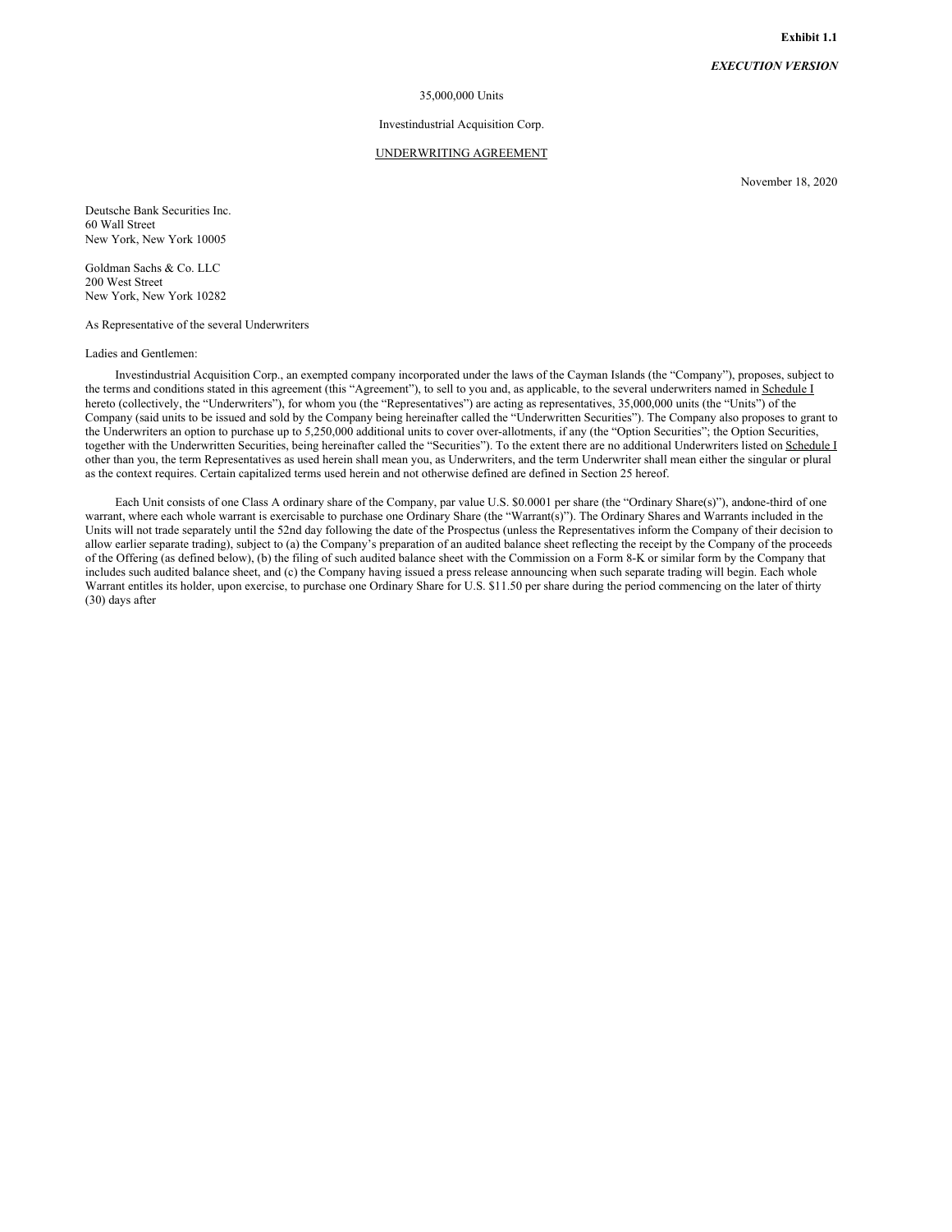**Exhibit 1.1**

***EXECUTION VERSION***

35,000,000 Units

Investindustrial Acquisition Corp.

UNDERWRITING AGREEMENT

November 18, 2020

Deutsche Bank Securities Inc.
60 Wall Street
New York, New York 10005

Goldman Sachs & Co. LLC
200 West Street
New York, New York 10282

As Representative of the several Underwriters

Ladies and Gentlemen:

Investindustrial Acquisition Corp., an exempted company incorporated under the laws of the Cayman Islands (the "Company"), proposes, subject to the terms and conditions stated in this agreement (this "Agreement"), to sell to you and, as applicable, to the several underwriters named in Schedule I hereto (collectively, the "Underwriters"), for whom you (the "Representatives") are acting as representatives, 35,000,000 units (the "Units") of the Company (said units to be issued and sold by the Company being hereinafter called the "Underwritten Securities"). The Company also proposes to grant to the Underwriters an option to purchase up to 5,250,000 additional units to cover over-allotments, if any (the "Option Securities"; the Option Securities, together with the Underwritten Securities, being hereinafter called the "Securities"). To the extent there are no additional Underwriters listed on Schedule I other than you, the term Representatives as used herein shall mean you, as Underwriters, and the term Underwriter shall mean either the singular or plural as the context requires. Certain capitalized terms used herein and not otherwise defined are defined in Section 25 hereof.

Each Unit consists of one Class A ordinary share of the Company, par value U.S. $0.0001 per share (the "Ordinary Share(s)"), andone-third of one warrant, where each whole warrant is exercisable to purchase one Ordinary Share (the "Warrant(s)"). The Ordinary Shares and Warrants included in the Units will not trade separately until the 52nd day following the date of the Prospectus (unless the Representatives inform the Company of their decision to allow earlier separate trading), subject to (a) the Company's preparation of an audited balance sheet reflecting the receipt by the Company of the proceeds of the Offering (as defined below), (b) the filing of such audited balance sheet with the Commission on a Form 8-K or similar form by the Company that includes such audited balance sheet, and (c) the Company having issued a press release announcing when such separate trading will begin. Each whole Warrant entitles its holder, upon exercise, to purchase one Ordinary Share for U.S. $11.50 per share during the period commencing on the later of thirty (30) days after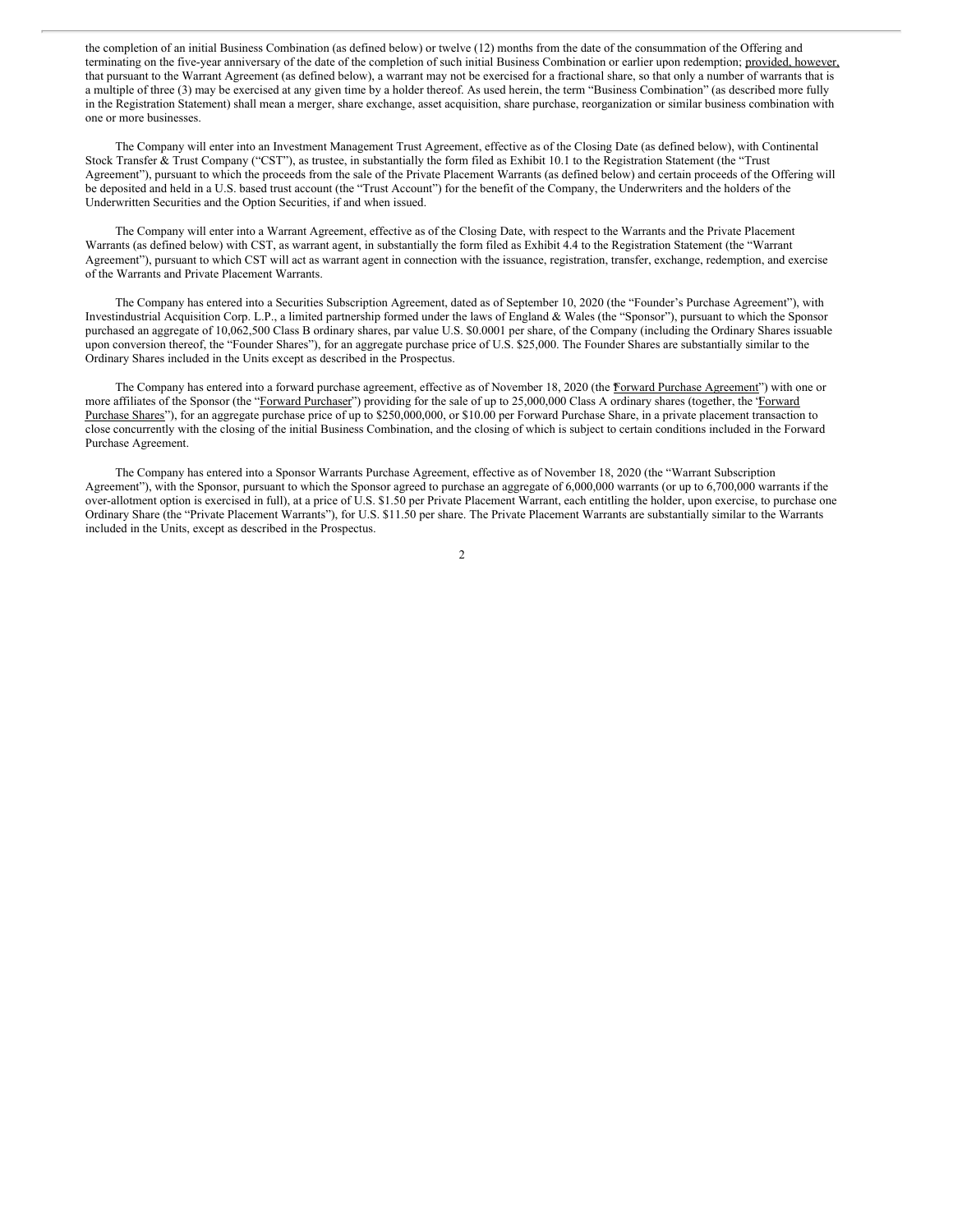the completion of an initial Business Combination (as defined below) or twelve (12) months from the date of the consummation of the Offering and terminating on the five-year anniversary of the date of the completion of such initial Business Combination or earlier upon redemption; provided, however, that pursuant to the Warrant Agreement (as defined below), a warrant may not be exercised for a fractional share, so that only a number of warrants that is a multiple of three (3) may be exercised at any given time by a holder thereof. As used herein, the term "Business Combination" (as described more fully in the Registration Statement) shall mean a merger, share exchange, asset acquisition, share purchase, reorganization or similar business combination with one or more businesses.

The Company will enter into an Investment Management Trust Agreement, effective as of the Closing Date (as defined below), with Continental Stock Transfer & Trust Company ("CST"), as trustee, in substantially the form filed as Exhibit 10.1 to the Registration Statement (the "Trust Agreement"), pursuant to which the proceeds from the sale of the Private Placement Warrants (as defined below) and certain proceeds of the Offering will be deposited and held in a U.S. based trust account (the "Trust Account") for the benefit of the Company, the Underwriters and the holders of the Underwritten Securities and the Option Securities, if and when issued.

The Company will enter into a Warrant Agreement, effective as of the Closing Date, with respect to the Warrants and the Private Placement Warrants (as defined below) with CST, as warrant agent, in substantially the form filed as Exhibit 4.4 to the Registration Statement (the "Warrant Agreement"), pursuant to which CST will act as warrant agent in connection with the issuance, registration, transfer, exchange, redemption, and exercise of the Warrants and Private Placement Warrants.

The Company has entered into a Securities Subscription Agreement, dated as of September 10, 2020 (the "Founder's Purchase Agreement"), with Investindustrial Acquisition Corp. L.P., a limited partnership formed under the laws of England & Wales (the "Sponsor"), pursuant to which the Sponsor purchased an aggregate of 10,062,500 Class B ordinary shares, par value U.S. $0.0001 per share, of the Company (including the Ordinary Shares issuable upon conversion thereof, the "Founder Shares"), for an aggregate purchase price of U.S. $25,000. The Founder Shares are substantially similar to the Ordinary Shares included in the Units except as described in the Prospectus.

The Company has entered into a forward purchase agreement, effective as of November 18, 2020 (the "Forward Purchase Agreement") with one or more affiliates of the Sponsor (the "Forward Purchaser") providing for the sale of up to 25,000,000 Class A ordinary shares (together, the "Forward Purchase Shares"), for an aggregate purchase price of up to $250,000,000, or $10.00 per Forward Purchase Share, in a private placement transaction to close concurrently with the closing of the initial Business Combination, and the closing of which is subject to certain conditions included in the Forward Purchase Agreement.

The Company has entered into a Sponsor Warrants Purchase Agreement, effective as of November 18, 2020 (the "Warrant Subscription Agreement"), with the Sponsor, pursuant to which the Sponsor agreed to purchase an aggregate of 6,000,000 warrants (or up to 6,700,000 warrants if the over-allotment option is exercised in full), at a price of U.S. $1.50 per Private Placement Warrant, each entitling the holder, upon exercise, to purchase one Ordinary Share (the "Private Placement Warrants"), for U.S. $11.50 per share. The Private Placement Warrants are substantially similar to the Warrants included in the Units, except as described in the Prospectus.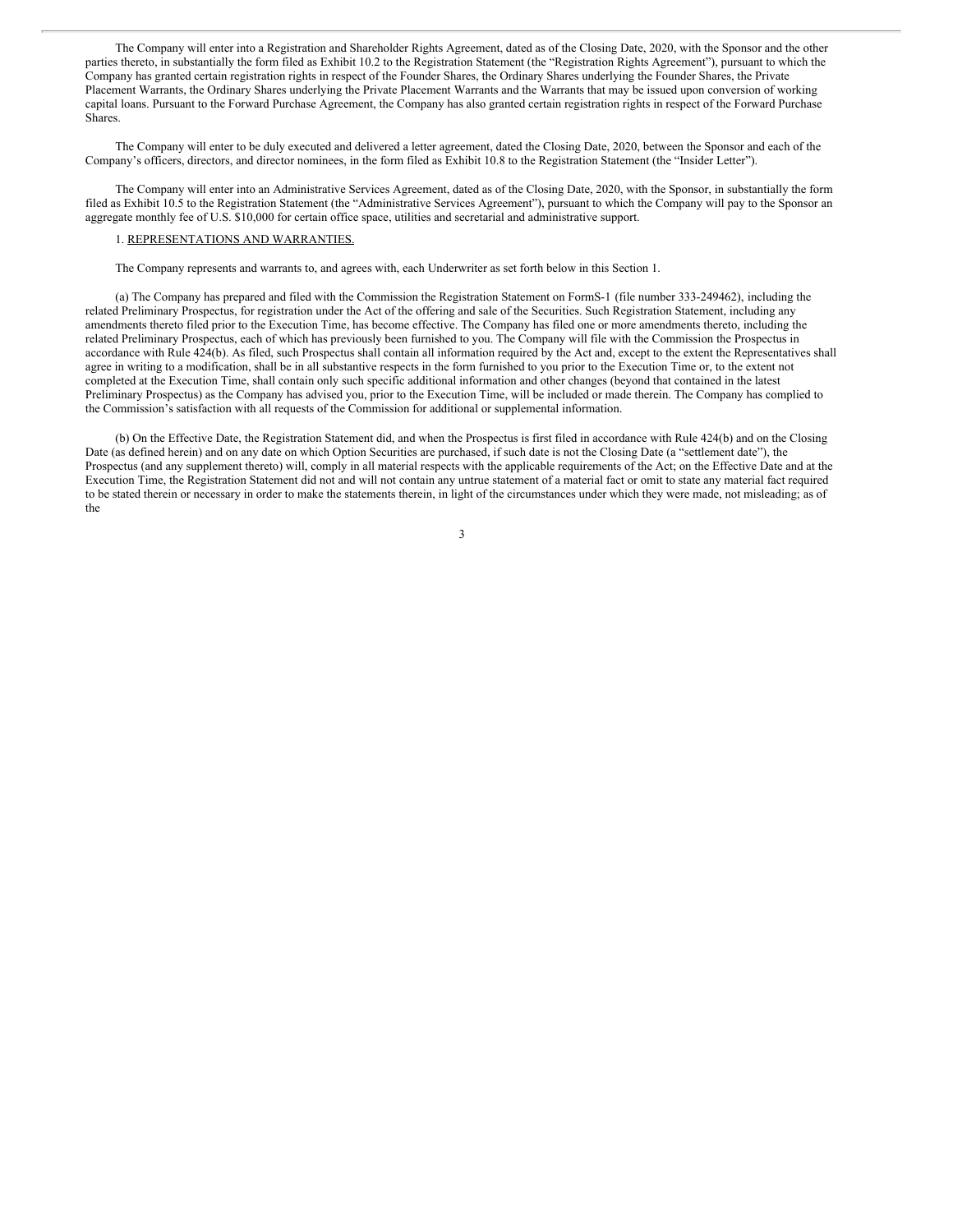The Company will enter into a Registration and Shareholder Rights Agreement, dated as of the Closing Date, 2020, with the Sponsor and the other parties thereto, in substantially the form filed as Exhibit 10.2 to the Registration Statement (the "Registration Rights Agreement"), pursuant to which the Company has granted certain registration rights in respect of the Founder Shares, the Ordinary Shares underlying the Founder Shares, the Private Placement Warrants, the Ordinary Shares underlying the Private Placement Warrants and the Warrants that may be issued upon conversion of working capital loans. Pursuant to the Forward Purchase Agreement, the Company has also granted certain registration rights in respect of the Forward Purchase Shares.

The Company will enter to be duly executed and delivered a letter agreement, dated the Closing Date, 2020, between the Sponsor and each of the Company's officers, directors, and director nominees, in the form filed as Exhibit 10.8 to the Registration Statement (the "Insider Letter").

The Company will enter into an Administrative Services Agreement, dated as of the Closing Date, 2020, with the Sponsor, in substantially the form filed as Exhibit 10.5 to the Registration Statement (the "Administrative Services Agreement"), pursuant to which the Company will pay to the Sponsor an aggregate monthly fee of U.S. $10,000 for certain office space, utilities and secretarial and administrative support.

1. <u>REPRESENTATIONS AND WARRANTIES.</u>

The Company represents and warrants to, and agrees with, each Underwriter as set forth below in this Section 1.

(a) The Company has prepared and filed with the Commission the Registration Statement on FormS-1 (file number 333-249462), including the related Preliminary Prospectus, for registration under the Act of the offering and sale of the Securities. Such Registration Statement, including any amendments thereto filed prior to the Execution Time, has become effective. The Company has filed one or more amendments thereto, including the related Preliminary Prospectus, each of which has previously been furnished to you. The Company will file with the Commission the Prospectus in accordance with Rule 424(b). As filed, such Prospectus shall contain all information required by the Act and, except to the extent the Representatives shall agree in writing to a modification, shall be in all substantive respects in the form furnished to you prior to the Execution Time or, to the extent not completed at the Execution Time, shall contain only such specific additional information and other changes (beyond that contained in the latest Preliminary Prospectus) as the Company has advised you, prior to the Execution Time, will be included or made therein. The Company has complied to the Commission's satisfaction with all requests of the Commission for additional or supplemental information.

(b) On the Effective Date, the Registration Statement did, and when the Prospectus is first filed in accordance with Rule 424(b) and on the Closing Date (as defined herein) and on any date on which Option Securities are purchased, if such date is not the Closing Date (a "settlement date"), the Prospectus (and any supplement thereto) will, comply in all material respects with the applicable requirements of the Act; on the Effective Date and at the Execution Time, the Registration Statement did not and will not contain any untrue statement of a material fact or omit to state any material fact required to be stated therein or necessary in order to make the statements therein, in light of the circumstances under which they were made, not misleading; as of the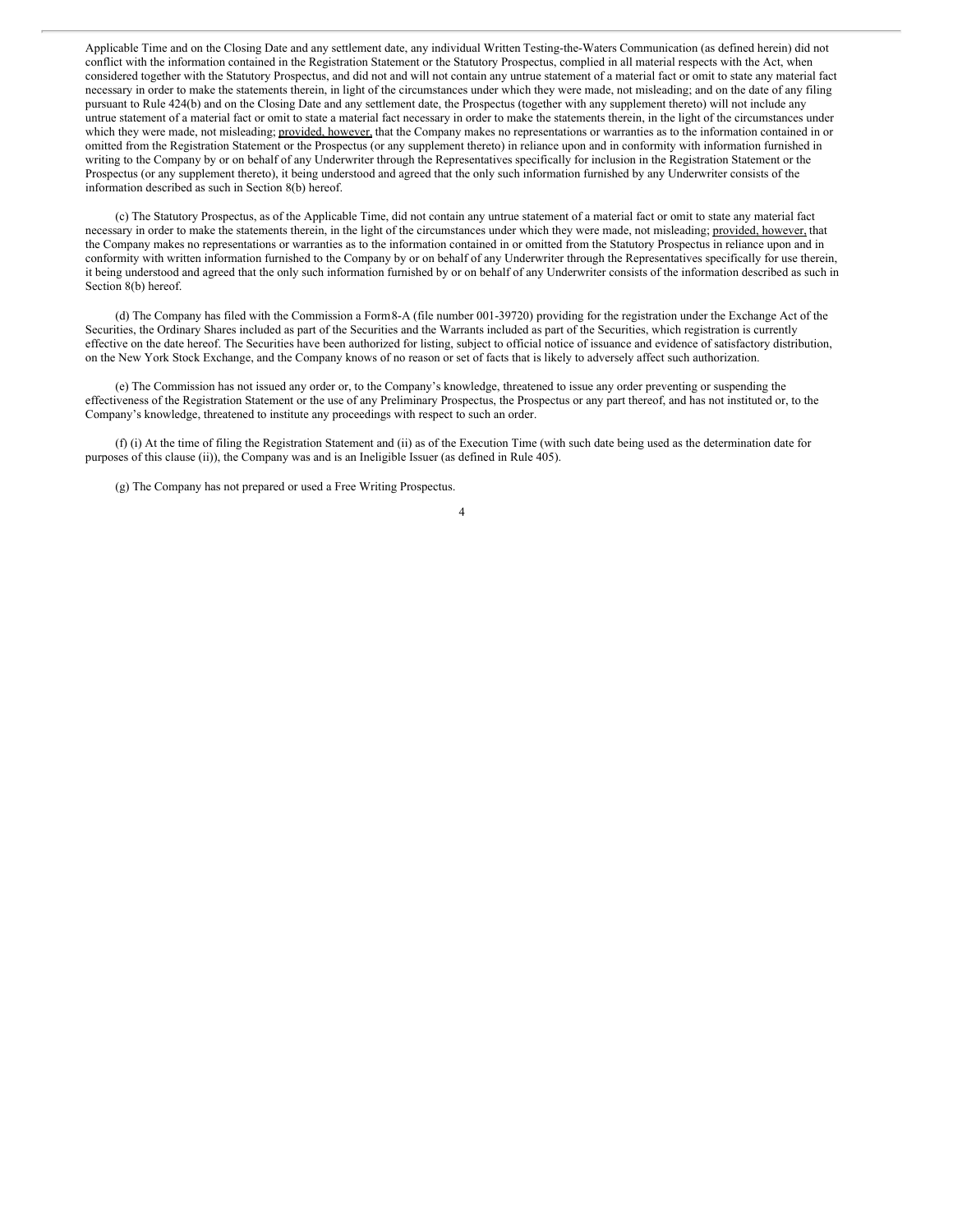Applicable Time and on the Closing Date and any settlement date, any individual Written Testing-the-Waters Communication (as defined herein) did not conflict with the information contained in the Registration Statement or the Statutory Prospectus, complied in all material respects with the Act, when considered together with the Statutory Prospectus, and did not and will not contain any untrue statement of a material fact or omit to state any material fact necessary in order to make the statements therein, in light of the circumstances under which they were made, not misleading; and on the date of any filing pursuant to Rule 424(b) and on the Closing Date and any settlement date, the Prospectus (together with any supplement thereto) will not include any untrue statement of a material fact or omit to state a material fact necessary in order to make the statements therein, in the light of the circumstances under which they were made, not misleading; provided, however, that the Company makes no representations or warranties as to the information contained in or omitted from the Registration Statement or the Prospectus (or any supplement thereto) in reliance upon and in conformity with information furnished in writing to the Company by or on behalf of any Underwriter through the Representatives specifically for inclusion in the Registration Statement or the Prospectus (or any supplement thereto), it being understood and agreed that the only such information furnished by any Underwriter consists of the information described as such in Section 8(b) hereof.

(c) The Statutory Prospectus, as of the Applicable Time, did not contain any untrue statement of a material fact or omit to state any material fact necessary in order to make the statements therein, in the light of the circumstances under which they were made, not misleading; provided, however, that the Company makes no representations or warranties as to the information contained in or omitted from the Statutory Prospectus in reliance upon and in conformity with written information furnished to the Company by or on behalf of any Underwriter through the Representatives specifically for use therein, it being understood and agreed that the only such information furnished by or on behalf of any Underwriter consists of the information described as such in Section 8(b) hereof.

(d) The Company has filed with the Commission a Form 8-A (file number 001-39720) providing for the registration under the Exchange Act of the Securities, the Ordinary Shares included as part of the Securities and the Warrants included as part of the Securities, which registration is currently effective on the date hereof. The Securities have been authorized for listing, subject to official notice of issuance and evidence of satisfactory distribution, on the New York Stock Exchange, and the Company knows of no reason or set of facts that is likely to adversely affect such authorization.

(e) The Commission has not issued any order or, to the Company's knowledge, threatened to issue any order preventing or suspending the effectiveness of the Registration Statement or the use of any Preliminary Prospectus, the Prospectus or any part thereof, and has not instituted or, to the Company's knowledge, threatened to institute any proceedings with respect to such an order.

(f) (i) At the time of filing the Registration Statement and (ii) as of the Execution Time (with such date being used as the determination date for purposes of this clause (ii)), the Company was and is an Ineligible Issuer (as defined in Rule 405).

(g) The Company has not prepared or used a Free Writing Prospectus.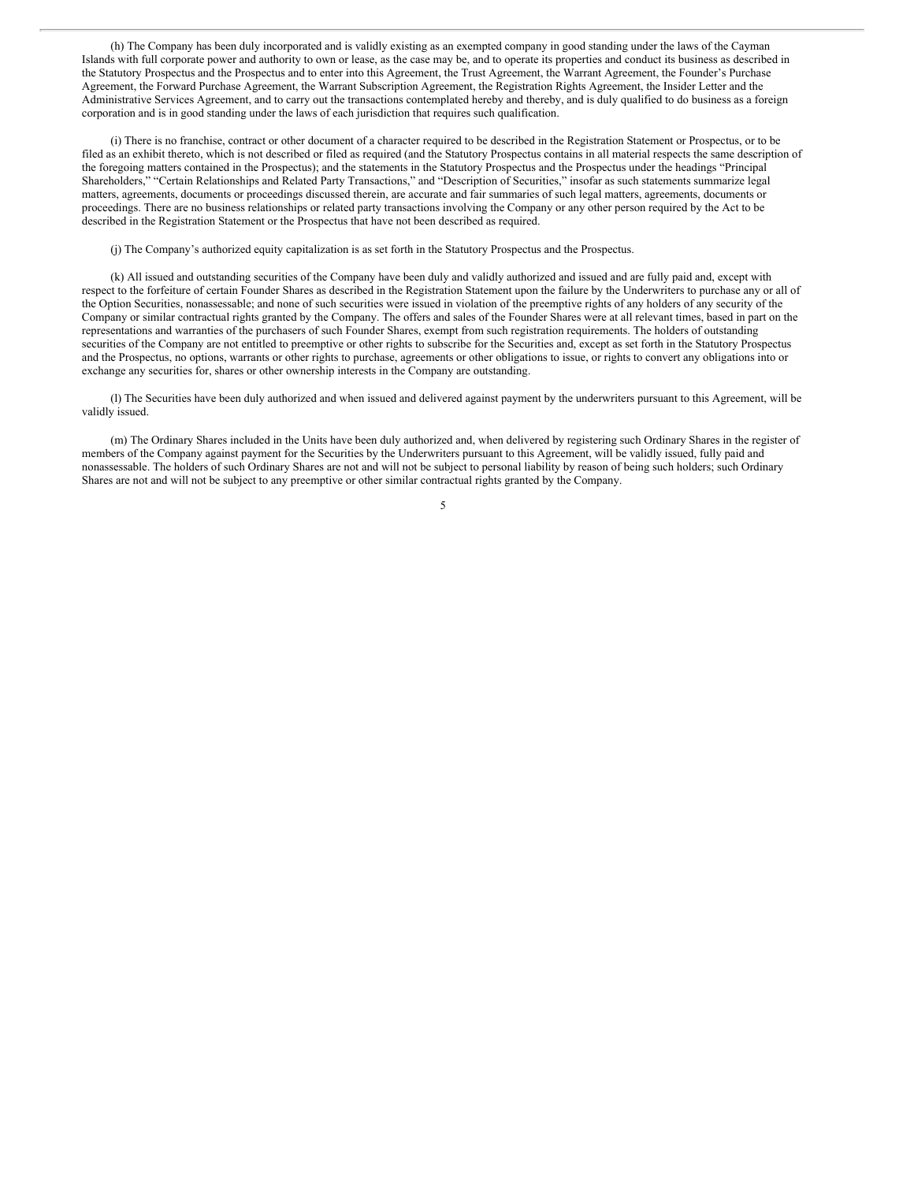(h) The Company has been duly incorporated and is validly existing as an exempted company in good standing under the laws of the Cayman Islands with full corporate power and authority to own or lease, as the case may be, and to operate its properties and conduct its business as described in the Statutory Prospectus and the Prospectus and to enter into this Agreement, the Trust Agreement, the Warrant Agreement, the Founder's Purchase Agreement, the Forward Purchase Agreement, the Warrant Subscription Agreement, the Registration Rights Agreement, the Insider Letter and the Administrative Services Agreement, and to carry out the transactions contemplated hereby and thereby, and is duly qualified to do business as a foreign corporation and is in good standing under the laws of each jurisdiction that requires such qualification.

(i) There is no franchise, contract or other document of a character required to be described in the Registration Statement or Prospectus, or to be filed as an exhibit thereto, which is not described or filed as required (and the Statutory Prospectus contains in all material respects the same description of the foregoing matters contained in the Prospectus); and the statements in the Statutory Prospectus and the Prospectus under the headings "Principal Shareholders," "Certain Relationships and Related Party Transactions," and "Description of Securities," insofar as such statements summarize legal matters, agreements, documents or proceedings discussed therein, are accurate and fair summaries of such legal matters, agreements, documents or proceedings. There are no business relationships or related party transactions involving the Company or any other person required by the Act to be described in the Registration Statement or the Prospectus that have not been described as required.

(j) The Company's authorized equity capitalization is as set forth in the Statutory Prospectus and the Prospectus.

(k) All issued and outstanding securities of the Company have been duly and validly authorized and issued and are fully paid and, except with respect to the forfeiture of certain Founder Shares as described in the Registration Statement upon the failure by the Underwriters to purchase any or all of the Option Securities, nonassessable; and none of such securities were issued in violation of the preemptive rights of any holders of any security of the Company or similar contractual rights granted by the Company. The offers and sales of the Founder Shares were at all relevant times, based in part on the representations and warranties of the purchasers of such Founder Shares, exempt from such registration requirements. The holders of outstanding securities of the Company are not entitled to preemptive or other rights to subscribe for the Securities and, except as set forth in the Statutory Prospectus and the Prospectus, no options, warrants or other rights to purchase, agreements or other obligations to issue, or rights to convert any obligations into or exchange any securities for, shares or other ownership interests in the Company are outstanding.

(l) The Securities have been duly authorized and when issued and delivered against payment by the underwriters pursuant to this Agreement, will be validly issued.

(m) The Ordinary Shares included in the Units have been duly authorized and, when delivered by registering such Ordinary Shares in the register of members of the Company against payment for the Securities by the Underwriters pursuant to this Agreement, will be validly issued, fully paid and nonassessable. The holders of such Ordinary Shares are not and will not be subject to personal liability by reason of being such holders; such Ordinary Shares are not and will not be subject to any preemptive or other similar contractual rights granted by the Company.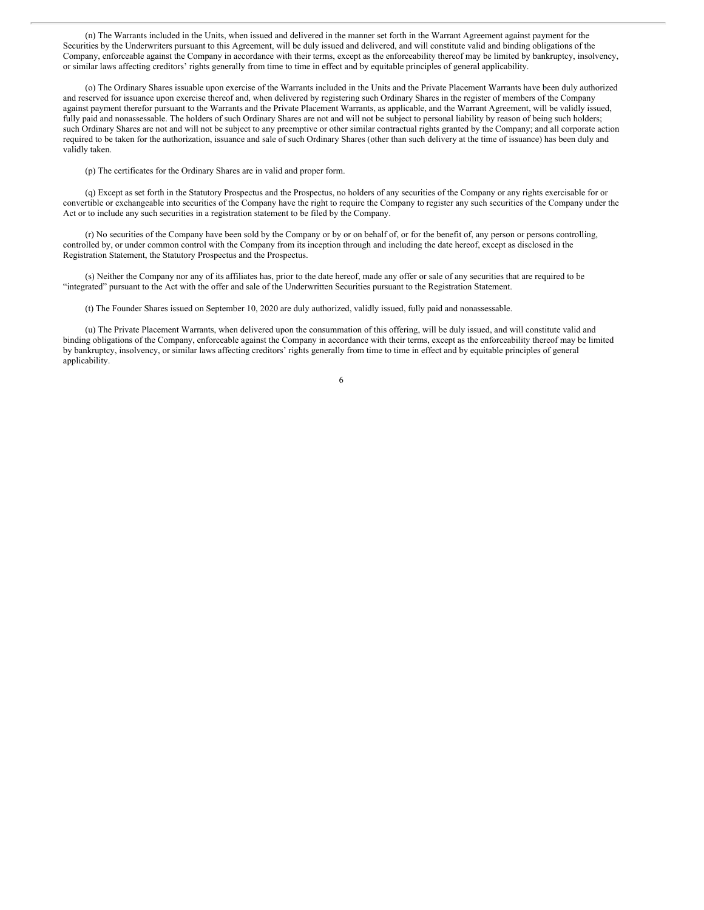(n) The Warrants included in the Units, when issued and delivered in the manner set forth in the Warrant Agreement against payment for the Securities by the Underwriters pursuant to this Agreement, will be duly issued and delivered, and will constitute valid and binding obligations of the Company, enforceable against the Company in accordance with their terms, except as the enforceability thereof may be limited by bankruptcy, insolvency, or similar laws affecting creditors' rights generally from time to time in effect and by equitable principles of general applicability.

(o) The Ordinary Shares issuable upon exercise of the Warrants included in the Units and the Private Placement Warrants have been duly authorized and reserved for issuance upon exercise thereof and, when delivered by registering such Ordinary Shares in the register of members of the Company against payment therefor pursuant to the Warrants and the Private Placement Warrants, as applicable, and the Warrant Agreement, will be validly issued, fully paid and nonassessable. The holders of such Ordinary Shares are not and will not be subject to personal liability by reason of being such holders; such Ordinary Shares are not and will not be subject to any preemptive or other similar contractual rights granted by the Company; and all corporate action required to be taken for the authorization, issuance and sale of such Ordinary Shares (other than such delivery at the time of issuance) has been duly and validly taken.

(p) The certificates for the Ordinary Shares are in valid and proper form.

(q) Except as set forth in the Statutory Prospectus and the Prospectus, no holders of any securities of the Company or any rights exercisable for or convertible or exchangeable into securities of the Company have the right to require the Company to register any such securities of the Company under the Act or to include any such securities in a registration statement to be filed by the Company.

(r) No securities of the Company have been sold by the Company or by or on behalf of, or for the benefit of, any person or persons controlling, controlled by, or under common control with the Company from its inception through and including the date hereof, except as disclosed in the Registration Statement, the Statutory Prospectus and the Prospectus.

(s) Neither the Company nor any of its affiliates has, prior to the date hereof, made any offer or sale of any securities that are required to be "integrated" pursuant to the Act with the offer and sale of the Underwritten Securities pursuant to the Registration Statement.

(t) The Founder Shares issued on September 10, 2020 are duly authorized, validly issued, fully paid and nonassessable.

(u) The Private Placement Warrants, when delivered upon the consummation of this offering, will be duly issued, and will constitute valid and binding obligations of the Company, enforceable against the Company in accordance with their terms, except as the enforceability thereof may be limited by bankruptcy, insolvency, or similar laws affecting creditors' rights generally from time to time in effect and by equitable principles of general applicability.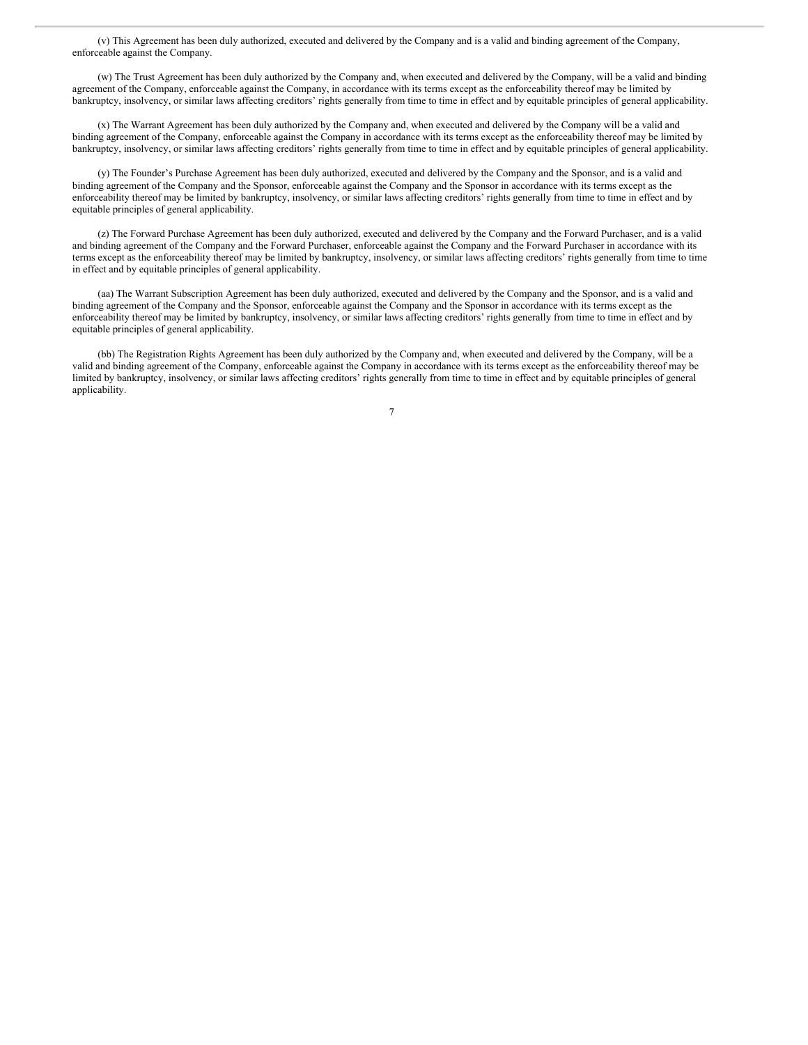(v) This Agreement has been duly authorized, executed and delivered by the Company and is a valid and binding agreement of the Company, enforceable against the Company.

(w) The Trust Agreement has been duly authorized by the Company and, when executed and delivered by the Company, will be a valid and binding agreement of the Company, enforceable against the Company, in accordance with its terms except as the enforceability thereof may be limited by bankruptcy, insolvency, or similar laws affecting creditors' rights generally from time to time in effect and by equitable principles of general applicability.

(x) The Warrant Agreement has been duly authorized by the Company and, when executed and delivered by the Company will be a valid and binding agreement of the Company, enforceable against the Company in accordance with its terms except as the enforceability thereof may be limited by bankruptcy, insolvency, or similar laws affecting creditors' rights generally from time to time in effect and by equitable principles of general applicability.

(y) The Founder's Purchase Agreement has been duly authorized, executed and delivered by the Company and the Sponsor, and is a valid and binding agreement of the Company and the Sponsor, enforceable against the Company and the Sponsor in accordance with its terms except as the enforceability thereof may be limited by bankruptcy, insolvency, or similar laws affecting creditors' rights generally from time to time in effect and by equitable principles of general applicability.

(z) The Forward Purchase Agreement has been duly authorized, executed and delivered by the Company and the Forward Purchaser, and is a valid and binding agreement of the Company and the Forward Purchaser, enforceable against the Company and the Forward Purchaser in accordance with its terms except as the enforceability thereof may be limited by bankruptcy, insolvency, or similar laws affecting creditors' rights generally from time to time in effect and by equitable principles of general applicability.

(aa) The Warrant Subscription Agreement has been duly authorized, executed and delivered by the Company and the Sponsor, and is a valid and binding agreement of the Company and the Sponsor, enforceable against the Company and the Sponsor in accordance with its terms except as the enforceability thereof may be limited by bankruptcy, insolvency, or similar laws affecting creditors' rights generally from time to time in effect and by equitable principles of general applicability.

(bb) The Registration Rights Agreement has been duly authorized by the Company and, when executed and delivered by the Company, will be a valid and binding agreement of the Company, enforceable against the Company in accordance with its terms except as the enforceability thereof may be limited by bankruptcy, insolvency, or similar laws affecting creditors' rights generally from time to time in effect and by equitable principles of general applicability.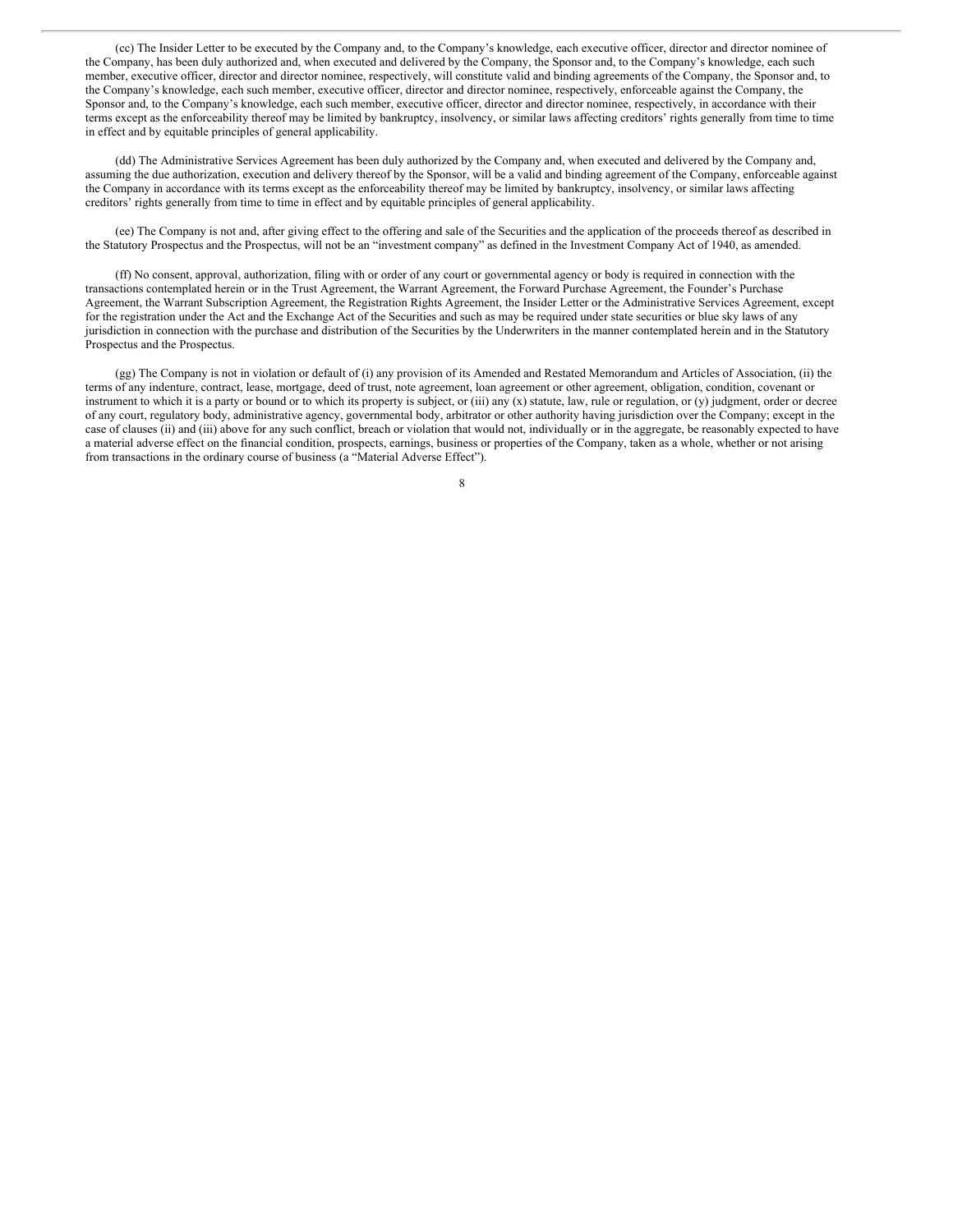(cc) The Insider Letter to be executed by the Company and, to the Company's knowledge, each executive officer, director and director nominee of the Company, has been duly authorized and, when executed and delivered by the Company, the Sponsor and, to the Company's knowledge, each such member, executive officer, director and director nominee, respectively, will constitute valid and binding agreements of the Company, the Sponsor and, to the Company's knowledge, each such member, executive officer, director and director nominee, respectively, enforceable against the Company, the Sponsor and, to the Company's knowledge, each such member, executive officer, director and director nominee, respectively, in accordance with their terms except as the enforceability thereof may be limited by bankruptcy, insolvency, or similar laws affecting creditors' rights generally from time to time in effect and by equitable principles of general applicability.

(dd) The Administrative Services Agreement has been duly authorized by the Company and, when executed and delivered by the Company and, assuming the due authorization, execution and delivery thereof by the Sponsor, will be a valid and binding agreement of the Company, enforceable against the Company in accordance with its terms except as the enforceability thereof may be limited by bankruptcy, insolvency, or similar laws affecting creditors' rights generally from time to time in effect and by equitable principles of general applicability.

(ee) The Company is not and, after giving effect to the offering and sale of the Securities and the application of the proceeds thereof as described in the Statutory Prospectus and the Prospectus, will not be an "investment company" as defined in the Investment Company Act of 1940, as amended.

(ff) No consent, approval, authorization, filing with or order of any court or governmental agency or body is required in connection with the transactions contemplated herein or in the Trust Agreement, the Warrant Agreement, the Forward Purchase Agreement, the Founder's Purchase Agreement, the Warrant Subscription Agreement, the Registration Rights Agreement, the Insider Letter or the Administrative Services Agreement, except for the registration under the Act and the Exchange Act of the Securities and such as may be required under state securities or blue sky laws of any jurisdiction in connection with the purchase and distribution of the Securities by the Underwriters in the manner contemplated herein and in the Statutory Prospectus and the Prospectus.

(gg) The Company is not in violation or default of (i) any provision of its Amended and Restated Memorandum and Articles of Association, (ii) the terms of any indenture, contract, lease, mortgage, deed of trust, note agreement, loan agreement or other agreement, obligation, condition, covenant or instrument to which it is a party or bound or to which its property is subject, or (iii) any (x) statute, law, rule or regulation, or (y) judgment, order or decree of any court, regulatory body, administrative agency, governmental body, arbitrator or other authority having jurisdiction over the Company; except in the case of clauses (ii) and (iii) above for any such conflict, breach or violation that would not, individually or in the aggregate, be reasonably expected to have a material adverse effect on the financial condition, prospects, earnings, business or properties of the Company, taken as a whole, whether or not arising from transactions in the ordinary course of business (a "Material Adverse Effect").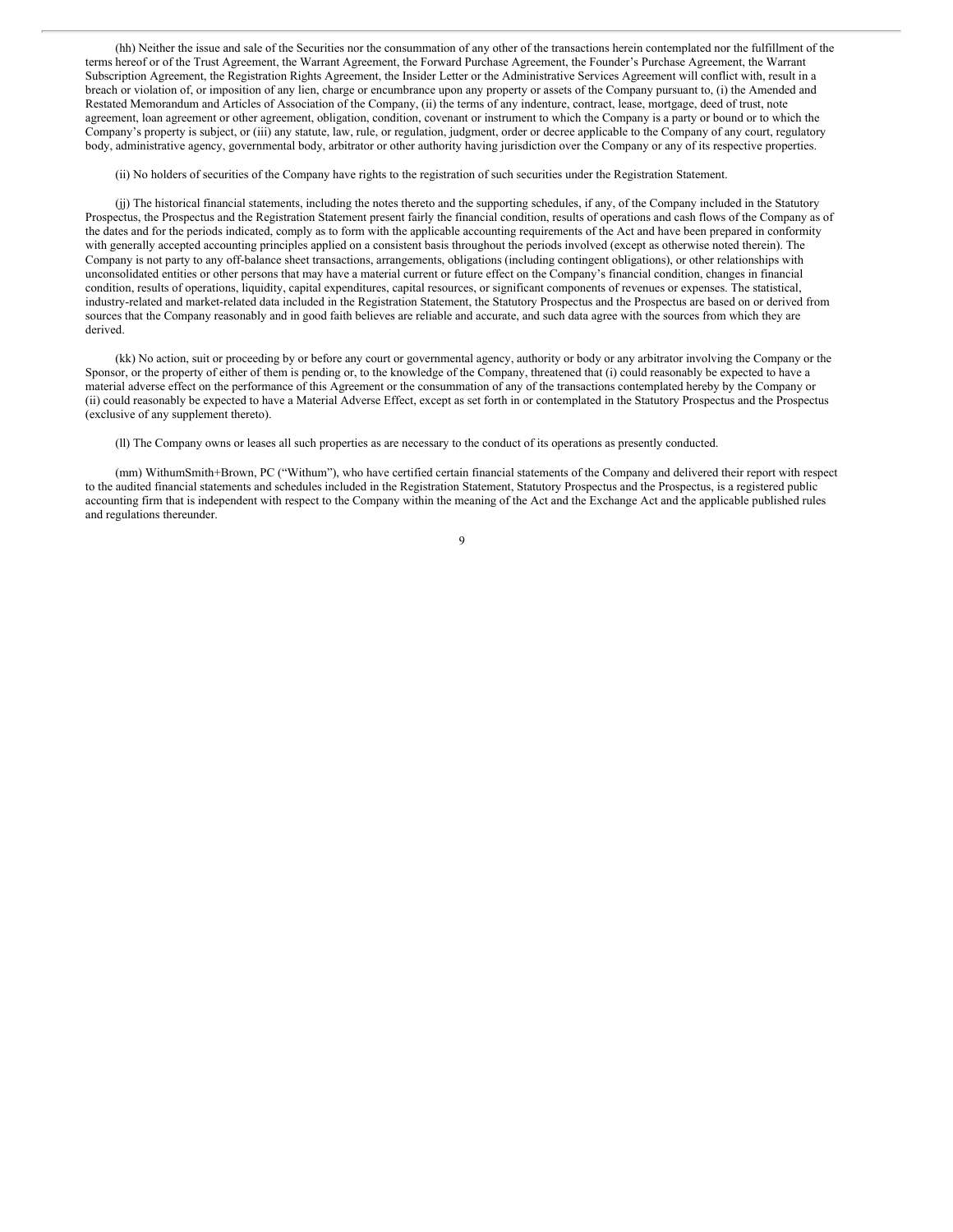(hh) Neither the issue and sale of the Securities nor the consummation of any other of the transactions herein contemplated nor the fulfillment of the terms hereof or of the Trust Agreement, the Warrant Agreement, the Forward Purchase Agreement, the Founder's Purchase Agreement, the Warrant Subscription Agreement, the Registration Rights Agreement, the Insider Letter or the Administrative Services Agreement will conflict with, result in a breach or violation of, or imposition of any lien, charge or encumbrance upon any property or assets of the Company pursuant to, (i) the Amended and Restated Memorandum and Articles of Association of the Company, (ii) the terms of any indenture, contract, lease, mortgage, deed of trust, note agreement, loan agreement or other agreement, obligation, condition, covenant or instrument to which the Company is a party or bound or to which the Company's property is subject, or (iii) any statute, law, rule, or regulation, judgment, order or decree applicable to the Company of any court, regulatory body, administrative agency, governmental body, arbitrator or other authority having jurisdiction over the Company or any of its respective properties.

(ii) No holders of securities of the Company have rights to the registration of such securities under the Registration Statement.

(jj) The historical financial statements, including the notes thereto and the supporting schedules, if any, of the Company included in the Statutory Prospectus, the Prospectus and the Registration Statement present fairly the financial condition, results of operations and cash flows of the Company as of the dates and for the periods indicated, comply as to form with the applicable accounting requirements of the Act and have been prepared in conformity with generally accepted accounting principles applied on a consistent basis throughout the periods involved (except as otherwise noted therein). The Company is not party to any off-balance sheet transactions, arrangements, obligations (including contingent obligations), or other relationships with unconsolidated entities or other persons that may have a material current or future effect on the Company's financial condition, changes in financial condition, results of operations, liquidity, capital expenditures, capital resources, or significant components of revenues or expenses. The statistical, industry-related and market-related data included in the Registration Statement, the Statutory Prospectus and the Prospectus are based on or derived from sources that the Company reasonably and in good faith believes are reliable and accurate, and such data agree with the sources from which they are derived.

(kk) No action, suit or proceeding by or before any court or governmental agency, authority or body or any arbitrator involving the Company or the Sponsor, or the property of either of them is pending or, to the knowledge of the Company, threatened that (i) could reasonably be expected to have a material adverse effect on the performance of this Agreement or the consummation of any of the transactions contemplated hereby by the Company or (ii) could reasonably be expected to have a Material Adverse Effect, except as set forth in or contemplated in the Statutory Prospectus and the Prospectus (exclusive of any supplement thereto).

(ll) The Company owns or leases all such properties as are necessary to the conduct of its operations as presently conducted.

(mm) WithumSmith+Brown, PC ("Withum"), who have certified certain financial statements of the Company and delivered their report with respect to the audited financial statements and schedules included in the Registration Statement, Statutory Prospectus and the Prospectus, is a registered public accounting firm that is independent with respect to the Company within the meaning of the Act and the Exchange Act and the applicable published rules and regulations thereunder.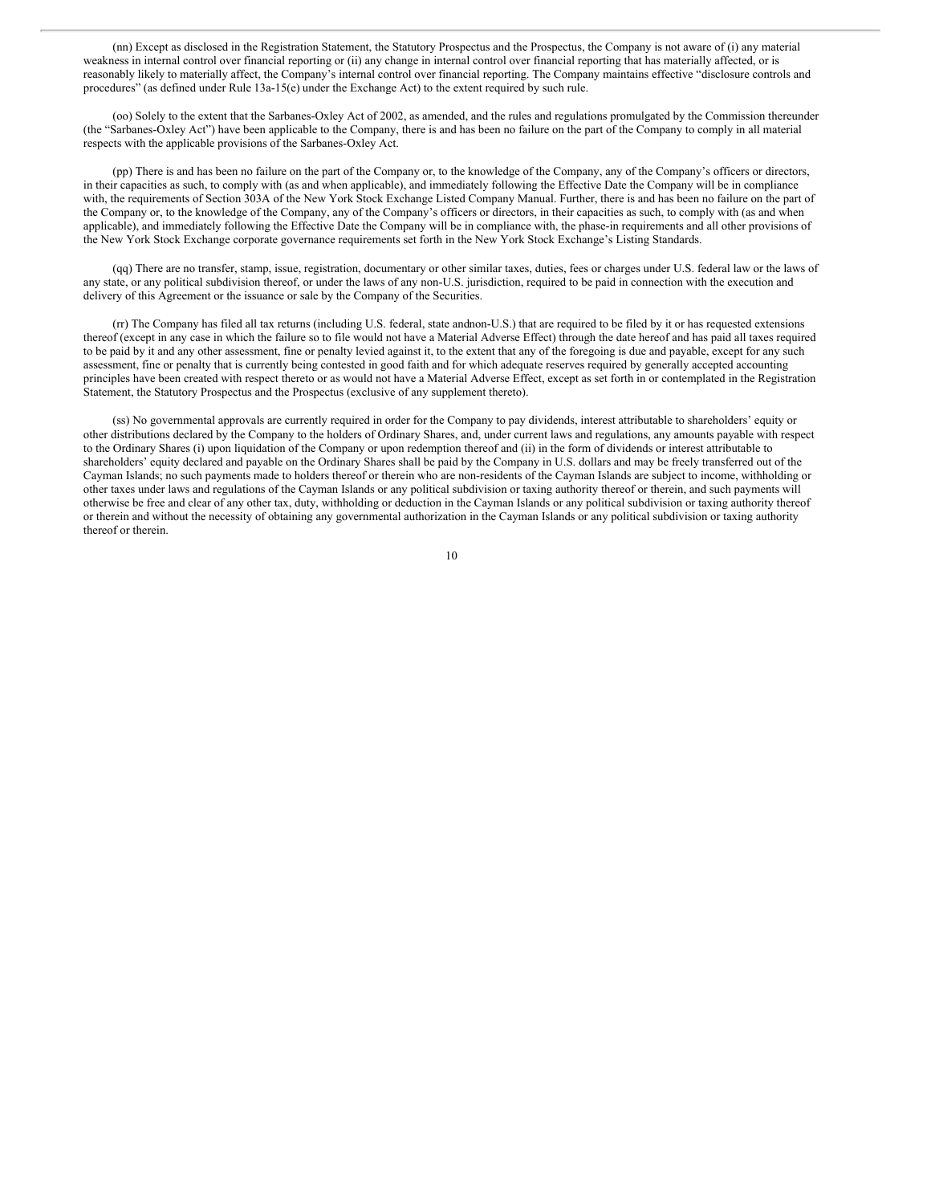(nn) Except as disclosed in the Registration Statement, the Statutory Prospectus and the Prospectus, the Company is not aware of (i) any material weakness in internal control over financial reporting or (ii) any change in internal control over financial reporting that has materially affected, or is reasonably likely to materially affect, the Company's internal control over financial reporting. The Company maintains effective "disclosure controls and procedures" (as defined under Rule 13a-15(e) under the Exchange Act) to the extent required by such rule.

(oo) Solely to the extent that the Sarbanes-Oxley Act of 2002, as amended, and the rules and regulations promulgated by the Commission thereunder (the "Sarbanes-Oxley Act") have been applicable to the Company, there is and has been no failure on the part of the Company to comply in all material respects with the applicable provisions of the Sarbanes-Oxley Act.

(pp) There is and has been no failure on the part of the Company or, to the knowledge of the Company, any of the Company's officers or directors, in their capacities as such, to comply with (as and when applicable), and immediately following the Effective Date the Company will be in compliance with, the requirements of Section 303A of the New York Stock Exchange Listed Company Manual. Further, there is and has been no failure on the part of the Company or, to the knowledge of the Company, any of the Company's officers or directors, in their capacities as such, to comply with (as and when applicable), and immediately following the Effective Date the Company will be in compliance with, the phase-in requirements and all other provisions of the New York Stock Exchange corporate governance requirements set forth in the New York Stock Exchange's Listing Standards.

(qq) There are no transfer, stamp, issue, registration, documentary or other similar taxes, duties, fees or charges under U.S. federal law or the laws of any state, or any political subdivision thereof, or under the laws of any non-U.S. jurisdiction, required to be paid in connection with the execution and delivery of this Agreement or the issuance or sale by the Company of the Securities.

(rr) The Company has filed all tax returns (including U.S. federal, state andnon-U.S.) that are required to be filed by it or has requested extensions thereof (except in any case in which the failure so to file would not have a Material Adverse Effect) through the date hereof and has paid all taxes required to be paid by it and any other assessment, fine or penalty levied against it, to the extent that any of the foregoing is due and payable, except for any such assessment, fine or penalty that is currently being contested in good faith and for which adequate reserves required by generally accepted accounting principles have been created with respect thereto or as would not have a Material Adverse Effect, except as set forth in or contemplated in the Registration Statement, the Statutory Prospectus and the Prospectus (exclusive of any supplement thereto).

(ss) No governmental approvals are currently required in order for the Company to pay dividends, interest attributable to shareholders' equity or other distributions declared by the Company to the holders of Ordinary Shares, and, under current laws and regulations, any amounts payable with respect to the Ordinary Shares (i) upon liquidation of the Company or upon redemption thereof and (ii) in the form of dividends or interest attributable to shareholders' equity declared and payable on the Ordinary Shares shall be paid by the Company in U.S. dollars and may be freely transferred out of the Cayman Islands; no such payments made to holders thereof or therein who are non-residents of the Cayman Islands are subject to income, withholding or other taxes under laws and regulations of the Cayman Islands or any political subdivision or taxing authority thereof or therein, and such payments will otherwise be free and clear of any other tax, duty, withholding or deduction in the Cayman Islands or any political subdivision or taxing authority thereof or therein and without the necessity of obtaining any governmental authorization in the Cayman Islands or any political subdivision or taxing authority thereof or therein.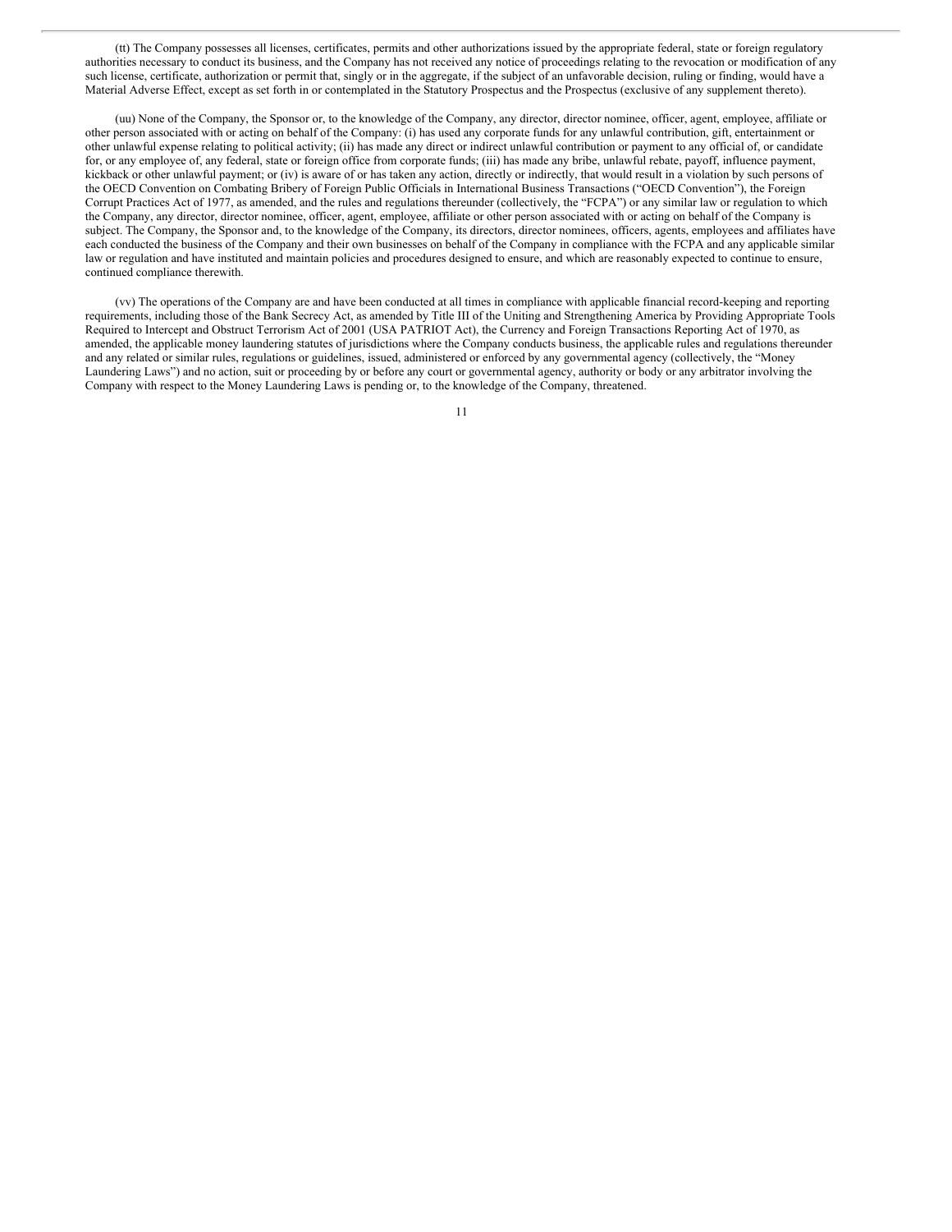(tt) The Company possesses all licenses, certificates, permits and other authorizations issued by the appropriate federal, state or foreign regulatory authorities necessary to conduct its business, and the Company has not received any notice of proceedings relating to the revocation or modification of any such license, certificate, authorization or permit that, singly or in the aggregate, if the subject of an unfavorable decision, ruling or finding, would have a Material Adverse Effect, except as set forth in or contemplated in the Statutory Prospectus and the Prospectus (exclusive of any supplement thereto).

(uu) None of the Company, the Sponsor or, to the knowledge of the Company, any director, director nominee, officer, agent, employee, affiliate or other person associated with or acting on behalf of the Company: (i) has used any corporate funds for any unlawful contribution, gift, entertainment or other unlawful expense relating to political activity; (ii) has made any direct or indirect unlawful contribution or payment to any official of, or candidate for, or any employee of, any federal, state or foreign office from corporate funds; (iii) has made any bribe, unlawful rebate, payoff, influence payment, kickback or other unlawful payment; or (iv) is aware of or has taken any action, directly or indirectly, that would result in a violation by such persons of the OECD Convention on Combating Bribery of Foreign Public Officials in International Business Transactions ("OECD Convention"), the Foreign Corrupt Practices Act of 1977, as amended, and the rules and regulations thereunder (collectively, the "FCPA") or any similar law or regulation to which the Company, any director, director nominee, officer, agent, employee, affiliate or other person associated with or acting on behalf of the Company is subject. The Company, the Sponsor and, to the knowledge of the Company, its directors, director nominees, officers, agents, employees and affiliates have each conducted the business of the Company and their own businesses on behalf of the Company in compliance with the FCPA and any applicable similar law or regulation and have instituted and maintain policies and procedures designed to ensure, and which are reasonably expected to continue to ensure, continued compliance therewith.

(vv) The operations of the Company are and have been conducted at all times in compliance with applicable financial record-keeping and reporting requirements, including those of the Bank Secrecy Act, as amended by Title III of the Uniting and Strengthening America by Providing Appropriate Tools Required to Intercept and Obstruct Terrorism Act of 2001 (USA PATRIOT Act), the Currency and Foreign Transactions Reporting Act of 1970, as amended, the applicable money laundering statutes of jurisdictions where the Company conducts business, the applicable rules and regulations thereunder and any related or similar rules, regulations or guidelines, issued, administered or enforced by any governmental agency (collectively, the "Money Laundering Laws") and no action, suit or proceeding by or before any court or governmental agency, authority or body or any arbitrator involving the Company with respect to the Money Laundering Laws is pending or, to the knowledge of the Company, threatened.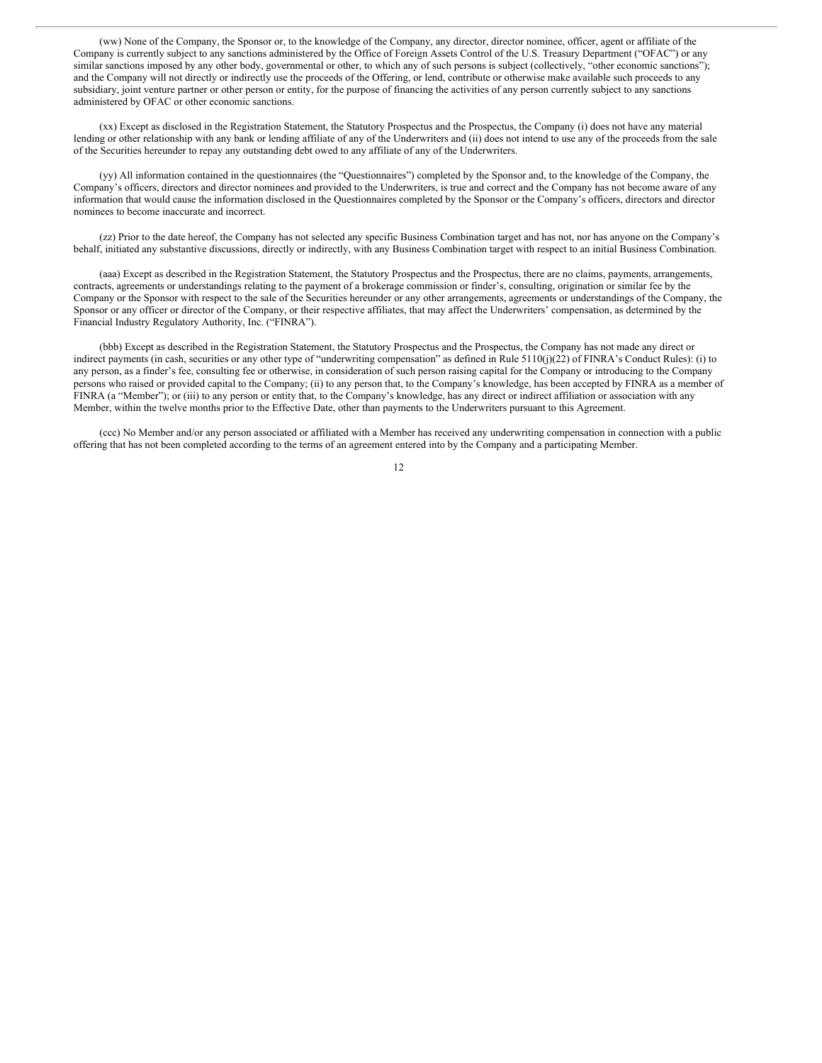(ww) None of the Company, the Sponsor or, to the knowledge of the Company, any director, director nominee, officer, agent or affiliate of the Company is currently subject to any sanctions administered by the Office of Foreign Assets Control of the U.S. Treasury Department ("OFAC") or any similar sanctions imposed by any other body, governmental or other, to which any of such persons is subject (collectively, "other economic sanctions"); and the Company will not directly or indirectly use the proceeds of the Offering, or lend, contribute or otherwise make available such proceeds to any subsidiary, joint venture partner or other person or entity, for the purpose of financing the activities of any person currently subject to any sanctions administered by OFAC or other economic sanctions.

(xx) Except as disclosed in the Registration Statement, the Statutory Prospectus and the Prospectus, the Company (i) does not have any material lending or other relationship with any bank or lending affiliate of any of the Underwriters and (ii) does not intend to use any of the proceeds from the sale of the Securities hereunder to repay any outstanding debt owed to any affiliate of any of the Underwriters.

(yy) All information contained in the questionnaires (the "Questionnaires") completed by the Sponsor and, to the knowledge of the Company, the Company's officers, directors and director nominees and provided to the Underwriters, is true and correct and the Company has not become aware of any information that would cause the information disclosed in the Questionnaires completed by the Sponsor or the Company's officers, directors and director nominees to become inaccurate and incorrect.

(zz) Prior to the date hereof, the Company has not selected any specific Business Combination target and has not, nor has anyone on the Company's behalf, initiated any substantive discussions, directly or indirectly, with any Business Combination target with respect to an initial Business Combination.

(aaa) Except as described in the Registration Statement, the Statutory Prospectus and the Prospectus, there are no claims, payments, arrangements, contracts, agreements or understandings relating to the payment of a brokerage commission or finder's, consulting, origination or similar fee by the Company or the Sponsor with respect to the sale of the Securities hereunder or any other arrangements, agreements or understandings of the Company, the Sponsor or any officer or director of the Company, or their respective affiliates, that may affect the Underwriters' compensation, as determined by the Financial Industry Regulatory Authority, Inc. ("FINRA").

(bbb) Except as described in the Registration Statement, the Statutory Prospectus and the Prospectus, the Company has not made any direct or indirect payments (in cash, securities or any other type of "underwriting compensation" as defined in Rule 5110(j)(22) of FINRA's Conduct Rules): (i) to any person, as a finder's fee, consulting fee or otherwise, in consideration of such person raising capital for the Company or introducing to the Company persons who raised or provided capital to the Company; (ii) to any person that, to the Company's knowledge, has been accepted by FINRA as a member of FINRA (a "Member"); or (iii) to any person or entity that, to the Company's knowledge, has any direct or indirect affiliation or association with any Member, within the twelve months prior to the Effective Date, other than payments to the Underwriters pursuant to this Agreement.

(ccc) No Member and/or any person associated or affiliated with a Member has received any underwriting compensation in connection with a public offering that has not been completed according to the terms of an agreement entered into by the Company and a participating Member.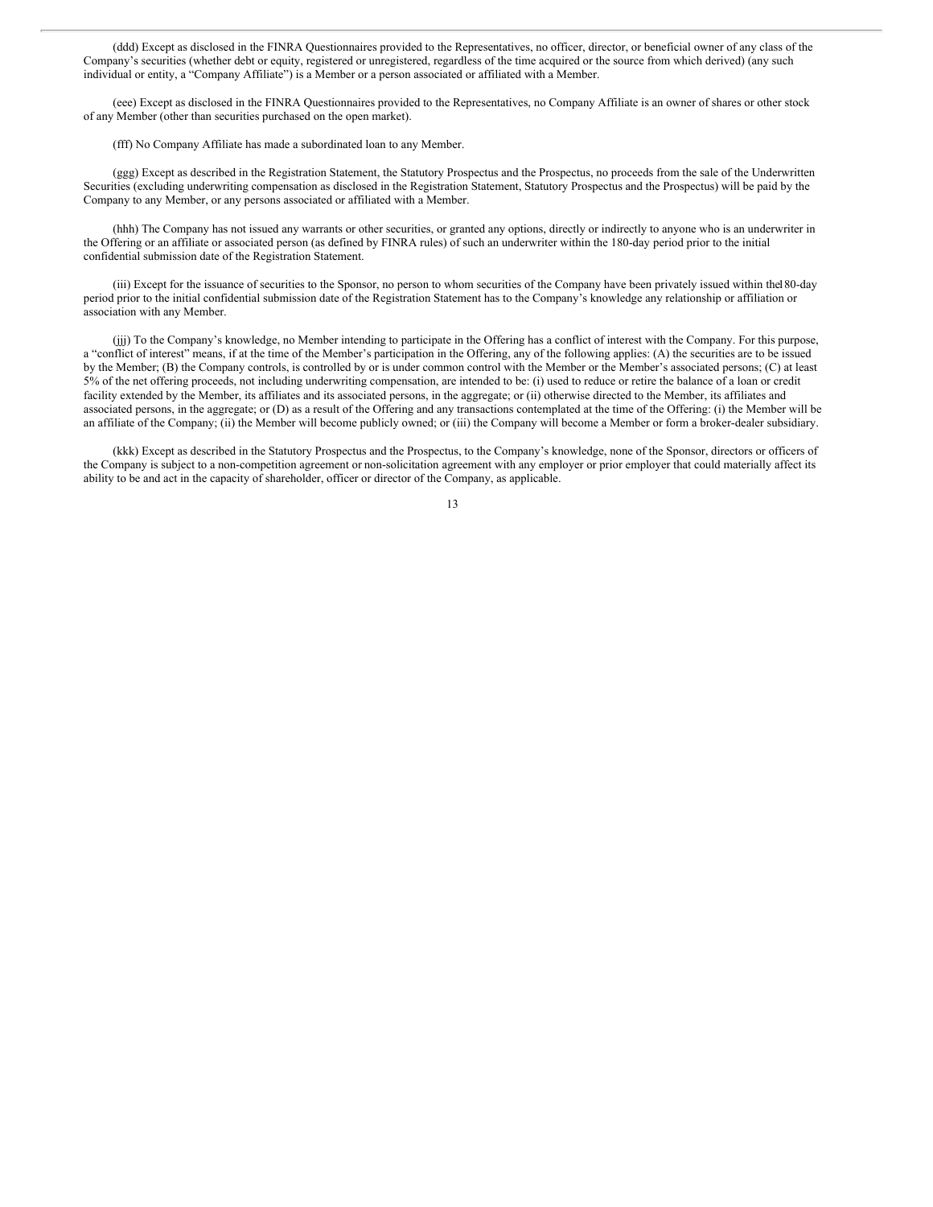(ddd) Except as disclosed in the FINRA Questionnaires provided to the Representatives, no officer, director, or beneficial owner of any class of the Company's securities (whether debt or equity, registered or unregistered, regardless of the time acquired or the source from which derived) (any such individual or entity, a "Company Affiliate") is a Member or a person associated or affiliated with a Member.

(eee) Except as disclosed in the FINRA Questionnaires provided to the Representatives, no Company Affiliate is an owner of shares or other stock of any Member (other than securities purchased on the open market).

(fff) No Company Affiliate has made a subordinated loan to any Member.

(ggg) Except as described in the Registration Statement, the Statutory Prospectus and the Prospectus, no proceeds from the sale of the Underwritten Securities (excluding underwriting compensation as disclosed in the Registration Statement, Statutory Prospectus and the Prospectus) will be paid by the Company to any Member, or any persons associated or affiliated with a Member.

(hhh) The Company has not issued any warrants or other securities, or granted any options, directly or indirectly to anyone who is an underwriter in the Offering or an affiliate or associated person (as defined by FINRA rules) of such an underwriter within the 180-day period prior to the initial confidential submission date of the Registration Statement.

(iii) Except for the issuance of securities to the Sponsor, no person to whom securities of the Company have been privately issued within the180-day period prior to the initial confidential submission date of the Registration Statement has to the Company's knowledge any relationship or affiliation or association with any Member.

(jjj) To the Company's knowledge, no Member intending to participate in the Offering has a conflict of interest with the Company. For this purpose, a "conflict of interest" means, if at the time of the Member's participation in the Offering, any of the following applies: (A) the securities are to be issued by the Member; (B) the Company controls, is controlled by or is under common control with the Member or the Member's associated persons; (C) at least 5% of the net offering proceeds, not including underwriting compensation, are intended to be: (i) used to reduce or retire the balance of a loan or credit facility extended by the Member, its affiliates and its associated persons, in the aggregate; or (ii) otherwise directed to the Member, its affiliates and associated persons, in the aggregate; or (D) as a result of the Offering and any transactions contemplated at the time of the Offering: (i) the Member will be an affiliate of the Company; (ii) the Member will become publicly owned; or (iii) the Company will become a Member or form a broker-dealer subsidiary.

(kkk) Except as described in the Statutory Prospectus and the Prospectus, to the Company's knowledge, none of the Sponsor, directors or officers of the Company is subject to a non-competition agreement or non-solicitation agreement with any employer or prior employer that could materially affect its ability to be and act in the capacity of shareholder, officer or director of the Company, as applicable.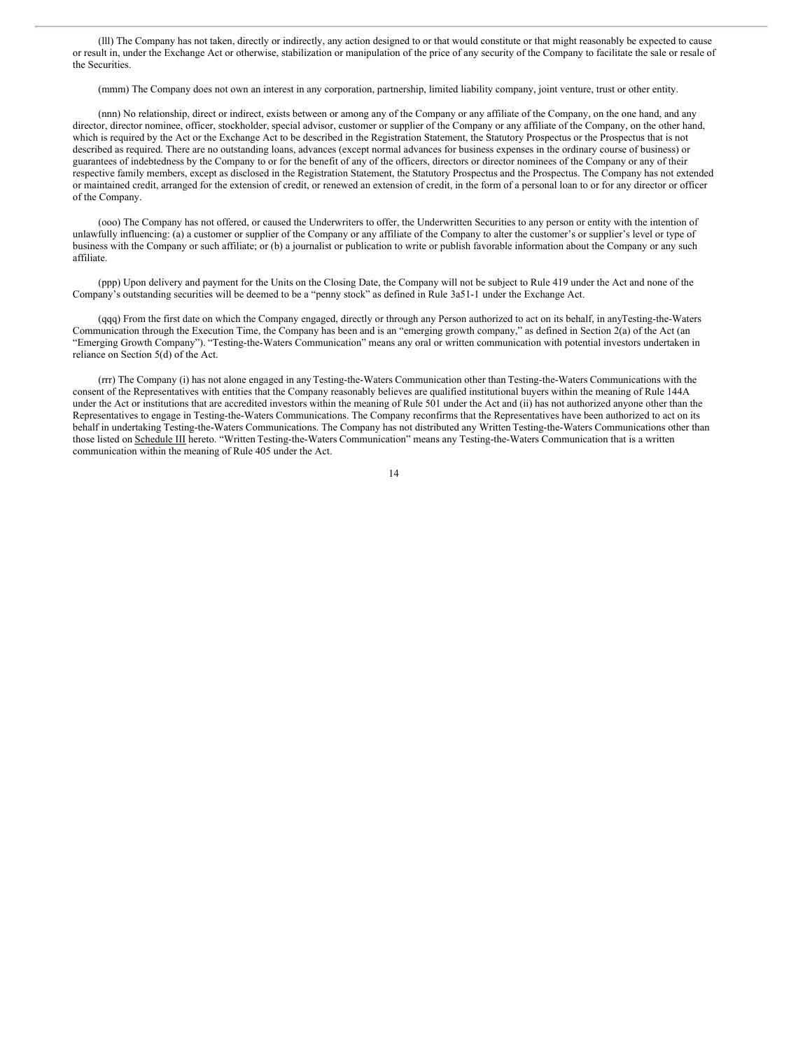(lll) The Company has not taken, directly or indirectly, any action designed to or that would constitute or that might reasonably be expected to cause or result in, under the Exchange Act or otherwise, stabilization or manipulation of the price of any security of the Company to facilitate the sale or resale of the Securities.

(mmm) The Company does not own an interest in any corporation, partnership, limited liability company, joint venture, trust or other entity.

(nnn) No relationship, direct or indirect, exists between or among any of the Company or any affiliate of the Company, on the one hand, and any director, director nominee, officer, stockholder, special advisor, customer or supplier of the Company or any affiliate of the Company, on the other hand, which is required by the Act or the Exchange Act to be described in the Registration Statement, the Statutory Prospectus or the Prospectus that is not described as required. There are no outstanding loans, advances (except normal advances for business expenses in the ordinary course of business) or guarantees of indebtedness by the Company to or for the benefit of any of the officers, directors or director nominees of the Company or any of their respective family members, except as disclosed in the Registration Statement, the Statutory Prospectus and the Prospectus. The Company has not extended or maintained credit, arranged for the extension of credit, or renewed an extension of credit, in the form of a personal loan to or for any director or officer of the Company.

(ooo) The Company has not offered, or caused the Underwriters to offer, the Underwritten Securities to any person or entity with the intention of unlawfully influencing: (a) a customer or supplier of the Company or any affiliate of the Company to alter the customer's or supplier's level or type of business with the Company or such affiliate; or (b) a journalist or publication to write or publish favorable information about the Company or any such affiliate.

(ppp) Upon delivery and payment for the Units on the Closing Date, the Company will not be subject to Rule 419 under the Act and none of the Company's outstanding securities will be deemed to be a "penny stock" as defined in Rule 3a51-1 under the Exchange Act.

(qqq) From the first date on which the Company engaged, directly or through any Person authorized to act on its behalf, in anyTesting-the-Waters Communication through the Execution Time, the Company has been and is an "emerging growth company," as defined in Section 2(a) of the Act (an "Emerging Growth Company"). "Testing-the-Waters Communication" means any oral or written communication with potential investors undertaken in reliance on Section 5(d) of the Act.

(rrr) The Company (i) has not alone engaged in any Testing-the-Waters Communication other than Testing-the-Waters Communications with the consent of the Representatives with entities that the Company reasonably believes are qualified institutional buyers within the meaning of Rule 144A under the Act or institutions that are accredited investors within the meaning of Rule 501 under the Act and (ii) has not authorized anyone other than the Representatives to engage in Testing-the-Waters Communications. The Company reconfirms that the Representatives have been authorized to act on its behalf in undertaking Testing-the-Waters Communications. The Company has not distributed any Written Testing-the-Waters Communications other than those listed on Schedule III hereto. "Written Testing-the-Waters Communication" means any Testing-the-Waters Communication that is a written communication within the meaning of Rule 405 under the Act.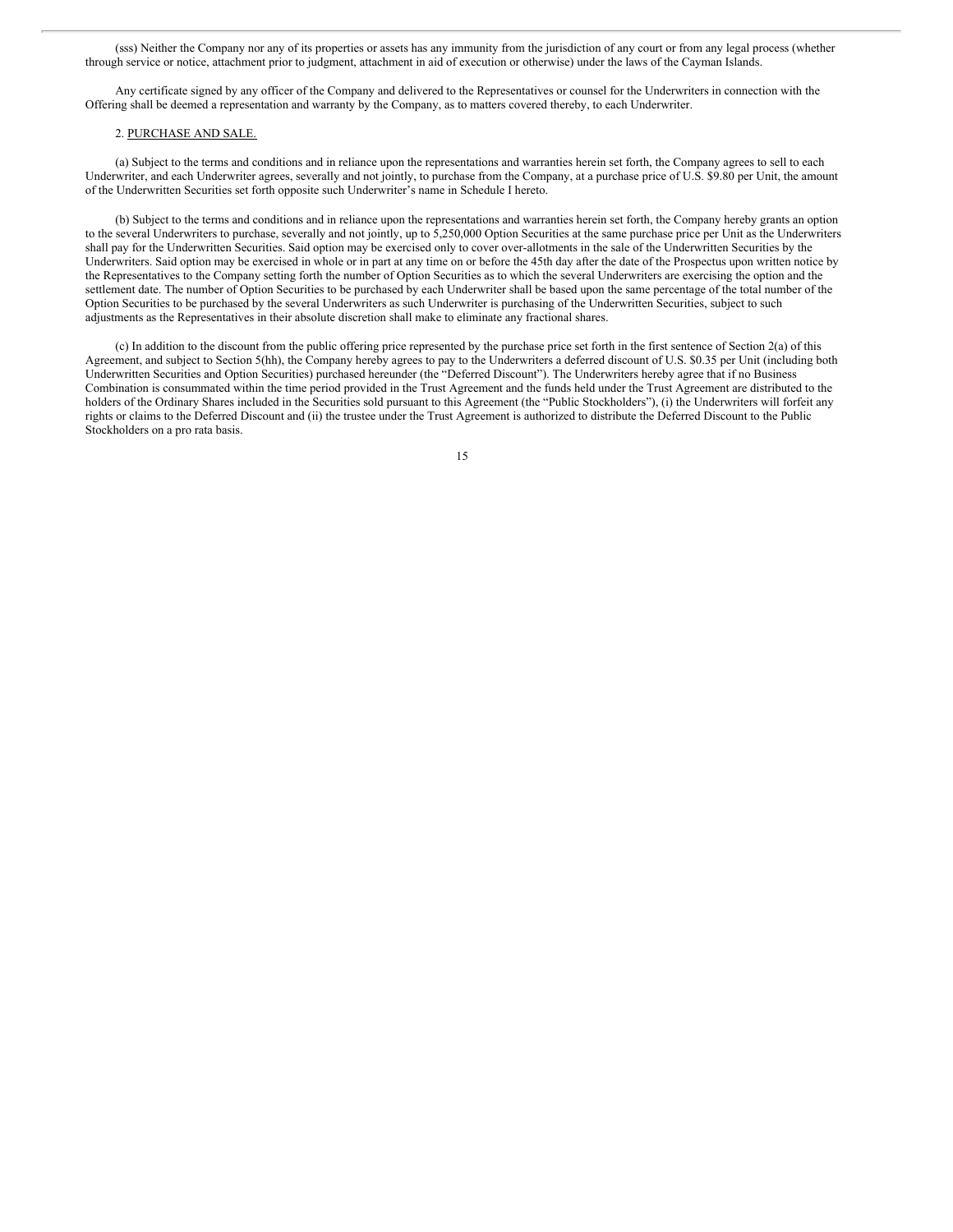(sss) Neither the Company nor any of its properties or assets has any immunity from the jurisdiction of any court or from any legal process (whether through service or notice, attachment prior to judgment, attachment in aid of execution or otherwise) under the laws of the Cayman Islands.

Any certificate signed by any officer of the Company and delivered to the Representatives or counsel for the Underwriters in connection with the Offering shall be deemed a representation and warranty by the Company, as to matters covered thereby, to each Underwriter.

2. PURCHASE AND SALE.

(a) Subject to the terms and conditions and in reliance upon the representations and warranties herein set forth, the Company agrees to sell to each Underwriter, and each Underwriter agrees, severally and not jointly, to purchase from the Company, at a purchase price of U.S. $9.80 per Unit, the amount of the Underwritten Securities set forth opposite such Underwriter's name in Schedule I hereto.

(b) Subject to the terms and conditions and in reliance upon the representations and warranties herein set forth, the Company hereby grants an option to the several Underwriters to purchase, severally and not jointly, up to 5,250,000 Option Securities at the same purchase price per Unit as the Underwriters shall pay for the Underwritten Securities. Said option may be exercised only to cover over-allotments in the sale of the Underwritten Securities by the Underwriters. Said option may be exercised in whole or in part at any time on or before the 45th day after the date of the Prospectus upon written notice by the Representatives to the Company setting forth the number of Option Securities as to which the several Underwriters are exercising the option and the settlement date. The number of Option Securities to be purchased by each Underwriter shall be based upon the same percentage of the total number of the Option Securities to be purchased by the several Underwriters as such Underwriter is purchasing of the Underwritten Securities, subject to such adjustments as the Representatives in their absolute discretion shall make to eliminate any fractional shares.

(c) In addition to the discount from the public offering price represented by the purchase price set forth in the first sentence of Section 2(a) of this Agreement, and subject to Section 5(hh), the Company hereby agrees to pay to the Underwriters a deferred discount of U.S. $0.35 per Unit (including both Underwritten Securities and Option Securities) purchased hereunder (the "Deferred Discount"). The Underwriters hereby agree that if no Business Combination is consummated within the time period provided in the Trust Agreement and the funds held under the Trust Agreement are distributed to the holders of the Ordinary Shares included in the Securities sold pursuant to this Agreement (the "Public Stockholders"), (i) the Underwriters will forfeit any rights or claims to the Deferred Discount and (ii) the trustee under the Trust Agreement is authorized to distribute the Deferred Discount to the Public Stockholders on a pro rata basis.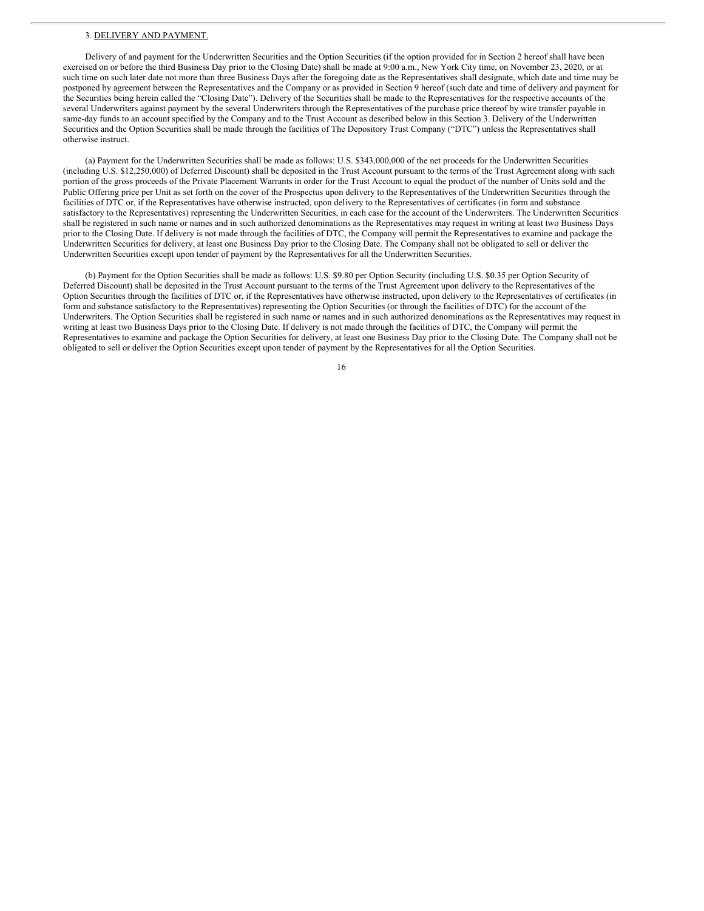3. DELIVERY AND PAYMENT.

Delivery of and payment for the Underwritten Securities and the Option Securities (if the option provided for in Section 2 hereof shall have been exercised on or before the third Business Day prior to the Closing Date) shall be made at 9:00 a.m., New York City time, on November 23, 2020, or at such time on such later date not more than three Business Days after the foregoing date as the Representatives shall designate, which date and time may be postponed by agreement between the Representatives and the Company or as provided in Section 9 hereof (such date and time of delivery and payment for the Securities being herein called the "Closing Date"). Delivery of the Securities shall be made to the Representatives for the respective accounts of the several Underwriters against payment by the several Underwriters through the Representatives of the purchase price thereof by wire transfer payable in same-day funds to an account specified by the Company and to the Trust Account as described below in this Section 3. Delivery of the Underwritten Securities and the Option Securities shall be made through the facilities of The Depository Trust Company ("DTC") unless the Representatives shall otherwise instruct.

(a) Payment for the Underwritten Securities shall be made as follows: U.S. $343,000,000 of the net proceeds for the Underwritten Securities (including U.S. $12,250,000) of Deferred Discount) shall be deposited in the Trust Account pursuant to the terms of the Trust Agreement along with such portion of the gross proceeds of the Private Placement Warrants in order for the Trust Account to equal the product of the number of Units sold and the Public Offering price per Unit as set forth on the cover of the Prospectus upon delivery to the Representatives of the Underwritten Securities through the facilities of DTC or, if the Representatives have otherwise instructed, upon delivery to the Representatives of certificates (in form and substance satisfactory to the Representatives) representing the Underwritten Securities, in each case for the account of the Underwriters. The Underwritten Securities shall be registered in such name or names and in such authorized denominations as the Representatives may request in writing at least two Business Days prior to the Closing Date. If delivery is not made through the facilities of DTC, the Company will permit the Representatives to examine and package the Underwritten Securities for delivery, at least one Business Day prior to the Closing Date. The Company shall not be obligated to sell or deliver the Underwritten Securities except upon tender of payment by the Representatives for all the Underwritten Securities.

(b) Payment for the Option Securities shall be made as follows: U.S. $9.80 per Option Security (including U.S. $0.35 per Option Security of Deferred Discount) shall be deposited in the Trust Account pursuant to the terms of the Trust Agreement upon delivery to the Representatives of the Option Securities through the facilities of DTC or, if the Representatives have otherwise instructed, upon delivery to the Representatives of certificates (in form and substance satisfactory to the Representatives) representing the Option Securities (or through the facilities of DTC) for the account of the Underwriters. The Option Securities shall be registered in such name or names and in such authorized denominations as the Representatives may request in writing at least two Business Days prior to the Closing Date. If delivery is not made through the facilities of DTC, the Company will permit the Representatives to examine and package the Option Securities for delivery, at least one Business Day prior to the Closing Date. The Company shall not be obligated to sell or deliver the Option Securities except upon tender of payment by the Representatives for all the Option Securities.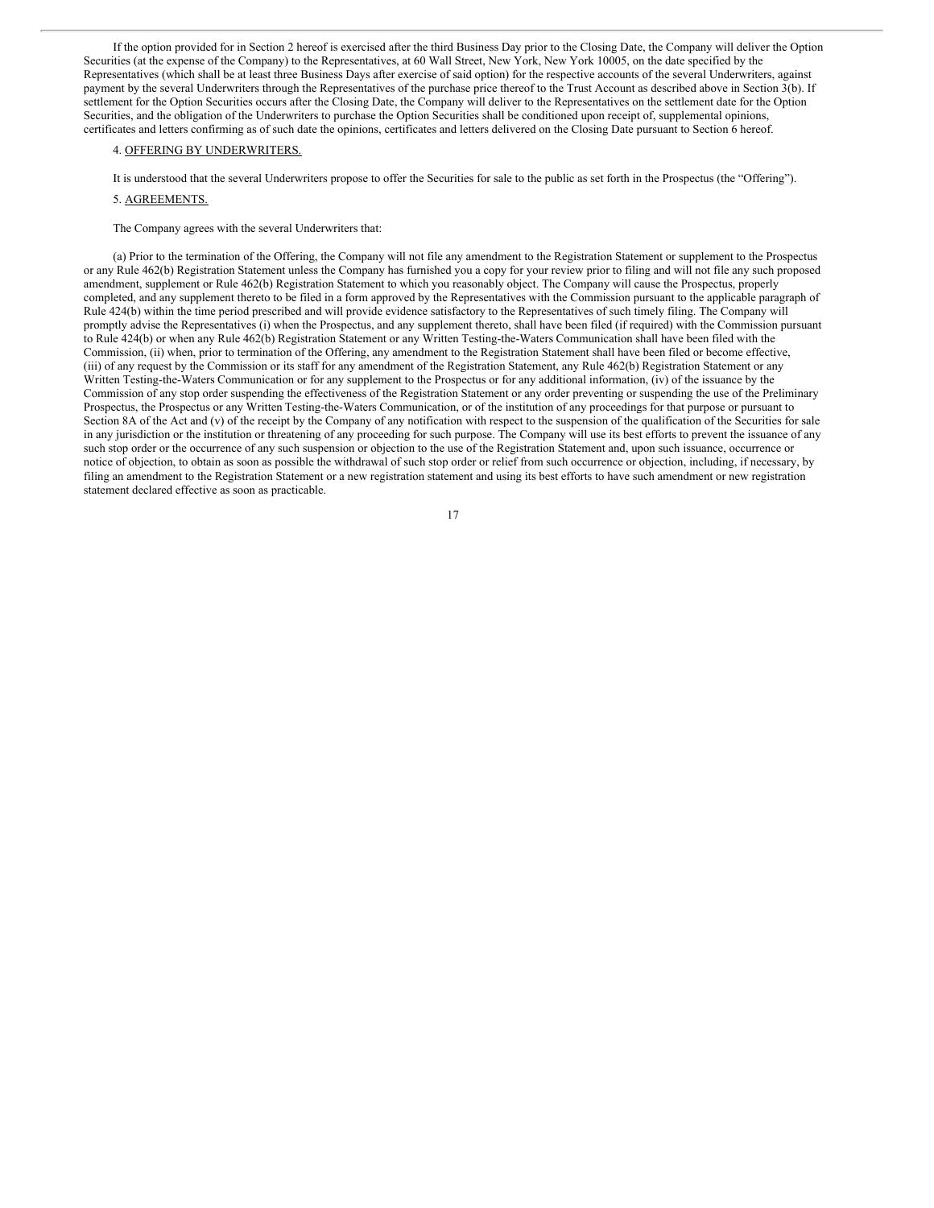If the option provided for in Section 2 hereof is exercised after the third Business Day prior to the Closing Date, the Company will deliver the Option Securities (at the expense of the Company) to the Representatives, at 60 Wall Street, New York, New York 10005, on the date specified by the Representatives (which shall be at least three Business Days after exercise of said option) for the respective accounts of the several Underwriters, against payment by the several Underwriters through the Representatives of the purchase price thereof to the Trust Account as described above in Section 3(b). If settlement for the Option Securities occurs after the Closing Date, the Company will deliver to the Representatives on the settlement date for the Option Securities, and the obligation of the Underwriters to purchase the Option Securities shall be conditioned upon receipt of, supplemental opinions, certificates and letters confirming as of such date the opinions, certificates and letters delivered on the Closing Date pursuant to Section 6 hereof.

4. OFFERING BY UNDERWRITERS.

It is understood that the several Underwriters propose to offer the Securities for sale to the public as set forth in the Prospectus (the "Offering").

5. AGREEMENTS.

The Company agrees with the several Underwriters that:

(a) Prior to the termination of the Offering, the Company will not file any amendment to the Registration Statement or supplement to the Prospectus or any Rule 462(b) Registration Statement unless the Company has furnished you a copy for your review prior to filing and will not file any such proposed amendment, supplement or Rule 462(b) Registration Statement to which you reasonably object. The Company will cause the Prospectus, properly completed, and any supplement thereto to be filed in a form approved by the Representatives with the Commission pursuant to the applicable paragraph of Rule 424(b) within the time period prescribed and will provide evidence satisfactory to the Representatives of such timely filing. The Company will promptly advise the Representatives (i) when the Prospectus, and any supplement thereto, shall have been filed (if required) with the Commission pursuant to Rule 424(b) or when any Rule 462(b) Registration Statement or any Written Testing-the-Waters Communication shall have been filed with the Commission, (ii) when, prior to termination of the Offering, any amendment to the Registration Statement shall have been filed or become effective, (iii) of any request by the Commission or its staff for any amendment of the Registration Statement, any Rule 462(b) Registration Statement or any Written Testing-the-Waters Communication or for any supplement to the Prospectus or for any additional information, (iv) of the issuance by the Commission of any stop order suspending the effectiveness of the Registration Statement or any order preventing or suspending the use of the Preliminary Prospectus, the Prospectus or any Written Testing-the-Waters Communication, or of the institution of any proceedings for that purpose or pursuant to Section 8A of the Act and (v) of the receipt by the Company of any notification with respect to the suspension of the qualification of the Securities for sale in any jurisdiction or the institution or threatening of any proceeding for such purpose. The Company will use its best efforts to prevent the issuance of any such stop order or the occurrence of any such suspension or objection to the use of the Registration Statement and, upon such issuance, occurrence or notice of objection, to obtain as soon as possible the withdrawal of such stop order or relief from such occurrence or objection, including, if necessary, by filing an amendment to the Registration Statement or a new registration statement and using its best efforts to have such amendment or new registration statement declared effective as soon as practicable.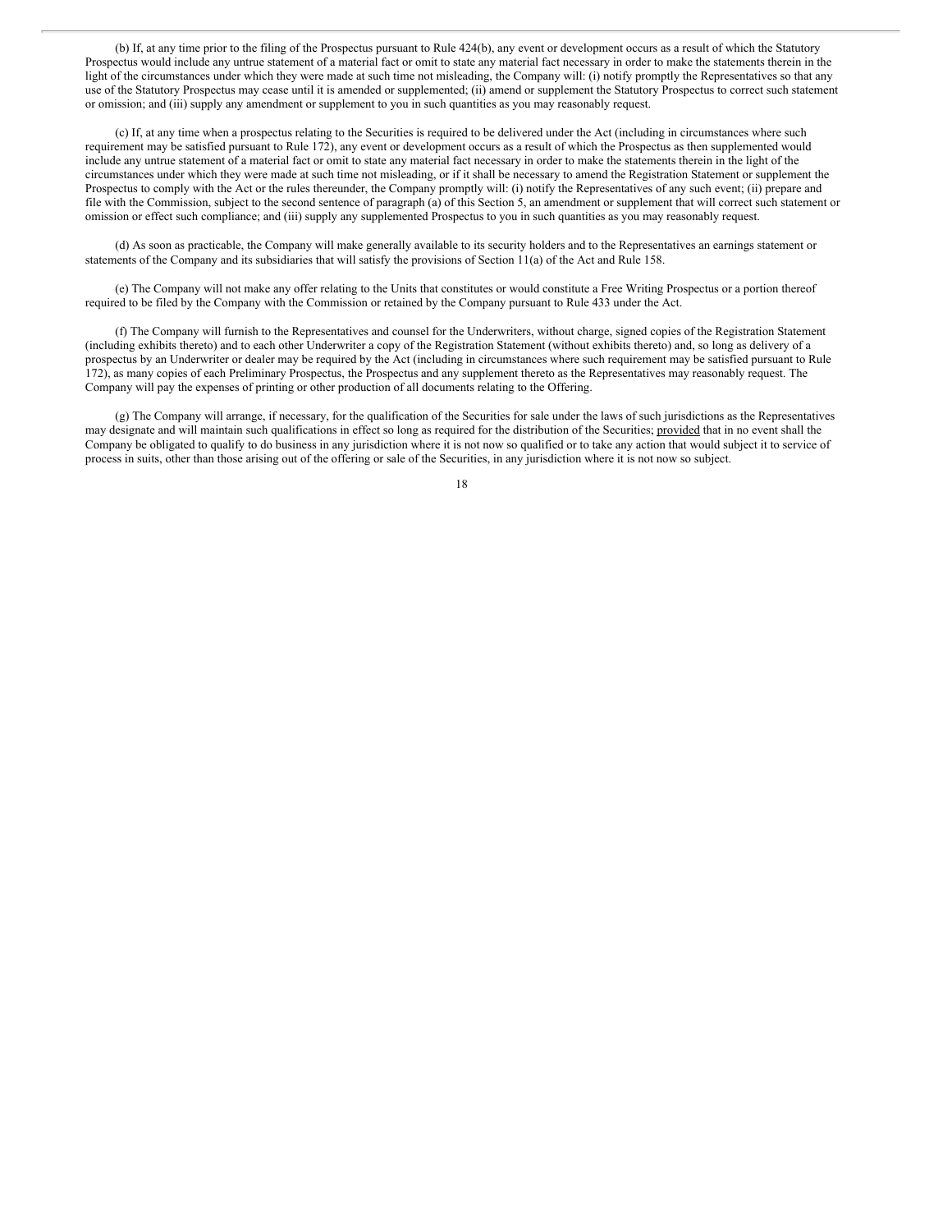(b) If, at any time prior to the filing of the Prospectus pursuant to Rule 424(b), any event or development occurs as a result of which the Statutory Prospectus would include any untrue statement of a material fact or omit to state any material fact necessary in order to make the statements therein in the light of the circumstances under which they were made at such time not misleading, the Company will: (i) notify promptly the Representatives so that any use of the Statutory Prospectus may cease until it is amended or supplemented; (ii) amend or supplement the Statutory Prospectus to correct such statement or omission; and (iii) supply any amendment or supplement to you in such quantities as you may reasonably request.

(c) If, at any time when a prospectus relating to the Securities is required to be delivered under the Act (including in circumstances where such requirement may be satisfied pursuant to Rule 172), any event or development occurs as a result of which the Prospectus as then supplemented would include any untrue statement of a material fact or omit to state any material fact necessary in order to make the statements therein in the light of the circumstances under which they were made at such time not misleading, or if it shall be necessary to amend the Registration Statement or supplement the Prospectus to comply with the Act or the rules thereunder, the Company promptly will: (i) notify the Representatives of any such event; (ii) prepare and file with the Commission, subject to the second sentence of paragraph (a) of this Section 5, an amendment or supplement that will correct such statement or omission or effect such compliance; and (iii) supply any supplemented Prospectus to you in such quantities as you may reasonably request.

(d) As soon as practicable, the Company will make generally available to its security holders and to the Representatives an earnings statement or statements of the Company and its subsidiaries that will satisfy the provisions of Section 11(a) of the Act and Rule 158.

(e) The Company will not make any offer relating to the Units that constitutes or would constitute a Free Writing Prospectus or a portion thereof required to be filed by the Company with the Commission or retained by the Company pursuant to Rule 433 under the Act.

(f) The Company will furnish to the Representatives and counsel for the Underwriters, without charge, signed copies of the Registration Statement (including exhibits thereto) and to each other Underwriter a copy of the Registration Statement (without exhibits thereto) and, so long as delivery of a prospectus by an Underwriter or dealer may be required by the Act (including in circumstances where such requirement may be satisfied pursuant to Rule 172), as many copies of each Preliminary Prospectus, the Prospectus and any supplement thereto as the Representatives may reasonably request. The Company will pay the expenses of printing or other production of all documents relating to the Offering.

(g) The Company will arrange, if necessary, for the qualification of the Securities for sale under the laws of such jurisdictions as the Representatives may designate and will maintain such qualifications in effect so long as required for the distribution of the Securities; provided that in no event shall the Company be obligated to qualify to do business in any jurisdiction where it is not now so qualified or to take any action that would subject it to service of process in suits, other than those arising out of the offering or sale of the Securities, in any jurisdiction where it is not now so subject.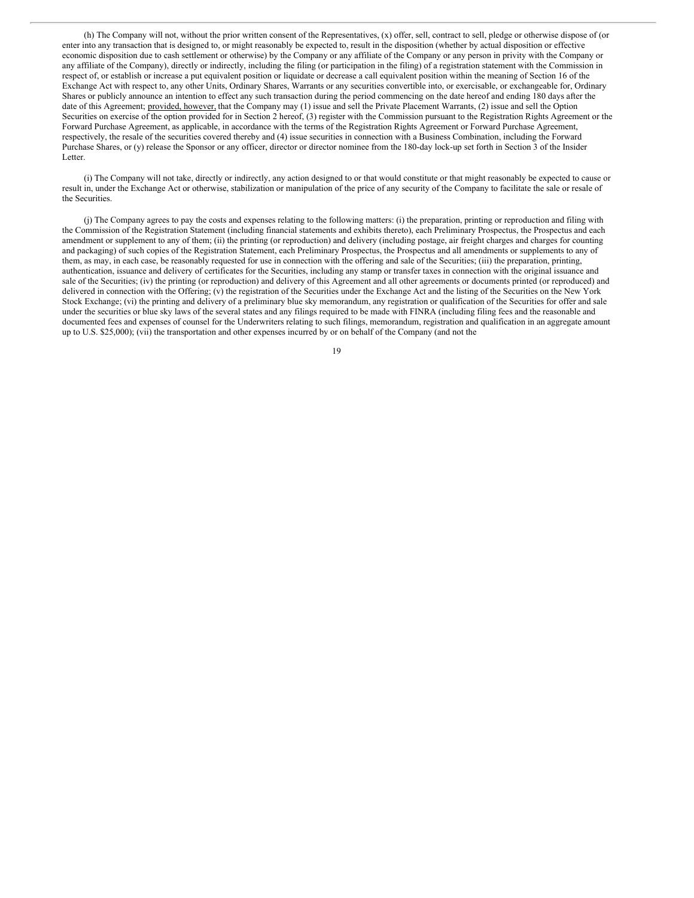(h) The Company will not, without the prior written consent of the Representatives, (x) offer, sell, contract to sell, pledge or otherwise dispose of (or enter into any transaction that is designed to, or might reasonably be expected to, result in the disposition (whether by actual disposition or effective economic disposition due to cash settlement or otherwise) by the Company or any affiliate of the Company or any person in privity with the Company or any affiliate of the Company), directly or indirectly, including the filing (or participation in the filing) of a registration statement with the Commission in respect of, or establish or increase a put equivalent position or liquidate or decrease a call equivalent position within the meaning of Section 16 of the Exchange Act with respect to, any other Units, Ordinary Shares, Warrants or any securities convertible into, or exercisable, or exchangeable for, Ordinary Shares or publicly announce an intention to effect any such transaction during the period commencing on the date hereof and ending 180 days after the date of this Agreement; provided, however, that the Company may (1) issue and sell the Private Placement Warrants, (2) issue and sell the Option Securities on exercise of the option provided for in Section 2 hereof, (3) register with the Commission pursuant to the Registration Rights Agreement or the Forward Purchase Agreement, as applicable, in accordance with the terms of the Registration Rights Agreement or Forward Purchase Agreement, respectively, the resale of the securities covered thereby and (4) issue securities in connection with a Business Combination, including the Forward Purchase Shares, or (y) release the Sponsor or any officer, director or director nominee from the 180-day lock-up set forth in Section 3 of the Insider Letter.

(i) The Company will not take, directly or indirectly, any action designed to or that would constitute or that might reasonably be expected to cause or result in, under the Exchange Act or otherwise, stabilization or manipulation of the price of any security of the Company to facilitate the sale or resale of the Securities.

(j) The Company agrees to pay the costs and expenses relating to the following matters: (i) the preparation, printing or reproduction and filing with the Commission of the Registration Statement (including financial statements and exhibits thereto), each Preliminary Prospectus, the Prospectus and each amendment or supplement to any of them; (ii) the printing (or reproduction) and delivery (including postage, air freight charges and charges for counting and packaging) of such copies of the Registration Statement, each Preliminary Prospectus, the Prospectus and all amendments or supplements to any of them, as may, in each case, be reasonably requested for use in connection with the offering and sale of the Securities; (iii) the preparation, printing, authentication, issuance and delivery of certificates for the Securities, including any stamp or transfer taxes in connection with the original issuance and sale of the Securities; (iv) the printing (or reproduction) and delivery of this Agreement and all other agreements or documents printed (or reproduced) and delivered in connection with the Offering; (v) the registration of the Securities under the Exchange Act and the listing of the Securities on the New York Stock Exchange; (vi) the printing and delivery of a preliminary blue sky memorandum, any registration or qualification of the Securities for offer and sale under the securities or blue sky laws of the several states and any filings required to be made with FINRA (including filing fees and the reasonable and documented fees and expenses of counsel for the Underwriters relating to such filings, memorandum, registration and qualification in an aggregate amount up to U.S. $25,000); (vii) the transportation and other expenses incurred by or on behalf of the Company (and not the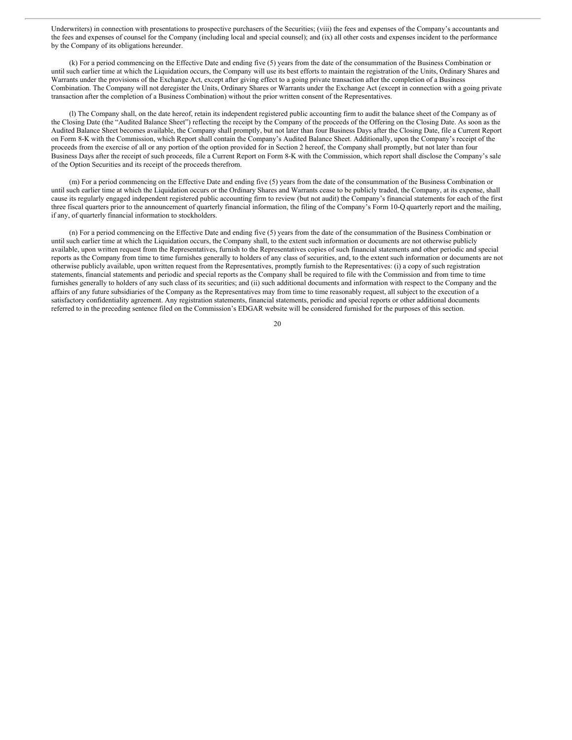Underwriters) in connection with presentations to prospective purchasers of the Securities; (viii) the fees and expenses of the Company's accountants and the fees and expenses of counsel for the Company (including local and special counsel); and (ix) all other costs and expenses incident to the performance by the Company of its obligations hereunder.

(k) For a period commencing on the Effective Date and ending five (5) years from the date of the consummation of the Business Combination or until such earlier time at which the Liquidation occurs, the Company will use its best efforts to maintain the registration of the Units, Ordinary Shares and Warrants under the provisions of the Exchange Act, except after giving effect to a going private transaction after the completion of a Business Combination. The Company will not deregister the Units, Ordinary Shares or Warrants under the Exchange Act (except in connection with a going private transaction after the completion of a Business Combination) without the prior written consent of the Representatives.

(l) The Company shall, on the date hereof, retain its independent registered public accounting firm to audit the balance sheet of the Company as of the Closing Date (the "Audited Balance Sheet") reflecting the receipt by the Company of the proceeds of the Offering on the Closing Date. As soon as the Audited Balance Sheet becomes available, the Company shall promptly, but not later than four Business Days after the Closing Date, file a Current Report on Form 8-K with the Commission, which Report shall contain the Company's Audited Balance Sheet. Additionally, upon the Company's receipt of the proceeds from the exercise of all or any portion of the option provided for in Section 2 hereof, the Company shall promptly, but not later than four Business Days after the receipt of such proceeds, file a Current Report on Form 8-K with the Commission, which report shall disclose the Company's sale of the Option Securities and its receipt of the proceeds therefrom.

(m) For a period commencing on the Effective Date and ending five (5) years from the date of the consummation of the Business Combination or until such earlier time at which the Liquidation occurs or the Ordinary Shares and Warrants cease to be publicly traded, the Company, at its expense, shall cause its regularly engaged independent registered public accounting firm to review (but not audit) the Company's financial statements for each of the first three fiscal quarters prior to the announcement of quarterly financial information, the filing of the Company's Form 10-Q quarterly report and the mailing, if any, of quarterly financial information to stockholders.

(n) For a period commencing on the Effective Date and ending five (5) years from the date of the consummation of the Business Combination or until such earlier time at which the Liquidation occurs, the Company shall, to the extent such information or documents are not otherwise publicly available, upon written request from the Representatives, furnish to the Representatives copies of such financial statements and other periodic and special reports as the Company from time to time furnishes generally to holders of any class of securities, and, to the extent such information or documents are not otherwise publicly available, upon written request from the Representatives, promptly furnish to the Representatives: (i) a copy of such registration statements, financial statements and periodic and special reports as the Company shall be required to file with the Commission and from time to time furnishes generally to holders of any such class of its securities; and (ii) such additional documents and information with respect to the Company and the affairs of any future subsidiaries of the Company as the Representatives may from time to time reasonably request, all subject to the execution of a satisfactory confidentiality agreement. Any registration statements, financial statements, periodic and special reports or other additional documents referred to in the preceding sentence filed on the Commission's EDGAR website will be considered furnished for the purposes of this section.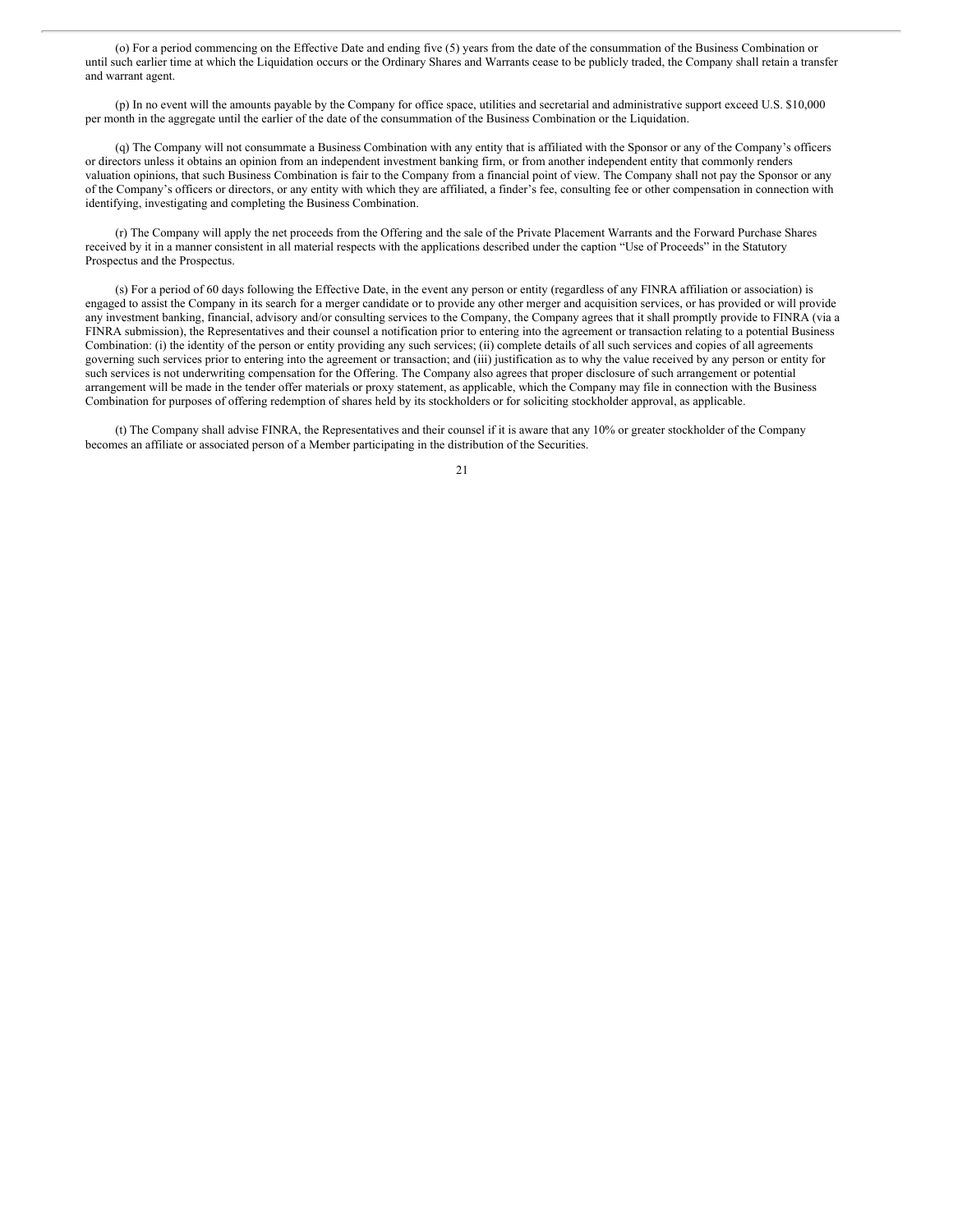(o) For a period commencing on the Effective Date and ending five (5) years from the date of the consummation of the Business Combination or until such earlier time at which the Liquidation occurs or the Ordinary Shares and Warrants cease to be publicly traded, the Company shall retain a transfer and warrant agent.

(p) In no event will the amounts payable by the Company for office space, utilities and secretarial and administrative support exceed U.S. $10,000 per month in the aggregate until the earlier of the date of the consummation of the Business Combination or the Liquidation.

(q) The Company will not consummate a Business Combination with any entity that is affiliated with the Sponsor or any of the Company's officers or directors unless it obtains an opinion from an independent investment banking firm, or from another independent entity that commonly renders valuation opinions, that such Business Combination is fair to the Company from a financial point of view. The Company shall not pay the Sponsor or any of the Company's officers or directors, or any entity with which they are affiliated, a finder's fee, consulting fee or other compensation in connection with identifying, investigating and completing the Business Combination.

(r) The Company will apply the net proceeds from the Offering and the sale of the Private Placement Warrants and the Forward Purchase Shares received by it in a manner consistent in all material respects with the applications described under the caption "Use of Proceeds" in the Statutory Prospectus and the Prospectus.

(s) For a period of 60 days following the Effective Date, in the event any person or entity (regardless of any FINRA affiliation or association) is engaged to assist the Company in its search for a merger candidate or to provide any other merger and acquisition services, or has provided or will provide any investment banking, financial, advisory and/or consulting services to the Company, the Company agrees that it shall promptly provide to FINRA (via a FINRA submission), the Representatives and their counsel a notification prior to entering into the agreement or transaction relating to a potential Business Combination: (i) the identity of the person or entity providing any such services; (ii) complete details of all such services and copies of all agreements governing such services prior to entering into the agreement or transaction; and (iii) justification as to why the value received by any person or entity for such services is not underwriting compensation for the Offering. The Company also agrees that proper disclosure of such arrangement or potential arrangement will be made in the tender offer materials or proxy statement, as applicable, which the Company may file in connection with the Business Combination for purposes of offering redemption of shares held by its stockholders or for soliciting stockholder approval, as applicable.

(t) The Company shall advise FINRA, the Representatives and their counsel if it is aware that any 10% or greater stockholder of the Company becomes an affiliate or associated person of a Member participating in the distribution of the Securities.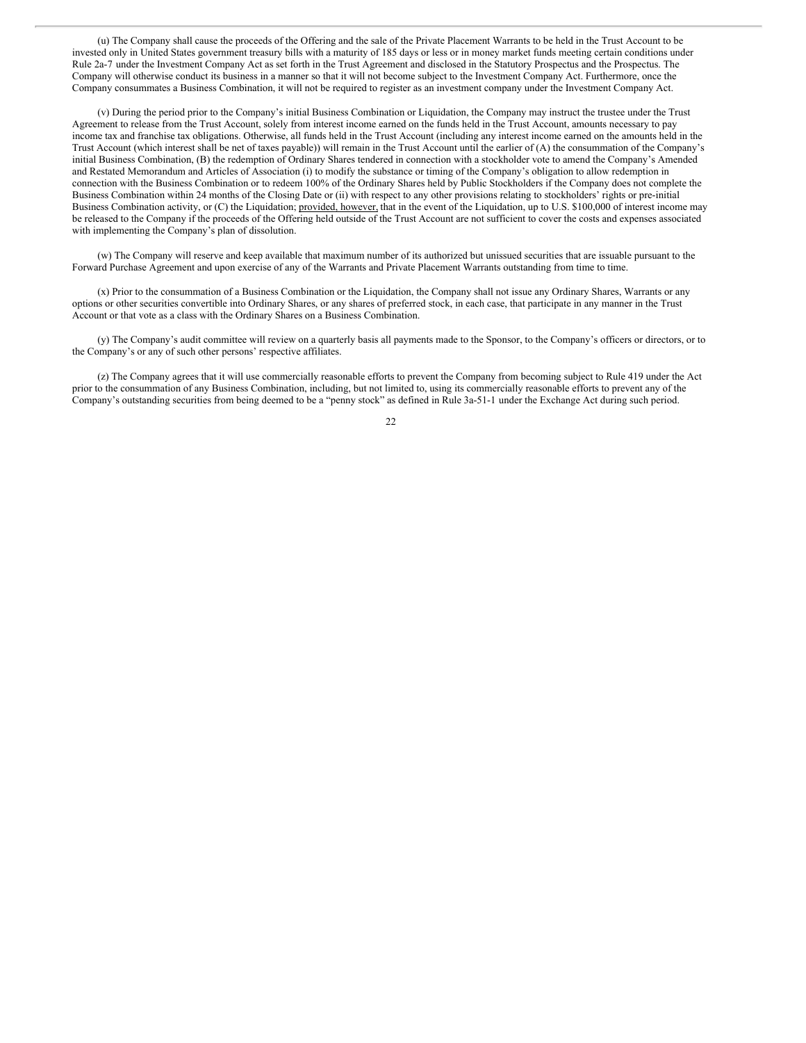(u) The Company shall cause the proceeds of the Offering and the sale of the Private Placement Warrants to be held in the Trust Account to be invested only in United States government treasury bills with a maturity of 185 days or less or in money market funds meeting certain conditions under Rule 2a-7 under the Investment Company Act as set forth in the Trust Agreement and disclosed in the Statutory Prospectus and the Prospectus. The Company will otherwise conduct its business in a manner so that it will not become subject to the Investment Company Act. Furthermore, once the Company consummates a Business Combination, it will not be required to register as an investment company under the Investment Company Act.

(v) During the period prior to the Company's initial Business Combination or Liquidation, the Company may instruct the trustee under the Trust Agreement to release from the Trust Account, solely from interest income earned on the funds held in the Trust Account, amounts necessary to pay income tax and franchise tax obligations. Otherwise, all funds held in the Trust Account (including any interest income earned on the amounts held in the Trust Account (which interest shall be net of taxes payable)) will remain in the Trust Account until the earlier of (A) the consummation of the Company's initial Business Combination, (B) the redemption of Ordinary Shares tendered in connection with a stockholder vote to amend the Company's Amended and Restated Memorandum and Articles of Association (i) to modify the substance or timing of the Company's obligation to allow redemption in connection with the Business Combination or to redeem 100% of the Ordinary Shares held by Public Stockholders if the Company does not complete the Business Combination within 24 months of the Closing Date or (ii) with respect to any other provisions relating to stockholders' rights or pre-initial Business Combination activity, or (C) the Liquidation; provided, however, that in the event of the Liquidation, up to U.S. $100,000 of interest income may be released to the Company if the proceeds of the Offering held outside of the Trust Account are not sufficient to cover the costs and expenses associated with implementing the Company's plan of dissolution.

(w) The Company will reserve and keep available that maximum number of its authorized but unissued securities that are issuable pursuant to the Forward Purchase Agreement and upon exercise of any of the Warrants and Private Placement Warrants outstanding from time to time.

(x) Prior to the consummation of a Business Combination or the Liquidation, the Company shall not issue any Ordinary Shares, Warrants or any options or other securities convertible into Ordinary Shares, or any shares of preferred stock, in each case, that participate in any manner in the Trust Account or that vote as a class with the Ordinary Shares on a Business Combination.

(y) The Company's audit committee will review on a quarterly basis all payments made to the Sponsor, to the Company's officers or directors, or to the Company's or any of such other persons' respective affiliates.

(z) The Company agrees that it will use commercially reasonable efforts to prevent the Company from becoming subject to Rule 419 under the Act prior to the consummation of any Business Combination, including, but not limited to, using its commercially reasonable efforts to prevent any of the Company's outstanding securities from being deemed to be a "penny stock" as defined in Rule 3a-51-1 under the Exchange Act during such period.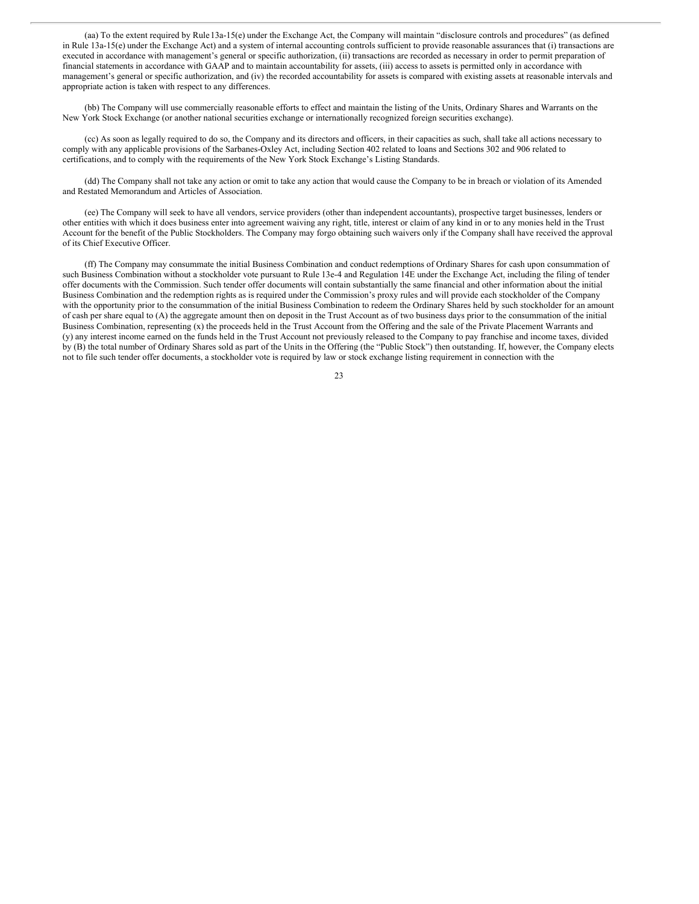(aa) To the extent required by Rule 13a-15(e) under the Exchange Act, the Company will maintain "disclosure controls and procedures" (as defined in Rule 13a-15(e) under the Exchange Act) and a system of internal accounting controls sufficient to provide reasonable assurances that (i) transactions are executed in accordance with management's general or specific authorization, (ii) transactions are recorded as necessary in order to permit preparation of financial statements in accordance with GAAP and to maintain accountability for assets, (iii) access to assets is permitted only in accordance with management's general or specific authorization, and (iv) the recorded accountability for assets is compared with existing assets at reasonable intervals and appropriate action is taken with respect to any differences.

(bb) The Company will use commercially reasonable efforts to effect and maintain the listing of the Units, Ordinary Shares and Warrants on the New York Stock Exchange (or another national securities exchange or internationally recognized foreign securities exchange).

(cc) As soon as legally required to do so, the Company and its directors and officers, in their capacities as such, shall take all actions necessary to comply with any applicable provisions of the Sarbanes-Oxley Act, including Section 402 related to loans and Sections 302 and 906 related to certifications, and to comply with the requirements of the New York Stock Exchange's Listing Standards.

(dd) The Company shall not take any action or omit to take any action that would cause the Company to be in breach or violation of its Amended and Restated Memorandum and Articles of Association.

(ee) The Company will seek to have all vendors, service providers (other than independent accountants), prospective target businesses, lenders or other entities with which it does business enter into agreement waiving any right, title, interest or claim of any kind in or to any monies held in the Trust Account for the benefit of the Public Stockholders. The Company may forgo obtaining such waivers only if the Company shall have received the approval of its Chief Executive Officer.

(ff) The Company may consummate the initial Business Combination and conduct redemptions of Ordinary Shares for cash upon consummation of such Business Combination without a stockholder vote pursuant to Rule 13e-4 and Regulation 14E under the Exchange Act, including the filing of tender offer documents with the Commission. Such tender offer documents will contain substantially the same financial and other information about the initial Business Combination and the redemption rights as is required under the Commission's proxy rules and will provide each stockholder of the Company with the opportunity prior to the consummation of the initial Business Combination to redeem the Ordinary Shares held by such stockholder for an amount of cash per share equal to (A) the aggregate amount then on deposit in the Trust Account as of two business days prior to the consummation of the initial Business Combination, representing (x) the proceeds held in the Trust Account from the Offering and the sale of the Private Placement Warrants and (y) any interest income earned on the funds held in the Trust Account not previously released to the Company to pay franchise and income taxes, divided by (B) the total number of Ordinary Shares sold as part of the Units in the Offering (the "Public Stock") then outstanding. If, however, the Company elects not to file such tender offer documents, a stockholder vote is required by law or stock exchange listing requirement in connection with the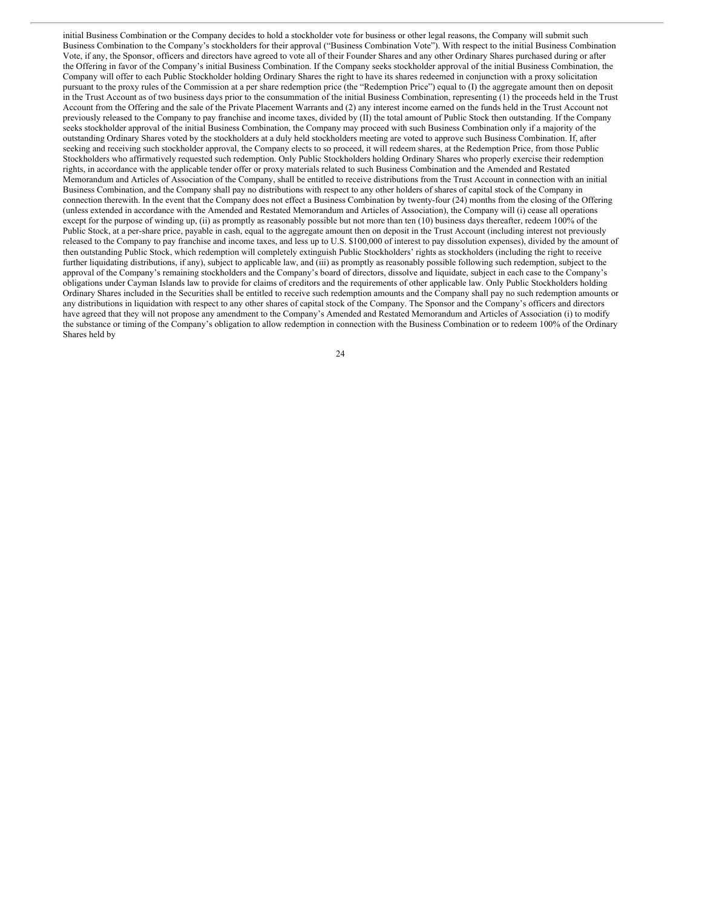initial Business Combination or the Company decides to hold a stockholder vote for business or other legal reasons, the Company will submit such Business Combination to the Company's stockholders for their approval ("Business Combination Vote"). With respect to the initial Business Combination Vote, if any, the Sponsor, officers and directors have agreed to vote all of their Founder Shares and any other Ordinary Shares purchased during or after the Offering in favor of the Company's initial Business Combination. If the Company seeks stockholder approval of the initial Business Combination, the Company will offer to each Public Stockholder holding Ordinary Shares the right to have its shares redeemed in conjunction with a proxy solicitation pursuant to the proxy rules of the Commission at a per share redemption price (the "Redemption Price") equal to (I) the aggregate amount then on deposit in the Trust Account as of two business days prior to the consummation of the initial Business Combination, representing (1) the proceeds held in the Trust Account from the Offering and the sale of the Private Placement Warrants and (2) any interest income earned on the funds held in the Trust Account not previously released to the Company to pay franchise and income taxes, divided by (II) the total amount of Public Stock then outstanding. If the Company seeks stockholder approval of the initial Business Combination, the Company may proceed with such Business Combination only if a majority of the outstanding Ordinary Shares voted by the stockholders at a duly held stockholders meeting are voted to approve such Business Combination. If, after seeking and receiving such stockholder approval, the Company elects to so proceed, it will redeem shares, at the Redemption Price, from those Public Stockholders who affirmatively requested such redemption. Only Public Stockholders holding Ordinary Shares who properly exercise their redemption rights, in accordance with the applicable tender offer or proxy materials related to such Business Combination and the Amended and Restated Memorandum and Articles of Association of the Company, shall be entitled to receive distributions from the Trust Account in connection with an initial Business Combination, and the Company shall pay no distributions with respect to any other holders of shares of capital stock of the Company in connection therewith. In the event that the Company does not effect a Business Combination by twenty-four (24) months from the closing of the Offering (unless extended in accordance with the Amended and Restated Memorandum and Articles of Association), the Company will (i) cease all operations except for the purpose of winding up, (ii) as promptly as reasonably possible but not more than ten (10) business days thereafter, redeem 100% of the Public Stock, at a per-share price, payable in cash, equal to the aggregate amount then on deposit in the Trust Account (including interest not previously released to the Company to pay franchise and income taxes, and less up to U.S. $100,000 of interest to pay dissolution expenses), divided by the amount of then outstanding Public Stock, which redemption will completely extinguish Public Stockholders' rights as stockholders (including the right to receive further liquidating distributions, if any), subject to applicable law, and (iii) as promptly as reasonably possible following such redemption, subject to the approval of the Company's remaining stockholders and the Company's board of directors, dissolve and liquidate, subject in each case to the Company's obligations under Cayman Islands law to provide for claims of creditors and the requirements of other applicable law. Only Public Stockholders holding Ordinary Shares included in the Securities shall be entitled to receive such redemption amounts and the Company shall pay no such redemption amounts or any distributions in liquidation with respect to any other shares of capital stock of the Company. The Sponsor and the Company's officers and directors have agreed that they will not propose any amendment to the Company's Amended and Restated Memorandum and Articles of Association (i) to modify the substance or timing of the Company's obligation to allow redemption in connection with the Business Combination or to redeem 100% of the Ordinary Shares held by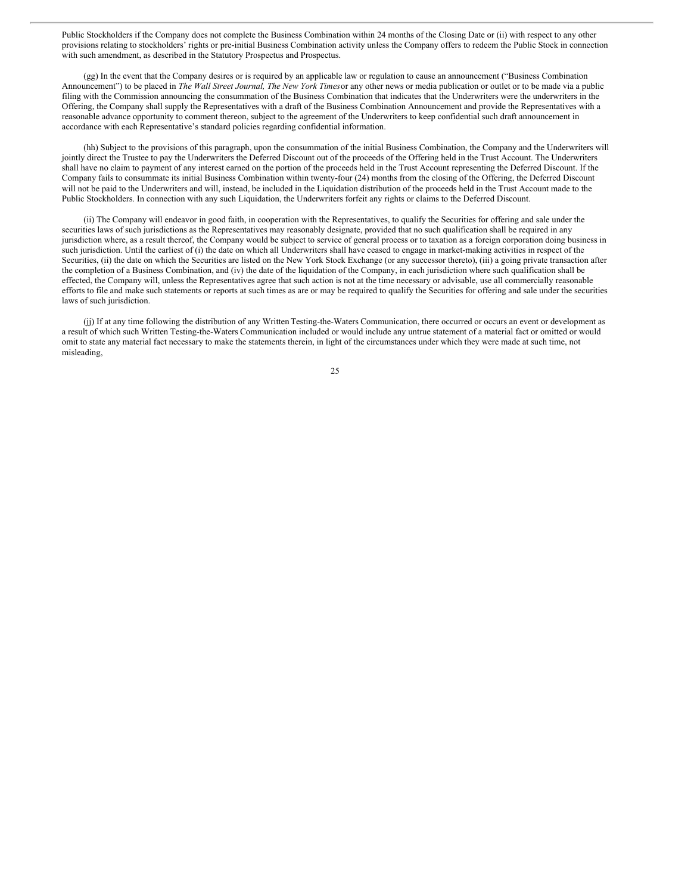Public Stockholders if the Company does not complete the Business Combination within 24 months of the Closing Date or (ii) with respect to any other provisions relating to stockholders' rights or pre-initial Business Combination activity unless the Company offers to redeem the Public Stock in connection with such amendment, as described in the Statutory Prospectus and Prospectus.

(gg) In the event that the Company desires or is required by an applicable law or regulation to cause an announcement ("Business Combination Announcement") to be placed in *The Wall Street Journal, The New York Times* or any other news or media publication or outlet or to be made via a public filing with the Commission announcing the consummation of the Business Combination that indicates that the Underwriters were the underwriters in the Offering, the Company shall supply the Representatives with a draft of the Business Combination Announcement and provide the Representatives with a reasonable advance opportunity to comment thereon, subject to the agreement of the Underwriters to keep confidential such draft announcement in accordance with each Representative's standard policies regarding confidential information.

(hh) Subject to the provisions of this paragraph, upon the consummation of the initial Business Combination, the Company and the Underwriters will jointly direct the Trustee to pay the Underwriters the Deferred Discount out of the proceeds of the Offering held in the Trust Account. The Underwriters shall have no claim to payment of any interest earned on the portion of the proceeds held in the Trust Account representing the Deferred Discount. If the Company fails to consummate its initial Business Combination within twenty-four (24) months from the closing of the Offering, the Deferred Discount will not be paid to the Underwriters and will, instead, be included in the Liquidation distribution of the proceeds held in the Trust Account made to the Public Stockholders. In connection with any such Liquidation, the Underwriters forfeit any rights or claims to the Deferred Discount.

(ii) The Company will endeavor in good faith, in cooperation with the Representatives, to qualify the Securities for offering and sale under the securities laws of such jurisdictions as the Representatives may reasonably designate, provided that no such qualification shall be required in any jurisdiction where, as a result thereof, the Company would be subject to service of general process or to taxation as a foreign corporation doing business in such jurisdiction. Until the earliest of (i) the date on which all Underwriters shall have ceased to engage in market-making activities in respect of the Securities, (ii) the date on which the Securities are listed on the New York Stock Exchange (or any successor thereto), (iii) a going private transaction after the completion of a Business Combination, and (iv) the date of the liquidation of the Company, in each jurisdiction where such qualification shall be effected, the Company will, unless the Representatives agree that such action is not at the time necessary or advisable, use all commercially reasonable efforts to file and make such statements or reports at such times as are or may be required to qualify the Securities for offering and sale under the securities laws of such jurisdiction.

(jj) If at any time following the distribution of any Written Testing-the-Waters Communication, there occurred or occurs an event or development as a result of which such Written Testing-the-Waters Communication included or would include any untrue statement of a material fact or omitted or would omit to state any material fact necessary to make the statements therein, in light of the circumstances under which they were made at such time, not misleading,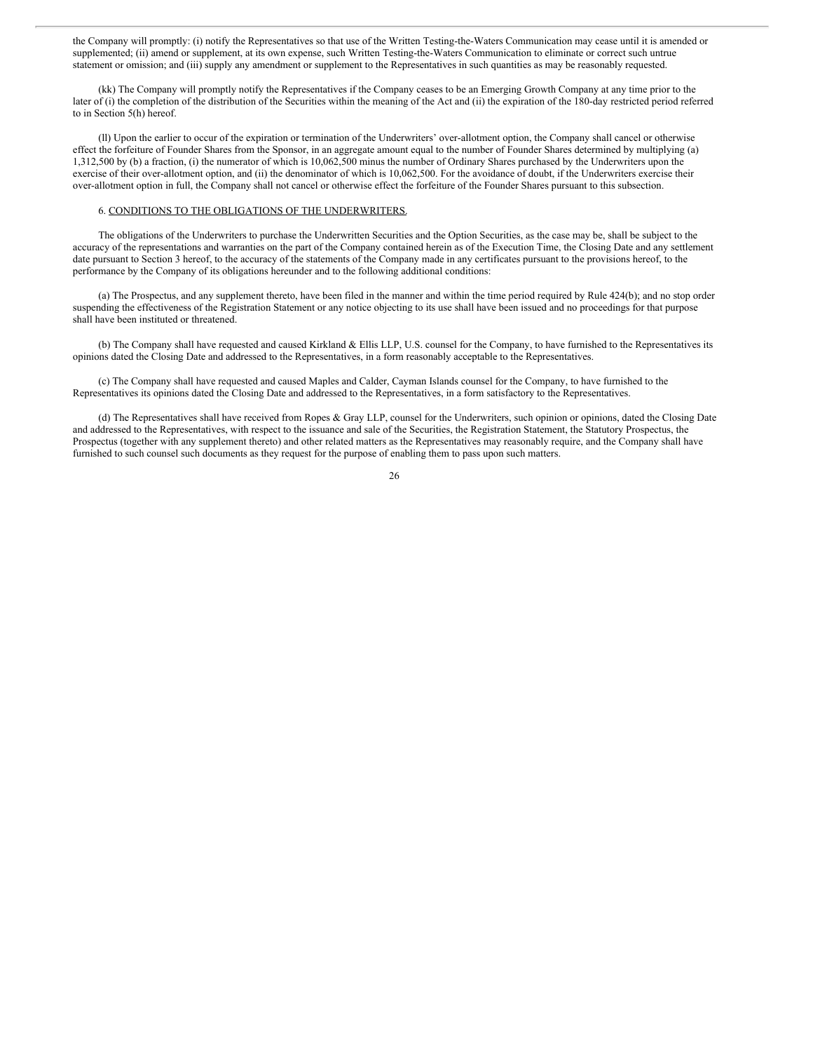the Company will promptly: (i) notify the Representatives so that use of the Written Testing-the-Waters Communication may cease until it is amended or supplemented; (ii) amend or supplement, at its own expense, such Written Testing-the-Waters Communication to eliminate or correct such untrue statement or omission; and (iii) supply any amendment or supplement to the Representatives in such quantities as may be reasonably requested.

(kk) The Company will promptly notify the Representatives if the Company ceases to be an Emerging Growth Company at any time prior to the later of (i) the completion of the distribution of the Securities within the meaning of the Act and (ii) the expiration of the 180-day restricted period referred to in Section 5(h) hereof.

(ll) Upon the earlier to occur of the expiration or termination of the Underwriters' over-allotment option, the Company shall cancel or otherwise effect the forfeiture of Founder Shares from the Sponsor, in an aggregate amount equal to the number of Founder Shares determined by multiplying (a) 1,312,500 by (b) a fraction, (i) the numerator of which is 10,062,500 minus the number of Ordinary Shares purchased by the Underwriters upon the exercise of their over-allotment option, and (ii) the denominator of which is 10,062,500. For the avoidance of doubt, if the Underwriters exercise their over-allotment option in full, the Company shall not cancel or otherwise effect the forfeiture of the Founder Shares pursuant to this subsection.

6. <u>CONDITIONS TO THE OBLIGATIONS OF THE UNDERWRITERS.</u>

The obligations of the Underwriters to purchase the Underwritten Securities and the Option Securities, as the case may be, shall be subject to the accuracy of the representations and warranties on the part of the Company contained herein as of the Execution Time, the Closing Date and any settlement date pursuant to Section 3 hereof, to the accuracy of the statements of the Company made in any certificates pursuant to the provisions hereof, to the performance by the Company of its obligations hereunder and to the following additional conditions:

(a) The Prospectus, and any supplement thereto, have been filed in the manner and within the time period required by Rule 424(b); and no stop order suspending the effectiveness of the Registration Statement or any notice objecting to its use shall have been issued and no proceedings for that purpose shall have been instituted or threatened.

(b) The Company shall have requested and caused Kirkland & Ellis LLP, U.S. counsel for the Company, to have furnished to the Representatives its opinions dated the Closing Date and addressed to the Representatives, in a form reasonably acceptable to the Representatives.

(c) The Company shall have requested and caused Maples and Calder, Cayman Islands counsel for the Company, to have furnished to the Representatives its opinions dated the Closing Date and addressed to the Representatives, in a form satisfactory to the Representatives.

(d) The Representatives shall have received from Ropes & Gray LLP, counsel for the Underwriters, such opinion or opinions, dated the Closing Date and addressed to the Representatives, with respect to the issuance and sale of the Securities, the Registration Statement, the Statutory Prospectus, the Prospectus (together with any supplement thereto) and other related matters as the Representatives may reasonably require, and the Company shall have furnished to such counsel such documents as they request for the purpose of enabling them to pass upon such matters.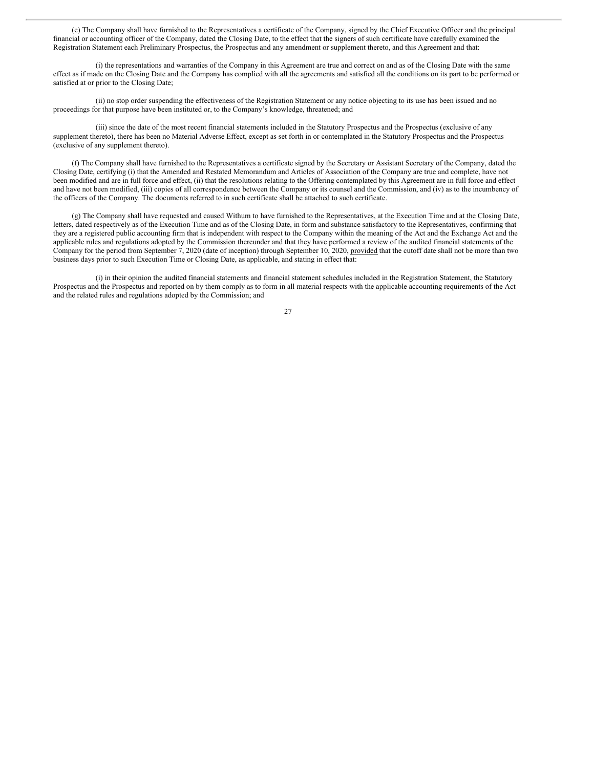(e) The Company shall have furnished to the Representatives a certificate of the Company, signed by the Chief Executive Officer and the principal financial or accounting officer of the Company, dated the Closing Date, to the effect that the signers of such certificate have carefully examined the Registration Statement each Preliminary Prospectus, the Prospectus and any amendment or supplement thereto, and this Agreement and that:

(i) the representations and warranties of the Company in this Agreement are true and correct on and as of the Closing Date with the same effect as if made on the Closing Date and the Company has complied with all the agreements and satisfied all the conditions on its part to be performed or satisfied at or prior to the Closing Date;

(ii) no stop order suspending the effectiveness of the Registration Statement or any notice objecting to its use has been issued and no proceedings for that purpose have been instituted or, to the Company's knowledge, threatened; and

(iii) since the date of the most recent financial statements included in the Statutory Prospectus and the Prospectus (exclusive of any supplement thereto), there has been no Material Adverse Effect, except as set forth in or contemplated in the Statutory Prospectus and the Prospectus (exclusive of any supplement thereto).

(f) The Company shall have furnished to the Representatives a certificate signed by the Secretary or Assistant Secretary of the Company, dated the Closing Date, certifying (i) that the Amended and Restated Memorandum and Articles of Association of the Company are true and complete, have not been modified and are in full force and effect, (ii) that the resolutions relating to the Offering contemplated by this Agreement are in full force and effect and have not been modified, (iii) copies of all correspondence between the Company or its counsel and the Commission, and (iv) as to the incumbency of the officers of the Company. The documents referred to in such certificate shall be attached to such certificate.

(g) The Company shall have requested and caused Withum to have furnished to the Representatives, at the Execution Time and at the Closing Date, letters, dated respectively as of the Execution Time and as of the Closing Date, in form and substance satisfactory to the Representatives, confirming that they are a registered public accounting firm that is independent with respect to the Company within the meaning of the Act and the Exchange Act and the applicable rules and regulations adopted by the Commission thereunder and that they have performed a review of the audited financial statements of the Company for the period from September 7, 2020 (date of inception) through September 10, 2020, provided that the cutoff date shall not be more than two business days prior to such Execution Time or Closing Date, as applicable, and stating in effect that:

(i) in their opinion the audited financial statements and financial statement schedules included in the Registration Statement, the Statutory Prospectus and the Prospectus and reported on by them comply as to form in all material respects with the applicable accounting requirements of the Act and the related rules and regulations adopted by the Commission; and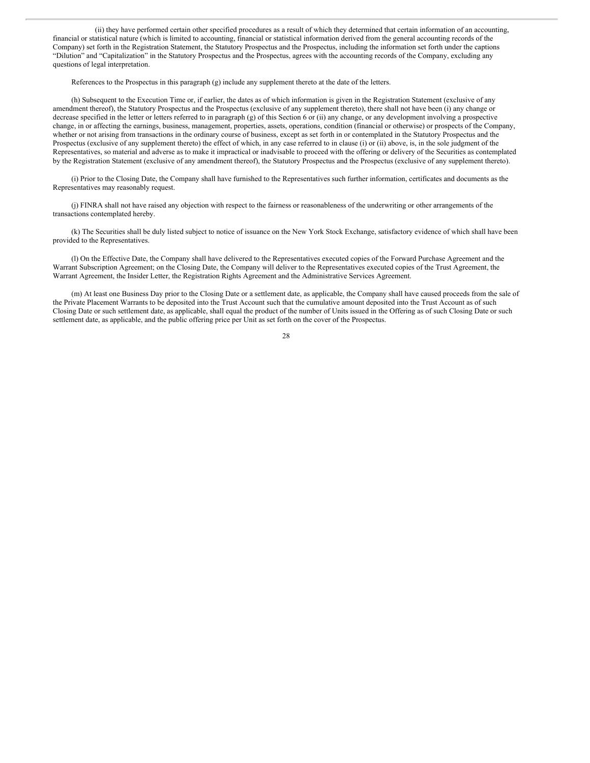(ii) they have performed certain other specified procedures as a result of which they determined that certain information of an accounting, financial or statistical nature (which is limited to accounting, financial or statistical information derived from the general accounting records of the Company) set forth in the Registration Statement, the Statutory Prospectus and the Prospectus, including the information set forth under the captions "Dilution" and "Capitalization" in the Statutory Prospectus and the Prospectus, agrees with the accounting records of the Company, excluding any questions of legal interpretation.

References to the Prospectus in this paragraph (g) include any supplement thereto at the date of the letters.

(h) Subsequent to the Execution Time or, if earlier, the dates as of which information is given in the Registration Statement (exclusive of any amendment thereof), the Statutory Prospectus and the Prospectus (exclusive of any supplement thereto), there shall not have been (i) any change or decrease specified in the letter or letters referred to in paragraph (g) of this Section 6 or (ii) any change, or any development involving a prospective change, in or affecting the earnings, business, management, properties, assets, operations, condition (financial or otherwise) or prospects of the Company, whether or not arising from transactions in the ordinary course of business, except as set forth in or contemplated in the Statutory Prospectus and the Prospectus (exclusive of any supplement thereto) the effect of which, in any case referred to in clause (i) or (ii) above, is, in the sole judgment of the Representatives, so material and adverse as to make it impractical or inadvisable to proceed with the offering or delivery of the Securities as contemplated by the Registration Statement (exclusive of any amendment thereof), the Statutory Prospectus and the Prospectus (exclusive of any supplement thereto).

(i) Prior to the Closing Date, the Company shall have furnished to the Representatives such further information, certificates and documents as the Representatives may reasonably request.

(j) FINRA shall not have raised any objection with respect to the fairness or reasonableness of the underwriting or other arrangements of the transactions contemplated hereby.

(k) The Securities shall be duly listed subject to notice of issuance on the New York Stock Exchange, satisfactory evidence of which shall have been provided to the Representatives.

(l) On the Effective Date, the Company shall have delivered to the Representatives executed copies of the Forward Purchase Agreement and the Warrant Subscription Agreement; on the Closing Date, the Company will deliver to the Representatives executed copies of the Trust Agreement, the Warrant Agreement, the Insider Letter, the Registration Rights Agreement and the Administrative Services Agreement.

(m) At least one Business Day prior to the Closing Date or a settlement date, as applicable, the Company shall have caused proceeds from the sale of the Private Placement Warrants to be deposited into the Trust Account such that the cumulative amount deposited into the Trust Account as of such Closing Date or such settlement date, as applicable, shall equal the product of the number of Units issued in the Offering as of such Closing Date or such settlement date, as applicable, and the public offering price per Unit as set forth on the cover of the Prospectus.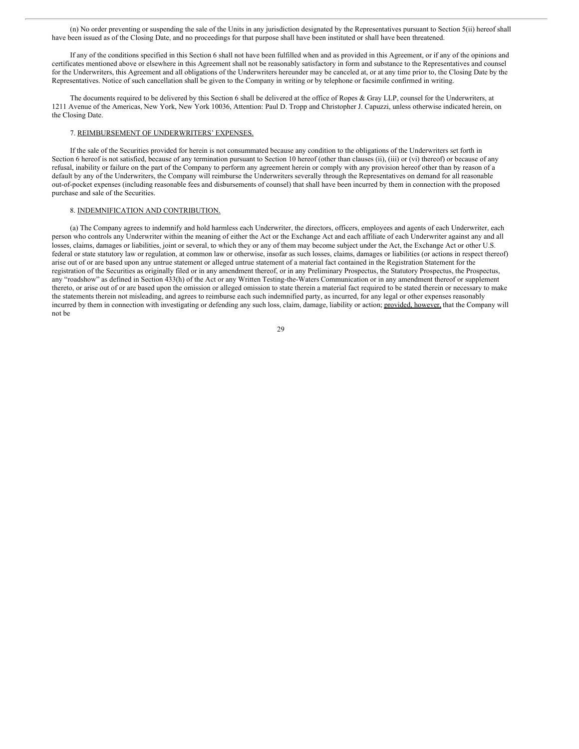(n) No order preventing or suspending the sale of the Units in any jurisdiction designated by the Representatives pursuant to Section 5(ii) hereof shall have been issued as of the Closing Date, and no proceedings for that purpose shall have been instituted or shall have been threatened.

If any of the conditions specified in this Section 6 shall not have been fulfilled when and as provided in this Agreement, or if any of the opinions and certificates mentioned above or elsewhere in this Agreement shall not be reasonably satisfactory in form and substance to the Representatives and counsel for the Underwriters, this Agreement and all obligations of the Underwriters hereunder may be canceled at, or at any time prior to, the Closing Date by the Representatives. Notice of such cancellation shall be given to the Company in writing or by telephone or facsimile confirmed in writing.

The documents required to be delivered by this Section 6 shall be delivered at the office of Ropes & Gray LLP, counsel for the Underwriters, at 1211 Avenue of the Americas, New York, New York 10036, Attention: Paul D. Tropp and Christopher J. Capuzzi, unless otherwise indicated herein, on the Closing Date.

7. REIMBURSEMENT OF UNDERWRITERS' EXPENSES.

If the sale of the Securities provided for herein is not consummated because any condition to the obligations of the Underwriters set forth in Section 6 hereof is not satisfied, because of any termination pursuant to Section 10 hereof (other than clauses (ii), (iii) or (vi) thereof) or because of any refusal, inability or failure on the part of the Company to perform any agreement herein or comply with any provision hereof other than by reason of a default by any of the Underwriters, the Company will reimburse the Underwriters severally through the Representatives on demand for all reasonable out-of-pocket expenses (including reasonable fees and disbursements of counsel) that shall have been incurred by them in connection with the proposed purchase and sale of the Securities.

8. INDEMNIFICATION AND CONTRIBUTION.

(a) The Company agrees to indemnify and hold harmless each Underwriter, the directors, officers, employees and agents of each Underwriter, each person who controls any Underwriter within the meaning of either the Act or the Exchange Act and each affiliate of each Underwriter against any and all losses, claims, damages or liabilities, joint or several, to which they or any of them may become subject under the Act, the Exchange Act or other U.S. federal or state statutory law or regulation, at common law or otherwise, insofar as such losses, claims, damages or liabilities (or actions in respect thereof) arise out of or are based upon any untrue statement or alleged untrue statement of a material fact contained in the Registration Statement for the registration of the Securities as originally filed or in any amendment thereof, or in any Preliminary Prospectus, the Statutory Prospectus, the Prospectus, any "roadshow" as defined in Section 433(h) of the Act or any Written Testing-the-Waters Communication or in any amendment thereof or supplement thereto, or arise out of or are based upon the omission or alleged omission to state therein a material fact required to be stated therein or necessary to make the statements therein not misleading, and agrees to reimburse each such indemnified party, as incurred, for any legal or other expenses reasonably incurred by them in connection with investigating or defending any such loss, claim, damage, liability or action; provided, however, that the Company will not be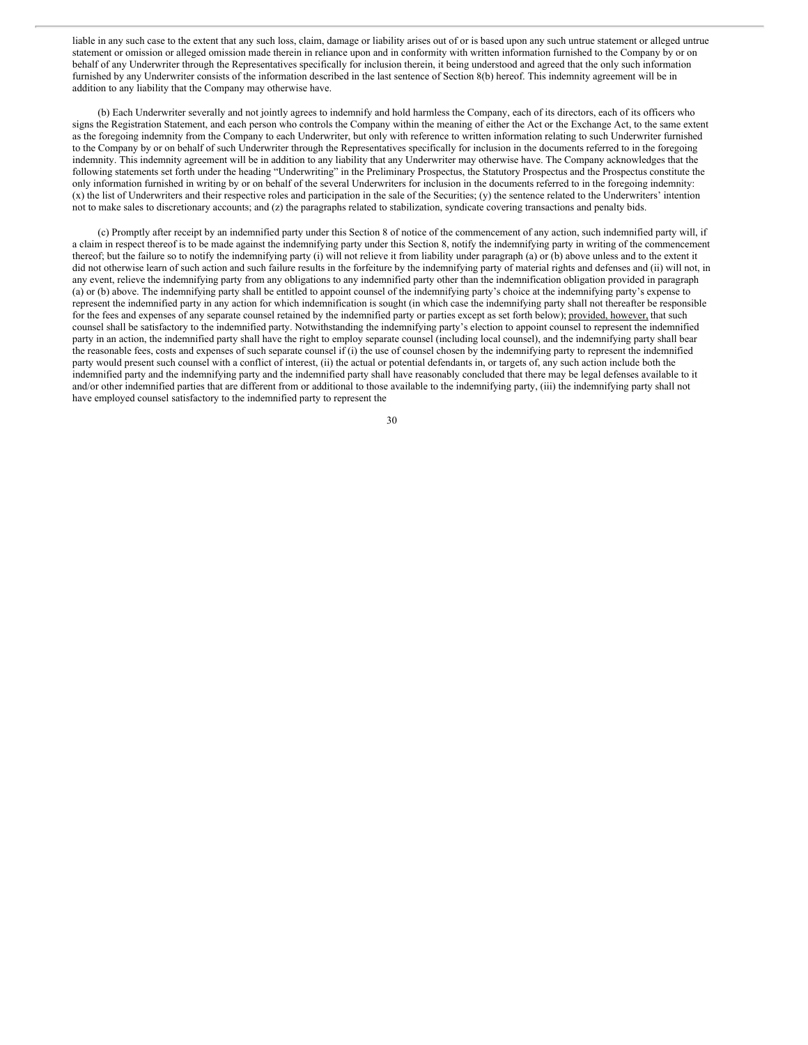liable in any such case to the extent that any such loss, claim, damage or liability arises out of or is based upon any such untrue statement or alleged untrue statement or omission or alleged omission made therein in reliance upon and in conformity with written information furnished to the Company by or on behalf of any Underwriter through the Representatives specifically for inclusion therein, it being understood and agreed that the only such information furnished by any Underwriter consists of the information described in the last sentence of Section 8(b) hereof. This indemnity agreement will be in addition to any liability that the Company may otherwise have.

(b) Each Underwriter severally and not jointly agrees to indemnify and hold harmless the Company, each of its directors, each of its officers who signs the Registration Statement, and each person who controls the Company within the meaning of either the Act or the Exchange Act, to the same extent as the foregoing indemnity from the Company to each Underwriter, but only with reference to written information relating to such Underwriter furnished to the Company by or on behalf of such Underwriter through the Representatives specifically for inclusion in the documents referred to in the foregoing indemnity. This indemnity agreement will be in addition to any liability that any Underwriter may otherwise have. The Company acknowledges that the following statements set forth under the heading "Underwriting" in the Preliminary Prospectus, the Statutory Prospectus and the Prospectus constitute the only information furnished in writing by or on behalf of the several Underwriters for inclusion in the documents referred to in the foregoing indemnity: (x) the list of Underwriters and their respective roles and participation in the sale of the Securities; (y) the sentence related to the Underwriters' intention not to make sales to discretionary accounts; and (z) the paragraphs related to stabilization, syndicate covering transactions and penalty bids.

(c) Promptly after receipt by an indemnified party under this Section 8 of notice of the commencement of any action, such indemnified party will, if a claim in respect thereof is to be made against the indemnifying party under this Section 8, notify the indemnifying party in writing of the commencement thereof; but the failure so to notify the indemnifying party (i) will not relieve it from liability under paragraph (a) or (b) above unless and to the extent it did not otherwise learn of such action and such failure results in the forfeiture by the indemnifying party of material rights and defenses and (ii) will not, in any event, relieve the indemnifying party from any obligations to any indemnified party other than the indemnification obligation provided in paragraph (a) or (b) above. The indemnifying party shall be entitled to appoint counsel of the indemnifying party's choice at the indemnifying party's expense to represent the indemnified party in any action for which indemnification is sought (in which case the indemnifying party shall not thereafter be responsible for the fees and expenses of any separate counsel retained by the indemnified party or parties except as set forth below); provided, however, that such counsel shall be satisfactory to the indemnified party. Notwithstanding the indemnifying party's election to appoint counsel to represent the indemnified party in an action, the indemnified party shall have the right to employ separate counsel (including local counsel), and the indemnifying party shall bear the reasonable fees, costs and expenses of such separate counsel if (i) the use of counsel chosen by the indemnifying party to represent the indemnified party would present such counsel with a conflict of interest, (ii) the actual or potential defendants in, or targets of, any such action include both the indemnified party and the indemnifying party and the indemnified party shall have reasonably concluded that there may be legal defenses available to it and/or other indemnified parties that are different from or additional to those available to the indemnifying party, (iii) the indemnifying party shall not have employed counsel satisfactory to the indemnified party to represent the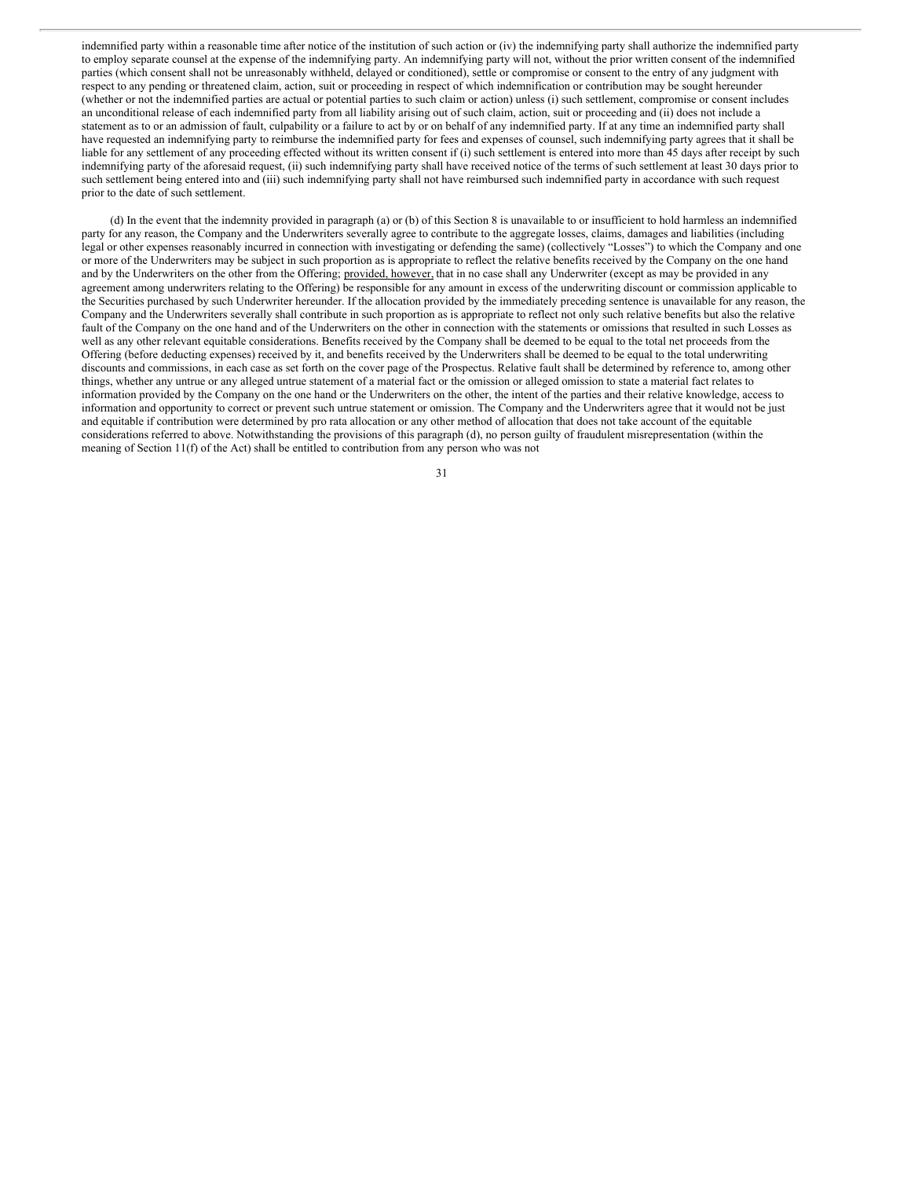indemnified party within a reasonable time after notice of the institution of such action or (iv) the indemnifying party shall authorize the indemnified party to employ separate counsel at the expense of the indemnifying party. An indemnifying party will not, without the prior written consent of the indemnified parties (which consent shall not be unreasonably withheld, delayed or conditioned), settle or compromise or consent to the entry of any judgment with respect to any pending or threatened claim, action, suit or proceeding in respect of which indemnification or contribution may be sought hereunder (whether or not the indemnified parties are actual or potential parties to such claim or action) unless (i) such settlement, compromise or consent includes an unconditional release of each indemnified party from all liability arising out of such claim, action, suit or proceeding and (ii) does not include a statement as to or an admission of fault, culpability or a failure to act by or on behalf of any indemnified party. If at any time an indemnified party shall have requested an indemnifying party to reimburse the indemnified party for fees and expenses of counsel, such indemnifying party agrees that it shall be liable for any settlement of any proceeding effected without its written consent if (i) such settlement is entered into more than 45 days after receipt by such indemnifying party of the aforesaid request, (ii) such indemnifying party shall have received notice of the terms of such settlement at least 30 days prior to such settlement being entered into and (iii) such indemnifying party shall not have reimbursed such indemnified party in accordance with such request prior to the date of such settlement.

(d) In the event that the indemnity provided in paragraph (a) or (b) of this Section 8 is unavailable to or insufficient to hold harmless an indemnified party for any reason, the Company and the Underwriters severally agree to contribute to the aggregate losses, claims, damages and liabilities (including legal or other expenses reasonably incurred in connection with investigating or defending the same) (collectively "Losses") to which the Company and one or more of the Underwriters may be subject in such proportion as is appropriate to reflect the relative benefits received by the Company on the one hand and by the Underwriters on the other from the Offering; provided, however, that in no case shall any Underwriter (except as may be provided in any agreement among underwriters relating to the Offering) be responsible for any amount in excess of the underwriting discount or commission applicable to the Securities purchased by such Underwriter hereunder. If the allocation provided by the immediately preceding sentence is unavailable for any reason, the Company and the Underwriters severally shall contribute in such proportion as is appropriate to reflect not only such relative benefits but also the relative fault of the Company on the one hand and of the Underwriters on the other in connection with the statements or omissions that resulted in such Losses as well as any other relevant equitable considerations. Benefits received by the Company shall be deemed to be equal to the total net proceeds from the Offering (before deducting expenses) received by it, and benefits received by the Underwriters shall be deemed to be equal to the total underwriting discounts and commissions, in each case as set forth on the cover page of the Prospectus. Relative fault shall be determined by reference to, among other things, whether any untrue or any alleged untrue statement of a material fact or the omission or alleged omission to state a material fact relates to information provided by the Company on the one hand or the Underwriters on the other, the intent of the parties and their relative knowledge, access to information and opportunity to correct or prevent such untrue statement or omission. The Company and the Underwriters agree that it would not be just and equitable if contribution were determined by pro rata allocation or any other method of allocation that does not take account of the equitable considerations referred to above. Notwithstanding the provisions of this paragraph (d), no person guilty of fraudulent misrepresentation (within the meaning of Section 11(f) of the Act) shall be entitled to contribution from any person who was not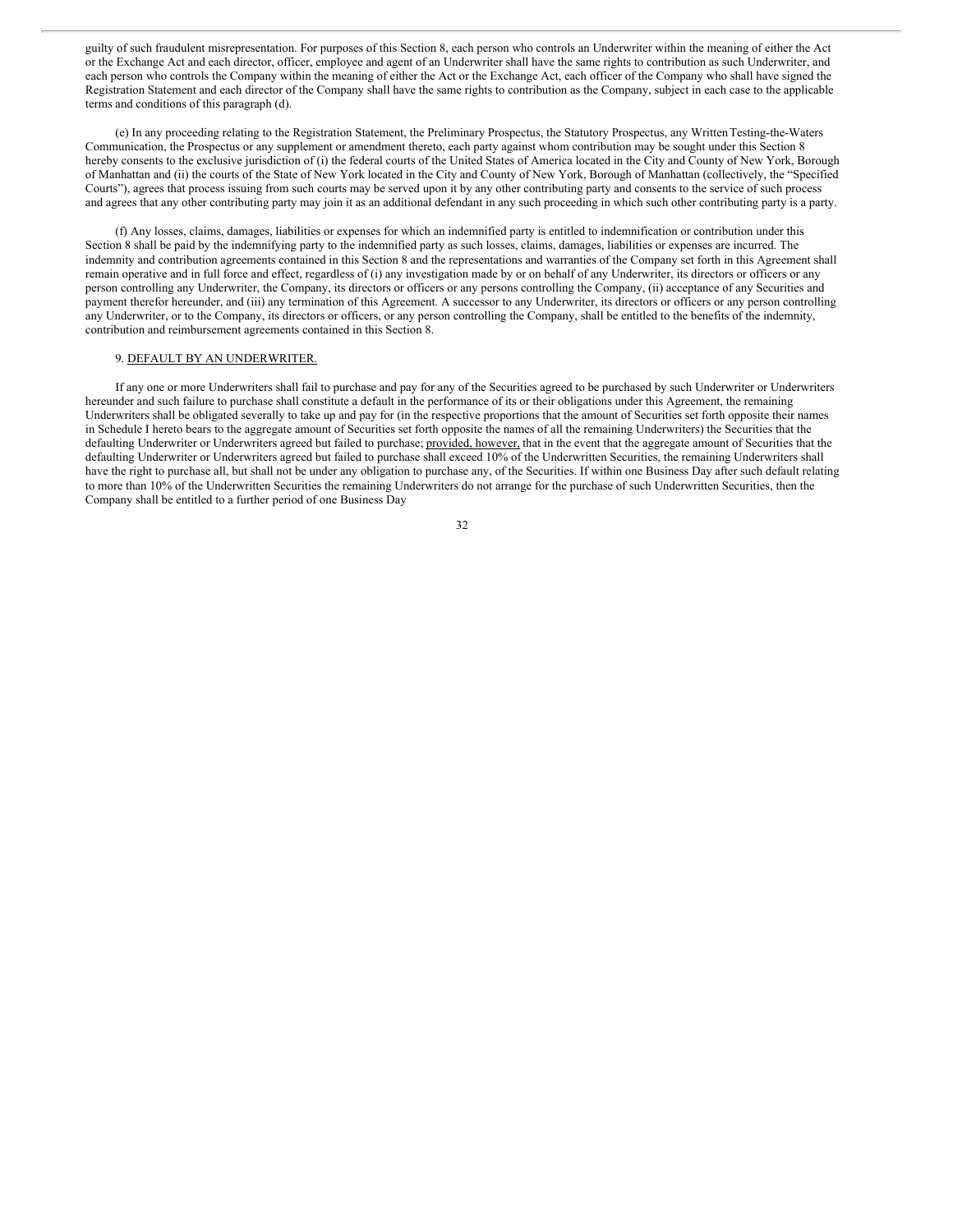guilty of such fraudulent misrepresentation. For purposes of this Section 8, each person who controls an Underwriter within the meaning of either the Act or the Exchange Act and each director, officer, employee and agent of an Underwriter shall have the same rights to contribution as such Underwriter, and each person who controls the Company within the meaning of either the Act or the Exchange Act, each officer of the Company who shall have signed the Registration Statement and each director of the Company shall have the same rights to contribution as the Company, subject in each case to the applicable terms and conditions of this paragraph (d).

(e) In any proceeding relating to the Registration Statement, the Preliminary Prospectus, the Statutory Prospectus, any Written Testing-the-Waters Communication, the Prospectus or any supplement or amendment thereto, each party against whom contribution may be sought under this Section 8 hereby consents to the exclusive jurisdiction of (i) the federal courts of the United States of America located in the City and County of New York, Borough of Manhattan and (ii) the courts of the State of New York located in the City and County of New York, Borough of Manhattan (collectively, the "Specified Courts"), agrees that process issuing from such courts may be served upon it by any other contributing party and consents to the service of such process and agrees that any other contributing party may join it as an additional defendant in any such proceeding in which such other contributing party is a party.

(f) Any losses, claims, damages, liabilities or expenses for which an indemnified party is entitled to indemnification or contribution under this Section 8 shall be paid by the indemnifying party to the indemnified party as such losses, claims, damages, liabilities or expenses are incurred. The indemnity and contribution agreements contained in this Section 8 and the representations and warranties of the Company set forth in this Agreement shall remain operative and in full force and effect, regardless of (i) any investigation made by or on behalf of any Underwriter, its directors or officers or any person controlling any Underwriter, the Company, its directors or officers or any persons controlling the Company, (ii) acceptance of any Securities and payment therefor hereunder, and (iii) any termination of this Agreement. A successor to any Underwriter, its directors or officers or any person controlling any Underwriter, or to the Company, its directors or officers, or any person controlling the Company, shall be entitled to the benefits of the indemnity, contribution and reimbursement agreements contained in this Section 8.

9. DEFAULT BY AN UNDERWRITER.

If any one or more Underwriters shall fail to purchase and pay for any of the Securities agreed to be purchased by such Underwriter or Underwriters hereunder and such failure to purchase shall constitute a default in the performance of its or their obligations under this Agreement, the remaining Underwriters shall be obligated severally to take up and pay for (in the respective proportions that the amount of Securities set forth opposite their names in Schedule I hereto bears to the aggregate amount of Securities set forth opposite the names of all the remaining Underwriters) the Securities that the defaulting Underwriter or Underwriters agreed but failed to purchase; provided, however, that in the event that the aggregate amount of Securities that the defaulting Underwriter or Underwriters agreed but failed to purchase shall exceed 10% of the Underwritten Securities, the remaining Underwriters shall have the right to purchase all, but shall not be under any obligation to purchase any, of the Securities. If within one Business Day after such default relating to more than 10% of the Underwritten Securities the remaining Underwriters do not arrange for the purchase of such Underwritten Securities, then the Company shall be entitled to a further period of one Business Day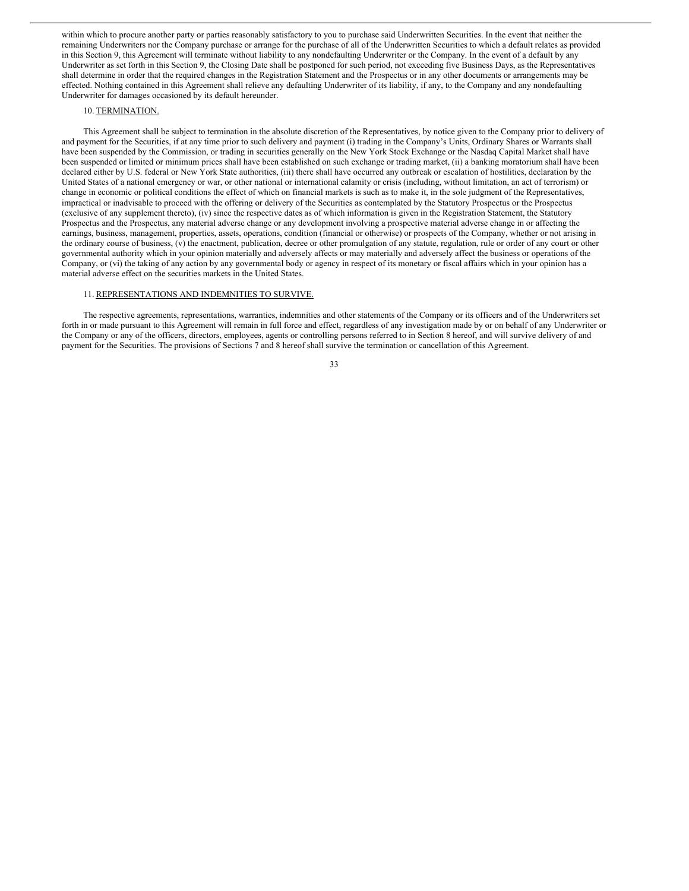within which to procure another party or parties reasonably satisfactory to you to purchase said Underwritten Securities. In the event that neither the remaining Underwriters nor the Company purchase or arrange for the purchase of all of the Underwritten Securities to which a default relates as provided in this Section 9, this Agreement will terminate without liability to any nondefaulting Underwriter or the Company. In the event of a default by any Underwriter as set forth in this Section 9, the Closing Date shall be postponed for such period, not exceeding five Business Days, as the Representatives shall determine in order that the required changes in the Registration Statement and the Prospectus or in any other documents or arrangements may be effected. Nothing contained in this Agreement shall relieve any defaulting Underwriter of its liability, if any, to the Company and any nondefaulting Underwriter for damages occasioned by its default hereunder.

10. TERMINATION.

This Agreement shall be subject to termination in the absolute discretion of the Representatives, by notice given to the Company prior to delivery of and payment for the Securities, if at any time prior to such delivery and payment (i) trading in the Company's Units, Ordinary Shares or Warrants shall have been suspended by the Commission, or trading in securities generally on the New York Stock Exchange or the Nasdaq Capital Market shall have been suspended or limited or minimum prices shall have been established on such exchange or trading market, (ii) a banking moratorium shall have been declared either by U.S. federal or New York State authorities, (iii) there shall have occurred any outbreak or escalation of hostilities, declaration by the United States of a national emergency or war, or other national or international calamity or crisis (including, without limitation, an act of terrorism) or change in economic or political conditions the effect of which on financial markets is such as to make it, in the sole judgment of the Representatives, impractical or inadvisable to proceed with the offering or delivery of the Securities as contemplated by the Statutory Prospectus or the Prospectus (exclusive of any supplement thereto), (iv) since the respective dates as of which information is given in the Registration Statement, the Statutory Prospectus and the Prospectus, any material adverse change or any development involving a prospective material adverse change in or affecting the earnings, business, management, properties, assets, operations, condition (financial or otherwise) or prospects of the Company, whether or not arising in the ordinary course of business, (v) the enactment, publication, decree or other promulgation of any statute, regulation, rule or order of any court or other governmental authority which in your opinion materially and adversely affects or may materially and adversely affect the business or operations of the Company, or (vi) the taking of any action by any governmental body or agency in respect of its monetary or fiscal affairs which in your opinion has a material adverse effect on the securities markets in the United States.

11. REPRESENTATIONS AND INDEMNITIES TO SURVIVE.

The respective agreements, representations, warranties, indemnities and other statements of the Company or its officers and of the Underwriters set forth in or made pursuant to this Agreement will remain in full force and effect, regardless of any investigation made by or on behalf of any Underwriter or the Company or any of the officers, directors, employees, agents or controlling persons referred to in Section 8 hereof, and will survive delivery of and payment for the Securities. The provisions of Sections 7 and 8 hereof shall survive the termination or cancellation of this Agreement.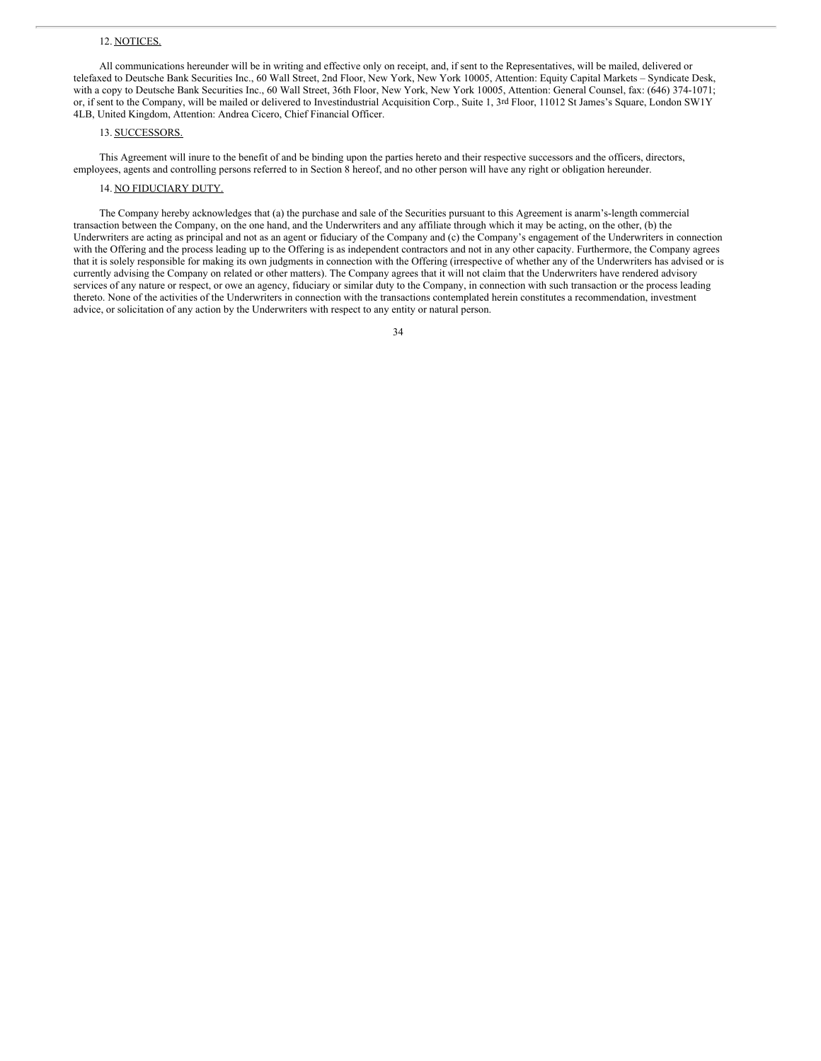12. NOTICES.

All communications hereunder will be in writing and effective only on receipt, and, if sent to the Representatives, will be mailed, delivered or telefaxed to Deutsche Bank Securities Inc., 60 Wall Street, 2nd Floor, New York, New York 10005, Attention: Equity Capital Markets – Syndicate Desk, with a copy to Deutsche Bank Securities Inc., 60 Wall Street, 36th Floor, New York, New York 10005, Attention: General Counsel, fax: (646) 374-1071; or, if sent to the Company, will be mailed or delivered to Investindustrial Acquisition Corp., Suite 1, 3rd Floor, 11012 St James's Square, London SW1Y 4LB, United Kingdom, Attention: Andrea Cicero, Chief Financial Officer.

13. SUCCESSORS.

This Agreement will inure to the benefit of and be binding upon the parties hereto and their respective successors and the officers, directors, employees, agents and controlling persons referred to in Section 8 hereof, and no other person will have any right or obligation hereunder.

14. NO FIDUCIARY DUTY.

The Company hereby acknowledges that (a) the purchase and sale of the Securities pursuant to this Agreement is anarm's-length commercial transaction between the Company, on the one hand, and the Underwriters and any affiliate through which it may be acting, on the other, (b) the Underwriters are acting as principal and not as an agent or fiduciary of the Company and (c) the Company's engagement of the Underwriters in connection with the Offering and the process leading up to the Offering is as independent contractors and not in any other capacity. Furthermore, the Company agrees that it is solely responsible for making its own judgments in connection with the Offering (irrespective of whether any of the Underwriters has advised or is currently advising the Company on related or other matters). The Company agrees that it will not claim that the Underwriters have rendered advisory services of any nature or respect, or owe an agency, fiduciary or similar duty to the Company, in connection with such transaction or the process leading thereto. None of the activities of the Underwriters in connection with the transactions contemplated herein constitutes a recommendation, investment advice, or solicitation of any action by the Underwriters with respect to any entity or natural person.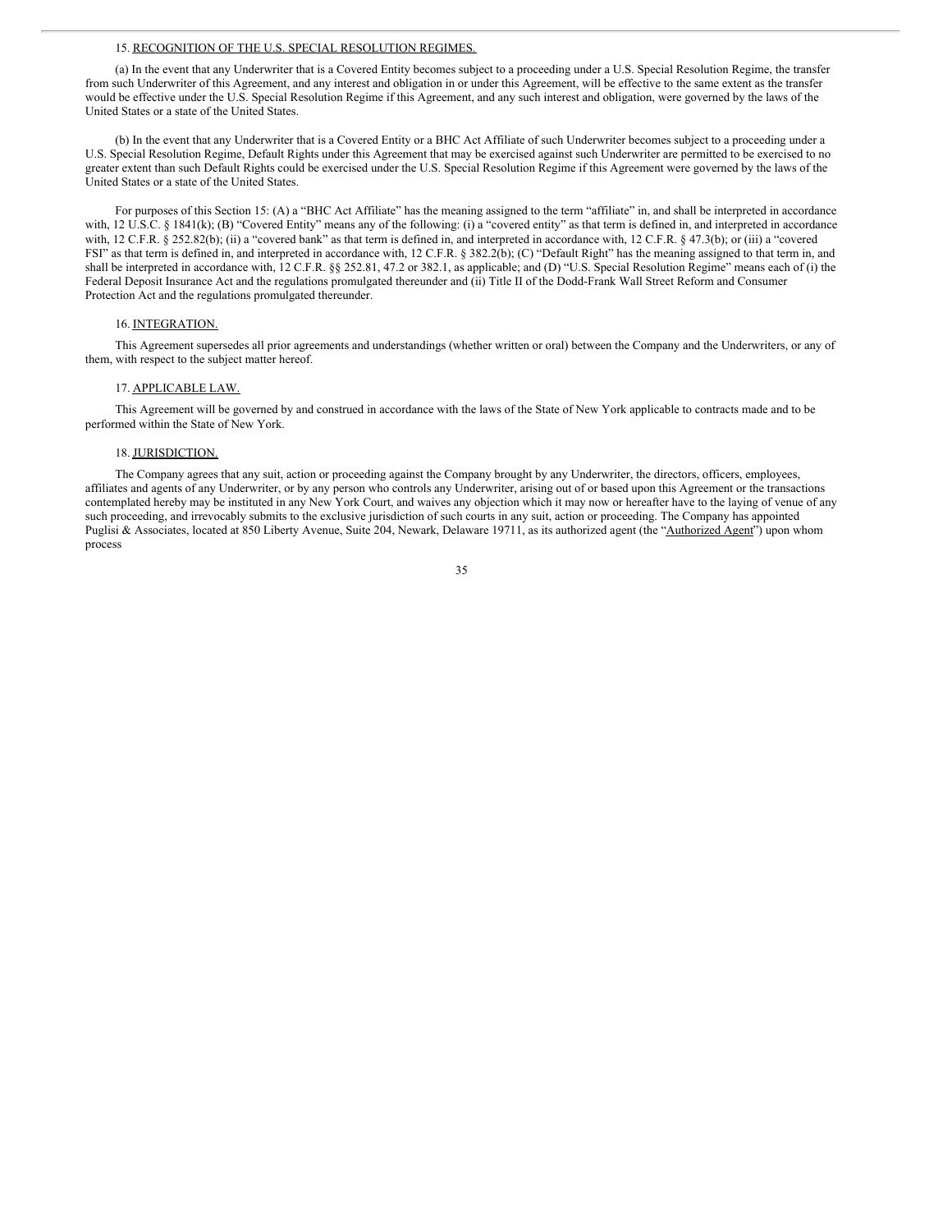15. RECOGNITION OF THE U.S. SPECIAL RESOLUTION REGIMES.

(a) In the event that any Underwriter that is a Covered Entity becomes subject to a proceeding under a U.S. Special Resolution Regime, the transfer from such Underwriter of this Agreement, and any interest and obligation in or under this Agreement, will be effective to the same extent as the transfer would be effective under the U.S. Special Resolution Regime if this Agreement, and any such interest and obligation, were governed by the laws of the United States or a state of the United States.

(b) In the event that any Underwriter that is a Covered Entity or a BHC Act Affiliate of such Underwriter becomes subject to a proceeding under a U.S. Special Resolution Regime, Default Rights under this Agreement that may be exercised against such Underwriter are permitted to be exercised to no greater extent than such Default Rights could be exercised under the U.S. Special Resolution Regime if this Agreement were governed by the laws of the United States or a state of the United States.

For purposes of this Section 15: (A) a "BHC Act Affiliate" has the meaning assigned to the term "affiliate" in, and shall be interpreted in accordance with, 12 U.S.C. § 1841(k); (B) "Covered Entity" means any of the following: (i) a "covered entity" as that term is defined in, and interpreted in accordance with, 12 C.F.R. § 252.82(b); (ii) a "covered bank" as that term is defined in, and interpreted in accordance with, 12 C.F.R. § 47.3(b); or (iii) a "covered FSI" as that term is defined in, and interpreted in accordance with, 12 C.F.R. § 382.2(b); (C) "Default Right" has the meaning assigned to that term in, and shall be interpreted in accordance with, 12 C.F.R. §§ 252.81, 47.2 or 382.1, as applicable; and (D) "U.S. Special Resolution Regime" means each of (i) the Federal Deposit Insurance Act and the regulations promulgated thereunder and (ii) Title II of the Dodd-Frank Wall Street Reform and Consumer Protection Act and the regulations promulgated thereunder.

16. INTEGRATION.

This Agreement supersedes all prior agreements and understandings (whether written or oral) between the Company and the Underwriters, or any of them, with respect to the subject matter hereof.

17. APPLICABLE LAW.

This Agreement will be governed by and construed in accordance with the laws of the State of New York applicable to contracts made and to be performed within the State of New York.

18. JURISDICTION.

The Company agrees that any suit, action or proceeding against the Company brought by any Underwriter, the directors, officers, employees, affiliates and agents of any Underwriter, or by any person who controls any Underwriter, arising out of or based upon this Agreement or the transactions contemplated hereby may be instituted in any New York Court, and waives any objection which it may now or hereafter have to the laying of venue of any such proceeding, and irrevocably submits to the exclusive jurisdiction of such courts in any suit, action or proceeding. The Company has appointed Puglisi & Associates, located at 850 Liberty Avenue, Suite 204, Newark, Delaware 19711, as its authorized agent (the "Authorized Agent") upon whom process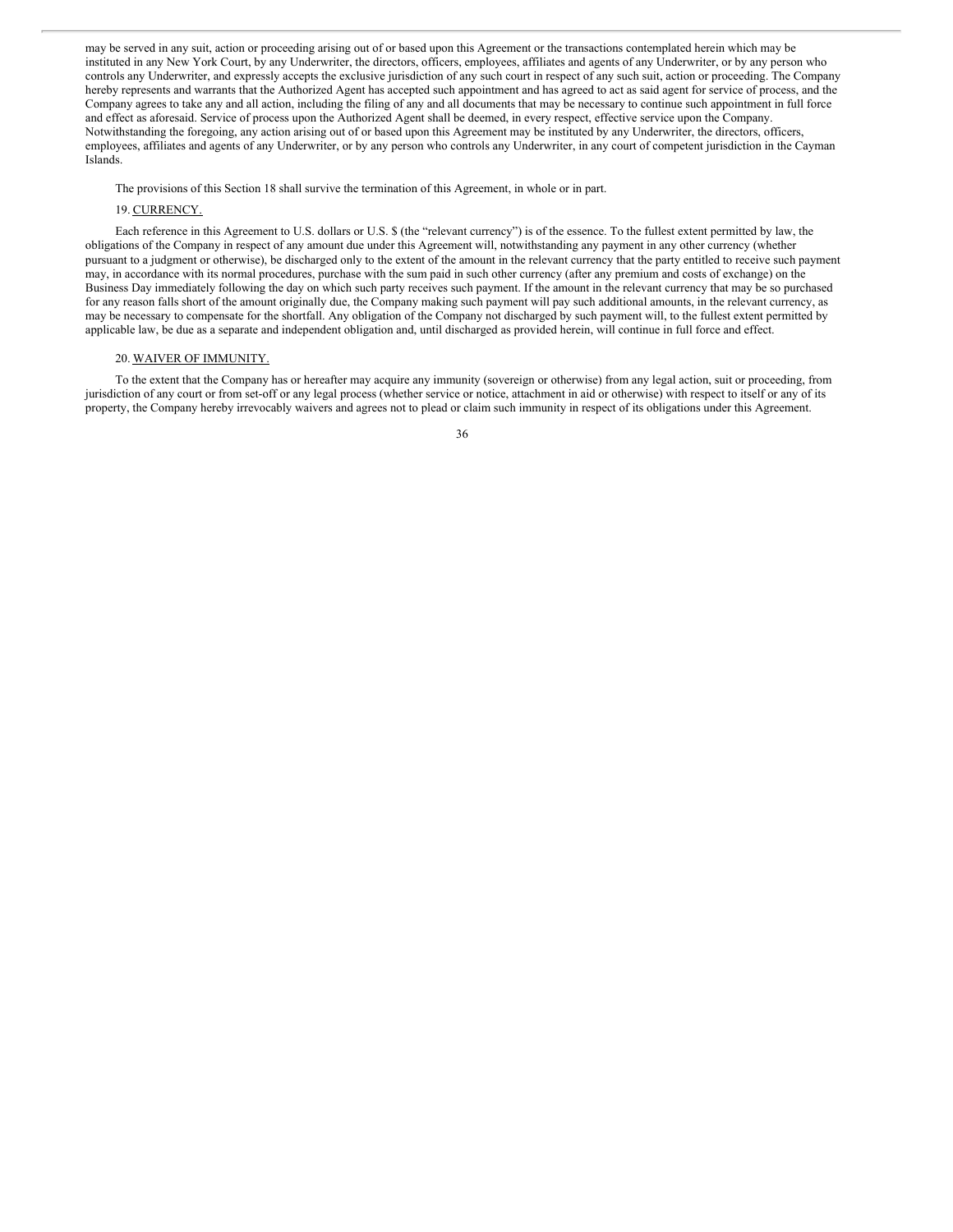may be served in any suit, action or proceeding arising out of or based upon this Agreement or the transactions contemplated herein which may be instituted in any New York Court, by any Underwriter, the directors, officers, employees, affiliates and agents of any Underwriter, or by any person who controls any Underwriter, and expressly accepts the exclusive jurisdiction of any such court in respect of any such suit, action or proceeding. The Company hereby represents and warrants that the Authorized Agent has accepted such appointment and has agreed to act as said agent for service of process, and the Company agrees to take any and all action, including the filing of any and all documents that may be necessary to continue such appointment in full force and effect as aforesaid. Service of process upon the Authorized Agent shall be deemed, in every respect, effective service upon the Company. Notwithstanding the foregoing, any action arising out of or based upon this Agreement may be instituted by any Underwriter, the directors, officers, employees, affiliates and agents of any Underwriter, or by any person who controls any Underwriter, in any court of competent jurisdiction in the Cayman Islands.

The provisions of this Section 18 shall survive the termination of this Agreement, in whole or in part.

19. CURRENCY.

Each reference in this Agreement to U.S. dollars or U.S. $ (the "relevant currency") is of the essence. To the fullest extent permitted by law, the obligations of the Company in respect of any amount due under this Agreement will, notwithstanding any payment in any other currency (whether pursuant to a judgment or otherwise), be discharged only to the extent of the amount in the relevant currency that the party entitled to receive such payment may, in accordance with its normal procedures, purchase with the sum paid in such other currency (after any premium and costs of exchange) on the Business Day immediately following the day on which such party receives such payment. If the amount in the relevant currency that may be so purchased for any reason falls short of the amount originally due, the Company making such payment will pay such additional amounts, in the relevant currency, as may be necessary to compensate for the shortfall. Any obligation of the Company not discharged by such payment will, to the fullest extent permitted by applicable law, be due as a separate and independent obligation and, until discharged as provided herein, will continue in full force and effect.

20. WAIVER OF IMMUNITY.

To the extent that the Company has or hereafter may acquire any immunity (sovereign or otherwise) from any legal action, suit or proceeding, from jurisdiction of any court or from set-off or any legal process (whether service or notice, attachment in aid or otherwise) with respect to itself or any of its property, the Company hereby irrevocably waivers and agrees not to plead or claim such immunity in respect of its obligations under this Agreement.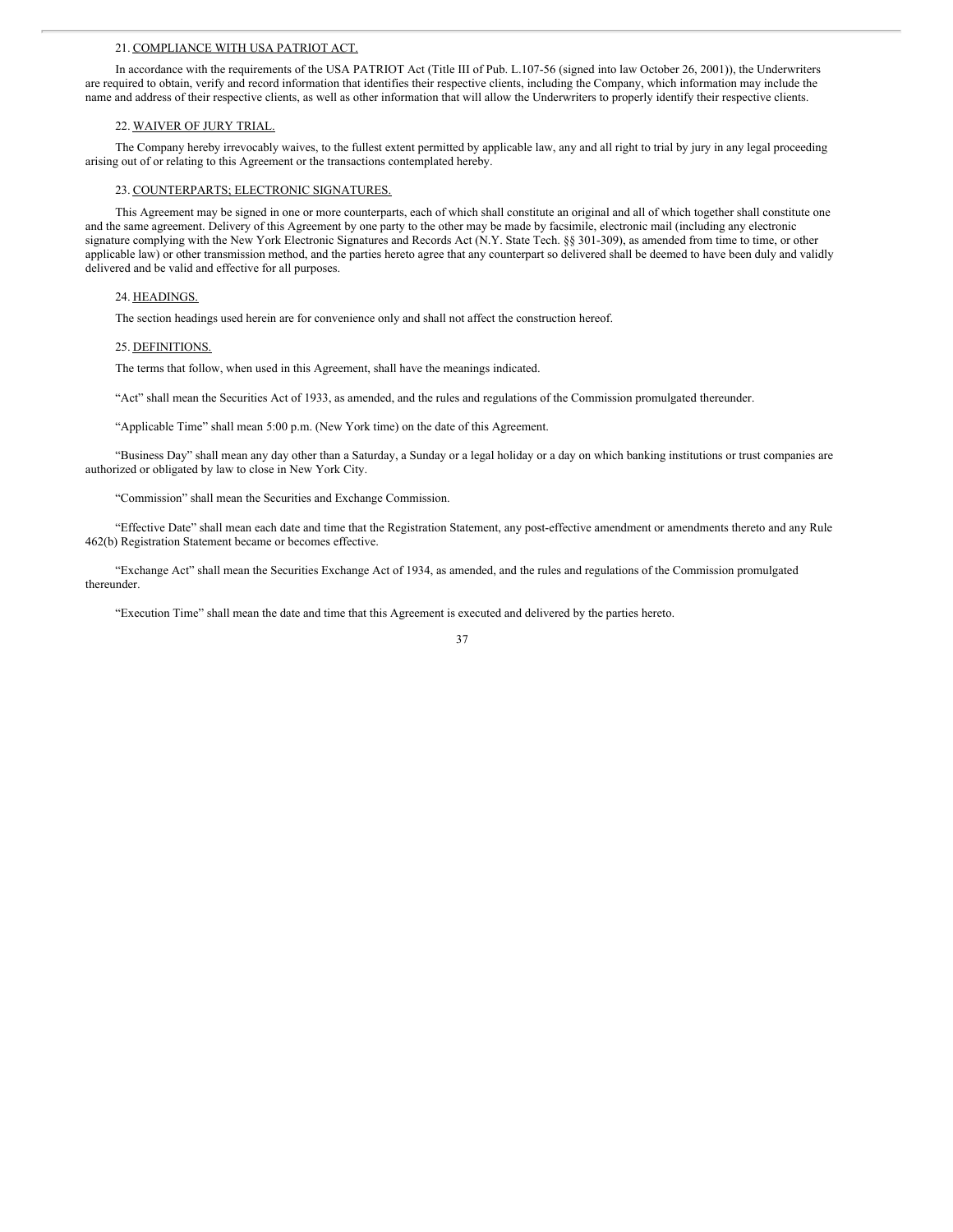21. COMPLIANCE WITH USA PATRIOT ACT.

In accordance with the requirements of the USA PATRIOT Act (Title III of Pub. L.107-56 (signed into law October 26, 2001)), the Underwriters are required to obtain, verify and record information that identifies their respective clients, including the Company, which information may include the name and address of their respective clients, as well as other information that will allow the Underwriters to properly identify their respective clients.

22. WAIVER OF JURY TRIAL.

The Company hereby irrevocably waives, to the fullest extent permitted by applicable law, any and all right to trial by jury in any legal proceeding arising out of or relating to this Agreement or the transactions contemplated hereby.

23. COUNTERPARTS; ELECTRONIC SIGNATURES.

This Agreement may be signed in one or more counterparts, each of which shall constitute an original and all of which together shall constitute one and the same agreement. Delivery of this Agreement by one party to the other may be made by facsimile, electronic mail (including any electronic signature complying with the New York Electronic Signatures and Records Act (N.Y. State Tech. §§ 301-309), as amended from time to time, or other applicable law) or other transmission method, and the parties hereto agree that any counterpart so delivered shall be deemed to have been duly and validly delivered and be valid and effective for all purposes.

24. HEADINGS.

The section headings used herein are for convenience only and shall not affect the construction hereof.

25. DEFINITIONS.

The terms that follow, when used in this Agreement, shall have the meanings indicated.

"Act" shall mean the Securities Act of 1933, as amended, and the rules and regulations of the Commission promulgated thereunder.

"Applicable Time" shall mean 5:00 p.m. (New York time) on the date of this Agreement.

"Business Day" shall mean any day other than a Saturday, a Sunday or a legal holiday or a day on which banking institutions or trust companies are authorized or obligated by law to close in New York City.

"Commission" shall mean the Securities and Exchange Commission.

"Effective Date" shall mean each date and time that the Registration Statement, any post-effective amendment or amendments thereto and any Rule 462(b) Registration Statement became or becomes effective.

"Exchange Act" shall mean the Securities Exchange Act of 1934, as amended, and the rules and regulations of the Commission promulgated thereunder.

"Execution Time" shall mean the date and time that this Agreement is executed and delivered by the parties hereto.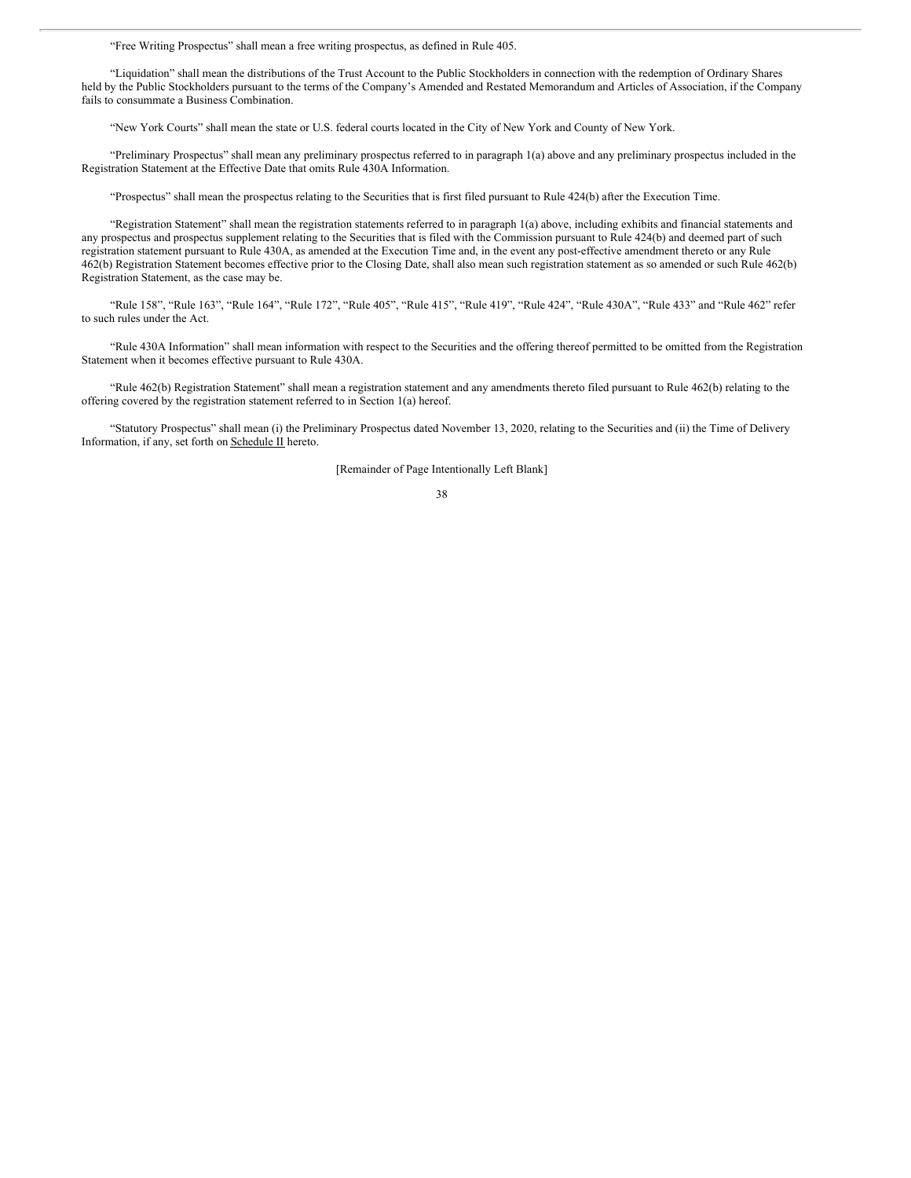"Free Writing Prospectus" shall mean a free writing prospectus, as defined in Rule 405.

"Liquidation" shall mean the distributions of the Trust Account to the Public Stockholders in connection with the redemption of Ordinary Shares held by the Public Stockholders pursuant to the terms of the Company's Amended and Restated Memorandum and Articles of Association, if the Company fails to consummate a Business Combination.

"New York Courts" shall mean the state or U.S. federal courts located in the City of New York and County of New York.

"Preliminary Prospectus" shall mean any preliminary prospectus referred to in paragraph 1(a) above and any preliminary prospectus included in the Registration Statement at the Effective Date that omits Rule 430A Information.

"Prospectus" shall mean the prospectus relating to the Securities that is first filed pursuant to Rule 424(b) after the Execution Time.

"Registration Statement" shall mean the registration statements referred to in paragraph 1(a) above, including exhibits and financial statements and any prospectus and prospectus supplement relating to the Securities that is filed with the Commission pursuant to Rule 424(b) and deemed part of such registration statement pursuant to Rule 430A, as amended at the Execution Time and, in the event any post-effective amendment thereto or any Rule 462(b) Registration Statement becomes effective prior to the Closing Date, shall also mean such registration statement as so amended or such Rule 462(b) Registration Statement, as the case may be.

"Rule 158", "Rule 163", "Rule 164", "Rule 172", "Rule 405", "Rule 415", "Rule 419", "Rule 424", "Rule 430A", "Rule 433" and "Rule 462" refer to such rules under the Act.

"Rule 430A Information" shall mean information with respect to the Securities and the offering thereof permitted to be omitted from the Registration Statement when it becomes effective pursuant to Rule 430A.

"Rule 462(b) Registration Statement" shall mean a registration statement and any amendments thereto filed pursuant to Rule 462(b) relating to the offering covered by the registration statement referred to in Section 1(a) hereof.

"Statutory Prospectus" shall mean (i) the Preliminary Prospectus dated November 13, 2020, relating to the Securities and (ii) the Time of Delivery Information, if any, set forth on Schedule II hereto.

[Remainder of Page Intentionally Left Blank]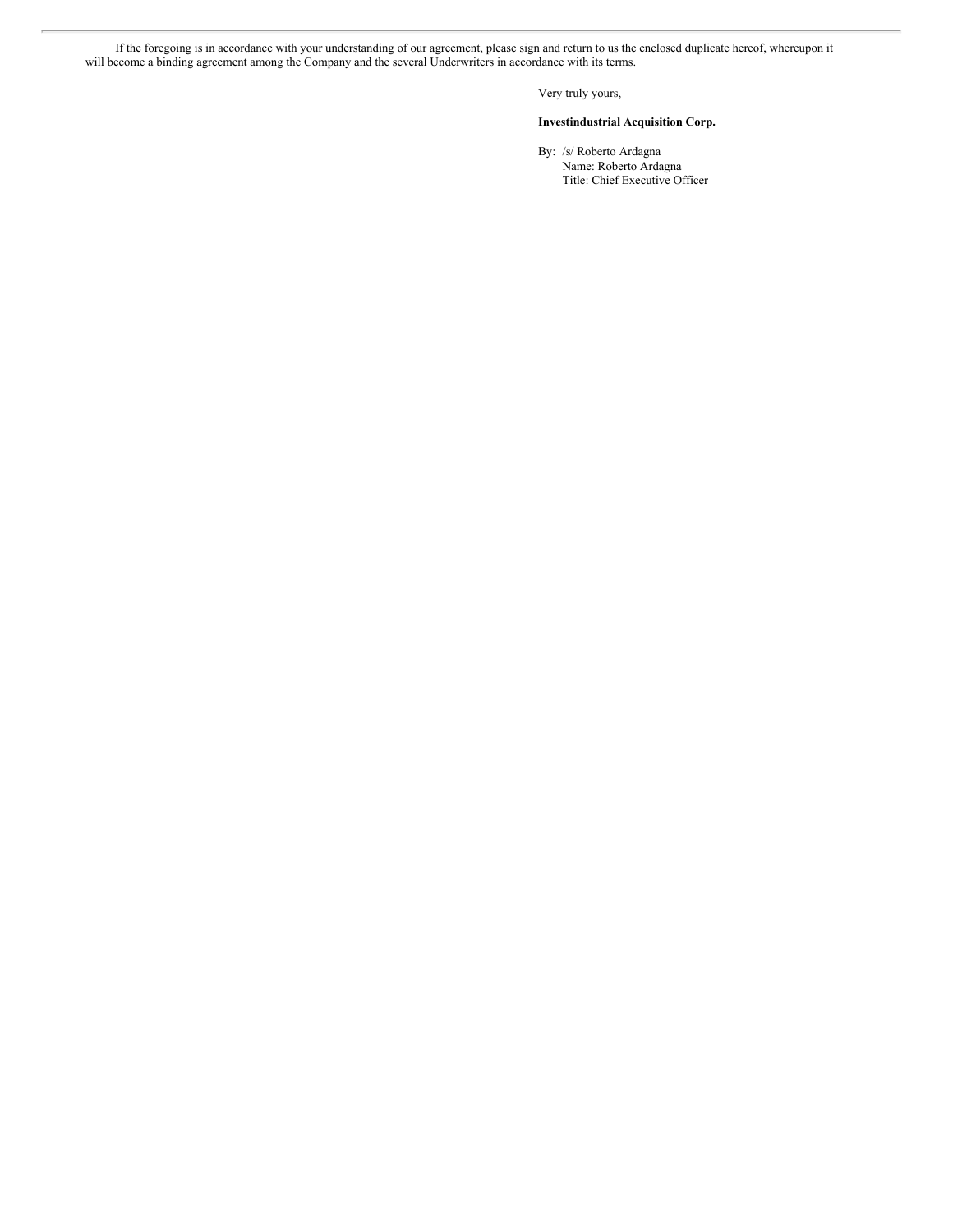If the foregoing is in accordance with your understanding of our agreement, please sign and return to us the enclosed duplicate hereof, whereupon it will become a binding agreement among the Company and the several Underwriters in accordance with its terms.

Very truly yours,

**Investindustrial Acquisition Corp.**

By: /s/ Roberto Ardagna
Name: Roberto Ardagna
Title: Chief Executive Officer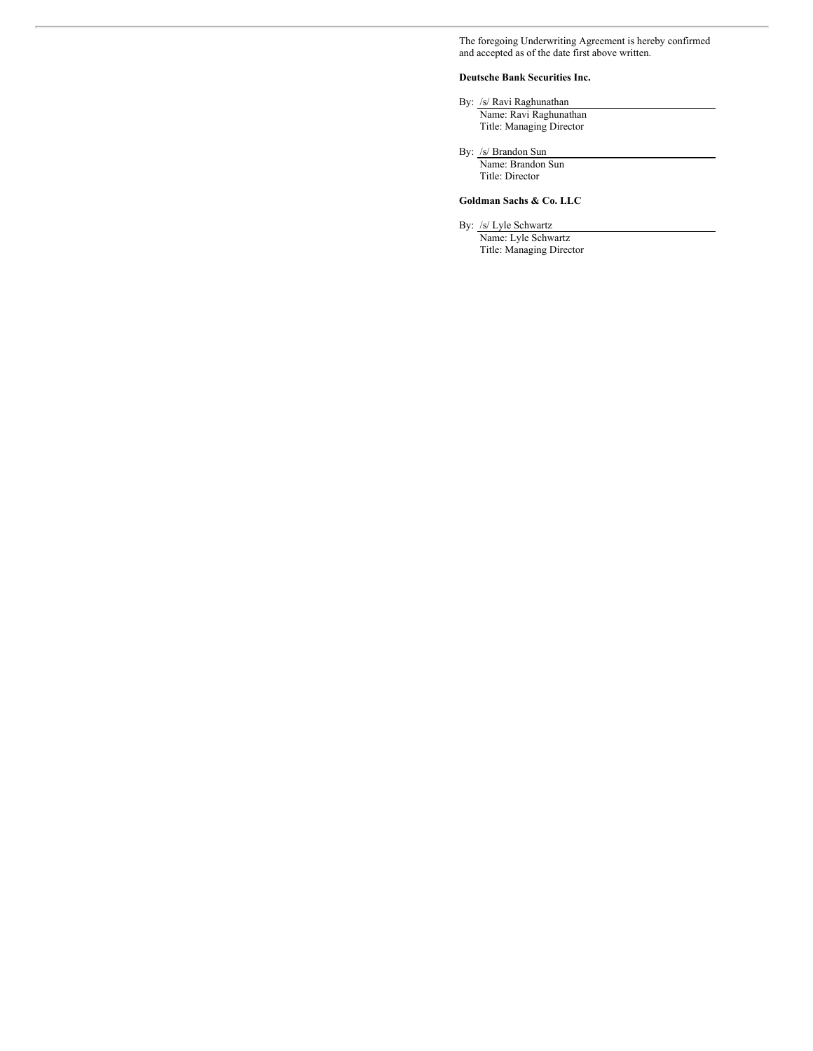The foregoing Underwriting Agreement is hereby confirmed and accepted as of the date first above written.

**Deutsche Bank Securities Inc.**

By: /s/ Ravi Raghunathan
Name: Ravi Raghunathan
Title: Managing Director

By: /s/ Brandon Sun
Name: Brandon Sun
Title: Director

**Goldman Sachs & Co. LLC**

By: /s/ Lyle Schwartz
Name: Lyle Schwartz
Title: Managing Director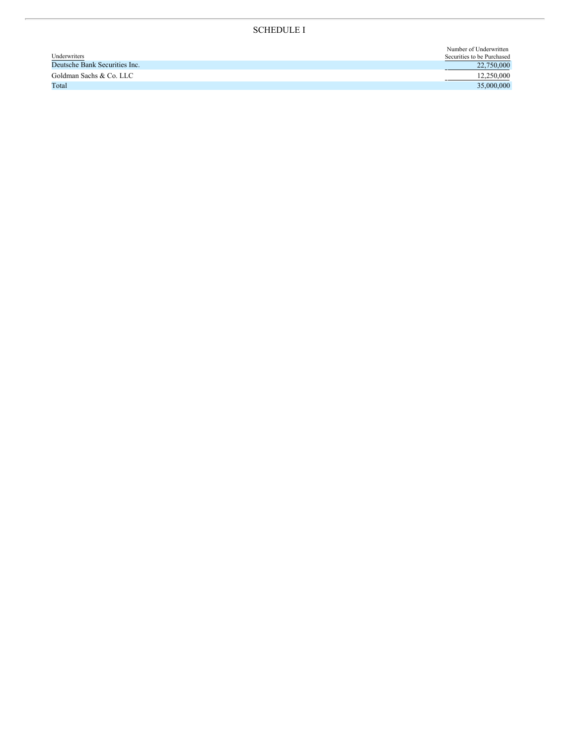# SCHEDULE I

| Underwriters | Number of Underwritten Securities to be Purchased |
| --- | --- |
| Deutsche Bank Securities Inc. | 22,750,000 |
| Goldman Sachs & Co. LLC | 12,250,000 |
| Total | 35,000,000 |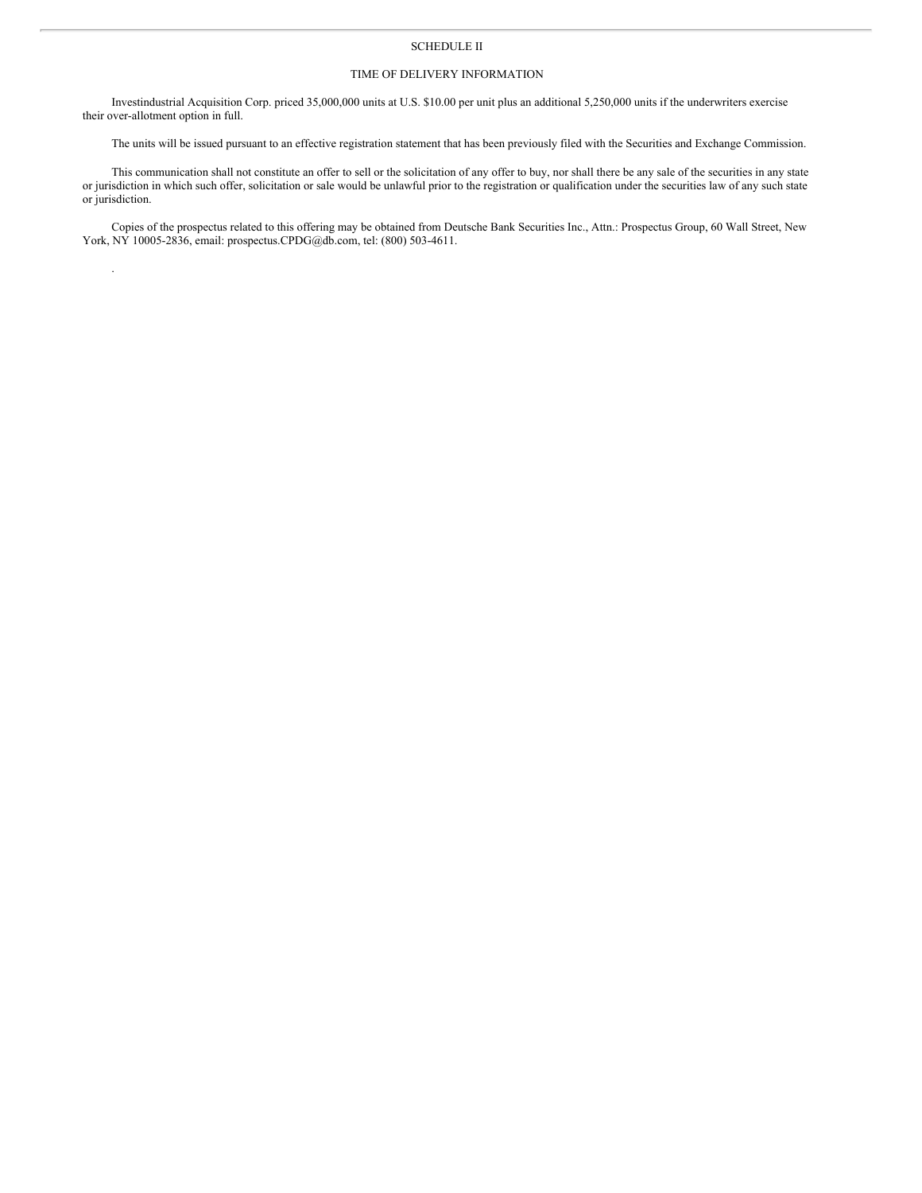# SCHEDULE II

## TIME OF DELIVERY INFORMATION

Investindustrial Acquisition Corp. priced 35,000,000 units at U.S. $10.00 per unit plus an additional 5,250,000 units if the underwriters exercise their over-allotment option in full.

The units will be issued pursuant to an effective registration statement that has been previously filed with the Securities and Exchange Commission.

This communication shall not constitute an offer to sell or the solicitation of any offer to buy, nor shall there be any sale of the securities in any state or jurisdiction in which such offer, solicitation or sale would be unlawful prior to the registration or qualification under the securities law of any such state or jurisdiction.

Copies of the prospectus related to this offering may be obtained from Deutsche Bank Securities Inc., Attn.: Prospectus Group, 60 Wall Street, New York, NY 10005-2836, email: prospectus.CPDG@db.com, tel: (800) 503-4611.

.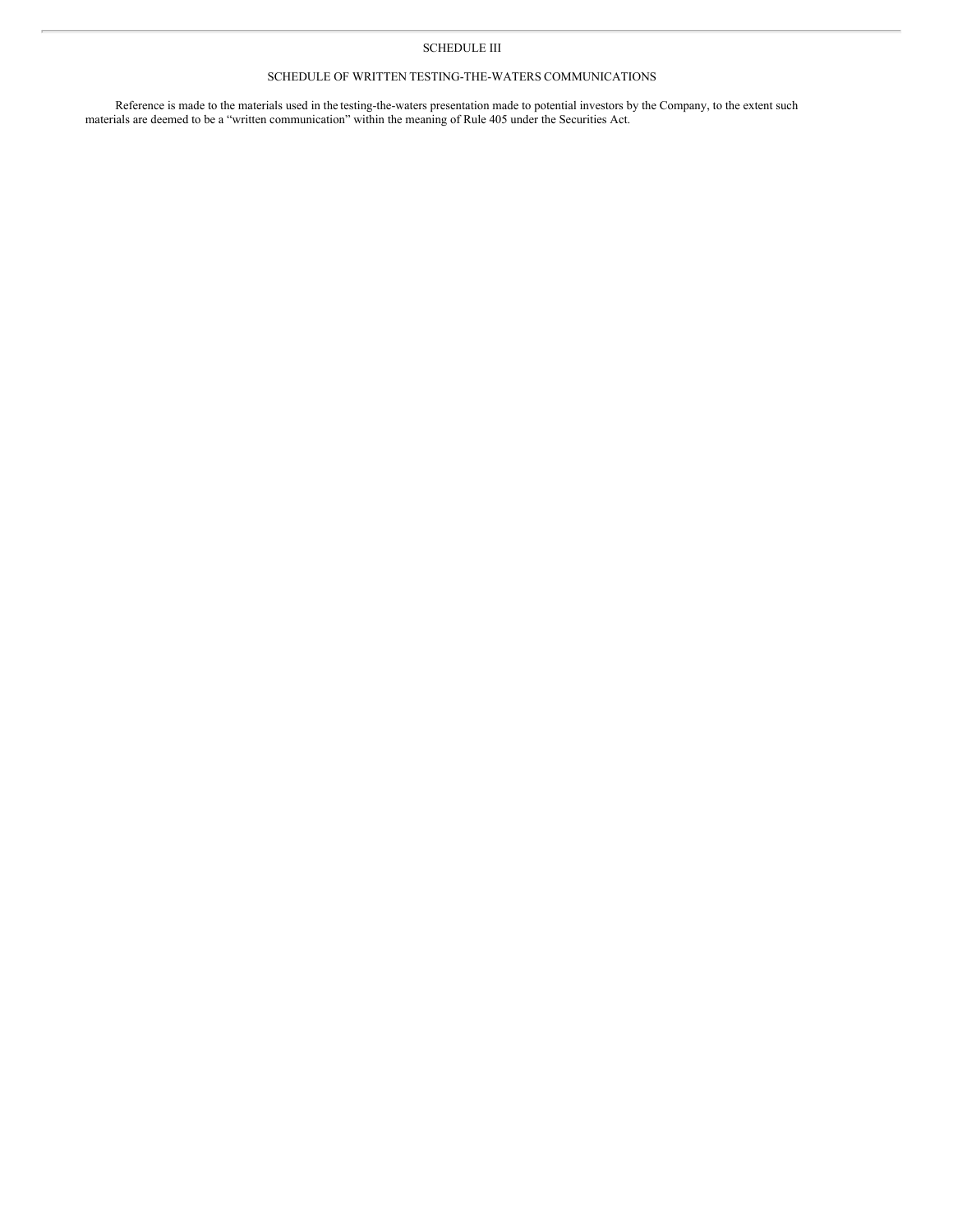# SCHEDULE III

## SCHEDULE OF WRITTEN TESTING-THE-WATERS COMMUNICATIONS

Reference is made to the materials used in the testing-the-waters presentation made to potential investors by the Company, to the extent such materials are deemed to be a "written communication" within the meaning of Rule 405 under the Securities Act.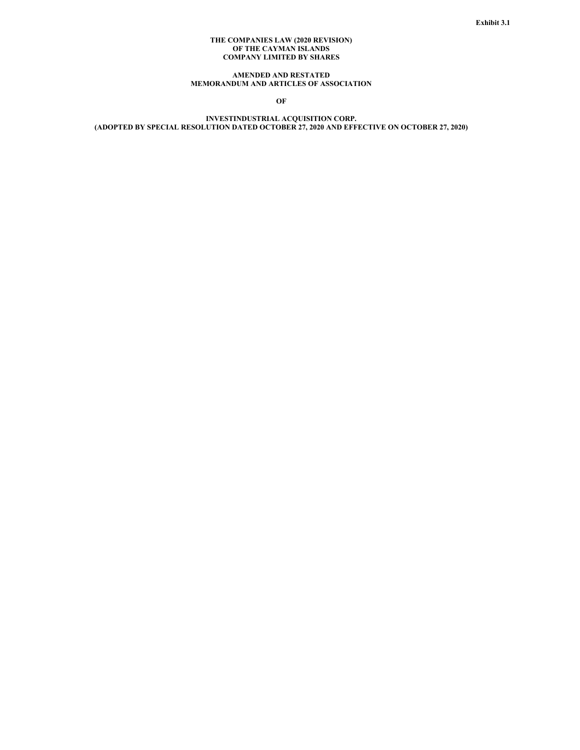Exhibit 3.1

**THE COMPANIES LAW (2020 REVISION)**
**OF THE CAYMAN ISLANDS**
**COMPANY LIMITED BY SHARES**

**AMENDED AND RESTATED**
**MEMORANDUM AND ARTICLES OF ASSOCIATION**

**OF**

**INVESTINDUSTRIAL ACQUISITION CORP.**
**(ADOPTED BY SPECIAL RESOLUTION DATED OCTOBER 27, 2020 AND EFFECTIVE ON OCTOBER 27, 2020)**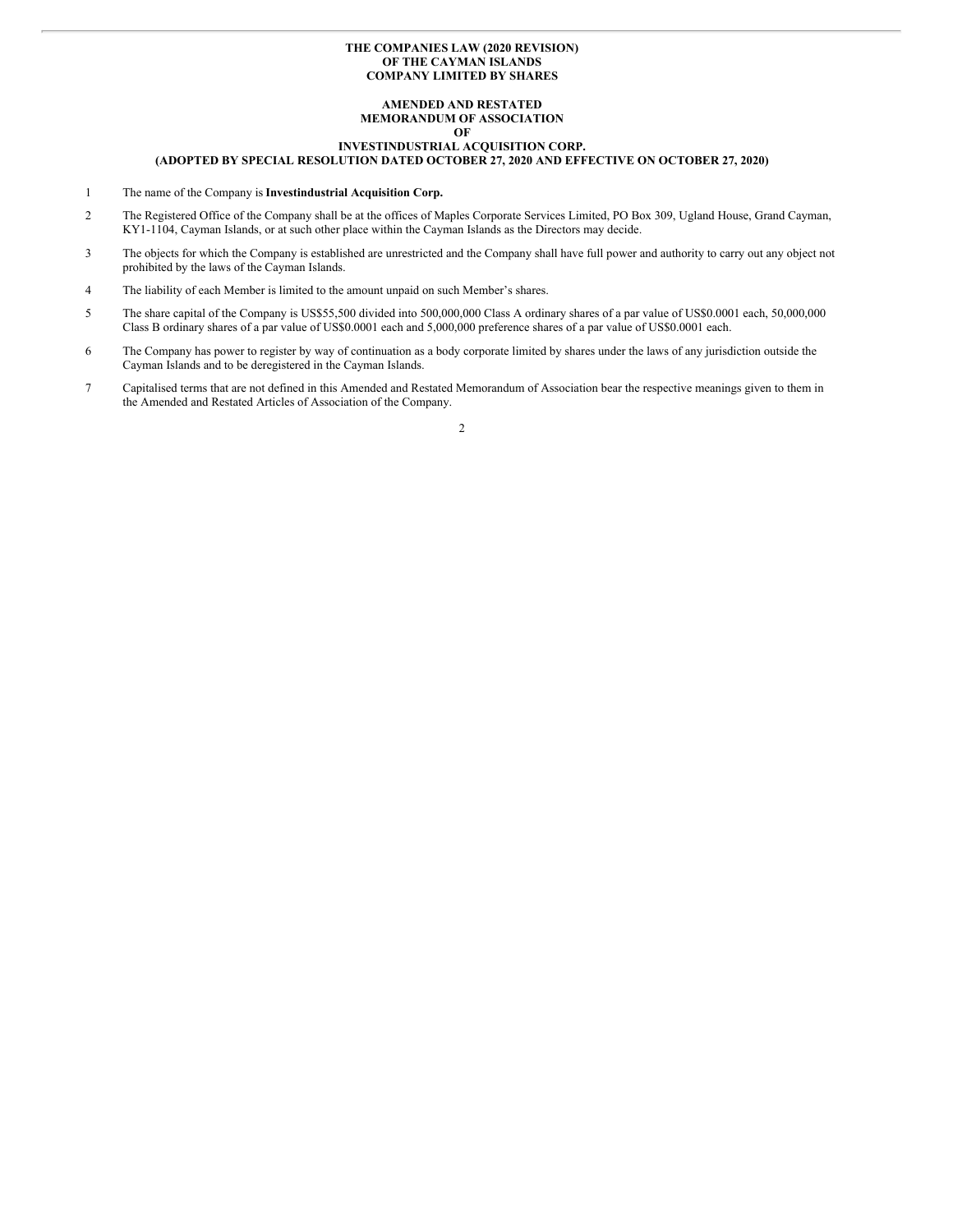**THE COMPANIES LAW (2020 REVISION)**
**OF THE CAYMAN ISLANDS**
**COMPANY LIMITED BY SHARES**

**AMENDED AND RESTATED**
**MEMORANDUM OF ASSOCIATION**
**OF**
**INVESTINDUSTRIAL ACQUISITION CORP.**
**(ADOPTED BY SPECIAL RESOLUTION DATED OCTOBER 27, 2020 AND EFFECTIVE ON OCTOBER 27, 2020)**

1 The name of the Company is **Investindustrial Acquisition Corp.**

2 The Registered Office of the Company shall be at the offices of Maples Corporate Services Limited, PO Box 309, Ugland House, Grand Cayman, KY1-1104, Cayman Islands, or at such other place within the Cayman Islands as the Directors may decide.

3 The objects for which the Company is established are unrestricted and the Company shall have full power and authority to carry out any object not prohibited by the laws of the Cayman Islands.

4 The liability of each Member is limited to the amount unpaid on such Member's shares.

5 The share capital of the Company is US$55,500 divided into 500,000,000 Class A ordinary shares of a par value of US$0.0001 each, 50,000,000 Class B ordinary shares of a par value of US$0.0001 each and 5,000,000 preference shares of a par value of US$0.0001 each.

6 The Company has power to register by way of continuation as a body corporate limited by shares under the laws of any jurisdiction outside the Cayman Islands and to be deregistered in the Cayman Islands.

7 Capitalised terms that are not defined in this Amended and Restated Memorandum of Association bear the respective meanings given to them in the Amended and Restated Articles of Association of the Company.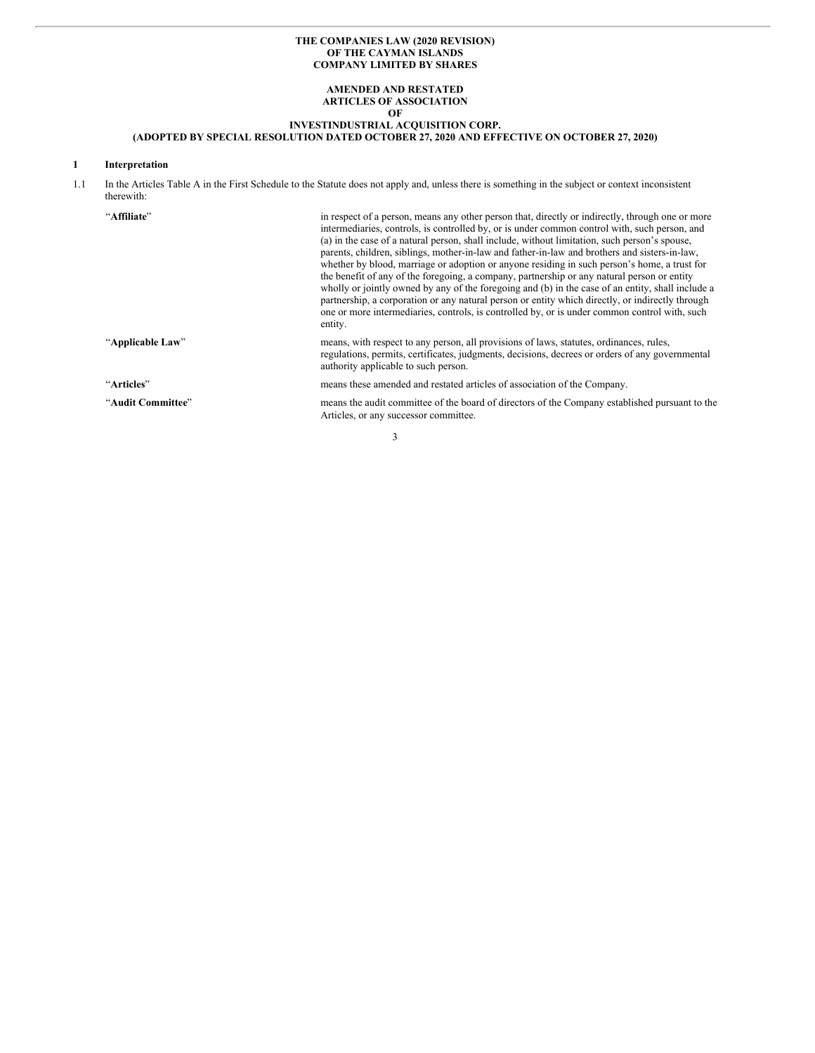**THE COMPANIES LAW (2020 REVISION)**
**OF THE CAYMAN ISLANDS**
**COMPANY LIMITED BY SHARES**

**AMENDED AND RESTATED**
**ARTICLES OF ASSOCIATION**
**OF**
**INVESTINDUSTRIAL ACQUISITION CORP.**
**(ADOPTED BY SPECIAL RESOLUTION DATED OCTOBER 27, 2020 AND EFFECTIVE ON OCTOBER 27, 2020)**

## 1 Interpretation

1.1 In the Articles Table A in the First Schedule to the Statute does not apply and, unless there is something in the subject or context inconsistent therewith:

| | |
|---|---|
| "**Affiliate**" | in respect of a person, means any other person that, directly or indirectly, through one or more intermediaries, controls, is controlled by, or is under common control with, such person, and (a) in the case of a natural person, shall include, without limitation, such person's spouse, parents, children, siblings, mother-in-law and father-in-law and brothers and sisters-in-law, whether by blood, marriage or adoption or anyone residing in such person's home, a trust for the benefit of any of the foregoing, a company, partnership or any natural person or entity wholly or jointly owned by any of the foregoing and (b) in the case of an entity, shall include a partnership, a corporation or any natural person or entity which directly, or indirectly through one or more intermediaries, controls, is controlled by, or is under common control with, such entity. |
| "**Applicable Law**" | means, with respect to any person, all provisions of laws, statutes, ordinances, rules, regulations, permits, certificates, judgments, decisions, decrees or orders of any governmental authority applicable to such person. |
| "**Articles**" | means these amended and restated articles of association of the Company. |
| "**Audit Committee**" | means the audit committee of the board of directors of the Company established pursuant to the Articles, or any successor committee. |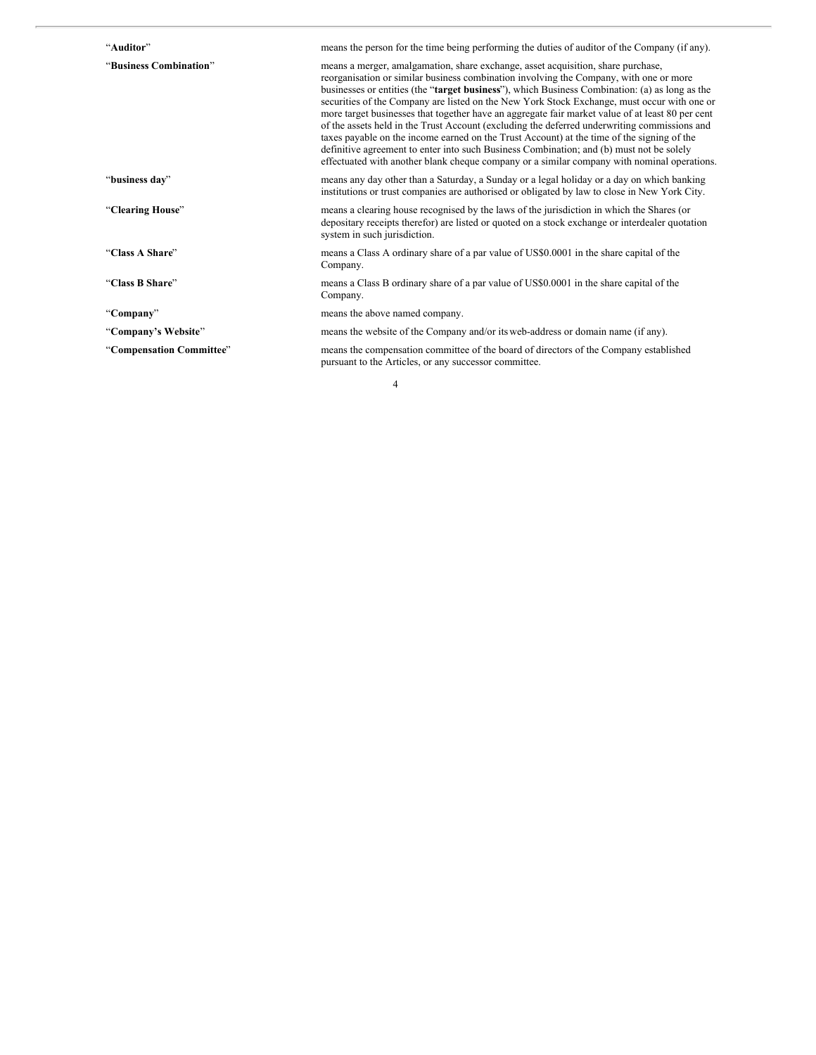| | |
|---|---|
| "**Auditor**" | means the person for the time being performing the duties of auditor of the Company (if any). |
| "**Business Combination**" | means a merger, amalgamation, share exchange, asset acquisition, share purchase, reorganisation or similar business combination involving the Company, with one or more businesses or entities (the "**target business**"), which Business Combination: (a) as long as the securities of the Company are listed on the New York Stock Exchange, must occur with one or more target businesses that together have an aggregate fair market value of at least 80 per cent of the assets held in the Trust Account (excluding the deferred underwriting commissions and taxes payable on the income earned on the Trust Account) at the time of the signing of the definitive agreement to enter into such Business Combination; and (b) must not be solely effectuated with another blank cheque company or a similar company with nominal operations. |
| "**business day**" | means any day other than a Saturday, a Sunday or a legal holiday or a day on which banking institutions or trust companies are authorised or obligated by law to close in New York City. |
| "**Clearing House**" | means a clearing house recognised by the laws of the jurisdiction in which the Shares (or depositary receipts therefor) are listed or quoted on a stock exchange or interdealer quotation system in such jurisdiction. |
| "**Class A Share**" | means a Class A ordinary share of a par value of US$0.0001 in the share capital of the Company. |
| "**Class B Share**" | means a Class B ordinary share of a par value of US$0.0001 in the share capital of the Company. |
| "**Company**" | means the above named company. |
| "**Company's Website**" | means the website of the Company and/or its web-address or domain name (if any). |
| "**Compensation Committee**" | means the compensation committee of the board of directors of the Company established pursuant to the Articles, or any successor committee. |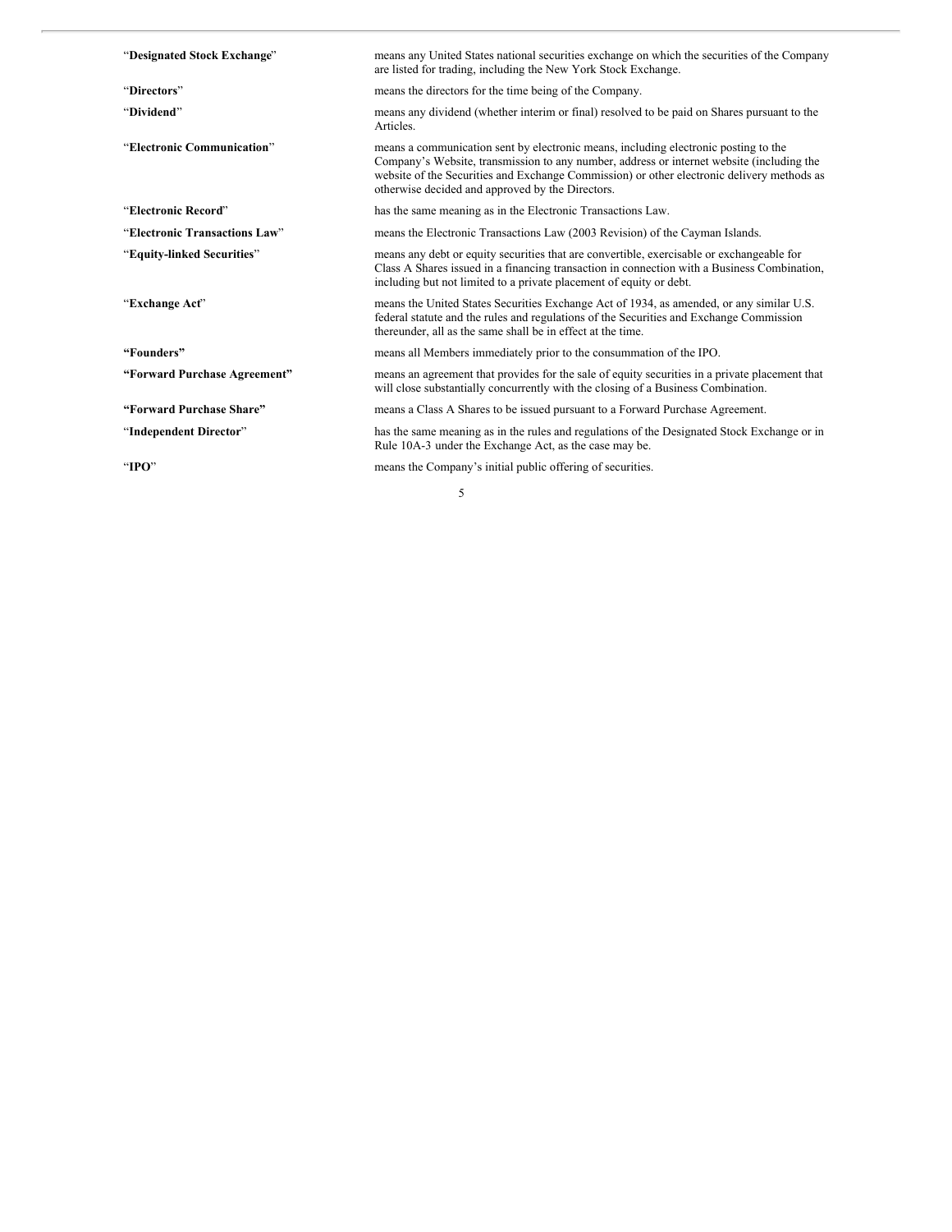| | |
|---|---|
| "**Designated Stock Exchange**" | means any United States national securities exchange on which the securities of the Company are listed for trading, including the New York Stock Exchange. |
| "**Directors**" | means the directors for the time being of the Company. |
| "**Dividend**" | means any dividend (whether interim or final) resolved to be paid on Shares pursuant to the Articles. |
| "**Electronic Communication**" | means a communication sent by electronic means, including electronic posting to the Company's Website, transmission to any number, address or internet website (including the website of the Securities and Exchange Commission) or other electronic delivery methods as otherwise decided and approved by the Directors. |
| "**Electronic Record**" | has the same meaning as in the Electronic Transactions Law. |
| "**Electronic Transactions Law**" | means the Electronic Transactions Law (2003 Revision) of the Cayman Islands. |
| "**Equity-linked Securities**" | means any debt or equity securities that are convertible, exercisable or exchangeable for Class A Shares issued in a financing transaction in connection with a Business Combination, including but not limited to a private placement of equity or debt. |
| "**Exchange Act**" | means the United States Securities Exchange Act of 1934, as amended, or any similar U.S. federal statute and the rules and regulations of the Securities and Exchange Commission thereunder, all as the same shall be in effect at the time. |
| **"Founders"** | means all Members immediately prior to the consummation of the IPO. |
| **"Forward Purchase Agreement"** | means an agreement that provides for the sale of equity securities in a private placement that will close substantially concurrently with the closing of a Business Combination. |
| **"Forward Purchase Share"** | means a Class A Shares to be issued pursuant to a Forward Purchase Agreement. |
| "**Independent Director**" | has the same meaning as in the rules and regulations of the Designated Stock Exchange or in Rule 10A-3 under the Exchange Act, as the case may be. |
| "**IPO**" | means the Company's initial public offering of securities. |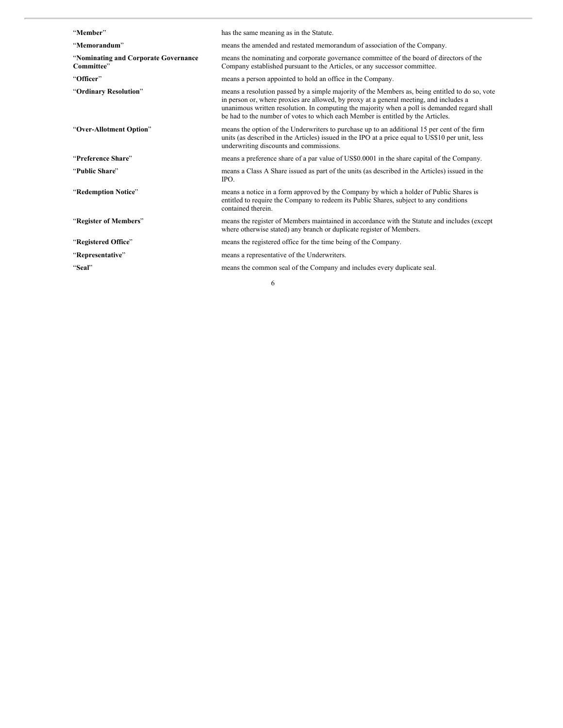| | |
|---|---|
| "**Member**" | has the same meaning as in the Statute. |
| "**Memorandum**" | means the amended and restated memorandum of association of the Company. |
| "**Nominating and Corporate Governance Committee**" | means the nominating and corporate governance committee of the board of directors of the Company established pursuant to the Articles, or any successor committee. |
| "**Officer**" | means a person appointed to hold an office in the Company. |
| "**Ordinary Resolution**" | means a resolution passed by a simple majority of the Members as, being entitled to do so, vote in person or, where proxies are allowed, by proxy at a general meeting, and includes a unanimous written resolution. In computing the majority when a poll is demanded regard shall be had to the number of votes to which each Member is entitled by the Articles. |
| "**Over-Allotment Option**" | means the option of the Underwriters to purchase up to an additional 15 per cent of the firm units (as described in the Articles) issued in the IPO at a price equal to US$10 per unit, less underwriting discounts and commissions. |
| "**Preference Share**" | means a preference share of a par value of US$0.0001 in the share capital of the Company. |
| "**Public Share**" | means a Class A Share issued as part of the units (as described in the Articles) issued in the IPO. |
| "**Redemption Notice**" | means a notice in a form approved by the Company by which a holder of Public Shares is entitled to require the Company to redeem its Public Shares, subject to any conditions contained therein. |
| "**Register of Members**" | means the register of Members maintained in accordance with the Statute and includes (except where otherwise stated) any branch or duplicate register of Members. |
| "**Registered Office**" | means the registered office for the time being of the Company. |
| "**Representative**" | means a representative of the Underwriters. |
| "**Seal**" | means the common seal of the Company and includes every duplicate seal. |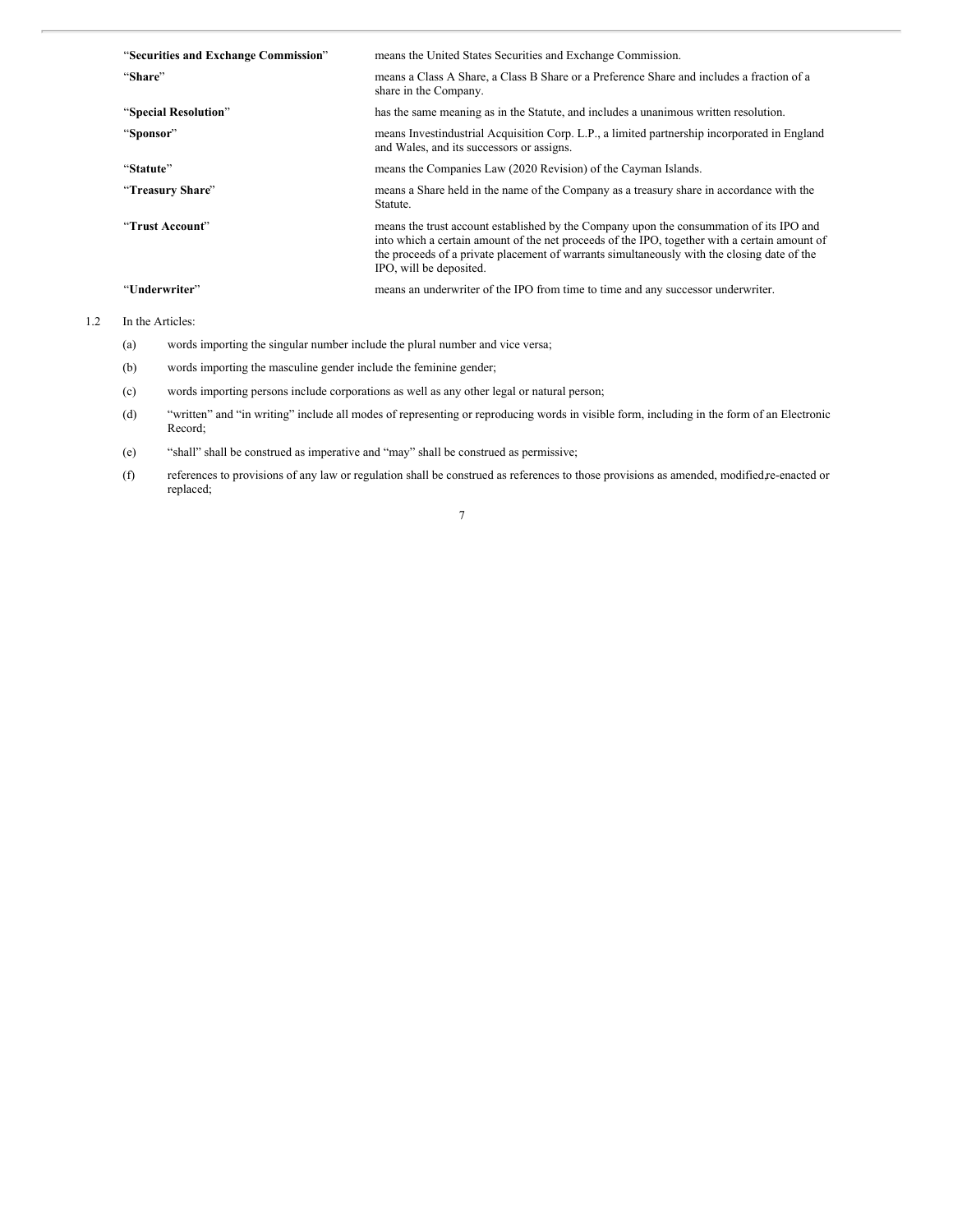| | |
|---|---|
| "**Securities and Exchange Commission**" | means the United States Securities and Exchange Commission. |
| "**Share**" | means a Class A Share, a Class B Share or a Preference Share and includes a fraction of a share in the Company. |
| "**Special Resolution**" | has the same meaning as in the Statute, and includes a unanimous written resolution. |
| "**Sponsor**" | means Investindustrial Acquisition Corp. L.P., a limited partnership incorporated in England and Wales, and its successors or assigns. |
| "**Statute**" | means the Companies Law (2020 Revision) of the Cayman Islands. |
| "**Treasury Share**" | means a Share held in the name of the Company as a treasury share in accordance with the Statute. |
| "**Trust Account**" | means the trust account established by the Company upon the consummation of its IPO and into which a certain amount of the net proceeds of the IPO, together with a certain amount of the proceeds of a private placement of warrants simultaneously with the closing date of the IPO, will be deposited. |
| "**Underwriter**" | means an underwriter of the IPO from time to time and any successor underwriter. |

1.2 In the Articles:

(a) words importing the singular number include the plural number and vice versa;

(b) words importing the masculine gender include the feminine gender;

(c) words importing persons include corporations as well as any other legal or natural person;

(d) "written" and "in writing" include all modes of representing or reproducing words in visible form, including in the form of an Electronic Record;

(e) "shall" shall be construed as imperative and "may" shall be construed as permissive;

(f) references to provisions of any law or regulation shall be construed as references to those provisions as amended, modified, re-enacted or replaced;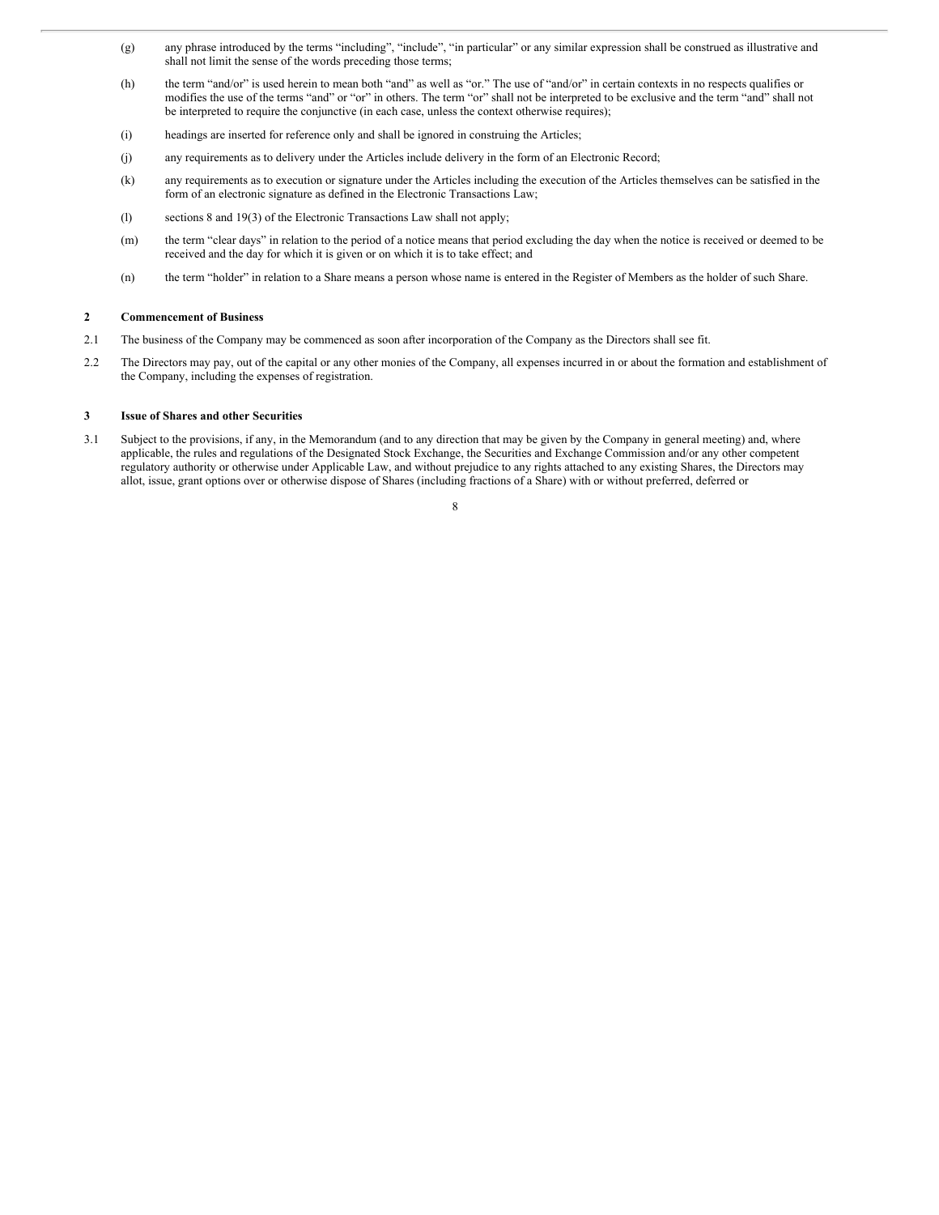(g) any phrase introduced by the terms "including", "include", "in particular" or any similar expression shall be construed as illustrative and shall not limit the sense of the words preceding those terms;

(h) the term "and/or" is used herein to mean both "and" as well as "or." The use of "and/or" in certain contexts in no respects qualifies or modifies the use of the terms "and" or "or" in others. The term "or" shall not be interpreted to be exclusive and the term "and" shall not be interpreted to require the conjunctive (in each case, unless the context otherwise requires);

(i) headings are inserted for reference only and shall be ignored in construing the Articles;

(j) any requirements as to delivery under the Articles include delivery in the form of an Electronic Record;

(k) any requirements as to execution or signature under the Articles including the execution of the Articles themselves can be satisfied in the form of an electronic signature as defined in the Electronic Transactions Law;

(l) sections 8 and 19(3) of the Electronic Transactions Law shall not apply;

(m) the term "clear days" in relation to the period of a notice means that period excluding the day when the notice is received or deemed to be received and the day for which it is given or on which it is to take effect; and

(n) the term "holder" in relation to a Share means a person whose name is entered in the Register of Members as the holder of such Share.

**2 Commencement of Business**

2.1 The business of the Company may be commenced as soon after incorporation of the Company as the Directors shall see fit.

2.2 The Directors may pay, out of the capital or any other monies of the Company, all expenses incurred in or about the formation and establishment of the Company, including the expenses of registration.

**3 Issue of Shares and other Securities**

3.1 Subject to the provisions, if any, in the Memorandum (and to any direction that may be given by the Company in general meeting) and, where applicable, the rules and regulations of the Designated Stock Exchange, the Securities and Exchange Commission and/or any other competent regulatory authority or otherwise under Applicable Law, and without prejudice to any rights attached to any existing Shares, the Directors may allot, issue, grant options over or otherwise dispose of Shares (including fractions of a Share) with or without preferred, deferred or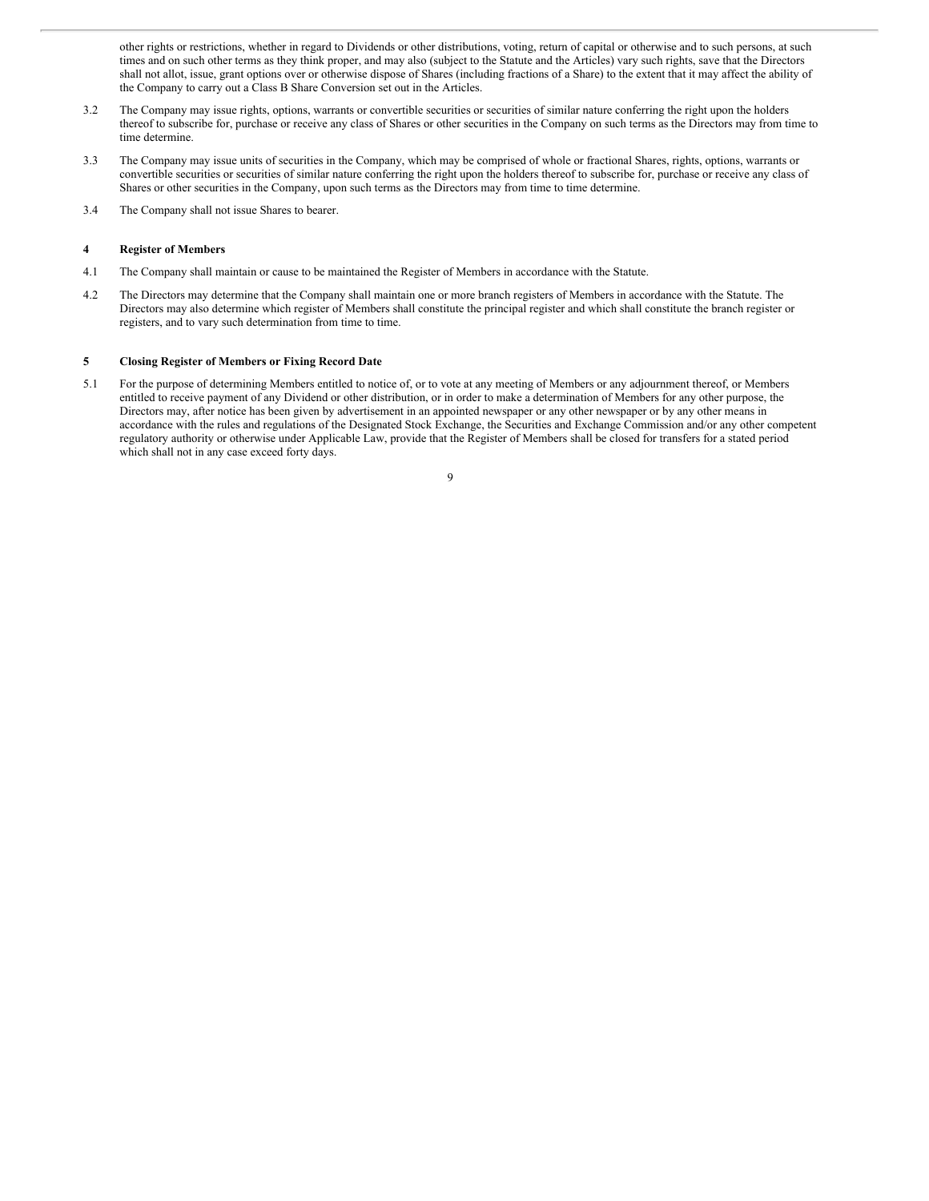other rights or restrictions, whether in regard to Dividends or other distributions, voting, return of capital or otherwise and to such persons, at such times and on such other terms as they think proper, and may also (subject to the Statute and the Articles) vary such rights, save that the Directors shall not allot, issue, grant options over or otherwise dispose of Shares (including fractions of a Share) to the extent that it may affect the ability of the Company to carry out a Class B Share Conversion set out in the Articles.

3.2 The Company may issue rights, options, warrants or convertible securities or securities of similar nature conferring the right upon the holders thereof to subscribe for, purchase or receive any class of Shares or other securities in the Company on such terms as the Directors may from time to time determine.

3.3 The Company may issue units of securities in the Company, which may be comprised of whole or fractional Shares, rights, options, warrants or convertible securities or securities of similar nature conferring the right upon the holders thereof to subscribe for, purchase or receive any class of Shares or other securities in the Company, upon such terms as the Directors may from time to time determine.

3.4 The Company shall not issue Shares to bearer.

**4 Register of Members**

4.1 The Company shall maintain or cause to be maintained the Register of Members in accordance with the Statute.

4.2 The Directors may determine that the Company shall maintain one or more branch registers of Members in accordance with the Statute. The Directors may also determine which register of Members shall constitute the principal register and which shall constitute the branch register or registers, and to vary such determination from time to time.

**5 Closing Register of Members or Fixing Record Date**

5.1 For the purpose of determining Members entitled to notice of, or to vote at any meeting of Members or any adjournment thereof, or Members entitled to receive payment of any Dividend or other distribution, or in order to make a determination of Members for any other purpose, the Directors may, after notice has been given by advertisement in an appointed newspaper or any other newspaper or by any other means in accordance with the rules and regulations of the Designated Stock Exchange, the Securities and Exchange Commission and/or any other competent regulatory authority or otherwise under Applicable Law, provide that the Register of Members shall be closed for transfers for a stated period which shall not in any case exceed forty days.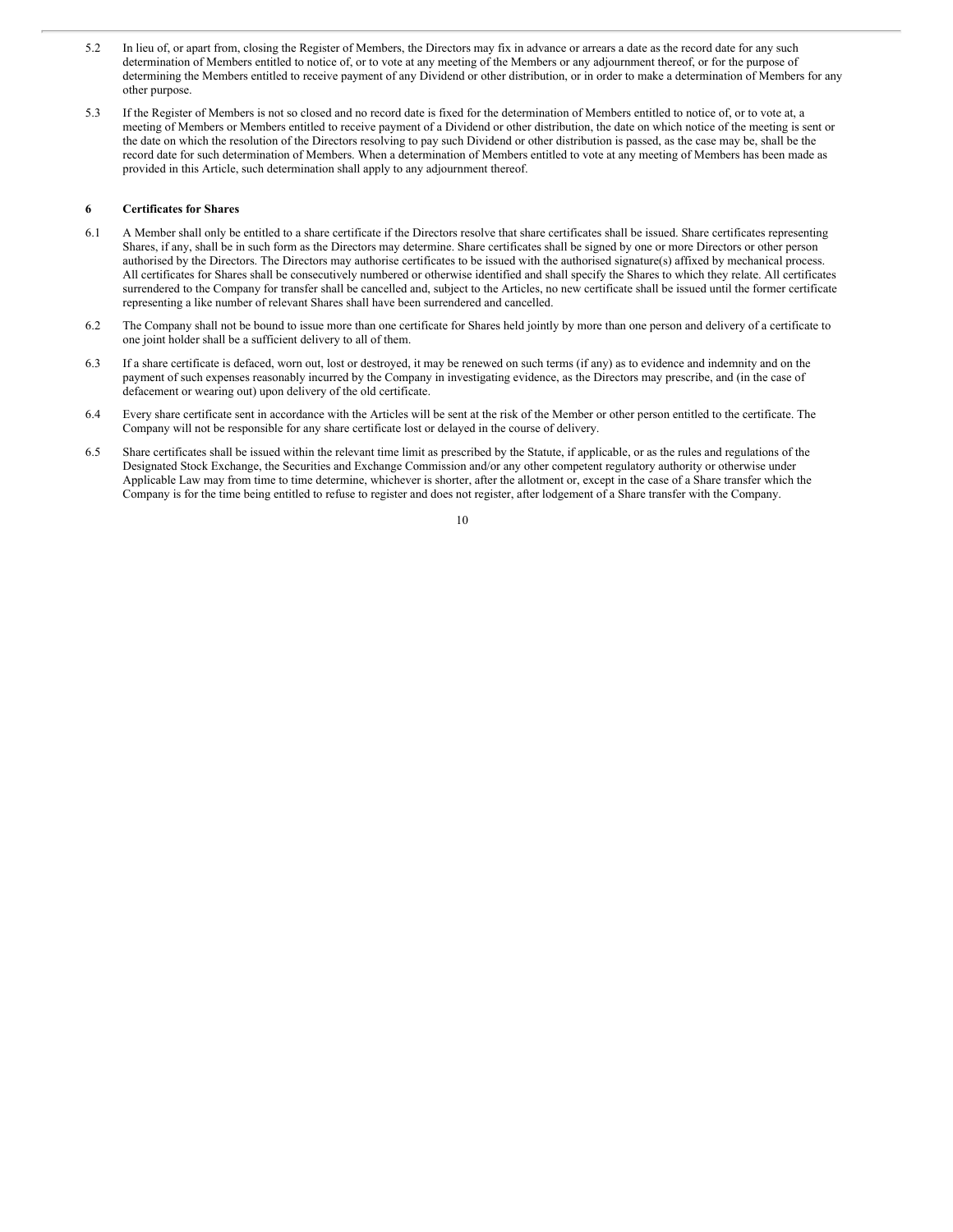5.2 In lieu of, or apart from, closing the Register of Members, the Directors may fix in advance or arrears a date as the record date for any such determination of Members entitled to notice of, or to vote at any meeting of the Members or any adjournment thereof, or for the purpose of determining the Members entitled to receive payment of any Dividend or other distribution, or in order to make a determination of Members for any other purpose.

5.3 If the Register of Members is not so closed and no record date is fixed for the determination of Members entitled to notice of, or to vote at, a meeting of Members or Members entitled to receive payment of a Dividend or other distribution, the date on which notice of the meeting is sent or the date on which the resolution of the Directors resolving to pay such Dividend or other distribution is passed, as the case may be, shall be the record date for such determination of Members. When a determination of Members entitled to vote at any meeting of Members has been made as provided in this Article, such determination shall apply to any adjournment thereof.

## 6 Certificates for Shares

6.1 A Member shall only be entitled to a share certificate if the Directors resolve that share certificates shall be issued. Share certificates representing Shares, if any, shall be in such form as the Directors may determine. Share certificates shall be signed by one or more Directors or other person authorised by the Directors. The Directors may authorise certificates to be issued with the authorised signature(s) affixed by mechanical process. All certificates for Shares shall be consecutively numbered or otherwise identified and shall specify the Shares to which they relate. All certificates surrendered to the Company for transfer shall be cancelled and, subject to the Articles, no new certificate shall be issued until the former certificate representing a like number of relevant Shares shall have been surrendered and cancelled.

6.2 The Company shall not be bound to issue more than one certificate for Shares held jointly by more than one person and delivery of a certificate to one joint holder shall be a sufficient delivery to all of them.

6.3 If a share certificate is defaced, worn out, lost or destroyed, it may be renewed on such terms (if any) as to evidence and indemnity and on the payment of such expenses reasonably incurred by the Company in investigating evidence, as the Directors may prescribe, and (in the case of defacement or wearing out) upon delivery of the old certificate.

6.4 Every share certificate sent in accordance with the Articles will be sent at the risk of the Member or other person entitled to the certificate. The Company will not be responsible for any share certificate lost or delayed in the course of delivery.

6.5 Share certificates shall be issued within the relevant time limit as prescribed by the Statute, if applicable, or as the rules and regulations of the Designated Stock Exchange, the Securities and Exchange Commission and/or any other competent regulatory authority or otherwise under Applicable Law may from time to time determine, whichever is shorter, after the allotment or, except in the case of a Share transfer which the Company is for the time being entitled to refuse to register and does not register, after lodgement of a Share transfer with the Company.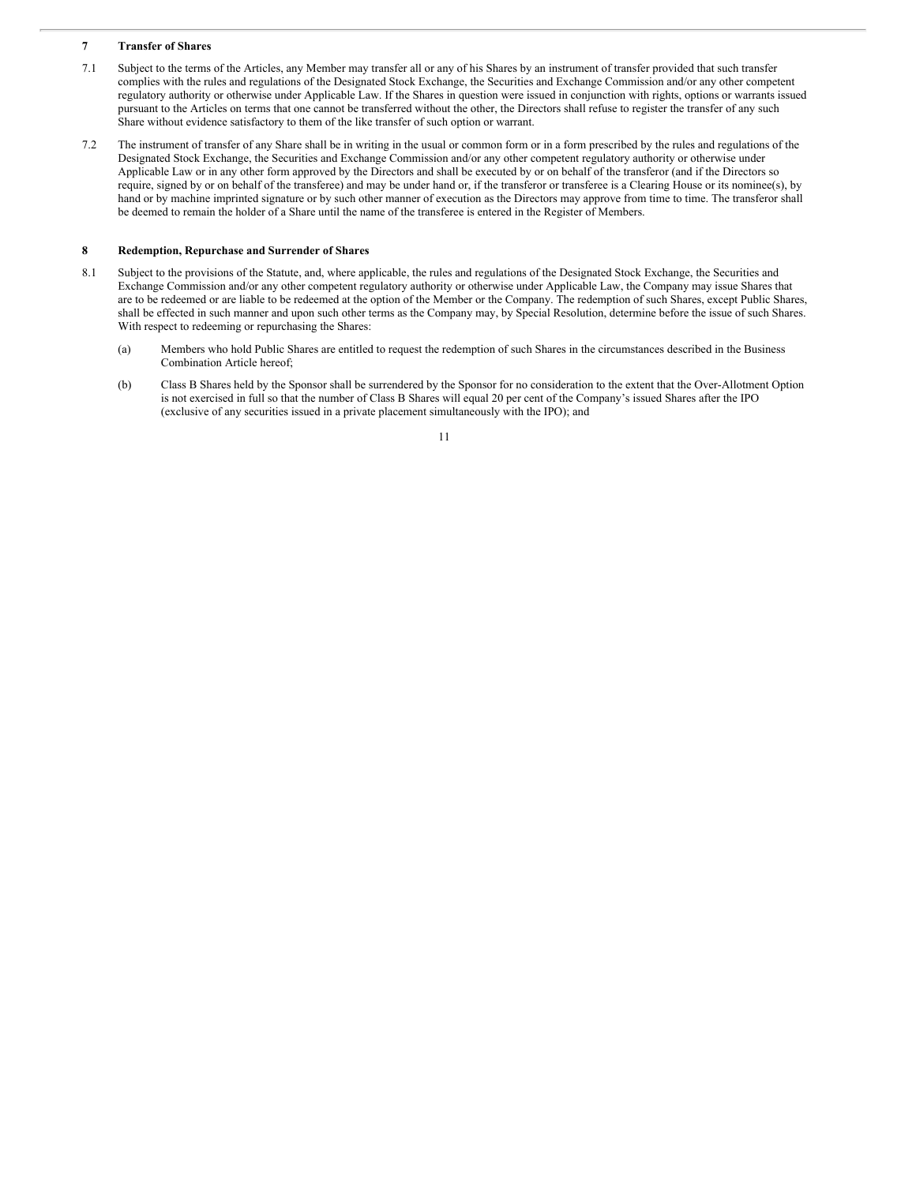## 7 Transfer of Shares

7.1 Subject to the terms of the Articles, any Member may transfer all or any of his Shares by an instrument of transfer provided that such transfer complies with the rules and regulations of the Designated Stock Exchange, the Securities and Exchange Commission and/or any other competent regulatory authority or otherwise under Applicable Law. If the Shares in question were issued in conjunction with rights, options or warrants issued pursuant to the Articles on terms that one cannot be transferred without the other, the Directors shall refuse to register the transfer of any such Share without evidence satisfactory to them of the like transfer of such option or warrant.

7.2 The instrument of transfer of any Share shall be in writing in the usual or common form or in a form prescribed by the rules and regulations of the Designated Stock Exchange, the Securities and Exchange Commission and/or any other competent regulatory authority or otherwise under Applicable Law or in any other form approved by the Directors and shall be executed by or on behalf of the transferor (and if the Directors so require, signed by or on behalf of the transferee) and may be under hand or, if the transferor or transferee is a Clearing House or its nominee(s), by hand or by machine imprinted signature or by such other manner of execution as the Directors may approve from time to time. The transferor shall be deemed to remain the holder of a Share until the name of the transferee is entered in the Register of Members.

## 8 Redemption, Repurchase and Surrender of Shares

8.1 Subject to the provisions of the Statute, and, where applicable, the rules and regulations of the Designated Stock Exchange, the Securities and Exchange Commission and/or any other competent regulatory authority or otherwise under Applicable Law, the Company may issue Shares that are to be redeemed or are liable to be redeemed at the option of the Member or the Company. The redemption of such Shares, except Public Shares, shall be effected in such manner and upon such other terms as the Company may, by Special Resolution, determine before the issue of such Shares. With respect to redeeming or repurchasing the Shares:

(a) Members who hold Public Shares are entitled to request the redemption of such Shares in the circumstances described in the Business Combination Article hereof;

(b) Class B Shares held by the Sponsor shall be surrendered by the Sponsor for no consideration to the extent that the Over-Allotment Option is not exercised in full so that the number of Class B Shares will equal 20 per cent of the Company's issued Shares after the IPO (exclusive of any securities issued in a private placement simultaneously with the IPO); and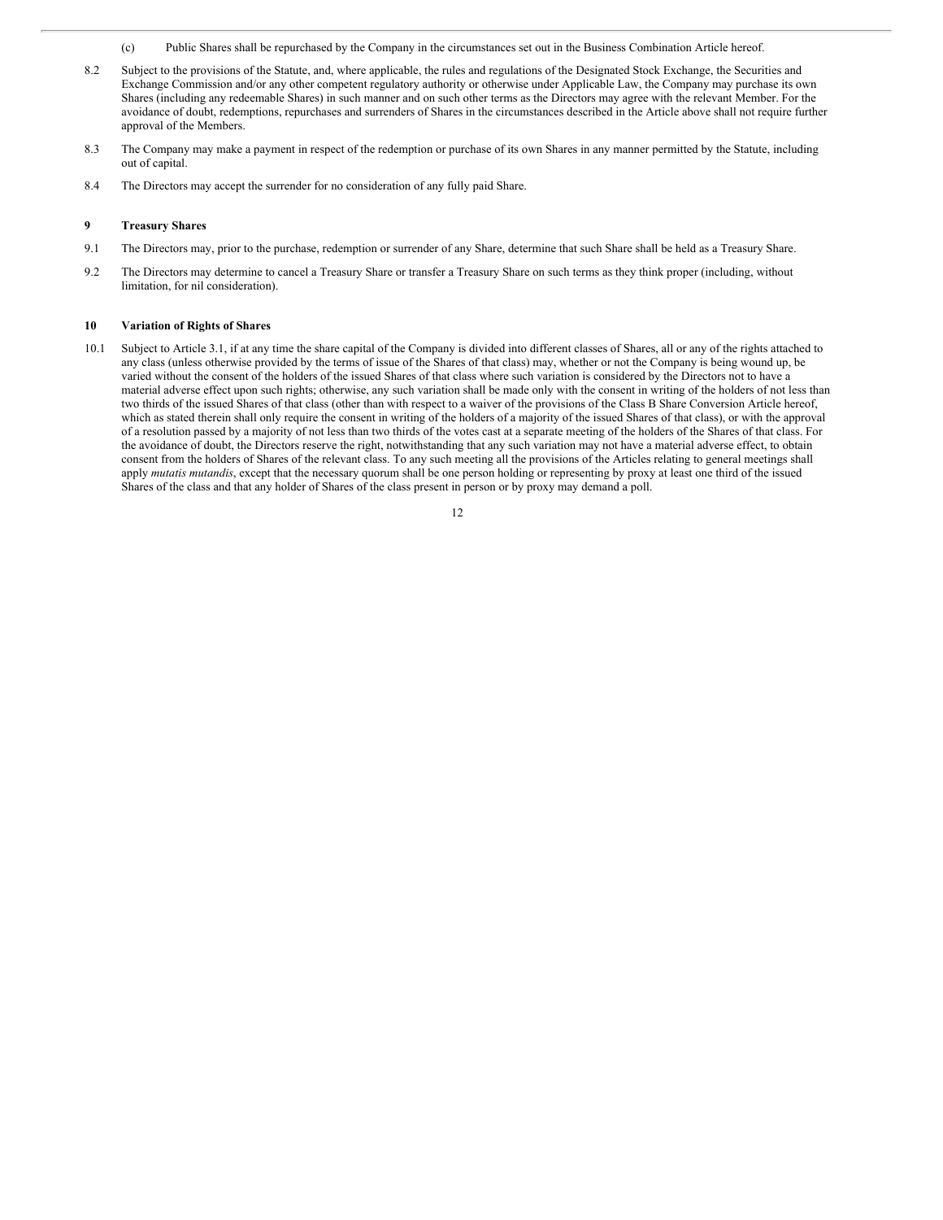(c) Public Shares shall be repurchased by the Company in the circumstances set out in the Business Combination Article hereof.

8.2 Subject to the provisions of the Statute, and, where applicable, the rules and regulations of the Designated Stock Exchange, the Securities and Exchange Commission and/or any other competent regulatory authority or otherwise under Applicable Law, the Company may purchase its own Shares (including any redeemable Shares) in such manner and on such other terms as the Directors may agree with the relevant Member. For the avoidance of doubt, redemptions, repurchases and surrenders of Shares in the circumstances described in the Article above shall not require further approval of the Members.

8.3 The Company may make a payment in respect of the redemption or purchase of its own Shares in any manner permitted by the Statute, including out of capital.

8.4 The Directors may accept the surrender for no consideration of any fully paid Share.

## 9 Treasury Shares

9.1 The Directors may, prior to the purchase, redemption or surrender of any Share, determine that such Share shall be held as a Treasury Share.

9.2 The Directors may determine to cancel a Treasury Share or transfer a Treasury Share on such terms as they think proper (including, without limitation, for nil consideration).

## 10 Variation of Rights of Shares

10.1 Subject to Article 3.1, if at any time the share capital of the Company is divided into different classes of Shares, all or any of the rights attached to any class (unless otherwise provided by the terms of issue of the Shares of that class) may, whether or not the Company is being wound up, be varied without the consent of the holders of the issued Shares of that class where such variation is considered by the Directors not to have a material adverse effect upon such rights; otherwise, any such variation shall be made only with the consent in writing of the holders of not less than two thirds of the issued Shares of that class (other than with respect to a waiver of the provisions of the Class B Share Conversion Article hereof, which as stated therein shall only require the consent in writing of the holders of a majority of the issued Shares of that class), or with the approval of a resolution passed by a majority of not less than two thirds of the votes cast at a separate meeting of the holders of the Shares of that class. For the avoidance of doubt, the Directors reserve the right, notwithstanding that any such variation may not have a material adverse effect, to obtain consent from the holders of Shares of the relevant class. To any such meeting all the provisions of the Articles relating to general meetings shall apply *mutatis mutandis*, except that the necessary quorum shall be one person holding or representing by proxy at least one third of the issued Shares of the class and that any holder of Shares of the class present in person or by proxy may demand a poll.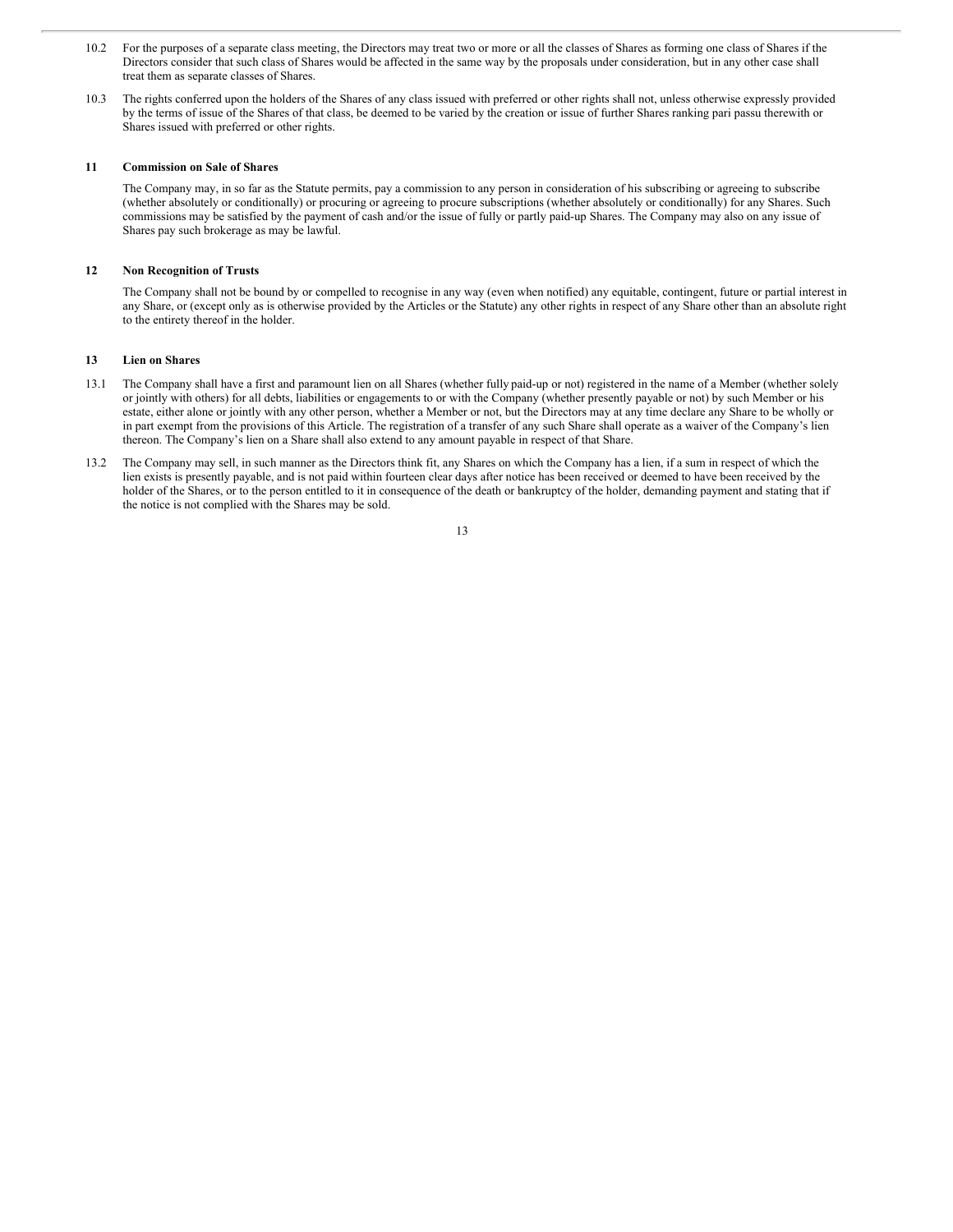10.2 For the purposes of a separate class meeting, the Directors may treat two or more or all the classes of Shares as forming one class of Shares if the Directors consider that such class of Shares would be affected in the same way by the proposals under consideration, but in any other case shall treat them as separate classes of Shares.

10.3 The rights conferred upon the holders of the Shares of any class issued with preferred or other rights shall not, unless otherwise expressly provided by the terms of issue of the Shares of that class, be deemed to be varied by the creation or issue of further Shares ranking pari passu therewith or Shares issued with preferred or other rights.

**11 Commission on Sale of Shares**

The Company may, in so far as the Statute permits, pay a commission to any person in consideration of his subscribing or agreeing to subscribe (whether absolutely or conditionally) or procuring or agreeing to procure subscriptions (whether absolutely or conditionally) for any Shares. Such commissions may be satisfied by the payment of cash and/or the issue of fully or partly paid-up Shares. The Company may also on any issue of Shares pay such brokerage as may be lawful.

**12 Non Recognition of Trusts**

The Company shall not be bound by or compelled to recognise in any way (even when notified) any equitable, contingent, future or partial interest in any Share, or (except only as is otherwise provided by the Articles or the Statute) any other rights in respect of any Share other than an absolute right to the entirety thereof in the holder.

**13 Lien on Shares**

13.1 The Company shall have a first and paramount lien on all Shares (whether fully paid-up or not) registered in the name of a Member (whether solely or jointly with others) for all debts, liabilities or engagements to or with the Company (whether presently payable or not) by such Member or his estate, either alone or jointly with any other person, whether a Member or not, but the Directors may at any time declare any Share to be wholly or in part exempt from the provisions of this Article. The registration of a transfer of any such Share shall operate as a waiver of the Company's lien thereon. The Company's lien on a Share shall also extend to any amount payable in respect of that Share.

13.2 The Company may sell, in such manner as the Directors think fit, any Shares on which the Company has a lien, if a sum in respect of which the lien exists is presently payable, and is not paid within fourteen clear days after notice has been received or deemed to have been received by the holder of the Shares, or to the person entitled to it in consequence of the death or bankruptcy of the holder, demanding payment and stating that if the notice is not complied with the Shares may be sold.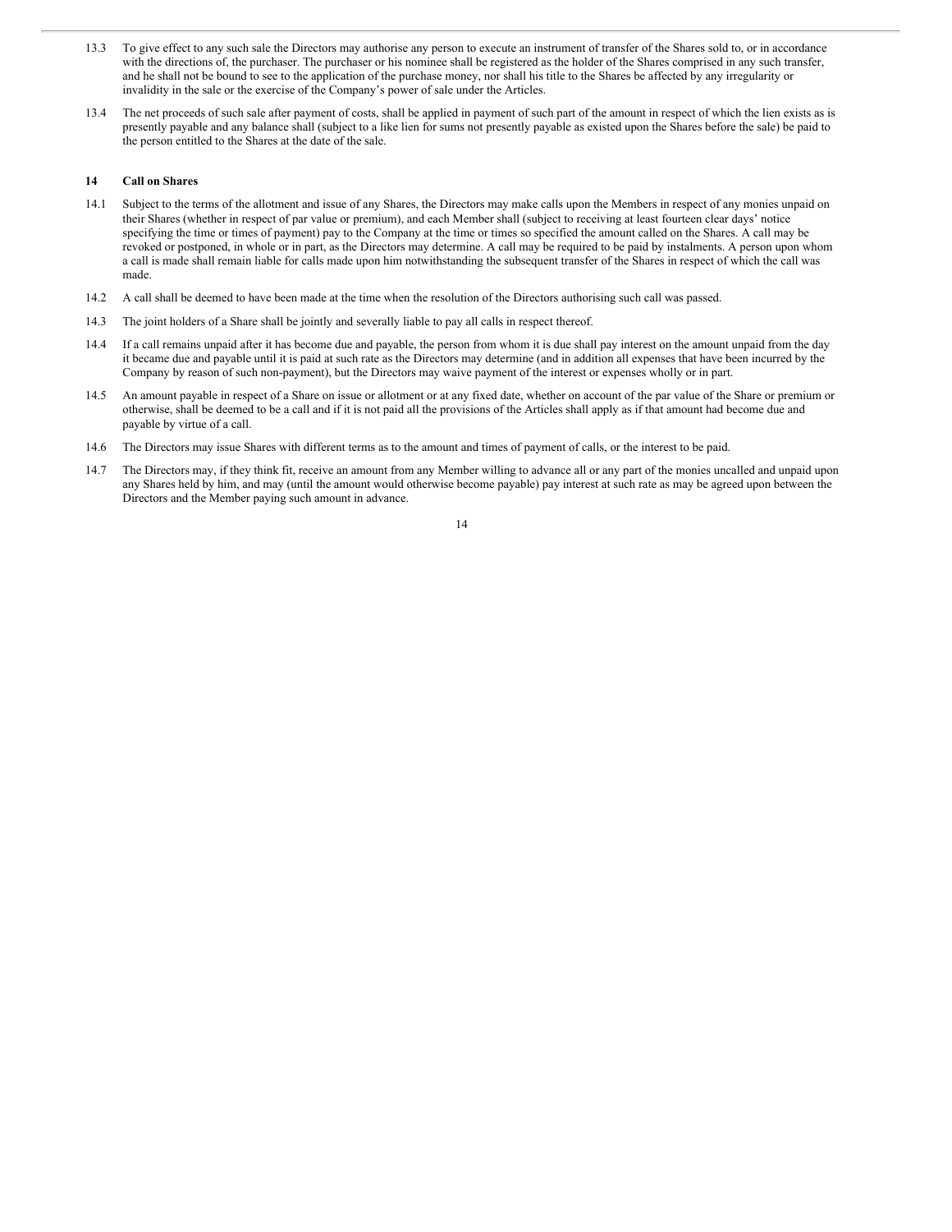13.3 To give effect to any such sale the Directors may authorise any person to execute an instrument of transfer of the Shares sold to, or in accordance with the directions of, the purchaser. The purchaser or his nominee shall be registered as the holder of the Shares comprised in any such transfer, and he shall not be bound to see to the application of the purchase money, nor shall his title to the Shares be affected by any irregularity or invalidity in the sale or the exercise of the Company's power of sale under the Articles.

13.4 The net proceeds of such sale after payment of costs, shall be applied in payment of such part of the amount in respect of which the lien exists as is presently payable and any balance shall (subject to a like lien for sums not presently payable as existed upon the Shares before the sale) be paid to the person entitled to the Shares at the date of the sale.

**14 Call on Shares**

14.1 Subject to the terms of the allotment and issue of any Shares, the Directors may make calls upon the Members in respect of any monies unpaid on their Shares (whether in respect of par value or premium), and each Member shall (subject to receiving at least fourteen clear days' notice specifying the time or times of payment) pay to the Company at the time or times so specified the amount called on the Shares. A call may be revoked or postponed, in whole or in part, as the Directors may determine. A call may be required to be paid by instalments. A person upon whom a call is made shall remain liable for calls made upon him notwithstanding the subsequent transfer of the Shares in respect of which the call was made.

14.2 A call shall be deemed to have been made at the time when the resolution of the Directors authorising such call was passed.

14.3 The joint holders of a Share shall be jointly and severally liable to pay all calls in respect thereof.

14.4 If a call remains unpaid after it has become due and payable, the person from whom it is due shall pay interest on the amount unpaid from the day it became due and payable until it is paid at such rate as the Directors may determine (and in addition all expenses that have been incurred by the Company by reason of such non-payment), but the Directors may waive payment of the interest or expenses wholly or in part.

14.5 An amount payable in respect of a Share on issue or allotment or at any fixed date, whether on account of the par value of the Share or premium or otherwise, shall be deemed to be a call and if it is not paid all the provisions of the Articles shall apply as if that amount had become due and payable by virtue of a call.

14.6 The Directors may issue Shares with different terms as to the amount and times of payment of calls, or the interest to be paid.

14.7 The Directors may, if they think fit, receive an amount from any Member willing to advance all or any part of the monies uncalled and unpaid upon any Shares held by him, and may (until the amount would otherwise become payable) pay interest at such rate as may be agreed upon between the Directors and the Member paying such amount in advance.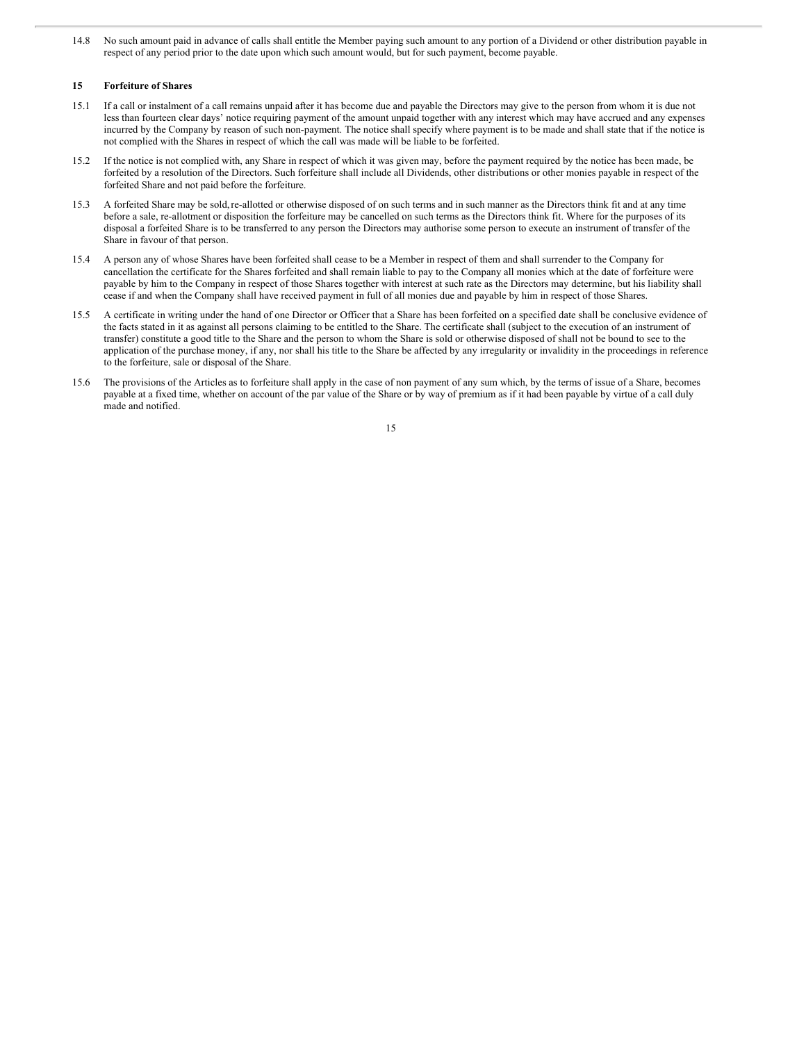14.8 No such amount paid in advance of calls shall entitle the Member paying such amount to any portion of a Dividend or other distribution payable in respect of any period prior to the date upon which such amount would, but for such payment, become payable.

## 15 Forfeiture of Shares

15.1 If a call or instalment of a call remains unpaid after it has become due and payable the Directors may give to the person from whom it is due not less than fourteen clear days' notice requiring payment of the amount unpaid together with any interest which may have accrued and any expenses incurred by the Company by reason of such non-payment. The notice shall specify where payment is to be made and shall state that if the notice is not complied with the Shares in respect of which the call was made will be liable to be forfeited.

15.2 If the notice is not complied with, any Share in respect of which it was given may, before the payment required by the notice has been made, be forfeited by a resolution of the Directors. Such forfeiture shall include all Dividends, other distributions or other monies payable in respect of the forfeited Share and not paid before the forfeiture.

15.3 A forfeited Share may be sold, re-allotted or otherwise disposed of on such terms and in such manner as the Directors think fit and at any time before a sale, re-allotment or disposition the forfeiture may be cancelled on such terms as the Directors think fit. Where for the purposes of its disposal a forfeited Share is to be transferred to any person the Directors may authorise some person to execute an instrument of transfer of the Share in favour of that person.

15.4 A person any of whose Shares have been forfeited shall cease to be a Member in respect of them and shall surrender to the Company for cancellation the certificate for the Shares forfeited and shall remain liable to pay to the Company all monies which at the date of forfeiture were payable by him to the Company in respect of those Shares together with interest at such rate as the Directors may determine, but his liability shall cease if and when the Company shall have received payment in full of all monies due and payable by him in respect of those Shares.

15.5 A certificate in writing under the hand of one Director or Officer that a Share has been forfeited on a specified date shall be conclusive evidence of the facts stated in it as against all persons claiming to be entitled to the Share. The certificate shall (subject to the execution of an instrument of transfer) constitute a good title to the Share and the person to whom the Share is sold or otherwise disposed of shall not be bound to see to the application of the purchase money, if any, nor shall his title to the Share be affected by any irregularity or invalidity in the proceedings in reference to the forfeiture, sale or disposal of the Share.

15.6 The provisions of the Articles as to forfeiture shall apply in the case of non payment of any sum which, by the terms of issue of a Share, becomes payable at a fixed time, whether on account of the par value of the Share or by way of premium as if it had been payable by virtue of a call duly made and notified.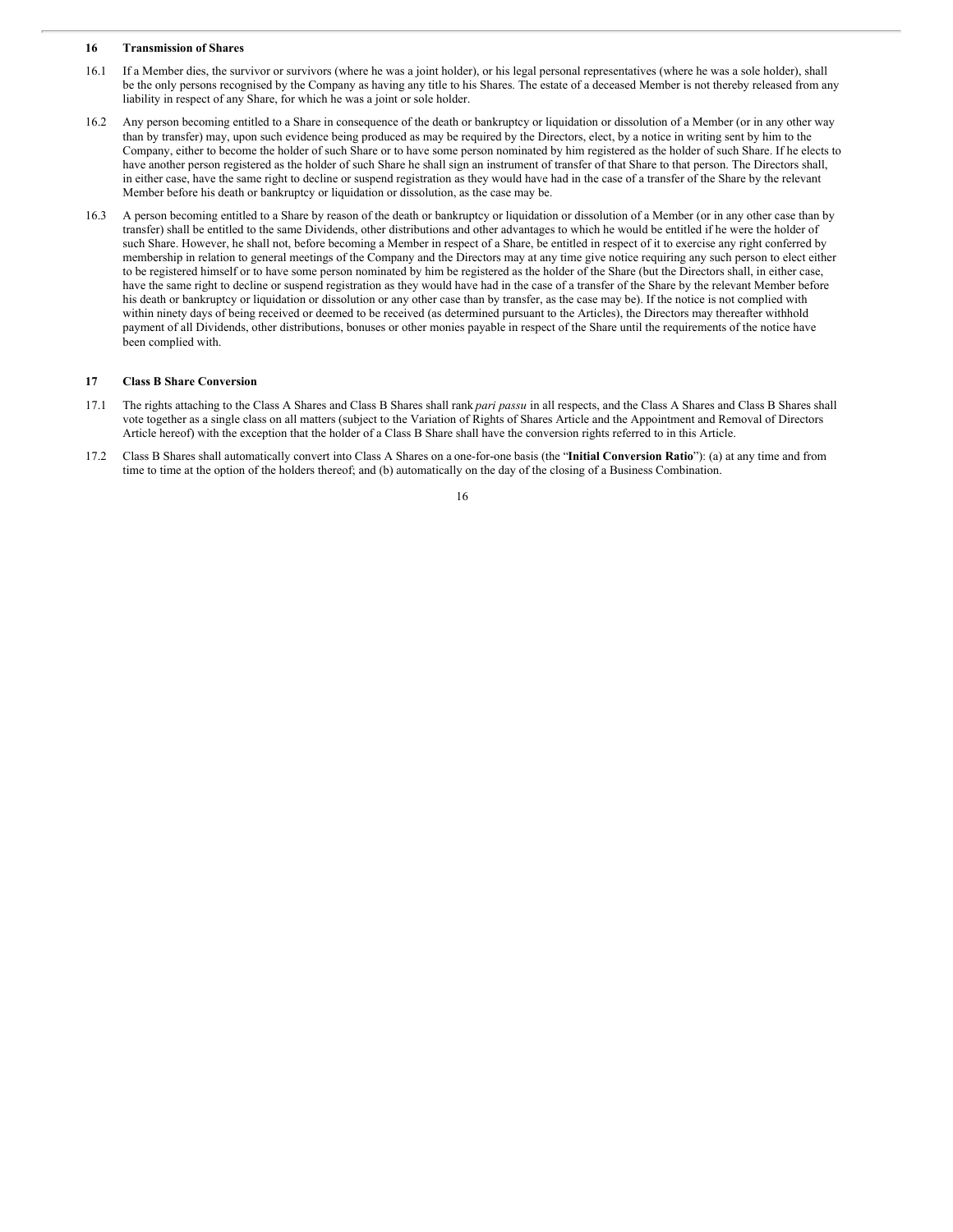## 16 Transmission of Shares

16.1 If a Member dies, the survivor or survivors (where he was a joint holder), or his legal personal representatives (where he was a sole holder), shall be the only persons recognised by the Company as having any title to his Shares. The estate of a deceased Member is not thereby released from any liability in respect of any Share, for which he was a joint or sole holder.

16.2 Any person becoming entitled to a Share in consequence of the death or bankruptcy or liquidation or dissolution of a Member (or in any other way than by transfer) may, upon such evidence being produced as may be required by the Directors, elect, by a notice in writing sent by him to the Company, either to become the holder of such Share or to have some person nominated by him registered as the holder of such Share. If he elects to have another person registered as the holder of such Share he shall sign an instrument of transfer of that Share to that person. The Directors shall, in either case, have the same right to decline or suspend registration as they would have had in the case of a transfer of the Share by the relevant Member before his death or bankruptcy or liquidation or dissolution, as the case may be.

16.3 A person becoming entitled to a Share by reason of the death or bankruptcy or liquidation or dissolution of a Member (or in any other case than by transfer) shall be entitled to the same Dividends, other distributions and other advantages to which he would be entitled if he were the holder of such Share. However, he shall not, before becoming a Member in respect of a Share, be entitled in respect of it to exercise any right conferred by membership in relation to general meetings of the Company and the Directors may at any time give notice requiring any such person to elect either to be registered himself or to have some person nominated by him be registered as the holder of the Share (but the Directors shall, in either case, have the same right to decline or suspend registration as they would have had in the case of a transfer of the Share by the relevant Member before his death or bankruptcy or liquidation or dissolution or any other case than by transfer, as the case may be). If the notice is not complied with within ninety days of being received or deemed to be received (as determined pursuant to the Articles), the Directors may thereafter withhold payment of all Dividends, other distributions, bonuses or other monies payable in respect of the Share until the requirements of the notice have been complied with.

## 17 Class B Share Conversion

17.1 The rights attaching to the Class A Shares and Class B Shares shall rank *pari passu* in all respects, and the Class A Shares and Class B Shares shall vote together as a single class on all matters (subject to the Variation of Rights of Shares Article and the Appointment and Removal of Directors Article hereof) with the exception that the holder of a Class B Share shall have the conversion rights referred to in this Article.

17.2 Class B Shares shall automatically convert into Class A Shares on a one-for-one basis (the "**Initial Conversion Ratio**"): (a) at any time and from time to time at the option of the holders thereof; and (b) automatically on the day of the closing of a Business Combination.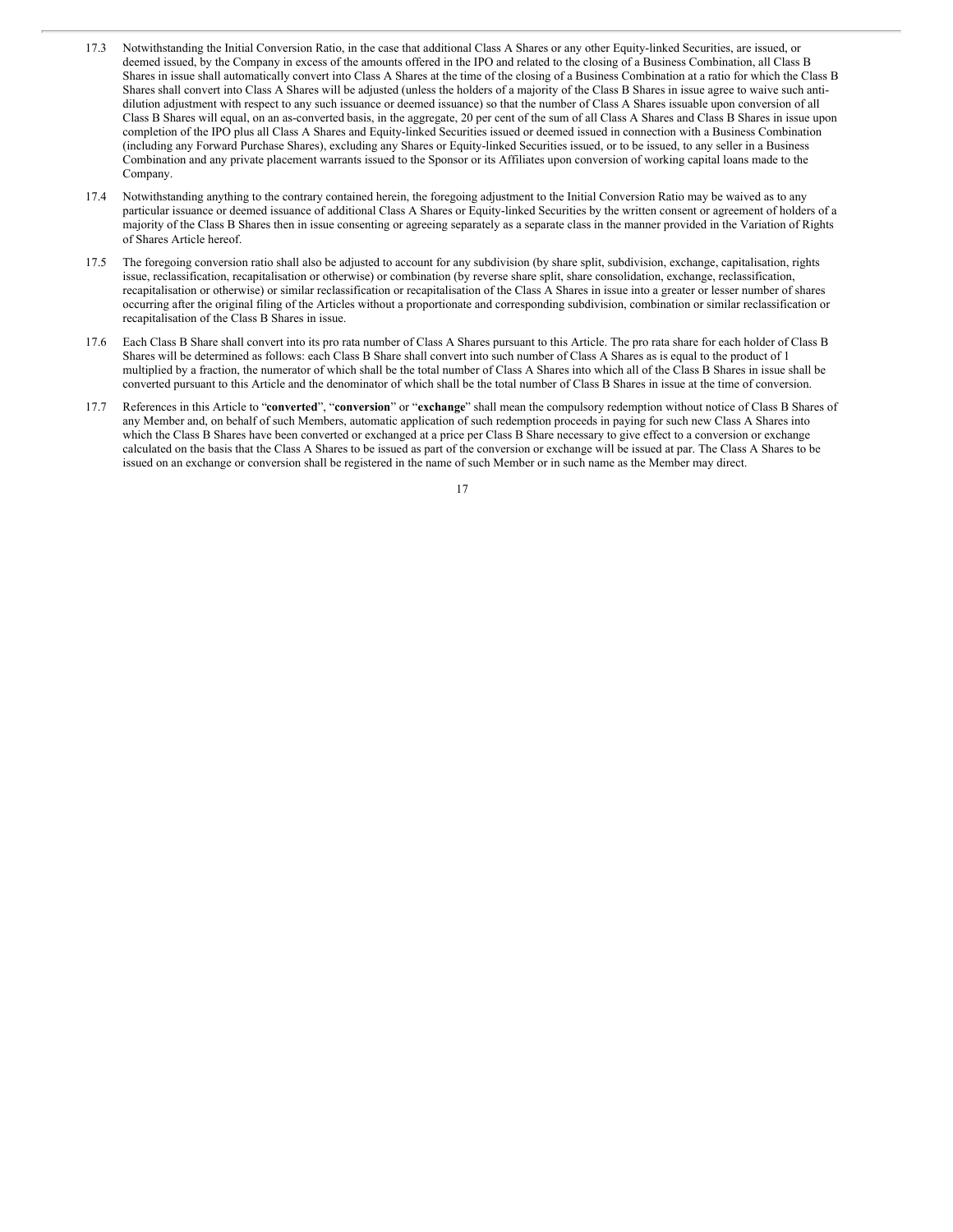17.3 Notwithstanding the Initial Conversion Ratio, in the case that additional Class A Shares or any other Equity-linked Securities, are issued, or deemed issued, by the Company in excess of the amounts offered in the IPO and related to the closing of a Business Combination, all Class B Shares in issue shall automatically convert into Class A Shares at the time of the closing of a Business Combination at a ratio for which the Class B Shares shall convert into Class A Shares will be adjusted (unless the holders of a majority of the Class B Shares in issue agree to waive such anti-dilution adjustment with respect to any such issuance or deemed issuance) so that the number of Class A Shares issuable upon conversion of all Class B Shares will equal, on an as-converted basis, in the aggregate, 20 per cent of the sum of all Class A Shares and Class B Shares in issue upon completion of the IPO plus all Class A Shares and Equity-linked Securities issued or deemed issued in connection with a Business Combination (including any Forward Purchase Shares), excluding any Shares or Equity-linked Securities issued, or to be issued, to any seller in a Business Combination and any private placement warrants issued to the Sponsor or its Affiliates upon conversion of working capital loans made to the Company.

17.4 Notwithstanding anything to the contrary contained herein, the foregoing adjustment to the Initial Conversion Ratio may be waived as to any particular issuance or deemed issuance of additional Class A Shares or Equity-linked Securities by the written consent or agreement of holders of a majority of the Class B Shares then in issue consenting or agreeing separately as a separate class in the manner provided in the Variation of Rights of Shares Article hereof.

17.5 The foregoing conversion ratio shall also be adjusted to account for any subdivision (by share split, subdivision, exchange, capitalisation, rights issue, reclassification, recapitalisation or otherwise) or combination (by reverse share split, share consolidation, exchange, reclassification, recapitalisation or otherwise) or similar reclassification or recapitalisation of the Class A Shares in issue into a greater or lesser number of shares occurring after the original filing of the Articles without a proportionate and corresponding subdivision, combination or similar reclassification or recapitalisation of the Class B Shares in issue.

17.6 Each Class B Share shall convert into its pro rata number of Class A Shares pursuant to this Article. The pro rata share for each holder of Class B Shares will be determined as follows: each Class B Share shall convert into such number of Class A Shares as is equal to the product of 1 multiplied by a fraction, the numerator of which shall be the total number of Class A Shares into which all of the Class B Shares in issue shall be converted pursuant to this Article and the denominator of which shall be the total number of Class B Shares in issue at the time of conversion.

17.7 References in this Article to "**converted**", "**conversion**" or "**exchange**" shall mean the compulsory redemption without notice of Class B Shares of any Member and, on behalf of such Members, automatic application of such redemption proceeds in paying for such new Class A Shares into which the Class B Shares have been converted or exchanged at a price per Class B Share necessary to give effect to a conversion or exchange calculated on the basis that the Class A Shares to be issued as part of the conversion or exchange will be issued at par. The Class A Shares to be issued on an exchange or conversion shall be registered in the name of such Member or in such name as the Member may direct.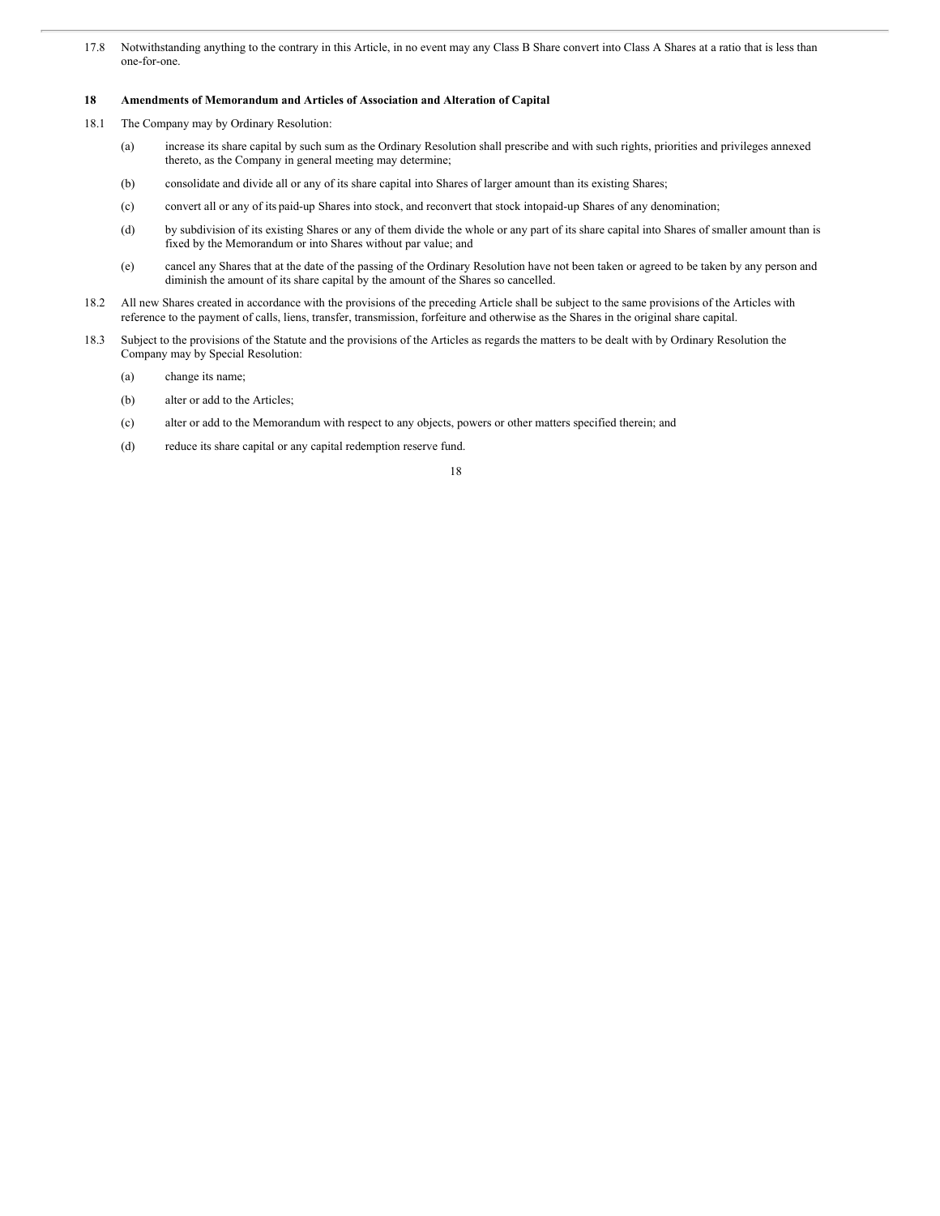17.8 Notwithstanding anything to the contrary in this Article, in no event may any Class B Share convert into Class A Shares at a ratio that is less than one-for-one.

**18 Amendments of Memorandum and Articles of Association and Alteration of Capital**

18.1 The Company may by Ordinary Resolution:

(a) increase its share capital by such sum as the Ordinary Resolution shall prescribe and with such rights, priorities and privileges annexed thereto, as the Company in general meeting may determine;

(b) consolidate and divide all or any of its share capital into Shares of larger amount than its existing Shares;

(c) convert all or any of its paid-up Shares into stock, and reconvert that stock intopaid-up Shares of any denomination;

(d) by subdivision of its existing Shares or any of them divide the whole or any part of its share capital into Shares of smaller amount than is fixed by the Memorandum or into Shares without par value; and

(e) cancel any Shares that at the date of the passing of the Ordinary Resolution have not been taken or agreed to be taken by any person and diminish the amount of its share capital by the amount of the Shares so cancelled.

18.2 All new Shares created in accordance with the provisions of the preceding Article shall be subject to the same provisions of the Articles with reference to the payment of calls, liens, transfer, transmission, forfeiture and otherwise as the Shares in the original share capital.

18.3 Subject to the provisions of the Statute and the provisions of the Articles as regards the matters to be dealt with by Ordinary Resolution the Company may by Special Resolution:

(a) change its name;

(b) alter or add to the Articles;

(c) alter or add to the Memorandum with respect to any objects, powers or other matters specified therein; and

(d) reduce its share capital or any capital redemption reserve fund.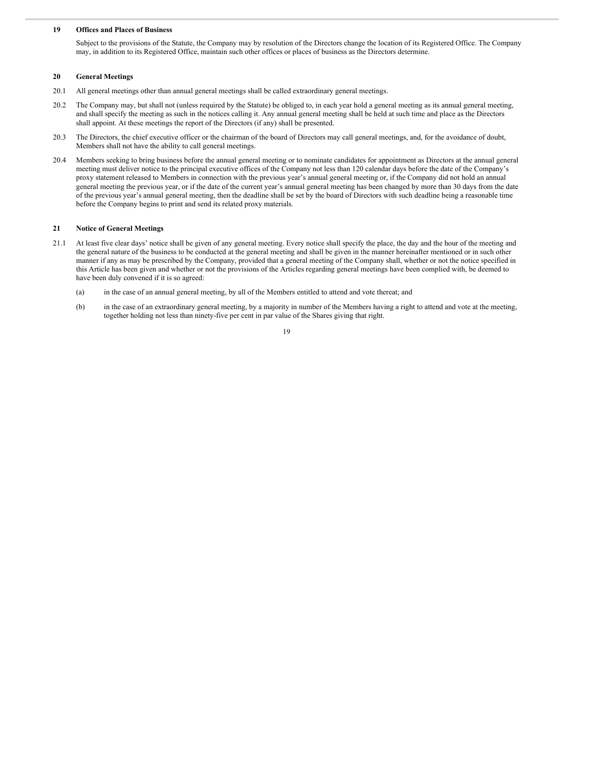## 19 Offices and Places of Business

Subject to the provisions of the Statute, the Company may by resolution of the Directors change the location of its Registered Office. The Company may, in addition to its Registered Office, maintain such other offices or places of business as the Directors determine.

## 20 General Meetings

20.1 All general meetings other than annual general meetings shall be called extraordinary general meetings.

20.2 The Company may, but shall not (unless required by the Statute) be obliged to, in each year hold a general meeting as its annual general meeting, and shall specify the meeting as such in the notices calling it. Any annual general meeting shall be held at such time and place as the Directors shall appoint. At these meetings the report of the Directors (if any) shall be presented.

20.3 The Directors, the chief executive officer or the chairman of the board of Directors may call general meetings, and, for the avoidance of doubt, Members shall not have the ability to call general meetings.

20.4 Members seeking to bring business before the annual general meeting or to nominate candidates for appointment as Directors at the annual general meeting must deliver notice to the principal executive offices of the Company not less than 120 calendar days before the date of the Company's proxy statement released to Members in connection with the previous year's annual general meeting or, if the Company did not hold an annual general meeting the previous year, or if the date of the current year's annual general meeting has been changed by more than 30 days from the date of the previous year's annual general meeting, then the deadline shall be set by the board of Directors with such deadline being a reasonable time before the Company begins to print and send its related proxy materials.

## 21 Notice of General Meetings

21.1 At least five clear days' notice shall be given of any general meeting. Every notice shall specify the place, the day and the hour of the meeting and the general nature of the business to be conducted at the general meeting and shall be given in the manner hereinafter mentioned or in such other manner if any as may be prescribed by the Company, provided that a general meeting of the Company shall, whether or not the notice specified in this Article has been given and whether or not the provisions of the Articles regarding general meetings have been complied with, be deemed to have been duly convened if it is so agreed:

(a) in the case of an annual general meeting, by all of the Members entitled to attend and vote thereat; and

(b) in the case of an extraordinary general meeting, by a majority in number of the Members having a right to attend and vote at the meeting, together holding not less than ninety-five per cent in par value of the Shares giving that right.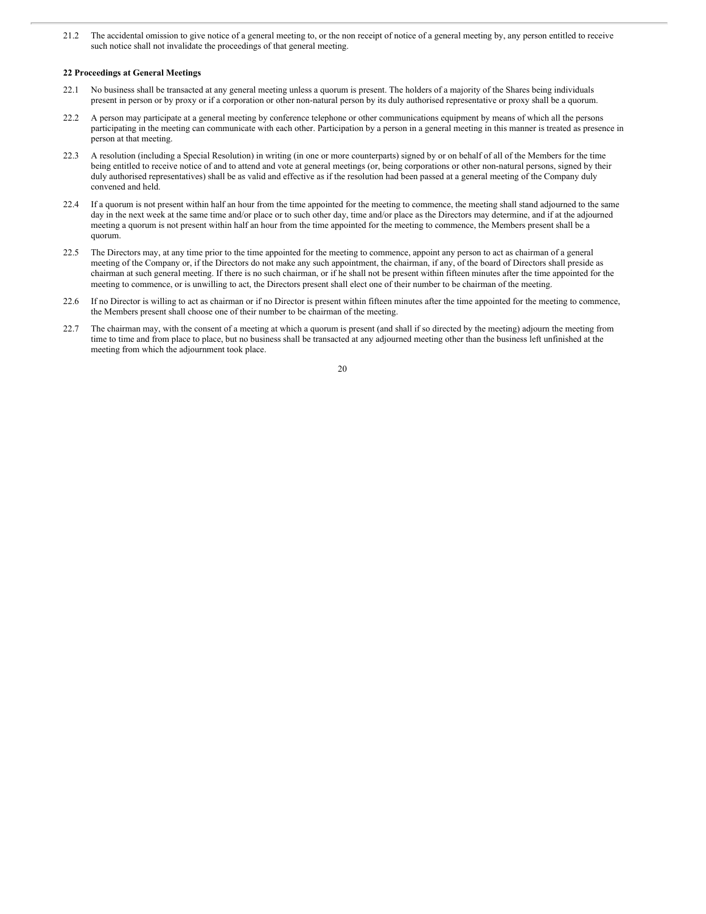21.2 The accidental omission to give notice of a general meeting to, or the non receipt of notice of a general meeting by, any person entitled to receive such notice shall not invalidate the proceedings of that general meeting.

**22 Proceedings at General Meetings**

22.1 No business shall be transacted at any general meeting unless a quorum is present. The holders of a majority of the Shares being individuals present in person or by proxy or if a corporation or other non-natural person by its duly authorised representative or proxy shall be a quorum.

22.2 A person may participate at a general meeting by conference telephone or other communications equipment by means of which all the persons participating in the meeting can communicate with each other. Participation by a person in a general meeting in this manner is treated as presence in person at that meeting.

22.3 A resolution (including a Special Resolution) in writing (in one or more counterparts) signed by or on behalf of all of the Members for the time being entitled to receive notice of and to attend and vote at general meetings (or, being corporations or other non-natural persons, signed by their duly authorised representatives) shall be as valid and effective as if the resolution had been passed at a general meeting of the Company duly convened and held.

22.4 If a quorum is not present within half an hour from the time appointed for the meeting to commence, the meeting shall stand adjourned to the same day in the next week at the same time and/or place or to such other day, time and/or place as the Directors may determine, and if at the adjourned meeting a quorum is not present within half an hour from the time appointed for the meeting to commence, the Members present shall be a quorum.

22.5 The Directors may, at any time prior to the time appointed for the meeting to commence, appoint any person to act as chairman of a general meeting of the Company or, if the Directors do not make any such appointment, the chairman, if any, of the board of Directors shall preside as chairman at such general meeting. If there is no such chairman, or if he shall not be present within fifteen minutes after the time appointed for the meeting to commence, or is unwilling to act, the Directors present shall elect one of their number to be chairman of the meeting.

22.6 If no Director is willing to act as chairman or if no Director is present within fifteen minutes after the time appointed for the meeting to commence, the Members present shall choose one of their number to be chairman of the meeting.

22.7 The chairman may, with the consent of a meeting at which a quorum is present (and shall if so directed by the meeting) adjourn the meeting from time to time and from place to place, but no business shall be transacted at any adjourned meeting other than the business left unfinished at the meeting from which the adjournment took place.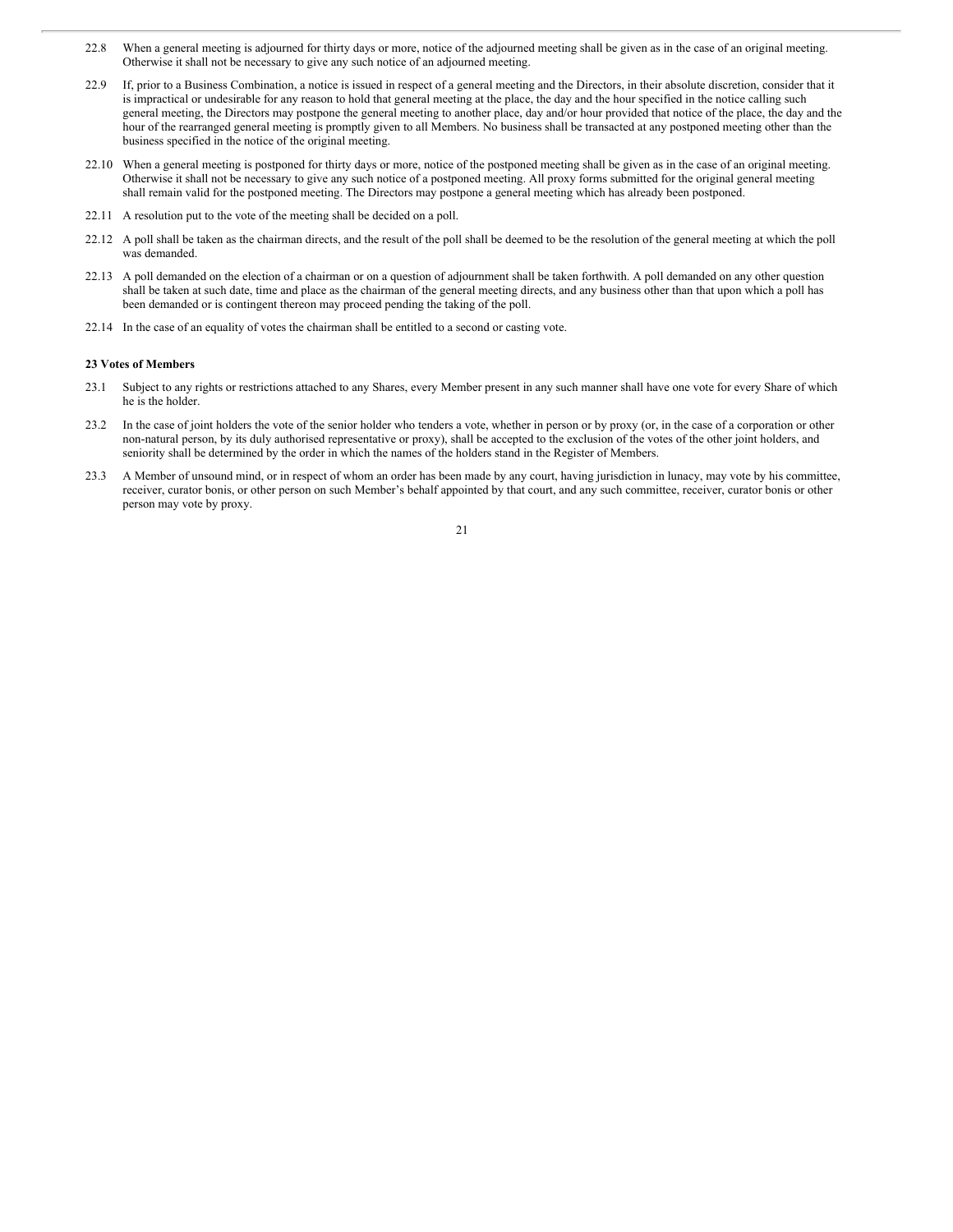22.8 When a general meeting is adjourned for thirty days or more, notice of the adjourned meeting shall be given as in the case of an original meeting. Otherwise it shall not be necessary to give any such notice of an adjourned meeting.

22.9 If, prior to a Business Combination, a notice is issued in respect of a general meeting and the Directors, in their absolute discretion, consider that it is impractical or undesirable for any reason to hold that general meeting at the place, the day and the hour specified in the notice calling such general meeting, the Directors may postpone the general meeting to another place, day and/or hour provided that notice of the place, the day and the hour of the rearranged general meeting is promptly given to all Members. No business shall be transacted at any postponed meeting other than the business specified in the notice of the original meeting.

22.10 When a general meeting is postponed for thirty days or more, notice of the postponed meeting shall be given as in the case of an original meeting. Otherwise it shall not be necessary to give any such notice of a postponed meeting. All proxy forms submitted for the original general meeting shall remain valid for the postponed meeting. The Directors may postpone a general meeting which has already been postponed.

22.11 A resolution put to the vote of the meeting shall be decided on a poll.

22.12 A poll shall be taken as the chairman directs, and the result of the poll shall be deemed to be the resolution of the general meeting at which the poll was demanded.

22.13 A poll demanded on the election of a chairman or on a question of adjournment shall be taken forthwith. A poll demanded on any other question shall be taken at such date, time and place as the chairman of the general meeting directs, and any business other than that upon which a poll has been demanded or is contingent thereon may proceed pending the taking of the poll.

22.14 In the case of an equality of votes the chairman shall be entitled to a second or casting vote.

**23 Votes of Members**

23.1 Subject to any rights or restrictions attached to any Shares, every Member present in any such manner shall have one vote for every Share of which he is the holder.

23.2 In the case of joint holders the vote of the senior holder who tenders a vote, whether in person or by proxy (or, in the case of a corporation or other non-natural person, by its duly authorised representative or proxy), shall be accepted to the exclusion of the votes of the other joint holders, and seniority shall be determined by the order in which the names of the holders stand in the Register of Members.

23.3 A Member of unsound mind, or in respect of whom an order has been made by any court, having jurisdiction in lunacy, may vote by his committee, receiver, curator bonis, or other person on such Member's behalf appointed by that court, and any such committee, receiver, curator bonis or other person may vote by proxy.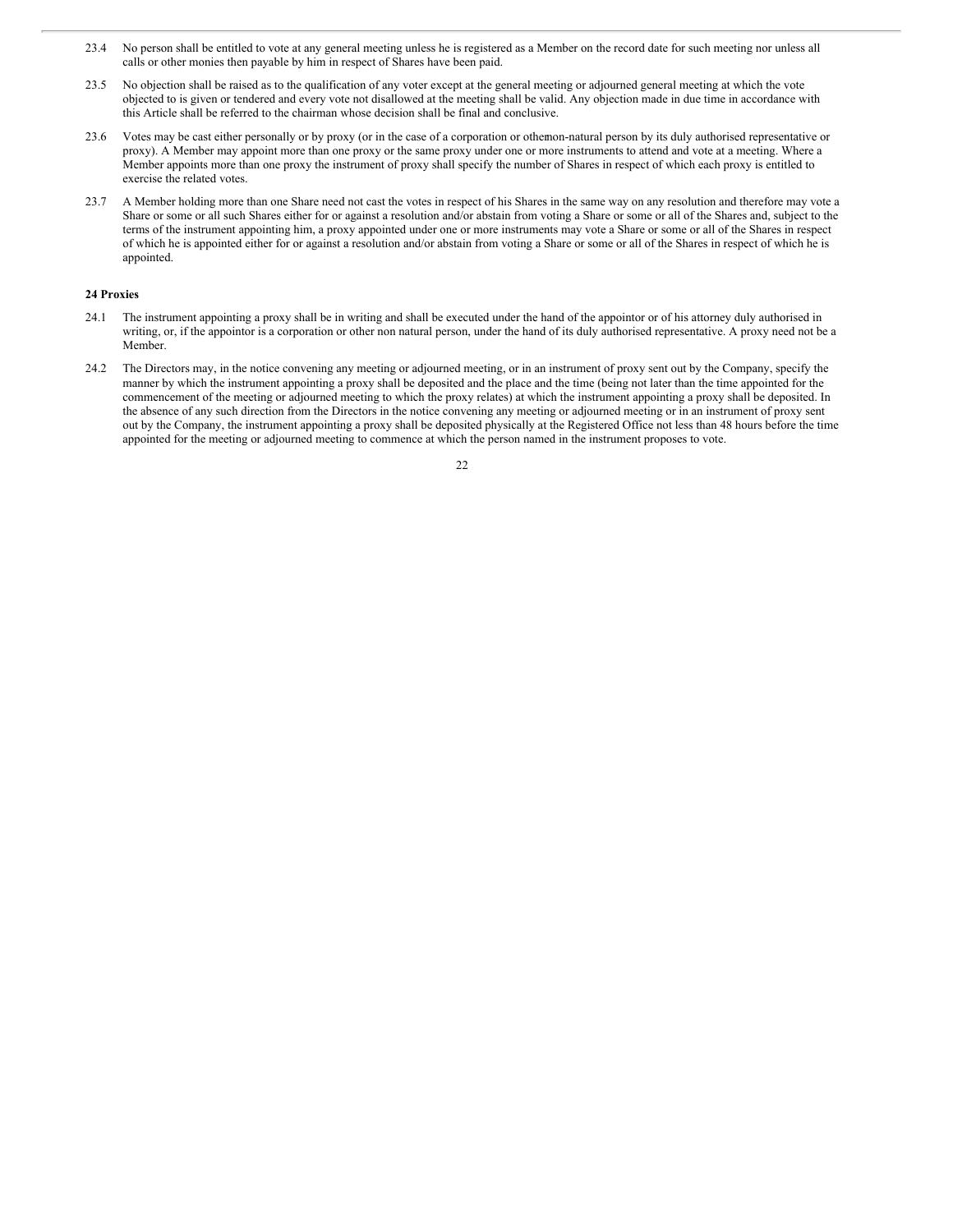23.4 No person shall be entitled to vote at any general meeting unless he is registered as a Member on the record date for such meeting nor unless all calls or other monies then payable by him in respect of Shares have been paid.

23.5 No objection shall be raised as to the qualification of any voter except at the general meeting or adjourned general meeting at which the vote objected to is given or tendered and every vote not disallowed at the meeting shall be valid. Any objection made in due time in accordance with this Article shall be referred to the chairman whose decision shall be final and conclusive.

23.6 Votes may be cast either personally or by proxy (or in the case of a corporation or other non-natural person by its duly authorised representative or proxy). A Member may appoint more than one proxy or the same proxy under one or more instruments to attend and vote at a meeting. Where a Member appoints more than one proxy the instrument of proxy shall specify the number of Shares in respect of which each proxy is entitled to exercise the related votes.

23.7 A Member holding more than one Share need not cast the votes in respect of his Shares in the same way on any resolution and therefore may vote a Share or some or all such Shares either for or against a resolution and/or abstain from voting a Share or some or all of the Shares and, subject to the terms of the instrument appointing him, a proxy appointed under one or more instruments may vote a Share or some or all of the Shares in respect of which he is appointed either for or against a resolution and/or abstain from voting a Share or some or all of the Shares in respect of which he is appointed.

**24 Proxies**

24.1 The instrument appointing a proxy shall be in writing and shall be executed under the hand of the appointor or of his attorney duly authorised in writing, or, if the appointor is a corporation or other non natural person, under the hand of its duly authorised representative. A proxy need not be a Member.

24.2 The Directors may, in the notice convening any meeting or adjourned meeting, or in an instrument of proxy sent out by the Company, specify the manner by which the instrument appointing a proxy shall be deposited and the place and the time (being not later than the time appointed for the commencement of the meeting or adjourned meeting to which the proxy relates) at which the instrument appointing a proxy shall be deposited. In the absence of any such direction from the Directors in the notice convening any meeting or adjourned meeting or in an instrument of proxy sent out by the Company, the instrument appointing a proxy shall be deposited physically at the Registered Office not less than 48 hours before the time appointed for the meeting or adjourned meeting to commence at which the person named in the instrument proposes to vote.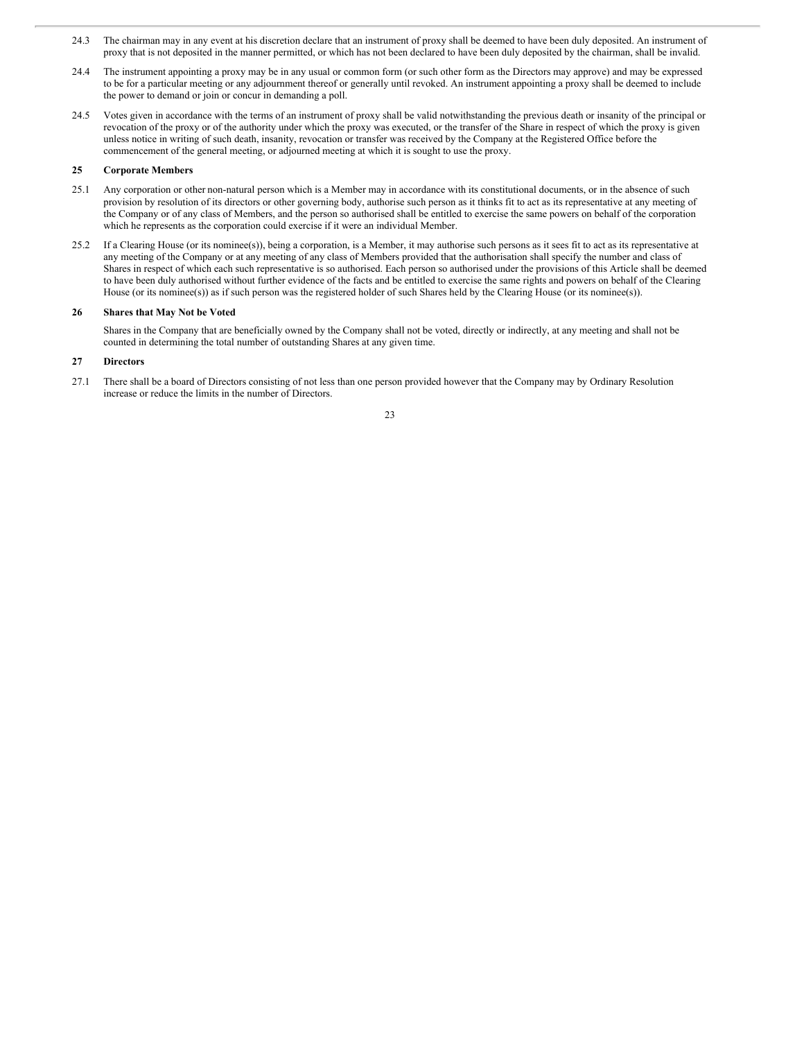24.3 The chairman may in any event at his discretion declare that an instrument of proxy shall be deemed to have been duly deposited. An instrument of proxy that is not deposited in the manner permitted, or which has not been declared to have been duly deposited by the chairman, shall be invalid.

24.4 The instrument appointing a proxy may be in any usual or common form (or such other form as the Directors may approve) and may be expressed to be for a particular meeting or any adjournment thereof or generally until revoked. An instrument appointing a proxy shall be deemed to include the power to demand or join or concur in demanding a poll.

24.5 Votes given in accordance with the terms of an instrument of proxy shall be valid notwithstanding the previous death or insanity of the principal or revocation of the proxy or of the authority under which the proxy was executed, or the transfer of the Share in respect of which the proxy is given unless notice in writing of such death, insanity, revocation or transfer was received by the Company at the Registered Office before the commencement of the general meeting, or adjourned meeting at which it is sought to use the proxy.

**25 Corporate Members**

25.1 Any corporation or other non-natural person which is a Member may in accordance with its constitutional documents, or in the absence of such provision by resolution of its directors or other governing body, authorise such person as it thinks fit to act as its representative at any meeting of the Company or of any class of Members, and the person so authorised shall be entitled to exercise the same powers on behalf of the corporation which he represents as the corporation could exercise if it were an individual Member.

25.2 If a Clearing House (or its nominee(s)), being a corporation, is a Member, it may authorise such persons as it sees fit to act as its representative at any meeting of the Company or at any meeting of any class of Members provided that the authorisation shall specify the number and class of Shares in respect of which each such representative is so authorised. Each person so authorised under the provisions of this Article shall be deemed to have been duly authorised without further evidence of the facts and be entitled to exercise the same rights and powers on behalf of the Clearing House (or its nominee(s)) as if such person was the registered holder of such Shares held by the Clearing House (or its nominee(s)).

**26 Shares that May Not be Voted**

Shares in the Company that are beneficially owned by the Company shall not be voted, directly or indirectly, at any meeting and shall not be counted in determining the total number of outstanding Shares at any given time.

**27 Directors**

27.1 There shall be a board of Directors consisting of not less than one person provided however that the Company may by Ordinary Resolution increase or reduce the limits in the number of Directors.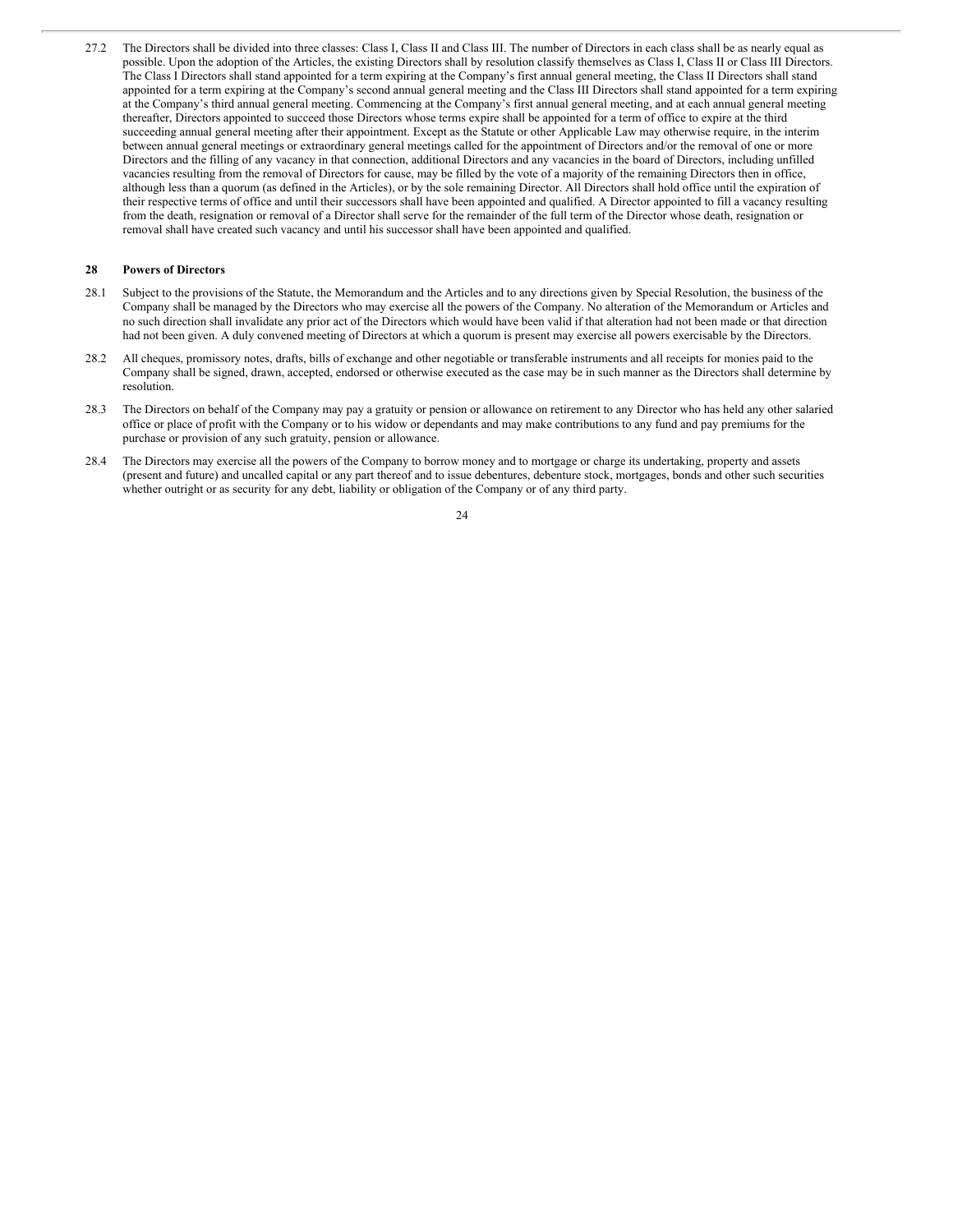27.2 The Directors shall be divided into three classes: Class I, Class II and Class III. The number of Directors in each class shall be as nearly equal as possible. Upon the adoption of the Articles, the existing Directors shall by resolution classify themselves as Class I, Class II or Class III Directors. The Class I Directors shall stand appointed for a term expiring at the Company's first annual general meeting, the Class II Directors shall stand appointed for a term expiring at the Company's second annual general meeting and the Class III Directors shall stand appointed for a term expiring at the Company's third annual general meeting. Commencing at the Company's first annual general meeting, and at each annual general meeting thereafter, Directors appointed to succeed those Directors whose terms expire shall be appointed for a term of office to expire at the third succeeding annual general meeting after their appointment. Except as the Statute or other Applicable Law may otherwise require, in the interim between annual general meetings or extraordinary general meetings called for the appointment of Directors and/or the removal of one or more Directors and the filling of any vacancy in that connection, additional Directors and any vacancies in the board of Directors, including unfilled vacancies resulting from the removal of Directors for cause, may be filled by the vote of a majority of the remaining Directors then in office, although less than a quorum (as defined in the Articles), or by the sole remaining Director. All Directors shall hold office until the expiration of their respective terms of office and until their successors shall have been appointed and qualified. A Director appointed to fill a vacancy resulting from the death, resignation or removal of a Director shall serve for the remainder of the full term of the Director whose death, resignation or removal shall have created such vacancy and until his successor shall have been appointed and qualified.

## 28 Powers of Directors

28.1 Subject to the provisions of the Statute, the Memorandum and the Articles and to any directions given by Special Resolution, the business of the Company shall be managed by the Directors who may exercise all the powers of the Company. No alteration of the Memorandum or Articles and no such direction shall invalidate any prior act of the Directors which would have been valid if that alteration had not been made or that direction had not been given. A duly convened meeting of Directors at which a quorum is present may exercise all powers exercisable by the Directors.

28.2 All cheques, promissory notes, drafts, bills of exchange and other negotiable or transferable instruments and all receipts for monies paid to the Company shall be signed, drawn, accepted, endorsed or otherwise executed as the case may be in such manner as the Directors shall determine by resolution.

28.3 The Directors on behalf of the Company may pay a gratuity or pension or allowance on retirement to any Director who has held any other salaried office or place of profit with the Company or to his widow or dependants and may make contributions to any fund and pay premiums for the purchase or provision of any such gratuity, pension or allowance.

28.4 The Directors may exercise all the powers of the Company to borrow money and to mortgage or charge its undertaking, property and assets (present and future) and uncalled capital or any part thereof and to issue debentures, debenture stock, mortgages, bonds and other such securities whether outright or as security for any debt, liability or obligation of the Company or of any third party.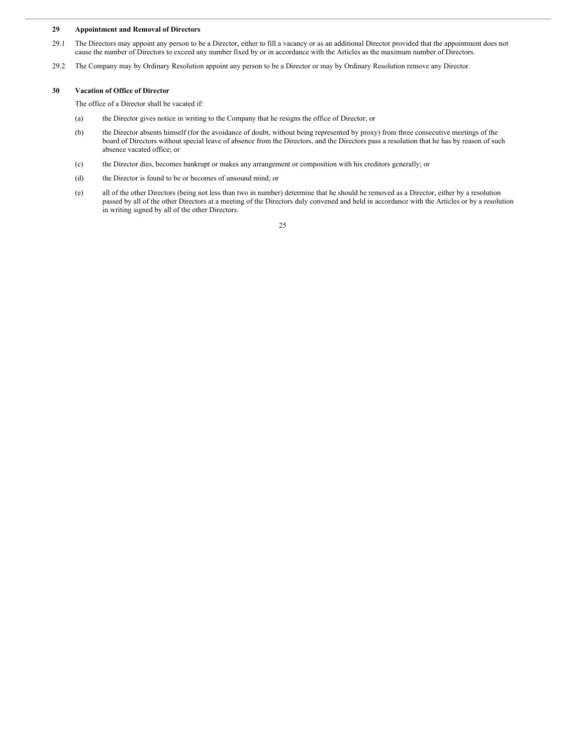**29 Appointment and Removal of Directors**

29.1 The Directors may appoint any person to be a Director, either to fill a vacancy or as an additional Director provided that the appointment does not cause the number of Directors to exceed any number fixed by or in accordance with the Articles as the maximum number of Directors.

29.2 The Company may by Ordinary Resolution appoint any person to be a Director or may by Ordinary Resolution remove any Director.

**30 Vacation of Office of Director**

The office of a Director shall be vacated if:

(a) the Director gives notice in writing to the Company that he resigns the office of Director; or

(b) the Director absents himself (for the avoidance of doubt, without being represented by proxy) from three consecutive meetings of the board of Directors without special leave of absence from the Directors, and the Directors pass a resolution that he has by reason of such absence vacated office; or

(c) the Director dies, becomes bankrupt or makes any arrangement or composition with his creditors generally; or

(d) the Director is found to be or becomes of unsound mind; or

(e) all of the other Directors (being not less than two in number) determine that he should be removed as a Director, either by a resolution passed by all of the other Directors at a meeting of the Directors duly convened and held in accordance with the Articles or by a resolution in writing signed by all of the other Directors.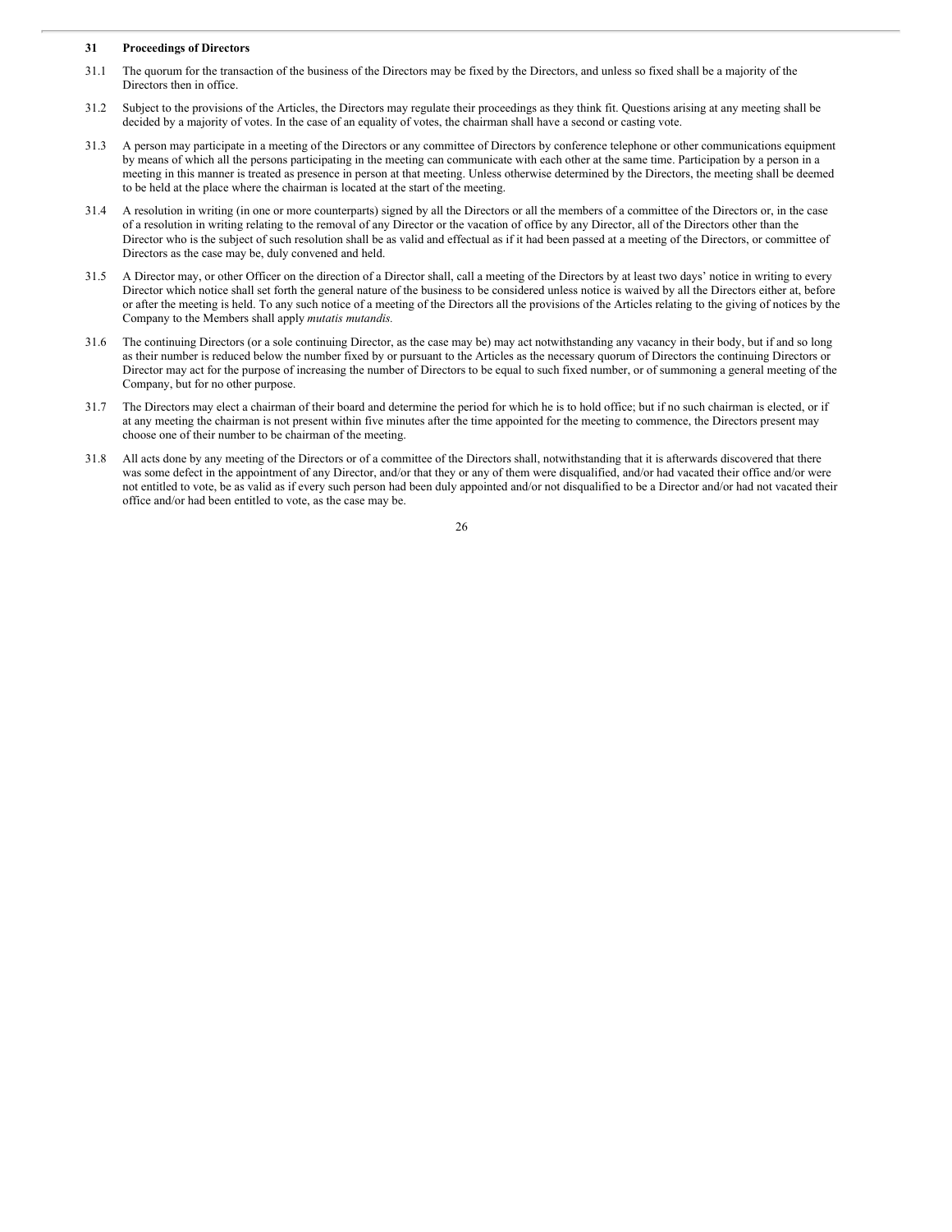## 31 Proceedings of Directors

31.1 The quorum for the transaction of the business of the Directors may be fixed by the Directors, and unless so fixed shall be a majority of the Directors then in office.

31.2 Subject to the provisions of the Articles, the Directors may regulate their proceedings as they think fit. Questions arising at any meeting shall be decided by a majority of votes. In the case of an equality of votes, the chairman shall have a second or casting vote.

31.3 A person may participate in a meeting of the Directors or any committee of Directors by conference telephone or other communications equipment by means of which all the persons participating in the meeting can communicate with each other at the same time. Participation by a person in a meeting in this manner is treated as presence in person at that meeting. Unless otherwise determined by the Directors, the meeting shall be deemed to be held at the place where the chairman is located at the start of the meeting.

31.4 A resolution in writing (in one or more counterparts) signed by all the Directors or all the members of a committee of the Directors or, in the case of a resolution in writing relating to the removal of any Director or the vacation of office by any Director, all of the Directors other than the Director who is the subject of such resolution shall be as valid and effectual as if it had been passed at a meeting of the Directors, or committee of Directors as the case may be, duly convened and held.

31.5 A Director may, or other Officer on the direction of a Director shall, call a meeting of the Directors by at least two days' notice in writing to every Director which notice shall set forth the general nature of the business to be considered unless notice is waived by all the Directors either at, before or after the meeting is held. To any such notice of a meeting of the Directors all the provisions of the Articles relating to the giving of notices by the Company to the Members shall apply *mutatis mutandis.*

31.6 The continuing Directors (or a sole continuing Director, as the case may be) may act notwithstanding any vacancy in their body, but if and so long as their number is reduced below the number fixed by or pursuant to the Articles as the necessary quorum of Directors the continuing Directors or Director may act for the purpose of increasing the number of Directors to be equal to such fixed number, or of summoning a general meeting of the Company, but for no other purpose.

31.7 The Directors may elect a chairman of their board and determine the period for which he is to hold office; but if no such chairman is elected, or if at any meeting the chairman is not present within five minutes after the time appointed for the meeting to commence, the Directors present may choose one of their number to be chairman of the meeting.

31.8 All acts done by any meeting of the Directors or of a committee of the Directors shall, notwithstanding that it is afterwards discovered that there was some defect in the appointment of any Director, and/or that they or any of them were disqualified, and/or had vacated their office and/or were not entitled to vote, be as valid as if every such person had been duly appointed and/or not disqualified to be a Director and/or had not vacated their office and/or had been entitled to vote, as the case may be.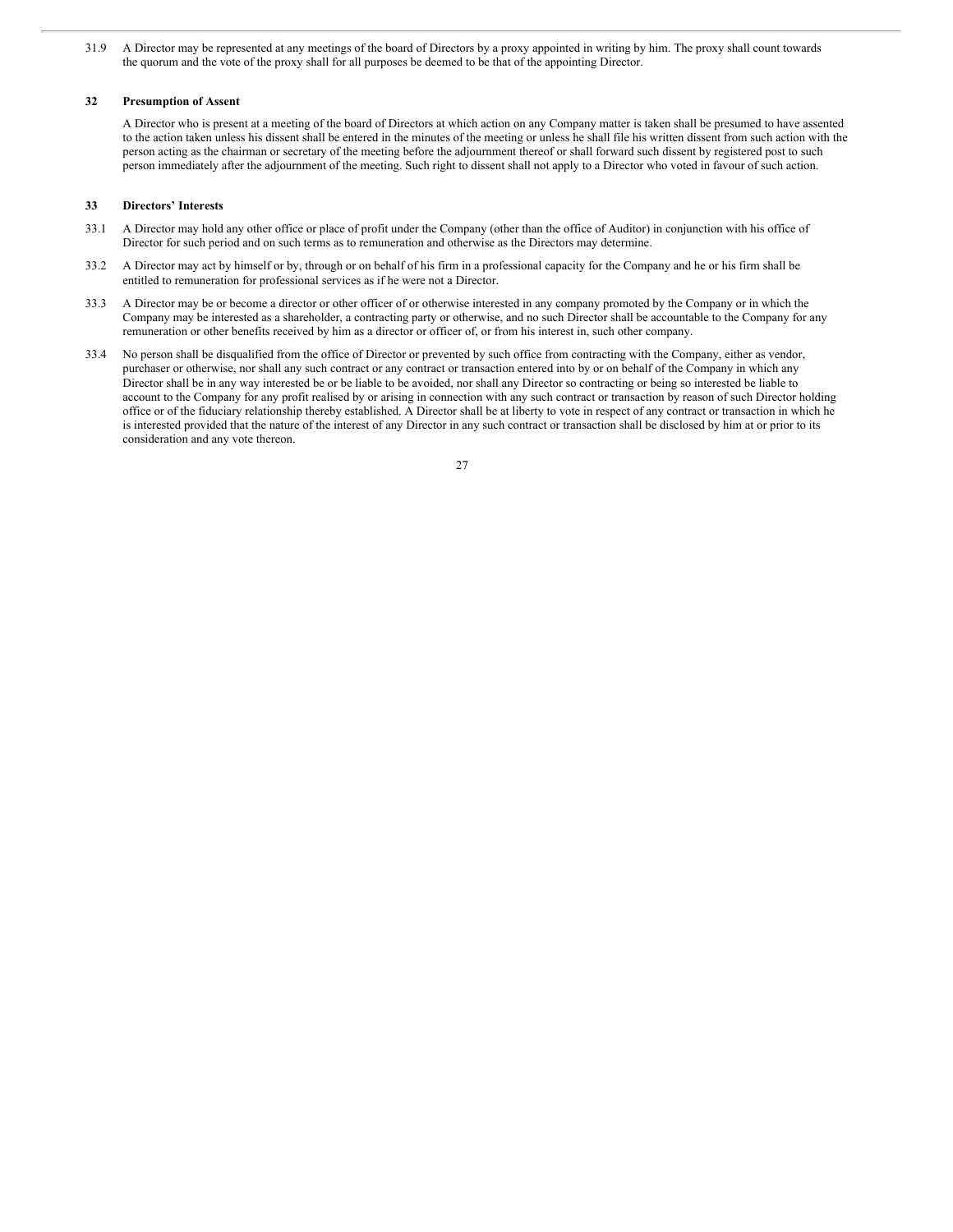31.9 A Director may be represented at any meetings of the board of Directors by a proxy appointed in writing by him. The proxy shall count towards the quorum and the vote of the proxy shall for all purposes be deemed to be that of the appointing Director.

## 32 Presumption of Assent

A Director who is present at a meeting of the board of Directors at which action on any Company matter is taken shall be presumed to have assented to the action taken unless his dissent shall be entered in the minutes of the meeting or unless he shall file his written dissent from such action with the person acting as the chairman or secretary of the meeting before the adjournment thereof or shall forward such dissent by registered post to such person immediately after the adjournment of the meeting. Such right to dissent shall not apply to a Director who voted in favour of such action.

## 33 Directors' Interests

33.1 A Director may hold any other office or place of profit under the Company (other than the office of Auditor) in conjunction with his office of Director for such period and on such terms as to remuneration and otherwise as the Directors may determine.

33.2 A Director may act by himself or by, through or on behalf of his firm in a professional capacity for the Company and he or his firm shall be entitled to remuneration for professional services as if he were not a Director.

33.3 A Director may be or become a director or other officer of or otherwise interested in any company promoted by the Company or in which the Company may be interested as a shareholder, a contracting party or otherwise, and no such Director shall be accountable to the Company for any remuneration or other benefits received by him as a director or officer of, or from his interest in, such other company.

33.4 No person shall be disqualified from the office of Director or prevented by such office from contracting with the Company, either as vendor, purchaser or otherwise, nor shall any such contract or any contract or transaction entered into by or on behalf of the Company in which any Director shall be in any way interested be or be liable to be avoided, nor shall any Director so contracting or being so interested be liable to account to the Company for any profit realised by or arising in connection with any such contract or transaction by reason of such Director holding office or of the fiduciary relationship thereby established. A Director shall be at liberty to vote in respect of any contract or transaction in which he is interested provided that the nature of the interest of any Director in any such contract or transaction shall be disclosed by him at or prior to its consideration and any vote thereon.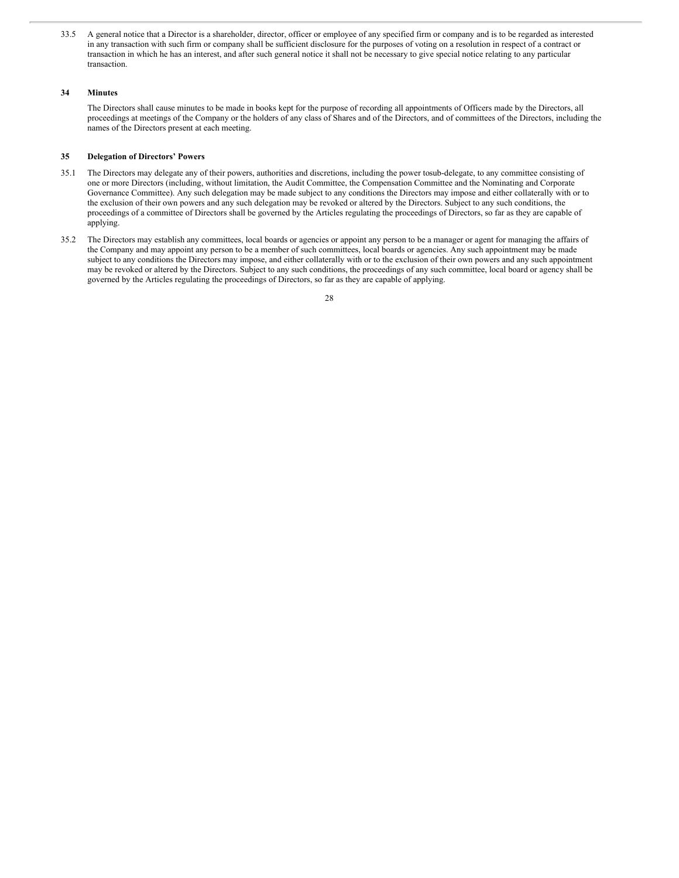33.5 A general notice that a Director is a shareholder, director, officer or employee of any specified firm or company and is to be regarded as interested in any transaction with such firm or company shall be sufficient disclosure for the purposes of voting on a resolution in respect of a contract or transaction in which he has an interest, and after such general notice it shall not be necessary to give special notice relating to any particular transaction.

## 34 Minutes

The Directors shall cause minutes to be made in books kept for the purpose of recording all appointments of Officers made by the Directors, all proceedings at meetings of the Company or the holders of any class of Shares and of the Directors, and of committees of the Directors, including the names of the Directors present at each meeting.

## 35 Delegation of Directors' Powers

35.1 The Directors may delegate any of their powers, authorities and discretions, including the power tosub-delegate, to any committee consisting of one or more Directors (including, without limitation, the Audit Committee, the Compensation Committee and the Nominating and Corporate Governance Committee). Any such delegation may be made subject to any conditions the Directors may impose and either collaterally with or to the exclusion of their own powers and any such delegation may be revoked or altered by the Directors. Subject to any such conditions, the proceedings of a committee of Directors shall be governed by the Articles regulating the proceedings of Directors, so far as they are capable of applying.

35.2 The Directors may establish any committees, local boards or agencies or appoint any person to be a manager or agent for managing the affairs of the Company and may appoint any person to be a member of such committees, local boards or agencies. Any such appointment may be made subject to any conditions the Directors may impose, and either collaterally with or to the exclusion of their own powers and any such appointment may be revoked or altered by the Directors. Subject to any such conditions, the proceedings of any such committee, local board or agency shall be governed by the Articles regulating the proceedings of Directors, so far as they are capable of applying.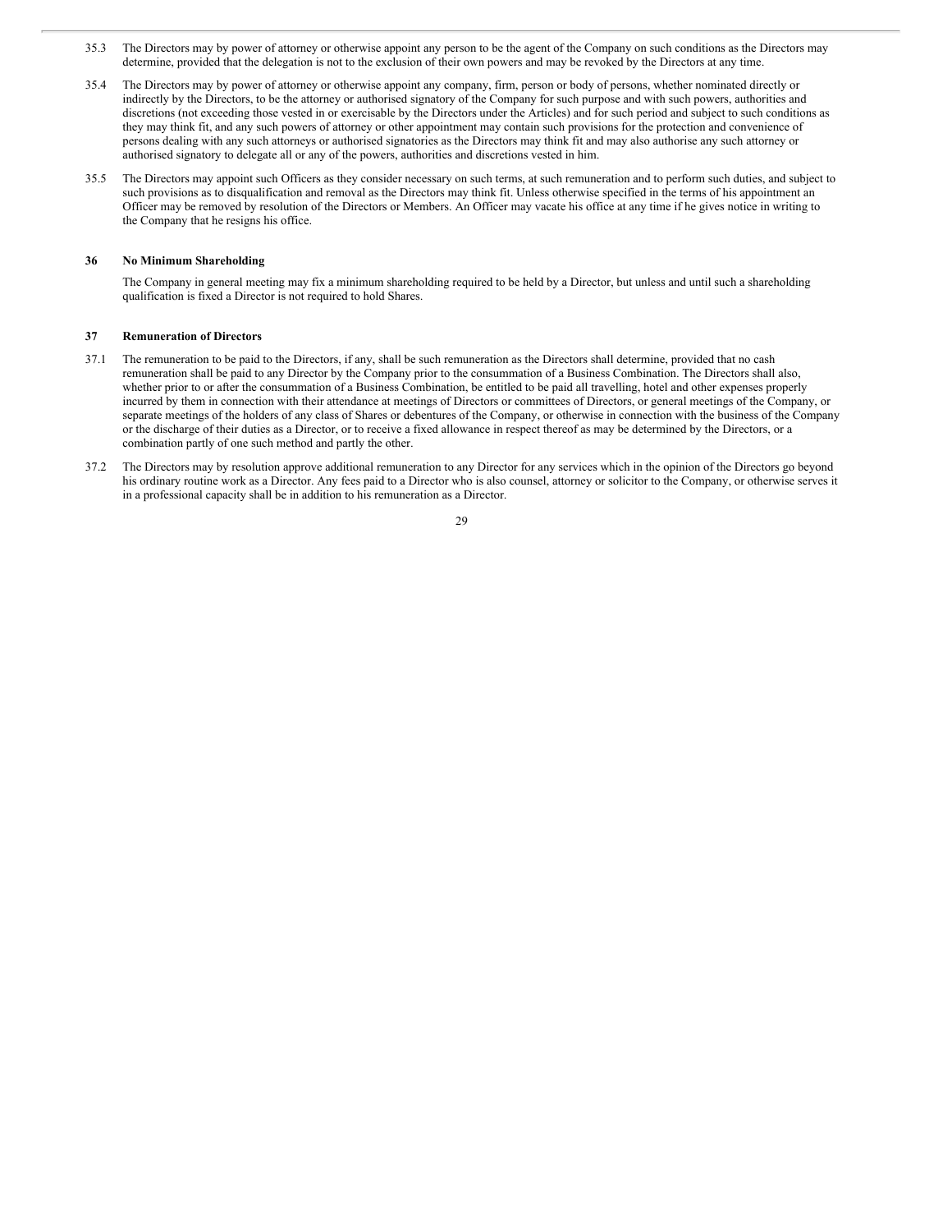35.3 The Directors may by power of attorney or otherwise appoint any person to be the agent of the Company on such conditions as the Directors may determine, provided that the delegation is not to the exclusion of their own powers and may be revoked by the Directors at any time.

35.4 The Directors may by power of attorney or otherwise appoint any company, firm, person or body of persons, whether nominated directly or indirectly by the Directors, to be the attorney or authorised signatory of the Company for such purpose and with such powers, authorities and discretions (not exceeding those vested in or exercisable by the Directors under the Articles) and for such period and subject to such conditions as they may think fit, and any such powers of attorney or other appointment may contain such provisions for the protection and convenience of persons dealing with any such attorneys or authorised signatories as the Directors may think fit and may also authorise any such attorney or authorised signatory to delegate all or any of the powers, authorities and discretions vested in him.

35.5 The Directors may appoint such Officers as they consider necessary on such terms, at such remuneration and to perform such duties, and subject to such provisions as to disqualification and removal as the Directors may think fit. Unless otherwise specified in the terms of his appointment an Officer may be removed by resolution of the Directors or Members. An Officer may vacate his office at any time if he gives notice in writing to the Company that he resigns his office.

**36 No Minimum Shareholding**

The Company in general meeting may fix a minimum shareholding required to be held by a Director, but unless and until such a shareholding qualification is fixed a Director is not required to hold Shares.

**37 Remuneration of Directors**

37.1 The remuneration to be paid to the Directors, if any, shall be such remuneration as the Directors shall determine, provided that no cash remuneration shall be paid to any Director by the Company prior to the consummation of a Business Combination. The Directors shall also, whether prior to or after the consummation of a Business Combination, be entitled to be paid all travelling, hotel and other expenses properly incurred by them in connection with their attendance at meetings of Directors or committees of Directors, or general meetings of the Company, or separate meetings of the holders of any class of Shares or debentures of the Company, or otherwise in connection with the business of the Company or the discharge of their duties as a Director, or to receive a fixed allowance in respect thereof as may be determined by the Directors, or a combination partly of one such method and partly the other.

37.2 The Directors may by resolution approve additional remuneration to any Director for any services which in the opinion of the Directors go beyond his ordinary routine work as a Director. Any fees paid to a Director who is also counsel, attorney or solicitor to the Company, or otherwise serves it in a professional capacity shall be in addition to his remuneration as a Director.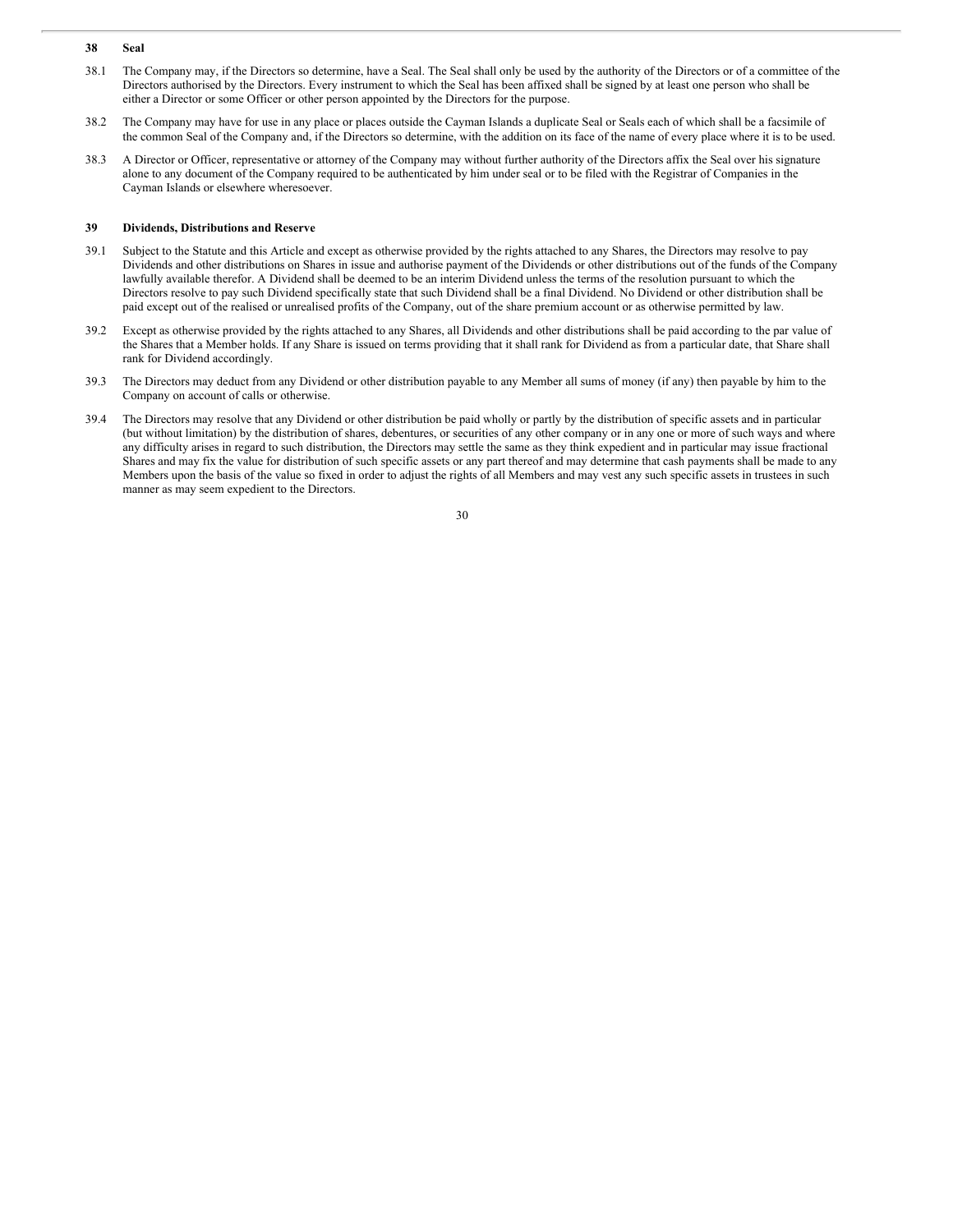## 38 Seal

38.1 The Company may, if the Directors so determine, have a Seal. The Seal shall only be used by the authority of the Directors or of a committee of the Directors authorised by the Directors. Every instrument to which the Seal has been affixed shall be signed by at least one person who shall be either a Director or some Officer or other person appointed by the Directors for the purpose.

38.2 The Company may have for use in any place or places outside the Cayman Islands a duplicate Seal or Seals each of which shall be a facsimile of the common Seal of the Company and, if the Directors so determine, with the addition on its face of the name of every place where it is to be used.

38.3 A Director or Officer, representative or attorney of the Company may without further authority of the Directors affix the Seal over his signature alone to any document of the Company required to be authenticated by him under seal or to be filed with the Registrar of Companies in the Cayman Islands or elsewhere wheresoever.

## 39 Dividends, Distributions and Reserve

39.1 Subject to the Statute and this Article and except as otherwise provided by the rights attached to any Shares, the Directors may resolve to pay Dividends and other distributions on Shares in issue and authorise payment of the Dividends or other distributions out of the funds of the Company lawfully available therefor. A Dividend shall be deemed to be an interim Dividend unless the terms of the resolution pursuant to which the Directors resolve to pay such Dividend specifically state that such Dividend shall be a final Dividend. No Dividend or other distribution shall be paid except out of the realised or unrealised profits of the Company, out of the share premium account or as otherwise permitted by law.

39.2 Except as otherwise provided by the rights attached to any Shares, all Dividends and other distributions shall be paid according to the par value of the Shares that a Member holds. If any Share is issued on terms providing that it shall rank for Dividend as from a particular date, that Share shall rank for Dividend accordingly.

39.3 The Directors may deduct from any Dividend or other distribution payable to any Member all sums of money (if any) then payable by him to the Company on account of calls or otherwise.

39.4 The Directors may resolve that any Dividend or other distribution be paid wholly or partly by the distribution of specific assets and in particular (but without limitation) by the distribution of shares, debentures, or securities of any other company or in any one or more of such ways and where any difficulty arises in regard to such distribution, the Directors may settle the same as they think expedient and in particular may issue fractional Shares and may fix the value for distribution of such specific assets or any part thereof and may determine that cash payments shall be made to any Members upon the basis of the value so fixed in order to adjust the rights of all Members and may vest any such specific assets in trustees in such manner as may seem expedient to the Directors.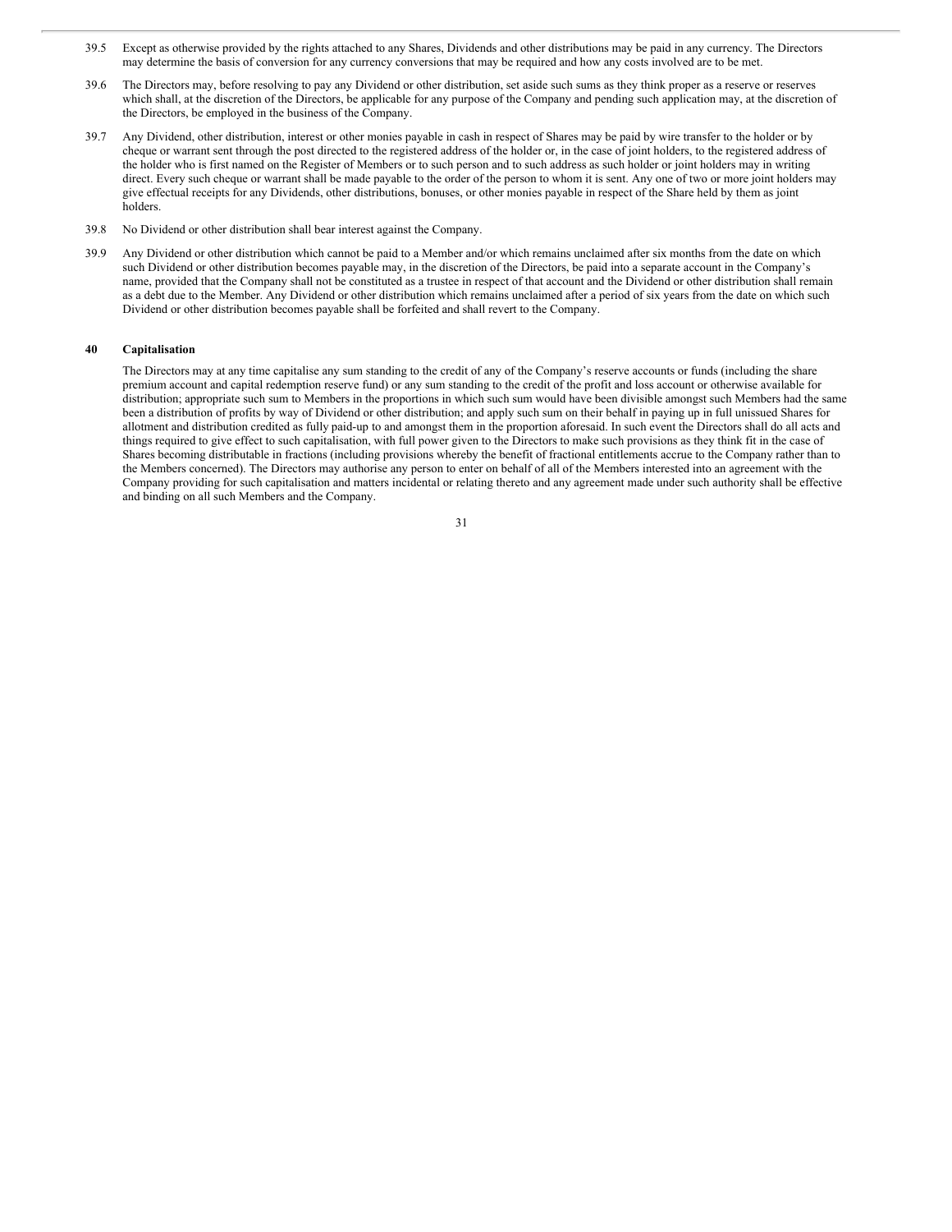39.5 Except as otherwise provided by the rights attached to any Shares, Dividends and other distributions may be paid in any currency. The Directors may determine the basis of conversion for any currency conversions that may be required and how any costs involved are to be met.

39.6 The Directors may, before resolving to pay any Dividend or other distribution, set aside such sums as they think proper as a reserve or reserves which shall, at the discretion of the Directors, be applicable for any purpose of the Company and pending such application may, at the discretion of the Directors, be employed in the business of the Company.

39.7 Any Dividend, other distribution, interest or other monies payable in cash in respect of Shares may be paid by wire transfer to the holder or by cheque or warrant sent through the post directed to the registered address of the holder or, in the case of joint holders, to the registered address of the holder who is first named on the Register of Members or to such person and to such address as such holder or joint holders may in writing direct. Every such cheque or warrant shall be made payable to the order of the person to whom it is sent. Any one of two or more joint holders may give effectual receipts for any Dividends, other distributions, bonuses, or other monies payable in respect of the Share held by them as joint holders.

39.8 No Dividend or other distribution shall bear interest against the Company.

39.9 Any Dividend or other distribution which cannot be paid to a Member and/or which remains unclaimed after six months from the date on which such Dividend or other distribution becomes payable may, in the discretion of the Directors, be paid into a separate account in the Company's name, provided that the Company shall not be constituted as a trustee in respect of that account and the Dividend or other distribution shall remain as a debt due to the Member. Any Dividend or other distribution which remains unclaimed after a period of six years from the date on which such Dividend or other distribution becomes payable shall be forfeited and shall revert to the Company.

## 40 Capitalisation

The Directors may at any time capitalise any sum standing to the credit of any of the Company's reserve accounts or funds (including the share premium account and capital redemption reserve fund) or any sum standing to the credit of the profit and loss account or otherwise available for distribution; appropriate such sum to Members in the proportions in which such sum would have been divisible amongst such Members had the same been a distribution of profits by way of Dividend or other distribution; and apply such sum on their behalf in paying up in full unissued Shares for allotment and distribution credited as fully paid-up to and amongst them in the proportion aforesaid. In such event the Directors shall do all acts and things required to give effect to such capitalisation, with full power given to the Directors to make such provisions as they think fit in the case of Shares becoming distributable in fractions (including provisions whereby the benefit of fractional entitlements accrue to the Company rather than to the Members concerned). The Directors may authorise any person to enter on behalf of all of the Members interested into an agreement with the Company providing for such capitalisation and matters incidental or relating thereto and any agreement made under such authority shall be effective and binding on all such Members and the Company.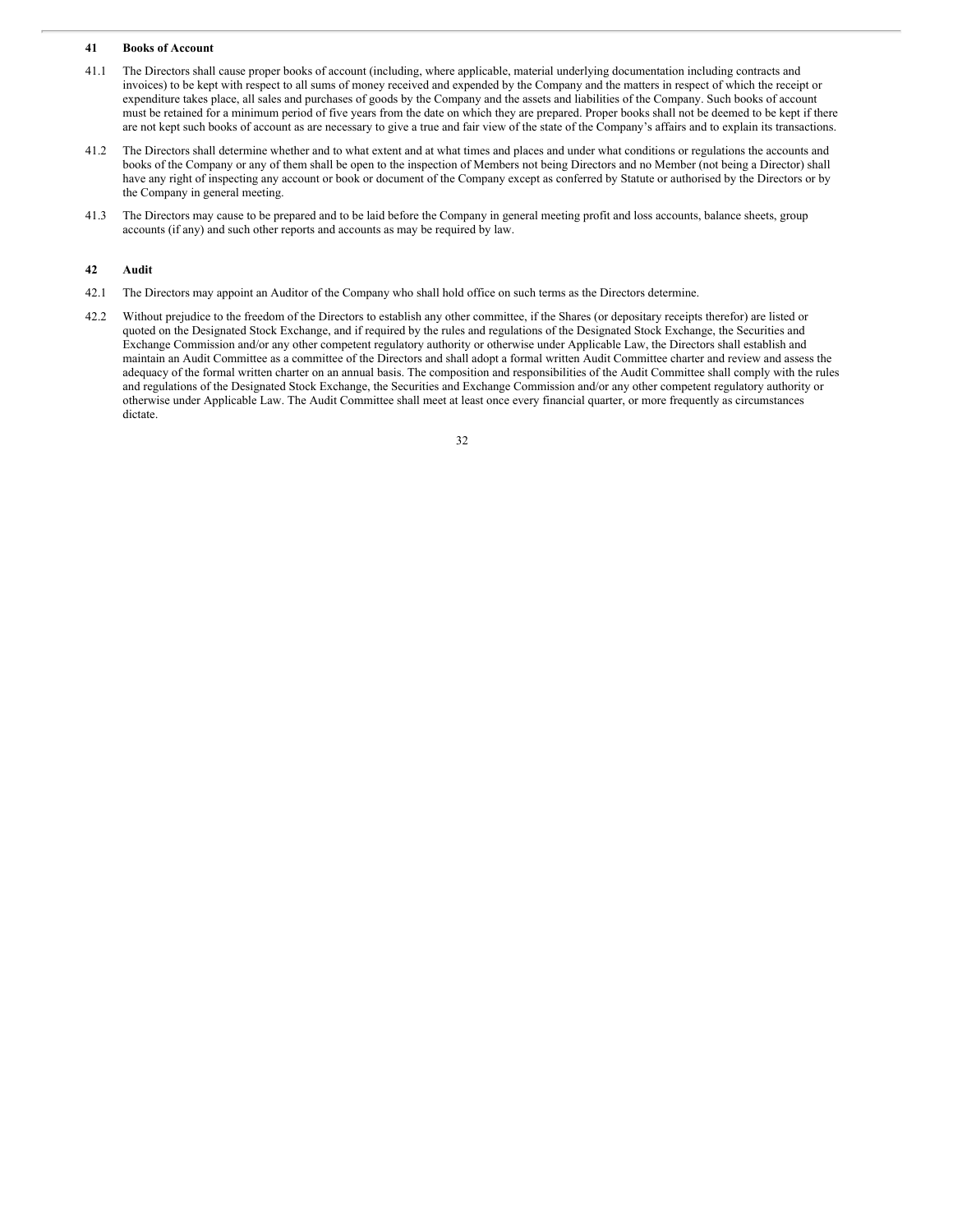## 41 Books of Account

41.1 The Directors shall cause proper books of account (including, where applicable, material underlying documentation including contracts and invoices) to be kept with respect to all sums of money received and expended by the Company and the matters in respect of which the receipt or expenditure takes place, all sales and purchases of goods by the Company and the assets and liabilities of the Company. Such books of account must be retained for a minimum period of five years from the date on which they are prepared. Proper books shall not be deemed to be kept if there are not kept such books of account as are necessary to give a true and fair view of the state of the Company's affairs and to explain its transactions.

41.2 The Directors shall determine whether and to what extent and at what times and places and under what conditions or regulations the accounts and books of the Company or any of them shall be open to the inspection of Members not being Directors and no Member (not being a Director) shall have any right of inspecting any account or book or document of the Company except as conferred by Statute or authorised by the Directors or by the Company in general meeting.

41.3 The Directors may cause to be prepared and to be laid before the Company in general meeting profit and loss accounts, balance sheets, group accounts (if any) and such other reports and accounts as may be required by law.

## 42 Audit

42.1 The Directors may appoint an Auditor of the Company who shall hold office on such terms as the Directors determine.

42.2 Without prejudice to the freedom of the Directors to establish any other committee, if the Shares (or depositary receipts therefor) are listed or quoted on the Designated Stock Exchange, and if required by the rules and regulations of the Designated Stock Exchange, the Securities and Exchange Commission and/or any other competent regulatory authority or otherwise under Applicable Law, the Directors shall establish and maintain an Audit Committee as a committee of the Directors and shall adopt a formal written Audit Committee charter and review and assess the adequacy of the formal written charter on an annual basis. The composition and responsibilities of the Audit Committee shall comply with the rules and regulations of the Designated Stock Exchange, the Securities and Exchange Commission and/or any other competent regulatory authority or otherwise under Applicable Law. The Audit Committee shall meet at least once every financial quarter, or more frequently as circumstances dictate.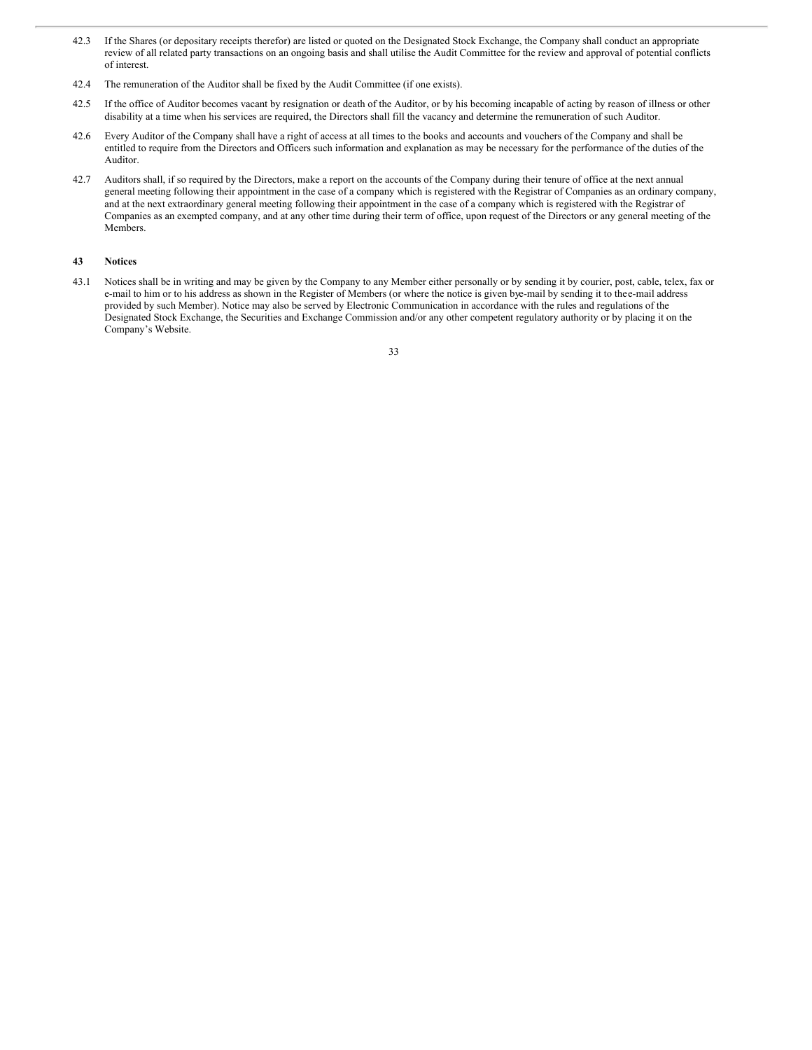42.3 If the Shares (or depositary receipts therefor) are listed or quoted on the Designated Stock Exchange, the Company shall conduct an appropriate review of all related party transactions on an ongoing basis and shall utilise the Audit Committee for the review and approval of potential conflicts of interest.

42.4 The remuneration of the Auditor shall be fixed by the Audit Committee (if one exists).

42.5 If the office of Auditor becomes vacant by resignation or death of the Auditor, or by his becoming incapable of acting by reason of illness or other disability at a time when his services are required, the Directors shall fill the vacancy and determine the remuneration of such Auditor.

42.6 Every Auditor of the Company shall have a right of access at all times to the books and accounts and vouchers of the Company and shall be entitled to require from the Directors and Officers such information and explanation as may be necessary for the performance of the duties of the Auditor.

42.7 Auditors shall, if so required by the Directors, make a report on the accounts of the Company during their tenure of office at the next annual general meeting following their appointment in the case of a company which is registered with the Registrar of Companies as an ordinary company, and at the next extraordinary general meeting following their appointment in the case of a company which is registered with the Registrar of Companies as an exempted company, and at any other time during their term of office, upon request of the Directors or any general meeting of the Members.

## 43 Notices

43.1 Notices shall be in writing and may be given by the Company to any Member either personally or by sending it by courier, post, cable, telex, fax or e-mail to him or to his address as shown in the Register of Members (or where the notice is given bye-mail by sending it to thee-mail address provided by such Member). Notice may also be served by Electronic Communication in accordance with the rules and regulations of the Designated Stock Exchange, the Securities and Exchange Commission and/or any other competent regulatory authority or by placing it on the Company's Website.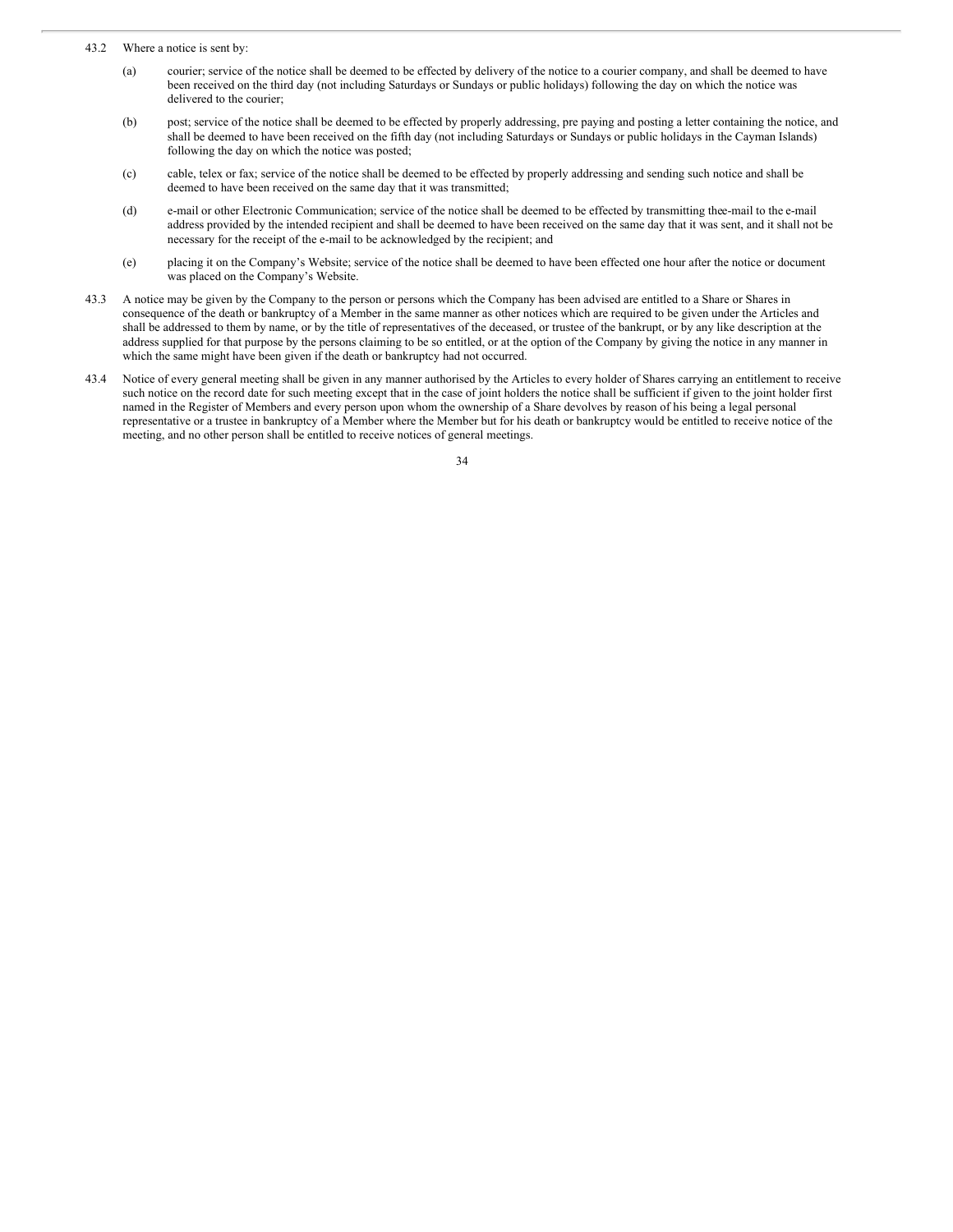43.2 Where a notice is sent by:

(a) courier; service of the notice shall be deemed to be effected by delivery of the notice to a courier company, and shall be deemed to have been received on the third day (not including Saturdays or Sundays or public holidays) following the day on which the notice was delivered to the courier;

(b) post; service of the notice shall be deemed to be effected by properly addressing, pre paying and posting a letter containing the notice, and shall be deemed to have been received on the fifth day (not including Saturdays or Sundays or public holidays in the Cayman Islands) following the day on which the notice was posted;

(c) cable, telex or fax; service of the notice shall be deemed to be effected by properly addressing and sending such notice and shall be deemed to have been received on the same day that it was transmitted;

(d) e-mail or other Electronic Communication; service of the notice shall be deemed to be effected by transmitting thee-mail to the e-mail address provided by the intended recipient and shall be deemed to have been received on the same day that it was sent, and it shall not be necessary for the receipt of the e-mail to be acknowledged by the recipient; and

(e) placing it on the Company's Website; service of the notice shall be deemed to have been effected one hour after the notice or document was placed on the Company's Website.

43.3 A notice may be given by the Company to the person or persons which the Company has been advised are entitled to a Share or Shares in consequence of the death or bankruptcy of a Member in the same manner as other notices which are required to be given under the Articles and shall be addressed to them by name, or by the title of representatives of the deceased, or trustee of the bankrupt, or by any like description at the address supplied for that purpose by the persons claiming to be so entitled, or at the option of the Company by giving the notice in any manner in which the same might have been given if the death or bankruptcy had not occurred.

43.4 Notice of every general meeting shall be given in any manner authorised by the Articles to every holder of Shares carrying an entitlement to receive such notice on the record date for such meeting except that in the case of joint holders the notice shall be sufficient if given to the joint holder first named in the Register of Members and every person upon whom the ownership of a Share devolves by reason of his being a legal personal representative or a trustee in bankruptcy of a Member where the Member but for his death or bankruptcy would be entitled to receive notice of the meeting, and no other person shall be entitled to receive notices of general meetings.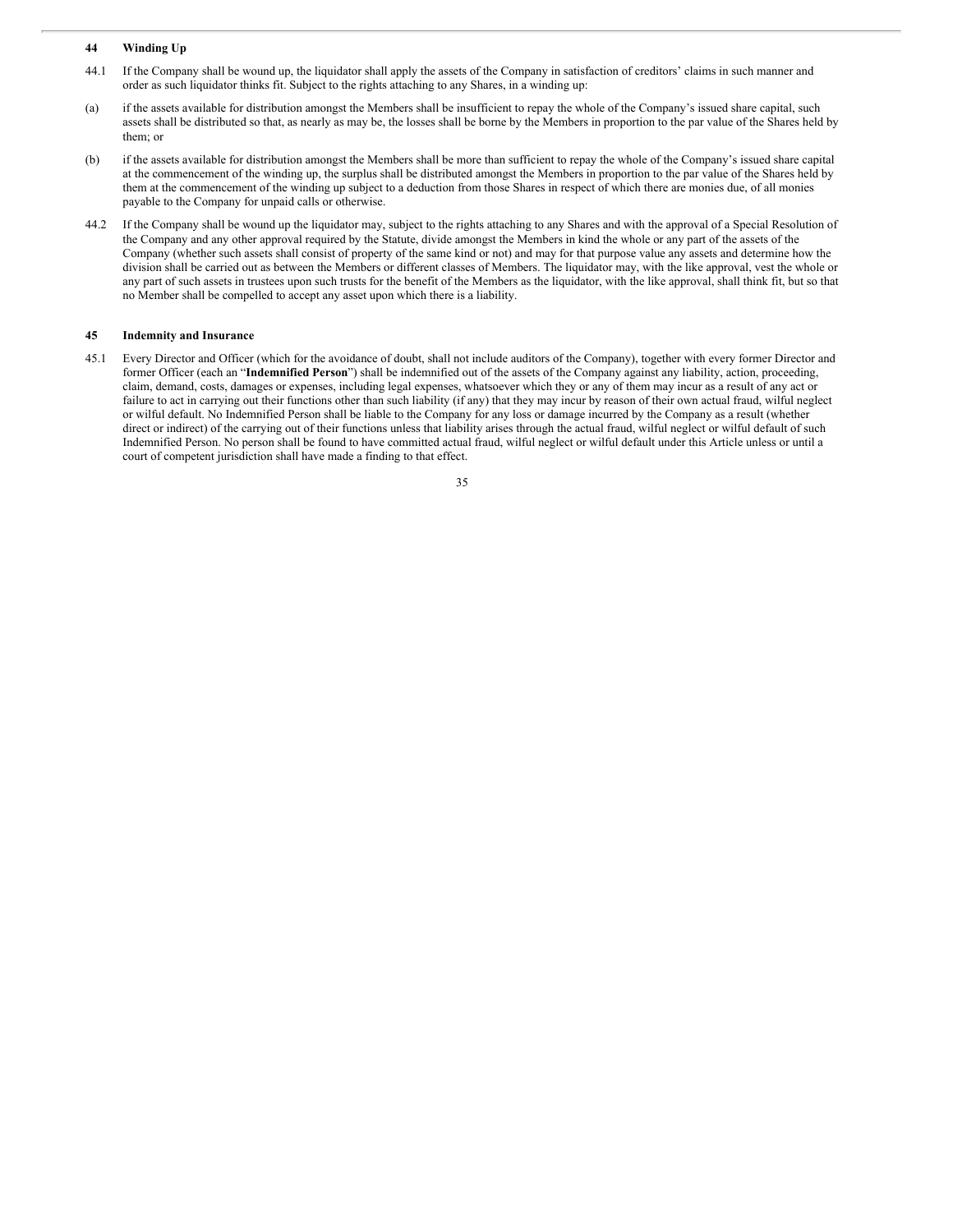## 44 Winding Up

44.1 If the Company shall be wound up, the liquidator shall apply the assets of the Company in satisfaction of creditors' claims in such manner and order as such liquidator thinks fit. Subject to the rights attaching to any Shares, in a winding up:

(a) if the assets available for distribution amongst the Members shall be insufficient to repay the whole of the Company's issued share capital, such assets shall be distributed so that, as nearly as may be, the losses shall be borne by the Members in proportion to the par value of the Shares held by them; or

(b) if the assets available for distribution amongst the Members shall be more than sufficient to repay the whole of the Company's issued share capital at the commencement of the winding up, the surplus shall be distributed amongst the Members in proportion to the par value of the Shares held by them at the commencement of the winding up subject to a deduction from those Shares in respect of which there are monies due, of all monies payable to the Company for unpaid calls or otherwise.

44.2 If the Company shall be wound up the liquidator may, subject to the rights attaching to any Shares and with the approval of a Special Resolution of the Company and any other approval required by the Statute, divide amongst the Members in kind the whole or any part of the assets of the Company (whether such assets shall consist of property of the same kind or not) and may for that purpose value any assets and determine how the division shall be carried out as between the Members or different classes of Members. The liquidator may, with the like approval, vest the whole or any part of such assets in trustees upon such trusts for the benefit of the Members as the liquidator, with the like approval, shall think fit, but so that no Member shall be compelled to accept any asset upon which there is a liability.

## 45 Indemnity and Insurance

45.1 Every Director and Officer (which for the avoidance of doubt, shall not include auditors of the Company), together with every former Director and former Officer (each an "**Indemnified Person**") shall be indemnified out of the assets of the Company against any liability, action, proceeding, claim, demand, costs, damages or expenses, including legal expenses, whatsoever which they or any of them may incur as a result of any act or failure to act in carrying out their functions other than such liability (if any) that they may incur by reason of their own actual fraud, wilful neglect or wilful default. No Indemnified Person shall be liable to the Company for any loss or damage incurred by the Company as a result (whether direct or indirect) of the carrying out of their functions unless that liability arises through the actual fraud, wilful neglect or wilful default of such Indemnified Person. No person shall be found to have committed actual fraud, wilful neglect or wilful default under this Article unless or until a court of competent jurisdiction shall have made a finding to that effect.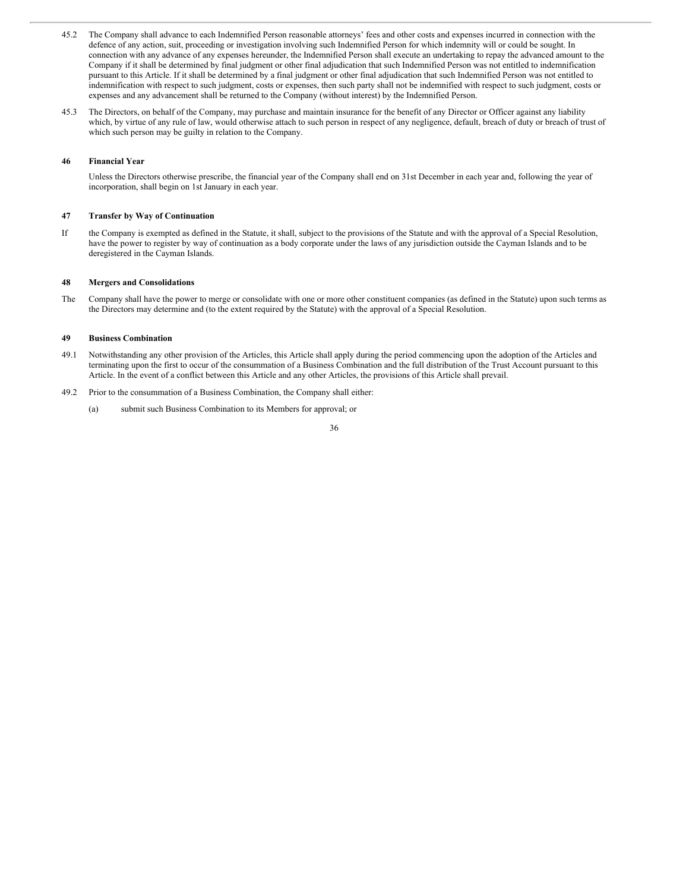45.2 The Company shall advance to each Indemnified Person reasonable attorneys' fees and other costs and expenses incurred in connection with the defence of any action, suit, proceeding or investigation involving such Indemnified Person for which indemnity will or could be sought. In connection with any advance of any expenses hereunder, the Indemnified Person shall execute an undertaking to repay the advanced amount to the Company if it shall be determined by final judgment or other final adjudication that such Indemnified Person was not entitled to indemnification pursuant to this Article. If it shall be determined by a final judgment or other final adjudication that such Indemnified Person was not entitled to indemnification with respect to such judgment, costs or expenses, then such party shall not be indemnified with respect to such judgment, costs or expenses and any advancement shall be returned to the Company (without interest) by the Indemnified Person.

45.3 The Directors, on behalf of the Company, may purchase and maintain insurance for the benefit of any Director or Officer against any liability which, by virtue of any rule of law, would otherwise attach to such person in respect of any negligence, default, breach of duty or breach of trust of which such person may be guilty in relation to the Company.

## 46 Financial Year

Unless the Directors otherwise prescribe, the financial year of the Company shall end on 31st December in each year and, following the year of incorporation, shall begin on 1st January in each year.

## 47 Transfer by Way of Continuation

If the Company is exempted as defined in the Statute, it shall, subject to the provisions of the Statute and with the approval of a Special Resolution, have the power to register by way of continuation as a body corporate under the laws of any jurisdiction outside the Cayman Islands and to be deregistered in the Cayman Islands.

## 48 Mergers and Consolidations

The Company shall have the power to merge or consolidate with one or more other constituent companies (as defined in the Statute) upon such terms as the Directors may determine and (to the extent required by the Statute) with the approval of a Special Resolution.

## 49 Business Combination

49.1 Notwithstanding any other provision of the Articles, this Article shall apply during the period commencing upon the adoption of the Articles and terminating upon the first to occur of the consummation of a Business Combination and the full distribution of the Trust Account pursuant to this Article. In the event of a conflict between this Article and any other Articles, the provisions of this Article shall prevail.

49.2 Prior to the consummation of a Business Combination, the Company shall either:

(a) submit such Business Combination to its Members for approval; or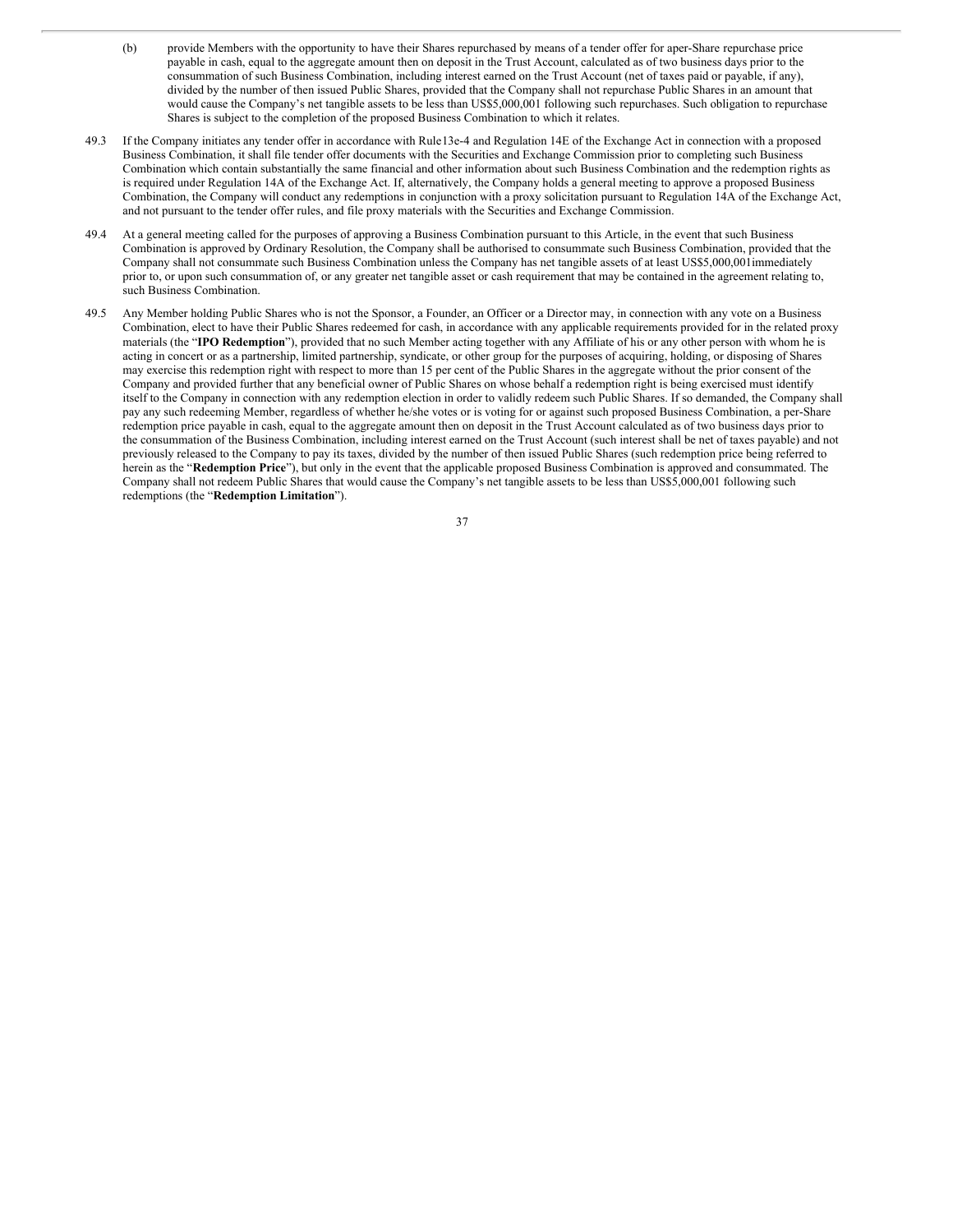(b) provide Members with the opportunity to have their Shares repurchased by means of a tender offer for aper-Share repurchase price payable in cash, equal to the aggregate amount then on deposit in the Trust Account, calculated as of two business days prior to the consummation of such Business Combination, including interest earned on the Trust Account (net of taxes paid or payable, if any), divided by the number of then issued Public Shares, provided that the Company shall not repurchase Public Shares in an amount that would cause the Company's net tangible assets to be less than US$5,000,001 following such repurchases. Such obligation to repurchase Shares is subject to the completion of the proposed Business Combination to which it relates.

49.3 If the Company initiates any tender offer in accordance with Rule13e-4 and Regulation 14E of the Exchange Act in connection with a proposed Business Combination, it shall file tender offer documents with the Securities and Exchange Commission prior to completing such Business Combination which contain substantially the same financial and other information about such Business Combination and the redemption rights as is required under Regulation 14A of the Exchange Act. If, alternatively, the Company holds a general meeting to approve a proposed Business Combination, the Company will conduct any redemptions in conjunction with a proxy solicitation pursuant to Regulation 14A of the Exchange Act, and not pursuant to the tender offer rules, and file proxy materials with the Securities and Exchange Commission.

49.4 At a general meeting called for the purposes of approving a Business Combination pursuant to this Article, in the event that such Business Combination is approved by Ordinary Resolution, the Company shall be authorised to consummate such Business Combination, provided that the Company shall not consummate such Business Combination unless the Company has net tangible assets of at least US$5,000,001immediately prior to, or upon such consummation of, or any greater net tangible asset or cash requirement that may be contained in the agreement relating to, such Business Combination.

49.5 Any Member holding Public Shares who is not the Sponsor, a Founder, an Officer or a Director may, in connection with any vote on a Business Combination, elect to have their Public Shares redeemed for cash, in accordance with any applicable requirements provided for in the related proxy materials (the "**IPO Redemption**"), provided that no such Member acting together with any Affiliate of his or any other person with whom he is acting in concert or as a partnership, limited partnership, syndicate, or other group for the purposes of acquiring, holding, or disposing of Shares may exercise this redemption right with respect to more than 15 per cent of the Public Shares in the aggregate without the prior consent of the Company and provided further that any beneficial owner of Public Shares on whose behalf a redemption right is being exercised must identify itself to the Company in connection with any redemption election in order to validly redeem such Public Shares. If so demanded, the Company shall pay any such redeeming Member, regardless of whether he/she votes or is voting for or against such proposed Business Combination, a per-Share redemption price payable in cash, equal to the aggregate amount then on deposit in the Trust Account calculated as of two business days prior to the consummation of the Business Combination, including interest earned on the Trust Account (such interest shall be net of taxes payable) and not previously released to the Company to pay its taxes, divided by the number of then issued Public Shares (such redemption price being referred to herein as the "**Redemption Price**"), but only in the event that the applicable proposed Business Combination is approved and consummated. The Company shall not redeem Public Shares that would cause the Company's net tangible assets to be less than US$5,000,001 following such redemptions (the "**Redemption Limitation**").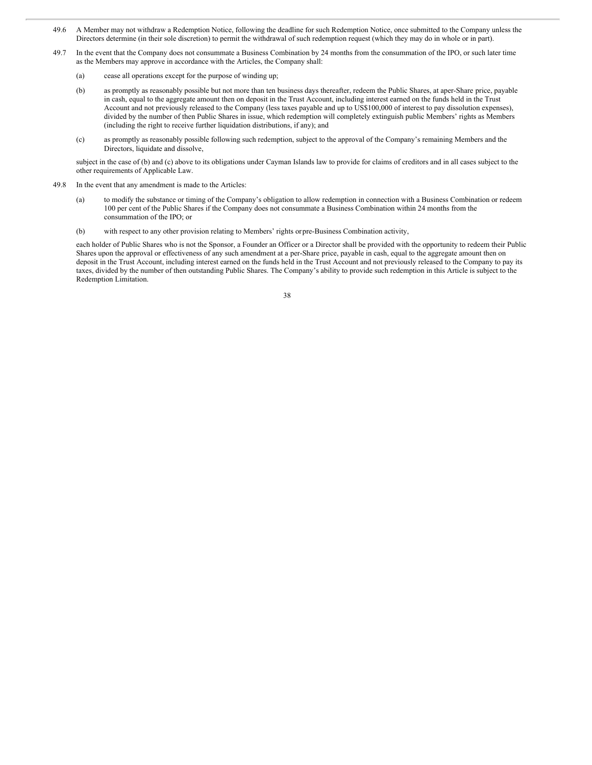49.6 A Member may not withdraw a Redemption Notice, following the deadline for such Redemption Notice, once submitted to the Company unless the Directors determine (in their sole discretion) to permit the withdrawal of such redemption request (which they may do in whole or in part).

49.7 In the event that the Company does not consummate a Business Combination by 24 months from the consummation of the IPO, or such later time as the Members may approve in accordance with the Articles, the Company shall:

(a) cease all operations except for the purpose of winding up;

(b) as promptly as reasonably possible but not more than ten business days thereafter, redeem the Public Shares, at aper-Share price, payable in cash, equal to the aggregate amount then on deposit in the Trust Account, including interest earned on the funds held in the Trust Account and not previously released to the Company (less taxes payable and up to US$100,000 of interest to pay dissolution expenses), divided by the number of then Public Shares in issue, which redemption will completely extinguish public Members' rights as Members (including the right to receive further liquidation distributions, if any); and

(c) as promptly as reasonably possible following such redemption, subject to the approval of the Company's remaining Members and the Directors, liquidate and dissolve,

subject in the case of (b) and (c) above to its obligations under Cayman Islands law to provide for claims of creditors and in all cases subject to the other requirements of Applicable Law.

49.8 In the event that any amendment is made to the Articles:

(a) to modify the substance or timing of the Company's obligation to allow redemption in connection with a Business Combination or redeem 100 per cent of the Public Shares if the Company does not consummate a Business Combination within 24 months from the consummation of the IPO; or

(b) with respect to any other provision relating to Members' rights orpre-Business Combination activity,

each holder of Public Shares who is not the Sponsor, a Founder an Officer or a Director shall be provided with the opportunity to redeem their Public Shares upon the approval or effectiveness of any such amendment at a per-Share price, payable in cash, equal to the aggregate amount then on deposit in the Trust Account, including interest earned on the funds held in the Trust Account and not previously released to the Company to pay its taxes, divided by the number of then outstanding Public Shares. The Company's ability to provide such redemption in this Article is subject to the Redemption Limitation.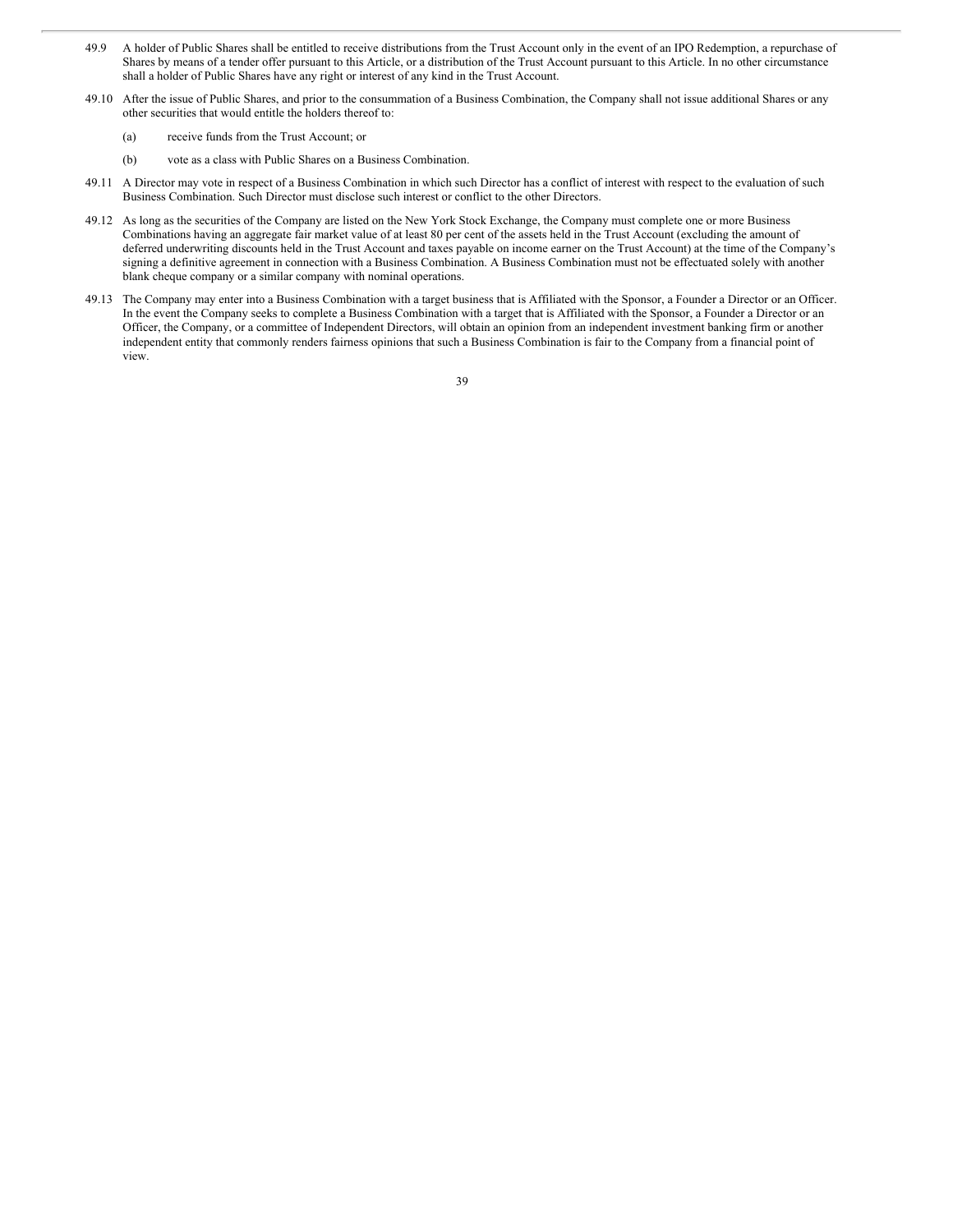49.9 A holder of Public Shares shall be entitled to receive distributions from the Trust Account only in the event of an IPO Redemption, a repurchase of Shares by means of a tender offer pursuant to this Article, or a distribution of the Trust Account pursuant to this Article. In no other circumstance shall a holder of Public Shares have any right or interest of any kind in the Trust Account.

49.10 After the issue of Public Shares, and prior to the consummation of a Business Combination, the Company shall not issue additional Shares or any other securities that would entitle the holders thereof to:

(a) receive funds from the Trust Account; or

(b) vote as a class with Public Shares on a Business Combination.

49.11 A Director may vote in respect of a Business Combination in which such Director has a conflict of interest with respect to the evaluation of such Business Combination. Such Director must disclose such interest or conflict to the other Directors.

49.12 As long as the securities of the Company are listed on the New York Stock Exchange, the Company must complete one or more Business Combinations having an aggregate fair market value of at least 80 per cent of the assets held in the Trust Account (excluding the amount of deferred underwriting discounts held in the Trust Account and taxes payable on income earner on the Trust Account) at the time of the Company's signing a definitive agreement in connection with a Business Combination. A Business Combination must not be effectuated solely with another blank cheque company or a similar company with nominal operations.

49.13 The Company may enter into a Business Combination with a target business that is Affiliated with the Sponsor, a Founder a Director or an Officer. In the event the Company seeks to complete a Business Combination with a target that is Affiliated with the Sponsor, a Founder a Director or an Officer, the Company, or a committee of Independent Directors, will obtain an opinion from an independent investment banking firm or another independent entity that commonly renders fairness opinions that such a Business Combination is fair to the Company from a financial point of view.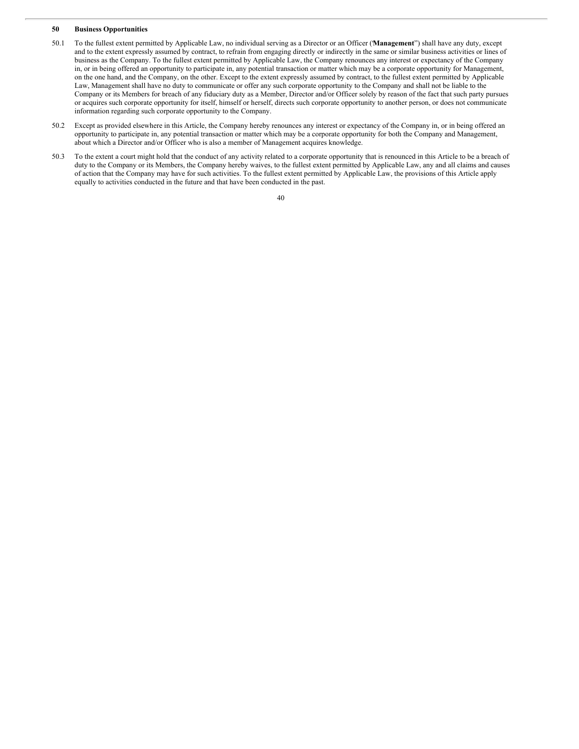## 50 Business Opportunities

50.1 To the fullest extent permitted by Applicable Law, no individual serving as a Director or an Officer ("**Management**") shall have any duty, except and to the extent expressly assumed by contract, to refrain from engaging directly or indirectly in the same or similar business activities or lines of business as the Company. To the fullest extent permitted by Applicable Law, the Company renounces any interest or expectancy of the Company in, or in being offered an opportunity to participate in, any potential transaction or matter which may be a corporate opportunity for Management, on the one hand, and the Company, on the other. Except to the extent expressly assumed by contract, to the fullest extent permitted by Applicable Law, Management shall have no duty to communicate or offer any such corporate opportunity to the Company and shall not be liable to the Company or its Members for breach of any fiduciary duty as a Member, Director and/or Officer solely by reason of the fact that such party pursues or acquires such corporate opportunity for itself, himself or herself, directs such corporate opportunity to another person, or does not communicate information regarding such corporate opportunity to the Company.

50.2 Except as provided elsewhere in this Article, the Company hereby renounces any interest or expectancy of the Company in, or in being offered an opportunity to participate in, any potential transaction or matter which may be a corporate opportunity for both the Company and Management, about which a Director and/or Officer who is also a member of Management acquires knowledge.

50.3 To the extent a court might hold that the conduct of any activity related to a corporate opportunity that is renounced in this Article to be a breach of duty to the Company or its Members, the Company hereby waives, to the fullest extent permitted by Applicable Law, any and all claims and causes of action that the Company may have for such activities. To the fullest extent permitted by Applicable Law, the provisions of this Article apply equally to activities conducted in the future and that have been conducted in the past.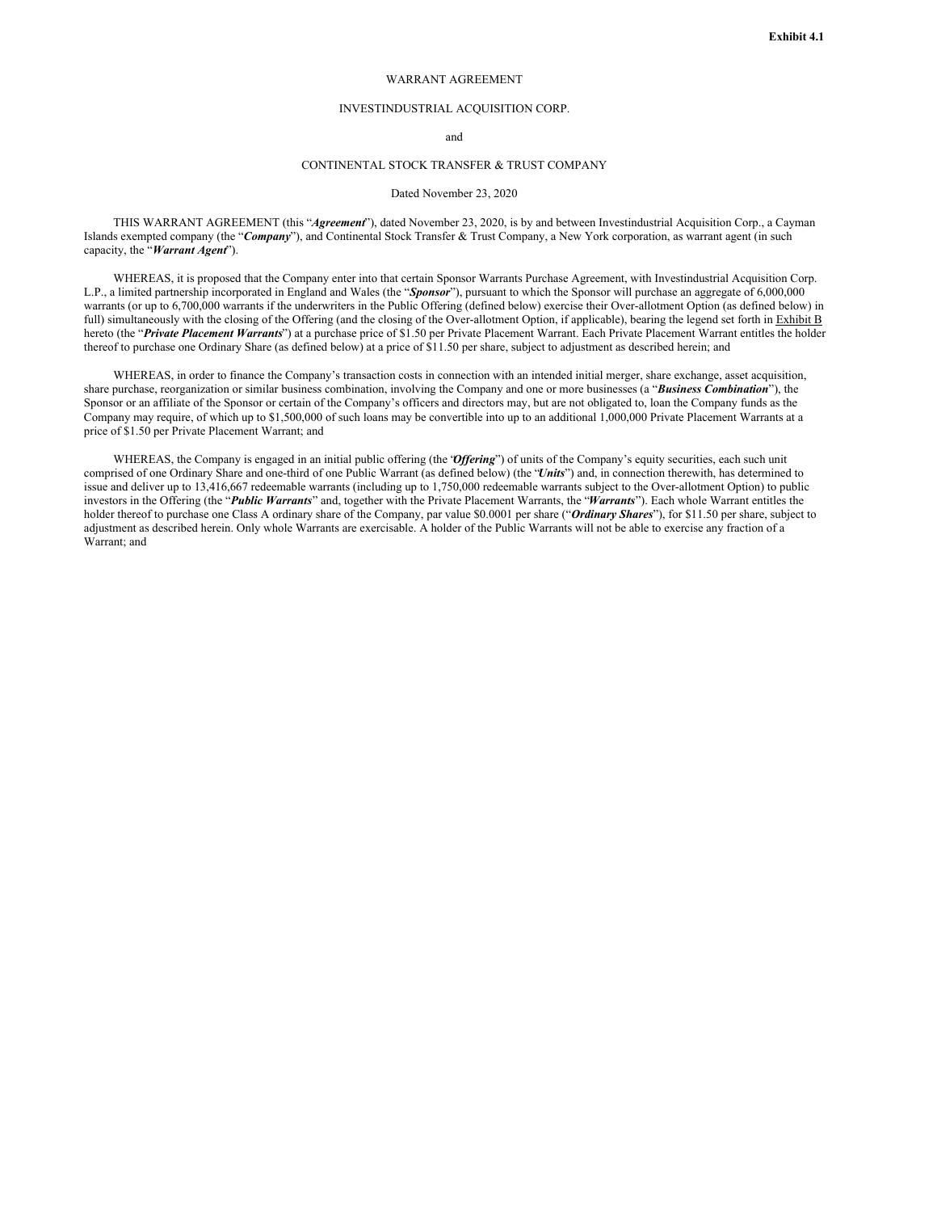**Exhibit 4.1**

WARRANT AGREEMENT

INVESTINDUSTRIAL ACQUISITION CORP.

and

CONTINENTAL STOCK TRANSFER & TRUST COMPANY

Dated November 23, 2020

THIS WARRANT AGREEMENT (this "***Agreement***"), dated November 23, 2020, is by and between Investindustrial Acquisition Corp., a Cayman Islands exempted company (the "***Company***"), and Continental Stock Transfer & Trust Company, a New York corporation, as warrant agent (in such capacity, the "***Warrant Agent***").

WHEREAS, it is proposed that the Company enter into that certain Sponsor Warrants Purchase Agreement, with Investindustrial Acquisition Corp. L.P., a limited partnership incorporated in England and Wales (the "***Sponsor***"), pursuant to which the Sponsor will purchase an aggregate of 6,000,000 warrants (or up to 6,700,000 warrants if the underwriters in the Public Offering (defined below) exercise their Over-allotment Option (as defined below) in full) simultaneously with the closing of the Offering (and the closing of the Over-allotment Option, if applicable), bearing the legend set forth in Exhibit B hereto (the "***Private Placement Warrants***") at a purchase price of $1.50 per Private Placement Warrant. Each Private Placement Warrant entitles the holder thereof to purchase one Ordinary Share (as defined below) at a price of $11.50 per share, subject to adjustment as described herein; and

WHEREAS, in order to finance the Company's transaction costs in connection with an intended initial merger, share exchange, asset acquisition, share purchase, reorganization or similar business combination, involving the Company and one or more businesses (a "***Business Combination***"), the Sponsor or an affiliate of the Sponsor or certain of the Company's officers and directors may, but are not obligated to, loan the Company funds as the Company may require, of which up to $1,500,000 of such loans may be convertible into up to an additional 1,000,000 Private Placement Warrants at a price of $1.50 per Private Placement Warrant; and

WHEREAS, the Company is engaged in an initial public offering (the '***Offering***") of units of the Company's equity securities, each such unit comprised of one Ordinary Share and one-third of one Public Warrant (as defined below) (the "***Units***") and, in connection therewith, has determined to issue and deliver up to 13,416,667 redeemable warrants (including up to 1,750,000 redeemable warrants subject to the Over-allotment Option) to public investors in the Offering (the "***Public Warrants***" and, together with the Private Placement Warrants, the "***Warrants***"). Each whole Warrant entitles the holder thereof to purchase one Class A ordinary share of the Company, par value $0.0001 per share ("***Ordinary Shares***"), for $11.50 per share, subject to adjustment as described herein. Only whole Warrants are exercisable. A holder of the Public Warrants will not be able to exercise any fraction of a Warrant; and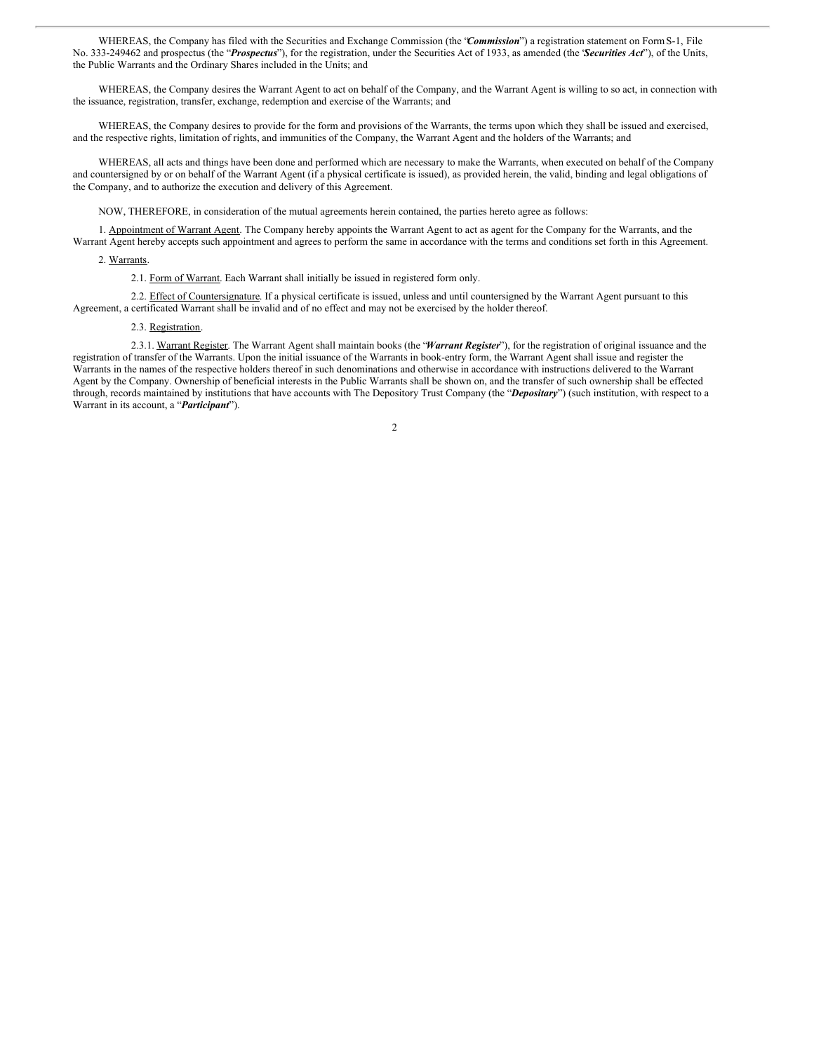WHEREAS, the Company has filed with the Securities and Exchange Commission (the "***Commission***") a registration statement on Form S-1, File No. 333-249462 and prospectus (the "***Prospectus***"), for the registration, under the Securities Act of 1933, as amended (the "***Securities Act***"), of the Units, the Public Warrants and the Ordinary Shares included in the Units; and

WHEREAS, the Company desires the Warrant Agent to act on behalf of the Company, and the Warrant Agent is willing to so act, in connection with the issuance, registration, transfer, exchange, redemption and exercise of the Warrants; and

WHEREAS, the Company desires to provide for the form and provisions of the Warrants, the terms upon which they shall be issued and exercised, and the respective rights, limitation of rights, and immunities of the Company, the Warrant Agent and the holders of the Warrants; and

WHEREAS, all acts and things have been done and performed which are necessary to make the Warrants, when executed on behalf of the Company and countersigned by or on behalf of the Warrant Agent (if a physical certificate is issued), as provided herein, the valid, binding and legal obligations of the Company, and to authorize the execution and delivery of this Agreement.

NOW, THEREFORE, in consideration of the mutual agreements herein contained, the parties hereto agree as follows:

1. Appointment of Warrant Agent. The Company hereby appoints the Warrant Agent to act as agent for the Company for the Warrants, and the Warrant Agent hereby accepts such appointment and agrees to perform the same in accordance with the terms and conditions set forth in this Agreement.

2. Warrants.

2.1. Form of Warrant. Each Warrant shall initially be issued in registered form only.

2.2. Effect of Countersignature. If a physical certificate is issued, unless and until countersigned by the Warrant Agent pursuant to this Agreement, a certificated Warrant shall be invalid and of no effect and may not be exercised by the holder thereof.

2.3. Registration.

2.3.1. Warrant Register. The Warrant Agent shall maintain books (the "***Warrant Register***"), for the registration of original issuance and the registration of transfer of the Warrants. Upon the initial issuance of the Warrants in book-entry form, the Warrant Agent shall issue and register the Warrants in the names of the respective holders thereof in such denominations and otherwise in accordance with instructions delivered to the Warrant Agent by the Company. Ownership of beneficial interests in the Public Warrants shall be shown on, and the transfer of such ownership shall be effected through, records maintained by institutions that have accounts with The Depository Trust Company (the "***Depositary***") (such institution, with respect to a Warrant in its account, a "***Participant***").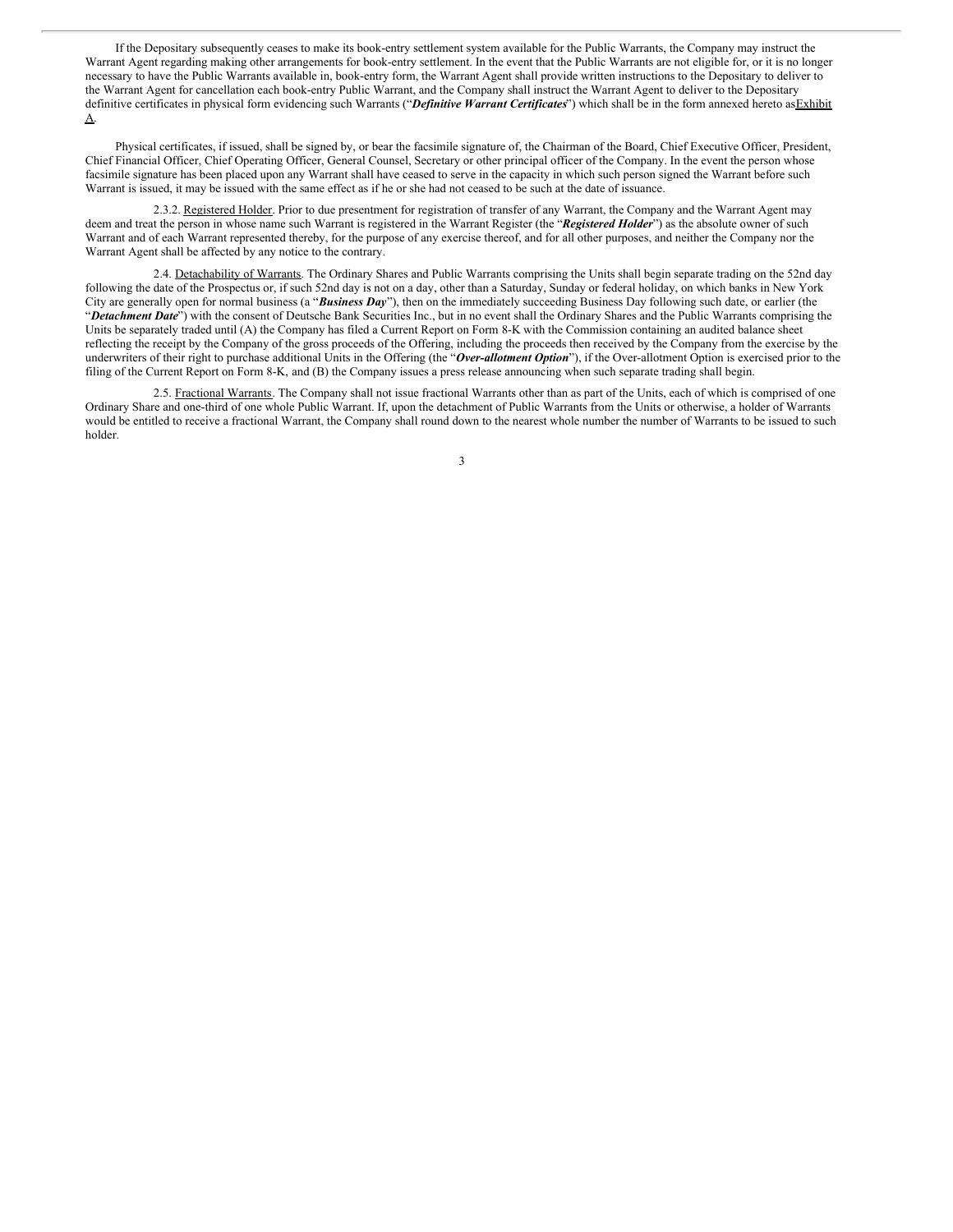If the Depositary subsequently ceases to make its book-entry settlement system available for the Public Warrants, the Company may instruct the Warrant Agent regarding making other arrangements for book-entry settlement. In the event that the Public Warrants are not eligible for, or it is no longer necessary to have the Public Warrants available in, book-entry form, the Warrant Agent shall provide written instructions to the Depositary to deliver to the Warrant Agent for cancellation each book-entry Public Warrant, and the Company shall instruct the Warrant Agent to deliver to the Depositary definitive certificates in physical form evidencing such Warrants ("***Definitive Warrant Certificates***") which shall be in the form annexed hereto as<u>Exhibit A</u>.

Physical certificates, if issued, shall be signed by, or bear the facsimile signature of, the Chairman of the Board, Chief Executive Officer, President, Chief Financial Officer, Chief Operating Officer, General Counsel, Secretary or other principal officer of the Company. In the event the person whose facsimile signature has been placed upon any Warrant shall have ceased to serve in the capacity in which such person signed the Warrant before such Warrant is issued, it may be issued with the same effect as if he or she had not ceased to be such at the date of issuance.

2.3.2. <u>Registered Holder</u>. Prior to due presentment for registration of transfer of any Warrant, the Company and the Warrant Agent may deem and treat the person in whose name such Warrant is registered in the Warrant Register (the "***Registered Holder***") as the absolute owner of such Warrant and of each Warrant represented thereby, for the purpose of any exercise thereof, and for all other purposes, and neither the Company nor the Warrant Agent shall be affected by any notice to the contrary.

2.4. <u>Detachability of Warrants</u>. The Ordinary Shares and Public Warrants comprising the Units shall begin separate trading on the 52nd day following the date of the Prospectus or, if such 52nd day is not on a day, other than a Saturday, Sunday or federal holiday, on which banks in New York City are generally open for normal business (a "***Business Day***"), then on the immediately succeeding Business Day following such date, or earlier (the "***Detachment Date***") with the consent of Deutsche Bank Securities Inc., but in no event shall the Ordinary Shares and the Public Warrants comprising the Units be separately traded until (A) the Company has filed a Current Report on Form 8-K with the Commission containing an audited balance sheet reflecting the receipt by the Company of the gross proceeds of the Offering, including the proceeds then received by the Company from the exercise by the underwriters of their right to purchase additional Units in the Offering (the "***Over-allotment Option***"), if the Over-allotment Option is exercised prior to the filing of the Current Report on Form 8-K, and (B) the Company issues a press release announcing when such separate trading shall begin.

2.5. <u>Fractional Warrants</u>. The Company shall not issue fractional Warrants other than as part of the Units, each of which is comprised of one Ordinary Share and one-third of one whole Public Warrant. If, upon the detachment of Public Warrants from the Units or otherwise, a holder of Warrants would be entitled to receive a fractional Warrant, the Company shall round down to the nearest whole number the number of Warrants to be issued to such holder.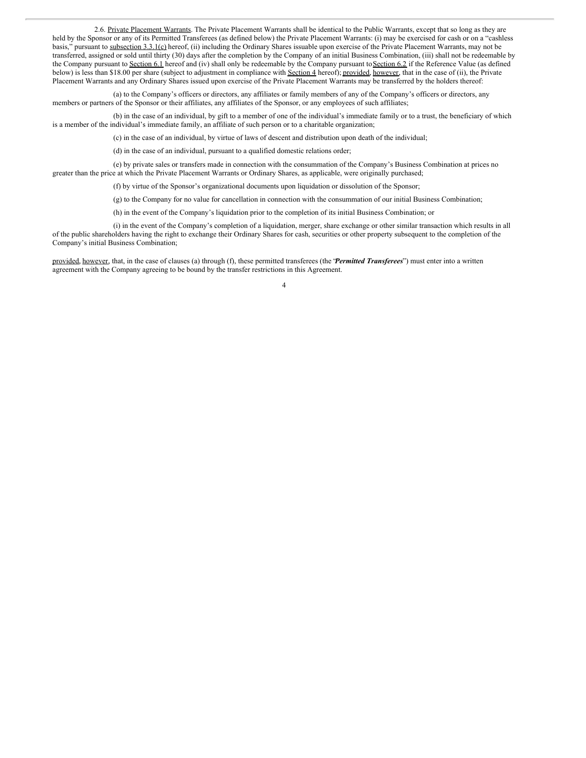2.6. Private Placement Warrants. The Private Placement Warrants shall be identical to the Public Warrants, except that so long as they are held by the Sponsor or any of its Permitted Transferees (as defined below) the Private Placement Warrants: (i) may be exercised for cash or on a "cashless basis," pursuant to subsection 3.3.1(c) hereof, (ii) including the Ordinary Shares issuable upon exercise of the Private Placement Warrants, may not be transferred, assigned or sold until thirty (30) days after the completion by the Company of an initial Business Combination, (iii) shall not be redeemable by the Company pursuant to Section 6.1 hereof and (iv) shall only be redeemable by the Company pursuant to Section 6.2 if the Reference Value (as defined below) is less than $18.00 per share (subject to adjustment in compliance with Section 4 hereof); provided, however, that in the case of (ii), the Private Placement Warrants and any Ordinary Shares issued upon exercise of the Private Placement Warrants may be transferred by the holders thereof:

(a) to the Company's officers or directors, any affiliates or family members of any of the Company's officers or directors, any members or partners of the Sponsor or their affiliates, any affiliates of the Sponsor, or any employees of such affiliates;

(b) in the case of an individual, by gift to a member of one of the individual's immediate family or to a trust, the beneficiary of which is a member of the individual's immediate family, an affiliate of such person or to a charitable organization;

(c) in the case of an individual, by virtue of laws of descent and distribution upon death of the individual;

(d) in the case of an individual, pursuant to a qualified domestic relations order;

(e) by private sales or transfers made in connection with the consummation of the Company's Business Combination at prices no greater than the price at which the Private Placement Warrants or Ordinary Shares, as applicable, were originally purchased;

(f) by virtue of the Sponsor's organizational documents upon liquidation or dissolution of the Sponsor;

(g) to the Company for no value for cancellation in connection with the consummation of our initial Business Combination;

(h) in the event of the Company's liquidation prior to the completion of its initial Business Combination; or

(i) in the event of the Company's completion of a liquidation, merger, share exchange or other similar transaction which results in all of the public shareholders having the right to exchange their Ordinary Shares for cash, securities or other property subsequent to the completion of the Company's initial Business Combination;

provided, however, that, in the case of clauses (a) through (f), these permitted transferees (the "***Permitted Transferees***") must enter into a written agreement with the Company agreeing to be bound by the transfer restrictions in this Agreement.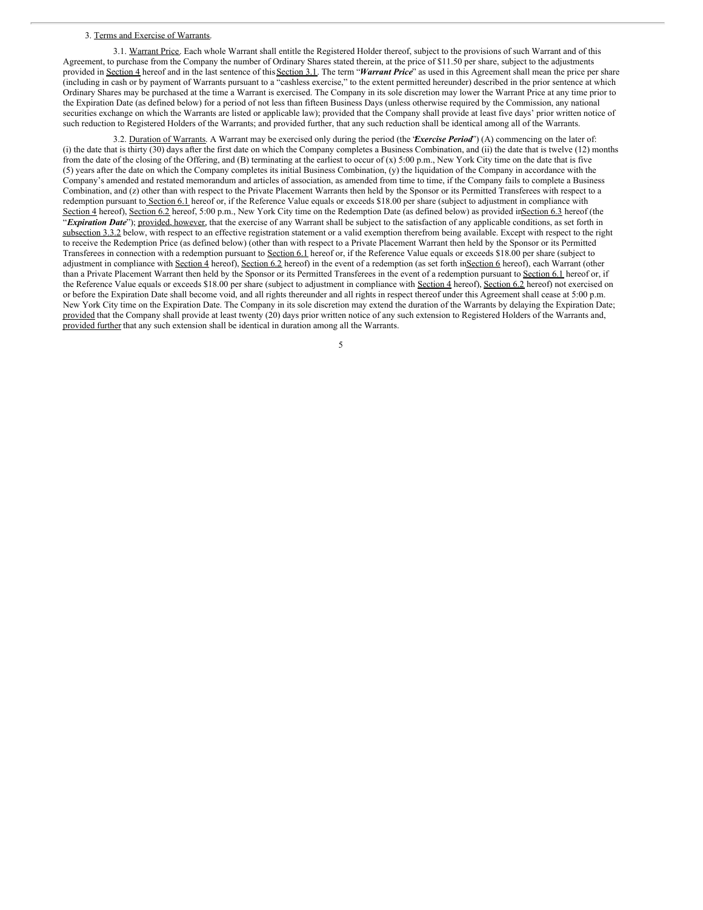3. Terms and Exercise of Warrants.

3.1. Warrant Price. Each whole Warrant shall entitle the Registered Holder thereof, subject to the provisions of such Warrant and of this Agreement, to purchase from the Company the number of Ordinary Shares stated therein, at the price of $11.50 per share, subject to the adjustments provided in Section 4 hereof and in the last sentence of this Section 3.1. The term "***Warrant Price***" as used in this Agreement shall mean the price per share (including in cash or by payment of Warrants pursuant to a "cashless exercise," to the extent permitted hereunder) described in the prior sentence at which Ordinary Shares may be purchased at the time a Warrant is exercised. The Company in its sole discretion may lower the Warrant Price at any time prior to the Expiration Date (as defined below) for a period of not less than fifteen Business Days (unless otherwise required by the Commission, any national securities exchange on which the Warrants are listed or applicable law); provided that the Company shall provide at least five days' prior written notice of such reduction to Registered Holders of the Warrants; and provided further, that any such reduction shall be identical among all of the Warrants.

3.2. Duration of Warrants. A Warrant may be exercised only during the period (the "***Exercise Period***") (A) commencing on the later of: (i) the date that is thirty (30) days after the first date on which the Company completes a Business Combination, and (ii) the date that is twelve (12) months from the date of the closing of the Offering, and (B) terminating at the earliest to occur of (x) 5:00 p.m., New York City time on the date that is five (5) years after the date on which the Company completes its initial Business Combination, (y) the liquidation of the Company in accordance with the Company's amended and restated memorandum and articles of association, as amended from time to time, if the Company fails to complete a Business Combination, and (z) other than with respect to the Private Placement Warrants then held by the Sponsor or its Permitted Transferees with respect to a redemption pursuant to Section 6.1 hereof or, if the Reference Value equals or exceeds $18.00 per share (subject to adjustment in compliance with Section 4 hereof), Section 6.2 hereof, 5:00 p.m., New York City time on the Redemption Date (as defined below) as provided in Section 6.3 hereof (the "***Expiration Date***"); provided, however, that the exercise of any Warrant shall be subject to the satisfaction of any applicable conditions, as set forth in subsection 3.3.2 below, with respect to an effective registration statement or a valid exemption therefrom being available. Except with respect to the right to receive the Redemption Price (as defined below) (other than with respect to a Private Placement Warrant then held by the Sponsor or its Permitted Transferees in connection with a redemption pursuant to Section 6.1 hereof or, if the Reference Value equals or exceeds $18.00 per share (subject to adjustment in compliance with Section 4 hereof), Section 6.2 hereof) in the event of a redemption (as set forth in Section 6 hereof), each Warrant (other than a Private Placement Warrant then held by the Sponsor or its Permitted Transferees in the event of a redemption pursuant to Section 6.1 hereof or, if the Reference Value equals or exceeds $18.00 per share (subject to adjustment in compliance with Section 4 hereof), Section 6.2 hereof) not exercised on or before the Expiration Date shall become void, and all rights thereunder and all rights in respect thereof under this Agreement shall cease at 5:00 p.m. New York City time on the Expiration Date. The Company in its sole discretion may extend the duration of the Warrants by delaying the Expiration Date; provided that the Company shall provide at least twenty (20) days prior written notice of any such extension to Registered Holders of the Warrants and, provided further that any such extension shall be identical in duration among all the Warrants.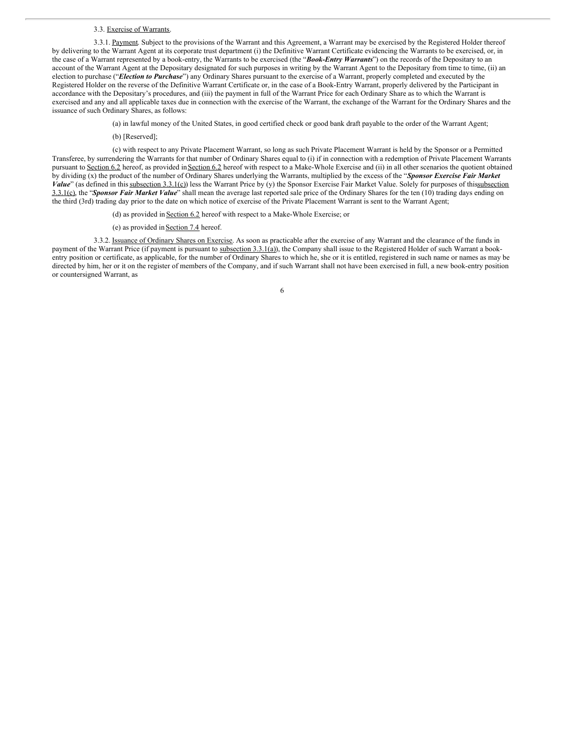3.3. Exercise of Warrants.

3.3.1. Payment. Subject to the provisions of the Warrant and this Agreement, a Warrant may be exercised by the Registered Holder thereof by delivering to the Warrant Agent at its corporate trust department (i) the Definitive Warrant Certificate evidencing the Warrants to be exercised, or, in the case of a Warrant represented by a book-entry, the Warrants to be exercised (the "***Book-Entry Warrants***") on the records of the Depositary to an account of the Warrant Agent at the Depositary designated for such purposes in writing by the Warrant Agent to the Depositary from time to time, (ii) an election to purchase ("***Election to Purchase***") any Ordinary Shares pursuant to the exercise of a Warrant, properly completed and executed by the Registered Holder on the reverse of the Definitive Warrant Certificate or, in the case of a Book-Entry Warrant, properly delivered by the Participant in accordance with the Depositary's procedures, and (iii) the payment in full of the Warrant Price for each Ordinary Share as to which the Warrant is exercised and any and all applicable taxes due in connection with the exercise of the Warrant, the exchange of the Warrant for the Ordinary Shares and the issuance of such Ordinary Shares, as follows:

(a) in lawful money of the United States, in good certified check or good bank draft payable to the order of the Warrant Agent;

(b) [Reserved];

(c) with respect to any Private Placement Warrant, so long as such Private Placement Warrant is held by the Sponsor or a Permitted Transferee, by surrendering the Warrants for that number of Ordinary Shares equal to (i) if in connection with a redemption of Private Placement Warrants pursuant to Section 6.2 hereof, as provided in Section 6.2 hereof with respect to a Make-Whole Exercise and (ii) in all other scenarios the quotient obtained by dividing (x) the product of the number of Ordinary Shares underlying the Warrants, multiplied by the excess of the "***Sponsor Exercise Fair Market Value***" (as defined in this subsection 3.3.1(c)) less the Warrant Price by (y) the Sponsor Exercise Fair Market Value. Solely for purposes of this subsection 3.3.1(c), the "***Sponsor Fair Market Value***" shall mean the average last reported sale price of the Ordinary Shares for the ten (10) trading days ending on the third (3rd) trading day prior to the date on which notice of exercise of the Private Placement Warrant is sent to the Warrant Agent;

(d) as provided in Section 6.2 hereof with respect to a Make-Whole Exercise; or

(e) as provided in Section 7.4 hereof.

3.3.2. Issuance of Ordinary Shares on Exercise. As soon as practicable after the exercise of any Warrant and the clearance of the funds in payment of the Warrant Price (if payment is pursuant to subsection 3.3.1(a)), the Company shall issue to the Registered Holder of such Warrant a book-entry position or certificate, as applicable, for the number of Ordinary Shares to which he, she or it is entitled, registered in such name or names as may be directed by him, her or it on the register of members of the Company, and if such Warrant shall not have been exercised in full, a new book-entry position or countersigned Warrant, as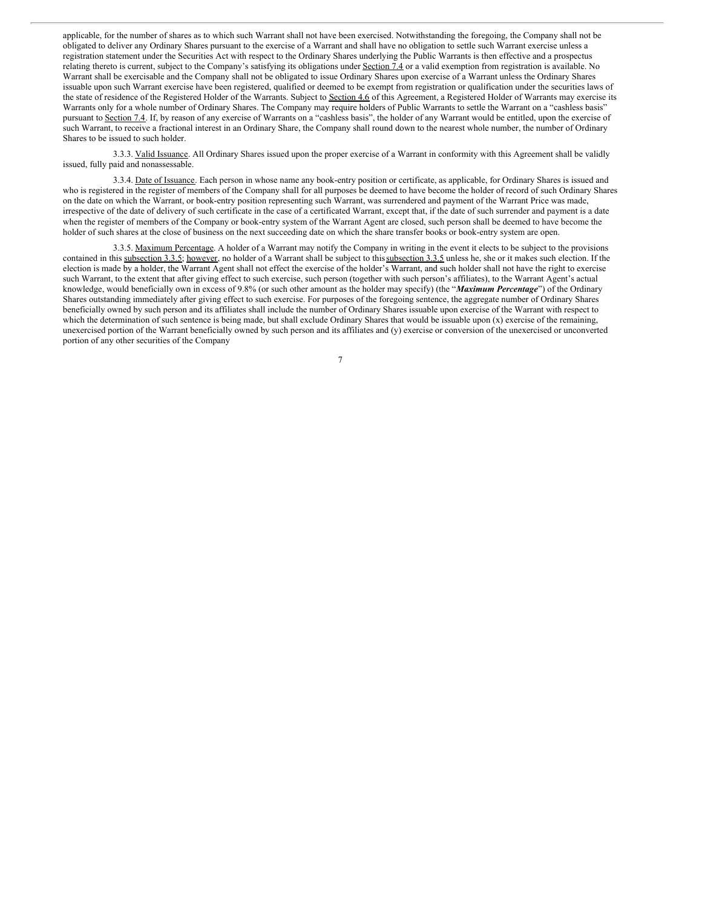applicable, for the number of shares as to which such Warrant shall not have been exercised. Notwithstanding the foregoing, the Company shall not be obligated to deliver any Ordinary Shares pursuant to the exercise of a Warrant and shall have no obligation to settle such Warrant exercise unless a registration statement under the Securities Act with respect to the Ordinary Shares underlying the Public Warrants is then effective and a prospectus relating thereto is current, subject to the Company's satisfying its obligations under Section 7.4 or a valid exemption from registration is available. No Warrant shall be exercisable and the Company shall not be obligated to issue Ordinary Shares upon exercise of a Warrant unless the Ordinary Shares issuable upon such Warrant exercise have been registered, qualified or deemed to be exempt from registration or qualification under the securities laws of the state of residence of the Registered Holder of the Warrants. Subject to Section 4.6 of this Agreement, a Registered Holder of Warrants may exercise its Warrants only for a whole number of Ordinary Shares. The Company may require holders of Public Warrants to settle the Warrant on a "cashless basis" pursuant to Section 7.4. If, by reason of any exercise of Warrants on a "cashless basis", the holder of any Warrant would be entitled, upon the exercise of such Warrant, to receive a fractional interest in an Ordinary Share, the Company shall round down to the nearest whole number, the number of Ordinary Shares to be issued to such holder.

3.3.3. Valid Issuance. All Ordinary Shares issued upon the proper exercise of a Warrant in conformity with this Agreement shall be validly issued, fully paid and nonassessable.

3.3.4. Date of Issuance. Each person in whose name any book-entry position or certificate, as applicable, for Ordinary Shares is issued and who is registered in the register of members of the Company shall for all purposes be deemed to have become the holder of record of such Ordinary Shares on the date on which the Warrant, or book-entry position representing such Warrant, was surrendered and payment of the Warrant Price was made, irrespective of the date of delivery of such certificate in the case of a certificated Warrant, except that, if the date of such surrender and payment is a date when the register of members of the Company or book-entry system of the Warrant Agent are closed, such person shall be deemed to have become the holder of such shares at the close of business on the next succeeding date on which the share transfer books or book-entry system are open.

3.3.5. Maximum Percentage. A holder of a Warrant may notify the Company in writing in the event it elects to be subject to the provisions contained in this subsection 3.3.5; however, no holder of a Warrant shall be subject to this subsection 3.3.5 unless he, she or it makes such election. If the election is made by a holder, the Warrant Agent shall not effect the exercise of the holder's Warrant, and such holder shall not have the right to exercise such Warrant, to the extent that after giving effect to such exercise, such person (together with such person's affiliates), to the Warrant Agent's actual knowledge, would beneficially own in excess of 9.8% (or such other amount as the holder may specify) (the "***Maximum Percentage***") of the Ordinary Shares outstanding immediately after giving effect to such exercise. For purposes of the foregoing sentence, the aggregate number of Ordinary Shares beneficially owned by such person and its affiliates shall include the number of Ordinary Shares issuable upon exercise of the Warrant with respect to which the determination of such sentence is being made, but shall exclude Ordinary Shares that would be issuable upon (x) exercise of the remaining, unexercised portion of the Warrant beneficially owned by such person and its affiliates and (y) exercise or conversion of the unexercised or unconverted portion of any other securities of the Company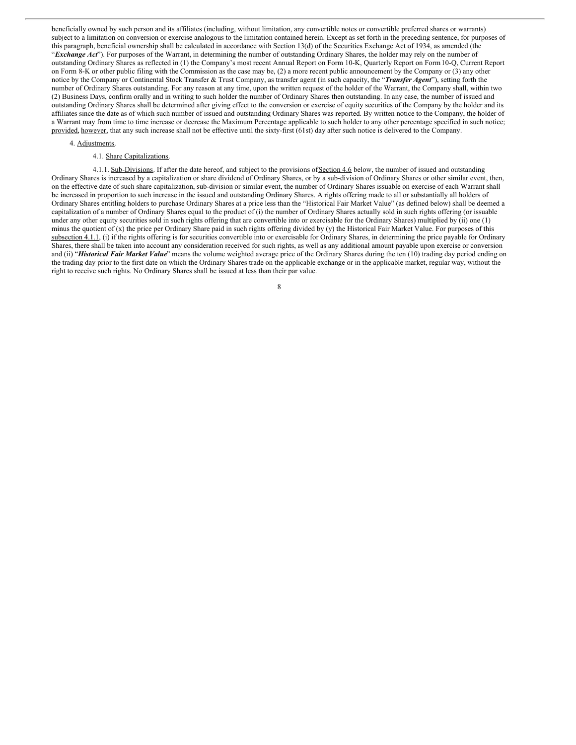beneficially owned by such person and its affiliates (including, without limitation, any convertible notes or convertible preferred shares or warrants) subject to a limitation on conversion or exercise analogous to the limitation contained herein. Except as set forth in the preceding sentence, for purposes of this paragraph, beneficial ownership shall be calculated in accordance with Section 13(d) of the Securities Exchange Act of 1934, as amended (the "***Exchange Act***"). For purposes of the Warrant, in determining the number of outstanding Ordinary Shares, the holder may rely on the number of outstanding Ordinary Shares as reflected in (1) the Company's most recent Annual Report on Form 10-K, Quarterly Report on Form 10-Q, Current Report on Form 8-K or other public filing with the Commission as the case may be, (2) a more recent public announcement by the Company or (3) any other notice by the Company or Continental Stock Transfer & Trust Company, as transfer agent (in such capacity, the "***Transfer Agent***"), setting forth the number of Ordinary Shares outstanding. For any reason at any time, upon the written request of the holder of the Warrant, the Company shall, within two (2) Business Days, confirm orally and in writing to such holder the number of Ordinary Shares then outstanding. In any case, the number of issued and outstanding Ordinary Shares shall be determined after giving effect to the conversion or exercise of equity securities of the Company by the holder and its affiliates since the date as of which such number of issued and outstanding Ordinary Shares was reported. By written notice to the Company, the holder of a Warrant may from time to time increase or decrease the Maximum Percentage applicable to such holder to any other percentage specified in such notice; provided, however, that any such increase shall not be effective until the sixty-first (61st) day after such notice is delivered to the Company.

4. Adjustments.

4.1. Share Capitalizations.

4.1.1. Sub-Divisions. If after the date hereof, and subject to the provisions of Section 4.6 below, the number of issued and outstanding Ordinary Shares is increased by a capitalization or share dividend of Ordinary Shares, or by a sub-division of Ordinary Shares or other similar event, then, on the effective date of such share capitalization, sub-division or similar event, the number of Ordinary Shares issuable on exercise of each Warrant shall be increased in proportion to such increase in the issued and outstanding Ordinary Shares. A rights offering made to all or substantially all holders of Ordinary Shares entitling holders to purchase Ordinary Shares at a price less than the "Historical Fair Market Value" (as defined below) shall be deemed a capitalization of a number of Ordinary Shares equal to the product of (i) the number of Ordinary Shares actually sold in such rights offering (or issuable under any other equity securities sold in such rights offering that are convertible into or exercisable for the Ordinary Shares) multiplied by (ii) one (1) minus the quotient of (x) the price per Ordinary Share paid in such rights offering divided by (y) the Historical Fair Market Value. For purposes of this subsection 4.1.1, (i) if the rights offering is for securities convertible into or exercisable for Ordinary Shares, in determining the price payable for Ordinary Shares, there shall be taken into account any consideration received for such rights, as well as any additional amount payable upon exercise or conversion and (ii) "***Historical Fair Market Value***" means the volume weighted average price of the Ordinary Shares during the ten (10) trading day period ending on the trading day prior to the first date on which the Ordinary Shares trade on the applicable exchange or in the applicable market, regular way, without the right to receive such rights. No Ordinary Shares shall be issued at less than their par value.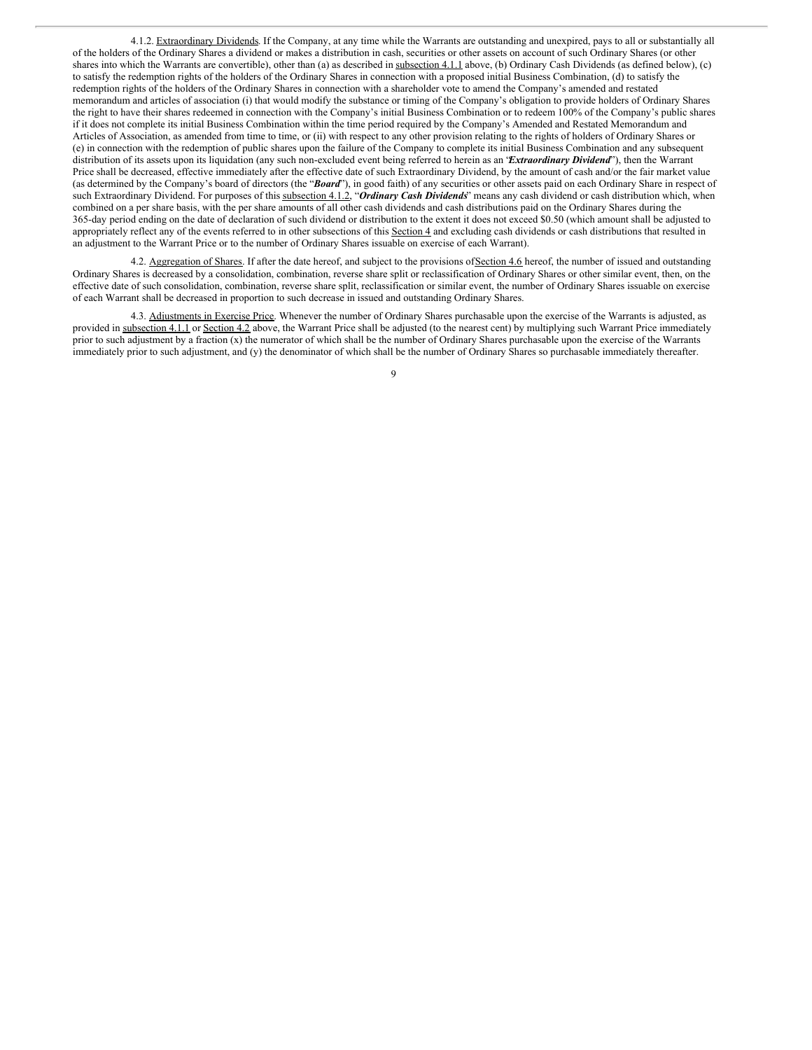4.1.2. Extraordinary Dividends. If the Company, at any time while the Warrants are outstanding and unexpired, pays to all or substantially all of the holders of the Ordinary Shares a dividend or makes a distribution in cash, securities or other assets on account of such Ordinary Shares (or other shares into which the Warrants are convertible), other than (a) as described in subsection 4.1.1 above, (b) Ordinary Cash Dividends (as defined below), (c) to satisfy the redemption rights of the holders of the Ordinary Shares in connection with a proposed initial Business Combination, (d) to satisfy the redemption rights of the holders of the Ordinary Shares in connection with a shareholder vote to amend the Company's amended and restated memorandum and articles of association (i) that would modify the substance or timing of the Company's obligation to provide holders of Ordinary Shares the right to have their shares redeemed in connection with the Company's initial Business Combination or to redeem 100% of the Company's public shares if it does not complete its initial Business Combination within the time period required by the Company's Amended and Restated Memorandum and Articles of Association, as amended from time to time, or (ii) with respect to any other provision relating to the rights of holders of Ordinary Shares or (e) in connection with the redemption of public shares upon the failure of the Company to complete its initial Business Combination and any subsequent distribution of its assets upon its liquidation (any such non-excluded event being referred to herein as an "***Extraordinary Dividend***"), then the Warrant Price shall be decreased, effective immediately after the effective date of such Extraordinary Dividend, by the amount of cash and/or the fair market value (as determined by the Company's board of directors (the "***Board***"), in good faith) of any securities or other assets paid on each Ordinary Share in respect of such Extraordinary Dividend. For purposes of this subsection 4.1.2, "***Ordinary Cash Dividends***" means any cash dividend or cash distribution which, when combined on a per share basis, with the per share amounts of all other cash dividends and cash distributions paid on the Ordinary Shares during the 365-day period ending on the date of declaration of such dividend or distribution to the extent it does not exceed $0.50 (which amount shall be adjusted to appropriately reflect any of the events referred to in other subsections of this Section 4 and excluding cash dividends or cash distributions that resulted in an adjustment to the Warrant Price or to the number of Ordinary Shares issuable on exercise of each Warrant).

4.2. Aggregation of Shares. If after the date hereof, and subject to the provisions of Section 4.6 hereof, the number of issued and outstanding Ordinary Shares is decreased by a consolidation, combination, reverse share split or reclassification of Ordinary Shares or other similar event, then, on the effective date of such consolidation, combination, reverse share split, reclassification or similar event, the number of Ordinary Shares issuable on exercise of each Warrant shall be decreased in proportion to such decrease in issued and outstanding Ordinary Shares.

4.3. Adjustments in Exercise Price. Whenever the number of Ordinary Shares purchasable upon the exercise of the Warrants is adjusted, as provided in subsection 4.1.1 or Section 4.2 above, the Warrant Price shall be adjusted (to the nearest cent) by multiplying such Warrant Price immediately prior to such adjustment by a fraction (x) the numerator of which shall be the number of Ordinary Shares purchasable upon the exercise of the Warrants immediately prior to such adjustment, and (y) the denominator of which shall be the number of Ordinary Shares so purchasable immediately thereafter.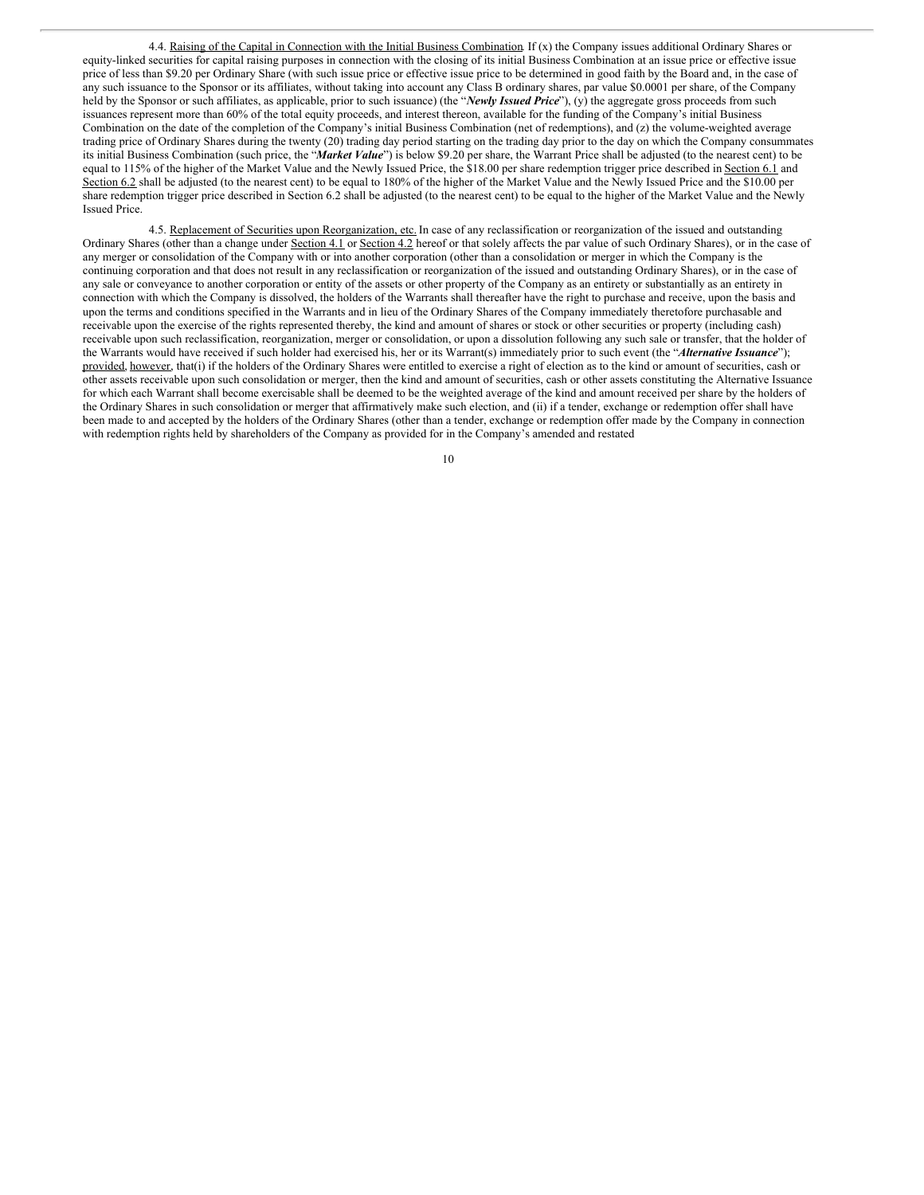4.4. Raising of the Capital in Connection with the Initial Business Combination. If (x) the Company issues additional Ordinary Shares or equity-linked securities for capital raising purposes in connection with the closing of its initial Business Combination at an issue price or effective issue price of less than $9.20 per Ordinary Share (with such issue price or effective issue price to be determined in good faith by the Board and, in the case of any such issuance to the Sponsor or its affiliates, without taking into account any Class B ordinary shares, par value $0.0001 per share, of the Company held by the Sponsor or such affiliates, as applicable, prior to such issuance) (the "***Newly Issued Price***"), (y) the aggregate gross proceeds from such issuances represent more than 60% of the total equity proceeds, and interest thereon, available for the funding of the Company's initial Business Combination on the date of the completion of the Company's initial Business Combination (net of redemptions), and (z) the volume-weighted average trading price of Ordinary Shares during the twenty (20) trading day period starting on the trading day prior to the day on which the Company consummates its initial Business Combination (such price, the "***Market Value***") is below $9.20 per share, the Warrant Price shall be adjusted (to the nearest cent) to be equal to 115% of the higher of the Market Value and the Newly Issued Price, the $18.00 per share redemption trigger price described in Section 6.1 and Section 6.2 shall be adjusted (to the nearest cent) to be equal to 180% of the higher of the Market Value and the Newly Issued Price and the $10.00 per share redemption trigger price described in Section 6.2 shall be adjusted (to the nearest cent) to be equal to the higher of the Market Value and the Newly Issued Price.

4.5. Replacement of Securities upon Reorganization, etc. In case of any reclassification or reorganization of the issued and outstanding Ordinary Shares (other than a change under Section 4.1 or Section 4.2 hereof or that solely affects the par value of such Ordinary Shares), or in the case of any merger or consolidation of the Company with or into another corporation (other than a consolidation or merger in which the Company is the continuing corporation and that does not result in any reclassification or reorganization of the issued and outstanding Ordinary Shares), or in the case of any sale or conveyance to another corporation or entity of the assets or other property of the Company as an entirety or substantially as an entirety in connection with which the Company is dissolved, the holders of the Warrants shall thereafter have the right to purchase and receive, upon the basis and upon the terms and conditions specified in the Warrants and in lieu of the Ordinary Shares of the Company immediately theretofore purchasable and receivable upon the exercise of the rights represented thereby, the kind and amount of shares or stock or other securities or property (including cash) receivable upon such reclassification, reorganization, merger or consolidation, or upon a dissolution following any such sale or transfer, that the holder of the Warrants would have received if such holder had exercised his, her or its Warrant(s) immediately prior to such event (the "***Alternative Issuance***"); provided, however, that(i) if the holders of the Ordinary Shares were entitled to exercise a right of election as to the kind or amount of securities, cash or other assets receivable upon such consolidation or merger, then the kind and amount of securities, cash or other assets constituting the Alternative Issuance for which each Warrant shall become exercisable shall be deemed to be the weighted average of the kind and amount received per share by the holders of the Ordinary Shares in such consolidation or merger that affirmatively make such election, and (ii) if a tender, exchange or redemption offer shall have been made to and accepted by the holders of the Ordinary Shares (other than a tender, exchange or redemption offer made by the Company in connection with redemption rights held by shareholders of the Company as provided for in the Company's amended and restated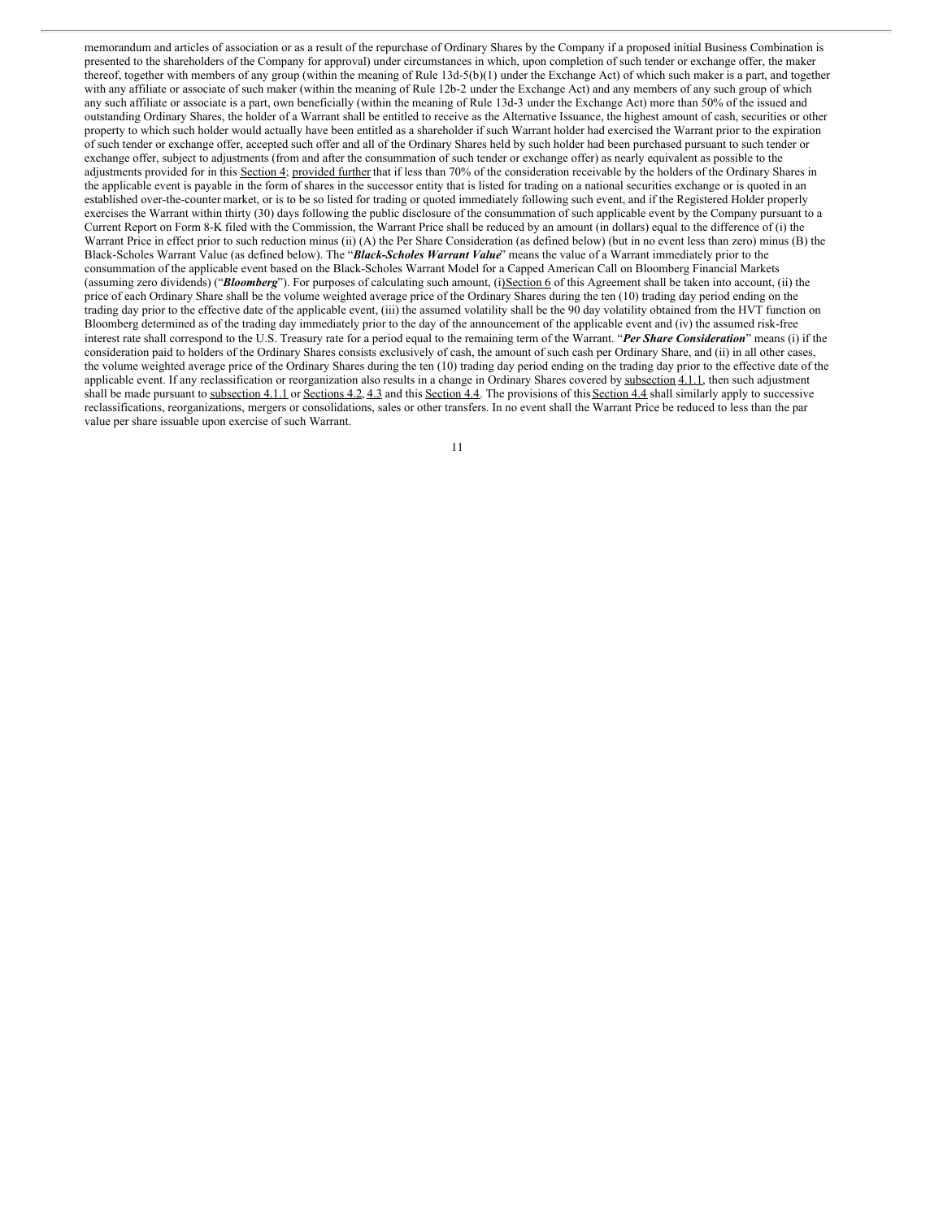memorandum and articles of association or as a result of the repurchase of Ordinary Shares by the Company if a proposed initial Business Combination is presented to the shareholders of the Company for approval) under circumstances in which, upon completion of such tender or exchange offer, the maker thereof, together with members of any group (within the meaning of Rule 13d-5(b)(1) under the Exchange Act) of which such maker is a part, and together with any affiliate or associate of such maker (within the meaning of Rule 12b-2 under the Exchange Act) and any members of any such group of which any such affiliate or associate is a part, own beneficially (within the meaning of Rule 13d-3 under the Exchange Act) more than 50% of the issued and outstanding Ordinary Shares, the holder of a Warrant shall be entitled to receive as the Alternative Issuance, the highest amount of cash, securities or other property to which such holder would actually have been entitled as a shareholder if such Warrant holder had exercised the Warrant prior to the expiration of such tender or exchange offer, accepted such offer and all of the Ordinary Shares held by such holder had been purchased pursuant to such tender or exchange offer, subject to adjustments (from and after the consummation of such tender or exchange offer) as nearly equivalent as possible to the adjustments provided for in this Section 4; provided further that if less than 70% of the consideration receivable by the holders of the Ordinary Shares in the applicable event is payable in the form of shares in the successor entity that is listed for trading on a national securities exchange or is quoted in an established over-the-counter market, or is to be so listed for trading or quoted immediately following such event, and if the Registered Holder properly exercises the Warrant within thirty (30) days following the public disclosure of the consummation of such applicable event by the Company pursuant to a Current Report on Form 8-K filed with the Commission, the Warrant Price shall be reduced by an amount (in dollars) equal to the difference of (i) the Warrant Price in effect prior to such reduction minus (ii) (A) the Per Share Consideration (as defined below) (but in no event less than zero) minus (B) the Black-Scholes Warrant Value (as defined below). The "***Black-Scholes Warrant Value***" means the value of a Warrant immediately prior to the consummation of the applicable event based on the Black-Scholes Warrant Model for a Capped American Call on Bloomberg Financial Markets (assuming zero dividends) ("***Bloomberg***"). For purposes of calculating such amount, (i) Section 6 of this Agreement shall be taken into account, (ii) the price of each Ordinary Share shall be the volume weighted average price of the Ordinary Shares during the ten (10) trading day period ending on the trading day prior to the effective date of the applicable event, (iii) the assumed volatility shall be the 90 day volatility obtained from the HVT function on Bloomberg determined as of the trading day immediately prior to the day of the announcement of the applicable event and (iv) the assumed risk-free interest rate shall correspond to the U.S. Treasury rate for a period equal to the remaining term of the Warrant. "***Per Share Consideration***" means (i) if the consideration paid to holders of the Ordinary Shares consists exclusively of cash, the amount of such cash per Ordinary Share, and (ii) in all other cases, the volume weighted average price of the Ordinary Shares during the ten (10) trading day period ending on the trading day prior to the effective date of the applicable event. If any reclassification or reorganization also results in a change in Ordinary Shares covered by subsection 4.1.1, then such adjustment shall be made pursuant to subsection 4.1.1 or Sections 4.2, 4.3 and this Section 4.4. The provisions of this Section 4.4 shall similarly apply to successive reclassifications, reorganizations, mergers or consolidations, sales or other transfers. In no event shall the Warrant Price be reduced to less than the par value per share issuable upon exercise of such Warrant.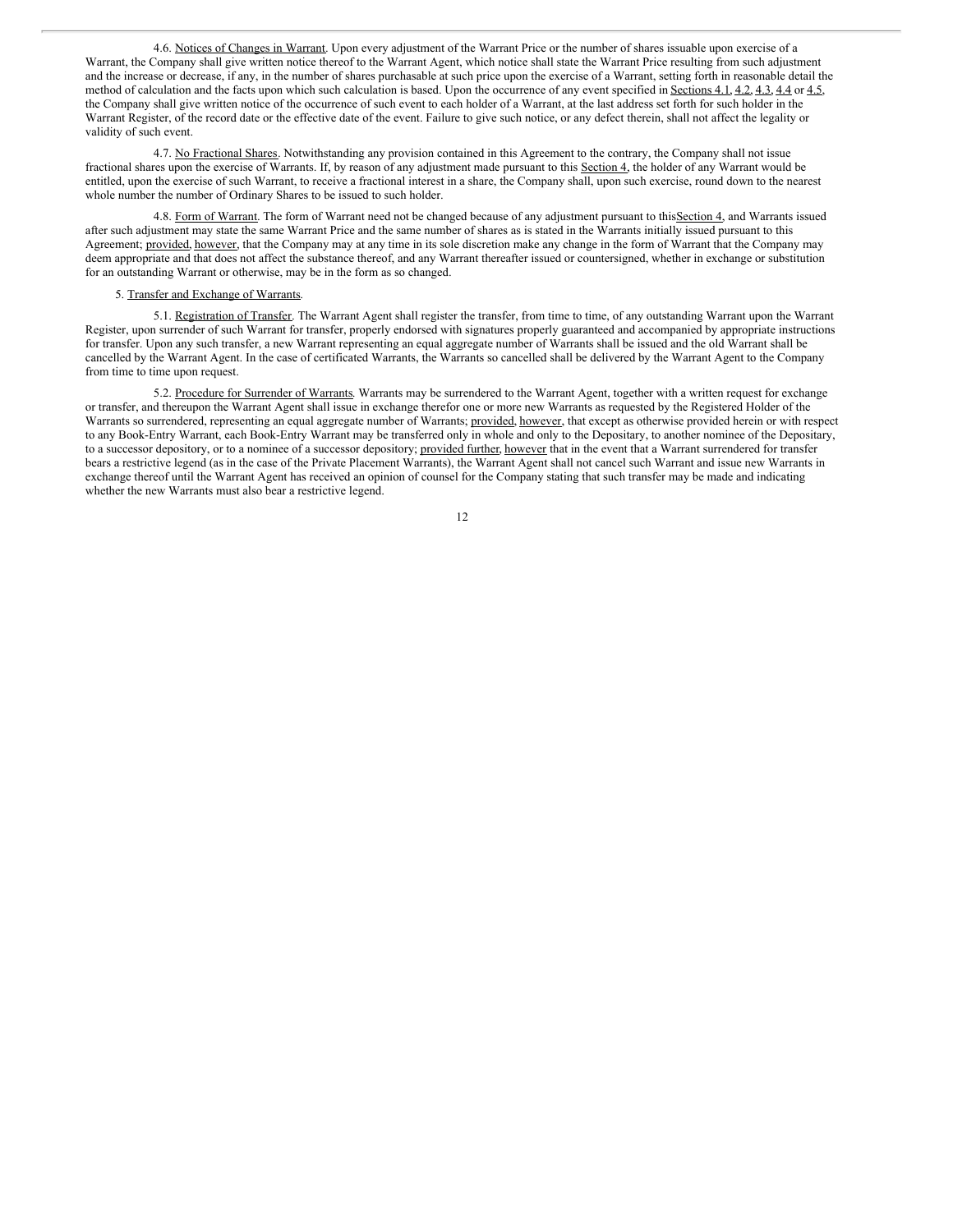4.6. Notices of Changes in Warrant. Upon every adjustment of the Warrant Price or the number of shares issuable upon exercise of a Warrant, the Company shall give written notice thereof to the Warrant Agent, which notice shall state the Warrant Price resulting from such adjustment and the increase or decrease, if any, in the number of shares purchasable at such price upon the exercise of a Warrant, setting forth in reasonable detail the method of calculation and the facts upon which such calculation is based. Upon the occurrence of any event specified in Sections 4.1, 4.2, 4.3, 4.4 or 4.5, the Company shall give written notice of the occurrence of such event to each holder of a Warrant, at the last address set forth for such holder in the Warrant Register, of the record date or the effective date of the event. Failure to give such notice, or any defect therein, shall not affect the legality or validity of such event.

4.7. No Fractional Shares. Notwithstanding any provision contained in this Agreement to the contrary, the Company shall not issue fractional shares upon the exercise of Warrants. If, by reason of any adjustment made pursuant to this Section 4, the holder of any Warrant would be entitled, upon the exercise of such Warrant, to receive a fractional interest in a share, the Company shall, upon such exercise, round down to the nearest whole number the number of Ordinary Shares to be issued to such holder.

4.8. Form of Warrant. The form of Warrant need not be changed because of any adjustment pursuant to thisSection 4, and Warrants issued after such adjustment may state the same Warrant Price and the same number of shares as is stated in the Warrants initially issued pursuant to this Agreement; provided, however, that the Company may at any time in its sole discretion make any change in the form of Warrant that the Company may deem appropriate and that does not affect the substance thereof, and any Warrant thereafter issued or countersigned, whether in exchange or substitution for an outstanding Warrant or otherwise, may be in the form as so changed.

5. Transfer and Exchange of Warrants.

5.1. Registration of Transfer. The Warrant Agent shall register the transfer, from time to time, of any outstanding Warrant upon the Warrant Register, upon surrender of such Warrant for transfer, properly endorsed with signatures properly guaranteed and accompanied by appropriate instructions for transfer. Upon any such transfer, a new Warrant representing an equal aggregate number of Warrants shall be issued and the old Warrant shall be cancelled by the Warrant Agent. In the case of certificated Warrants, the Warrants so cancelled shall be delivered by the Warrant Agent to the Company from time to time upon request.

5.2. Procedure for Surrender of Warrants. Warrants may be surrendered to the Warrant Agent, together with a written request for exchange or transfer, and thereupon the Warrant Agent shall issue in exchange therefor one or more new Warrants as requested by the Registered Holder of the Warrants so surrendered, representing an equal aggregate number of Warrants; provided, however, that except as otherwise provided herein or with respect to any Book-Entry Warrant, each Book-Entry Warrant may be transferred only in whole and only to the Depositary, to another nominee of the Depositary, to a successor depository, or to a nominee of a successor depository; provided further, however that in the event that a Warrant surrendered for transfer bears a restrictive legend (as in the case of the Private Placement Warrants), the Warrant Agent shall not cancel such Warrant and issue new Warrants in exchange thereof until the Warrant Agent has received an opinion of counsel for the Company stating that such transfer may be made and indicating whether the new Warrants must also bear a restrictive legend.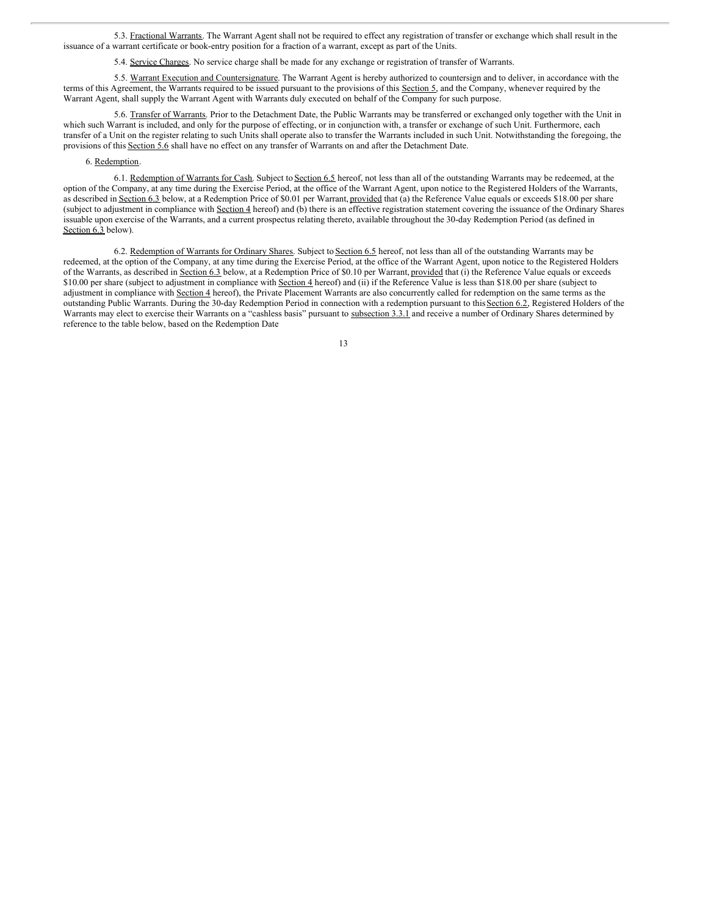5.3. Fractional Warrants. The Warrant Agent shall not be required to effect any registration of transfer or exchange which shall result in the issuance of a warrant certificate or book-entry position for a fraction of a warrant, except as part of the Units.

5.4. Service Charges. No service charge shall be made for any exchange or registration of transfer of Warrants.

5.5. Warrant Execution and Countersignature. The Warrant Agent is hereby authorized to countersign and to deliver, in accordance with the terms of this Agreement, the Warrants required to be issued pursuant to the provisions of this Section 5, and the Company, whenever required by the Warrant Agent, shall supply the Warrant Agent with Warrants duly executed on behalf of the Company for such purpose.

5.6. Transfer of Warrants. Prior to the Detachment Date, the Public Warrants may be transferred or exchanged only together with the Unit in which such Warrant is included, and only for the purpose of effecting, or in conjunction with, a transfer or exchange of such Unit. Furthermore, each transfer of a Unit on the register relating to such Units shall operate also to transfer the Warrants included in such Unit. Notwithstanding the foregoing, the provisions of this Section 5.6 shall have no effect on any transfer of Warrants on and after the Detachment Date.

6. Redemption.

6.1. Redemption of Warrants for Cash. Subject to Section 6.5 hereof, not less than all of the outstanding Warrants may be redeemed, at the option of the Company, at any time during the Exercise Period, at the office of the Warrant Agent, upon notice to the Registered Holders of the Warrants, as described in Section 6.3 below, at a Redemption Price of $0.01 per Warrant, provided that (a) the Reference Value equals or exceeds $18.00 per share (subject to adjustment in compliance with Section 4 hereof) and (b) there is an effective registration statement covering the issuance of the Ordinary Shares issuable upon exercise of the Warrants, and a current prospectus relating thereto, available throughout the 30-day Redemption Period (as defined in Section 6.3 below).

6.2. Redemption of Warrants for Ordinary Shares. Subject to Section 6.5 hereof, not less than all of the outstanding Warrants may be redeemed, at the option of the Company, at any time during the Exercise Period, at the office of the Warrant Agent, upon notice to the Registered Holders of the Warrants, as described in Section 6.3 below, at a Redemption Price of $0.10 per Warrant, provided that (i) the Reference Value equals or exceeds $10.00 per share (subject to adjustment in compliance with Section 4 hereof) and (ii) if the Reference Value is less than $18.00 per share (subject to adjustment in compliance with Section 4 hereof), the Private Placement Warrants are also concurrently called for redemption on the same terms as the outstanding Public Warrants. During the 30-day Redemption Period in connection with a redemption pursuant to this Section 6.2, Registered Holders of the Warrants may elect to exercise their Warrants on a "cashless basis" pursuant to subsection 3.3.1 and receive a number of Ordinary Shares determined by reference to the table below, based on the Redemption Date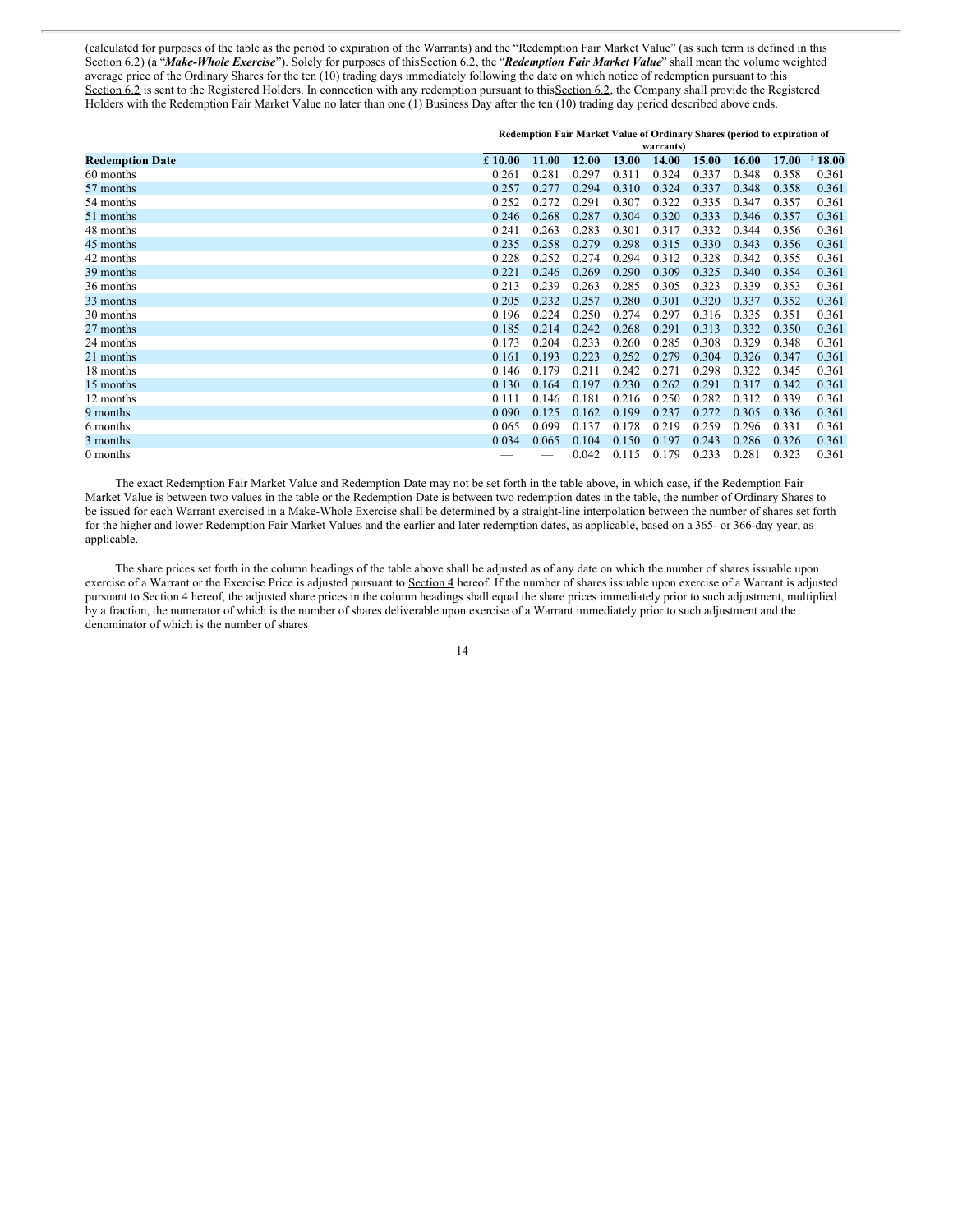(calculated for purposes of the table as the period to expiration of the Warrants) and the "Redemption Fair Market Value" (as such term is defined in this Section 6.2) (a "***Make-Whole Exercise***"). Solely for purposes of this Section 6.2, the "***Redemption Fair Market Value***" shall mean the volume weighted average price of the Ordinary Shares for the ten (10) trading days immediately following the date on which notice of redemption pursuant to this Section 6.2 is sent to the Registered Holders. In connection with any redemption pursuant to this Section 6.2, the Company shall provide the Registered Holders with the Redemption Fair Market Value no later than one (1) Business Day after the ten (10) trading day period described above ends.

| | Redemption Fair Market Value of Ordinary Shares (period to expiration of warrants) | | | | | | | | |
|---|---|---|---|---|---|---|---|---|---|
| **Redemption Date** | **£ 10.00** | **11.00** | **12.00** | **13.00** | **14.00** | **15.00** | **16.00** | **17.00** | **³ 18.00** |
| 60 months | 0.261 | 0.281 | 0.297 | 0.311 | 0.324 | 0.337 | 0.348 | 0.358 | 0.361 |
| 57 months | 0.257 | 0.277 | 0.294 | 0.310 | 0.324 | 0.337 | 0.348 | 0.358 | 0.361 |
| 54 months | 0.252 | 0.272 | 0.291 | 0.307 | 0.322 | 0.335 | 0.347 | 0.357 | 0.361 |
| 51 months | 0.246 | 0.268 | 0.287 | 0.304 | 0.320 | 0.333 | 0.346 | 0.357 | 0.361 |
| 48 months | 0.241 | 0.263 | 0.283 | 0.301 | 0.317 | 0.332 | 0.344 | 0.356 | 0.361 |
| 45 months | 0.235 | 0.258 | 0.279 | 0.298 | 0.315 | 0.330 | 0.343 | 0.356 | 0.361 |
| 42 months | 0.228 | 0.252 | 0.274 | 0.294 | 0.312 | 0.328 | 0.342 | 0.355 | 0.361 |
| 39 months | 0.221 | 0.246 | 0.269 | 0.290 | 0.309 | 0.325 | 0.340 | 0.354 | 0.361 |
| 36 months | 0.213 | 0.239 | 0.263 | 0.285 | 0.305 | 0.323 | 0.339 | 0.353 | 0.361 |
| 33 months | 0.205 | 0.232 | 0.257 | 0.280 | 0.301 | 0.320 | 0.337 | 0.352 | 0.361 |
| 30 months | 0.196 | 0.224 | 0.250 | 0.274 | 0.297 | 0.316 | 0.335 | 0.351 | 0.361 |
| 27 months | 0.185 | 0.214 | 0.242 | 0.268 | 0.291 | 0.313 | 0.332 | 0.350 | 0.361 |
| 24 months | 0.173 | 0.204 | 0.233 | 0.260 | 0.285 | 0.308 | 0.329 | 0.348 | 0.361 |
| 21 months | 0.161 | 0.193 | 0.223 | 0.252 | 0.279 | 0.304 | 0.326 | 0.347 | 0.361 |
| 18 months | 0.146 | 0.179 | 0.211 | 0.242 | 0.271 | 0.298 | 0.322 | 0.345 | 0.361 |
| 15 months | 0.130 | 0.164 | 0.197 | 0.230 | 0.262 | 0.291 | 0.317 | 0.342 | 0.361 |
| 12 months | 0.111 | 0.146 | 0.181 | 0.216 | 0.250 | 0.282 | 0.312 | 0.339 | 0.361 |
| 9 months | 0.090 | 0.125 | 0.162 | 0.199 | 0.237 | 0.272 | 0.305 | 0.336 | 0.361 |
| 6 months | 0.065 | 0.099 | 0.137 | 0.178 | 0.219 | 0.259 | 0.296 | 0.331 | 0.361 |
| 3 months | 0.034 | 0.065 | 0.104 | 0.150 | 0.197 | 0.243 | 0.286 | 0.326 | 0.361 |
| 0 months | — | — | 0.042 | 0.115 | 0.179 | 0.233 | 0.281 | 0.323 | 0.361 |

The exact Redemption Fair Market Value and Redemption Date may not be set forth in the table above, in which case, if the Redemption Fair Market Value is between two values in the table or the Redemption Date is between two redemption dates in the table, the number of Ordinary Shares to be issued for each Warrant exercised in a Make-Whole Exercise shall be determined by a straight-line interpolation between the number of shares set forth for the higher and lower Redemption Fair Market Values and the earlier and later redemption dates, as applicable, based on a 365- or 366-day year, as applicable.

The share prices set forth in the column headings of the table above shall be adjusted as of any date on which the number of shares issuable upon exercise of a Warrant or the Exercise Price is adjusted pursuant to Section 4 hereof. If the number of shares issuable upon exercise of a Warrant is adjusted pursuant to Section 4 hereof, the adjusted share prices in the column headings shall equal the share prices immediately prior to such adjustment, multiplied by a fraction, the numerator of which is the number of shares deliverable upon exercise of a Warrant immediately prior to such adjustment and the denominator of which is the number of shares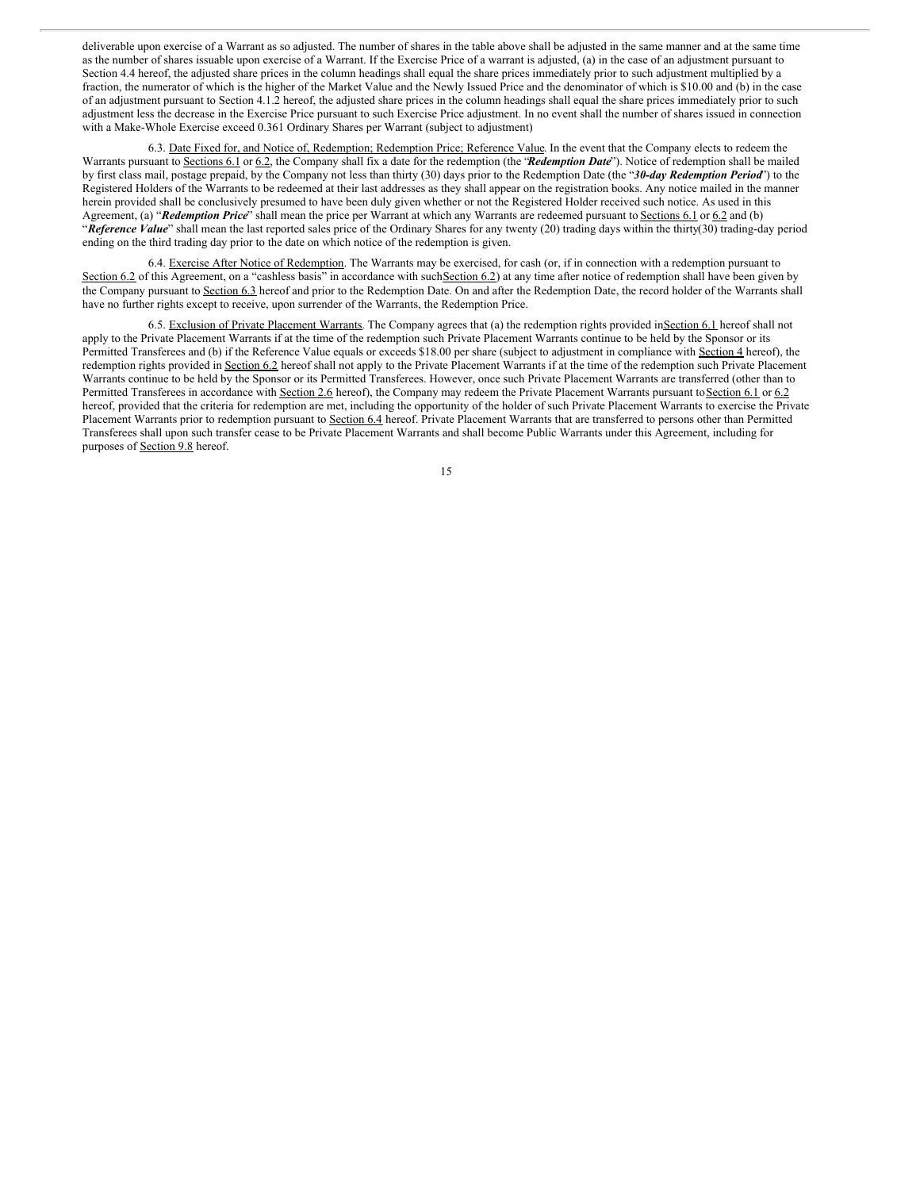deliverable upon exercise of a Warrant as so adjusted. The number of shares in the table above shall be adjusted in the same manner and at the same time as the number of shares issuable upon exercise of a Warrant. If the Exercise Price of a warrant is adjusted, (a) in the case of an adjustment pursuant to Section 4.4 hereof, the adjusted share prices in the column headings shall equal the share prices immediately prior to such adjustment multiplied by a fraction, the numerator of which is the higher of the Market Value and the Newly Issued Price and the denominator of which is $10.00 and (b) in the case of an adjustment pursuant to Section 4.1.2 hereof, the adjusted share prices in the column headings shall equal the share prices immediately prior to such adjustment less the decrease in the Exercise Price pursuant to such Exercise Price adjustment. In no event shall the number of shares issued in connection with a Make-Whole Exercise exceed 0.361 Ordinary Shares per Warrant (subject to adjustment)

6.3. Date Fixed for, and Notice of, Redemption; Redemption Price; Reference Value. In the event that the Company elects to redeem the Warrants pursuant to Sections 6.1 or 6.2, the Company shall fix a date for the redemption (the "***Redemption Date***"). Notice of redemption shall be mailed by first class mail, postage prepaid, by the Company not less than thirty (30) days prior to the Redemption Date (the "***30-day Redemption Period***") to the Registered Holders of the Warrants to be redeemed at their last addresses as they shall appear on the registration books. Any notice mailed in the manner herein provided shall be conclusively presumed to have been duly given whether or not the Registered Holder received such notice. As used in this Agreement, (a) "***Redemption Price***" shall mean the price per Warrant at which any Warrants are redeemed pursuant to Sections 6.1 or 6.2 and (b) "***Reference Value***" shall mean the last reported sales price of the Ordinary Shares for any twenty (20) trading days within the thirty(30) trading-day period ending on the third trading day prior to the date on which notice of the redemption is given.

6.4. Exercise After Notice of Redemption. The Warrants may be exercised, for cash (or, if in connection with a redemption pursuant to Section 6.2 of this Agreement, on a "cashless basis" in accordance with suchSection 6.2) at any time after notice of redemption shall have been given by the Company pursuant to Section 6.3 hereof and prior to the Redemption Date. On and after the Redemption Date, the record holder of the Warrants shall have no further rights except to receive, upon surrender of the Warrants, the Redemption Price.

6.5. Exclusion of Private Placement Warrants. The Company agrees that (a) the redemption rights provided inSection 6.1 hereof shall not apply to the Private Placement Warrants if at the time of the redemption such Private Placement Warrants continue to be held by the Sponsor or its Permitted Transferees and (b) if the Reference Value equals or exceeds $18.00 per share (subject to adjustment in compliance with Section 4 hereof), the redemption rights provided in Section 6.2 hereof shall not apply to the Private Placement Warrants if at the time of the redemption such Private Placement Warrants continue to be held by the Sponsor or its Permitted Transferees. However, once such Private Placement Warrants are transferred (other than to Permitted Transferees in accordance with Section 2.6 hereof), the Company may redeem the Private Placement Warrants pursuant toSection 6.1 or 6.2 hereof, provided that the criteria for redemption are met, including the opportunity of the holder of such Private Placement Warrants to exercise the Private Placement Warrants prior to redemption pursuant to Section 6.4 hereof. Private Placement Warrants that are transferred to persons other than Permitted Transferees shall upon such transfer cease to be Private Placement Warrants and shall become Public Warrants under this Agreement, including for purposes of Section 9.8 hereof.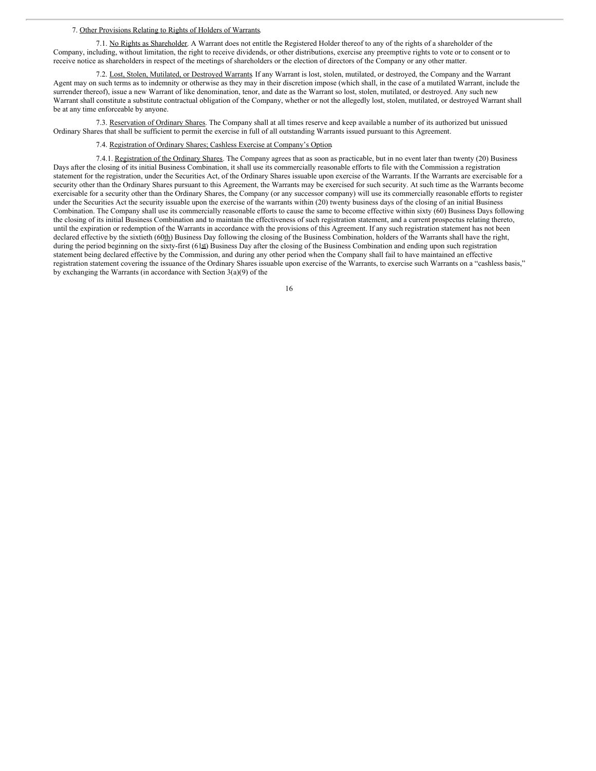7. Other Provisions Relating to Rights of Holders of Warrants.

7.1. No Rights as Shareholder. A Warrant does not entitle the Registered Holder thereof to any of the rights of a shareholder of the Company, including, without limitation, the right to receive dividends, or other distributions, exercise any preemptive rights to vote or to consent or to receive notice as shareholders in respect of the meetings of shareholders or the election of directors of the Company or any other matter.

7.2. Lost, Stolen, Mutilated, or Destroyed Warrants. If any Warrant is lost, stolen, mutilated, or destroyed, the Company and the Warrant Agent may on such terms as to indemnity or otherwise as they may in their discretion impose (which shall, in the case of a mutilated Warrant, include the surrender thereof), issue a new Warrant of like denomination, tenor, and date as the Warrant so lost, stolen, mutilated, or destroyed. Any such new Warrant shall constitute a substitute contractual obligation of the Company, whether or not the allegedly lost, stolen, mutilated, or destroyed Warrant shall be at any time enforceable by anyone.

7.3. Reservation of Ordinary Shares. The Company shall at all times reserve and keep available a number of its authorized but unissued Ordinary Shares that shall be sufficient to permit the exercise in full of all outstanding Warrants issued pursuant to this Agreement.

7.4. Registration of Ordinary Shares; Cashless Exercise at Company's Option.

7.4.1. Registration of the Ordinary Shares. The Company agrees that as soon as practicable, but in no event later than twenty (20) Business Days after the closing of its initial Business Combination, it shall use its commercially reasonable efforts to file with the Commission a registration statement for the registration, under the Securities Act, of the Ordinary Shares issuable upon exercise of the Warrants. If the Warrants are exercisable for a security other than the Ordinary Shares pursuant to this Agreement, the Warrants may be exercised for such security. At such time as the Warrants become exercisable for a security other than the Ordinary Shares, the Company (or any successor company) will use its commercially reasonable efforts to register under the Securities Act the security issuable upon the exercise of the warrants within (20) twenty business days of the closing of an initial Business Combination. The Company shall use its commercially reasonable efforts to cause the same to become effective within sixty (60) Business Days following the closing of its initial Business Combination and to maintain the effectiveness of such registration statement, and a current prospectus relating thereto, until the expiration or redemption of the Warrants in accordance with the provisions of this Agreement. If any such registration statement has not been declared effective by the sixtieth (60th) Business Day following the closing of the Business Combination, holders of the Warrants shall have the right, during the period beginning on the sixty-first (61st) Business Day after the closing of the Business Combination and ending upon such registration statement being declared effective by the Commission, and during any other period when the Company shall fail to have maintained an effective registration statement covering the issuance of the Ordinary Shares issuable upon exercise of the Warrants, to exercise such Warrants on a "cashless basis," by exchanging the Warrants (in accordance with Section 3(a)(9) of the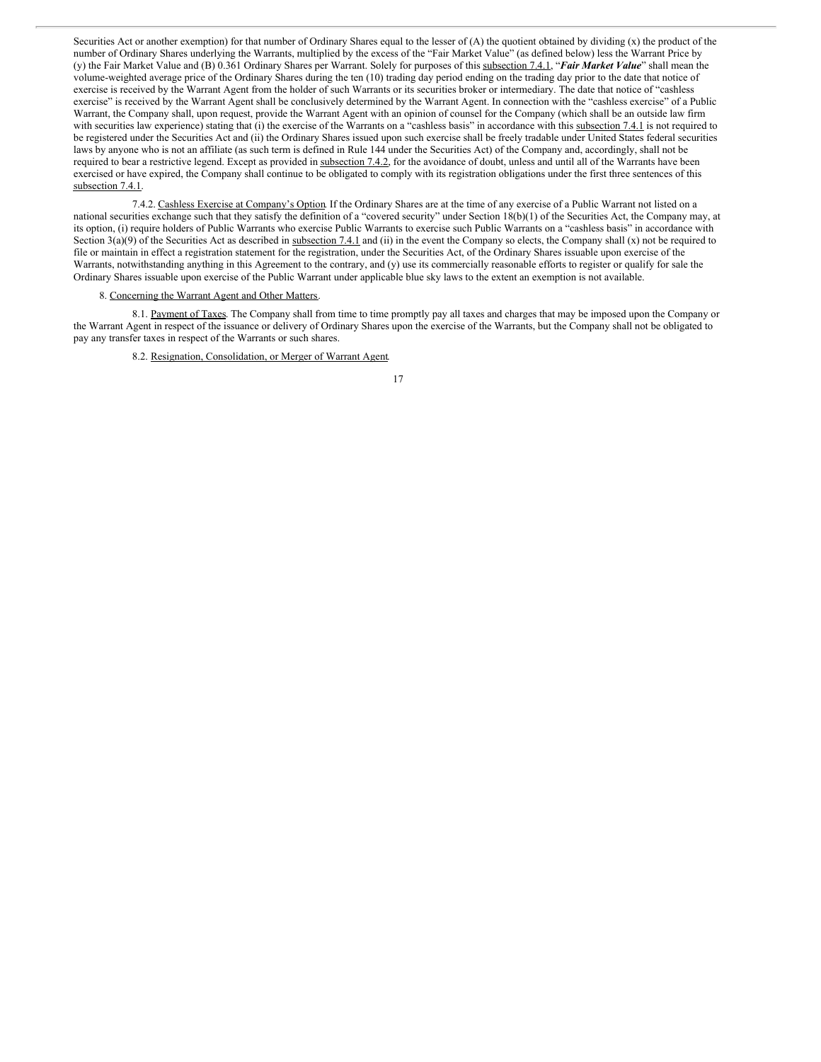Securities Act or another exemption) for that number of Ordinary Shares equal to the lesser of (A) the quotient obtained by dividing (x) the product of the number of Ordinary Shares underlying the Warrants, multiplied by the excess of the "Fair Market Value" (as defined below) less the Warrant Price by (y) the Fair Market Value and (B) 0.361 Ordinary Shares per Warrant. Solely for purposes of this subsection 7.4.1, "***Fair Market Value***" shall mean the volume-weighted average price of the Ordinary Shares during the ten (10) trading day period ending on the trading day prior to the date that notice of exercise is received by the Warrant Agent from the holder of such Warrants or its securities broker or intermediary. The date that notice of "cashless exercise" is received by the Warrant Agent shall be conclusively determined by the Warrant Agent. In connection with the "cashless exercise" of a Public Warrant, the Company shall, upon request, provide the Warrant Agent with an opinion of counsel for the Company (which shall be an outside law firm with securities law experience) stating that (i) the exercise of the Warrants on a "cashless basis" in accordance with this subsection 7.4.1 is not required to be registered under the Securities Act and (ii) the Ordinary Shares issued upon such exercise shall be freely tradable under United States federal securities laws by anyone who is not an affiliate (as such term is defined in Rule 144 under the Securities Act) of the Company and, accordingly, shall not be required to bear a restrictive legend. Except as provided in subsection 7.4.2, for the avoidance of doubt, unless and until all of the Warrants have been exercised or have expired, the Company shall continue to be obligated to comply with its registration obligations under the first three sentences of this subsection 7.4.1.

7.4.2. Cashless Exercise at Company's Option. If the Ordinary Shares are at the time of any exercise of a Public Warrant not listed on a national securities exchange such that they satisfy the definition of a "covered security" under Section 18(b)(1) of the Securities Act, the Company may, at its option, (i) require holders of Public Warrants who exercise Public Warrants to exercise such Public Warrants on a "cashless basis" in accordance with Section 3(a)(9) of the Securities Act as described in subsection 7.4.1 and (ii) in the event the Company so elects, the Company shall (x) not be required to file or maintain in effect a registration statement for the registration, under the Securities Act, of the Ordinary Shares issuable upon exercise of the Warrants, notwithstanding anything in this Agreement to the contrary, and (y) use its commercially reasonable efforts to register or qualify for sale the Ordinary Shares issuable upon exercise of the Public Warrant under applicable blue sky laws to the extent an exemption is not available.

8. Concerning the Warrant Agent and Other Matters.

8.1. Payment of Taxes. The Company shall from time to time promptly pay all taxes and charges that may be imposed upon the Company or the Warrant Agent in respect of the issuance or delivery of Ordinary Shares upon the exercise of the Warrants, but the Company shall not be obligated to pay any transfer taxes in respect of the Warrants or such shares.

8.2. Resignation, Consolidation, or Merger of Warrant Agent.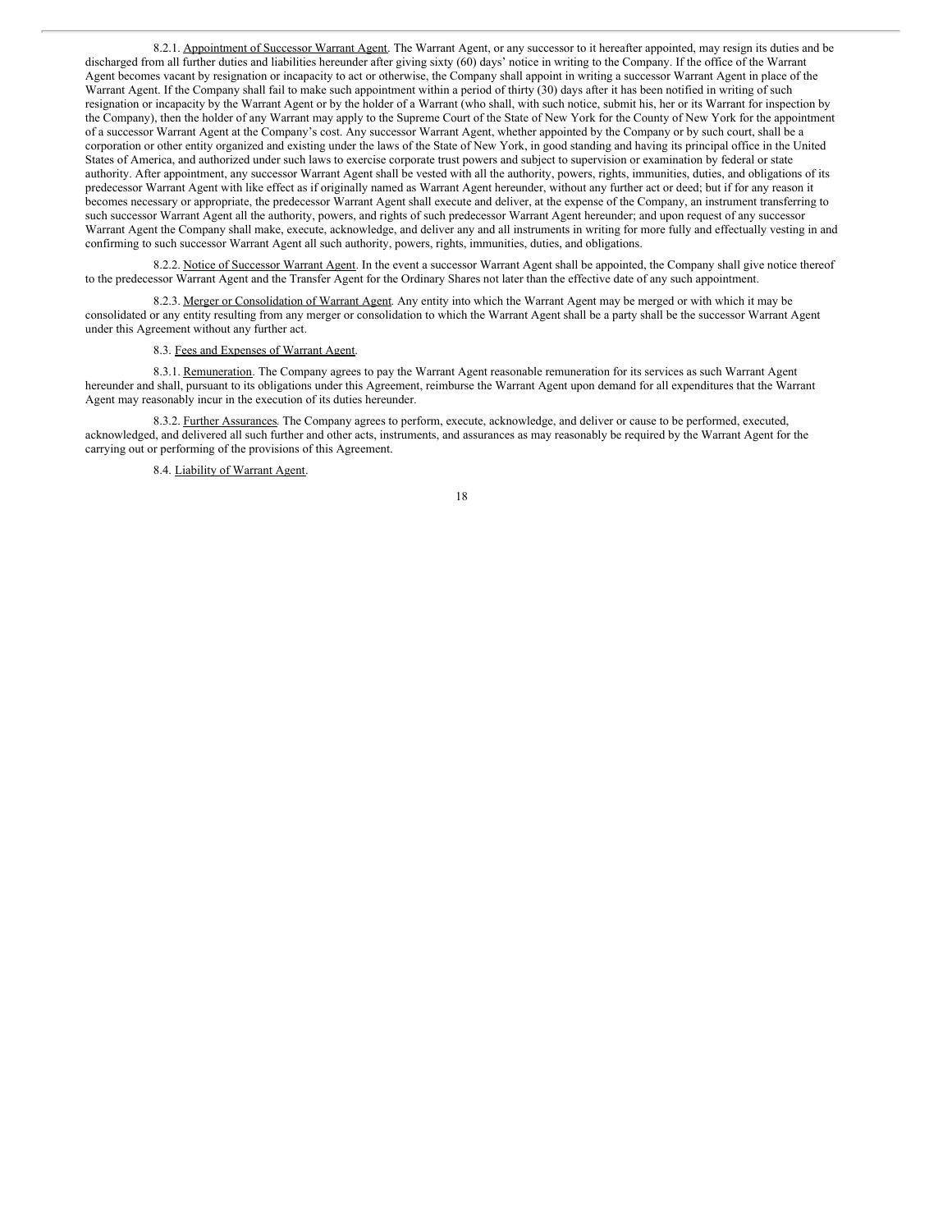8.2.1. Appointment of Successor Warrant Agent. The Warrant Agent, or any successor to it hereafter appointed, may resign its duties and be discharged from all further duties and liabilities hereunder after giving sixty (60) days' notice in writing to the Company. If the office of the Warrant Agent becomes vacant by resignation or incapacity to act or otherwise, the Company shall appoint in writing a successor Warrant Agent in place of the Warrant Agent. If the Company shall fail to make such appointment within a period of thirty (30) days after it has been notified in writing of such resignation or incapacity by the Warrant Agent or by the holder of a Warrant (who shall, with such notice, submit his, her or its Warrant for inspection by the Company), then the holder of any Warrant may apply to the Supreme Court of the State of New York for the County of New York for the appointment of a successor Warrant Agent at the Company's cost. Any successor Warrant Agent, whether appointed by the Company or by such court, shall be a corporation or other entity organized and existing under the laws of the State of New York, in good standing and having its principal office in the United States of America, and authorized under such laws to exercise corporate trust powers and subject to supervision or examination by federal or state authority. After appointment, any successor Warrant Agent shall be vested with all the authority, powers, rights, immunities, duties, and obligations of its predecessor Warrant Agent with like effect as if originally named as Warrant Agent hereunder, without any further act or deed; but if for any reason it becomes necessary or appropriate, the predecessor Warrant Agent shall execute and deliver, at the expense of the Company, an instrument transferring to such successor Warrant Agent all the authority, powers, and rights of such predecessor Warrant Agent hereunder; and upon request of any successor Warrant Agent the Company shall make, execute, acknowledge, and deliver any and all instruments in writing for more fully and effectually vesting in and confirming to such successor Warrant Agent all such authority, powers, rights, immunities, duties, and obligations.

8.2.2. Notice of Successor Warrant Agent. In the event a successor Warrant Agent shall be appointed, the Company shall give notice thereof to the predecessor Warrant Agent and the Transfer Agent for the Ordinary Shares not later than the effective date of any such appointment.

8.2.3. Merger or Consolidation of Warrant Agent. Any entity into which the Warrant Agent may be merged or with which it may be consolidated or any entity resulting from any merger or consolidation to which the Warrant Agent shall be a party shall be the successor Warrant Agent under this Agreement without any further act.

8.3. Fees and Expenses of Warrant Agent.

8.3.1. Remuneration. The Company agrees to pay the Warrant Agent reasonable remuneration for its services as such Warrant Agent hereunder and shall, pursuant to its obligations under this Agreement, reimburse the Warrant Agent upon demand for all expenditures that the Warrant Agent may reasonably incur in the execution of its duties hereunder.

8.3.2. Further Assurances. The Company agrees to perform, execute, acknowledge, and deliver or cause to be performed, executed, acknowledged, and delivered all such further and other acts, instruments, and assurances as may reasonably be required by the Warrant Agent for the carrying out or performing of the provisions of this Agreement.

8.4. Liability of Warrant Agent.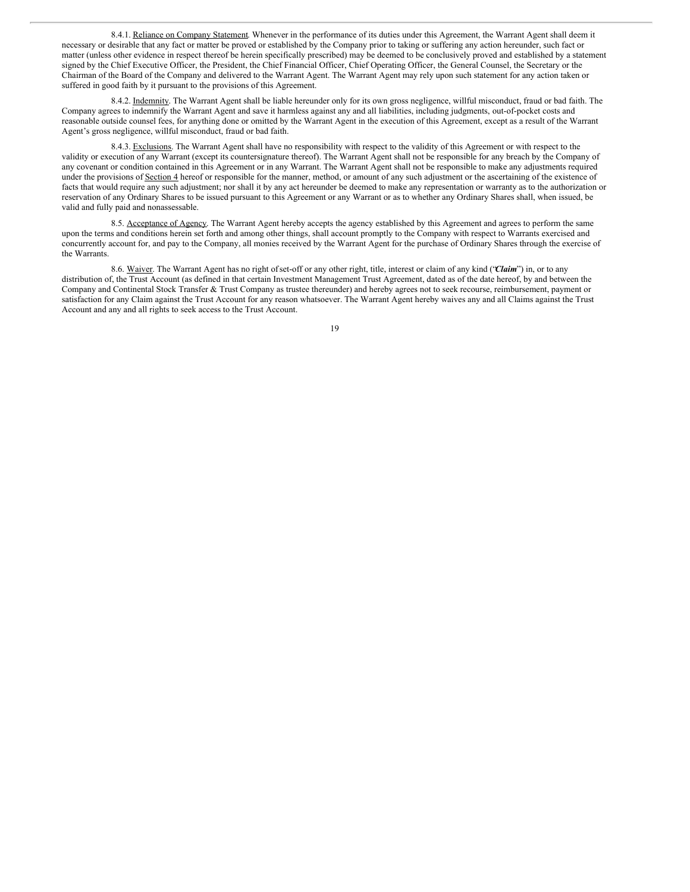8.4.1. Reliance on Company Statement. Whenever in the performance of its duties under this Agreement, the Warrant Agent shall deem it necessary or desirable that any fact or matter be proved or established by the Company prior to taking or suffering any action hereunder, such fact or matter (unless other evidence in respect thereof be herein specifically prescribed) may be deemed to be conclusively proved and established by a statement signed by the Chief Executive Officer, the President, the Chief Financial Officer, Chief Operating Officer, the General Counsel, the Secretary or the Chairman of the Board of the Company and delivered to the Warrant Agent. The Warrant Agent may rely upon such statement for any action taken or suffered in good faith by it pursuant to the provisions of this Agreement.

8.4.2. Indemnity. The Warrant Agent shall be liable hereunder only for its own gross negligence, willful misconduct, fraud or bad faith. The Company agrees to indemnify the Warrant Agent and save it harmless against any and all liabilities, including judgments, out-of-pocket costs and reasonable outside counsel fees, for anything done or omitted by the Warrant Agent in the execution of this Agreement, except as a result of the Warrant Agent's gross negligence, willful misconduct, fraud or bad faith.

8.4.3. Exclusions. The Warrant Agent shall have no responsibility with respect to the validity of this Agreement or with respect to the validity or execution of any Warrant (except its countersignature thereof). The Warrant Agent shall not be responsible for any breach by the Company of any covenant or condition contained in this Agreement or in any Warrant. The Warrant Agent shall not be responsible to make any adjustments required under the provisions of Section 4 hereof or responsible for the manner, method, or amount of any such adjustment or the ascertaining of the existence of facts that would require any such adjustment; nor shall it by any act hereunder be deemed to make any representation or warranty as to the authorization or reservation of any Ordinary Shares to be issued pursuant to this Agreement or any Warrant or as to whether any Ordinary Shares shall, when issued, be valid and fully paid and nonassessable.

8.5. Acceptance of Agency. The Warrant Agent hereby accepts the agency established by this Agreement and agrees to perform the same upon the terms and conditions herein set forth and among other things, shall account promptly to the Company with respect to Warrants exercised and concurrently account for, and pay to the Company, all monies received by the Warrant Agent for the purchase of Ordinary Shares through the exercise of the Warrants.

8.6. Waiver. The Warrant Agent has no right of set-off or any other right, title, interest or claim of any kind ("***Claim***") in, or to any distribution of, the Trust Account (as defined in that certain Investment Management Trust Agreement, dated as of the date hereof, by and between the Company and Continental Stock Transfer & Trust Company as trustee thereunder) and hereby agrees not to seek recourse, reimbursement, payment or satisfaction for any Claim against the Trust Account for any reason whatsoever. The Warrant Agent hereby waives any and all Claims against the Trust Account and any and all rights to seek access to the Trust Account.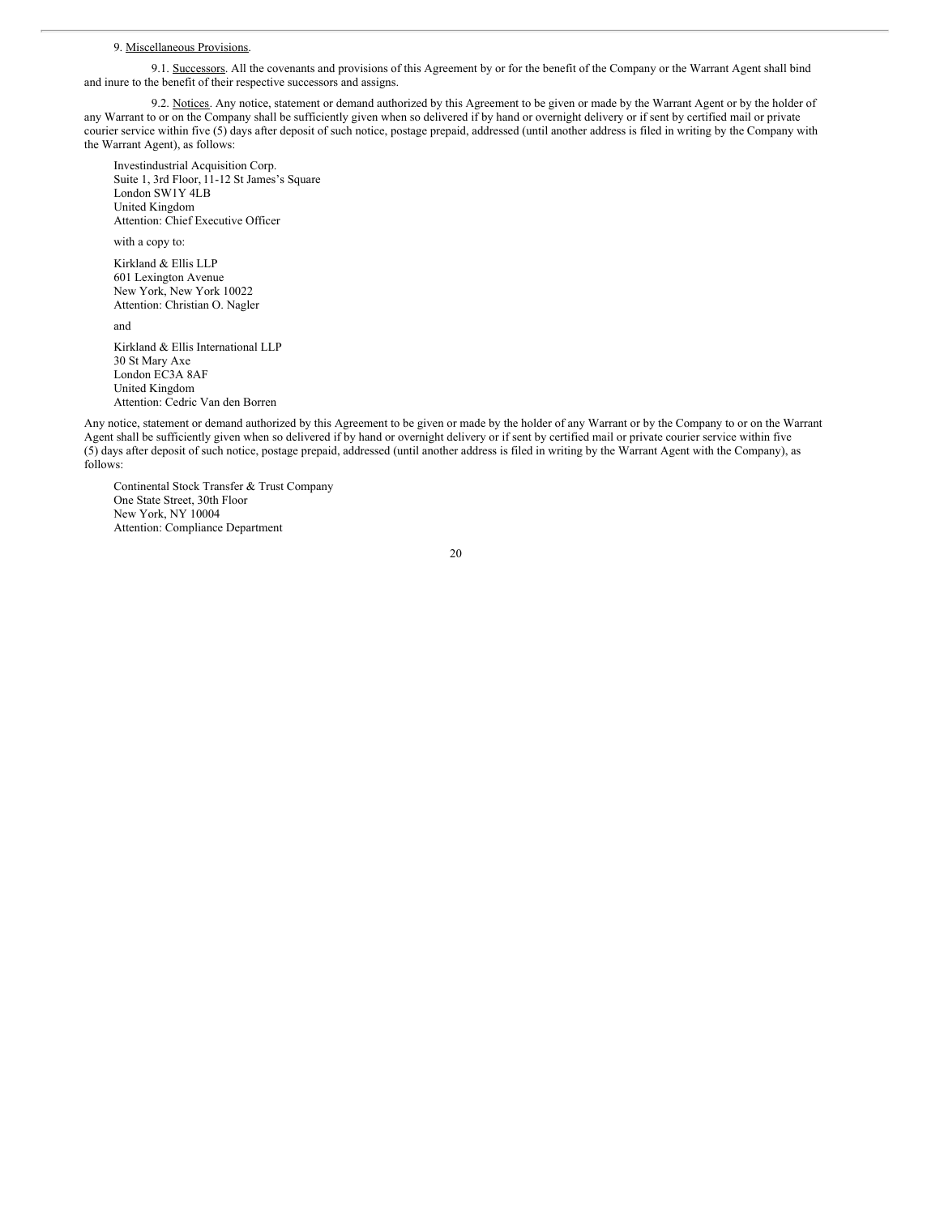9. Miscellaneous Provisions.

9.1. Successors. All the covenants and provisions of this Agreement by or for the benefit of the Company or the Warrant Agent shall bind and inure to the benefit of their respective successors and assigns.

9.2. Notices. Any notice, statement or demand authorized by this Agreement to be given or made by the Warrant Agent or by the holder of any Warrant to or on the Company shall be sufficiently given when so delivered if by hand or overnight delivery or if sent by certified mail or private courier service within five (5) days after deposit of such notice, postage prepaid, addressed (until another address is filed in writing by the Company with the Warrant Agent), as follows:

Investindustrial Acquisition Corp.
Suite 1, 3rd Floor, 11-12 St James's Square
London SW1Y 4LB
United Kingdom
Attention: Chief Executive Officer

with a copy to:

Kirkland & Ellis LLP
601 Lexington Avenue
New York, New York 10022
Attention: Christian O. Nagler

and

Kirkland & Ellis International LLP
30 St Mary Axe
London EC3A 8AF
United Kingdom
Attention: Cedric Van den Borren

Any notice, statement or demand authorized by this Agreement to be given or made by the holder of any Warrant or by the Company to or on the Warrant Agent shall be sufficiently given when so delivered if by hand or overnight delivery or if sent by certified mail or private courier service within five (5) days after deposit of such notice, postage prepaid, addressed (until another address is filed in writing by the Warrant Agent with the Company), as follows:

Continental Stock Transfer & Trust Company
One State Street, 30th Floor
New York, NY 10004
Attention: Compliance Department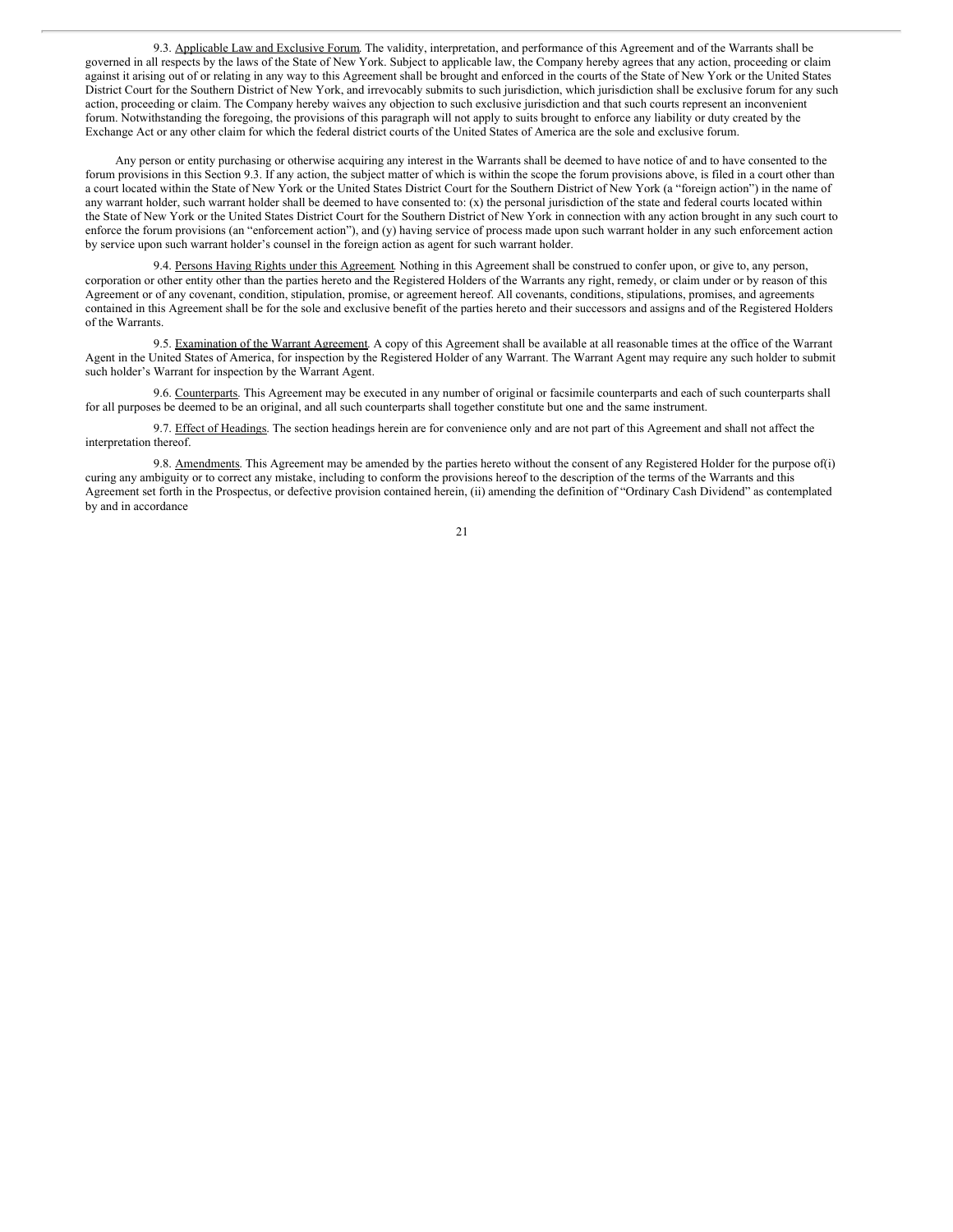9.3. Applicable Law and Exclusive Forum. The validity, interpretation, and performance of this Agreement and of the Warrants shall be governed in all respects by the laws of the State of New York. Subject to applicable law, the Company hereby agrees that any action, proceeding or claim against it arising out of or relating in any way to this Agreement shall be brought and enforced in the courts of the State of New York or the United States District Court for the Southern District of New York, and irrevocably submits to such jurisdiction, which jurisdiction shall be exclusive forum for any such action, proceeding or claim. The Company hereby waives any objection to such exclusive jurisdiction and that such courts represent an inconvenient forum. Notwithstanding the foregoing, the provisions of this paragraph will not apply to suits brought to enforce any liability or duty created by the Exchange Act or any other claim for which the federal district courts of the United States of America are the sole and exclusive forum.

Any person or entity purchasing or otherwise acquiring any interest in the Warrants shall be deemed to have notice of and to have consented to the forum provisions in this Section 9.3. If any action, the subject matter of which is within the scope the forum provisions above, is filed in a court other than a court located within the State of New York or the United States District Court for the Southern District of New York (a "foreign action") in the name of any warrant holder, such warrant holder shall be deemed to have consented to: (x) the personal jurisdiction of the state and federal courts located within the State of New York or the United States District Court for the Southern District of New York in connection with any action brought in any such court to enforce the forum provisions (an "enforcement action"), and (y) having service of process made upon such warrant holder in any such enforcement action by service upon such warrant holder's counsel in the foreign action as agent for such warrant holder.

9.4. Persons Having Rights under this Agreement. Nothing in this Agreement shall be construed to confer upon, or give to, any person, corporation or other entity other than the parties hereto and the Registered Holders of the Warrants any right, remedy, or claim under or by reason of this Agreement or of any covenant, condition, stipulation, promise, or agreement hereof. All covenants, conditions, stipulations, promises, and agreements contained in this Agreement shall be for the sole and exclusive benefit of the parties hereto and their successors and assigns and of the Registered Holders of the Warrants.

9.5. Examination of the Warrant Agreement. A copy of this Agreement shall be available at all reasonable times at the office of the Warrant Agent in the United States of America, for inspection by the Registered Holder of any Warrant. The Warrant Agent may require any such holder to submit such holder's Warrant for inspection by the Warrant Agent.

9.6. Counterparts. This Agreement may be executed in any number of original or facsimile counterparts and each of such counterparts shall for all purposes be deemed to be an original, and all such counterparts shall together constitute but one and the same instrument.

9.7. Effect of Headings. The section headings herein are for convenience only and are not part of this Agreement and shall not affect the interpretation thereof.

9.8. Amendments. This Agreement may be amended by the parties hereto without the consent of any Registered Holder for the purpose of(i) curing any ambiguity or to correct any mistake, including to conform the provisions hereof to the description of the terms of the Warrants and this Agreement set forth in the Prospectus, or defective provision contained herein, (ii) amending the definition of "Ordinary Cash Dividend" as contemplated by and in accordance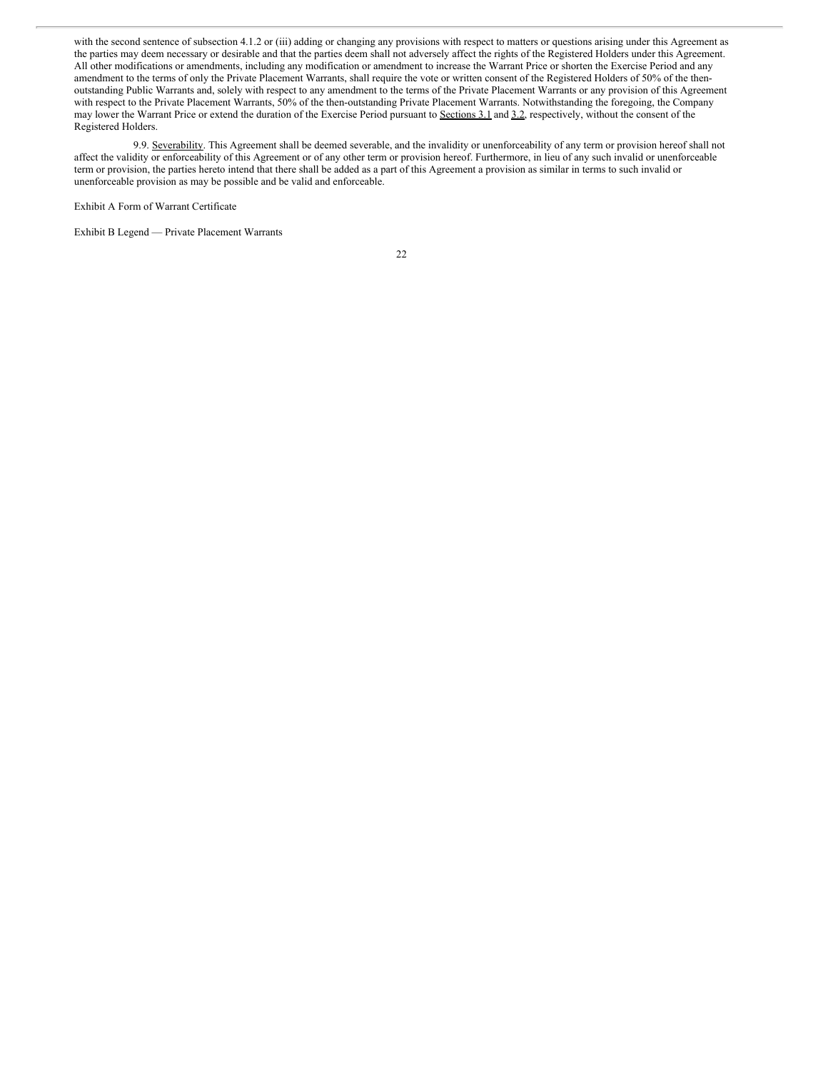with the second sentence of subsection 4.1.2 or (iii) adding or changing any provisions with respect to matters or questions arising under this Agreement as the parties may deem necessary or desirable and that the parties deem shall not adversely affect the rights of the Registered Holders under this Agreement. All other modifications or amendments, including any modification or amendment to increase the Warrant Price or shorten the Exercise Period and any amendment to the terms of only the Private Placement Warrants, shall require the vote or written consent of the Registered Holders of 50% of the then-outstanding Public Warrants and, solely with respect to any amendment to the terms of the Private Placement Warrants or any provision of this Agreement with respect to the Private Placement Warrants, 50% of the then-outstanding Private Placement Warrants. Notwithstanding the foregoing, the Company may lower the Warrant Price or extend the duration of the Exercise Period pursuant to Sections 3.1 and 3.2, respectively, without the consent of the Registered Holders.

9.9. Severability. This Agreement shall be deemed severable, and the invalidity or unenforceability of any term or provision hereof shall not affect the validity or enforceability of this Agreement or of any other term or provision hereof. Furthermore, in lieu of any such invalid or unenforceable term or provision, the parties hereto intend that there shall be added as a part of this Agreement a provision as similar in terms to such invalid or unenforceable provision as may be possible and be valid and enforceable.

Exhibit A Form of Warrant Certificate

Exhibit B Legend — Private Placement Warrants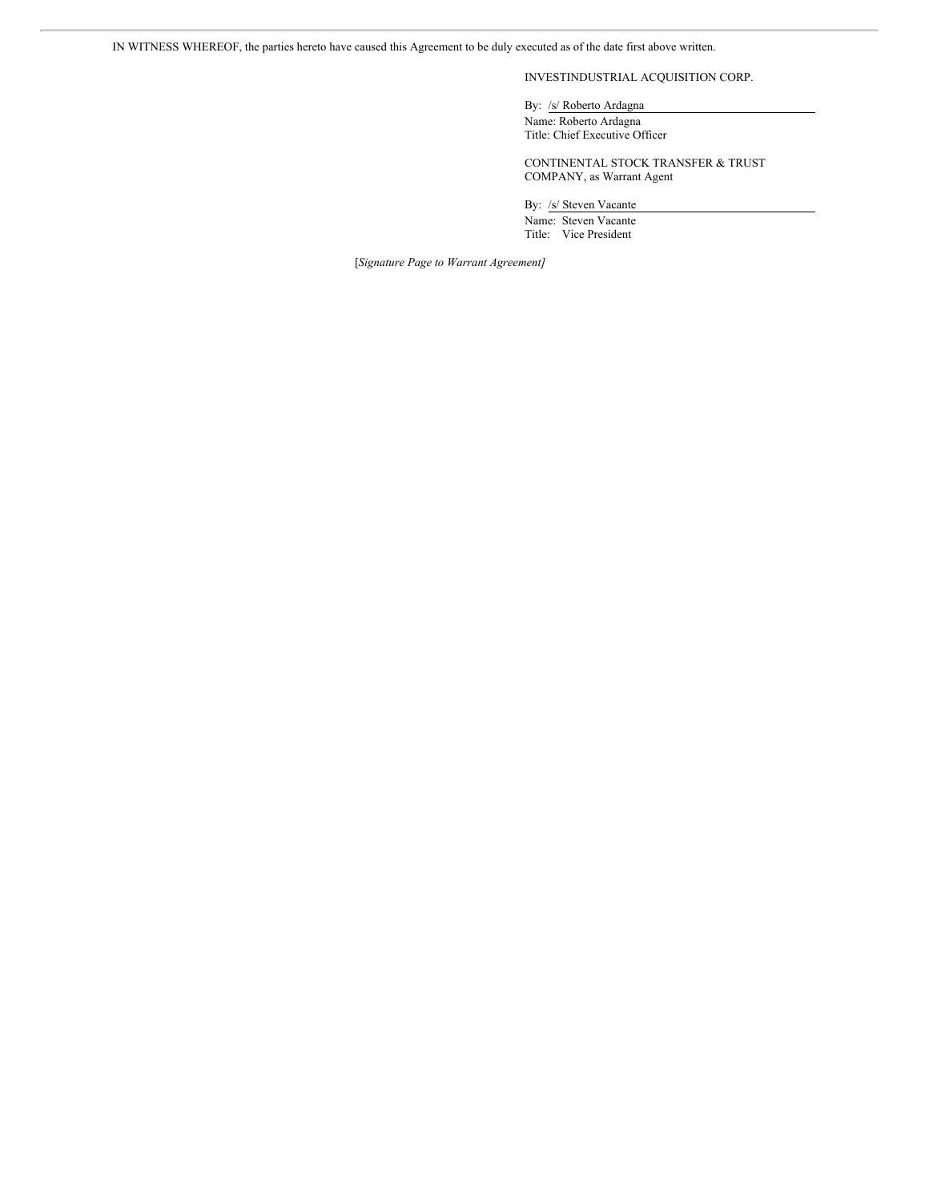IN WITNESS WHEREOF, the parties hereto have caused this Agreement to be duly executed as of the date first above written.

INVESTINDUSTRIAL ACQUISITION CORP.

By: /s/ Roberto Ardagna
Name: Roberto Ardagna
Title: Chief Executive Officer

CONTINENTAL STOCK TRANSFER & TRUST COMPANY, as Warrant Agent

By: /s/ Steven Vacante
Name: Steven Vacante
Title: Vice President

[*Signature Page to Warrant Agreement]*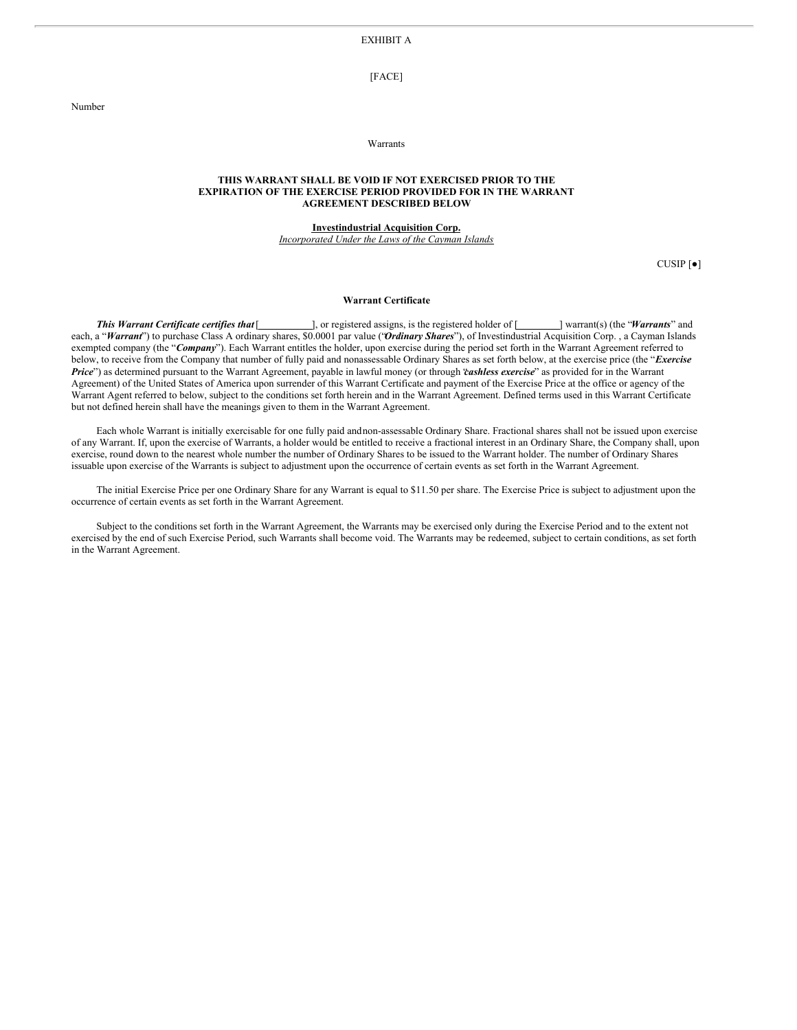EXHIBIT A

[FACE]

Number

Warrants

**THIS WARRANT SHALL BE VOID IF NOT EXERCISED PRIOR TO THE EXPIRATION OF THE EXERCISE PERIOD PROVIDED FOR IN THE WARRANT AGREEMENT DESCRIBED BELOW**

**Investindustrial Acquisition Corp.**
*Incorporated Under the Laws of the Cayman Islands*

CUSIP [●]

**Warrant Certificate**

***This Warrant Certificate certifies that*** [\_\_\_\_\_\_\_\_\_\_\_], or registered assigns, is the registered holder of [\_\_\_\_\_\_\_\_] warrant(s) (the "***Warrants***" and each, a "***Warrant***") to purchase Class A ordinary shares, $0.0001 par value ("***Ordinary Shares***"), of Investindustrial Acquisition Corp. , a Cayman Islands exempted company (the "***Company***"). Each Warrant entitles the holder, upon exercise during the period set forth in the Warrant Agreement referred to below, to receive from the Company that number of fully paid and nonassessable Ordinary Shares as set forth below, at the exercise price (the "***Exercise Price***") as determined pursuant to the Warrant Agreement, payable in lawful money (or through "***cashless exercise***" as provided for in the Warrant Agreement) of the United States of America upon surrender of this Warrant Certificate and payment of the Exercise Price at the office or agency of the Warrant Agent referred to below, subject to the conditions set forth herein and in the Warrant Agreement. Defined terms used in this Warrant Certificate but not defined herein shall have the meanings given to them in the Warrant Agreement.

Each whole Warrant is initially exercisable for one fully paid and non-assessable Ordinary Share. Fractional shares shall not be issued upon exercise of any Warrant. If, upon the exercise of Warrants, a holder would be entitled to receive a fractional interest in an Ordinary Share, the Company shall, upon exercise, round down to the nearest whole number the number of Ordinary Shares to be issued to the Warrant holder. The number of Ordinary Shares issuable upon exercise of the Warrants is subject to adjustment upon the occurrence of certain events as set forth in the Warrant Agreement.

The initial Exercise Price per one Ordinary Share for any Warrant is equal to $11.50 per share. The Exercise Price is subject to adjustment upon the occurrence of certain events as set forth in the Warrant Agreement.

Subject to the conditions set forth in the Warrant Agreement, the Warrants may be exercised only during the Exercise Period and to the extent not exercised by the end of such Exercise Period, such Warrants shall become void. The Warrants may be redeemed, subject to certain conditions, as set forth in the Warrant Agreement.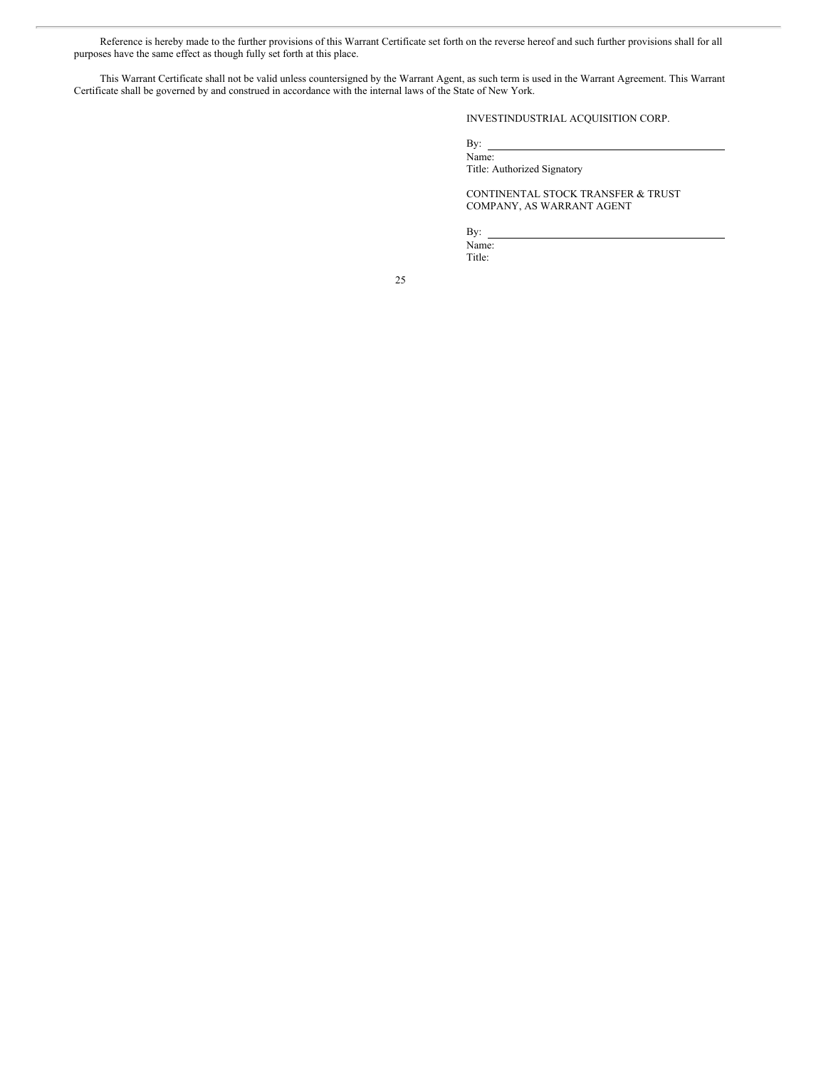Reference is hereby made to the further provisions of this Warrant Certificate set forth on the reverse hereof and such further provisions shall for all purposes have the same effect as though fully set forth at this place.

This Warrant Certificate shall not be valid unless countersigned by the Warrant Agent, as such term is used in the Warrant Agreement. This Warrant Certificate shall be governed by and construed in accordance with the internal laws of the State of New York.

INVESTINDUSTRIAL ACQUISITION CORP.

By: \_\_\_\_\_\_\_\_\_\_\_\_\_\_\_\_\_\_\_\_\_\_\_\_\_\_\_\_\_\_\_\_\_\_\_\_
Name:
Title: Authorized Signatory

CONTINENTAL STOCK TRANSFER & TRUST COMPANY, AS WARRANT AGENT

By: \_\_\_\_\_\_\_\_\_\_\_\_\_\_\_\_\_\_\_\_\_\_\_\_\_\_\_\_\_\_\_\_\_\_\_\_
Name:
Title: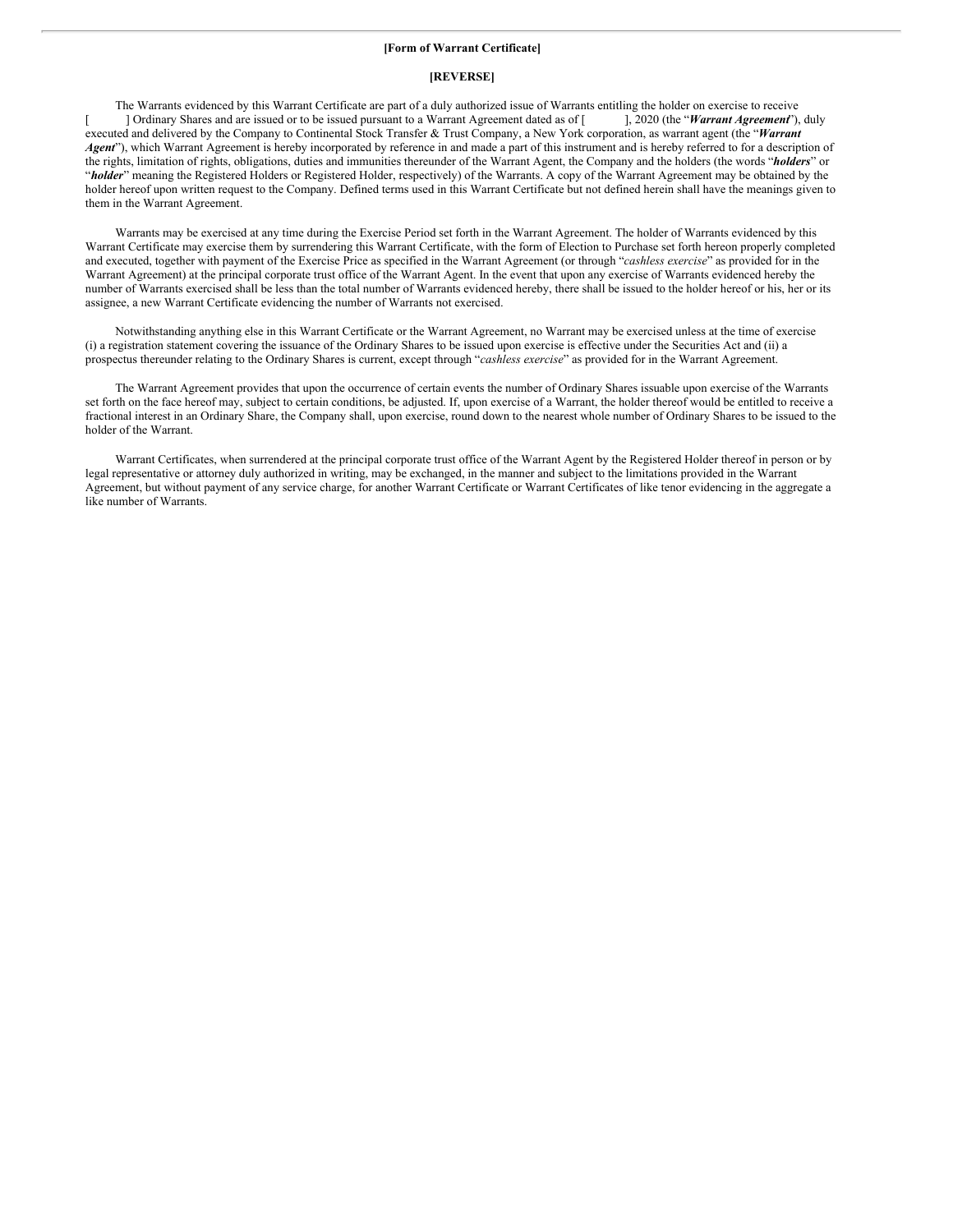**[Form of Warrant Certificate]**

**[REVERSE]**

The Warrants evidenced by this Warrant Certificate are part of a duly authorized issue of Warrants entitling the holder on exercise to receive [ ] Ordinary Shares and are issued or to be issued pursuant to a Warrant Agreement dated as of [ ], 2020 (the "***Warrant Agreement***"), duly executed and delivered by the Company to Continental Stock Transfer & Trust Company, a New York corporation, as warrant agent (the "***Warrant Agent***"), which Warrant Agreement is hereby incorporated by reference in and made a part of this instrument and is hereby referred to for a description of the rights, limitation of rights, obligations, duties and immunities thereunder of the Warrant Agent, the Company and the holders (the words "***holders***" or "***holder***" meaning the Registered Holders or Registered Holder, respectively) of the Warrants. A copy of the Warrant Agreement may be obtained by the holder hereof upon written request to the Company. Defined terms used in this Warrant Certificate but not defined herein shall have the meanings given to them in the Warrant Agreement.

Warrants may be exercised at any time during the Exercise Period set forth in the Warrant Agreement. The holder of Warrants evidenced by this Warrant Certificate may exercise them by surrendering this Warrant Certificate, with the form of Election to Purchase set forth hereon properly completed and executed, together with payment of the Exercise Price as specified in the Warrant Agreement (or through "*cashless exercise*" as provided for in the Warrant Agreement) at the principal corporate trust office of the Warrant Agent. In the event that upon any exercise of Warrants evidenced hereby the number of Warrants exercised shall be less than the total number of Warrants evidenced hereby, there shall be issued to the holder hereof or his, her or its assignee, a new Warrant Certificate evidencing the number of Warrants not exercised.

Notwithstanding anything else in this Warrant Certificate or the Warrant Agreement, no Warrant may be exercised unless at the time of exercise (i) a registration statement covering the issuance of the Ordinary Shares to be issued upon exercise is effective under the Securities Act and (ii) a prospectus thereunder relating to the Ordinary Shares is current, except through "*cashless exercise*" as provided for in the Warrant Agreement.

The Warrant Agreement provides that upon the occurrence of certain events the number of Ordinary Shares issuable upon exercise of the Warrants set forth on the face hereof may, subject to certain conditions, be adjusted. If, upon exercise of a Warrant, the holder thereof would be entitled to receive a fractional interest in an Ordinary Share, the Company shall, upon exercise, round down to the nearest whole number of Ordinary Shares to be issued to the holder of the Warrant.

Warrant Certificates, when surrendered at the principal corporate trust office of the Warrant Agent by the Registered Holder thereof in person or by legal representative or attorney duly authorized in writing, may be exchanged, in the manner and subject to the limitations provided in the Warrant Agreement, but without payment of any service charge, for another Warrant Certificate or Warrant Certificates of like tenor evidencing in the aggregate a like number of Warrants.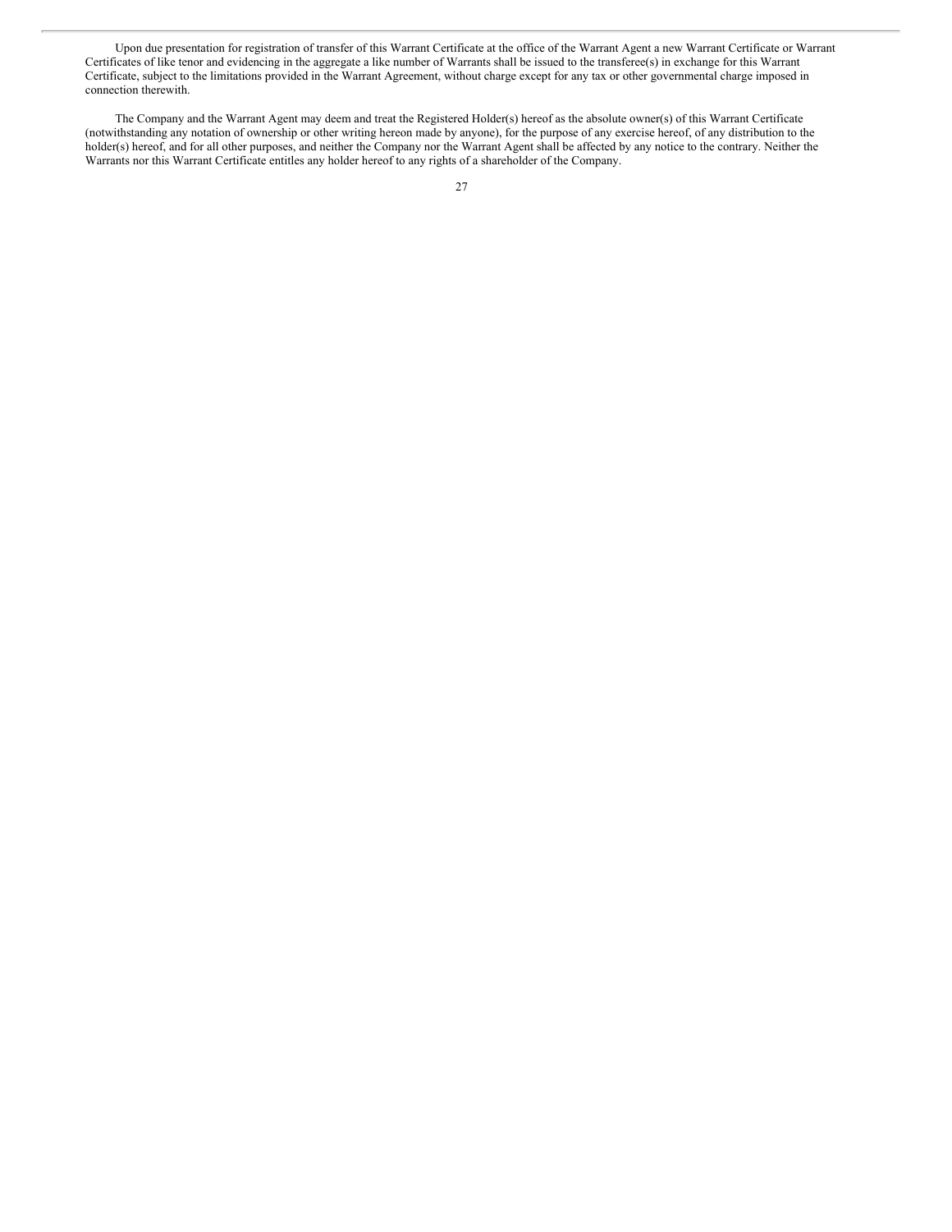Upon due presentation for registration of transfer of this Warrant Certificate at the office of the Warrant Agent a new Warrant Certificate or Warrant Certificates of like tenor and evidencing in the aggregate a like number of Warrants shall be issued to the transferee(s) in exchange for this Warrant Certificate, subject to the limitations provided in the Warrant Agreement, without charge except for any tax or other governmental charge imposed in connection therewith.

The Company and the Warrant Agent may deem and treat the Registered Holder(s) hereof as the absolute owner(s) of this Warrant Certificate (notwithstanding any notation of ownership or other writing hereon made by anyone), for the purpose of any exercise hereof, of any distribution to the holder(s) hereof, and for all other purposes, and neither the Company nor the Warrant Agent shall be affected by any notice to the contrary. Neither the Warrants nor this Warrant Certificate entitles any holder hereof to any rights of a shareholder of the Company.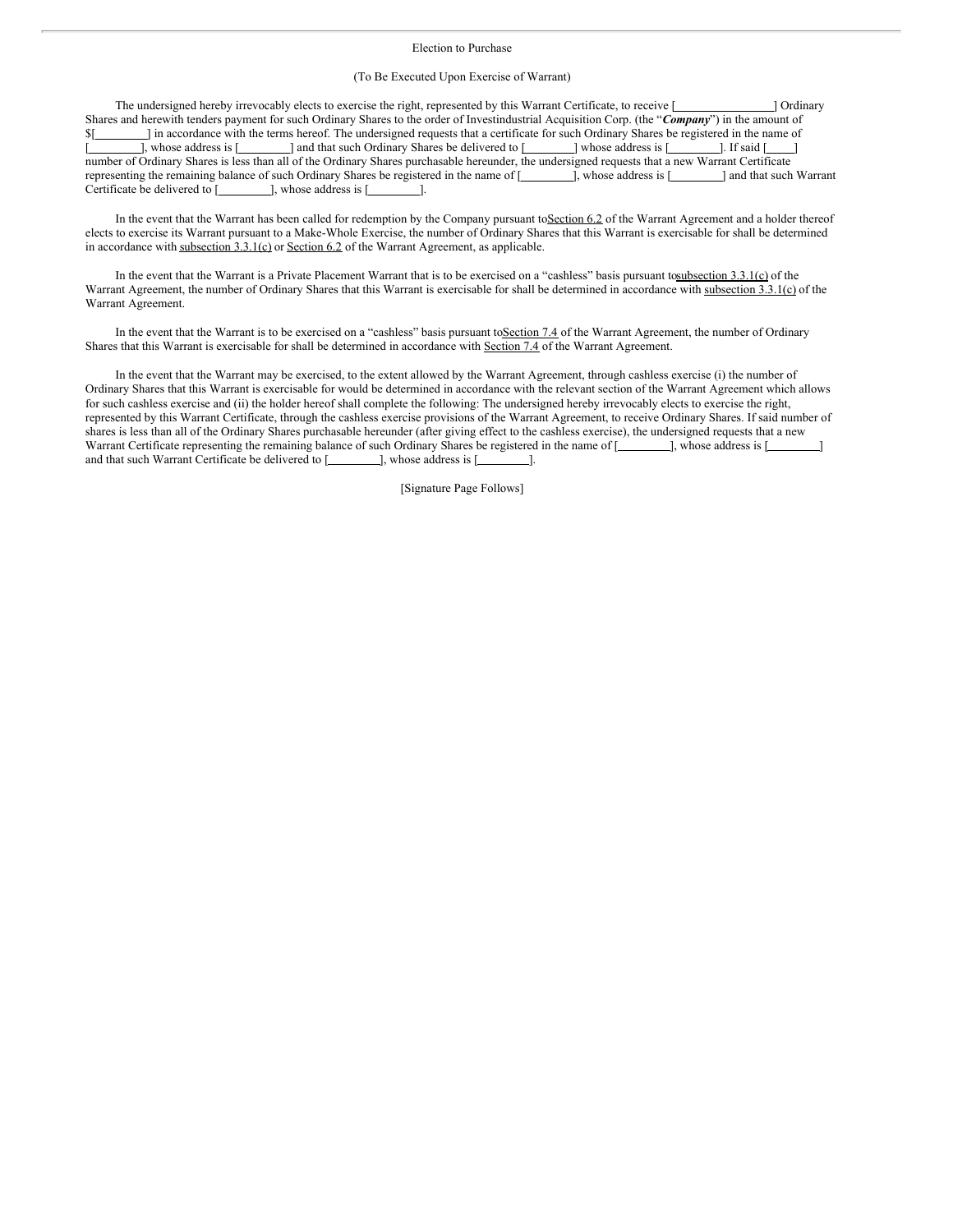Election to Purchase

(To Be Executed Upon Exercise of Warrant)

The undersigned hereby irrevocably elects to exercise the right, represented by this Warrant Certificate, to receive [________________] Ordinary Shares and herewith tenders payment for such Ordinary Shares to the order of Investindustrial Acquisition Corp. (the "***Company***") in the amount of $[________] in accordance with the terms hereof. The undersigned requests that a certificate for such Ordinary Shares be registered in the name of [________], whose address is [________] and that such Ordinary Shares be delivered to [________] whose address is [________]. If said [____] number of Ordinary Shares is less than all of the Ordinary Shares purchasable hereunder, the undersigned requests that a new Warrant Certificate representing the remaining balance of such Ordinary Shares be registered in the name of [________], whose address is [________] and that such Warrant Certificate be delivered to [________], whose address is [________].

In the event that the Warrant has been called for redemption by the Company pursuant to Section 6.2 of the Warrant Agreement and a holder thereof elects to exercise its Warrant pursuant to a Make-Whole Exercise, the number of Ordinary Shares that this Warrant is exercisable for shall be determined in accordance with subsection 3.3.1(c) or Section 6.2 of the Warrant Agreement, as applicable.

In the event that the Warrant is a Private Placement Warrant that is to be exercised on a "cashless" basis pursuant to subsection 3.3.1(c) of the Warrant Agreement, the number of Ordinary Shares that this Warrant is exercisable for shall be determined in accordance with subsection 3.3.1(c) of the Warrant Agreement.

In the event that the Warrant is to be exercised on a "cashless" basis pursuant to Section 7.4 of the Warrant Agreement, the number of Ordinary Shares that this Warrant is exercisable for shall be determined in accordance with Section 7.4 of the Warrant Agreement.

In the event that the Warrant may be exercised, to the extent allowed by the Warrant Agreement, through cashless exercise (i) the number of Ordinary Shares that this Warrant is exercisable for would be determined in accordance with the relevant section of the Warrant Agreement which allows for such cashless exercise and (ii) the holder hereof shall complete the following: The undersigned hereby irrevocably elects to exercise the right, represented by this Warrant Certificate, through the cashless exercise provisions of the Warrant Agreement, to receive Ordinary Shares. If said number of shares is less than all of the Ordinary Shares purchasable hereunder (after giving effect to the cashless exercise), the undersigned requests that a new Warrant Certificate representing the remaining balance of such Ordinary Shares be registered in the name of [________], whose address is [________] and that such Warrant Certificate be delivered to [________], whose address is [________].

[Signature Page Follows]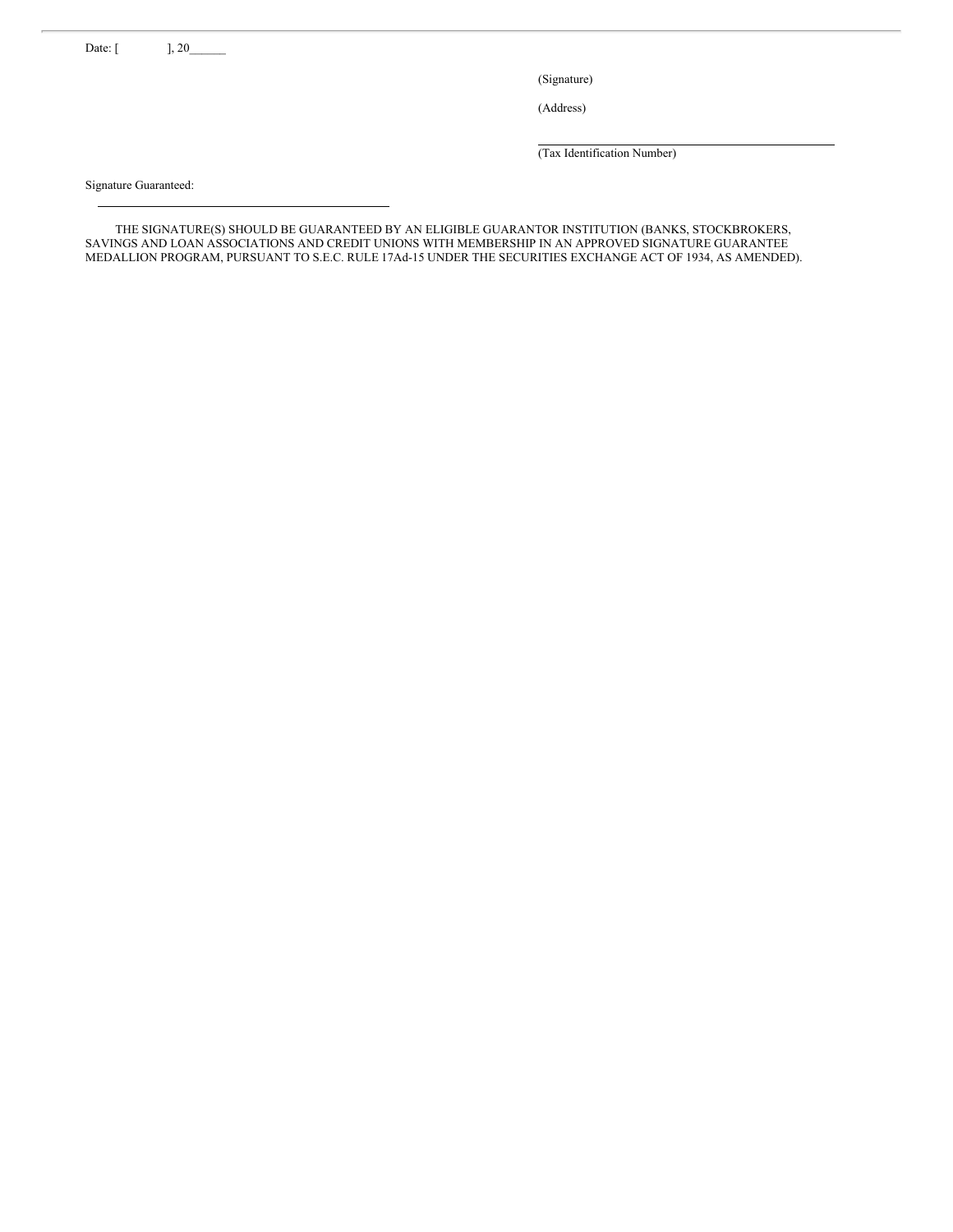Date: [ ], 20______

(Signature)

(Address)

_______________________________________________

(Tax Identification Number)

Signature Guaranteed:

_______________________________________________

THE SIGNATURE(S) SHOULD BE GUARANTEED BY AN ELIGIBLE GUARANTOR INSTITUTION (BANKS, STOCKBROKERS, SAVINGS AND LOAN ASSOCIATIONS AND CREDIT UNIONS WITH MEMBERSHIP IN AN APPROVED SIGNATURE GUARANTEE MEDALLION PROGRAM, PURSUANT TO S.E.C. RULE 17Ad-15 UNDER THE SECURITIES EXCHANGE ACT OF 1934, AS AMENDED).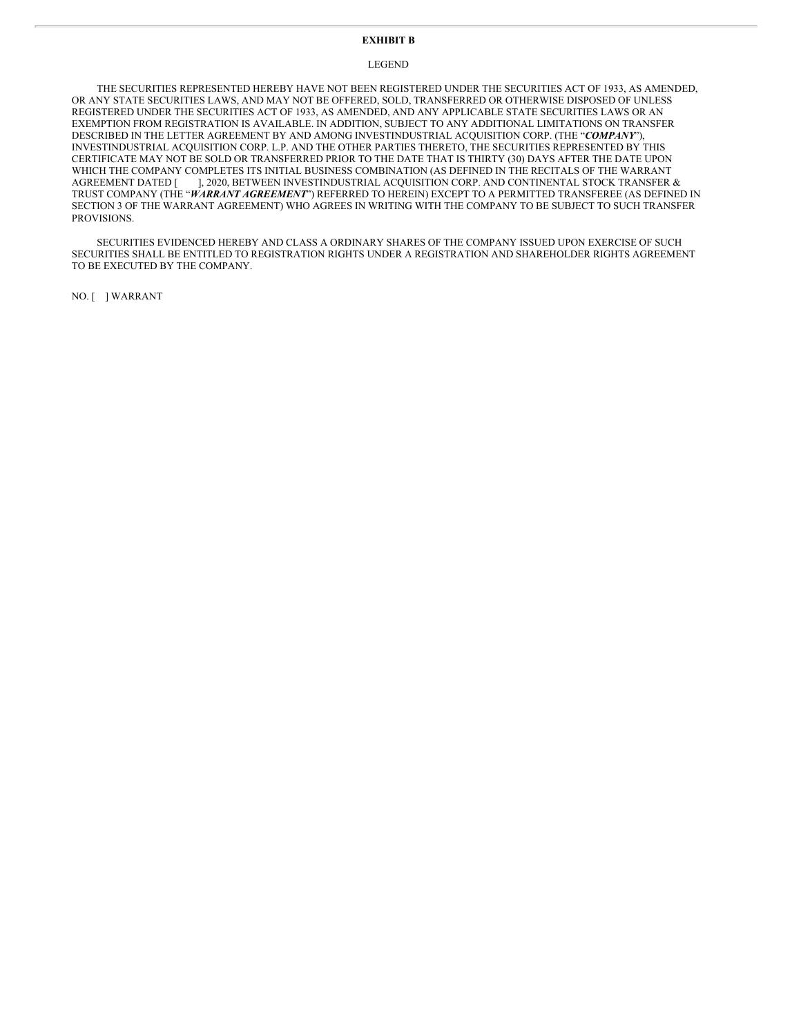**EXHIBIT B**

LEGEND

THE SECURITIES REPRESENTED HEREBY HAVE NOT BEEN REGISTERED UNDER THE SECURITIES ACT OF 1933, AS AMENDED, OR ANY STATE SECURITIES LAWS, AND MAY NOT BE OFFERED, SOLD, TRANSFERRED OR OTHERWISE DISPOSED OF UNLESS REGISTERED UNDER THE SECURITIES ACT OF 1933, AS AMENDED, AND ANY APPLICABLE STATE SECURITIES LAWS OR AN EXEMPTION FROM REGISTRATION IS AVAILABLE. IN ADDITION, SUBJECT TO ANY ADDITIONAL LIMITATIONS ON TRANSFER DESCRIBED IN THE LETTER AGREEMENT BY AND AMONG INVESTINDUSTRIAL ACQUISITION CORP. (THE "***COMPANY***"), INVESTINDUSTRIAL ACQUISITION CORP. L.P. AND THE OTHER PARTIES THERETO, THE SECURITIES REPRESENTED BY THIS CERTIFICATE MAY NOT BE SOLD OR TRANSFERRED PRIOR TO THE DATE THAT IS THIRTY (30) DAYS AFTER THE DATE UPON WHICH THE COMPANY COMPLETES ITS INITIAL BUSINESS COMBINATION (AS DEFINED IN THE RECITALS OF THE WARRANT AGREEMENT DATED [ ], 2020, BETWEEN INVESTINDUSTRIAL ACQUISITION CORP. AND CONTINENTAL STOCK TRANSFER & TRUST COMPANY (THE "***WARRANT AGREEMENT***") REFERRED TO HEREIN) EXCEPT TO A PERMITTED TRANSFEREE (AS DEFINED IN SECTION 3 OF THE WARRANT AGREEMENT) WHO AGREES IN WRITING WITH THE COMPANY TO BE SUBJECT TO SUCH TRANSFER PROVISIONS.

SECURITIES EVIDENCED HEREBY AND CLASS A ORDINARY SHARES OF THE COMPANY ISSUED UPON EXERCISE OF SUCH SECURITIES SHALL BE ENTITLED TO REGISTRATION RIGHTS UNDER A REGISTRATION AND SHAREHOLDER RIGHTS AGREEMENT TO BE EXECUTED BY THE COMPANY.

NO. [ ] WARRANT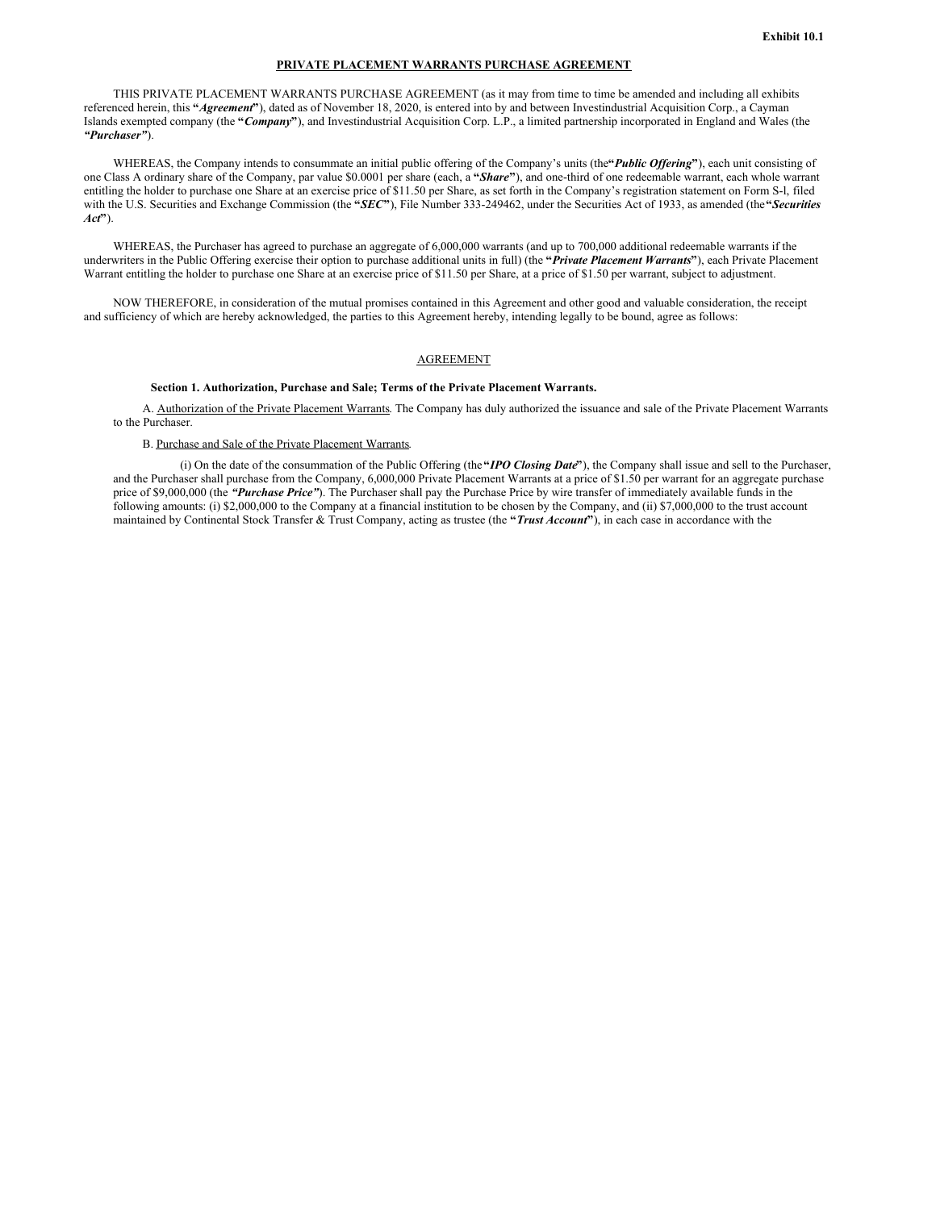Exhibit 10.1

**PRIVATE PLACEMENT WARRANTS PURCHASE AGREEMENT**

THIS PRIVATE PLACEMENT WARRANTS PURCHASE AGREEMENT (as it may from time to time be amended and including all exhibits referenced herein, this **"*Agreement*"**), dated as of November 18, 2020, is entered into by and between Investindustrial Acquisition Corp., a Cayman Islands exempted company (the **"*Company*"**), and Investindustrial Acquisition Corp. L.P., a limited partnership incorporated in England and Wales (the ***"Purchaser"***).

WHEREAS, the Company intends to consummate an initial public offering of the Company's units (the **"*Public Offering*"**), each unit consisting of one Class A ordinary share of the Company, par value $0.0001 per share (each, a **"*Share*"**), and one-third of one redeemable warrant, each whole warrant entitling the holder to purchase one Share at an exercise price of $11.50 per Share, as set forth in the Company's registration statement on Form S-l, filed with the U.S. Securities and Exchange Commission (the **"*SEC*"**), File Number 333-249462, under the Securities Act of 1933, as amended (the **"*Securities Act*"**).

WHEREAS, the Purchaser has agreed to purchase an aggregate of 6,000,000 warrants (and up to 700,000 additional redeemable warrants if the underwriters in the Public Offering exercise their option to purchase additional units in full) (the **"*Private Placement Warrants*"**), each Private Placement Warrant entitling the holder to purchase one Share at an exercise price of $11.50 per Share, at a price of $1.50 per warrant, subject to adjustment.

NOW THEREFORE, in consideration of the mutual promises contained in this Agreement and other good and valuable consideration, the receipt and sufficiency of which are hereby acknowledged, the parties to this Agreement hereby, intending legally to be bound, agree as follows:

AGREEMENT

**Section 1. Authorization, Purchase and Sale; Terms of the Private Placement Warrants.**

A. Authorization of the Private Placement Warrants. The Company has duly authorized the issuance and sale of the Private Placement Warrants to the Purchaser.

B. Purchase and Sale of the Private Placement Warrants.

(i) On the date of the consummation of the Public Offering (the **"*IPO Closing Date*"**), the Company shall issue and sell to the Purchaser, and the Purchaser shall purchase from the Company, 6,000,000 Private Placement Warrants at a price of $1.50 per warrant for an aggregate purchase price of $9,000,000 (the ***"Purchase Price"***). The Purchaser shall pay the Purchase Price by wire transfer of immediately available funds in the following amounts: (i) $2,000,000 to the Company at a financial institution to be chosen by the Company, and (ii) $7,000,000 to the trust account maintained by Continental Stock Transfer & Trust Company, acting as trustee (the **"*Trust Account*"**), in each case in accordance with the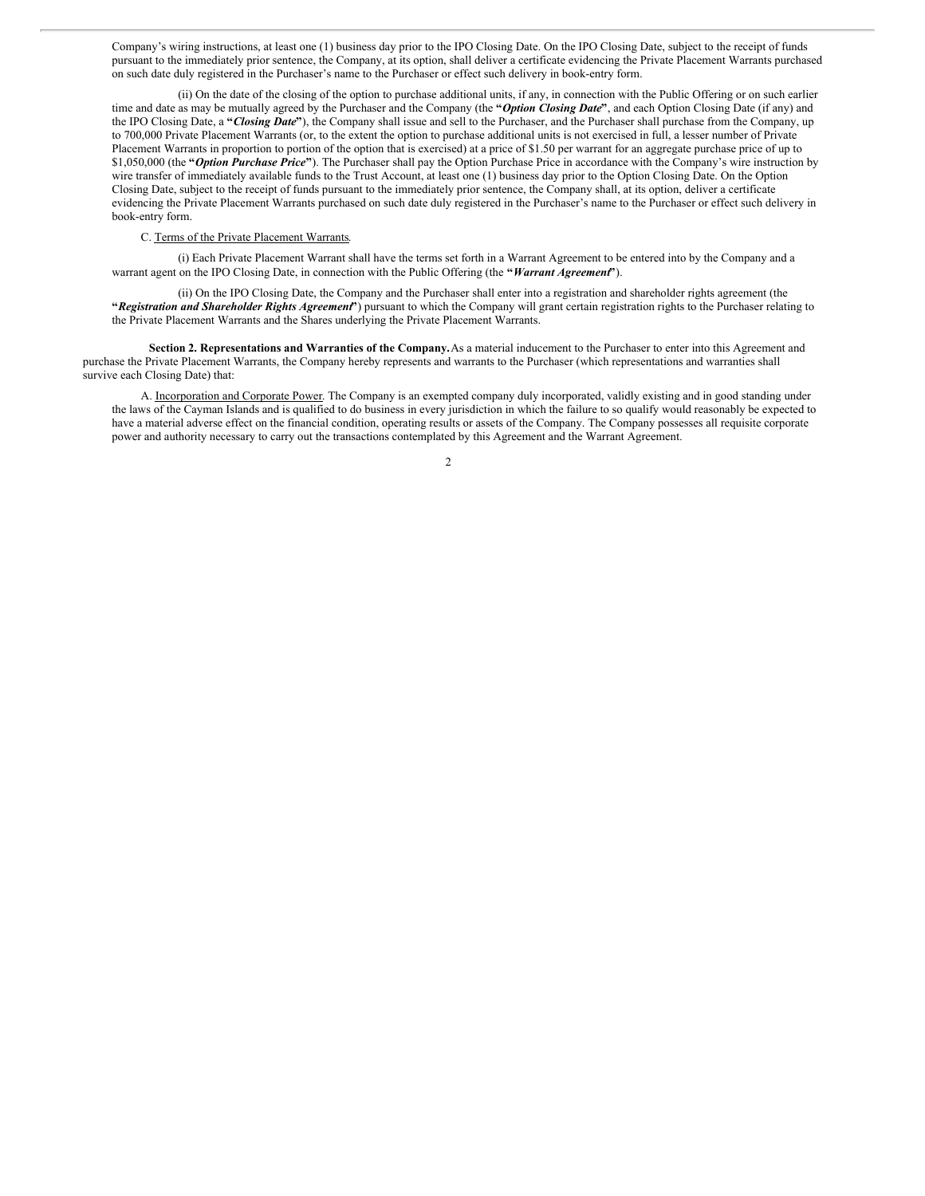Company's wiring instructions, at least one (1) business day prior to the IPO Closing Date. On the IPO Closing Date, subject to the receipt of funds pursuant to the immediately prior sentence, the Company, at its option, shall deliver a certificate evidencing the Private Placement Warrants purchased on such date duly registered in the Purchaser's name to the Purchaser or effect such delivery in book-entry form.

(ii) On the date of the closing of the option to purchase additional units, if any, in connection with the Public Offering or on such earlier time and date as may be mutually agreed by the Purchaser and the Company (the "***Option Closing Date***", and each Option Closing Date (if any) and the IPO Closing Date, a "***Closing Date***"), the Company shall issue and sell to the Purchaser, and the Purchaser shall purchase from the Company, up to 700,000 Private Placement Warrants (or, to the extent the option to purchase additional units is not exercised in full, a lesser number of Private Placement Warrants in proportion to portion of the option that is exercised) at a price of $1.50 per warrant for an aggregate purchase price of up to $1,050,000 (the "***Option Purchase Price***"). The Purchaser shall pay the Option Purchase Price in accordance with the Company's wire instruction by wire transfer of immediately available funds to the Trust Account, at least one (1) business day prior to the Option Closing Date. On the Option Closing Date, subject to the receipt of funds pursuant to the immediately prior sentence, the Company shall, at its option, deliver a certificate evidencing the Private Placement Warrants purchased on such date duly registered in the Purchaser's name to the Purchaser or effect such delivery in book-entry form.

C. Terms of the Private Placement Warrants.

(i) Each Private Placement Warrant shall have the terms set forth in a Warrant Agreement to be entered into by the Company and a warrant agent on the IPO Closing Date, in connection with the Public Offering (the "***Warrant Agreement***").

(ii) On the IPO Closing Date, the Company and the Purchaser shall enter into a registration and shareholder rights agreement (the "***Registration and Shareholder Rights Agreement***") pursuant to which the Company will grant certain registration rights to the Purchaser relating to the Private Placement Warrants and the Shares underlying the Private Placement Warrants.

**Section 2. Representations and Warranties of the Company.** As a material inducement to the Purchaser to enter into this Agreement and purchase the Private Placement Warrants, the Company hereby represents and warrants to the Purchaser (which representations and warranties shall survive each Closing Date) that:

A. Incorporation and Corporate Power. The Company is an exempted company duly incorporated, validly existing and in good standing under the laws of the Cayman Islands and is qualified to do business in every jurisdiction in which the failure to so qualify would reasonably be expected to have a material adverse effect on the financial condition, operating results or assets of the Company. The Company possesses all requisite corporate power and authority necessary to carry out the transactions contemplated by this Agreement and the Warrant Agreement.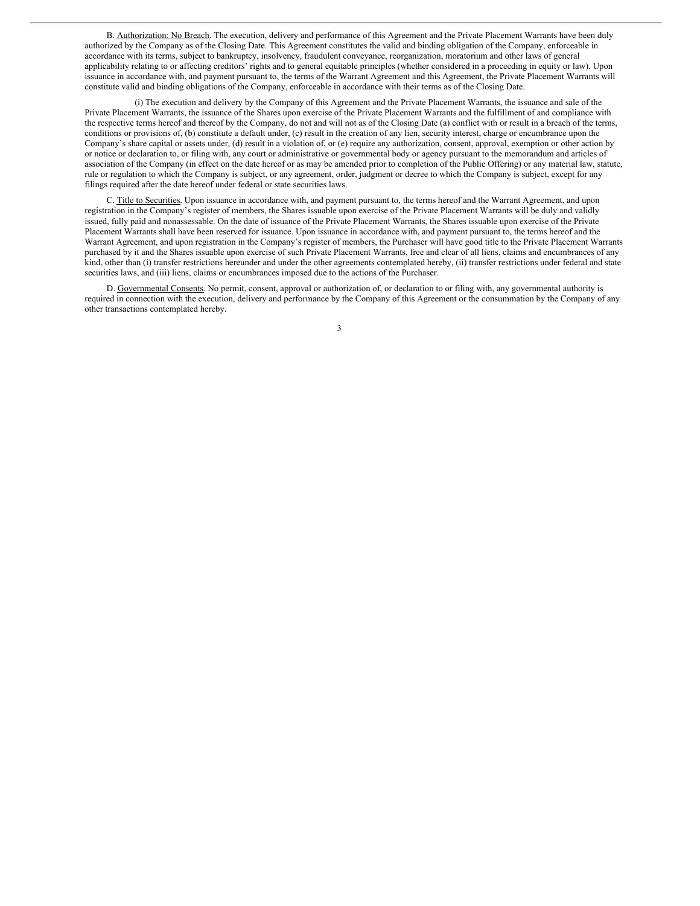B. Authorization: No Breach. The execution, delivery and performance of this Agreement and the Private Placement Warrants have been duly authorized by the Company as of the Closing Date. This Agreement constitutes the valid and binding obligation of the Company, enforceable in accordance with its terms, subject to bankruptcy, insolvency, fraudulent conveyance, reorganization, moratorium and other laws of general applicability relating to or affecting creditors' rights and to general equitable principles (whether considered in a proceeding in equity or law). Upon issuance in accordance with, and payment pursuant to, the terms of the Warrant Agreement and this Agreement, the Private Placement Warrants will constitute valid and binding obligations of the Company, enforceable in accordance with their terms as of the Closing Date.

(i) The execution and delivery by the Company of this Agreement and the Private Placement Warrants, the issuance and sale of the Private Placement Warrants, the issuance of the Shares upon exercise of the Private Placement Warrants and the fulfillment of and compliance with the respective terms hereof and thereof by the Company, do not and will not as of the Closing Date (a) conflict with or result in a breach of the terms, conditions or provisions of, (b) constitute a default under, (c) result in the creation of any lien, security interest, charge or encumbrance upon the Company's share capital or assets under, (d) result in a violation of, or (e) require any authorization, consent, approval, exemption or other action by or notice or declaration to, or filing with, any court or administrative or governmental body or agency pursuant to the memorandum and articles of association of the Company (in effect on the date hereof or as may be amended prior to completion of the Public Offering) or any material law, statute, rule or regulation to which the Company is subject, or any agreement, order, judgment or decree to which the Company is subject, except for any filings required after the date hereof under federal or state securities laws.

C. Title to Securities. Upon issuance in accordance with, and payment pursuant to, the terms hereof and the Warrant Agreement, and upon registration in the Company's register of members, the Shares issuable upon exercise of the Private Placement Warrants will be duly and validly issued, fully paid and nonassessable. On the date of issuance of the Private Placement Warrants, the Shares issuable upon exercise of the Private Placement Warrants shall have been reserved for issuance. Upon issuance in accordance with, and payment pursuant to, the terms hereof and the Warrant Agreement, and upon registration in the Company's register of members, the Purchaser will have good title to the Private Placement Warrants purchased by it and the Shares issuable upon exercise of such Private Placement Warrants, free and clear of all liens, claims and encumbrances of any kind, other than (i) transfer restrictions hereunder and under the other agreements contemplated hereby, (ii) transfer restrictions under federal and state securities laws, and (iii) liens, claims or encumbrances imposed due to the actions of the Purchaser.

D. Governmental Consents. No permit, consent, approval or authorization of, or declaration to or filing with, any governmental authority is required in connection with the execution, delivery and performance by the Company of this Agreement or the consummation by the Company of any other transactions contemplated hereby.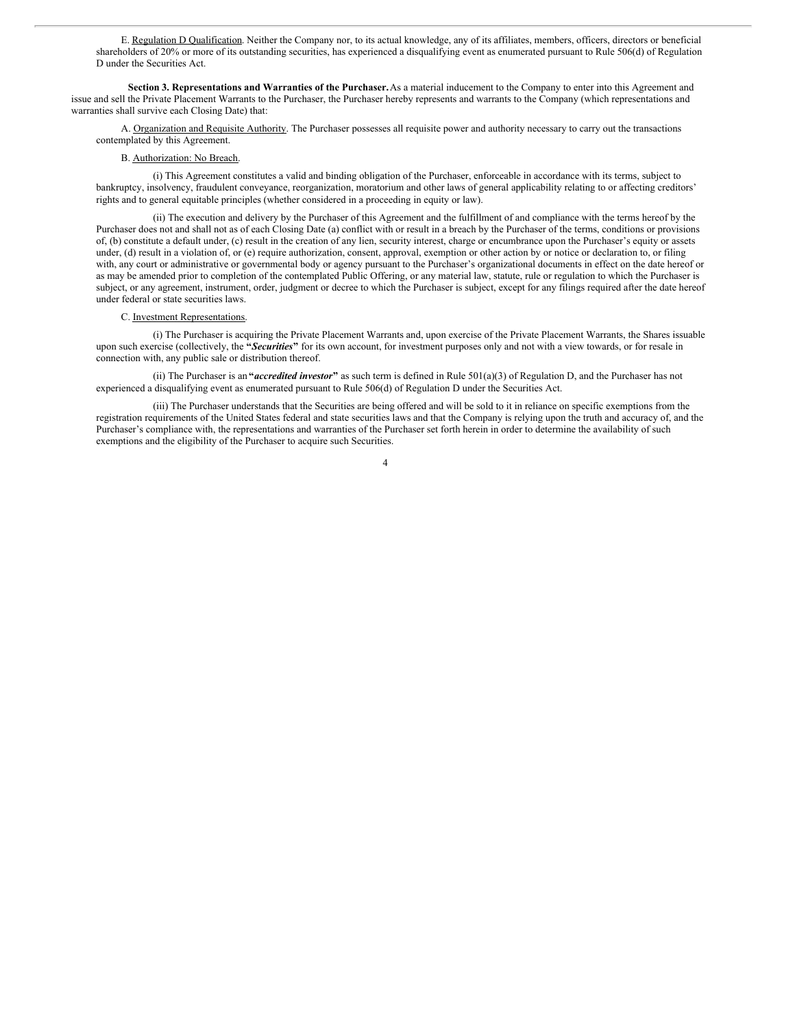E. Regulation D Qualification. Neither the Company nor, to its actual knowledge, any of its affiliates, members, officers, directors or beneficial shareholders of 20% or more of its outstanding securities, has experienced a disqualifying event as enumerated pursuant to Rule 506(d) of Regulation D under the Securities Act.

**Section 3. Representations and Warranties of the Purchaser.** As a material inducement to the Company to enter into this Agreement and issue and sell the Private Placement Warrants to the Purchaser, the Purchaser hereby represents and warrants to the Company (which representations and warranties shall survive each Closing Date) that:

A. Organization and Requisite Authority. The Purchaser possesses all requisite power and authority necessary to carry out the transactions contemplated by this Agreement.

B. Authorization: No Breach.

(i) This Agreement constitutes a valid and binding obligation of the Purchaser, enforceable in accordance with its terms, subject to bankruptcy, insolvency, fraudulent conveyance, reorganization, moratorium and other laws of general applicability relating to or affecting creditors' rights and to general equitable principles (whether considered in a proceeding in equity or law).

(ii) The execution and delivery by the Purchaser of this Agreement and the fulfillment of and compliance with the terms hereof by the Purchaser does not and shall not as of each Closing Date (a) conflict with or result in a breach by the Purchaser of the terms, conditions or provisions of, (b) constitute a default under, (c) result in the creation of any lien, security interest, charge or encumbrance upon the Purchaser's equity or assets under, (d) result in a violation of, or (e) require authorization, consent, approval, exemption or other action by or notice or declaration to, or filing with, any court or administrative or governmental body or agency pursuant to the Purchaser's organizational documents in effect on the date hereof or as may be amended prior to completion of the contemplated Public Offering, or any material law, statute, rule or regulation to which the Purchaser is subject, or any agreement, instrument, order, judgment or decree to which the Purchaser is subject, except for any filings required after the date hereof under federal or state securities laws.

C. Investment Representations.

(i) The Purchaser is acquiring the Private Placement Warrants and, upon exercise of the Private Placement Warrants, the Shares issuable upon such exercise (collectively, the **"*Securities*"**) for its own account, for investment purposes only and not with a view towards, or for resale in connection with, any public sale or distribution thereof.

(ii) The Purchaser is an **"*accredited investor*"** as such term is defined in Rule 501(a)(3) of Regulation D, and the Purchaser has not experienced a disqualifying event as enumerated pursuant to Rule 506(d) of Regulation D under the Securities Act.

(iii) The Purchaser understands that the Securities are being offered and will be sold to it in reliance on specific exemptions from the registration requirements of the United States federal and state securities laws and that the Company is relying upon the truth and accuracy of, and the Purchaser's compliance with, the representations and warranties of the Purchaser set forth herein in order to determine the availability of such exemptions and the eligibility of the Purchaser to acquire such Securities.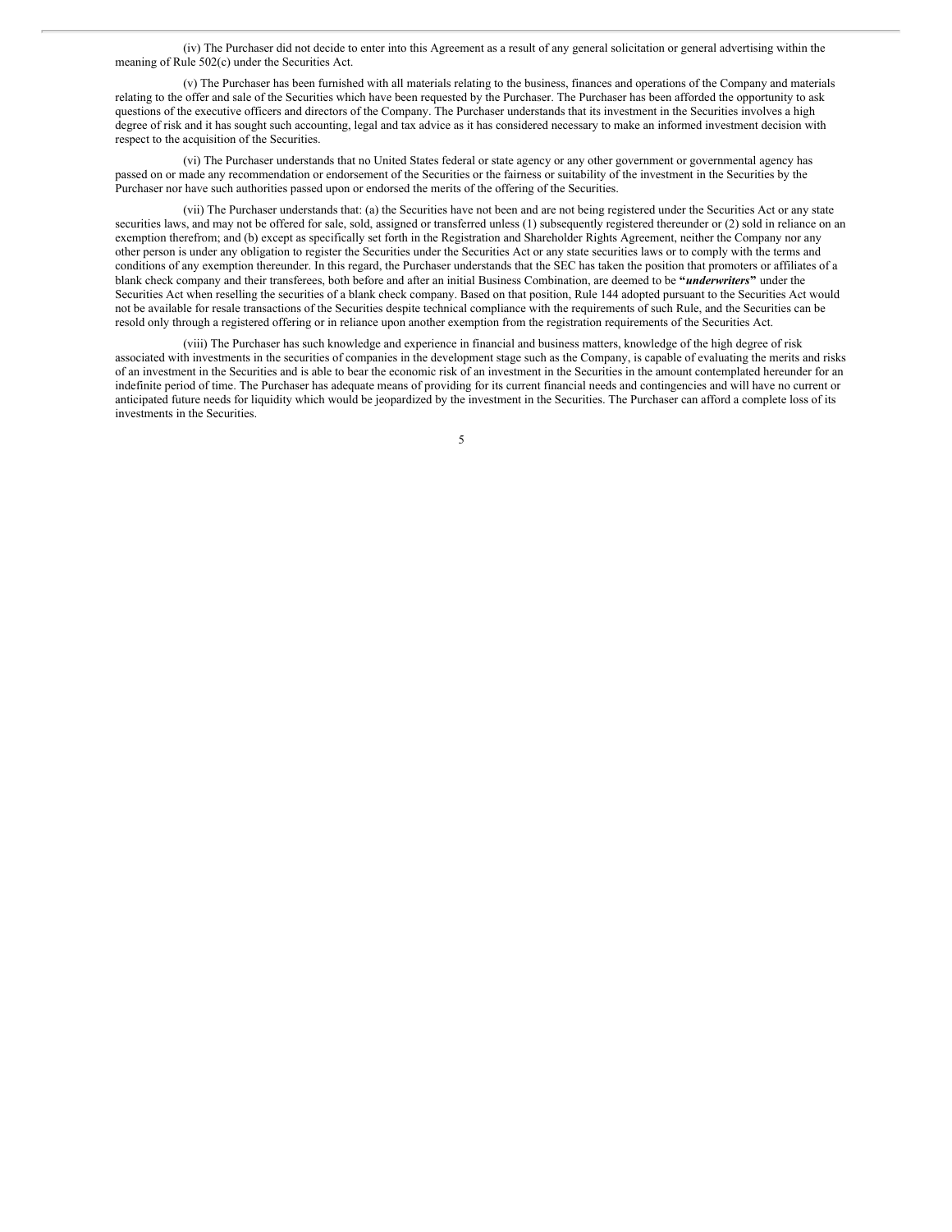(iv) The Purchaser did not decide to enter into this Agreement as a result of any general solicitation or general advertising within the meaning of Rule 502(c) under the Securities Act.

(v) The Purchaser has been furnished with all materials relating to the business, finances and operations of the Company and materials relating to the offer and sale of the Securities which have been requested by the Purchaser. The Purchaser has been afforded the opportunity to ask questions of the executive officers and directors of the Company. The Purchaser understands that its investment in the Securities involves a high degree of risk and it has sought such accounting, legal and tax advice as it has considered necessary to make an informed investment decision with respect to the acquisition of the Securities.

(vi) The Purchaser understands that no United States federal or state agency or any other government or governmental agency has passed on or made any recommendation or endorsement of the Securities or the fairness or suitability of the investment in the Securities by the Purchaser nor have such authorities passed upon or endorsed the merits of the offering of the Securities.

(vii) The Purchaser understands that: (a) the Securities have not been and are not being registered under the Securities Act or any state securities laws, and may not be offered for sale, sold, assigned or transferred unless (1) subsequently registered thereunder or (2) sold in reliance on an exemption therefrom; and (b) except as specifically set forth in the Registration and Shareholder Rights Agreement, neither the Company nor any other person is under any obligation to register the Securities under the Securities Act or any state securities laws or to comply with the terms and conditions of any exemption thereunder. In this regard, the Purchaser understands that the SEC has taken the position that promoters or affiliates of a blank check company and their transferees, both before and after an initial Business Combination, are deemed to be **"*underwriters*"** under the Securities Act when reselling the securities of a blank check company. Based on that position, Rule 144 adopted pursuant to the Securities Act would not be available for resale transactions of the Securities despite technical compliance with the requirements of such Rule, and the Securities can be resold only through a registered offering or in reliance upon another exemption from the registration requirements of the Securities Act.

(viii) The Purchaser has such knowledge and experience in financial and business matters, knowledge of the high degree of risk associated with investments in the securities of companies in the development stage such as the Company, is capable of evaluating the merits and risks of an investment in the Securities and is able to bear the economic risk of an investment in the Securities in the amount contemplated hereunder for an indefinite period of time. The Purchaser has adequate means of providing for its current financial needs and contingencies and will have no current or anticipated future needs for liquidity which would be jeopardized by the investment in the Securities. The Purchaser can afford a complete loss of its investments in the Securities.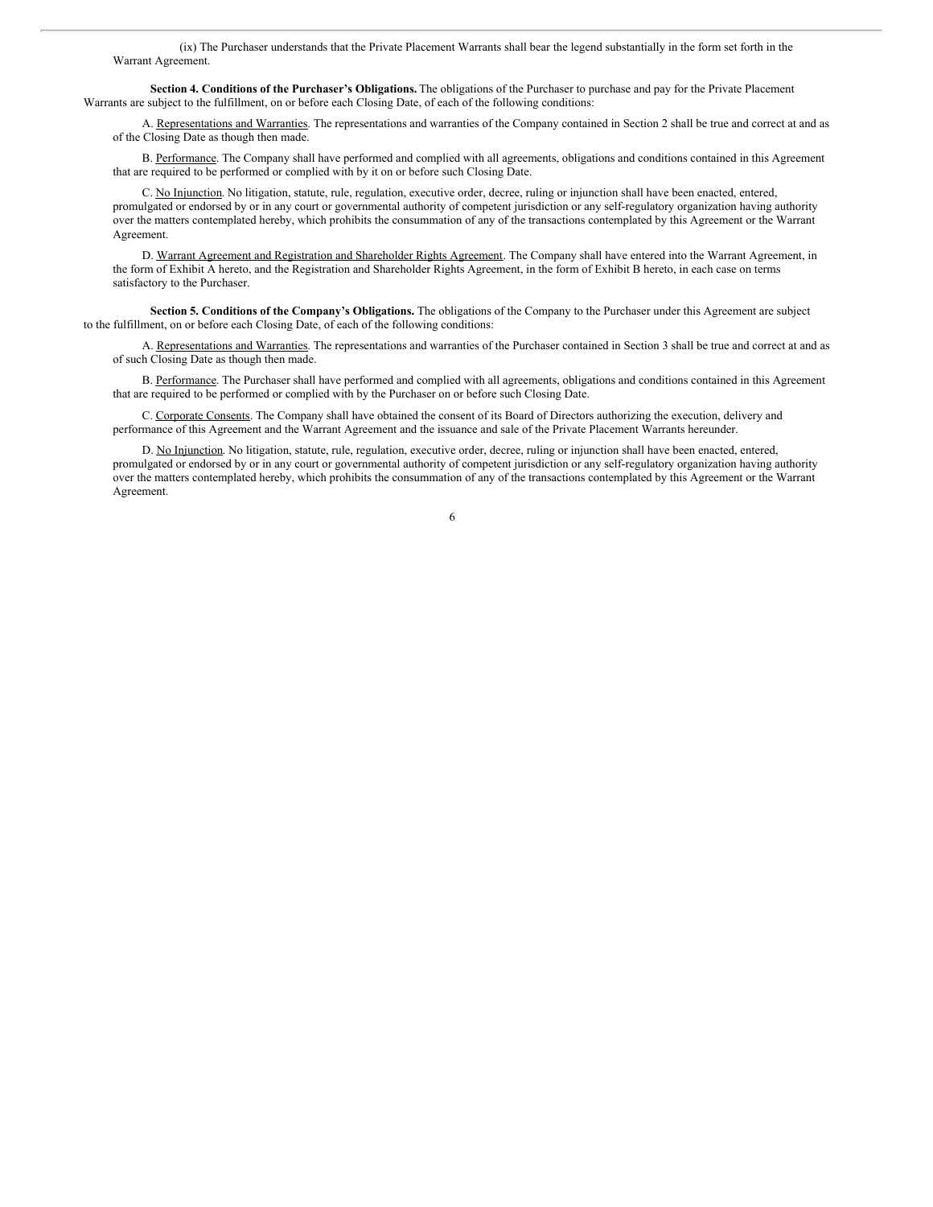(ix) The Purchaser understands that the Private Placement Warrants shall bear the legend substantially in the form set forth in the Warrant Agreement.

**Section 4. Conditions of the Purchaser's Obligations.** The obligations of the Purchaser to purchase and pay for the Private Placement Warrants are subject to the fulfillment, on or before each Closing Date, of each of the following conditions:

A. Representations and Warranties. The representations and warranties of the Company contained in Section 2 shall be true and correct at and as of the Closing Date as though then made.

B. Performance. The Company shall have performed and complied with all agreements, obligations and conditions contained in this Agreement that are required to be performed or complied with by it on or before such Closing Date.

C. No Injunction. No litigation, statute, rule, regulation, executive order, decree, ruling or injunction shall have been enacted, entered, promulgated or endorsed by or in any court or governmental authority of competent jurisdiction or any self-regulatory organization having authority over the matters contemplated hereby, which prohibits the consummation of any of the transactions contemplated by this Agreement or the Warrant Agreement.

D. Warrant Agreement and Registration and Shareholder Rights Agreement. The Company shall have entered into the Warrant Agreement, in the form of Exhibit A hereto, and the Registration and Shareholder Rights Agreement, in the form of Exhibit B hereto, in each case on terms satisfactory to the Purchaser.

**Section 5. Conditions of the Company's Obligations.** The obligations of the Company to the Purchaser under this Agreement are subject to the fulfillment, on or before each Closing Date, of each of the following conditions:

A. Representations and Warranties. The representations and warranties of the Purchaser contained in Section 3 shall be true and correct at and as of such Closing Date as though then made.

B. Performance. The Purchaser shall have performed and complied with all agreements, obligations and conditions contained in this Agreement that are required to be performed or complied with by the Purchaser on or before such Closing Date.

C. Corporate Consents. The Company shall have obtained the consent of its Board of Directors authorizing the execution, delivery and performance of this Agreement and the Warrant Agreement and the issuance and sale of the Private Placement Warrants hereunder.

D. No Injunction. No litigation, statute, rule, regulation, executive order, decree, ruling or injunction shall have been enacted, entered, promulgated or endorsed by or in any court or governmental authority of competent jurisdiction or any self-regulatory organization having authority over the matters contemplated hereby, which prohibits the consummation of any of the transactions contemplated by this Agreement or the Warrant Agreement.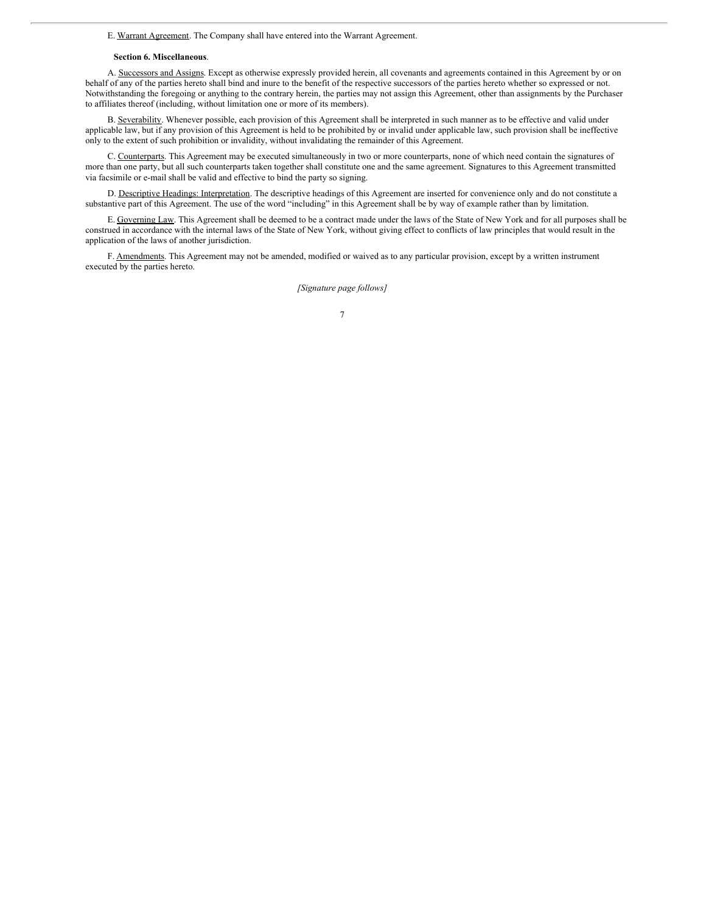E. Warrant Agreement. The Company shall have entered into the Warrant Agreement.

**Section 6. Miscellaneous**.

A. Successors and Assigns. Except as otherwise expressly provided herein, all covenants and agreements contained in this Agreement by or on behalf of any of the parties hereto shall bind and inure to the benefit of the respective successors of the parties hereto whether so expressed or not. Notwithstanding the foregoing or anything to the contrary herein, the parties may not assign this Agreement, other than assignments by the Purchaser to affiliates thereof (including, without limitation one or more of its members).

B. Severability. Whenever possible, each provision of this Agreement shall be interpreted in such manner as to be effective and valid under applicable law, but if any provision of this Agreement is held to be prohibited by or invalid under applicable law, such provision shall be ineffective only to the extent of such prohibition or invalidity, without invalidating the remainder of this Agreement.

C. Counterparts. This Agreement may be executed simultaneously in two or more counterparts, none of which need contain the signatures of more than one party, but all such counterparts taken together shall constitute one and the same agreement. Signatures to this Agreement transmitted via facsimile or e-mail shall be valid and effective to bind the party so signing.

D. Descriptive Headings: Interpretation. The descriptive headings of this Agreement are inserted for convenience only and do not constitute a substantive part of this Agreement. The use of the word "including" in this Agreement shall be by way of example rather than by limitation.

E. Governing Law. This Agreement shall be deemed to be a contract made under the laws of the State of New York and for all purposes shall be construed in accordance with the internal laws of the State of New York, without giving effect to conflicts of law principles that would result in the application of the laws of another jurisdiction.

F. Amendments. This Agreement may not be amended, modified or waived as to any particular provision, except by a written instrument executed by the parties hereto.

*[Signature page follows]*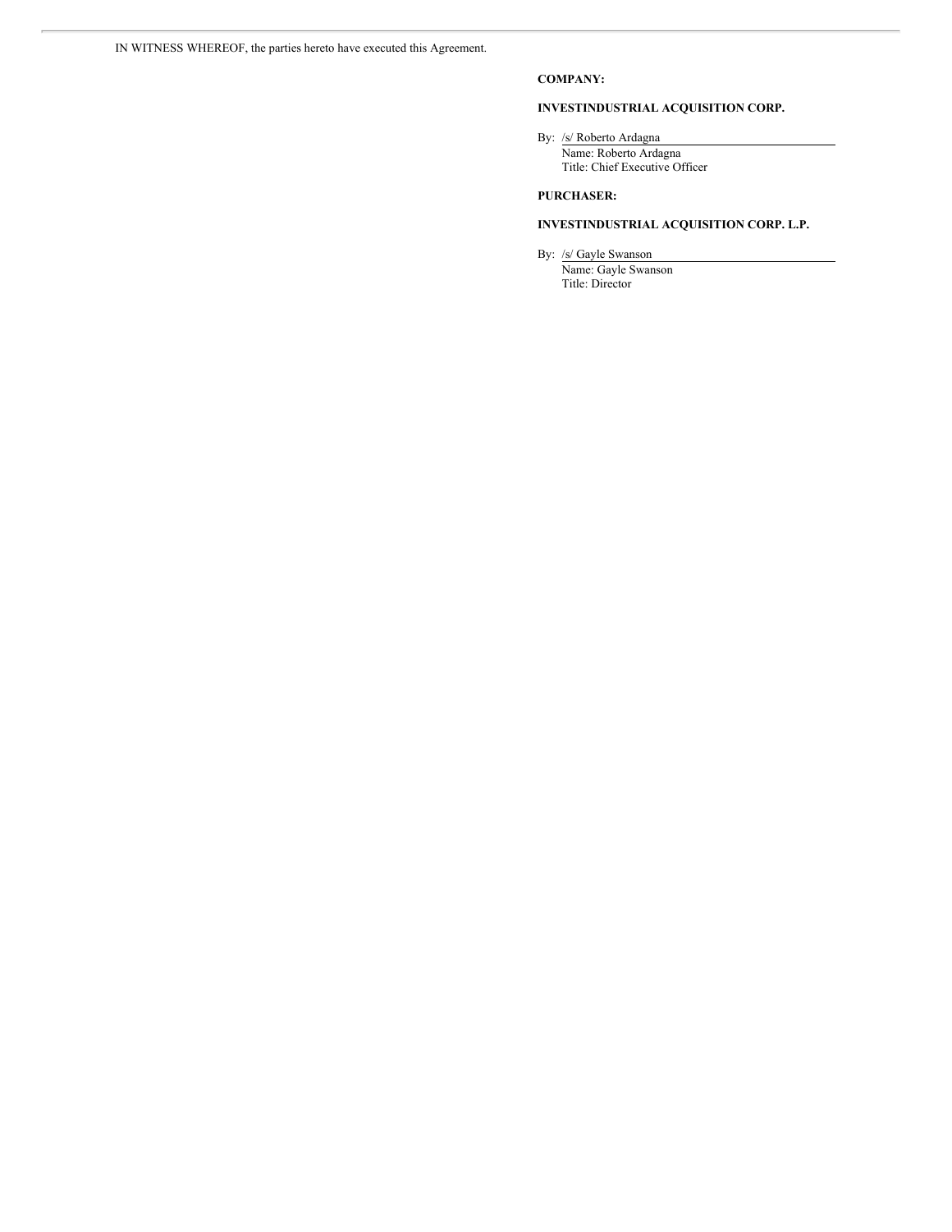IN WITNESS WHEREOF, the parties hereto have executed this Agreement.

**COMPANY:**

**INVESTINDUSTRIAL ACQUISITION CORP.**

By: /s/ Roberto Ardagna
Name: Roberto Ardagna
Title: Chief Executive Officer

**PURCHASER:**

**INVESTINDUSTRIAL ACQUISITION CORP. L.P.**

By: /s/ Gayle Swanson
Name: Gayle Swanson
Title: Director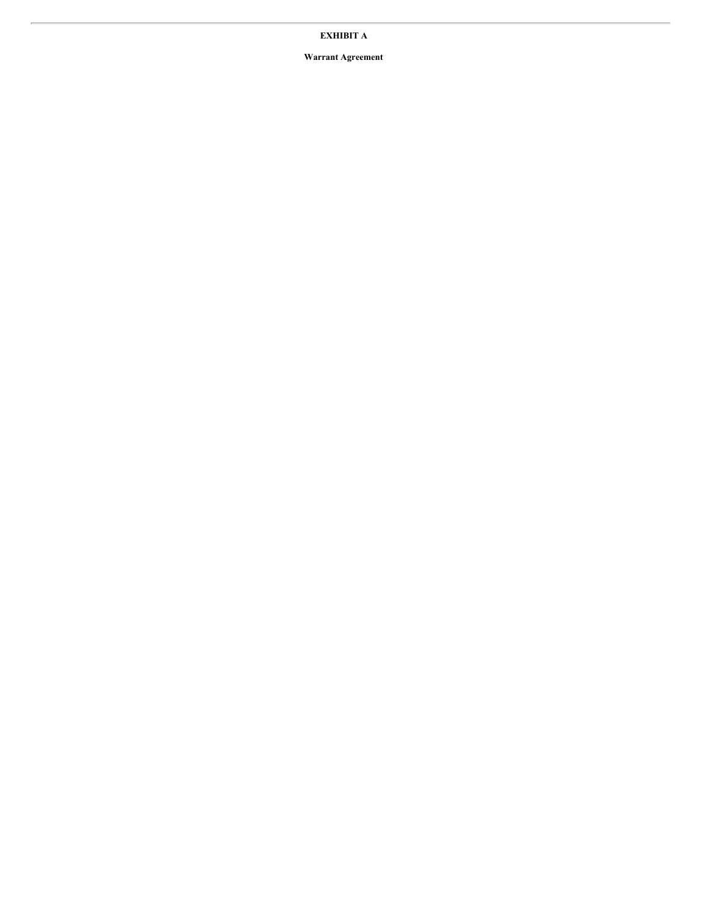**EXHIBIT A**

**Warrant Agreement**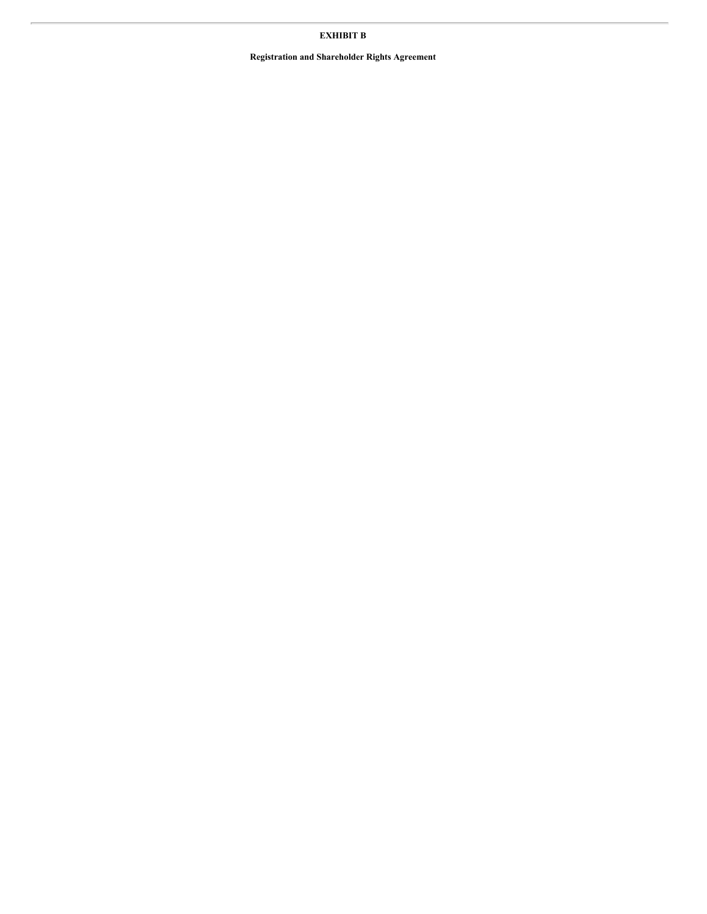**EXHIBIT B**

**Registration and Shareholder Rights Agreement**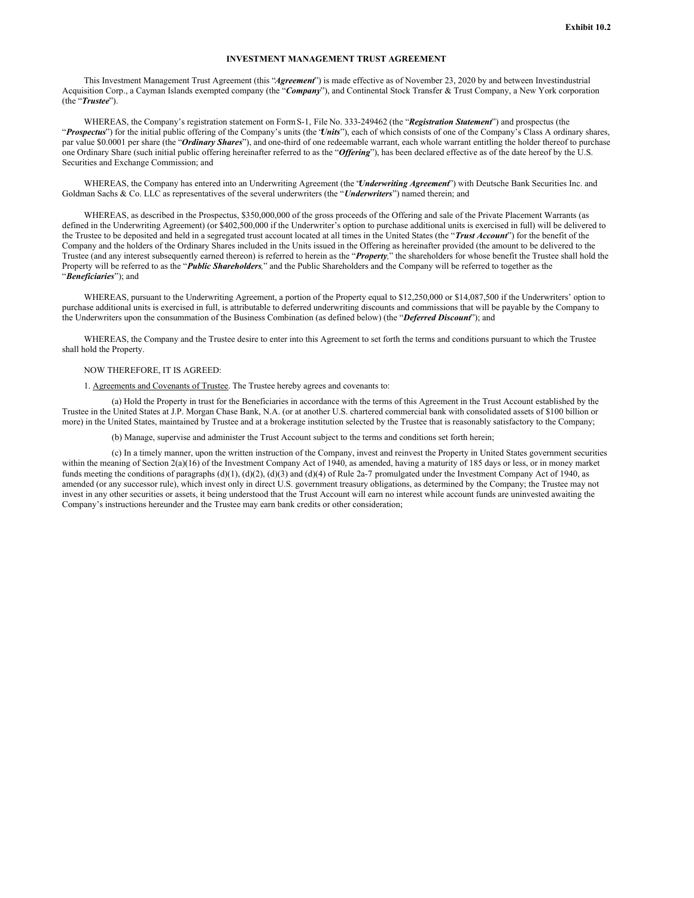**Exhibit 10.2**

# INVESTMENT MANAGEMENT TRUST AGREEMENT

This Investment Management Trust Agreement (this "***Agreement***") is made effective as of November 23, 2020 by and between Investindustrial Acquisition Corp., a Cayman Islands exempted company (the "***Company***"), and Continental Stock Transfer & Trust Company, a New York corporation (the "***Trustee***").

WHEREAS, the Company's registration statement on Form S-1, File No. 333-249462 (the "***Registration Statement***") and prospectus (the "***Prospectus***") for the initial public offering of the Company's units (the "***Units***"), each of which consists of one of the Company's Class A ordinary shares, par value $0.0001 per share (the "***Ordinary Shares***"), and one-third of one redeemable warrant, each whole warrant entitling the holder thereof to purchase one Ordinary Share (such initial public offering hereinafter referred to as the "***Offering***"), has been declared effective as of the date hereof by the U.S. Securities and Exchange Commission; and

WHEREAS, the Company has entered into an Underwriting Agreement (the "***Underwriting Agreement***") with Deutsche Bank Securities Inc. and Goldman Sachs & Co. LLC as representatives of the several underwriters (the "***Underwriters***") named therein; and

WHEREAS, as described in the Prospectus, $350,000,000 of the gross proceeds of the Offering and sale of the Private Placement Warrants (as defined in the Underwriting Agreement) (or $402,500,000 if the Underwriter's option to purchase additional units is exercised in full) will be delivered to the Trustee to be deposited and held in a segregated trust account located at all times in the United States (the "***Trust Account***") for the benefit of the Company and the holders of the Ordinary Shares included in the Units issued in the Offering as hereinafter provided (the amount to be delivered to the Trustee (and any interest subsequently earned thereon) is referred to herein as the "***Property***," the shareholders for whose benefit the Trustee shall hold the Property will be referred to as the "***Public Shareholders***," and the Public Shareholders and the Company will be referred to together as the "***Beneficiaries***"); and

WHEREAS, pursuant to the Underwriting Agreement, a portion of the Property equal to $12,250,000 or $14,087,500 if the Underwriters' option to purchase additional units is exercised in full, is attributable to deferred underwriting discounts and commissions that will be payable by the Company to the Underwriters upon the consummation of the Business Combination (as defined below) (the "***Deferred Discount***"); and

WHEREAS, the Company and the Trustee desire to enter into this Agreement to set forth the terms and conditions pursuant to which the Trustee shall hold the Property.

NOW THEREFORE, IT IS AGREED:

1. Agreements and Covenants of Trustee. The Trustee hereby agrees and covenants to:

(a) Hold the Property in trust for the Beneficiaries in accordance with the terms of this Agreement in the Trust Account established by the Trustee in the United States at J.P. Morgan Chase Bank, N.A. (or at another U.S. chartered commercial bank with consolidated assets of $100 billion or more) in the United States, maintained by Trustee and at a brokerage institution selected by the Trustee that is reasonably satisfactory to the Company;

(b) Manage, supervise and administer the Trust Account subject to the terms and conditions set forth herein;

(c) In a timely manner, upon the written instruction of the Company, invest and reinvest the Property in United States government securities within the meaning of Section 2(a)(16) of the Investment Company Act of 1940, as amended, having a maturity of 185 days or less, or in money market funds meeting the conditions of paragraphs (d)(1), (d)(2), (d)(3) and (d)(4) of Rule 2a-7 promulgated under the Investment Company Act of 1940, as amended (or any successor rule), which invest only in direct U.S. government treasury obligations, as determined by the Company; the Trustee may not invest in any other securities or assets, it being understood that the Trust Account will earn no interest while account funds are uninvested awaiting the Company's instructions hereunder and the Trustee may earn bank credits or other consideration;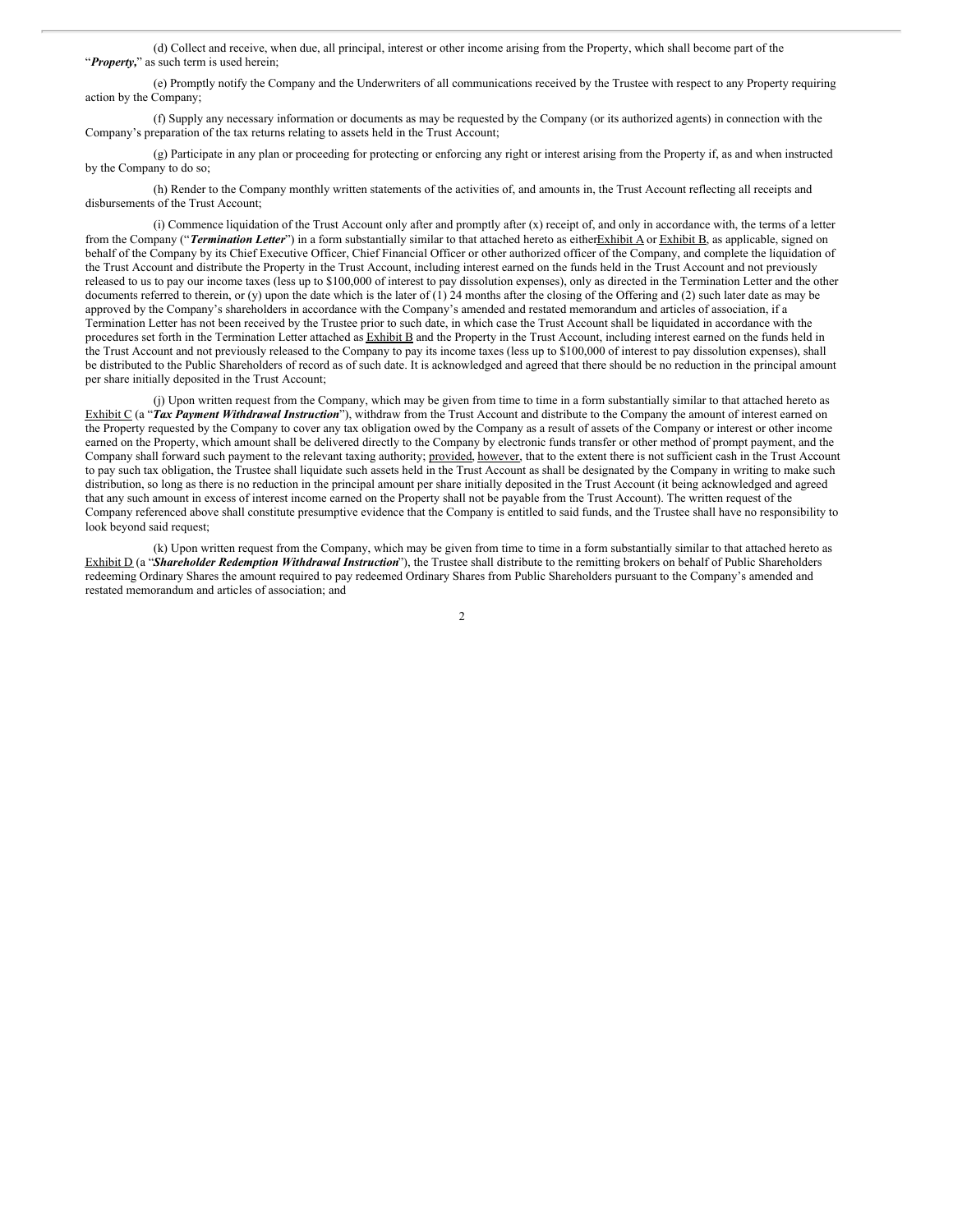(d) Collect and receive, when due, all principal, interest or other income arising from the Property, which shall become part of the "***Property,***" as such term is used herein;

(e) Promptly notify the Company and the Underwriters of all communications received by the Trustee with respect to any Property requiring action by the Company;

(f) Supply any necessary information or documents as may be requested by the Company (or its authorized agents) in connection with the Company's preparation of the tax returns relating to assets held in the Trust Account;

(g) Participate in any plan or proceeding for protecting or enforcing any right or interest arising from the Property if, as and when instructed by the Company to do so;

(h) Render to the Company monthly written statements of the activities of, and amounts in, the Trust Account reflecting all receipts and disbursements of the Trust Account;

(i) Commence liquidation of the Trust Account only after and promptly after (x) receipt of, and only in accordance with, the terms of a letter from the Company ("***Termination Letter***") in a form substantially similar to that attached hereto as eitherExhibit A or Exhibit B, as applicable, signed on behalf of the Company by its Chief Executive Officer, Chief Financial Officer or other authorized officer of the Company, and complete the liquidation of the Trust Account and distribute the Property in the Trust Account, including interest earned on the funds held in the Trust Account and not previously released to us to pay our income taxes (less up to $100,000 of interest to pay dissolution expenses), only as directed in the Termination Letter and the other documents referred to therein, or (y) upon the date which is the later of (1) 24 months after the closing of the Offering and (2) such later date as may be approved by the Company's shareholders in accordance with the Company's amended and restated memorandum and articles of association, if a Termination Letter has not been received by the Trustee prior to such date, in which case the Trust Account shall be liquidated in accordance with the procedures set forth in the Termination Letter attached as Exhibit B and the Property in the Trust Account, including interest earned on the funds held in the Trust Account and not previously released to the Company to pay its income taxes (less up to $100,000 of interest to pay dissolution expenses), shall be distributed to the Public Shareholders of record as of such date. It is acknowledged and agreed that there should be no reduction in the principal amount per share initially deposited in the Trust Account;

(j) Upon written request from the Company, which may be given from time to time in a form substantially similar to that attached hereto as Exhibit C (a "***Tax Payment Withdrawal Instruction***"), withdraw from the Trust Account and distribute to the Company the amount of interest earned on the Property requested by the Company to cover any tax obligation owed by the Company as a result of assets of the Company or interest or other income earned on the Property, which amount shall be delivered directly to the Company by electronic funds transfer or other method of prompt payment, and the Company shall forward such payment to the relevant taxing authority; provided, however, that to the extent there is not sufficient cash in the Trust Account to pay such tax obligation, the Trustee shall liquidate such assets held in the Trust Account as shall be designated by the Company in writing to make such distribution, so long as there is no reduction in the principal amount per share initially deposited in the Trust Account (it being acknowledged and agreed that any such amount in excess of interest income earned on the Property shall not be payable from the Trust Account). The written request of the Company referenced above shall constitute presumptive evidence that the Company is entitled to said funds, and the Trustee shall have no responsibility to look beyond said request;

(k) Upon written request from the Company, which may be given from time to time in a form substantially similar to that attached hereto as Exhibit D (a "***Shareholder Redemption Withdrawal Instruction***"), the Trustee shall distribute to the remitting brokers on behalf of Public Shareholders redeeming Ordinary Shares the amount required to pay redeemed Ordinary Shares from Public Shareholders pursuant to the Company's amended and restated memorandum and articles of association; and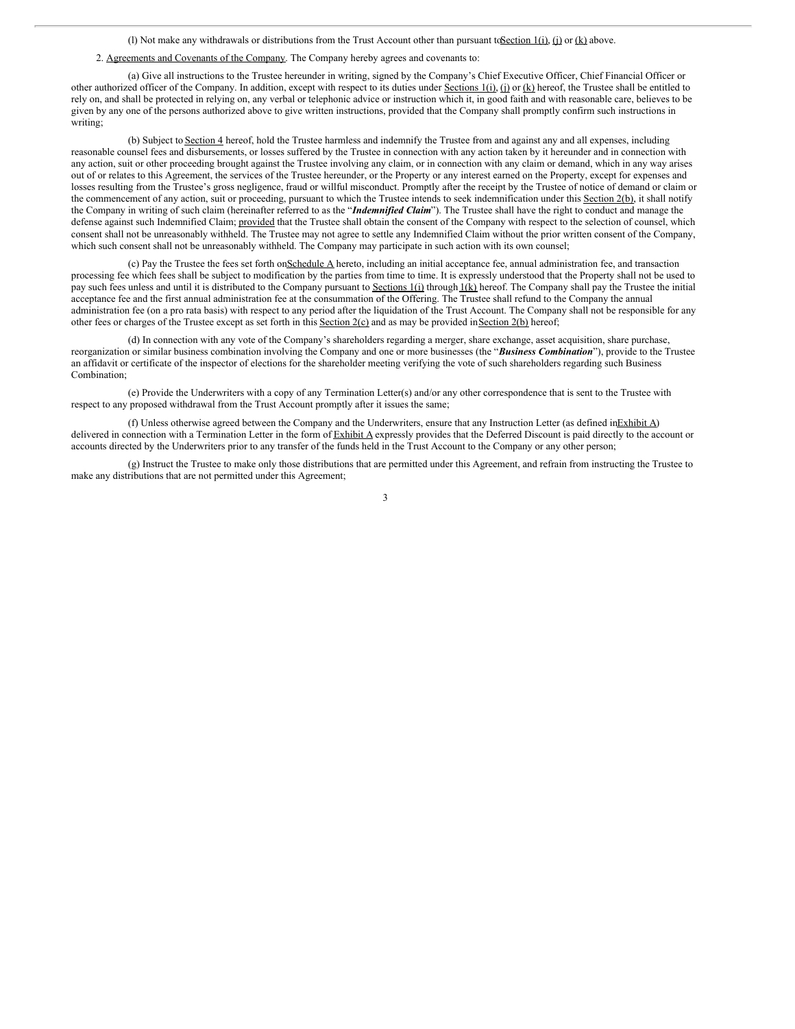(l) Not make any withdrawals or distributions from the Trust Account other than pursuant to Section 1(i), (j) or (k) above.

2. Agreements and Covenants of the Company. The Company hereby agrees and covenants to:

(a) Give all instructions to the Trustee hereunder in writing, signed by the Company's Chief Executive Officer, Chief Financial Officer or other authorized officer of the Company. In addition, except with respect to its duties under Sections 1(i), (j) or (k) hereof, the Trustee shall be entitled to rely on, and shall be protected in relying on, any verbal or telephonic advice or instruction which it, in good faith and with reasonable care, believes to be given by any one of the persons authorized above to give written instructions, provided that the Company shall promptly confirm such instructions in writing;

(b) Subject to Section 4 hereof, hold the Trustee harmless and indemnify the Trustee from and against any and all expenses, including reasonable counsel fees and disbursements, or losses suffered by the Trustee in connection with any action taken by it hereunder and in connection with any action, suit or other proceeding brought against the Trustee involving any claim, or in connection with any claim or demand, which in any way arises out of or relates to this Agreement, the services of the Trustee hereunder, or the Property or any interest earned on the Property, except for expenses and losses resulting from the Trustee's gross negligence, fraud or willful misconduct. Promptly after the receipt by the Trustee of notice of demand or claim or the commencement of any action, suit or proceeding, pursuant to which the Trustee intends to seek indemnification under this Section 2(b), it shall notify the Company in writing of such claim (hereinafter referred to as the "***Indemnified Claim***"). The Trustee shall have the right to conduct and manage the defense against such Indemnified Claim; provided that the Trustee shall obtain the consent of the Company with respect to the selection of counsel, which consent shall not be unreasonably withheld. The Trustee may not agree to settle any Indemnified Claim without the prior written consent of the Company, which such consent shall not be unreasonably withheld. The Company may participate in such action with its own counsel;

(c) Pay the Trustee the fees set forth on Schedule A hereto, including an initial acceptance fee, annual administration fee, and transaction processing fee which fees shall be subject to modification by the parties from time to time. It is expressly understood that the Property shall not be used to pay such fees unless and until it is distributed to the Company pursuant to Sections 1(i) through 1(k) hereof. The Company shall pay the Trustee the initial acceptance fee and the first annual administration fee at the consummation of the Offering. The Trustee shall refund to the Company the annual administration fee (on a pro rata basis) with respect to any period after the liquidation of the Trust Account. The Company shall not be responsible for any other fees or charges of the Trustee except as set forth in this Section 2(c) and as may be provided in Section 2(b) hereof;

(d) In connection with any vote of the Company's shareholders regarding a merger, share exchange, asset acquisition, share purchase, reorganization or similar business combination involving the Company and one or more businesses (the "***Business Combination***"), provide to the Trustee an affidavit or certificate of the inspector of elections for the shareholder meeting verifying the vote of such shareholders regarding such Business Combination;

(e) Provide the Underwriters with a copy of any Termination Letter(s) and/or any other correspondence that is sent to the Trustee with respect to any proposed withdrawal from the Trust Account promptly after it issues the same;

(f) Unless otherwise agreed between the Company and the Underwriters, ensure that any Instruction Letter (as defined in Exhibit A) delivered in connection with a Termination Letter in the form of Exhibit A expressly provides that the Deferred Discount is paid directly to the account or accounts directed by the Underwriters prior to any transfer of the funds held in the Trust Account to the Company or any other person;

(g) Instruct the Trustee to make only those distributions that are permitted under this Agreement, and refrain from instructing the Trustee to make any distributions that are not permitted under this Agreement;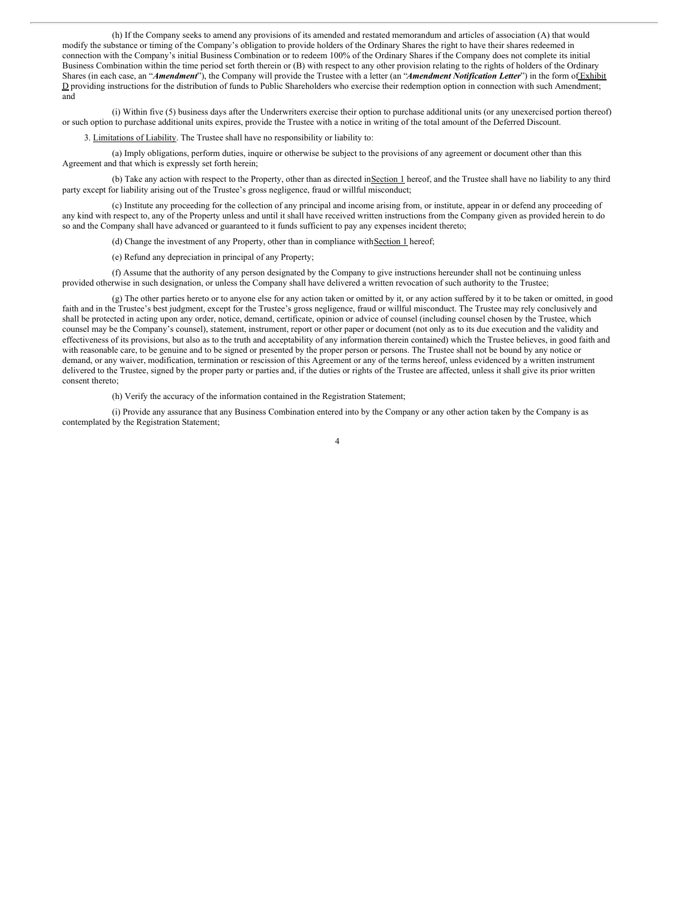(h) If the Company seeks to amend any provisions of its amended and restated memorandum and articles of association (A) that would modify the substance or timing of the Company's obligation to provide holders of the Ordinary Shares the right to have their shares redeemed in connection with the Company's initial Business Combination or to redeem 100% of the Ordinary Shares if the Company does not complete its initial Business Combination within the time period set forth therein or (B) with respect to any other provision relating to the rights of holders of the Ordinary Shares (in each case, an "***Amendment***"), the Company will provide the Trustee with a letter (an "***Amendment Notification Letter***") in the form of Exhibit D providing instructions for the distribution of funds to Public Shareholders who exercise their redemption option in connection with such Amendment; and

(i) Within five (5) business days after the Underwriters exercise their option to purchase additional units (or any unexercised portion thereof) or such option to purchase additional units expires, provide the Trustee with a notice in writing of the total amount of the Deferred Discount.

3. Limitations of Liability. The Trustee shall have no responsibility or liability to:

(a) Imply obligations, perform duties, inquire or otherwise be subject to the provisions of any agreement or document other than this Agreement and that which is expressly set forth herein;

(b) Take any action with respect to the Property, other than as directed in Section 1 hereof, and the Trustee shall have no liability to any third party except for liability arising out of the Trustee's gross negligence, fraud or willful misconduct;

(c) Institute any proceeding for the collection of any principal and income arising from, or institute, appear in or defend any proceeding of any kind with respect to, any of the Property unless and until it shall have received written instructions from the Company given as provided herein to do so and the Company shall have advanced or guaranteed to it funds sufficient to pay any expenses incident thereto;

(d) Change the investment of any Property, other than in compliance with Section 1 hereof;

(e) Refund any depreciation in principal of any Property;

(f) Assume that the authority of any person designated by the Company to give instructions hereunder shall not be continuing unless provided otherwise in such designation, or unless the Company shall have delivered a written revocation of such authority to the Trustee;

(g) The other parties hereto or to anyone else for any action taken or omitted by it, or any action suffered by it to be taken or omitted, in good faith and in the Trustee's best judgment, except for the Trustee's gross negligence, fraud or willful misconduct. The Trustee may rely conclusively and shall be protected in acting upon any order, notice, demand, certificate, opinion or advice of counsel (including counsel chosen by the Trustee, which counsel may be the Company's counsel), statement, instrument, report or other paper or document (not only as to its due execution and the validity and effectiveness of its provisions, but also as to the truth and acceptability of any information therein contained) which the Trustee believes, in good faith and with reasonable care, to be genuine and to be signed or presented by the proper person or persons. The Trustee shall not be bound by any notice or demand, or any waiver, modification, termination or rescission of this Agreement or any of the terms hereof, unless evidenced by a written instrument delivered to the Trustee, signed by the proper party or parties and, if the duties or rights of the Trustee are affected, unless it shall give its prior written consent thereto;

(h) Verify the accuracy of the information contained in the Registration Statement;

(i) Provide any assurance that any Business Combination entered into by the Company or any other action taken by the Company is as contemplated by the Registration Statement;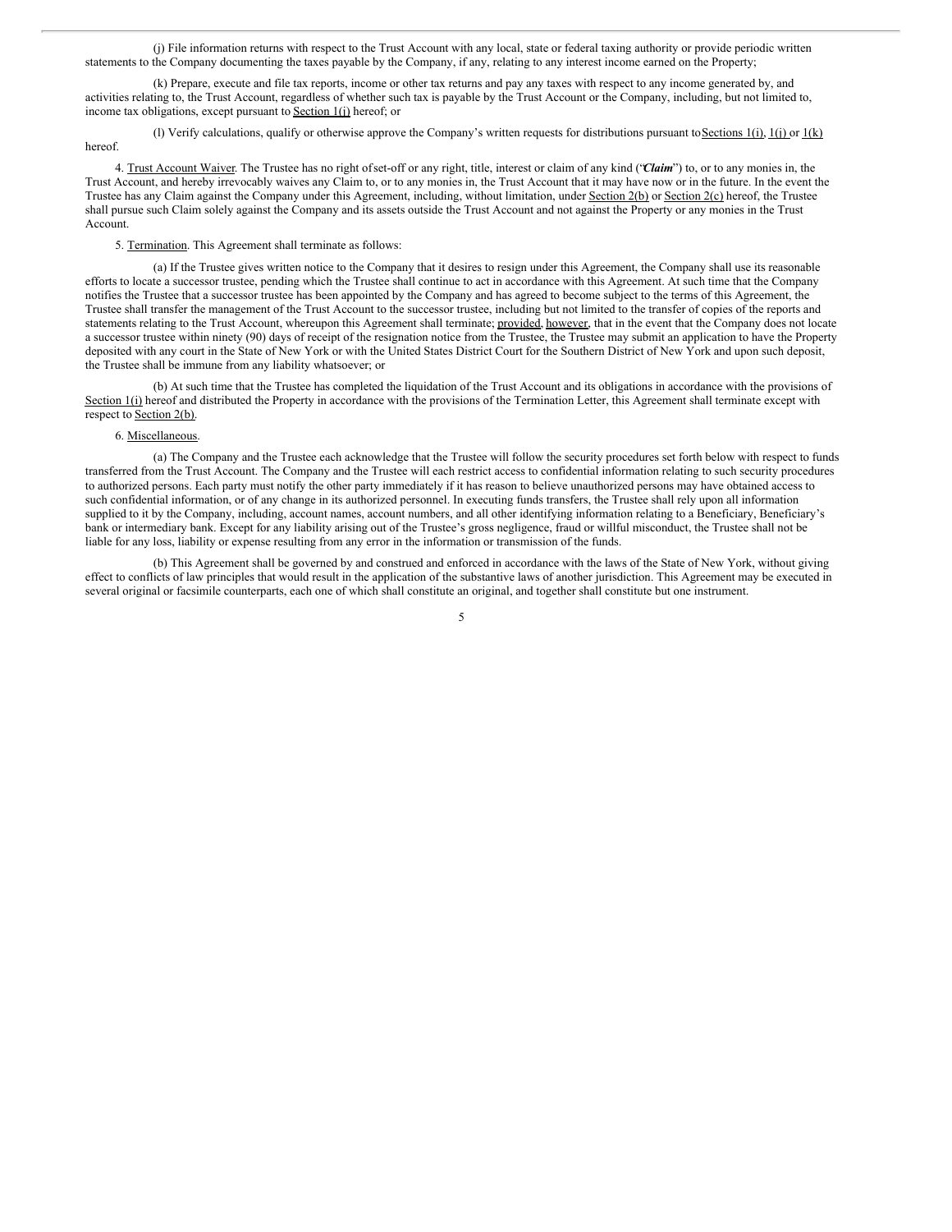(j) File information returns with respect to the Trust Account with any local, state or federal taxing authority or provide periodic written statements to the Company documenting the taxes payable by the Company, if any, relating to any interest income earned on the Property;

(k) Prepare, execute and file tax reports, income or other tax returns and pay any taxes with respect to any income generated by, and activities relating to, the Trust Account, regardless of whether such tax is payable by the Trust Account or the Company, including, but not limited to, income tax obligations, except pursuant to Section 1(j) hereof; or

(l) Verify calculations, qualify or otherwise approve the Company's written requests for distributions pursuant to Sections 1(i), 1(j) or 1(k) hereof.

4. Trust Account Waiver. The Trustee has no right of set-off or any right, title, interest or claim of any kind ("***Claim***") to, or to any monies in, the Trust Account, and hereby irrevocably waives any Claim to, or to any monies in, the Trust Account that it may have now or in the future. In the event the Trustee has any Claim against the Company under this Agreement, including, without limitation, under Section 2(b) or Section 2(c) hereof, the Trustee shall pursue such Claim solely against the Company and its assets outside the Trust Account and not against the Property or any monies in the Trust Account.

5. Termination. This Agreement shall terminate as follows:

(a) If the Trustee gives written notice to the Company that it desires to resign under this Agreement, the Company shall use its reasonable efforts to locate a successor trustee, pending which the Trustee shall continue to act in accordance with this Agreement. At such time that the Company notifies the Trustee that a successor trustee has been appointed by the Company and has agreed to become subject to the terms of this Agreement, the Trustee shall transfer the management of the Trust Account to the successor trustee, including but not limited to the transfer of copies of the reports and statements relating to the Trust Account, whereupon this Agreement shall terminate; provided, however, that in the event that the Company does not locate a successor trustee within ninety (90) days of receipt of the resignation notice from the Trustee, the Trustee may submit an application to have the Property deposited with any court in the State of New York or with the United States District Court for the Southern District of New York and upon such deposit, the Trustee shall be immune from any liability whatsoever; or

(b) At such time that the Trustee has completed the liquidation of the Trust Account and its obligations in accordance with the provisions of Section 1(i) hereof and distributed the Property in accordance with the provisions of the Termination Letter, this Agreement shall terminate except with respect to Section 2(b).

6. Miscellaneous.

(a) The Company and the Trustee each acknowledge that the Trustee will follow the security procedures set forth below with respect to funds transferred from the Trust Account. The Company and the Trustee will each restrict access to confidential information relating to such security procedures to authorized persons. Each party must notify the other party immediately if it has reason to believe unauthorized persons may have obtained access to such confidential information, or of any change in its authorized personnel. In executing funds transfers, the Trustee shall rely upon all information supplied to it by the Company, including, account names, account numbers, and all other identifying information relating to a Beneficiary, Beneficiary's bank or intermediary bank. Except for any liability arising out of the Trustee's gross negligence, fraud or willful misconduct, the Trustee shall not be liable for any loss, liability or expense resulting from any error in the information or transmission of the funds.

(b) This Agreement shall be governed by and construed and enforced in accordance with the laws of the State of New York, without giving effect to conflicts of law principles that would result in the application of the substantive laws of another jurisdiction. This Agreement may be executed in several original or facsimile counterparts, each one of which shall constitute an original, and together shall constitute but one instrument.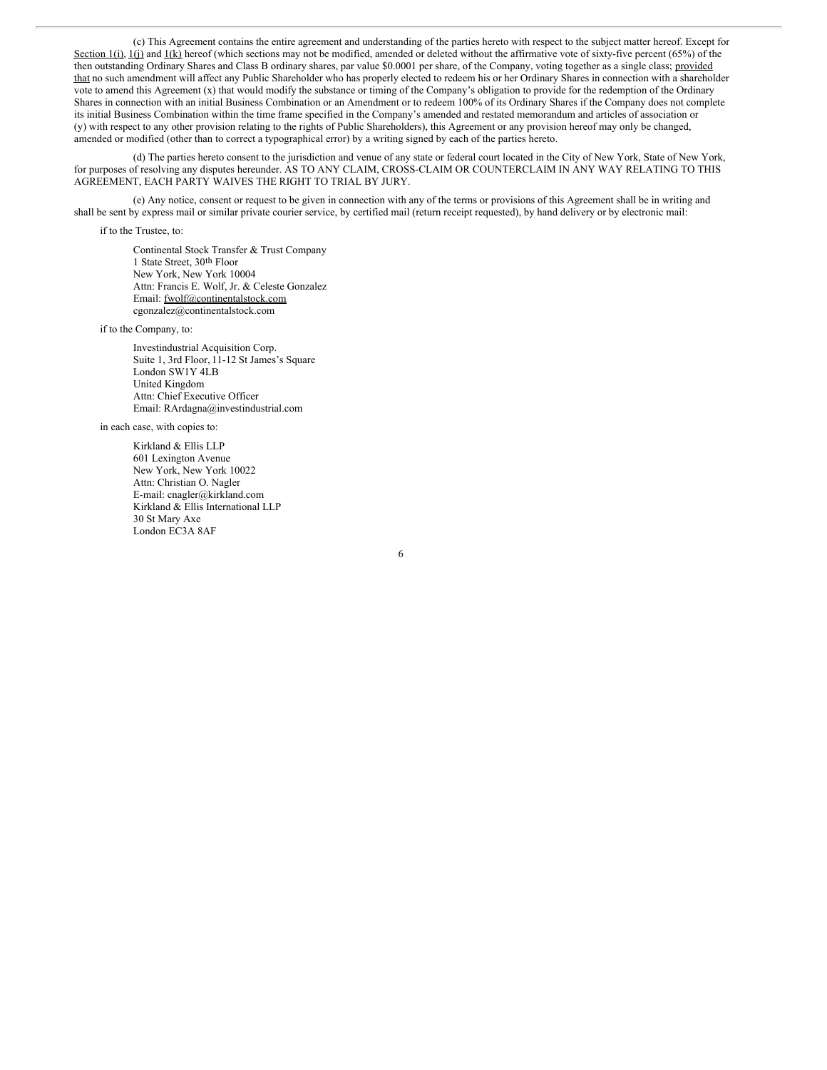(c) This Agreement contains the entire agreement and understanding of the parties hereto with respect to the subject matter hereof. Except for Section 1(i), 1(j) and 1(k) hereof (which sections may not be modified, amended or deleted without the affirmative vote of sixty-five percent (65%) of the then outstanding Ordinary Shares and Class B ordinary shares, par value $0.0001 per share, of the Company, voting together as a single class; provided that no such amendment will affect any Public Shareholder who has properly elected to redeem his or her Ordinary Shares in connection with a shareholder vote to amend this Agreement (x) that would modify the substance or timing of the Company's obligation to provide for the redemption of the Ordinary Shares in connection with an initial Business Combination or an Amendment or to redeem 100% of its Ordinary Shares if the Company does not complete its initial Business Combination within the time frame specified in the Company's amended and restated memorandum and articles of association or (y) with respect to any other provision relating to the rights of Public Shareholders), this Agreement or any provision hereof may only be changed, amended or modified (other than to correct a typographical error) by a writing signed by each of the parties hereto.

(d) The parties hereto consent to the jurisdiction and venue of any state or federal court located in the City of New York, State of New York, for purposes of resolving any disputes hereunder. AS TO ANY CLAIM, CROSS-CLAIM OR COUNTERCLAIM IN ANY WAY RELATING TO THIS AGREEMENT, EACH PARTY WAIVES THE RIGHT TO TRIAL BY JURY.

(e) Any notice, consent or request to be given in connection with any of the terms or provisions of this Agreement shall be in writing and shall be sent by express mail or similar private courier service, by certified mail (return receipt requested), by hand delivery or by electronic mail:

if to the Trustee, to:

Continental Stock Transfer & Trust Company
1 State Street, 30th Floor
New York, New York 10004
Attn: Francis E. Wolf, Jr. & Celeste Gonzalez
Email: fwolf@continentalstock.com
cgonzalez@continentalstock.com

if to the Company, to:

Investindustrial Acquisition Corp.
Suite 1, 3rd Floor, 11-12 St James's Square
London SW1Y 4LB
United Kingdom
Attn: Chief Executive Officer
Email: RArdagna@investindustrial.com

in each case, with copies to:

Kirkland & Ellis LLP
601 Lexington Avenue
New York, New York 10022
Attn: Christian O. Nagler
E-mail: cnagler@kirkland.com
Kirkland & Ellis International LLP
30 St Mary Axe
London EC3A 8AF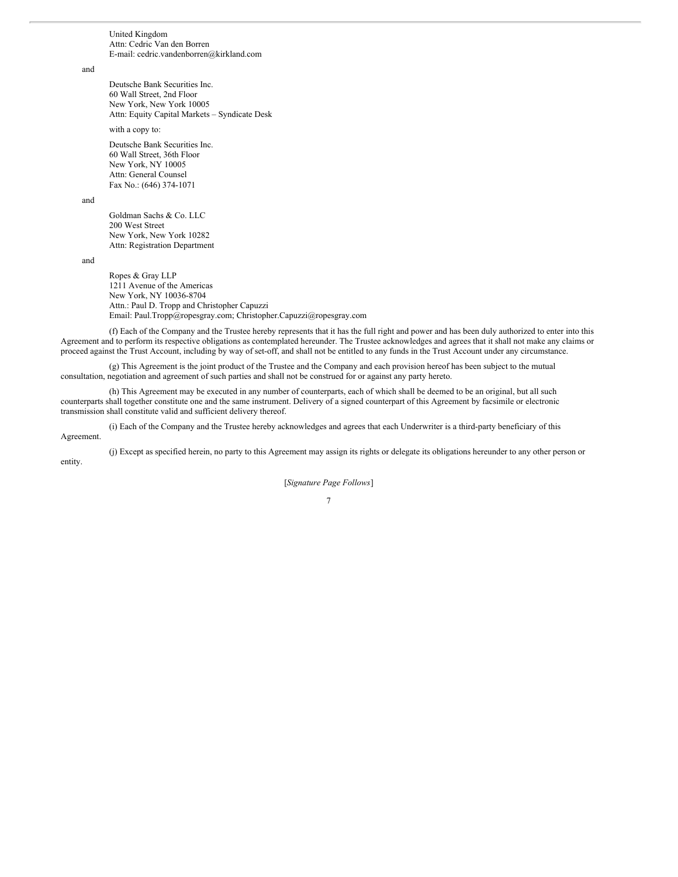United Kingdom
Attn: Cedric Van den Borren
E-mail: cedric.vandenborren@kirkland.com

and

Deutsche Bank Securities Inc.
60 Wall Street, 2nd Floor
New York, New York 10005
Attn: Equity Capital Markets – Syndicate Desk

with a copy to:

Deutsche Bank Securities Inc.
60 Wall Street, 36th Floor
New York, NY 10005
Attn: General Counsel
Fax No.: (646) 374-1071

and

Goldman Sachs & Co. LLC
200 West Street
New York, New York 10282
Attn: Registration Department

and

Ropes & Gray LLP
1211 Avenue of the Americas
New York, NY 10036-8704
Attn.: Paul D. Tropp and Christopher Capuzzi
Email: Paul.Tropp@ropesgray.com; Christopher.Capuzzi@ropesgray.com

(f) Each of the Company and the Trustee hereby represents that it has the full right and power and has been duly authorized to enter into this Agreement and to perform its respective obligations as contemplated hereunder. The Trustee acknowledges and agrees that it shall not make any claims or proceed against the Trust Account, including by way of set-off, and shall not be entitled to any funds in the Trust Account under any circumstance.

(g) This Agreement is the joint product of the Trustee and the Company and each provision hereof has been subject to the mutual consultation, negotiation and agreement of such parties and shall not be construed for or against any party hereto.

(h) This Agreement may be executed in any number of counterparts, each of which shall be deemed to be an original, but all such counterparts shall together constitute one and the same instrument. Delivery of a signed counterpart of this Agreement by facsimile or electronic transmission shall constitute valid and sufficient delivery thereof.

(i) Each of the Company and the Trustee hereby acknowledges and agrees that each Underwriter is a third-party beneficiary of this Agreement.

(j) Except as specified herein, no party to this Agreement may assign its rights or delegate its obligations hereunder to any other person or entity.

[*Signature Page Follows*]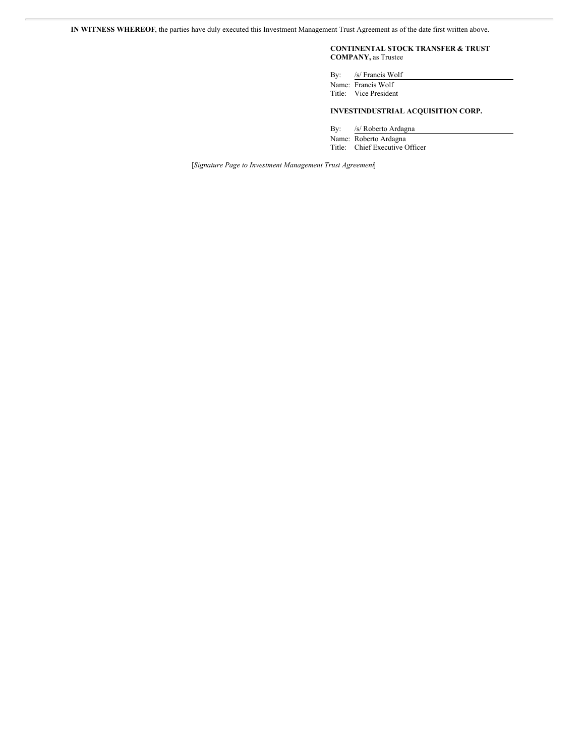**IN WITNESS WHEREOF**, the parties have duly executed this Investment Management Trust Agreement as of the date first written above.

**CONTINENTAL STOCK TRANSFER & TRUST COMPANY,** as Trustee

By: /s/ Francis Wolf
Name: Francis Wolf
Title: Vice President

**INVESTINDUSTRIAL ACQUISITION CORP.**

By: /s/ Roberto Ardagna
Name: Roberto Ardagna
Title: Chief Executive Officer

[*Signature Page to Investment Management Trust Agreement*]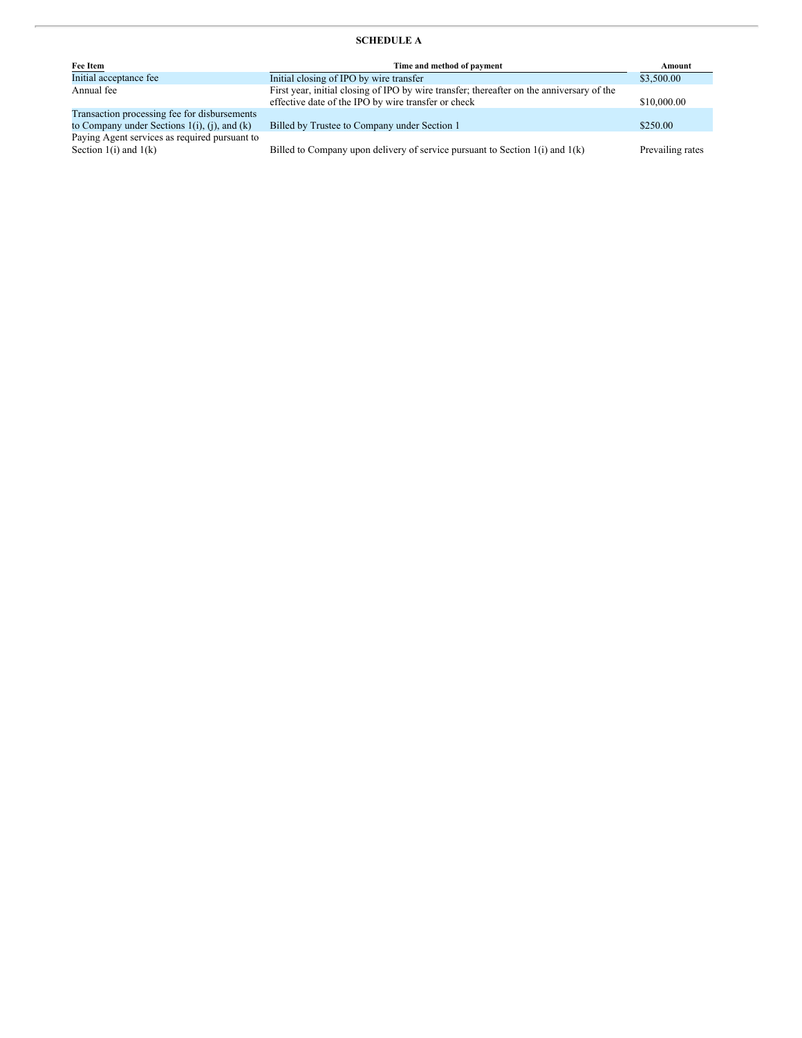**SCHEDULE A**

| Fee Item | Time and method of payment | Amount |
| --- | --- | --- |
| Initial acceptance fee | Initial closing of IPO by wire transfer | $3,500.00 |
| Annual fee | First year, initial closing of IPO by wire transfer; thereafter on the anniversary of the effective date of the IPO by wire transfer or check | $10,000.00 |
| Transaction processing fee for disbursements to Company under Sections 1(i), (j), and (k) | Billed by Trustee to Company under Section 1 | $250.00 |
| Paying Agent services as required pursuant to Section 1(i) and 1(k) | Billed to Company upon delivery of service pursuant to Section 1(i) and 1(k) | Prevailing rates |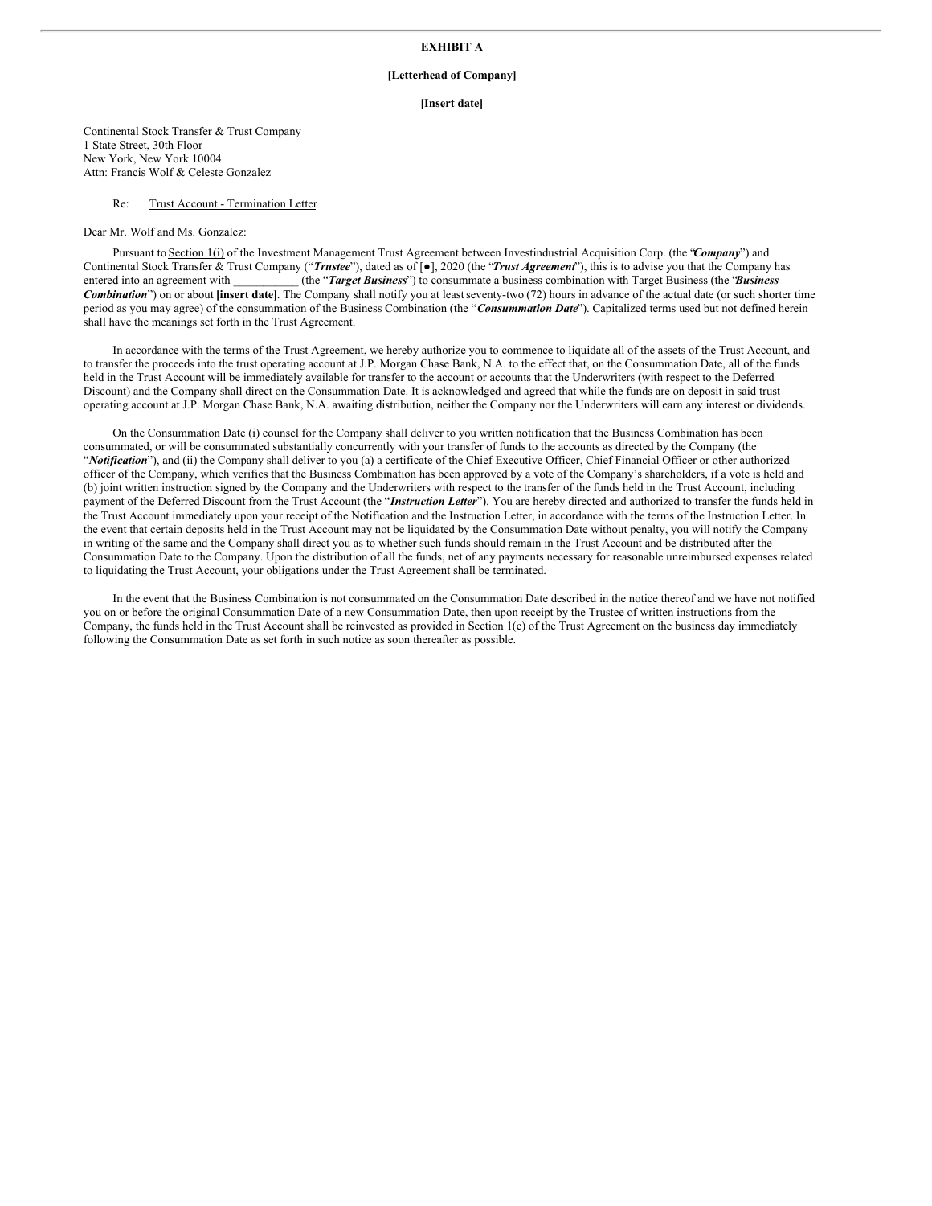**EXHIBIT A**

**[Letterhead of Company]**

**[Insert date]**

Continental Stock Transfer & Trust Company
1 State Street, 30th Floor
New York, New York 10004
Attn: Francis Wolf & Celeste Gonzalez

Re: Trust Account - Termination Letter

Dear Mr. Wolf and Ms. Gonzalez:

Pursuant to Section 1(i) of the Investment Management Trust Agreement between Investindustrial Acquisition Corp. (the "***Company***") and Continental Stock Transfer & Trust Company ("***Trustee***"), dated as of [●], 2020 (the "***Trust Agreement***"), this is to advise you that the Company has entered into an agreement with ___________ (the "***Target Business***") to consummate a business combination with Target Business (the "***Business Combination***") on or about **[insert date]**. The Company shall notify you at least seventy-two (72) hours in advance of the actual date (or such shorter time period as you may agree) of the consummation of the Business Combination (the "***Consummation Date***"). Capitalized terms used but not defined herein shall have the meanings set forth in the Trust Agreement.

In accordance with the terms of the Trust Agreement, we hereby authorize you to commence to liquidate all of the assets of the Trust Account, and to transfer the proceeds into the trust operating account at J.P. Morgan Chase Bank, N.A. to the effect that, on the Consummation Date, all of the funds held in the Trust Account will be immediately available for transfer to the account or accounts that the Underwriters (with respect to the Deferred Discount) and the Company shall direct on the Consummation Date. It is acknowledged and agreed that while the funds are on deposit in said trust operating account at J.P. Morgan Chase Bank, N.A. awaiting distribution, neither the Company nor the Underwriters will earn any interest or dividends.

On the Consummation Date (i) counsel for the Company shall deliver to you written notification that the Business Combination has been consummated, or will be consummated substantially concurrently with your transfer of funds to the accounts as directed by the Company (the "***Notification***"), and (ii) the Company shall deliver to you (a) a certificate of the Chief Executive Officer, Chief Financial Officer or other authorized officer of the Company, which verifies that the Business Combination has been approved by a vote of the Company's shareholders, if a vote is held and (b) joint written instruction signed by the Company and the Underwriters with respect to the transfer of the funds held in the Trust Account, including payment of the Deferred Discount from the Trust Account (the "***Instruction Letter***"). You are hereby directed and authorized to transfer the funds held in the Trust Account immediately upon your receipt of the Notification and the Instruction Letter, in accordance with the terms of the Instruction Letter. In the event that certain deposits held in the Trust Account may not be liquidated by the Consummation Date without penalty, you will notify the Company in writing of the same and the Company shall direct you as to whether such funds should remain in the Trust Account and be distributed after the Consummation Date to the Company. Upon the distribution of all the funds, net of any payments necessary for reasonable unreimbursed expenses related to liquidating the Trust Account, your obligations under the Trust Agreement shall be terminated.

In the event that the Business Combination is not consummated on the Consummation Date described in the notice thereof and we have not notified you on or before the original Consummation Date of a new Consummation Date, then upon receipt by the Trustee of written instructions from the Company, the funds held in the Trust Account shall be reinvested as provided in Section 1(c) of the Trust Agreement on the business day immediately following the Consummation Date as set forth in such notice as soon thereafter as possible.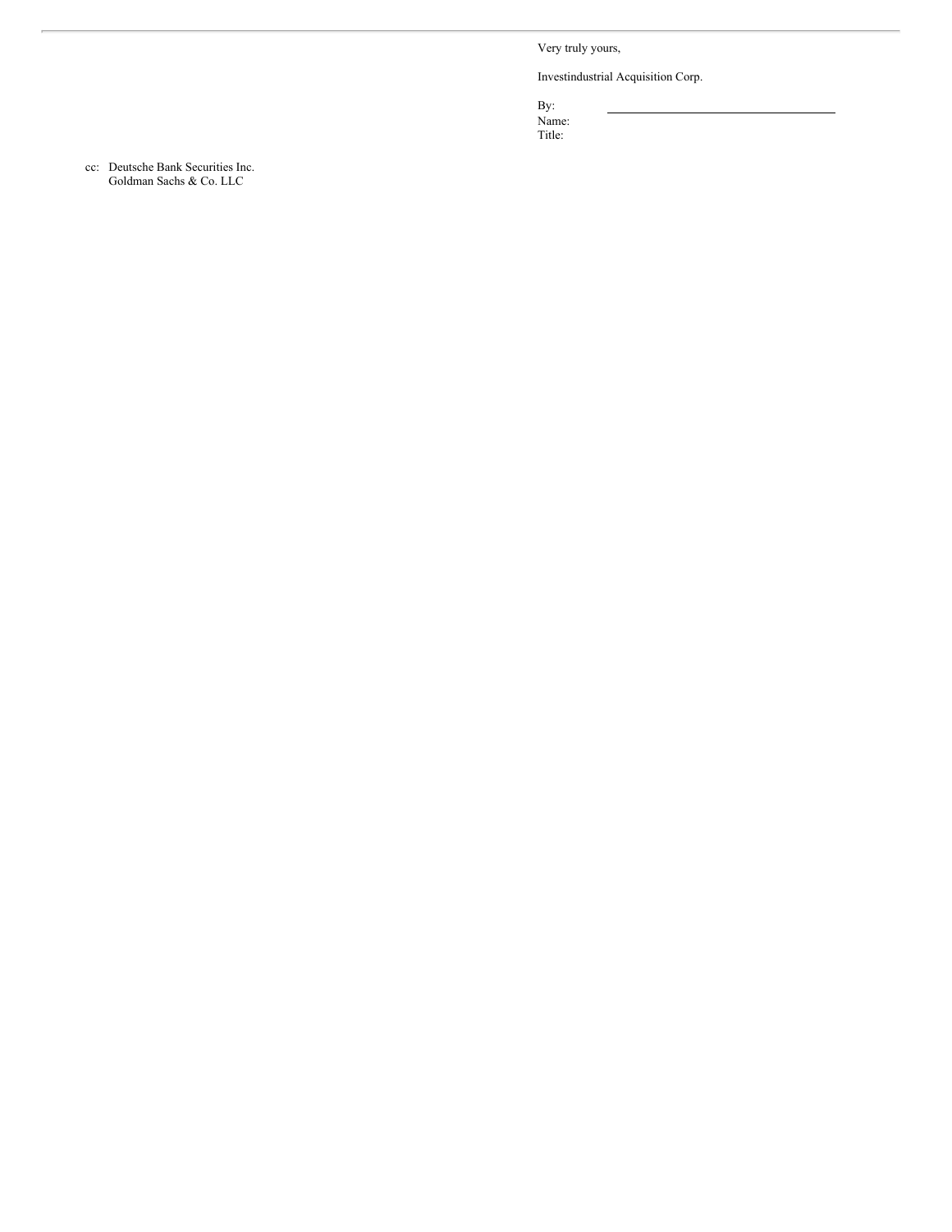Very truly yours,

Investindustrial Acquisition Corp.

By: \_\_\_\_\_\_\_\_\_\_\_\_\_\_\_\_\_\_\_\_\_\_\_\_\_\_\_\_\_\_\_\_\_\_\_\_
Name:
Title:

cc: Deutsche Bank Securities Inc.
Goldman Sachs & Co. LLC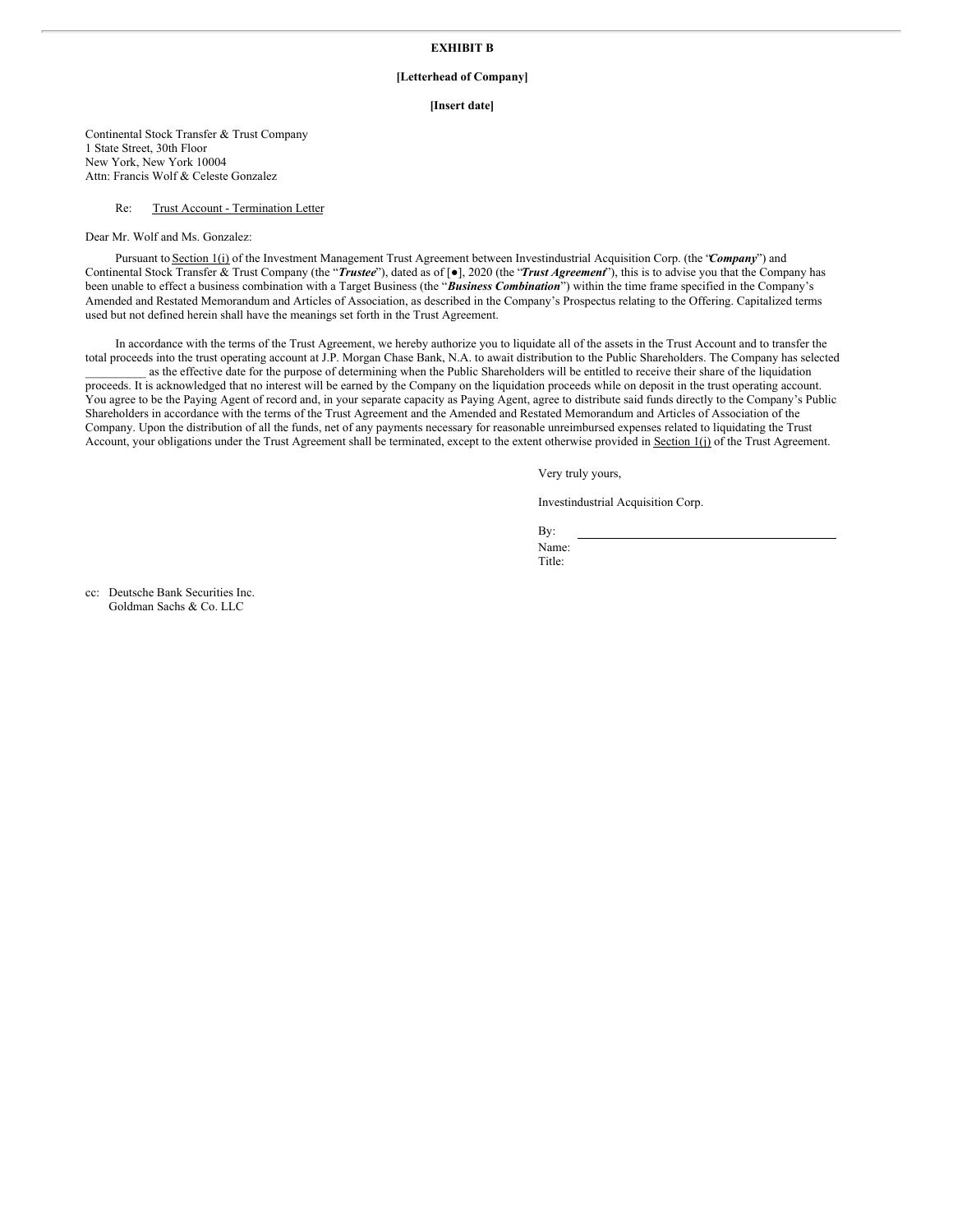**EXHIBIT B**

**[Letterhead of Company]**

**[Insert date]**

Continental Stock Transfer & Trust Company
1 State Street, 30th Floor
New York, New York 10004
Attn: Francis Wolf & Celeste Gonzalez

Re: Trust Account - Termination Letter

Dear Mr. Wolf and Ms. Gonzalez:

Pursuant to Section 1(i) of the Investment Management Trust Agreement between Investindustrial Acquisition Corp. (the "***Company***") and Continental Stock Transfer & Trust Company (the "***Trustee***"), dated as of [●], 2020 (the "***Trust Agreement***"), this is to advise you that the Company has been unable to effect a business combination with a Target Business (the "***Business Combination***") within the time frame specified in the Company's Amended and Restated Memorandum and Articles of Association, as described in the Company's Prospectus relating to the Offering. Capitalized terms used but not defined herein shall have the meanings set forth in the Trust Agreement.

In accordance with the terms of the Trust Agreement, we hereby authorize you to liquidate all of the assets in the Trust Account and to transfer the total proceeds into the trust operating account at J.P. Morgan Chase Bank, N.A. to await distribution to the Public Shareholders. The Company has selected __________ as the effective date for the purpose of determining when the Public Shareholders will be entitled to receive their share of the liquidation proceeds. It is acknowledged that no interest will be earned by the Company on the liquidation proceeds while on deposit in the trust operating account. You agree to be the Paying Agent of record and, in your separate capacity as Paying Agent, agree to distribute said funds directly to the Company's Public Shareholders in accordance with the terms of the Trust Agreement and the Amended and Restated Memorandum and Articles of Association of the Company. Upon the distribution of all the funds, net of any payments necessary for reasonable unreimbursed expenses related to liquidating the Trust Account, your obligations under the Trust Agreement shall be terminated, except to the extent otherwise provided in Section 1(j) of the Trust Agreement.

Very truly yours,

Investindustrial Acquisition Corp.

By: ______________________________
Name:
Title:

cc: Deutsche Bank Securities Inc.
Goldman Sachs & Co. LLC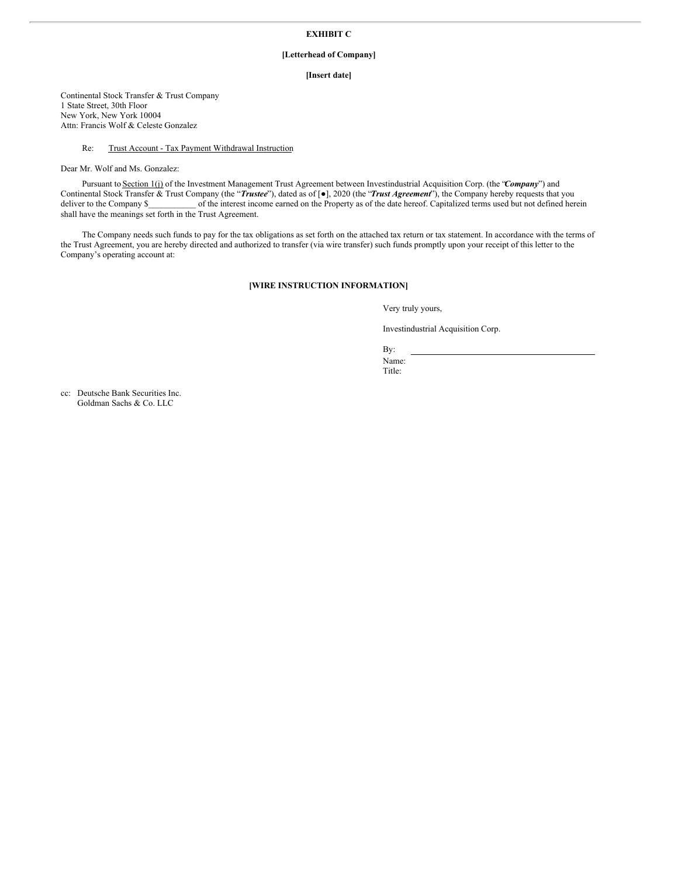**EXHIBIT C**

**[Letterhead of Company]**

**[Insert date]**

Continental Stock Transfer & Trust Company
1 State Street, 30th Floor
New York, New York 10004
Attn: Francis Wolf & Celeste Gonzalez

Re: Trust Account - Tax Payment Withdrawal Instruction

Dear Mr. Wolf and Ms. Gonzalez:

Pursuant to Section 1(j) of the Investment Management Trust Agreement between Investindustrial Acquisition Corp. (the "***Company***") and Continental Stock Transfer & Trust Company (the "***Trustee***"), dated as of [●], 2020 (the "***Trust Agreement***"), the Company hereby requests that you deliver to the Company $___________ of the interest income earned on the Property as of the date hereof. Capitalized terms used but not defined herein shall have the meanings set forth in the Trust Agreement.

The Company needs such funds to pay for the tax obligations as set forth on the attached tax return or tax statement. In accordance with the terms of the Trust Agreement, you are hereby directed and authorized to transfer (via wire transfer) such funds promptly upon your receipt of this letter to the Company's operating account at:

**[WIRE INSTRUCTION INFORMATION]**

Very truly yours,

Investindustrial Acquisition Corp.

By: ______________________________
Name:
Title:

cc: Deutsche Bank Securities Inc.
Goldman Sachs & Co. LLC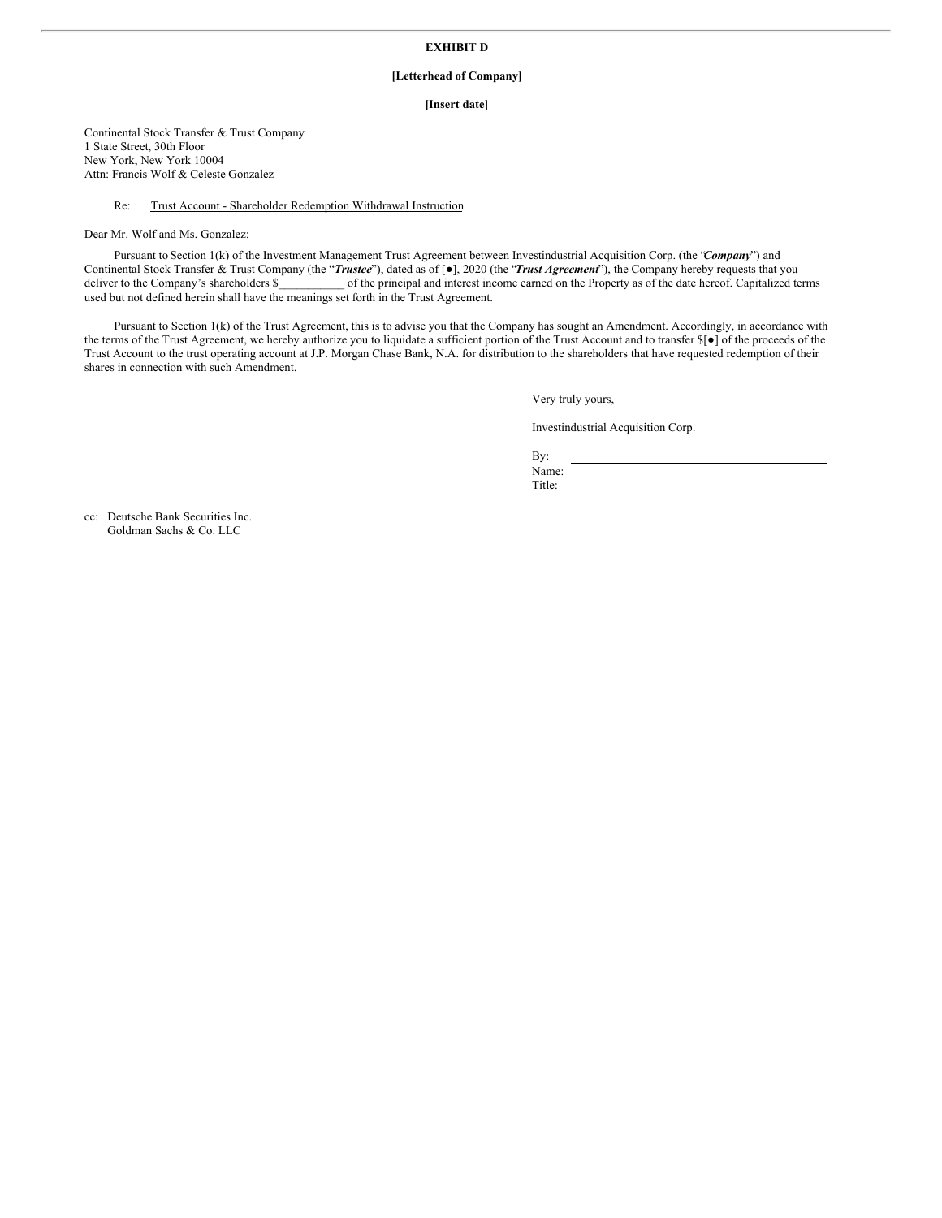**EXHIBIT D**

**[Letterhead of Company]**

**[Insert date]**

Continental Stock Transfer & Trust Company
1 State Street, 30th Floor
New York, New York 10004
Attn: Francis Wolf & Celeste Gonzalez

Re: Trust Account - Shareholder Redemption Withdrawal Instruction

Dear Mr. Wolf and Ms. Gonzalez:

Pursuant to Section 1(k) of the Investment Management Trust Agreement between Investindustrial Acquisition Corp. (the "***Company***") and Continental Stock Transfer & Trust Company (the "***Trustee***"), dated as of [●], 2020 (the "***Trust Agreement***"), the Company hereby requests that you deliver to the Company's shareholders $___________ of the principal and interest income earned on the Property as of the date hereof. Capitalized terms used but not defined herein shall have the meanings set forth in the Trust Agreement.

Pursuant to Section 1(k) of the Trust Agreement, this is to advise you that the Company has sought an Amendment. Accordingly, in accordance with the terms of the Trust Agreement, we hereby authorize you to liquidate a sufficient portion of the Trust Account and to transfer $[●] of the proceeds of the Trust Account to the trust operating account at J.P. Morgan Chase Bank, N.A. for distribution to the shareholders that have requested redemption of their shares in connection with such Amendment.

Very truly yours,

Investindustrial Acquisition Corp.

By: ________________________________
Name:
Title:

cc: Deutsche Bank Securities Inc.
Goldman Sachs & Co. LLC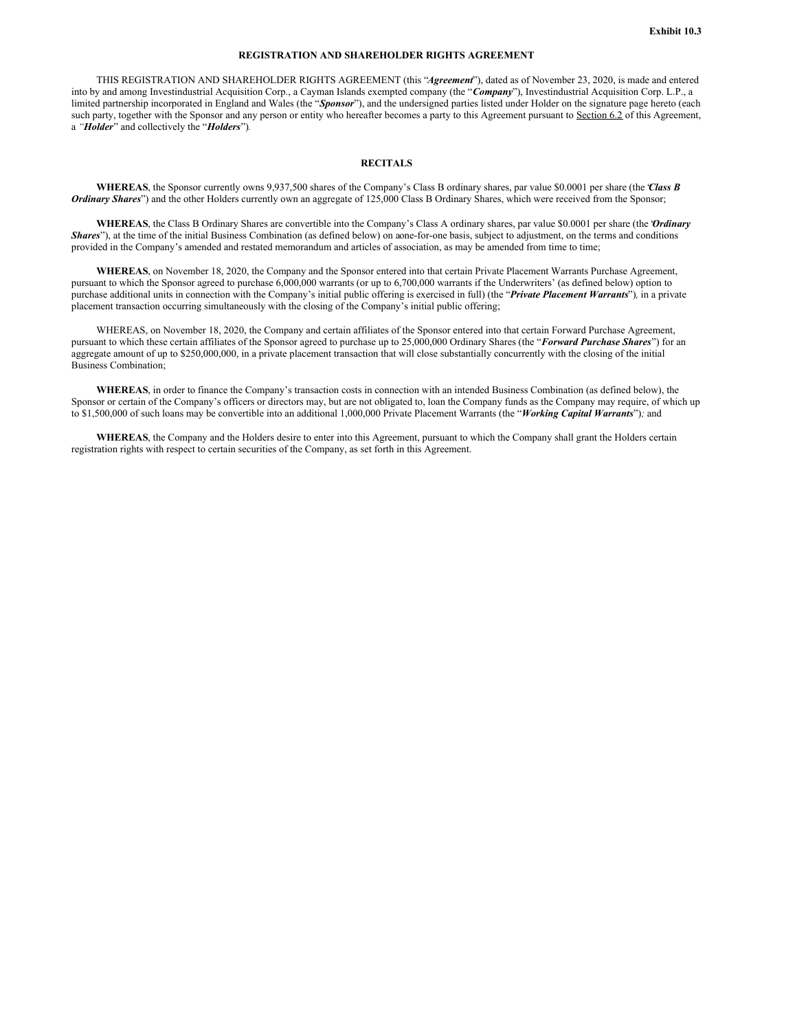Exhibit 10.3

# REGISTRATION AND SHAREHOLDER RIGHTS AGREEMENT

THIS REGISTRATION AND SHAREHOLDER RIGHTS AGREEMENT (this "***Agreement***"), dated as of November 23, 2020, is made and entered into by and among Investindustrial Acquisition Corp., a Cayman Islands exempted company (the "***Company***"), Investindustrial Acquisition Corp. L.P., a limited partnership incorporated in England and Wales (the "***Sponsor***"), and the undersigned parties listed under Holder on the signature page hereto (each such party, together with the Sponsor and any person or entity who hereafter becomes a party to this Agreement pursuant to Section 6.2 of this Agreement, a "***Holder***" and collectively the "***Holders***").

## RECITALS

**WHEREAS**, the Sponsor currently owns 9,937,500 shares of the Company's Class B ordinary shares, par value $0.0001 per share (the "***Class B Ordinary Shares***") and the other Holders currently own an aggregate of 125,000 Class B Ordinary Shares, which were received from the Sponsor;

**WHEREAS**, the Class B Ordinary Shares are convertible into the Company's Class A ordinary shares, par value $0.0001 per share (the "***Ordinary Shares***"), at the time of the initial Business Combination (as defined below) on a one-for-one basis, subject to adjustment, on the terms and conditions provided in the Company's amended and restated memorandum and articles of association, as may be amended from time to time;

**WHEREAS**, on November 18, 2020, the Company and the Sponsor entered into that certain Private Placement Warrants Purchase Agreement, pursuant to which the Sponsor agreed to purchase 6,000,000 warrants (or up to 6,700,000 warrants if the Underwriters' (as defined below) option to purchase additional units in connection with the Company's initial public offering is exercised in full) (the "***Private Placement Warrants***"), in a private placement transaction occurring simultaneously with the closing of the Company's initial public offering;

WHEREAS, on November 18, 2020, the Company and certain affiliates of the Sponsor entered into that certain Forward Purchase Agreement, pursuant to which these certain affiliates of the Sponsor agreed to purchase up to 25,000,000 Ordinary Shares (the "***Forward Purchase Shares***") for an aggregate amount of up to $250,000,000, in a private placement transaction that will close substantially concurrently with the closing of the initial Business Combination;

**WHEREAS**, in order to finance the Company's transaction costs in connection with an intended Business Combination (as defined below), the Sponsor or certain of the Company's officers or directors may, but are not obligated to, loan the Company funds as the Company may require, of which up to $1,500,000 of such loans may be convertible into an additional 1,000,000 Private Placement Warrants (the "***Working Capital Warrants***"); and

**WHEREAS**, the Company and the Holders desire to enter into this Agreement, pursuant to which the Company shall grant the Holders certain registration rights with respect to certain securities of the Company, as set forth in this Agreement.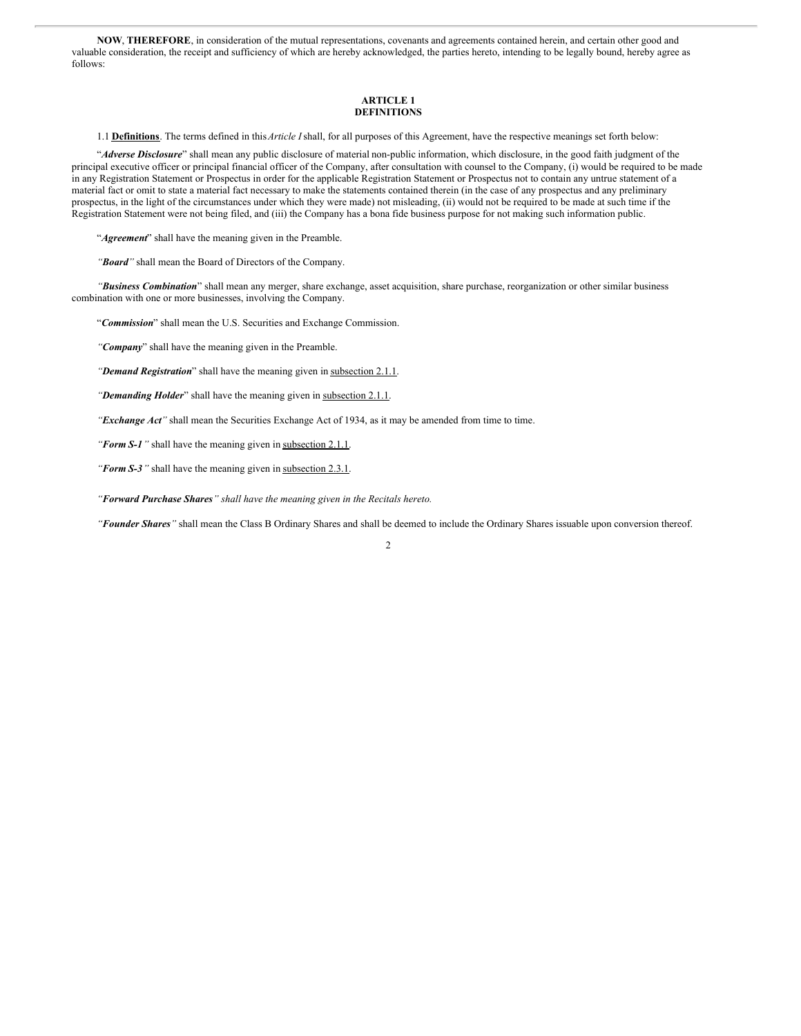**NOW**, **THEREFORE**, in consideration of the mutual representations, covenants and agreements contained herein, and certain other good and valuable consideration, the receipt and sufficiency of which are hereby acknowledged, the parties hereto, intending to be legally bound, hereby agree as follows:

## ARTICLE 1
## DEFINITIONS

1.1 **Definitions**. The terms defined in this *Article I* shall, for all purposes of this Agreement, have the respective meanings set forth below:

"***Adverse Disclosure***" shall mean any public disclosure of material non-public information, which disclosure, in the good faith judgment of the principal executive officer or principal financial officer of the Company, after consultation with counsel to the Company, (i) would be required to be made in any Registration Statement or Prospectus in order for the applicable Registration Statement or Prospectus not to contain any untrue statement of a material fact or omit to state a material fact necessary to make the statements contained therein (in the case of any prospectus and any preliminary prospectus, in the light of the circumstances under which they were made) not misleading, (ii) would not be required to be made at such time if the Registration Statement were not being filed, and (iii) the Company has a bona fide business purpose for not making such information public.

"***Agreement***" shall have the meaning given in the Preamble.

*"**Board**"* shall mean the Board of Directors of the Company.

*"**Business Combination**"* shall mean any merger, share exchange, asset acquisition, share purchase, reorganization or other similar business combination with one or more businesses, involving the Company.

"***Commission***" shall mean the U.S. Securities and Exchange Commission.

*"**Company**"* shall have the meaning given in the Preamble.

*"**Demand Registration**"* shall have the meaning given in subsection 2.1.1.

*"**Demanding Holder**"* shall have the meaning given in subsection 2.1.1.

*"**Exchange Act**"* shall mean the Securities Exchange Act of 1934, as it may be amended from time to time.

*"**Form S-1**"* shall have the meaning given in subsection 2.1.1.

*"**Form S-3**"* shall have the meaning given in subsection 2.3.1.

*"**Forward Purchase Shares**" shall have the meaning given in the Recitals hereto.*

*"**Founder Shares**"* shall mean the Class B Ordinary Shares and shall be deemed to include the Ordinary Shares issuable upon conversion thereof.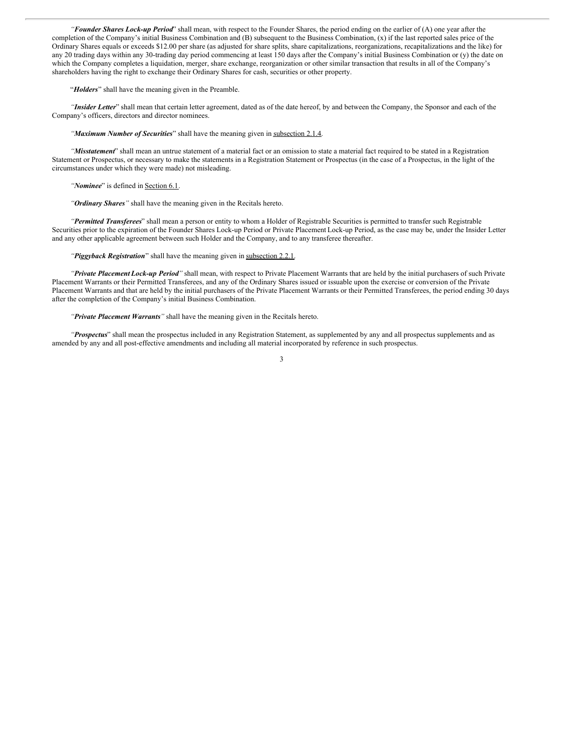"***Founder Shares Lock-up Period***" shall mean, with respect to the Founder Shares, the period ending on the earlier of (A) one year after the completion of the Company's initial Business Combination and (B) subsequent to the Business Combination, (x) if the last reported sales price of the Ordinary Shares equals or exceeds $12.00 per share (as adjusted for share splits, share capitalizations, reorganizations, recapitalizations and the like) for any 20 trading days within any 30-trading day period commencing at least 150 days after the Company's initial Business Combination or (y) the date on which the Company completes a liquidation, merger, share exchange, reorganization or other similar transaction that results in all of the Company's shareholders having the right to exchange their Ordinary Shares for cash, securities or other property.

"***Holders***" shall have the meaning given in the Preamble.

"***Insider Letter***" shall mean that certain letter agreement, dated as of the date hereof, by and between the Company, the Sponsor and each of the Company's officers, directors and director nominees.

"***Maximum Number of Securities***" shall have the meaning given in subsection 2.1.4.

"***Misstatement***" shall mean an untrue statement of a material fact or an omission to state a material fact required to be stated in a Registration Statement or Prospectus, or necessary to make the statements in a Registration Statement or Prospectus (in the case of a Prospectus, in the light of the circumstances under which they were made) not misleading.

"***Nominee***" is defined in Section 6.1.

"***Ordinary Shares***" shall have the meaning given in the Recitals hereto.

"***Permitted Transferees***" shall mean a person or entity to whom a Holder of Registrable Securities is permitted to transfer such Registrable Securities prior to the expiration of the Founder Shares Lock-up Period or Private Placement Lock-up Period, as the case may be, under the Insider Letter and any other applicable agreement between such Holder and the Company, and to any transferee thereafter.

"***Piggyback Registration***" shall have the meaning given in subsection 2.2.1.

"***Private Placement Lock-up Period***" shall mean, with respect to Private Placement Warrants that are held by the initial purchasers of such Private Placement Warrants or their Permitted Transferees, and any of the Ordinary Shares issued or issuable upon the exercise or conversion of the Private Placement Warrants and that are held by the initial purchasers of the Private Placement Warrants or their Permitted Transferees, the period ending 30 days after the completion of the Company's initial Business Combination.

"***Private Placement Warrants***" shall have the meaning given in the Recitals hereto.

"***Prospectus***" shall mean the prospectus included in any Registration Statement, as supplemented by any and all prospectus supplements and as amended by any and all post-effective amendments and including all material incorporated by reference in such prospectus.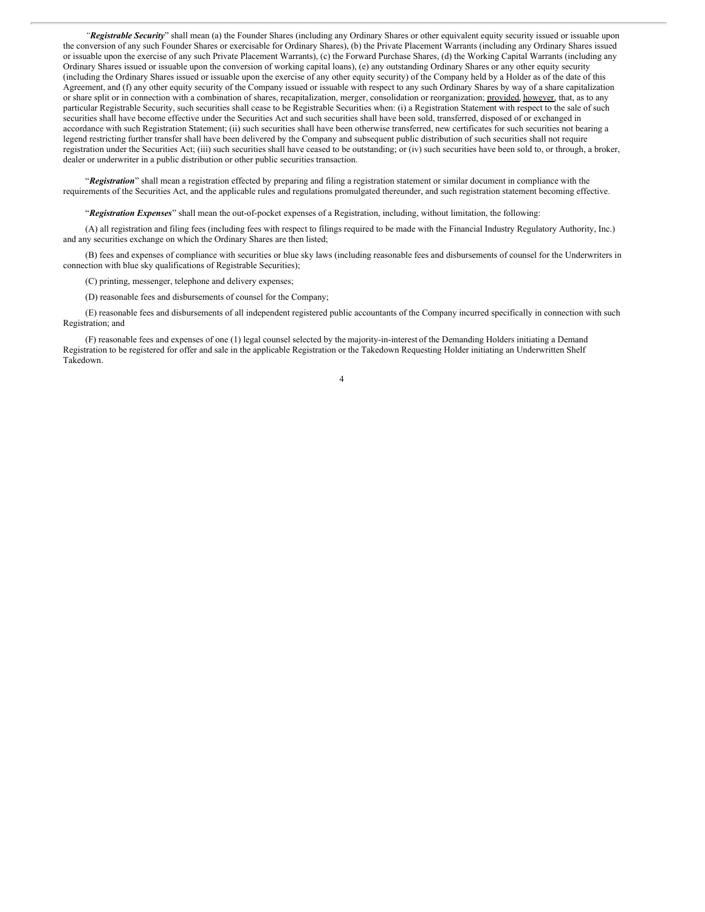"***Registrable Security***" shall mean (a) the Founder Shares (including any Ordinary Shares or other equivalent equity security issued or issuable upon the conversion of any such Founder Shares or exercisable for Ordinary Shares), (b) the Private Placement Warrants (including any Ordinary Shares issued or issuable upon the exercise of any such Private Placement Warrants), (c) the Forward Purchase Shares, (d) the Working Capital Warrants (including any Ordinary Shares issued or issuable upon the conversion of working capital loans), (e) any outstanding Ordinary Shares or any other equity security (including the Ordinary Shares issued or issuable upon the exercise of any other equity security) of the Company held by a Holder as of the date of this Agreement, and (f) any other equity security of the Company issued or issuable with respect to any such Ordinary Shares by way of a share capitalization or share split or in connection with a combination of shares, recapitalization, merger, consolidation or reorganization; provided, however, that, as to any particular Registrable Security, such securities shall cease to be Registrable Securities when: (i) a Registration Statement with respect to the sale of such securities shall have become effective under the Securities Act and such securities shall have been sold, transferred, disposed of or exchanged in accordance with such Registration Statement; (ii) such securities shall have been otherwise transferred, new certificates for such securities not bearing a legend restricting further transfer shall have been delivered by the Company and subsequent public distribution of such securities shall not require registration under the Securities Act; (iii) such securities shall have ceased to be outstanding; or (iv) such securities have been sold to, or through, a broker, dealer or underwriter in a public distribution or other public securities transaction.

"***Registration***" shall mean a registration effected by preparing and filing a registration statement or similar document in compliance with the requirements of the Securities Act, and the applicable rules and regulations promulgated thereunder, and such registration statement becoming effective.

"***Registration Expenses***" shall mean the out-of-pocket expenses of a Registration, including, without limitation, the following:

(A) all registration and filing fees (including fees with respect to filings required to be made with the Financial Industry Regulatory Authority, Inc.) and any securities exchange on which the Ordinary Shares are then listed;

(B) fees and expenses of compliance with securities or blue sky laws (including reasonable fees and disbursements of counsel for the Underwriters in connection with blue sky qualifications of Registrable Securities);

(C) printing, messenger, telephone and delivery expenses;

(D) reasonable fees and disbursements of counsel for the Company;

(E) reasonable fees and disbursements of all independent registered public accountants of the Company incurred specifically in connection with such Registration; and

(F) reasonable fees and expenses of one (1) legal counsel selected by the majority-in-interest of the Demanding Holders initiating a Demand Registration to be registered for offer and sale in the applicable Registration or the Takedown Requesting Holder initiating an Underwritten Shelf Takedown.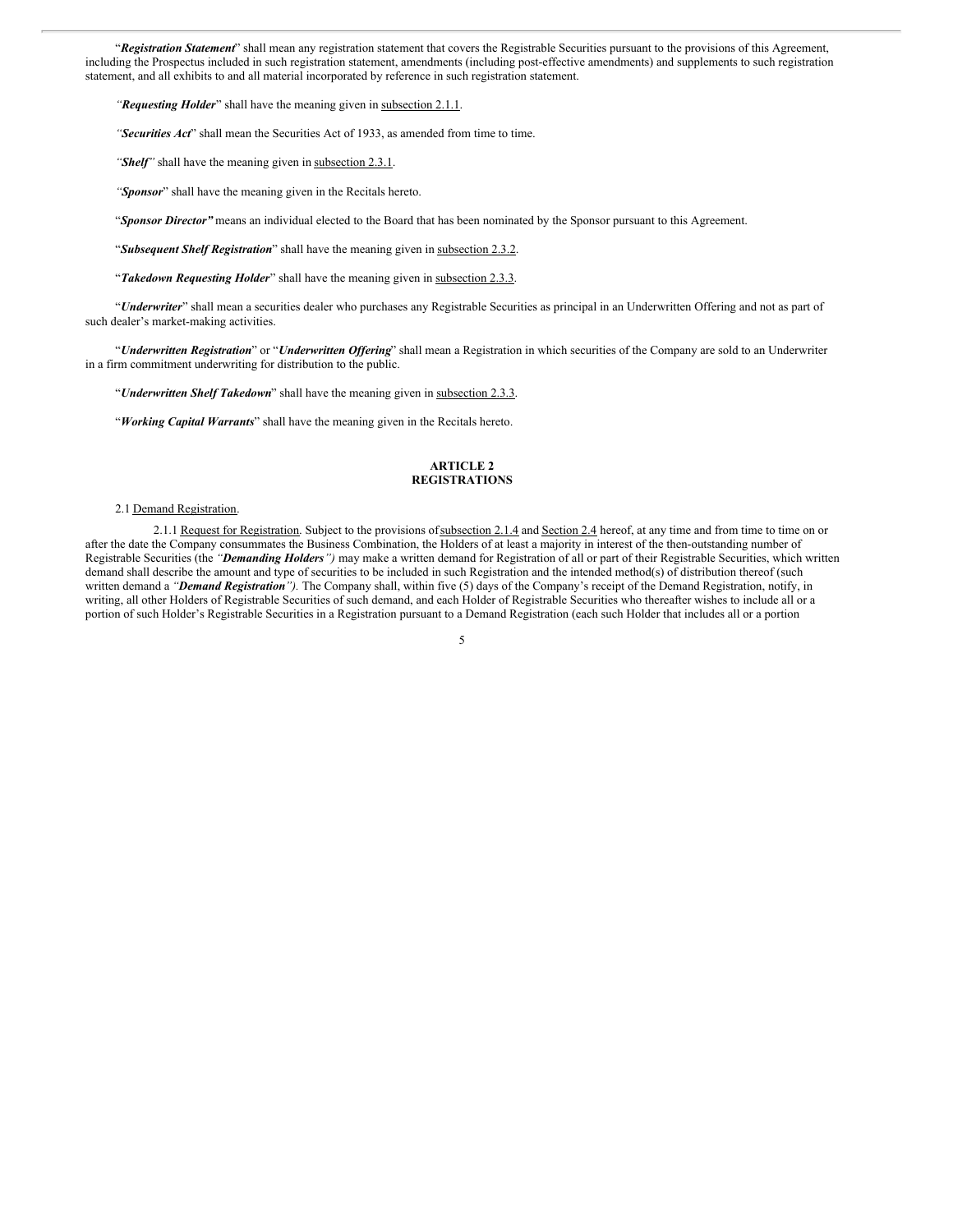"***Registration Statement***" shall mean any registration statement that covers the Registrable Securities pursuant to the provisions of this Agreement, including the Prospectus included in such registration statement, amendments (including post-effective amendments) and supplements to such registration statement, and all exhibits to and all material incorporated by reference in such registration statement.

"***Requesting Holder***" shall have the meaning given in subsection 2.1.1.

"***Securities Act***" shall mean the Securities Act of 1933, as amended from time to time.

"***Shelf***" shall have the meaning given in subsection 2.3.1.

"***Sponsor***" shall have the meaning given in the Recitals hereto.

"***Sponsor Director***" means an individual elected to the Board that has been nominated by the Sponsor pursuant to this Agreement.

"***Subsequent Shelf Registration***" shall have the meaning given in subsection 2.3.2.

"***Takedown Requesting Holder***" shall have the meaning given in subsection 2.3.3.

"***Underwriter***" shall mean a securities dealer who purchases any Registrable Securities as principal in an Underwritten Offering and not as part of such dealer's market-making activities.

"***Underwritten Registration***" or "***Underwritten Offering***" shall mean a Registration in which securities of the Company are sold to an Underwriter in a firm commitment underwriting for distribution to the public.

"***Underwritten Shelf Takedown***" shall have the meaning given in subsection 2.3.3.

"***Working Capital Warrants***" shall have the meaning given in the Recitals hereto.

## ARTICLE 2
## REGISTRATIONS

2.1 Demand Registration.

2.1.1 Request for Registration. Subject to the provisions of subsection 2.1.4 and Section 2.4 hereof, at any time and from time to time on or after the date the Company consummates the Business Combination, the Holders of at least a majority in interest of the then-outstanding number of Registrable Securities (the *"**Demanding Holders**")* may make a written demand for Registration of all or part of their Registrable Securities, which written demand shall describe the amount and type of securities to be included in such Registration and the intended method(s) of distribution thereof (such written demand a *"**Demand Registration**").* The Company shall, within five (5) days of the Company's receipt of the Demand Registration, notify, in writing, all other Holders of Registrable Securities of such demand, and each Holder of Registrable Securities who thereafter wishes to include all or a portion of such Holder's Registrable Securities in a Registration pursuant to a Demand Registration (each such Holder that includes all or a portion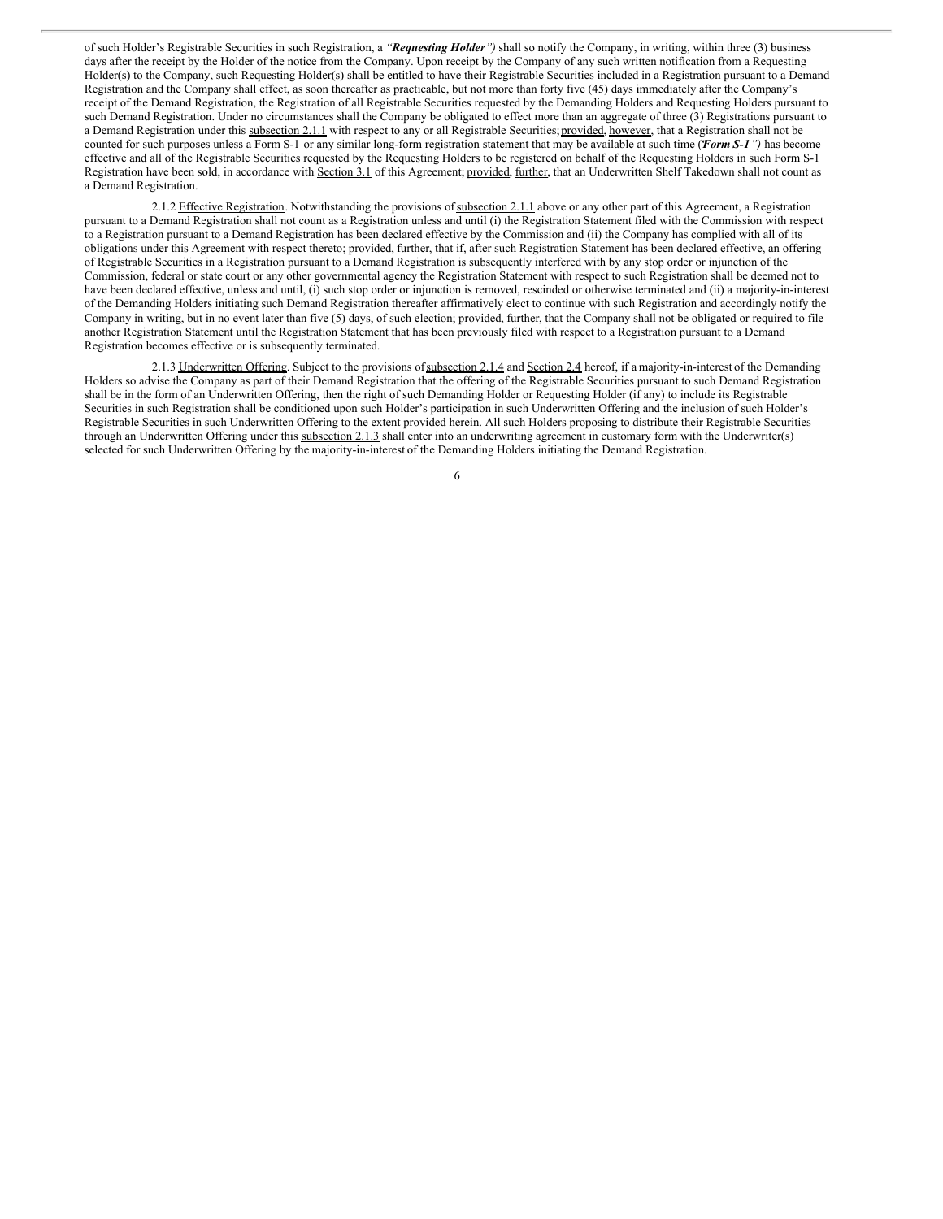of such Holder's Registrable Securities in such Registration, a *"**Requesting Holder**")* shall so notify the Company, in writing, within three (3) business days after the receipt by the Holder of the notice from the Company. Upon receipt by the Company of any such written notification from a Requesting Holder(s) to the Company, such Requesting Holder(s) shall be entitled to have their Registrable Securities included in a Registration pursuant to a Demand Registration and the Company shall effect, as soon thereafter as practicable, but not more than forty five (45) days immediately after the Company's receipt of the Demand Registration, the Registration of all Registrable Securities requested by the Demanding Holders and Requesting Holders pursuant to such Demand Registration. Under no circumstances shall the Company be obligated to effect more than an aggregate of three (3) Registrations pursuant to a Demand Registration under this subsection 2.1.1 with respect to any or all Registrable Securities; provided, however, that a Registration shall not be counted for such purposes unless a Form S-1 or any similar long-form registration statement that may be available at such time (*"**Form S-1**")* has become effective and all of the Registrable Securities requested by the Requesting Holders to be registered on behalf of the Requesting Holders in such Form S-1 Registration have been sold, in accordance with Section 3.1 of this Agreement; provided, further, that an Underwritten Shelf Takedown shall not count as a Demand Registration.

2.1.2 Effective Registration. Notwithstanding the provisions of subsection 2.1.1 above or any other part of this Agreement, a Registration pursuant to a Demand Registration shall not count as a Registration unless and until (i) the Registration Statement filed with the Commission with respect to a Registration pursuant to a Demand Registration has been declared effective by the Commission and (ii) the Company has complied with all of its obligations under this Agreement with respect thereto; provided, further, that if, after such Registration Statement has been declared effective, an offering of Registrable Securities in a Registration pursuant to a Demand Registration is subsequently interfered with by any stop order or injunction of the Commission, federal or state court or any other governmental agency the Registration Statement with respect to such Registration shall be deemed not to have been declared effective, unless and until, (i) such stop order or injunction is removed, rescinded or otherwise terminated and (ii) a majority-in-interest of the Demanding Holders initiating such Demand Registration thereafter affirmatively elect to continue with such Registration and accordingly notify the Company in writing, but in no event later than five (5) days, of such election; provided, further, that the Company shall not be obligated or required to file another Registration Statement until the Registration Statement that has been previously filed with respect to a Registration pursuant to a Demand Registration becomes effective or is subsequently terminated.

2.1.3 Underwritten Offering. Subject to the provisions of subsection 2.1.4 and Section 2.4 hereof, if a majority-in-interest of the Demanding Holders so advise the Company as part of their Demand Registration that the offering of the Registrable Securities pursuant to such Demand Registration shall be in the form of an Underwritten Offering, then the right of such Demanding Holder or Requesting Holder (if any) to include its Registrable Securities in such Registration shall be conditioned upon such Holder's participation in such Underwritten Offering and the inclusion of such Holder's Registrable Securities in such Underwritten Offering to the extent provided herein. All such Holders proposing to distribute their Registrable Securities through an Underwritten Offering under this subsection 2.1.3 shall enter into an underwriting agreement in customary form with the Underwriter(s) selected for such Underwritten Offering by the majority-in-interest of the Demanding Holders initiating the Demand Registration.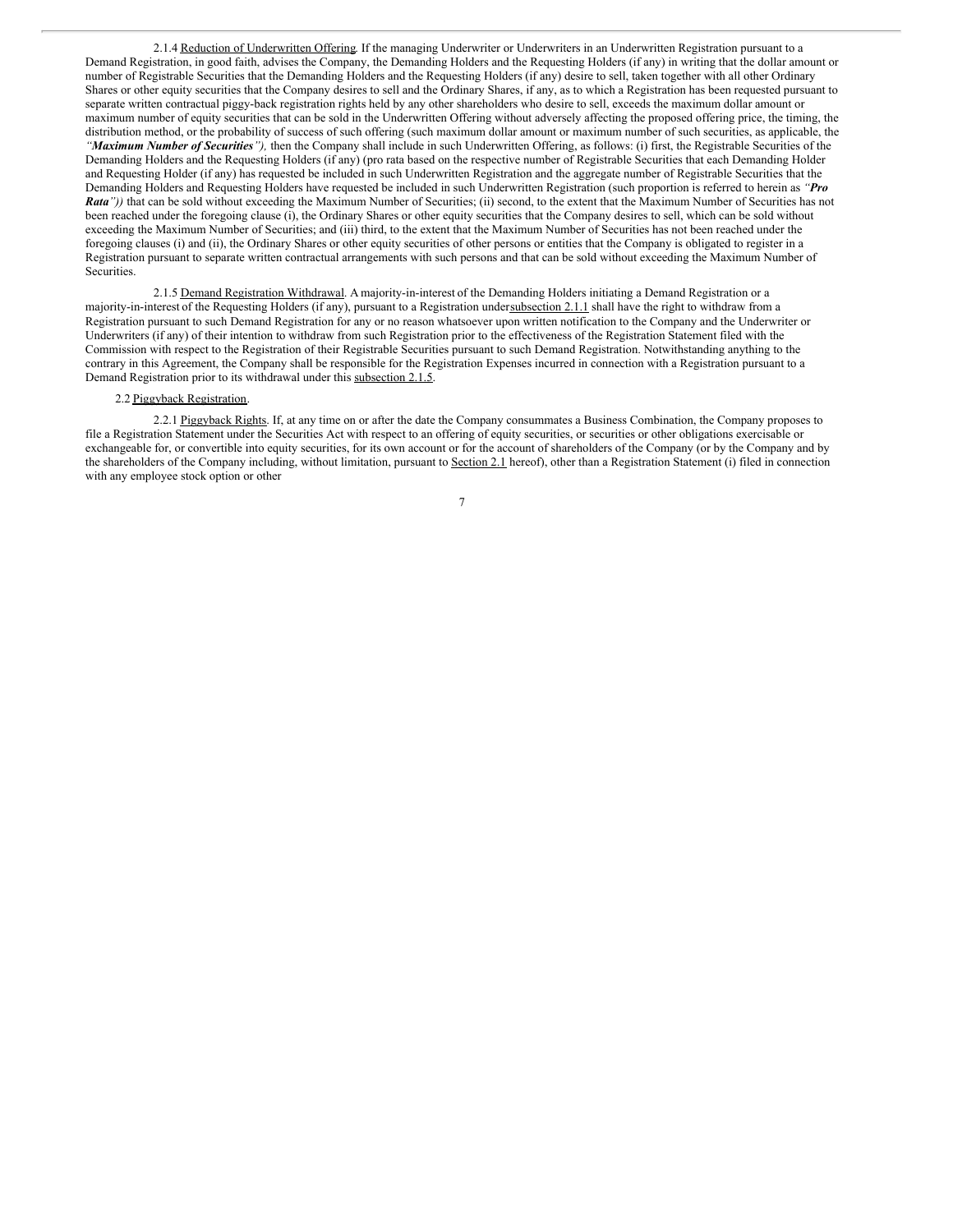2.1.4 Reduction of Underwritten Offering. If the managing Underwriter or Underwriters in an Underwritten Registration pursuant to a Demand Registration, in good faith, advises the Company, the Demanding Holders and the Requesting Holders (if any) in writing that the dollar amount or number of Registrable Securities that the Demanding Holders and the Requesting Holders (if any) desire to sell, taken together with all other Ordinary Shares or other equity securities that the Company desires to sell and the Ordinary Shares, if any, as to which a Registration has been requested pursuant to separate written contractual piggy-back registration rights held by any other shareholders who desire to sell, exceeds the maximum dollar amount or maximum number of equity securities that can be sold in the Underwritten Offering without adversely affecting the proposed offering price, the timing, the distribution method, or the probability of success of such offering (such maximum dollar amount or maximum number of such securities, as applicable, the ***"Maximum Number of Securities"***), then the Company shall include in such Underwritten Offering, as follows: (i) first, the Registrable Securities of the Demanding Holders and the Requesting Holders (if any) (pro rata based on the respective number of Registrable Securities that each Demanding Holder and Requesting Holder (if any) has requested be included in such Underwritten Registration and the aggregate number of Registrable Securities that the Demanding Holders and Requesting Holders have requested be included in such Underwritten Registration (such proportion is referred to herein as ***"Pro Rata"***)) that can be sold without exceeding the Maximum Number of Securities; (ii) second, to the extent that the Maximum Number of Securities has not been reached under the foregoing clause (i), the Ordinary Shares or other equity securities that the Company desires to sell, which can be sold without exceeding the Maximum Number of Securities; and (iii) third, to the extent that the Maximum Number of Securities has not been reached under the foregoing clauses (i) and (ii), the Ordinary Shares or other equity securities of other persons or entities that the Company is obligated to register in a Registration pursuant to separate written contractual arrangements with such persons and that can be sold without exceeding the Maximum Number of Securities.

2.1.5 Demand Registration Withdrawal. A majority-in-interest of the Demanding Holders initiating a Demand Registration or a majority-in-interest of the Requesting Holders (if any), pursuant to a Registration under subsection 2.1.1 shall have the right to withdraw from a Registration pursuant to such Demand Registration for any or no reason whatsoever upon written notification to the Company and the Underwriter or Underwriters (if any) of their intention to withdraw from such Registration prior to the effectiveness of the Registration Statement filed with the Commission with respect to the Registration of their Registrable Securities pursuant to such Demand Registration. Notwithstanding anything to the contrary in this Agreement, the Company shall be responsible for the Registration Expenses incurred in connection with a Registration pursuant to a Demand Registration prior to its withdrawal under this subsection 2.1.5.

2.2 Piggyback Registration.

2.2.1 Piggyback Rights. If, at any time on or after the date the Company consummates a Business Combination, the Company proposes to file a Registration Statement under the Securities Act with respect to an offering of equity securities, or securities or other obligations exercisable or exchangeable for, or convertible into equity securities, for its own account or for the account of shareholders of the Company (or by the Company and by the shareholders of the Company including, without limitation, pursuant to Section 2.1 hereof), other than a Registration Statement (i) filed in connection with any employee stock option or other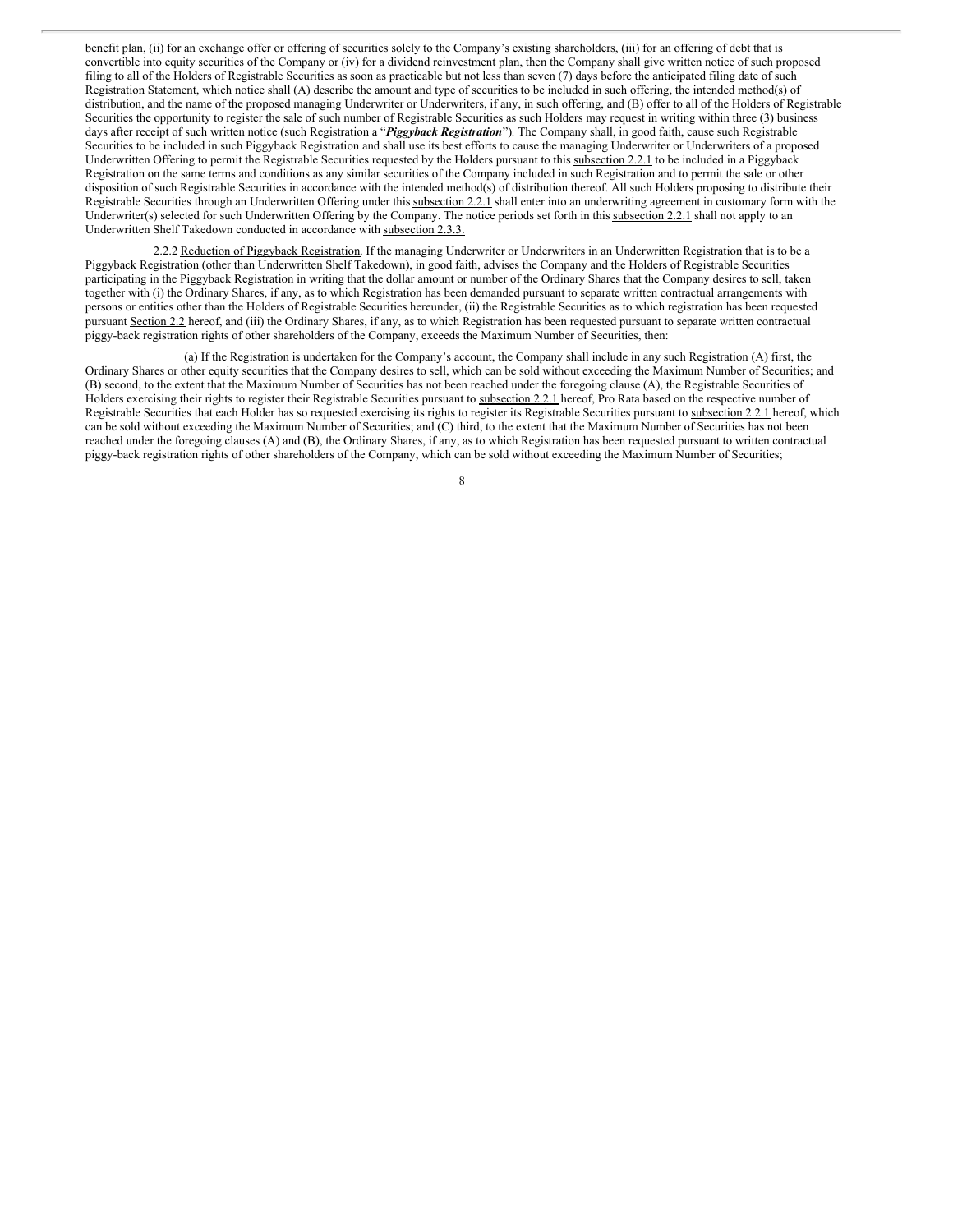benefit plan, (ii) for an exchange offer or offering of securities solely to the Company's existing shareholders, (iii) for an offering of debt that is convertible into equity securities of the Company or (iv) for a dividend reinvestment plan, then the Company shall give written notice of such proposed filing to all of the Holders of Registrable Securities as soon as practicable but not less than seven (7) days before the anticipated filing date of such Registration Statement, which notice shall (A) describe the amount and type of securities to be included in such offering, the intended method(s) of distribution, and the name of the proposed managing Underwriter or Underwriters, if any, in such offering, and (B) offer to all of the Holders of Registrable Securities the opportunity to register the sale of such number of Registrable Securities as such Holders may request in writing within three (3) business days after receipt of such written notice (such Registration a "***Piggyback Registration***"). The Company shall, in good faith, cause such Registrable Securities to be included in such Piggyback Registration and shall use its best efforts to cause the managing Underwriter or Underwriters of a proposed Underwritten Offering to permit the Registrable Securities requested by the Holders pursuant to this subsection 2.2.1 to be included in a Piggyback Registration on the same terms and conditions as any similar securities of the Company included in such Registration and to permit the sale or other disposition of such Registrable Securities in accordance with the intended method(s) of distribution thereof. All such Holders proposing to distribute their Registrable Securities through an Underwritten Offering under this subsection 2.2.1 shall enter into an underwriting agreement in customary form with the Underwriter(s) selected for such Underwritten Offering by the Company. The notice periods set forth in this subsection 2.2.1 shall not apply to an Underwritten Shelf Takedown conducted in accordance with subsection 2.3.3.

2.2.2 Reduction of Piggyback Registration. If the managing Underwriter or Underwriters in an Underwritten Registration that is to be a Piggyback Registration (other than Underwritten Shelf Takedown), in good faith, advises the Company and the Holders of Registrable Securities participating in the Piggyback Registration in writing that the dollar amount or number of the Ordinary Shares that the Company desires to sell, taken together with (i) the Ordinary Shares, if any, as to which Registration has been demanded pursuant to separate written contractual arrangements with persons or entities other than the Holders of Registrable Securities hereunder, (ii) the Registrable Securities as to which registration has been requested pursuant Section 2.2 hereof, and (iii) the Ordinary Shares, if any, as to which Registration has been requested pursuant to separate written contractual piggy-back registration rights of other shareholders of the Company, exceeds the Maximum Number of Securities, then:

(a) If the Registration is undertaken for the Company's account, the Company shall include in any such Registration (A) first, the Ordinary Shares or other equity securities that the Company desires to sell, which can be sold without exceeding the Maximum Number of Securities; and (B) second, to the extent that the Maximum Number of Securities has not been reached under the foregoing clause (A), the Registrable Securities of Holders exercising their rights to register their Registrable Securities pursuant to subsection 2.2.1 hereof, Pro Rata based on the respective number of Registrable Securities that each Holder has so requested exercising its rights to register its Registrable Securities pursuant to subsection 2.2.1 hereof, which can be sold without exceeding the Maximum Number of Securities; and (C) third, to the extent that the Maximum Number of Securities has not been reached under the foregoing clauses (A) and (B), the Ordinary Shares, if any, as to which Registration has been requested pursuant to written contractual piggy-back registration rights of other shareholders of the Company, which can be sold without exceeding the Maximum Number of Securities;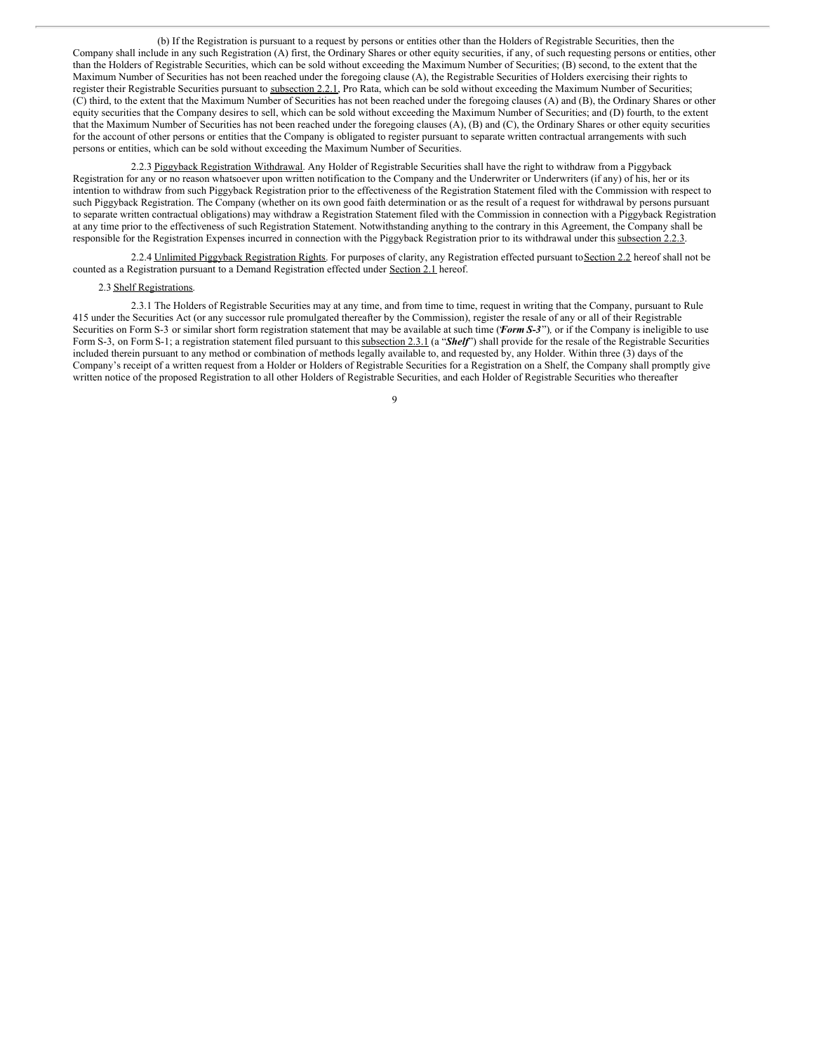(b) If the Registration is pursuant to a request by persons or entities other than the Holders of Registrable Securities, then the Company shall include in any such Registration (A) first, the Ordinary Shares or other equity securities, if any, of such requesting persons or entities, other than the Holders of Registrable Securities, which can be sold without exceeding the Maximum Number of Securities; (B) second, to the extent that the Maximum Number of Securities has not been reached under the foregoing clause (A), the Registrable Securities of Holders exercising their rights to register their Registrable Securities pursuant to subsection 2.2.1, Pro Rata, which can be sold without exceeding the Maximum Number of Securities; (C) third, to the extent that the Maximum Number of Securities has not been reached under the foregoing clauses (A) and (B), the Ordinary Shares or other equity securities that the Company desires to sell, which can be sold without exceeding the Maximum Number of Securities; and (D) fourth, to the extent that the Maximum Number of Securities has not been reached under the foregoing clauses (A), (B) and (C), the Ordinary Shares or other equity securities for the account of other persons or entities that the Company is obligated to register pursuant to separate written contractual arrangements with such persons or entities, which can be sold without exceeding the Maximum Number of Securities.

2.2.3 Piggyback Registration Withdrawal. Any Holder of Registrable Securities shall have the right to withdraw from a Piggyback Registration for any or no reason whatsoever upon written notification to the Company and the Underwriter or Underwriters (if any) of his, her or its intention to withdraw from such Piggyback Registration prior to the effectiveness of the Registration Statement filed with the Commission with respect to such Piggyback Registration. The Company (whether on its own good faith determination or as the result of a request for withdrawal by persons pursuant to separate written contractual obligations) may withdraw a Registration Statement filed with the Commission in connection with a Piggyback Registration at any time prior to the effectiveness of such Registration Statement. Notwithstanding anything to the contrary in this Agreement, the Company shall be responsible for the Registration Expenses incurred in connection with the Piggyback Registration prior to its withdrawal under this subsection 2.2.3.

2.2.4 Unlimited Piggyback Registration Rights. For purposes of clarity, any Registration effected pursuant to Section 2.2 hereof shall not be counted as a Registration pursuant to a Demand Registration effected under Section 2.1 hereof.

2.3 Shelf Registrations.

2.3.1 The Holders of Registrable Securities may at any time, and from time to time, request in writing that the Company, pursuant to Rule 415 under the Securities Act (or any successor rule promulgated thereafter by the Commission), register the resale of any or all of their Registrable Securities on Form S-3 or similar short form registration statement that may be available at such time ("***Form S-3***"), or if the Company is ineligible to use Form S-3, on Form S-1; a registration statement filed pursuant to this subsection 2.3.1 (a "***Shelf***") shall provide for the resale of the Registrable Securities included therein pursuant to any method or combination of methods legally available to, and requested by, any Holder. Within three (3) days of the Company's receipt of a written request from a Holder or Holders of Registrable Securities for a Registration on a Shelf, the Company shall promptly give written notice of the proposed Registration to all other Holders of Registrable Securities, and each Holder of Registrable Securities who thereafter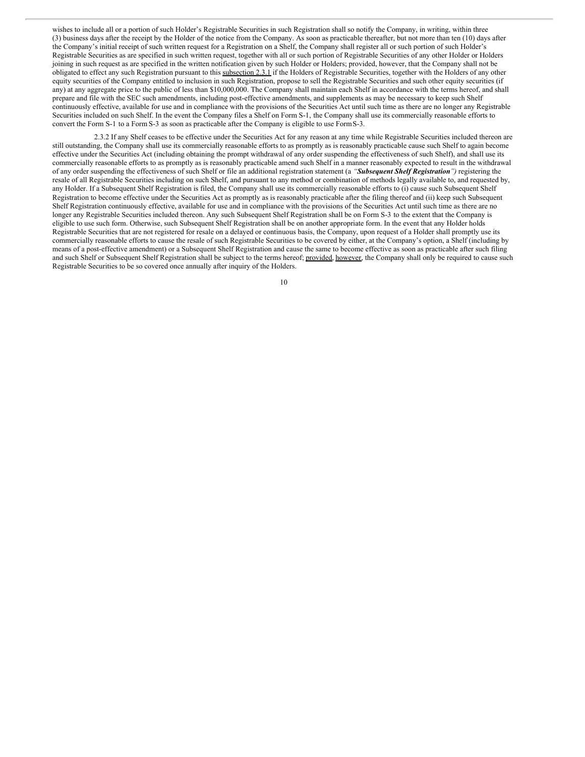wishes to include all or a portion of such Holder's Registrable Securities in such Registration shall so notify the Company, in writing, within three (3) business days after the receipt by the Holder of the notice from the Company. As soon as practicable thereafter, but not more than ten (10) days after the Company's initial receipt of such written request for a Registration on a Shelf, the Company shall register all or such portion of such Holder's Registrable Securities as are specified in such written request, together with all or such portion of Registrable Securities of any other Holder or Holders joining in such request as are specified in the written notification given by such Holder or Holders; provided, however, that the Company shall not be obligated to effect any such Registration pursuant to this subsection 2.3.1 if the Holders of Registrable Securities, together with the Holders of any other equity securities of the Company entitled to inclusion in such Registration, propose to sell the Registrable Securities and such other equity securities (if any) at any aggregate price to the public of less than $10,000,000. The Company shall maintain each Shelf in accordance with the terms hereof, and shall prepare and file with the SEC such amendments, including post-effective amendments, and supplements as may be necessary to keep such Shelf continuously effective, available for use and in compliance with the provisions of the Securities Act until such time as there are no longer any Registrable Securities included on such Shelf. In the event the Company files a Shelf on Form S-1, the Company shall use its commercially reasonable efforts to convert the Form S-1 to a Form S-3 as soon as practicable after the Company is eligible to use Form S-3.

2.3.2 If any Shelf ceases to be effective under the Securities Act for any reason at any time while Registrable Securities included thereon are still outstanding, the Company shall use its commercially reasonable efforts to as promptly as is reasonably practicable cause such Shelf to again become effective under the Securities Act (including obtaining the prompt withdrawal of any order suspending the effectiveness of such Shelf), and shall use its commercially reasonable efforts to as promptly as is reasonably practicable amend such Shelf in a manner reasonably expected to result in the withdrawal of any order suspending the effectiveness of such Shelf or file an additional registration statement (a ***"Subsequent Shelf Registration"***) registering the resale of all Registrable Securities including on such Shelf, and pursuant to any method or combination of methods legally available to, and requested by, any Holder. If a Subsequent Shelf Registration is filed, the Company shall use its commercially reasonable efforts to (i) cause such Subsequent Shelf Registration to become effective under the Securities Act as promptly as is reasonably practicable after the filing thereof and (ii) keep such Subsequent Shelf Registration continuously effective, available for use and in compliance with the provisions of the Securities Act until such time as there are no longer any Registrable Securities included thereon. Any such Subsequent Shelf Registration shall be on Form S-3 to the extent that the Company is eligible to use such form. Otherwise, such Subsequent Shelf Registration shall be on another appropriate form. In the event that any Holder holds Registrable Securities that are not registered for resale on a delayed or continuous basis, the Company, upon request of a Holder shall promptly use its commercially reasonable efforts to cause the resale of such Registrable Securities to be covered by either, at the Company's option, a Shelf (including by means of a post-effective amendment) or a Subsequent Shelf Registration and cause the same to become effective as soon as practicable after such filing and such Shelf or Subsequent Shelf Registration shall be subject to the terms hereof; provided, however, the Company shall only be required to cause such Registrable Securities to be so covered once annually after inquiry of the Holders.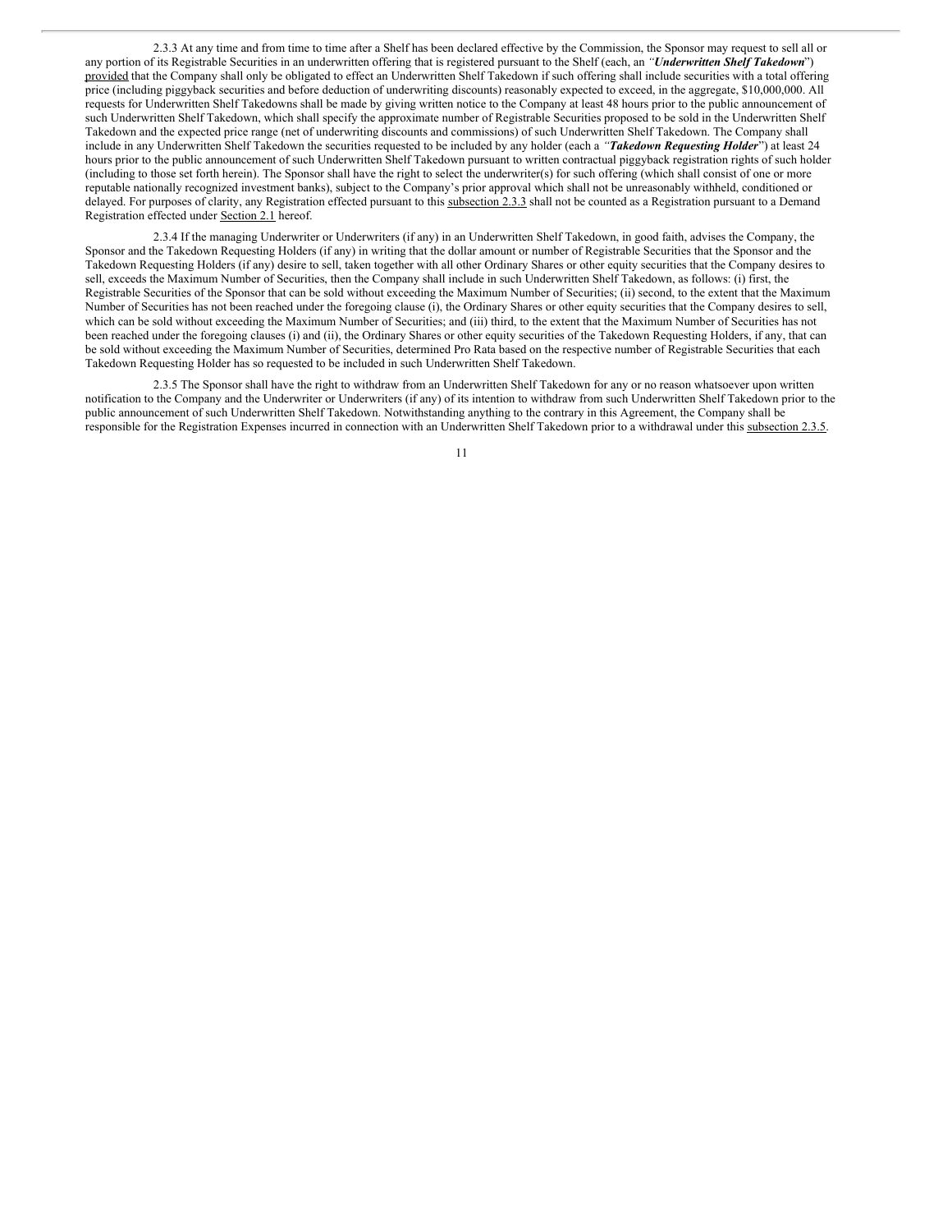2.3.3 At any time and from time to time after a Shelf has been declared effective by the Commission, the Sponsor may request to sell all or any portion of its Registrable Securities in an underwritten offering that is registered pursuant to the Shelf (each, an *"**Underwritten Shelf Takedown**"*) provided that the Company shall only be obligated to effect an Underwritten Shelf Takedown if such offering shall include securities with a total offering price (including piggyback securities and before deduction of underwriting discounts) reasonably expected to exceed, in the aggregate, $10,000,000. All requests for Underwritten Shelf Takedowns shall be made by giving written notice to the Company at least 48 hours prior to the public announcement of such Underwritten Shelf Takedown, which shall specify the approximate number of Registrable Securities proposed to be sold in the Underwritten Shelf Takedown and the expected price range (net of underwriting discounts and commissions) of such Underwritten Shelf Takedown. The Company shall include in any Underwritten Shelf Takedown the securities requested to be included by any holder (each a *"**Takedown Requesting Holder**"*) at least 24 hours prior to the public announcement of such Underwritten Shelf Takedown pursuant to written contractual piggyback registration rights of such holder (including to those set forth herein). The Sponsor shall have the right to select the underwriter(s) for such offering (which shall consist of one or more reputable nationally recognized investment banks), subject to the Company's prior approval which shall not be unreasonably withheld, conditioned or delayed. For purposes of clarity, any Registration effected pursuant to this subsection 2.3.3 shall not be counted as a Registration pursuant to a Demand Registration effected under Section 2.1 hereof.

2.3.4 If the managing Underwriter or Underwriters (if any) in an Underwritten Shelf Takedown, in good faith, advises the Company, the Sponsor and the Takedown Requesting Holders (if any) in writing that the dollar amount or number of Registrable Securities that the Sponsor and the Takedown Requesting Holders (if any) desire to sell, taken together with all other Ordinary Shares or other equity securities that the Company desires to sell, exceeds the Maximum Number of Securities, then the Company shall include in such Underwritten Shelf Takedown, as follows: (i) first, the Registrable Securities of the Sponsor that can be sold without exceeding the Maximum Number of Securities; (ii) second, to the extent that the Maximum Number of Securities has not been reached under the foregoing clause (i), the Ordinary Shares or other equity securities that the Company desires to sell, which can be sold without exceeding the Maximum Number of Securities; and (iii) third, to the extent that the Maximum Number of Securities has not been reached under the foregoing clauses (i) and (ii), the Ordinary Shares or other equity securities of the Takedown Requesting Holders, if any, that can be sold without exceeding the Maximum Number of Securities, determined Pro Rata based on the respective number of Registrable Securities that each Takedown Requesting Holder has so requested to be included in such Underwritten Shelf Takedown.

2.3.5 The Sponsor shall have the right to withdraw from an Underwritten Shelf Takedown for any or no reason whatsoever upon written notification to the Company and the Underwriter or Underwriters (if any) of its intention to withdraw from such Underwritten Shelf Takedown prior to the public announcement of such Underwritten Shelf Takedown. Notwithstanding anything to the contrary in this Agreement, the Company shall be responsible for the Registration Expenses incurred in connection with an Underwritten Shelf Takedown prior to a withdrawal under this subsection 2.3.5.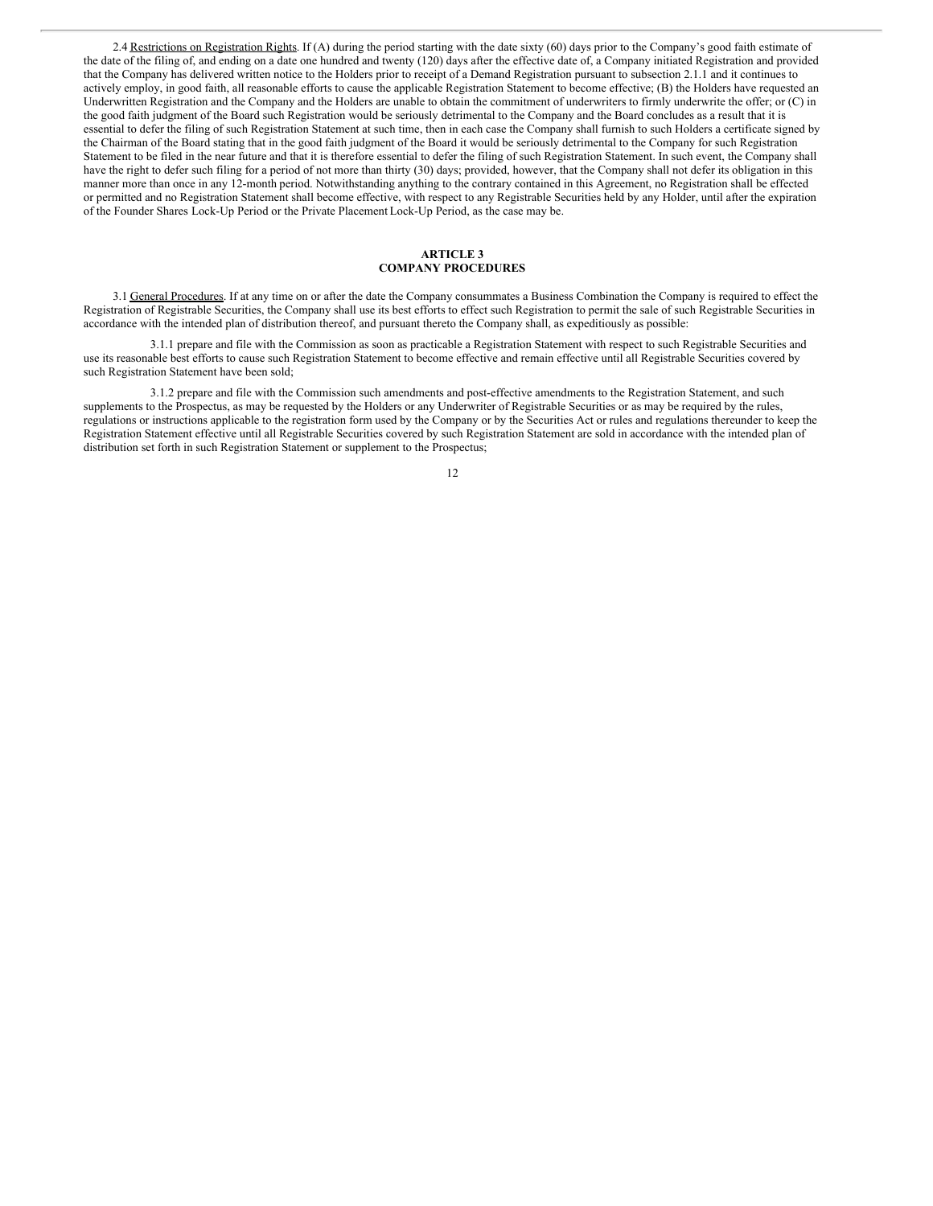2.4 Restrictions on Registration Rights. If (A) during the period starting with the date sixty (60) days prior to the Company's good faith estimate of the date of the filing of, and ending on a date one hundred and twenty (120) days after the effective date of, a Company initiated Registration and provided that the Company has delivered written notice to the Holders prior to receipt of a Demand Registration pursuant to subsection 2.1.1 and it continues to actively employ, in good faith, all reasonable efforts to cause the applicable Registration Statement to become effective; (B) the Holders have requested an Underwritten Registration and the Company and the Holders are unable to obtain the commitment of underwriters to firmly underwrite the offer; or (C) in the good faith judgment of the Board such Registration would be seriously detrimental to the Company and the Board concludes as a result that it is essential to defer the filing of such Registration Statement at such time, then in each case the Company shall furnish to such Holders a certificate signed by the Chairman of the Board stating that in the good faith judgment of the Board it would be seriously detrimental to the Company for such Registration Statement to be filed in the near future and that it is therefore essential to defer the filing of such Registration Statement. In such event, the Company shall have the right to defer such filing for a period of not more than thirty (30) days; provided, however, that the Company shall not defer its obligation in this manner more than once in any 12-month period. Notwithstanding anything to the contrary contained in this Agreement, no Registration shall be effected or permitted and no Registration Statement shall become effective, with respect to any Registrable Securities held by any Holder, until after the expiration of the Founder Shares Lock-Up Period or the Private Placement Lock-Up Period, as the case may be.

## ARTICLE 3
## COMPANY PROCEDURES

3.1 General Procedures. If at any time on or after the date the Company consummates a Business Combination the Company is required to effect the Registration of Registrable Securities, the Company shall use its best efforts to effect such Registration to permit the sale of such Registrable Securities in accordance with the intended plan of distribution thereof, and pursuant thereto the Company shall, as expeditiously as possible:

3.1.1 prepare and file with the Commission as soon as practicable a Registration Statement with respect to such Registrable Securities and use its reasonable best efforts to cause such Registration Statement to become effective and remain effective until all Registrable Securities covered by such Registration Statement have been sold;

3.1.2 prepare and file with the Commission such amendments and post-effective amendments to the Registration Statement, and such supplements to the Prospectus, as may be requested by the Holders or any Underwriter of Registrable Securities or as may be required by the rules, regulations or instructions applicable to the registration form used by the Company or by the Securities Act or rules and regulations thereunder to keep the Registration Statement effective until all Registrable Securities covered by such Registration Statement are sold in accordance with the intended plan of distribution set forth in such Registration Statement or supplement to the Prospectus;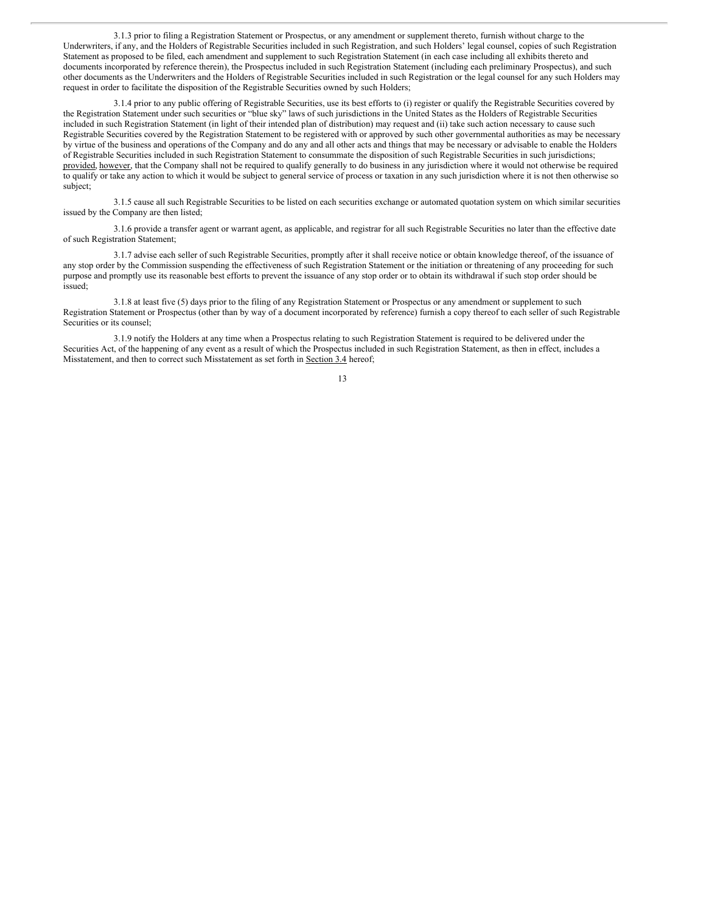3.1.3 prior to filing a Registration Statement or Prospectus, or any amendment or supplement thereto, furnish without charge to the Underwriters, if any, and the Holders of Registrable Securities included in such Registration, and such Holders' legal counsel, copies of such Registration Statement as proposed to be filed, each amendment and supplement to such Registration Statement (in each case including all exhibits thereto and documents incorporated by reference therein), the Prospectus included in such Registration Statement (including each preliminary Prospectus), and such other documents as the Underwriters and the Holders of Registrable Securities included in such Registration or the legal counsel for any such Holders may request in order to facilitate the disposition of the Registrable Securities owned by such Holders;

3.1.4 prior to any public offering of Registrable Securities, use its best efforts to (i) register or qualify the Registrable Securities covered by the Registration Statement under such securities or "blue sky" laws of such jurisdictions in the United States as the Holders of Registrable Securities included in such Registration Statement (in light of their intended plan of distribution) may request and (ii) take such action necessary to cause such Registrable Securities covered by the Registration Statement to be registered with or approved by such other governmental authorities as may be necessary by virtue of the business and operations of the Company and do any and all other acts and things that may be necessary or advisable to enable the Holders of Registrable Securities included in such Registration Statement to consummate the disposition of such Registrable Securities in such jurisdictions; provided, however, that the Company shall not be required to qualify generally to do business in any jurisdiction where it would not otherwise be required to qualify or take any action to which it would be subject to general service of process or taxation in any such jurisdiction where it is not then otherwise so subject;

3.1.5 cause all such Registrable Securities to be listed on each securities exchange or automated quotation system on which similar securities issued by the Company are then listed;

3.1.6 provide a transfer agent or warrant agent, as applicable, and registrar for all such Registrable Securities no later than the effective date of such Registration Statement;

3.1.7 advise each seller of such Registrable Securities, promptly after it shall receive notice or obtain knowledge thereof, of the issuance of any stop order by the Commission suspending the effectiveness of such Registration Statement or the initiation or threatening of any proceeding for such purpose and promptly use its reasonable best efforts to prevent the issuance of any stop order or to obtain its withdrawal if such stop order should be issued;

3.1.8 at least five (5) days prior to the filing of any Registration Statement or Prospectus or any amendment or supplement to such Registration Statement or Prospectus (other than by way of a document incorporated by reference) furnish a copy thereof to each seller of such Registrable Securities or its counsel;

3.1.9 notify the Holders at any time when a Prospectus relating to such Registration Statement is required to be delivered under the Securities Act, of the happening of any event as a result of which the Prospectus included in such Registration Statement, as then in effect, includes a Misstatement, and then to correct such Misstatement as set forth in Section 3.4 hereof;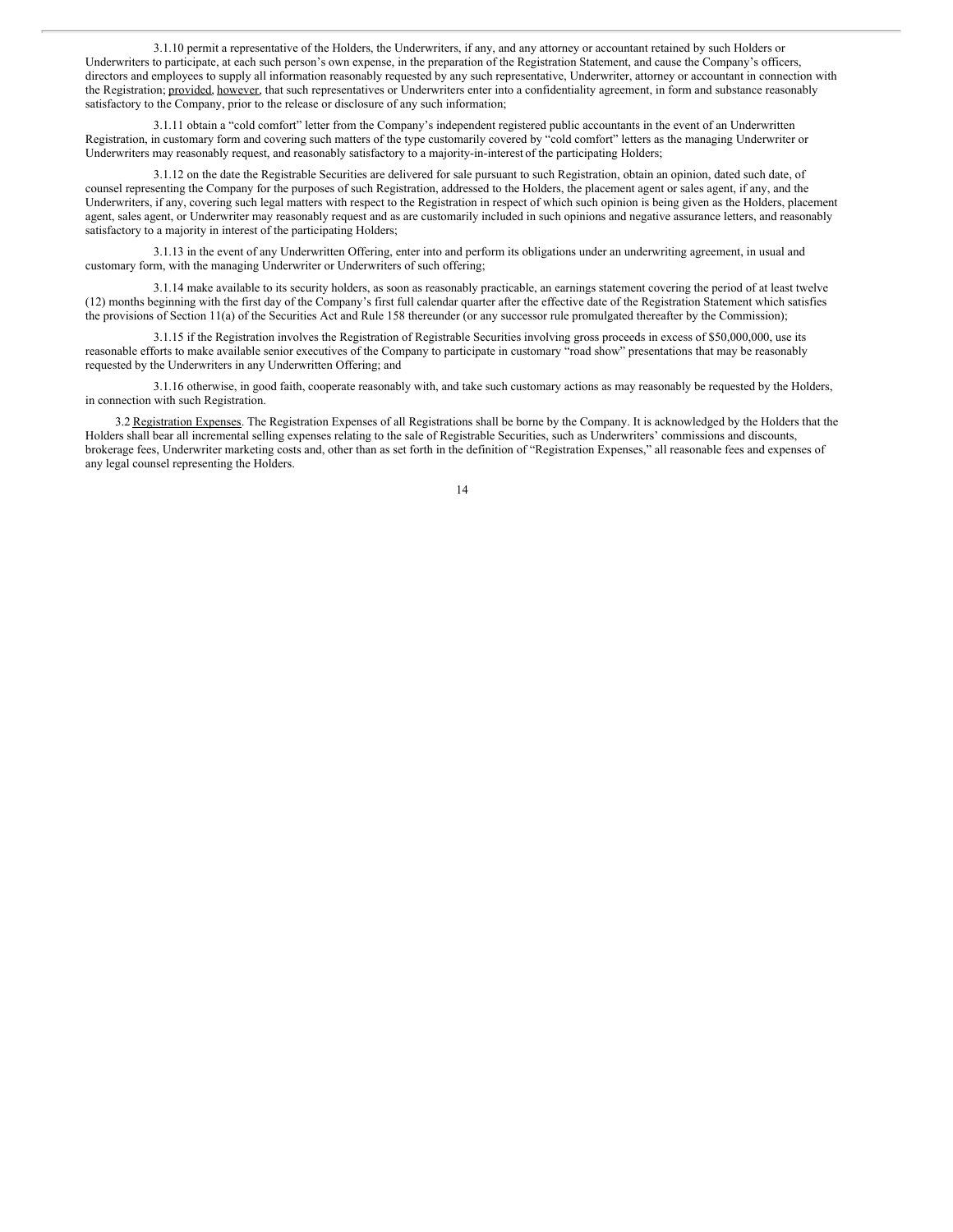3.1.10 permit a representative of the Holders, the Underwriters, if any, and any attorney or accountant retained by such Holders or Underwriters to participate, at each such person's own expense, in the preparation of the Registration Statement, and cause the Company's officers, directors and employees to supply all information reasonably requested by any such representative, Underwriter, attorney or accountant in connection with the Registration; provided, however, that such representatives or Underwriters enter into a confidentiality agreement, in form and substance reasonably satisfactory to the Company, prior to the release or disclosure of any such information;

3.1.11 obtain a "cold comfort" letter from the Company's independent registered public accountants in the event of an Underwritten Registration, in customary form and covering such matters of the type customarily covered by "cold comfort" letters as the managing Underwriter or Underwriters may reasonably request, and reasonably satisfactory to a majority-in-interest of the participating Holders;

3.1.12 on the date the Registrable Securities are delivered for sale pursuant to such Registration, obtain an opinion, dated such date, of counsel representing the Company for the purposes of such Registration, addressed to the Holders, the placement agent or sales agent, if any, and the Underwriters, if any, covering such legal matters with respect to the Registration in respect of which such opinion is being given as the Holders, placement agent, sales agent, or Underwriter may reasonably request and as are customarily included in such opinions and negative assurance letters, and reasonably satisfactory to a majority in interest of the participating Holders;

3.1.13 in the event of any Underwritten Offering, enter into and perform its obligations under an underwriting agreement, in usual and customary form, with the managing Underwriter or Underwriters of such offering;

3.1.14 make available to its security holders, as soon as reasonably practicable, an earnings statement covering the period of at least twelve (12) months beginning with the first day of the Company's first full calendar quarter after the effective date of the Registration Statement which satisfies the provisions of Section 11(a) of the Securities Act and Rule 158 thereunder (or any successor rule promulgated thereafter by the Commission);

3.1.15 if the Registration involves the Registration of Registrable Securities involving gross proceeds in excess of $50,000,000, use its reasonable efforts to make available senior executives of the Company to participate in customary "road show" presentations that may be reasonably requested by the Underwriters in any Underwritten Offering; and

3.1.16 otherwise, in good faith, cooperate reasonably with, and take such customary actions as may reasonably be requested by the Holders, in connection with such Registration.

3.2 Registration Expenses. The Registration Expenses of all Registrations shall be borne by the Company. It is acknowledged by the Holders that the Holders shall bear all incremental selling expenses relating to the sale of Registrable Securities, such as Underwriters' commissions and discounts, brokerage fees, Underwriter marketing costs and, other than as set forth in the definition of "Registration Expenses," all reasonable fees and expenses of any legal counsel representing the Holders.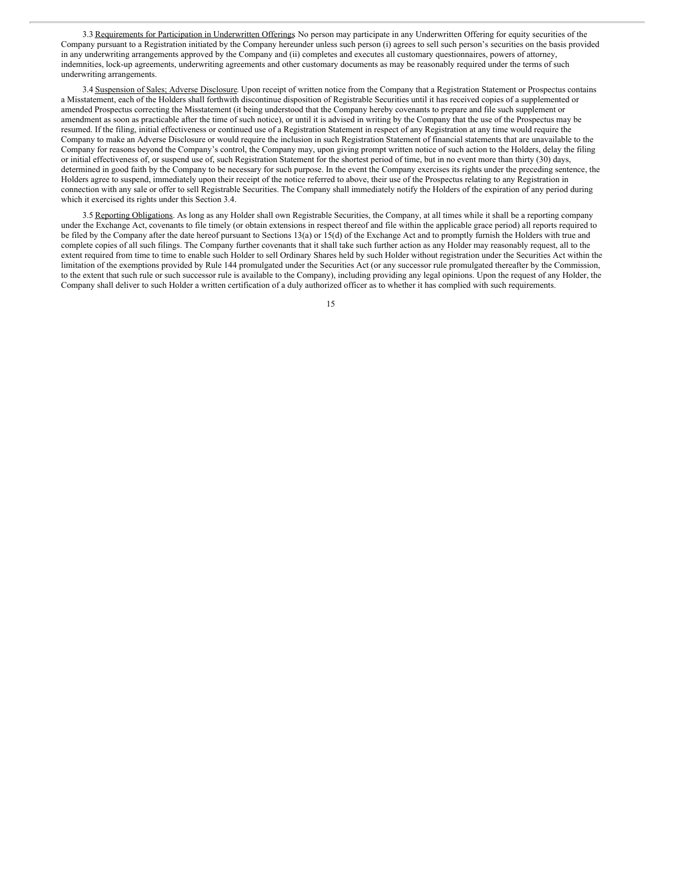3.3 Requirements for Participation in Underwritten Offerings. No person may participate in any Underwritten Offering for equity securities of the Company pursuant to a Registration initiated by the Company hereunder unless such person (i) agrees to sell such person's securities on the basis provided in any underwriting arrangements approved by the Company and (ii) completes and executes all customary questionnaires, powers of attorney, indemnities, lock-up agreements, underwriting agreements and other customary documents as may be reasonably required under the terms of such underwriting arrangements.

3.4 Suspension of Sales; Adverse Disclosure. Upon receipt of written notice from the Company that a Registration Statement or Prospectus contains a Misstatement, each of the Holders shall forthwith discontinue disposition of Registrable Securities until it has received copies of a supplemented or amended Prospectus correcting the Misstatement (it being understood that the Company hereby covenants to prepare and file such supplement or amendment as soon as practicable after the time of such notice), or until it is advised in writing by the Company that the use of the Prospectus may be resumed. If the filing, initial effectiveness or continued use of a Registration Statement in respect of any Registration at any time would require the Company to make an Adverse Disclosure or would require the inclusion in such Registration Statement of financial statements that are unavailable to the Company for reasons beyond the Company's control, the Company may, upon giving prompt written notice of such action to the Holders, delay the filing or initial effectiveness of, or suspend use of, such Registration Statement for the shortest period of time, but in no event more than thirty (30) days, determined in good faith by the Company to be necessary for such purpose. In the event the Company exercises its rights under the preceding sentence, the Holders agree to suspend, immediately upon their receipt of the notice referred to above, their use of the Prospectus relating to any Registration in connection with any sale or offer to sell Registrable Securities. The Company shall immediately notify the Holders of the expiration of any period during which it exercised its rights under this Section 3.4.

3.5 Reporting Obligations. As long as any Holder shall own Registrable Securities, the Company, at all times while it shall be a reporting company under the Exchange Act, covenants to file timely (or obtain extensions in respect thereof and file within the applicable grace period) all reports required to be filed by the Company after the date hereof pursuant to Sections 13(a) or 15(d) of the Exchange Act and to promptly furnish the Holders with true and complete copies of all such filings. The Company further covenants that it shall take such further action as any Holder may reasonably request, all to the extent required from time to time to enable such Holder to sell Ordinary Shares held by such Holder without registration under the Securities Act within the limitation of the exemptions provided by Rule 144 promulgated under the Securities Act (or any successor rule promulgated thereafter by the Commission, to the extent that such rule or such successor rule is available to the Company), including providing any legal opinions. Upon the request of any Holder, the Company shall deliver to such Holder a written certification of a duly authorized officer as to whether it has complied with such requirements.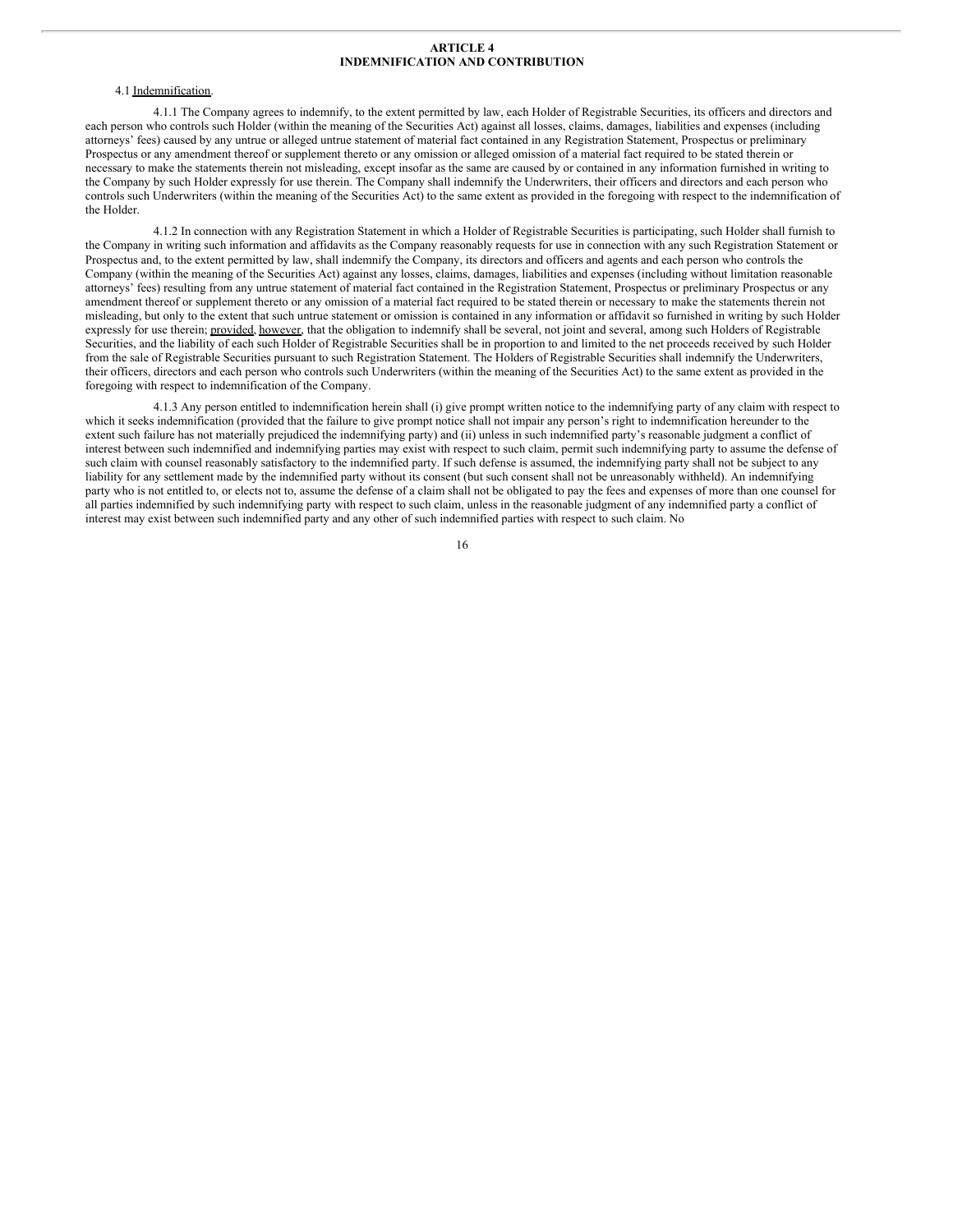## ARTICLE 4
## INDEMNIFICATION AND CONTRIBUTION

4.1 Indemnification.

4.1.1 The Company agrees to indemnify, to the extent permitted by law, each Holder of Registrable Securities, its officers and directors and each person who controls such Holder (within the meaning of the Securities Act) against all losses, claims, damages, liabilities and expenses (including attorneys' fees) caused by any untrue or alleged untrue statement of material fact contained in any Registration Statement, Prospectus or preliminary Prospectus or any amendment thereof or supplement thereto or any omission or alleged omission of a material fact required to be stated therein or necessary to make the statements therein not misleading, except insofar as the same are caused by or contained in any information furnished in writing to the Company by such Holder expressly for use therein. The Company shall indemnify the Underwriters, their officers and directors and each person who controls such Underwriters (within the meaning of the Securities Act) to the same extent as provided in the foregoing with respect to the indemnification of the Holder.

4.1.2 In connection with any Registration Statement in which a Holder of Registrable Securities is participating, such Holder shall furnish to the Company in writing such information and affidavits as the Company reasonably requests for use in connection with any such Registration Statement or Prospectus and, to the extent permitted by law, shall indemnify the Company, its directors and officers and agents and each person who controls the Company (within the meaning of the Securities Act) against any losses, claims, damages, liabilities and expenses (including without limitation reasonable attorneys' fees) resulting from any untrue statement of material fact contained in the Registration Statement, Prospectus or preliminary Prospectus or any amendment thereof or supplement thereto or any omission of a material fact required to be stated therein or necessary to make the statements therein not misleading, but only to the extent that such untrue statement or omission is contained in any information or affidavit so furnished in writing by such Holder expressly for use therein; provided, however, that the obligation to indemnify shall be several, not joint and several, among such Holders of Registrable Securities, and the liability of each such Holder of Registrable Securities shall be in proportion to and limited to the net proceeds received by such Holder from the sale of Registrable Securities pursuant to such Registration Statement. The Holders of Registrable Securities shall indemnify the Underwriters, their officers, directors and each person who controls such Underwriters (within the meaning of the Securities Act) to the same extent as provided in the foregoing with respect to indemnification of the Company.

4.1.3 Any person entitled to indemnification herein shall (i) give prompt written notice to the indemnifying party of any claim with respect to which it seeks indemnification (provided that the failure to give prompt notice shall not impair any person's right to indemnification hereunder to the extent such failure has not materially prejudiced the indemnifying party) and (ii) unless in such indemnified party's reasonable judgment a conflict of interest between such indemnified and indemnifying parties may exist with respect to such claim, permit such indemnifying party to assume the defense of such claim with counsel reasonably satisfactory to the indemnified party. If such defense is assumed, the indemnifying party shall not be subject to any liability for any settlement made by the indemnified party without its consent (but such consent shall not be unreasonably withheld). An indemnifying party who is not entitled to, or elects not to, assume the defense of a claim shall not be obligated to pay the fees and expenses of more than one counsel for all parties indemnified by such indemnifying party with respect to such claim, unless in the reasonable judgment of any indemnified party a conflict of interest may exist between such indemnified party and any other of such indemnified parties with respect to such claim. No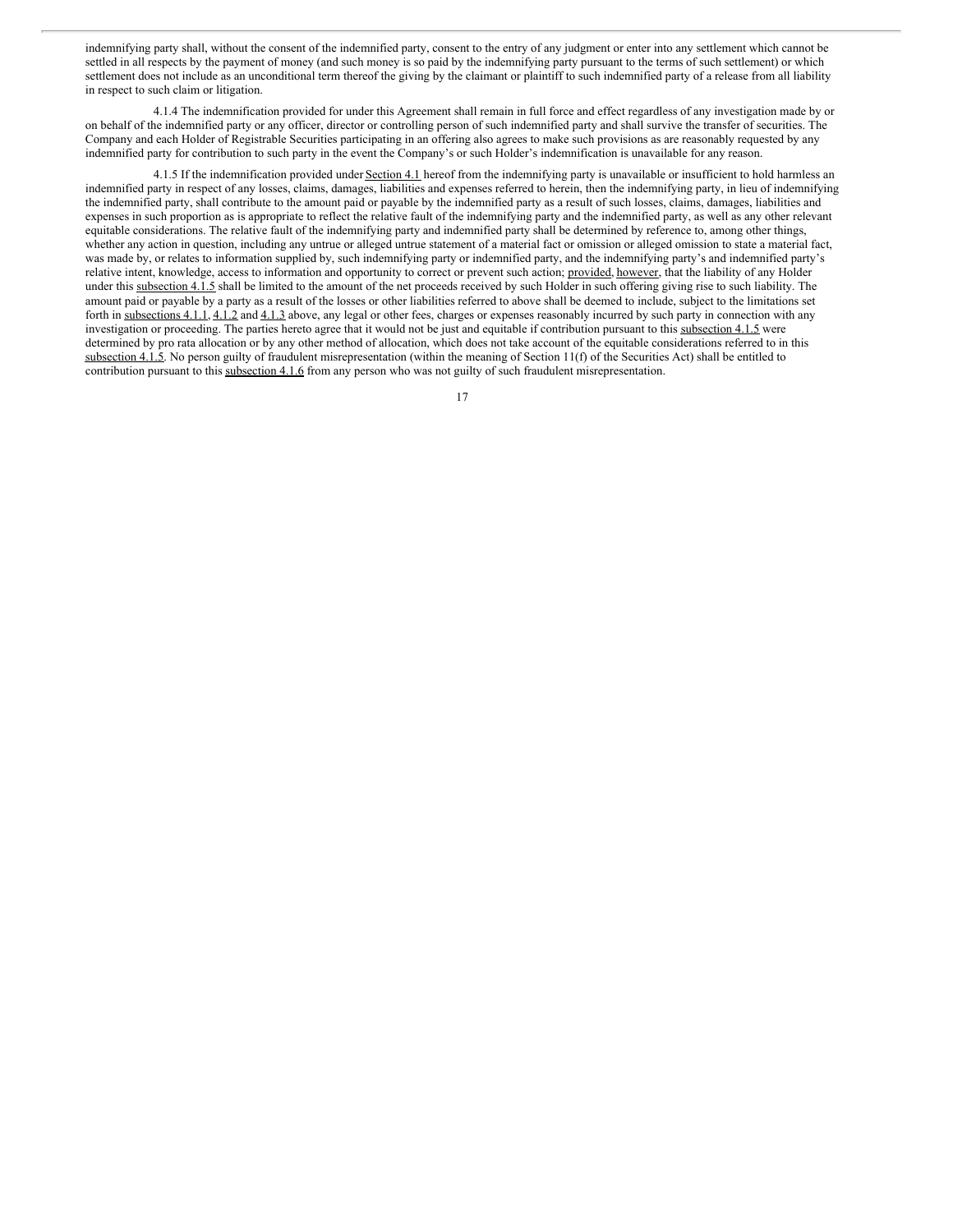indemnifying party shall, without the consent of the indemnified party, consent to the entry of any judgment or enter into any settlement which cannot be settled in all respects by the payment of money (and such money is so paid by the indemnifying party pursuant to the terms of such settlement) or which settlement does not include as an unconditional term thereof the giving by the claimant or plaintiff to such indemnified party of a release from all liability in respect to such claim or litigation.

4.1.4 The indemnification provided for under this Agreement shall remain in full force and effect regardless of any investigation made by or on behalf of the indemnified party or any officer, director or controlling person of such indemnified party and shall survive the transfer of securities. The Company and each Holder of Registrable Securities participating in an offering also agrees to make such provisions as are reasonably requested by any indemnified party for contribution to such party in the event the Company's or such Holder's indemnification is unavailable for any reason.

4.1.5 If the indemnification provided under Section 4.1 hereof from the indemnifying party is unavailable or insufficient to hold harmless an indemnified party in respect of any losses, claims, damages, liabilities and expenses referred to herein, then the indemnifying party, in lieu of indemnifying the indemnified party, shall contribute to the amount paid or payable by the indemnified party as a result of such losses, claims, damages, liabilities and expenses in such proportion as is appropriate to reflect the relative fault of the indemnifying party and the indemnified party, as well as any other relevant equitable considerations. The relative fault of the indemnifying party and indemnified party shall be determined by reference to, among other things, whether any action in question, including any untrue or alleged untrue statement of a material fact or omission or alleged omission to state a material fact, was made by, or relates to information supplied by, such indemnifying party or indemnified party, and the indemnifying party's and indemnified party's relative intent, knowledge, access to information and opportunity to correct or prevent such action; provided, however, that the liability of any Holder under this subsection 4.1.5 shall be limited to the amount of the net proceeds received by such Holder in such offering giving rise to such liability. The amount paid or payable by a party as a result of the losses or other liabilities referred to above shall be deemed to include, subject to the limitations set forth in subsections 4.1.1, 4.1.2 and 4.1.3 above, any legal or other fees, charges or expenses reasonably incurred by such party in connection with any investigation or proceeding. The parties hereto agree that it would not be just and equitable if contribution pursuant to this subsection 4.1.5 were determined by pro rata allocation or by any other method of allocation, which does not take account of the equitable considerations referred to in this subsection 4.1.5. No person guilty of fraudulent misrepresentation (within the meaning of Section 11(f) of the Securities Act) shall be entitled to contribution pursuant to this subsection 4.1.6 from any person who was not guilty of such fraudulent misrepresentation.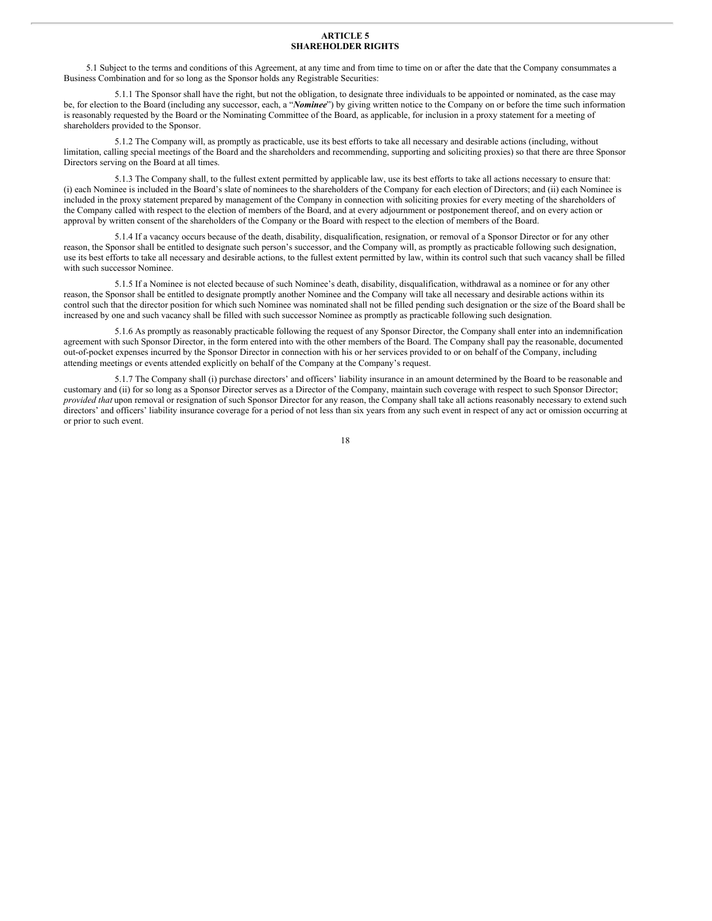## ARTICLE 5
## SHAREHOLDER RIGHTS

5.1 Subject to the terms and conditions of this Agreement, at any time and from time to time on or after the date that the Company consummates a Business Combination and for so long as the Sponsor holds any Registrable Securities:

5.1.1 The Sponsor shall have the right, but not the obligation, to designate three individuals to be appointed or nominated, as the case may be, for election to the Board (including any successor, each, a "***Nominee***") by giving written notice to the Company on or before the time such information is reasonably requested by the Board or the Nominating Committee of the Board, as applicable, for inclusion in a proxy statement for a meeting of shareholders provided to the Sponsor.

5.1.2 The Company will, as promptly as practicable, use its best efforts to take all necessary and desirable actions (including, without limitation, calling special meetings of the Board and the shareholders and recommending, supporting and soliciting proxies) so that there are three Sponsor Directors serving on the Board at all times.

5.1.3 The Company shall, to the fullest extent permitted by applicable law, use its best efforts to take all actions necessary to ensure that: (i) each Nominee is included in the Board's slate of nominees to the shareholders of the Company for each election of Directors; and (ii) each Nominee is included in the proxy statement prepared by management of the Company in connection with soliciting proxies for every meeting of the shareholders of the Company called with respect to the election of members of the Board, and at every adjournment or postponement thereof, and on every action or approval by written consent of the shareholders of the Company or the Board with respect to the election of members of the Board.

5.1.4 If a vacancy occurs because of the death, disability, disqualification, resignation, or removal of a Sponsor Director or for any other reason, the Sponsor shall be entitled to designate such person's successor, and the Company will, as promptly as practicable following such designation, use its best efforts to take all necessary and desirable actions, to the fullest extent permitted by law, within its control such that such vacancy shall be filled with such successor Nominee.

5.1.5 If a Nominee is not elected because of such Nominee's death, disability, disqualification, withdrawal as a nominee or for any other reason, the Sponsor shall be entitled to designate promptly another Nominee and the Company will take all necessary and desirable actions within its control such that the director position for which such Nominee was nominated shall not be filled pending such designation or the size of the Board shall be increased by one and such vacancy shall be filled with such successor Nominee as promptly as practicable following such designation.

5.1.6 As promptly as reasonably practicable following the request of any Sponsor Director, the Company shall enter into an indemnification agreement with such Sponsor Director, in the form entered into with the other members of the Board. The Company shall pay the reasonable, documented out-of-pocket expenses incurred by the Sponsor Director in connection with his or her services provided to or on behalf of the Company, including attending meetings or events attended explicitly on behalf of the Company at the Company's request.

5.1.7 The Company shall (i) purchase directors' and officers' liability insurance in an amount determined by the Board to be reasonable and customary and (ii) for so long as a Sponsor Director serves as a Director of the Company, maintain such coverage with respect to such Sponsor Director; *provided that* upon removal or resignation of such Sponsor Director for any reason, the Company shall take all actions reasonably necessary to extend such directors' and officers' liability insurance coverage for a period of not less than six years from any such event in respect of any act or omission occurring at or prior to such event.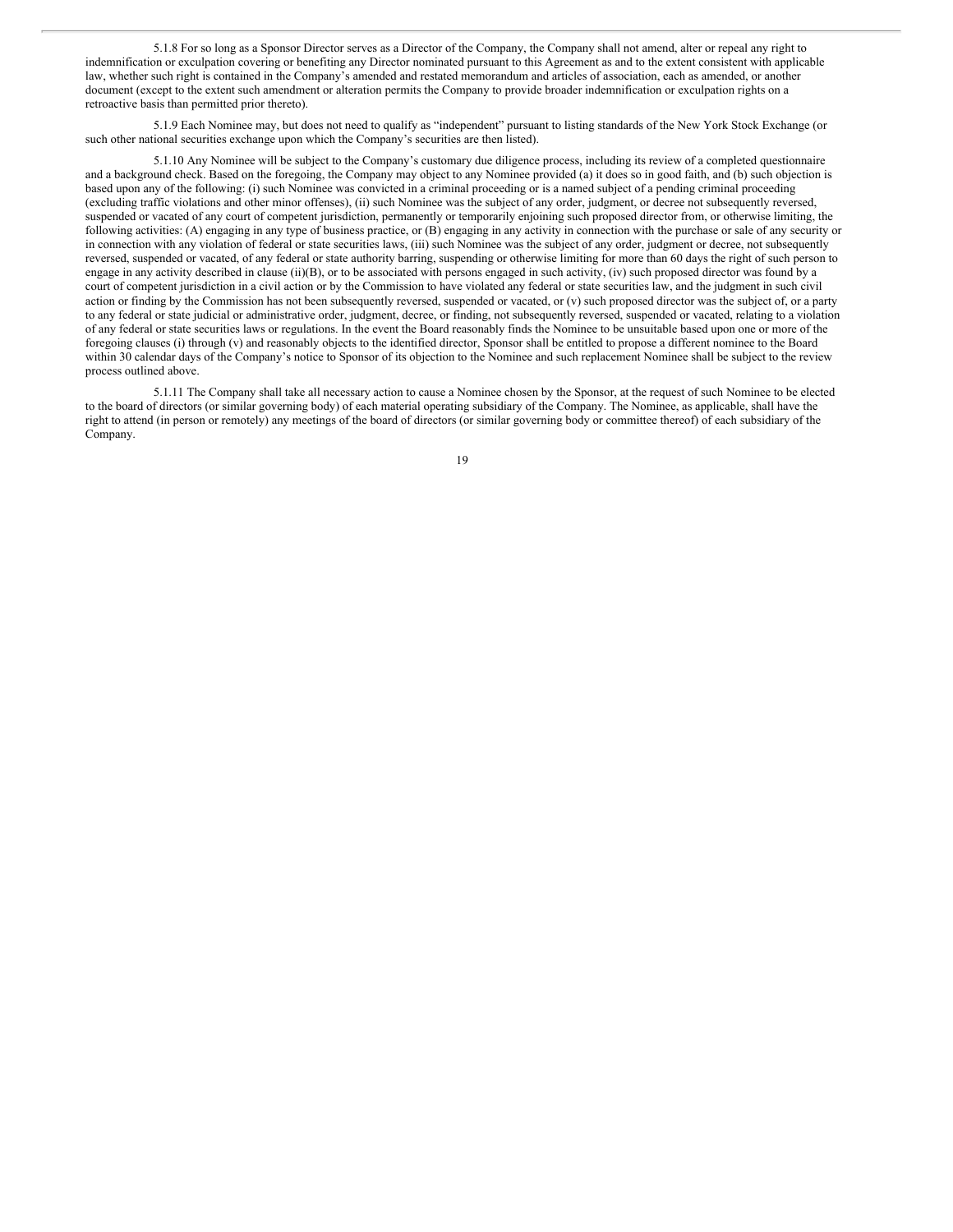5.1.8 For so long as a Sponsor Director serves as a Director of the Company, the Company shall not amend, alter or repeal any right to indemnification or exculpation covering or benefiting any Director nominated pursuant to this Agreement as and to the extent consistent with applicable law, whether such right is contained in the Company's amended and restated memorandum and articles of association, each as amended, or another document (except to the extent such amendment or alteration permits the Company to provide broader indemnification or exculpation rights on a retroactive basis than permitted prior thereto).

5.1.9 Each Nominee may, but does not need to qualify as "independent" pursuant to listing standards of the New York Stock Exchange (or such other national securities exchange upon which the Company's securities are then listed).

5.1.10 Any Nominee will be subject to the Company's customary due diligence process, including its review of a completed questionnaire and a background check. Based on the foregoing, the Company may object to any Nominee provided (a) it does so in good faith, and (b) such objection is based upon any of the following: (i) such Nominee was convicted in a criminal proceeding or is a named subject of a pending criminal proceeding (excluding traffic violations and other minor offenses), (ii) such Nominee was the subject of any order, judgment, or decree not subsequently reversed, suspended or vacated of any court of competent jurisdiction, permanently or temporarily enjoining such proposed director from, or otherwise limiting, the following activities: (A) engaging in any type of business practice, or (B) engaging in any activity in connection with the purchase or sale of any security or in connection with any violation of federal or state securities laws, (iii) such Nominee was the subject of any order, judgment or decree, not subsequently reversed, suspended or vacated, of any federal or state authority barring, suspending or otherwise limiting for more than 60 days the right of such person to engage in any activity described in clause (ii)(B), or to be associated with persons engaged in such activity, (iv) such proposed director was found by a court of competent jurisdiction in a civil action or by the Commission to have violated any federal or state securities law, and the judgment in such civil action or finding by the Commission has not been subsequently reversed, suspended or vacated, or (v) such proposed director was the subject of, or a party to any federal or state judicial or administrative order, judgment, decree, or finding, not subsequently reversed, suspended or vacated, relating to a violation of any federal or state securities laws or regulations. In the event the Board reasonably finds the Nominee to be unsuitable based upon one or more of the foregoing clauses (i) through (v) and reasonably objects to the identified director, Sponsor shall be entitled to propose a different nominee to the Board within 30 calendar days of the Company's notice to Sponsor of its objection to the Nominee and such replacement Nominee shall be subject to the review process outlined above.

5.1.11 The Company shall take all necessary action to cause a Nominee chosen by the Sponsor, at the request of such Nominee to be elected to the board of directors (or similar governing body) of each material operating subsidiary of the Company. The Nominee, as applicable, shall have the right to attend (in person or remotely) any meetings of the board of directors (or similar governing body or committee thereof) of each subsidiary of the Company.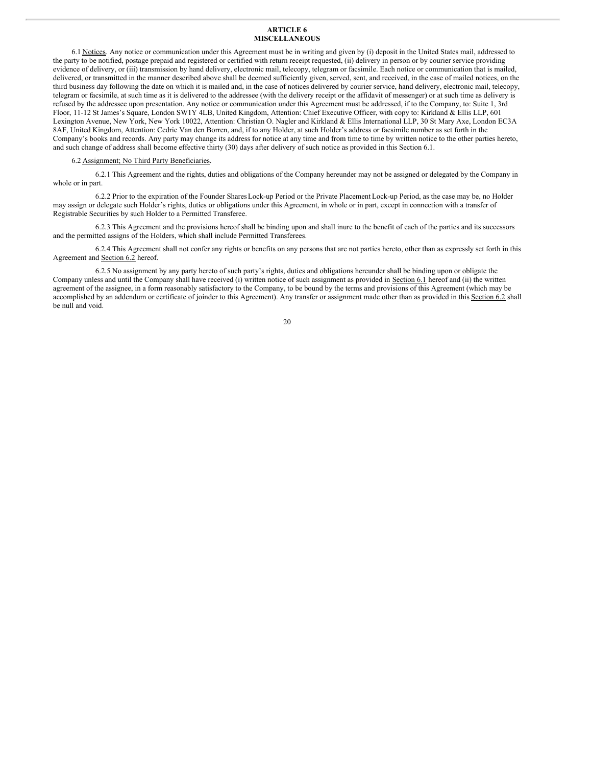## ARTICLE 6
## MISCELLANEOUS

6.1 Notices. Any notice or communication under this Agreement must be in writing and given by (i) deposit in the United States mail, addressed to the party to be notified, postage prepaid and registered or certified with return receipt requested, (ii) delivery in person or by courier service providing evidence of delivery, or (iii) transmission by hand delivery, electronic mail, telecopy, telegram or facsimile. Each notice or communication that is mailed, delivered, or transmitted in the manner described above shall be deemed sufficiently given, served, sent, and received, in the case of mailed notices, on the third business day following the date on which it is mailed and, in the case of notices delivered by courier service, hand delivery, electronic mail, telecopy, telegram or facsimile, at such time as it is delivered to the addressee (with the delivery receipt or the affidavit of messenger) or at such time as delivery is refused by the addressee upon presentation. Any notice or communication under this Agreement must be addressed, if to the Company, to: Suite 1, 3rd Floor, 11-12 St James's Square, London SW1Y 4LB, United Kingdom, Attention: Chief Executive Officer, with copy to: Kirkland & Ellis LLP, 601 Lexington Avenue, New York, New York 10022, Attention: Christian O. Nagler and Kirkland & Ellis International LLP, 30 St Mary Axe, London EC3A 8AF, United Kingdom, Attention: Cedric Van den Borren, and, if to any Holder, at such Holder's address or facsimile number as set forth in the Company's books and records. Any party may change its address for notice at any time and from time to time by written notice to the other parties hereto, and such change of address shall become effective thirty (30) days after delivery of such notice as provided in this Section 6.1.

6.2 Assignment; No Third Party Beneficiaries.

6.2.1 This Agreement and the rights, duties and obligations of the Company hereunder may not be assigned or delegated by the Company in whole or in part.

6.2.2 Prior to the expiration of the Founder Shares Lock-up Period or the Private Placement Lock-up Period, as the case may be, no Holder may assign or delegate such Holder's rights, duties or obligations under this Agreement, in whole or in part, except in connection with a transfer of Registrable Securities by such Holder to a Permitted Transferee.

6.2.3 This Agreement and the provisions hereof shall be binding upon and shall inure to the benefit of each of the parties and its successors and the permitted assigns of the Holders, which shall include Permitted Transferees.

6.2.4 This Agreement shall not confer any rights or benefits on any persons that are not parties hereto, other than as expressly set forth in this Agreement and Section 6.2 hereof.

6.2.5 No assignment by any party hereto of such party's rights, duties and obligations hereunder shall be binding upon or obligate the Company unless and until the Company shall have received (i) written notice of such assignment as provided in Section 6.1 hereof and (ii) the written agreement of the assignee, in a form reasonably satisfactory to the Company, to be bound by the terms and provisions of this Agreement (which may be accomplished by an addendum or certificate of joinder to this Agreement). Any transfer or assignment made other than as provided in this Section 6.2 shall be null and void.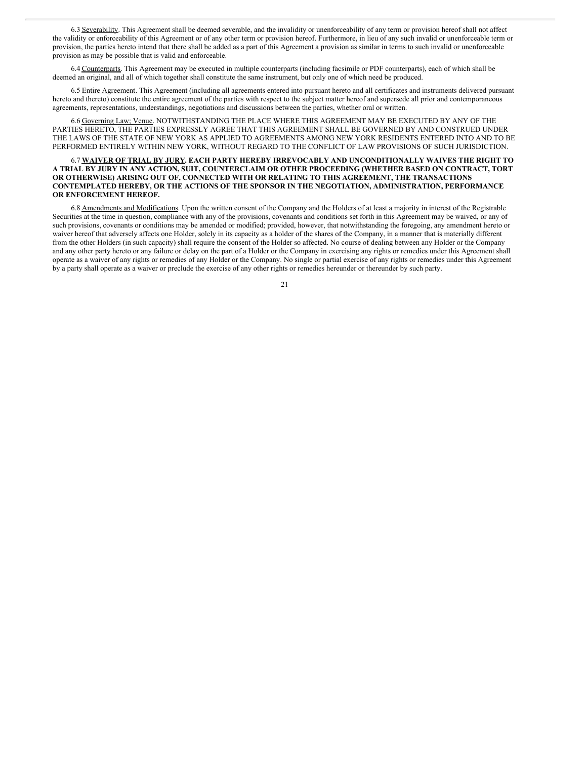6.3 Severability. This Agreement shall be deemed severable, and the invalidity or unenforceability of any term or provision hereof shall not affect the validity or enforceability of this Agreement or of any other term or provision hereof. Furthermore, in lieu of any such invalid or unenforceable term or provision, the parties hereto intend that there shall be added as a part of this Agreement a provision as similar in terms to such invalid or unenforceable provision as may be possible that is valid and enforceable.

6.4 Counterparts. This Agreement may be executed in multiple counterparts (including facsimile or PDF counterparts), each of which shall be deemed an original, and all of which together shall constitute the same instrument, but only one of which need be produced.

6.5 Entire Agreement. This Agreement (including all agreements entered into pursuant hereto and all certificates and instruments delivered pursuant hereto and thereto) constitute the entire agreement of the parties with respect to the subject matter hereof and supersede all prior and contemporaneous agreements, representations, understandings, negotiations and discussions between the parties, whether oral or written.

6.6 Governing Law; Venue. NOTWITHSTANDING THE PLACE WHERE THIS AGREEMENT MAY BE EXECUTED BY ANY OF THE PARTIES HERETO, THE PARTIES EXPRESSLY AGREE THAT THIS AGREEMENT SHALL BE GOVERNED BY AND CONSTRUED UNDER THE LAWS OF THE STATE OF NEW YORK AS APPLIED TO AGREEMENTS AMONG NEW YORK RESIDENTS ENTERED INTO AND TO BE PERFORMED ENTIRELY WITHIN NEW YORK, WITHOUT REGARD TO THE CONFLICT OF LAW PROVISIONS OF SUCH JURISDICTION.

6.7 **WAIVER OF TRIAL BY JURY. EACH PARTY HEREBY IRREVOCABLY AND UNCONDITIONALLY WAIVES THE RIGHT TO A TRIAL BY JURY IN ANY ACTION, SUIT, COUNTERCLAIM OR OTHER PROCEEDING (WHETHER BASED ON CONTRACT, TORT OR OTHERWISE) ARISING OUT OF, CONNECTED WITH OR RELATING TO THIS AGREEMENT, THE TRANSACTIONS CONTEMPLATED HEREBY, OR THE ACTIONS OF THE SPONSOR IN THE NEGOTIATION, ADMINISTRATION, PERFORMANCE OR ENFORCEMENT HEREOF.**

6.8 Amendments and Modifications. Upon the written consent of the Company and the Holders of at least a majority in interest of the Registrable Securities at the time in question, compliance with any of the provisions, covenants and conditions set forth in this Agreement may be waived, or any of such provisions, covenants or conditions may be amended or modified; provided, however, that notwithstanding the foregoing, any amendment hereto or waiver hereof that adversely affects one Holder, solely in its capacity as a holder of the shares of the Company, in a manner that is materially different from the other Holders (in such capacity) shall require the consent of the Holder so affected. No course of dealing between any Holder or the Company and any other party hereto or any failure or delay on the part of a Holder or the Company in exercising any rights or remedies under this Agreement shall operate as a waiver of any rights or remedies of any Holder or the Company. No single or partial exercise of any rights or remedies under this Agreement by a party shall operate as a waiver or preclude the exercise of any other rights or remedies hereunder or thereunder by such party.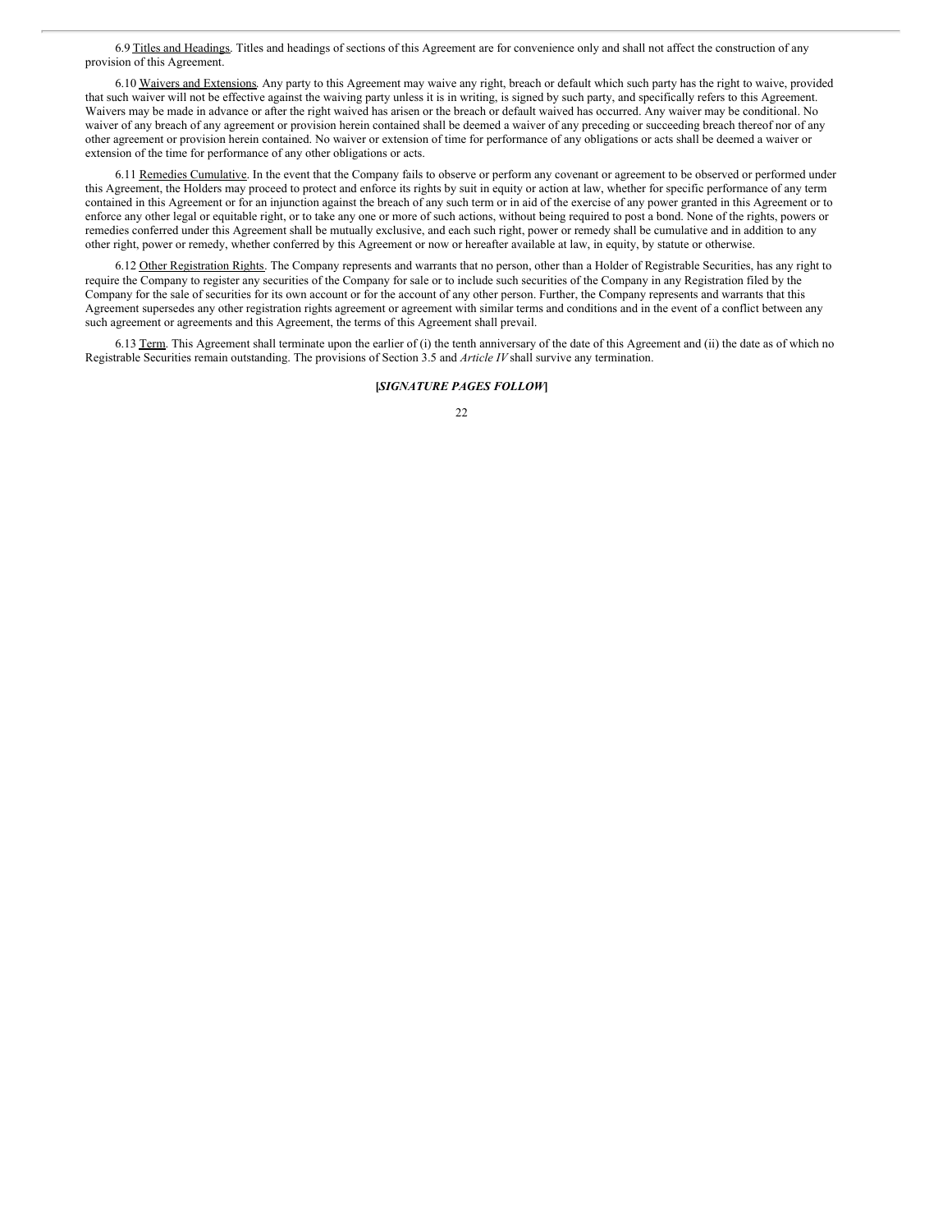6.9 Titles and Headings. Titles and headings of sections of this Agreement are for convenience only and shall not affect the construction of any provision of this Agreement.

6.10 Waivers and Extensions. Any party to this Agreement may waive any right, breach or default which such party has the right to waive, provided that such waiver will not be effective against the waiving party unless it is in writing, is signed by such party, and specifically refers to this Agreement. Waivers may be made in advance or after the right waived has arisen or the breach or default waived has occurred. Any waiver may be conditional. No waiver of any breach of any agreement or provision herein contained shall be deemed a waiver of any preceding or succeeding breach thereof nor of any other agreement or provision herein contained. No waiver or extension of time for performance of any obligations or acts shall be deemed a waiver or extension of the time for performance of any other obligations or acts.

6.11 Remedies Cumulative. In the event that the Company fails to observe or perform any covenant or agreement to be observed or performed under this Agreement, the Holders may proceed to protect and enforce its rights by suit in equity or action at law, whether for specific performance of any term contained in this Agreement or for an injunction against the breach of any such term or in aid of the exercise of any power granted in this Agreement or to enforce any other legal or equitable right, or to take any one or more of such actions, without being required to post a bond. None of the rights, powers or remedies conferred under this Agreement shall be mutually exclusive, and each such right, power or remedy shall be cumulative and in addition to any other right, power or remedy, whether conferred by this Agreement or now or hereafter available at law, in equity, by statute or otherwise.

6.12 Other Registration Rights. The Company represents and warrants that no person, other than a Holder of Registrable Securities, has any right to require the Company to register any securities of the Company for sale or to include such securities of the Company in any Registration filed by the Company for the sale of securities for its own account or for the account of any other person. Further, the Company represents and warrants that this Agreement supersedes any other registration rights agreement or agreement with similar terms and conditions and in the event of a conflict between any such agreement or agreements and this Agreement, the terms of this Agreement shall prevail.

6.13 Term. This Agreement shall terminate upon the earlier of (i) the tenth anniversary of the date of this Agreement and (ii) the date as of which no Registrable Securities remain outstanding. The provisions of Section 3.5 and *Article IV* shall survive any termination.

**[*SIGNATURE PAGES FOLLOW*]**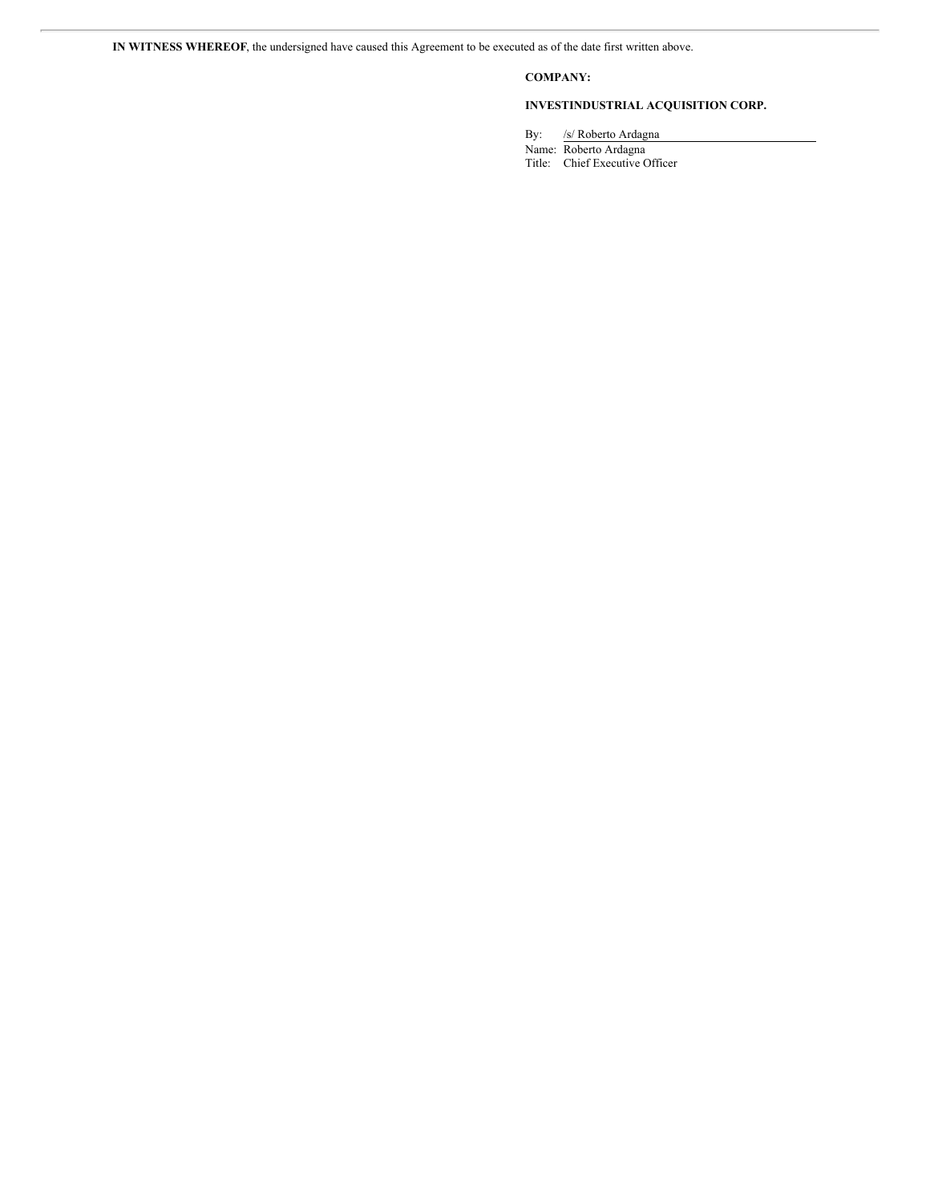**IN WITNESS WHEREOF**, the undersigned have caused this Agreement to be executed as of the date first written above.

**COMPANY:**

**INVESTINDUSTRIAL ACQUISITION CORP.**

By: /s/ Roberto Ardagna

Name: Roberto Ardagna

Title: Chief Executive Officer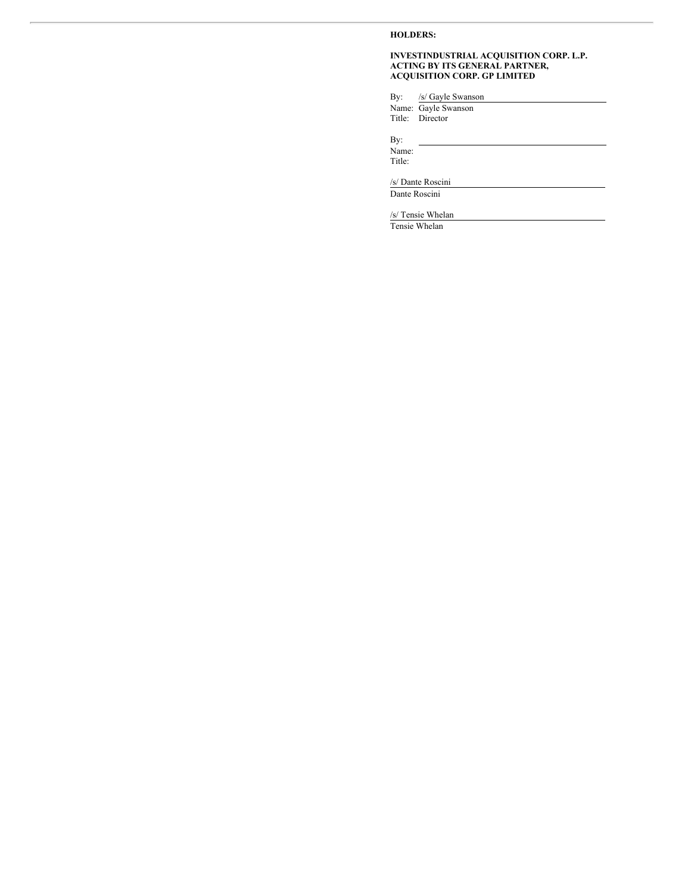**HOLDERS:**

**INVESTINDUSTRIAL ACQUISITION CORP. L.P. ACTING BY ITS GENERAL PARTNER, ACQUISITION CORP. GP LIMITED**

By: /s/ Gayle Swanson
Name: Gayle Swanson
Title: Director

By: \_\_\_\_\_\_\_\_\_\_\_\_\_\_\_\_\_\_\_\_\_\_\_\_\_\_
Name:
Title:

/s/ Dante Roscini
Dante Roscini

/s/ Tensie Whelan
Tensie Whelan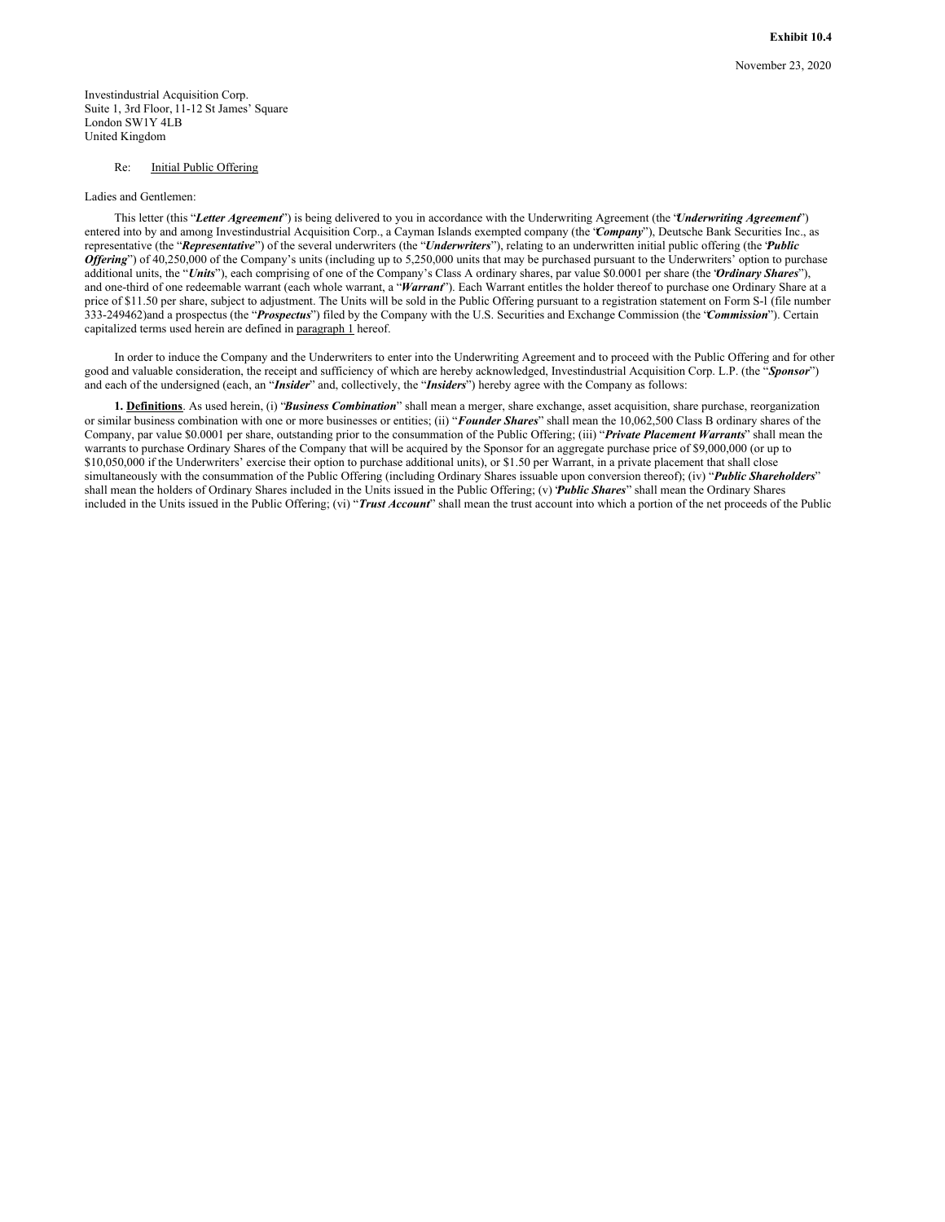**Exhibit 10.4**

November 23, 2020

Investindustrial Acquisition Corp.
Suite 1, 3rd Floor, 11-12 St James' Square
London SW1Y 4LB
United Kingdom

Re: Initial Public Offering

Ladies and Gentlemen:

This letter (this "***Letter Agreement***") is being delivered to you in accordance with the Underwriting Agreement (the "***Underwriting Agreement***") entered into by and among Investindustrial Acquisition Corp., a Cayman Islands exempted company (the "***Company***"), Deutsche Bank Securities Inc., as representative (the "***Representative***") of the several underwriters (the "***Underwriters***"), relating to an underwritten initial public offering (the "***Public Offering***") of 40,250,000 of the Company's units (including up to 5,250,000 units that may be purchased pursuant to the Underwriters' option to purchase additional units, the "***Units***"), each comprising of one of the Company's Class A ordinary shares, par value $0.0001 per share (the "***Ordinary Shares***"), and one-third of one redeemable warrant (each whole warrant, a "***Warrant***"). Each Warrant entitles the holder thereof to purchase one Ordinary Share at a price of $11.50 per share, subject to adjustment. The Units will be sold in the Public Offering pursuant to a registration statement on Form S-1 (file number 333-249462)and a prospectus (the "***Prospectus***") filed by the Company with the U.S. Securities and Exchange Commission (the "***Commission***"). Certain capitalized terms used herein are defined in paragraph 1 hereof.

In order to induce the Company and the Underwriters to enter into the Underwriting Agreement and to proceed with the Public Offering and for other good and valuable consideration, the receipt and sufficiency of which are hereby acknowledged, Investindustrial Acquisition Corp. L.P. (the "***Sponsor***") and each of the undersigned (each, an "***Insider***" and, collectively, the "***Insiders***") hereby agree with the Company as follows:

**1. Definitions**. As used herein, (i) "***Business Combination***" shall mean a merger, share exchange, asset acquisition, share purchase, reorganization or similar business combination with one or more businesses or entities; (ii) "***Founder Shares***" shall mean the 10,062,500 Class B ordinary shares of the Company, par value $0.0001 per share, outstanding prior to the consummation of the Public Offering; (iii) "***Private Placement Warrants***" shall mean the warrants to purchase Ordinary Shares of the Company that will be acquired by the Sponsor for an aggregate purchase price of $9,000,000 (or up to $10,050,000 if the Underwriters' exercise their option to purchase additional units), or $1.50 per Warrant, in a private placement that shall close simultaneously with the consummation of the Public Offering (including Ordinary Shares issuable upon conversion thereof); (iv) "***Public Shareholders***" shall mean the holders of Ordinary Shares included in the Units issued in the Public Offering; (v) "***Public Shares***" shall mean the Ordinary Shares included in the Units issued in the Public Offering; (vi) "***Trust Account***" shall mean the trust account into which a portion of the net proceeds of the Public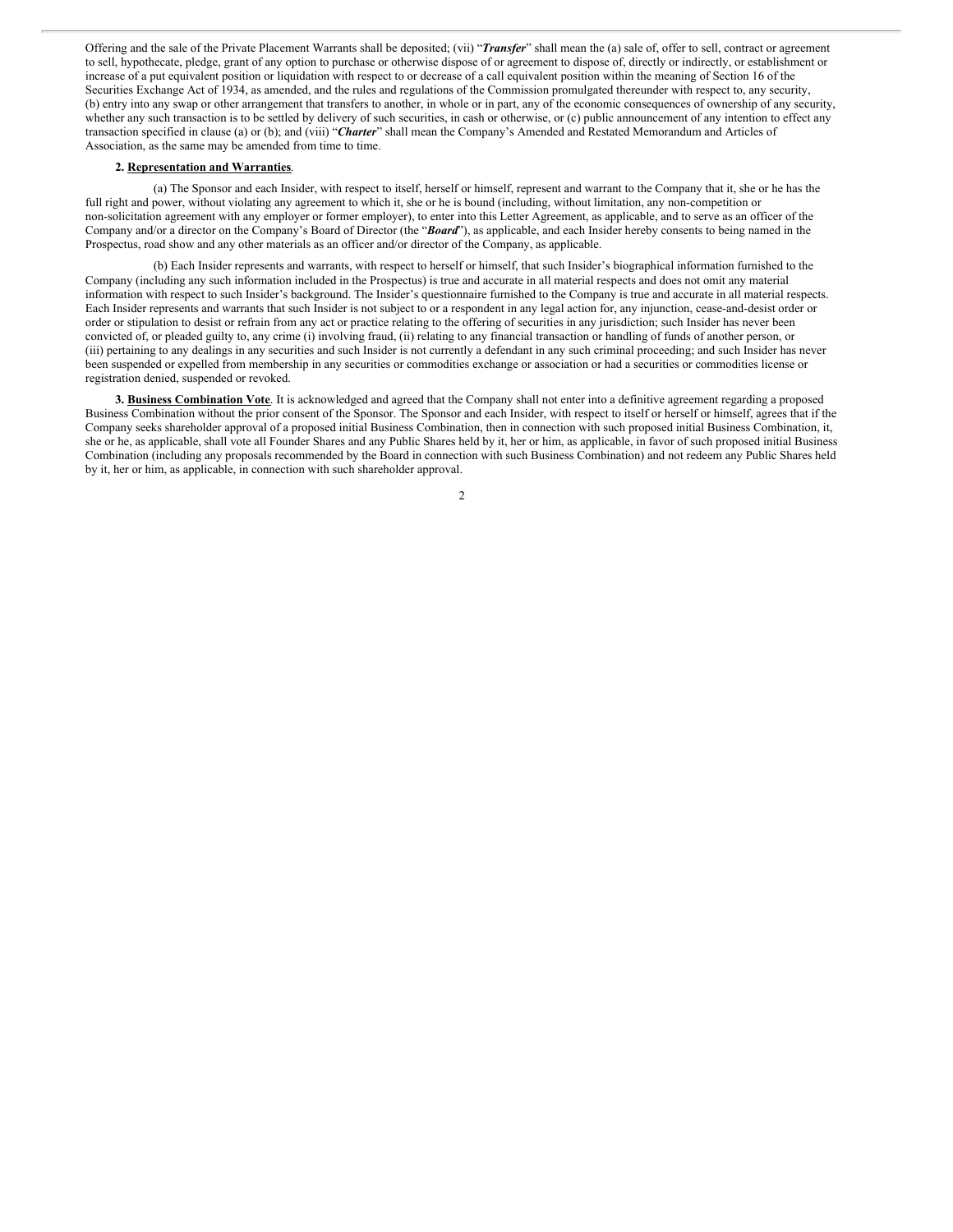Offering and the sale of the Private Placement Warrants shall be deposited; (vii) "***Transfer***" shall mean the (a) sale of, offer to sell, contract or agreement to sell, hypothecate, pledge, grant of any option to purchase or otherwise dispose of or agreement to dispose of, directly or indirectly, or establishment or increase of a put equivalent position or liquidation with respect to or decrease of a call equivalent position within the meaning of Section 16 of the Securities Exchange Act of 1934, as amended, and the rules and regulations of the Commission promulgated thereunder with respect to, any security, (b) entry into any swap or other arrangement that transfers to another, in whole or in part, any of the economic consequences of ownership of any security, whether any such transaction is to be settled by delivery of such securities, in cash or otherwise, or (c) public announcement of any intention to effect any transaction specified in clause (a) or (b); and (viii) "***Charter***" shall mean the Company's Amended and Restated Memorandum and Articles of Association, as the same may be amended from time to time.

**2. Representation and Warranties**.

(a) The Sponsor and each Insider, with respect to itself, herself or himself, represent and warrant to the Company that it, she or he has the full right and power, without violating any agreement to which it, she or he is bound (including, without limitation, any non-competition or non-solicitation agreement with any employer or former employer), to enter into this Letter Agreement, as applicable, and to serve as an officer of the Company and/or a director on the Company's Board of Director (the "***Board***"), as applicable, and each Insider hereby consents to being named in the Prospectus, road show and any other materials as an officer and/or director of the Company, as applicable.

(b) Each Insider represents and warrants, with respect to herself or himself, that such Insider's biographical information furnished to the Company (including any such information included in the Prospectus) is true and accurate in all material respects and does not omit any material information with respect to such Insider's background. The Insider's questionnaire furnished to the Company is true and accurate in all material respects. Each Insider represents and warrants that such Insider is not subject to or a respondent in any legal action for, any injunction, cease-and-desist order or order or stipulation to desist or refrain from any act or practice relating to the offering of securities in any jurisdiction; such Insider has never been convicted of, or pleaded guilty to, any crime (i) involving fraud, (ii) relating to any financial transaction or handling of funds of another person, or (iii) pertaining to any dealings in any securities and such Insider is not currently a defendant in any such criminal proceeding; and such Insider has never been suspended or expelled from membership in any securities or commodities exchange or association or had a securities or commodities license or registration denied, suspended or revoked.

**3. Business Combination Vote**. It is acknowledged and agreed that the Company shall not enter into a definitive agreement regarding a proposed Business Combination without the prior consent of the Sponsor. The Sponsor and each Insider, with respect to itself or herself or himself, agrees that if the Company seeks shareholder approval of a proposed initial Business Combination, then in connection with such proposed initial Business Combination, it, she or he, as applicable, shall vote all Founder Shares and any Public Shares held by it, her or him, as applicable, in favor of such proposed initial Business Combination (including any proposals recommended by the Board in connection with such Business Combination) and not redeem any Public Shares held by it, her or him, as applicable, in connection with such shareholder approval.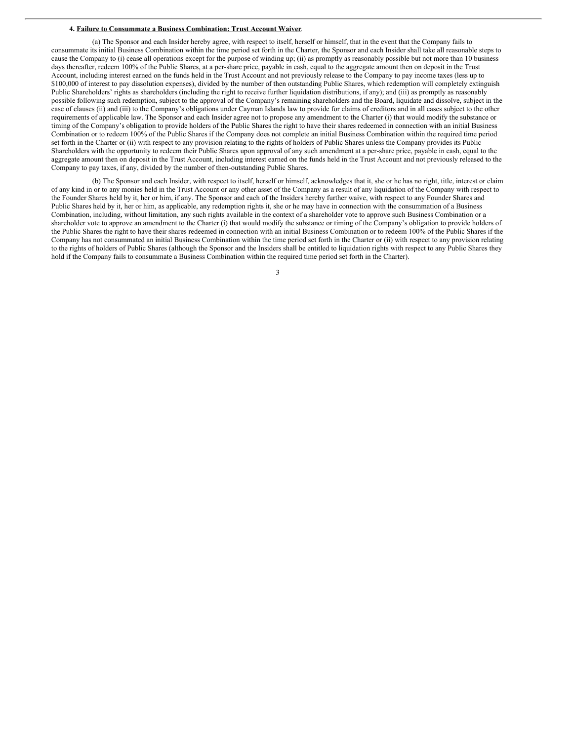**4. Failure to Consummate a Business Combination: Trust Account Waiver**.

(a) The Sponsor and each Insider hereby agree, with respect to itself, herself or himself, that in the event that the Company fails to consummate its initial Business Combination within the time period set forth in the Charter, the Sponsor and each Insider shall take all reasonable steps to cause the Company to (i) cease all operations except for the purpose of winding up; (ii) as promptly as reasonably possible but not more than 10 business days thereafter, redeem 100% of the Public Shares, at a per-share price, payable in cash, equal to the aggregate amount then on deposit in the Trust Account, including interest earned on the funds held in the Trust Account and not previously release to the Company to pay income taxes (less up to $100,000 of interest to pay dissolution expenses), divided by the number of then outstanding Public Shares, which redemption will completely extinguish Public Shareholders' rights as shareholders (including the right to receive further liquidation distributions, if any); and (iii) as promptly as reasonably possible following such redemption, subject to the approval of the Company's remaining shareholders and the Board, liquidate and dissolve, subject in the case of clauses (ii) and (iii) to the Company's obligations under Cayman Islands law to provide for claims of creditors and in all cases subject to the other requirements of applicable law. The Sponsor and each Insider agree not to propose any amendment to the Charter (i) that would modify the substance or timing of the Company's obligation to provide holders of the Public Shares the right to have their shares redeemed in connection with an initial Business Combination or to redeem 100% of the Public Shares if the Company does not complete an initial Business Combination within the required time period set forth in the Charter or (ii) with respect to any provision relating to the rights of holders of Public Shares unless the Company provides its Public Shareholders with the opportunity to redeem their Public Shares upon approval of any such amendment at a per-share price, payable in cash, equal to the aggregate amount then on deposit in the Trust Account, including interest earned on the funds held in the Trust Account and not previously released to the Company to pay taxes, if any, divided by the number of then-outstanding Public Shares.

(b) The Sponsor and each Insider, with respect to itself, herself or himself, acknowledges that it, she or he has no right, title, interest or claim of any kind in or to any monies held in the Trust Account or any other asset of the Company as a result of any liquidation of the Company with respect to the Founder Shares held by it, her or him, if any. The Sponsor and each of the Insiders hereby further waive, with respect to any Founder Shares and Public Shares held by it, her or him, as applicable, any redemption rights it, she or he may have in connection with the consummation of a Business Combination, including, without limitation, any such rights available in the context of a shareholder vote to approve such Business Combination or a shareholder vote to approve an amendment to the Charter (i) that would modify the substance or timing of the Company's obligation to provide holders of the Public Shares the right to have their shares redeemed in connection with an initial Business Combination or to redeem 100% of the Public Shares if the Company has not consummated an initial Business Combination within the time period set forth in the Charter or (ii) with respect to any provision relating to the rights of holders of Public Shares (although the Sponsor and the Insiders shall be entitled to liquidation rights with respect to any Public Shares they hold if the Company fails to consummate a Business Combination within the required time period set forth in the Charter).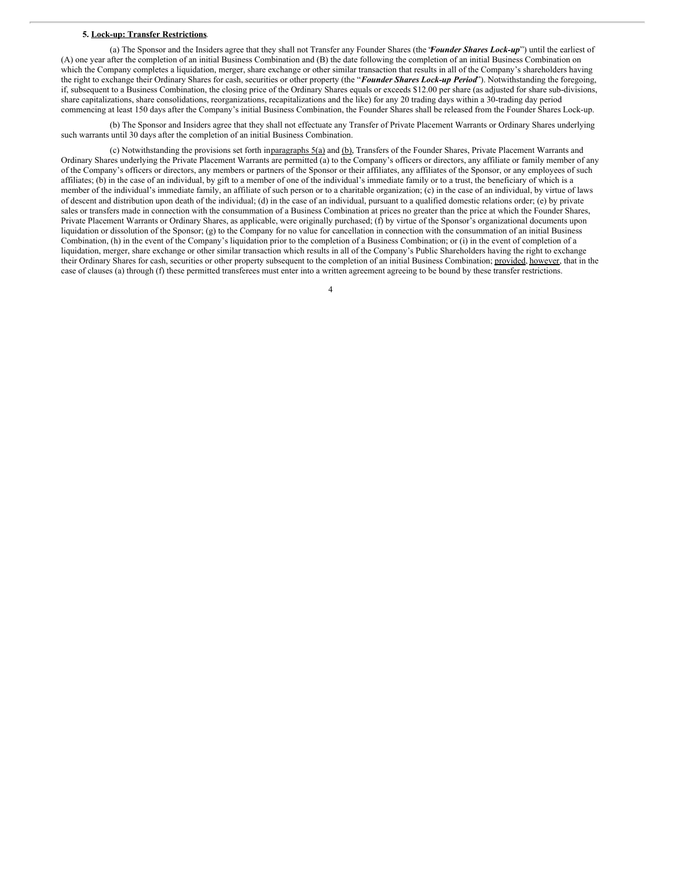**5. Lock-up: Transfer Restrictions**.

(a) The Sponsor and the Insiders agree that they shall not Transfer any Founder Shares (the "***Founder Shares Lock-up***") until the earliest of (A) one year after the completion of an initial Business Combination and (B) the date following the completion of an initial Business Combination on which the Company completes a liquidation, merger, share exchange or other similar transaction that results in all of the Company's shareholders having the right to exchange their Ordinary Shares for cash, securities or other property (the "***Founder Shares Lock-up Period***"). Notwithstanding the foregoing, if, subsequent to a Business Combination, the closing price of the Ordinary Shares equals or exceeds $12.00 per share (as adjusted for share sub-divisions, share capitalizations, share consolidations, reorganizations, recapitalizations and the like) for any 20 trading days within a 30-trading day period commencing at least 150 days after the Company's initial Business Combination, the Founder Shares shall be released from the Founder Shares Lock-up.

(b) The Sponsor and Insiders agree that they shall not effectuate any Transfer of Private Placement Warrants or Ordinary Shares underlying such warrants until 30 days after the completion of an initial Business Combination.

(c) Notwithstanding the provisions set forth in paragraphs 5(a) and (b), Transfers of the Founder Shares, Private Placement Warrants and Ordinary Shares underlying the Private Placement Warrants are permitted (a) to the Company's officers or directors, any affiliate or family member of any of the Company's officers or directors, any members or partners of the Sponsor or their affiliates, any affiliates of the Sponsor, or any employees of such affiliates; (b) in the case of an individual, by gift to a member of one of the individual's immediate family or to a trust, the beneficiary of which is a member of the individual's immediate family, an affiliate of such person or to a charitable organization; (c) in the case of an individual, by virtue of laws of descent and distribution upon death of the individual; (d) in the case of an individual, pursuant to a qualified domestic relations order; (e) by private sales or transfers made in connection with the consummation of a Business Combination at prices no greater than the price at which the Founder Shares, Private Placement Warrants or Ordinary Shares, as applicable, were originally purchased; (f) by virtue of the Sponsor's organizational documents upon liquidation or dissolution of the Sponsor; (g) to the Company for no value for cancellation in connection with the consummation of an initial Business Combination, (h) in the event of the Company's liquidation prior to the completion of a Business Combination; or (i) in the event of completion of a liquidation, merger, share exchange or other similar transaction which results in all of the Company's Public Shareholders having the right to exchange their Ordinary Shares for cash, securities or other property subsequent to the completion of an initial Business Combination; provided, however, that in the case of clauses (a) through (f) these permitted transferees must enter into a written agreement agreeing to be bound by these transfer restrictions.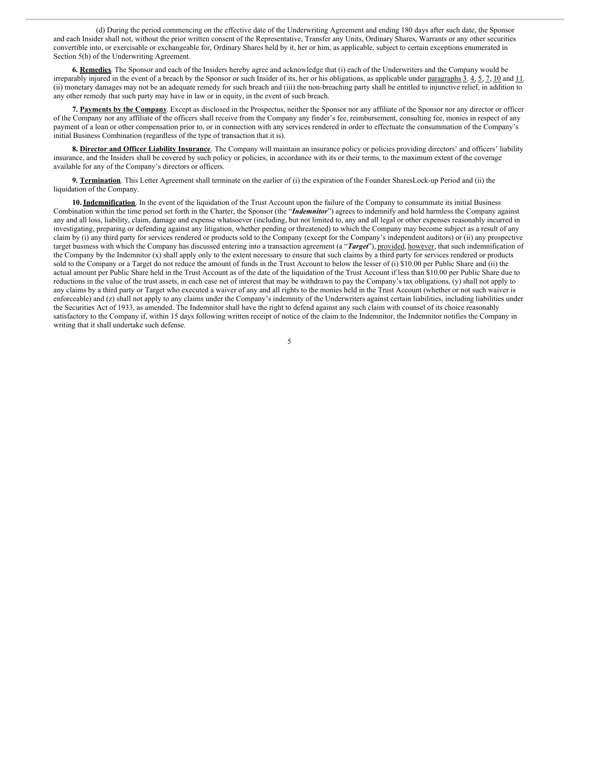(d) During the period commencing on the effective date of the Underwriting Agreement and ending 180 days after such date, the Sponsor and each Insider shall not, without the prior written consent of the Representative, Transfer any Units, Ordinary Shares, Warrants or any other securities convertible into, or exercisable or exchangeable for, Ordinary Shares held by it, her or him, as applicable, subject to certain exceptions enumerated in Section 5(h) of the Underwriting Agreement.

**6. Remedies**. The Sponsor and each of the Insiders hereby agree and acknowledge that (i) each of the Underwriters and the Company would be irreparably injured in the event of a breach by the Sponsor or such Insider of its, her or his obligations, as applicable under paragraphs 3. 4, 5, 7, 10 and 11. (ii) monetary damages may not be an adequate remedy for such breach and (iii) the non-breaching party shall be entitled to injunctive relief, in addition to any other remedy that such party may have in law or in equity, in the event of such breach.

**7. Payments by the Company**. Except as disclosed in the Prospectus, neither the Sponsor nor any affiliate of the Sponsor nor any director or officer of the Company nor any affiliate of the officers shall receive from the Company any finder's fee, reimbursement, consulting fee, monies in respect of any payment of a loan or other compensation prior to, or in connection with any services rendered in order to effectuate the consummation of the Company's initial Business Combination (regardless of the type of transaction that it is).

**8. Director and Officer Liability Insurance**. The Company will maintain an insurance policy or policies providing directors' and officers' liability insurance, and the Insiders shall be covered by such policy or policies, in accordance with its or their terms, to the maximum extent of the coverage available for any of the Company's directors or officers.

**9. Termination**. This Letter Agreement shall terminate on the earlier of (i) the expiration of the Founder SharesLock-up Period and (ii) the liquidation of the Company.

**10. Indemnification**. In the event of the liquidation of the Trust Account upon the failure of the Company to consummate its initial Business Combination within the time period set forth in the Charter, the Sponsor (the "***Indemnitor***") agrees to indemnify and hold harmless the Company against any and all loss, liability, claim, damage and expense whatsoever (including, but not limited to, any and all legal or other expenses reasonably incurred in investigating, preparing or defending against any litigation, whether pending or threatened) to which the Company may become subject as a result of any claim by (i) any third party for services rendered or products sold to the Company (except for the Company's independent auditors) or (ii) any prospective target business with which the Company has discussed entering into a transaction agreement (a "***Target***"), provided, however, that such indemnification of the Company by the Indemnitor (x) shall apply only to the extent necessary to ensure that such claims by a third party for services rendered or products sold to the Company or a Target do not reduce the amount of funds in the Trust Account to below the lesser of (i) $10.00 per Public Share and (ii) the actual amount per Public Share held in the Trust Account as of the date of the liquidation of the Trust Account if less than $10.00 per Public Share due to reductions in the value of the trust assets, in each case net of interest that may be withdrawn to pay the Company's tax obligations, (y) shall not apply to any claims by a third party or Target who executed a waiver of any and all rights to the monies held in the Trust Account (whether or not such waiver is enforceable) and (z) shall not apply to any claims under the Company's indemnity of the Underwriters against certain liabilities, including liabilities under the Securities Act of 1933, as amended. The Indemnitor shall have the right to defend against any such claim with counsel of its choice reasonably satisfactory to the Company if, within 15 days following written receipt of notice of the claim to the Indemnitor, the Indemnitor notifies the Company in writing that it shall undertake such defense.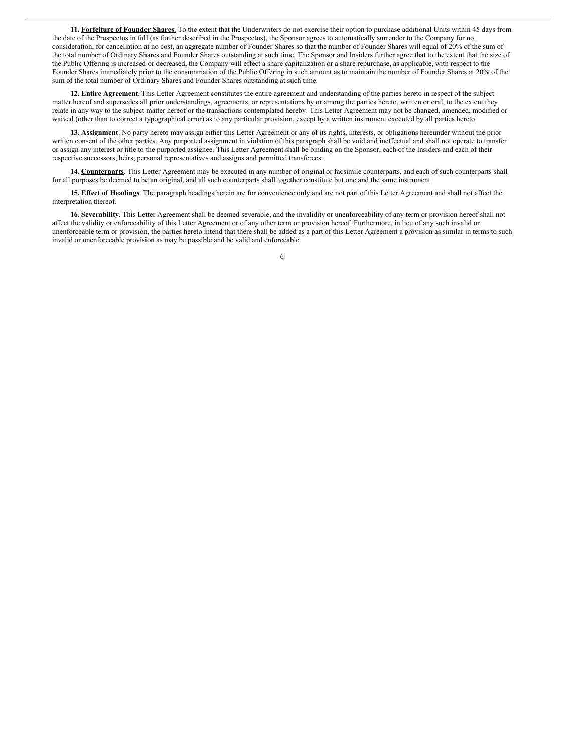**11. <u>Forfeiture of Founder Shares</u>.** To the extent that the Underwriters do not exercise their option to purchase additional Units within 45 days from the date of the Prospectus in full (as further described in the Prospectus), the Sponsor agrees to automatically surrender to the Company for no consideration, for cancellation at no cost, an aggregate number of Founder Shares so that the number of Founder Shares will equal of 20% of the sum of the total number of Ordinary Shares and Founder Shares outstanding at such time. The Sponsor and Insiders further agree that to the extent that the size of the Public Offering is increased or decreased, the Company will effect a share capitalization or a share repurchase, as applicable, with respect to the Founder Shares immediately prior to the consummation of the Public Offering in such amount as to maintain the number of Founder Shares at 20% of the sum of the total number of Ordinary Shares and Founder Shares outstanding at such time.

**12. <u>Entire Agreement</u>**. This Letter Agreement constitutes the entire agreement and understanding of the parties hereto in respect of the subject matter hereof and supersedes all prior understandings, agreements, or representations by or among the parties hereto, written or oral, to the extent they relate in any way to the subject matter hereof or the transactions contemplated hereby. This Letter Agreement may not be changed, amended, modified or waived (other than to correct a typographical error) as to any particular provision, except by a written instrument executed by all parties hereto.

**13. <u>Assignment</u>**. No party hereto may assign either this Letter Agreement or any of its rights, interests, or obligations hereunder without the prior written consent of the other parties. Any purported assignment in violation of this paragraph shall be void and ineffectual and shall not operate to transfer or assign any interest or title to the purported assignee. This Letter Agreement shall be binding on the Sponsor, each of the Insiders and each of their respective successors, heirs, personal representatives and assigns and permitted transferees.

**14. <u>Counterparts</u>**. This Letter Agreement may be executed in any number of original or facsimile counterparts, and each of such counterparts shall for all purposes be deemed to be an original, and all such counterparts shall together constitute but one and the same instrument.

**15. <u>Effect of Headings</u>**. The paragraph headings herein are for convenience only and are not part of this Letter Agreement and shall not affect the interpretation thereof.

**16. <u>Severability</u>**. This Letter Agreement shall be deemed severable, and the invalidity or unenforceability of any term or provision hereof shall not affect the validity or enforceability of this Letter Agreement or of any other term or provision hereof. Furthermore, in lieu of any such invalid or unenforceable term or provision, the parties hereto intend that there shall be added as a part of this Letter Agreement a provision as similar in terms to such invalid or unenforceable provision as may be possible and be valid and enforceable.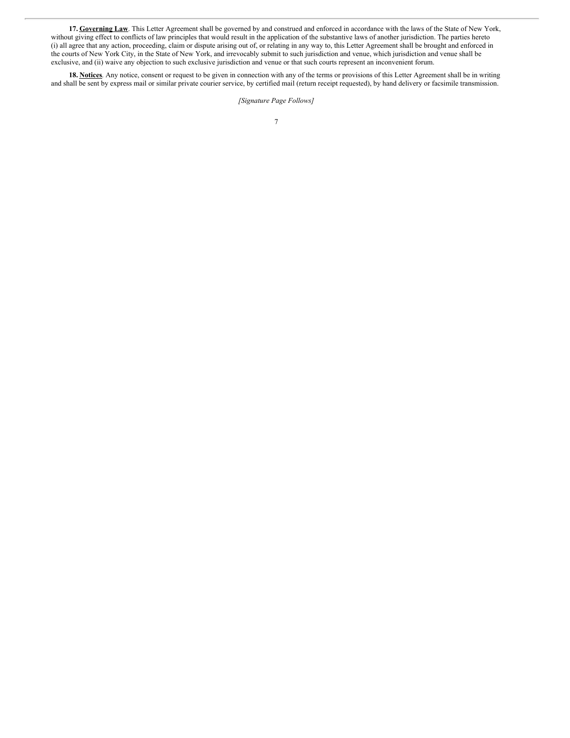**17. <u>Governing Law</u>**. This Letter Agreement shall be governed by and construed and enforced in accordance with the laws of the State of New York, without giving effect to conflicts of law principles that would result in the application of the substantive laws of another jurisdiction. The parties hereto (i) all agree that any action, proceeding, claim or dispute arising out of, or relating in any way to, this Letter Agreement shall be brought and enforced in the courts of New York City, in the State of New York, and irrevocably submit to such jurisdiction and venue, which jurisdiction and venue shall be exclusive, and (ii) waive any objection to such exclusive jurisdiction and venue or that such courts represent an inconvenient forum.

**18. <u>Notices</u>**. Any notice, consent or request to be given in connection with any of the terms or provisions of this Letter Agreement shall be in writing and shall be sent by express mail or similar private courier service, by certified mail (return receipt requested), by hand delivery or facsimile transmission.

*[Signature Page Follows]*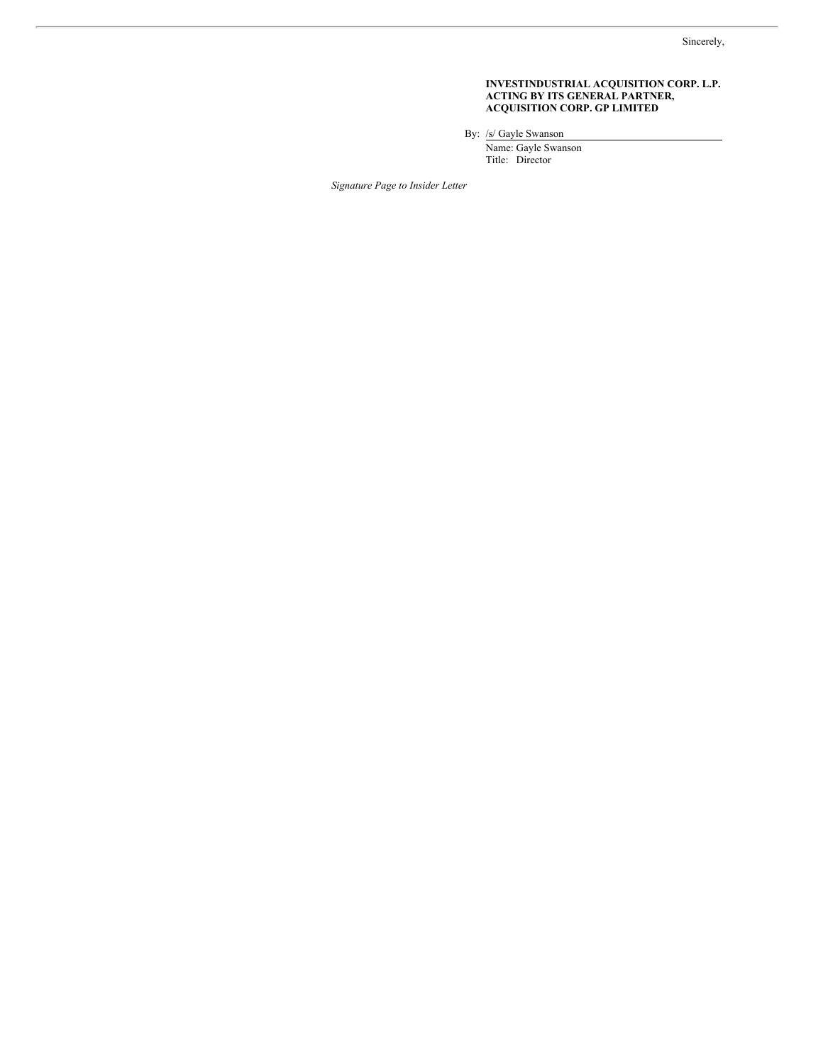Sincerely,

**INVESTINDUSTRIAL ACQUISITION CORP. L.P. ACTING BY ITS GENERAL PARTNER, ACQUISITION CORP. GP LIMITED**

By: /s/ Gayle Swanson

Name: Gayle Swanson
Title: Director

*Signature Page to Insider Letter*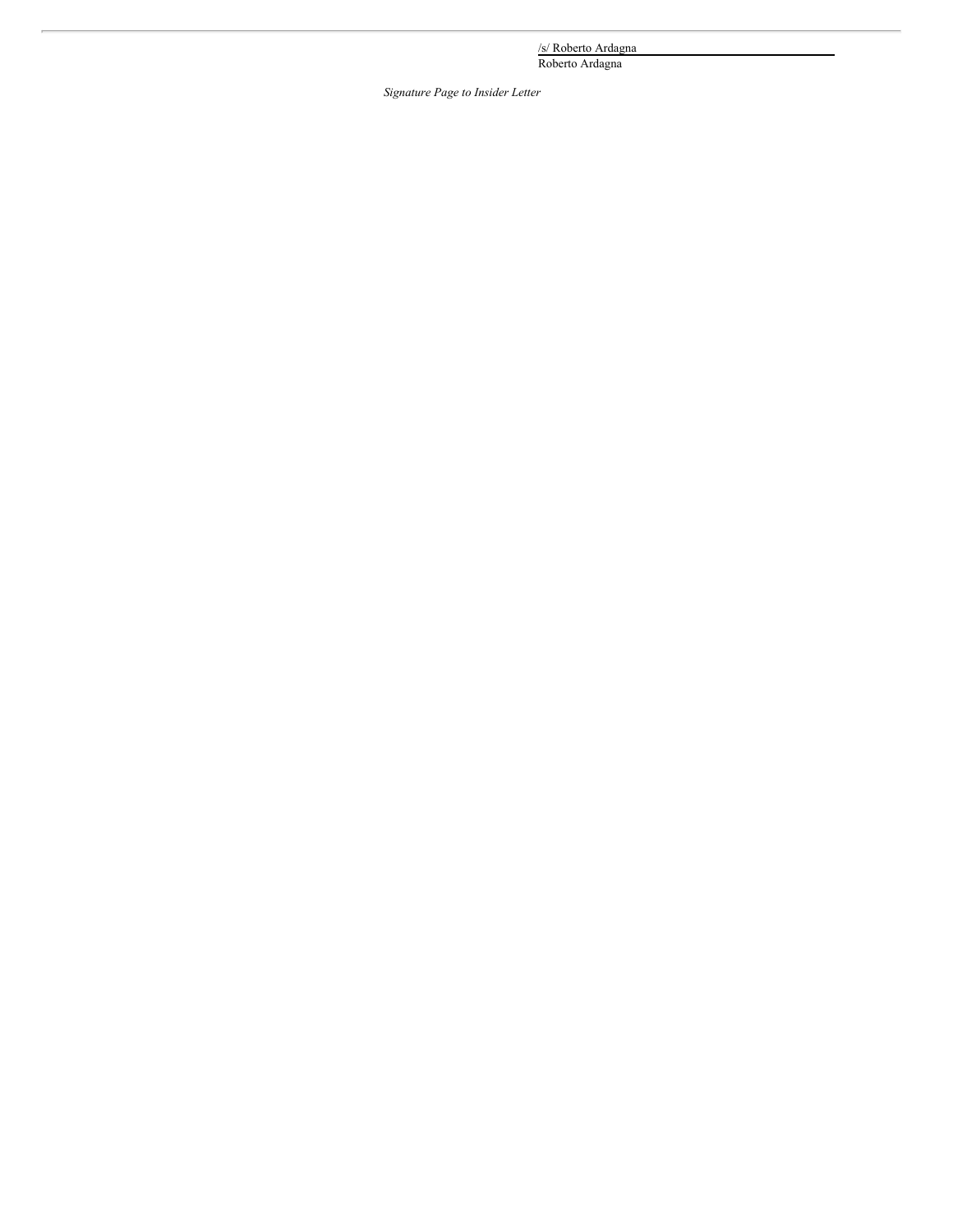/s/ Roberto Ardagna

Roberto Ardagna

*Signature Page to Insider Letter*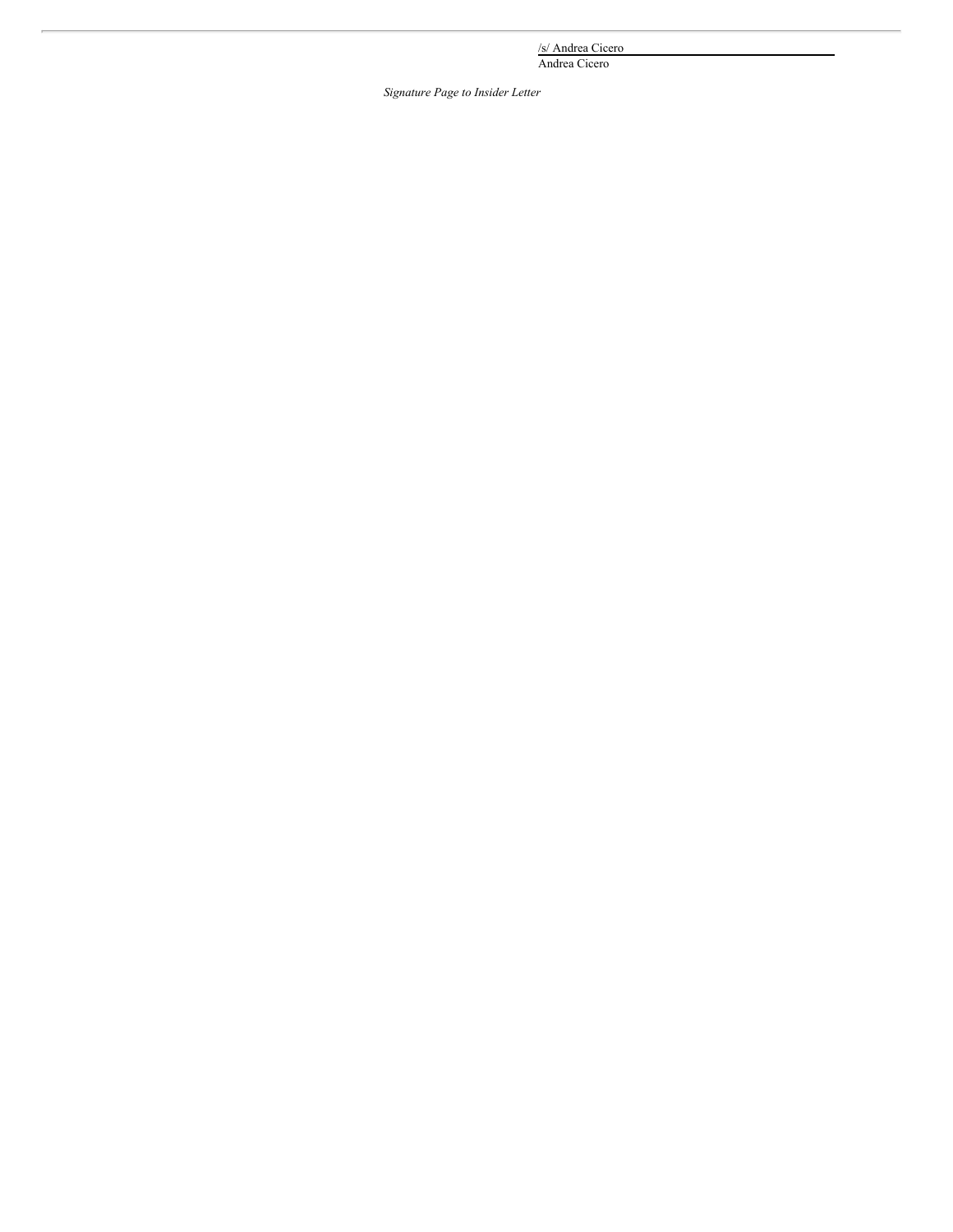/s/ Andrea Cicero

Andrea Cicero

*Signature Page to Insider Letter*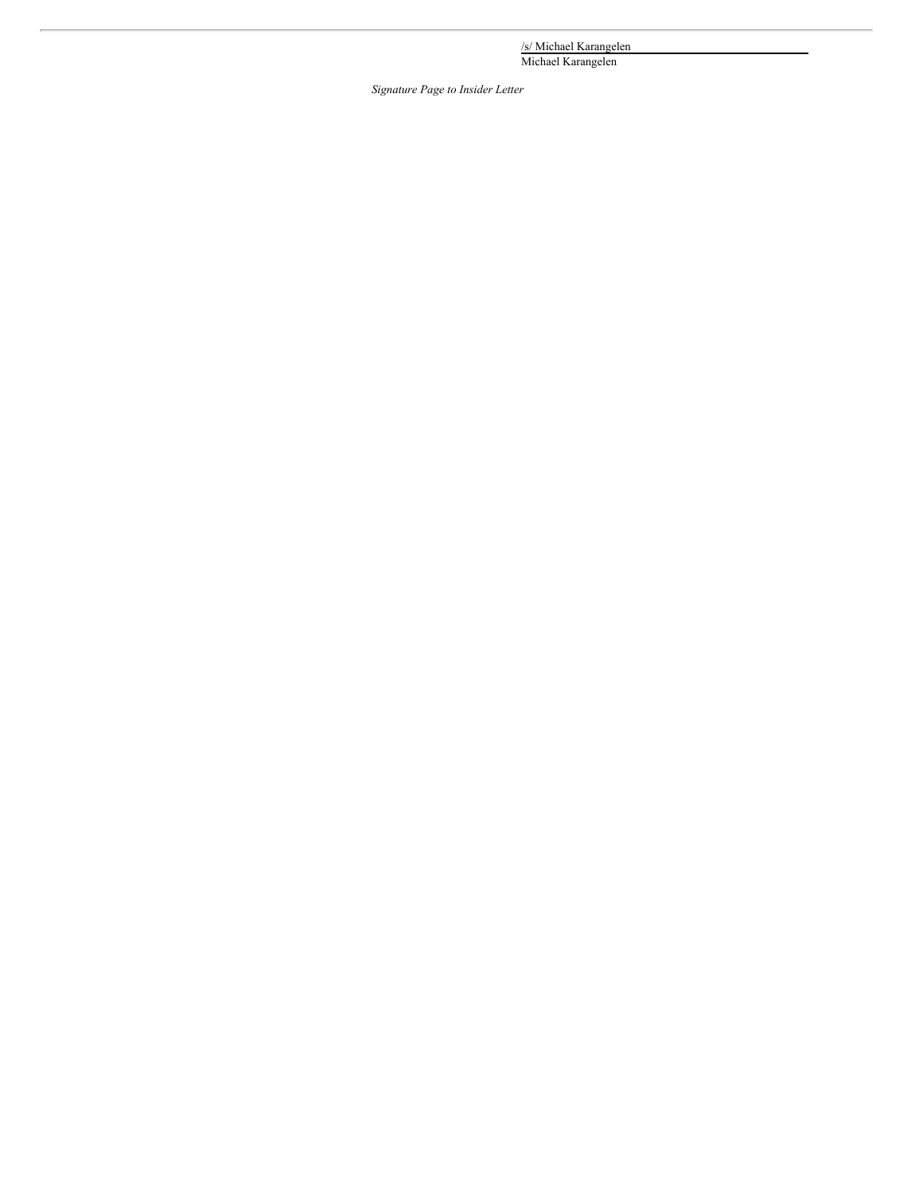/s/ Michael Karangelen

Michael Karangelen

*Signature Page to Insider Letter*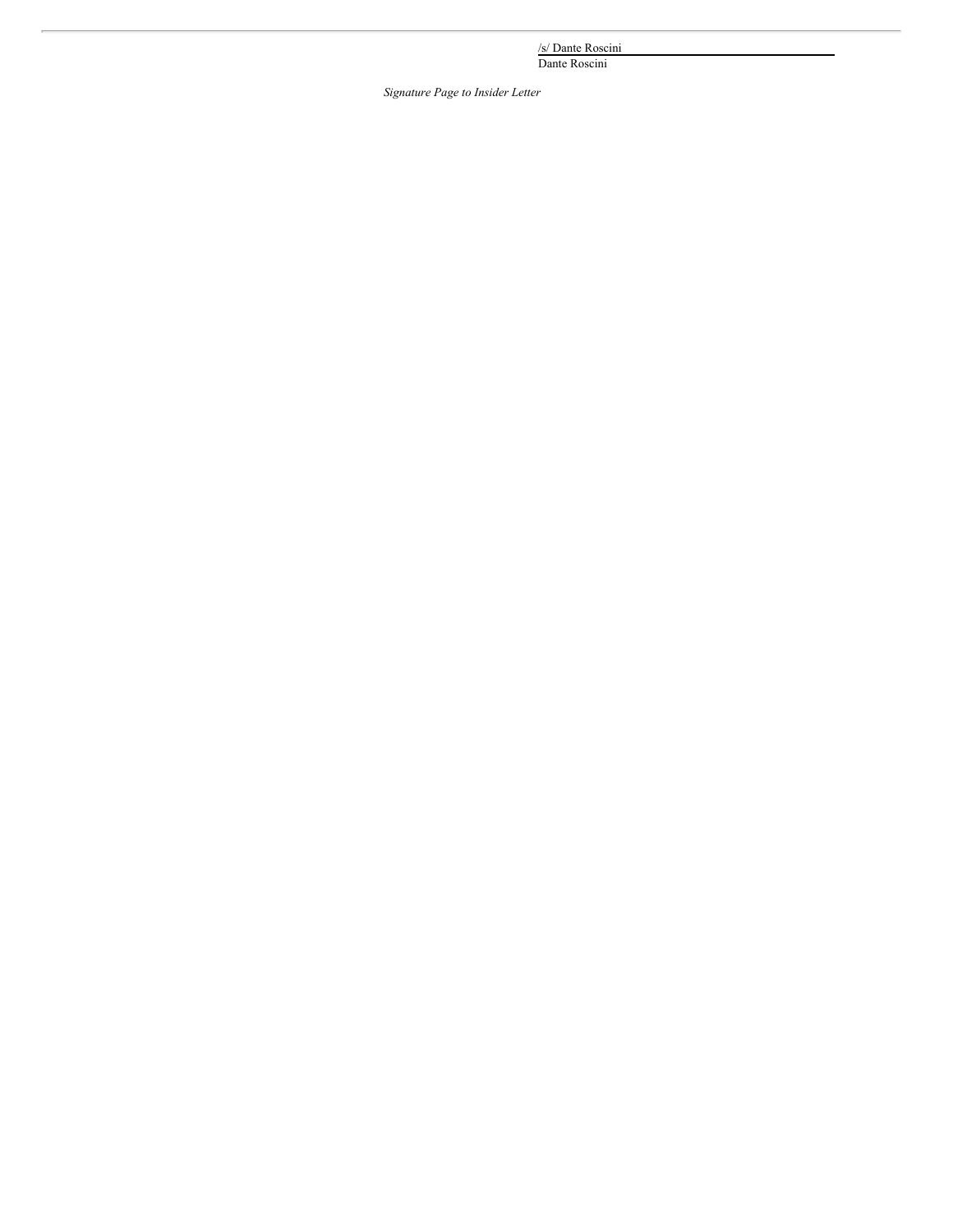/s/ Dante Roscini

Dante Roscini

*Signature Page to Insider Letter*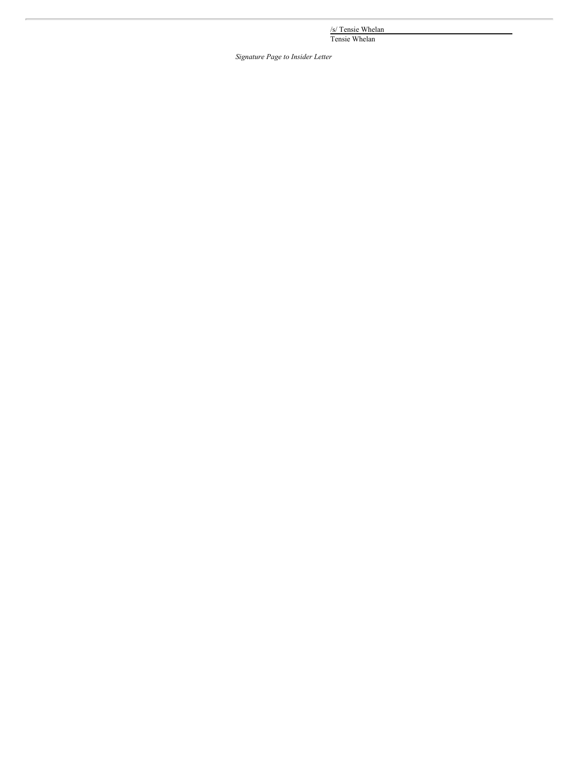/s/ Tensie Whelan

Tensie Whelan

*Signature Page to Insider Letter*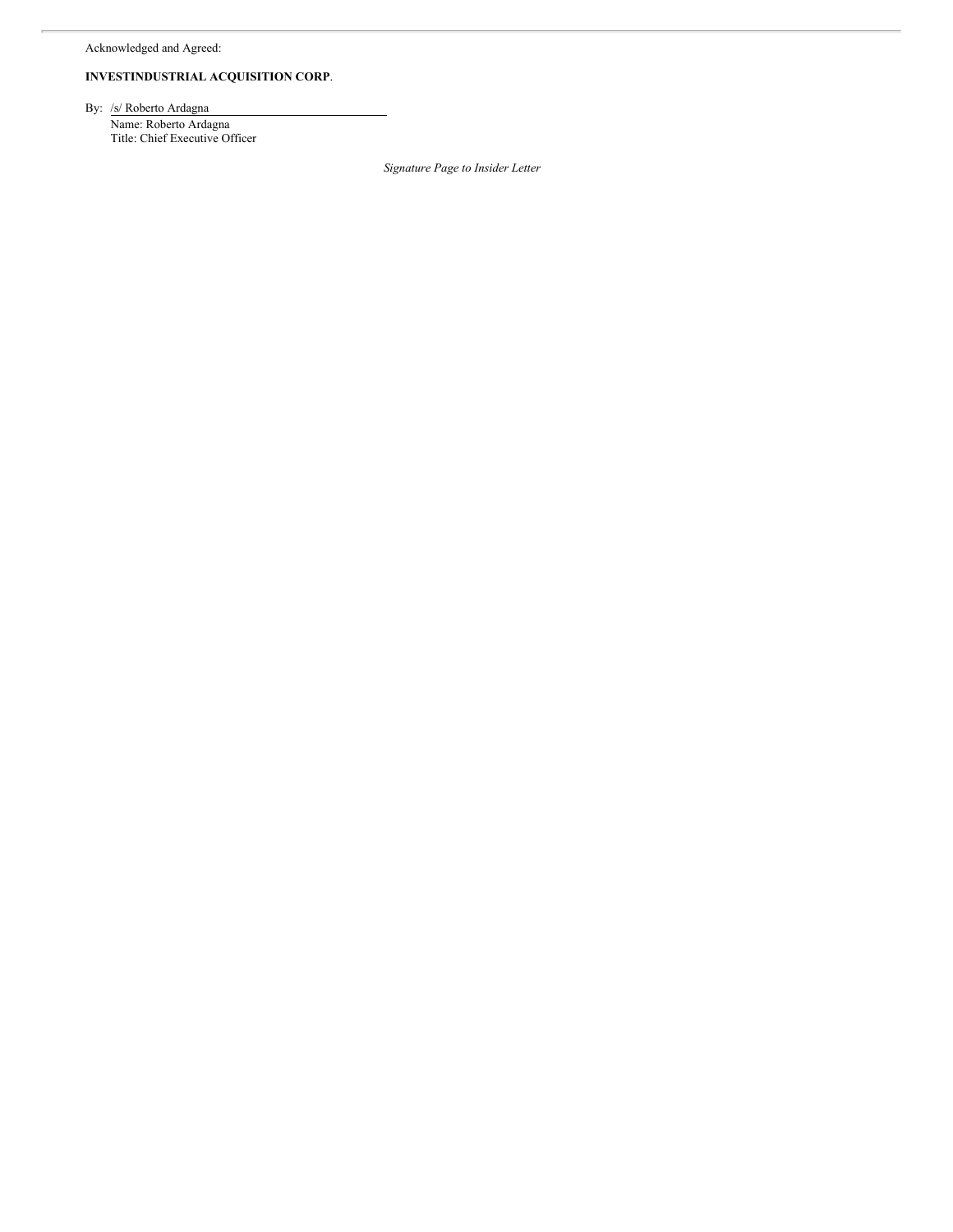Acknowledged and Agreed:

**INVESTINDUSTRIAL ACQUISITION CORP**.

By: /s/ Roberto Ardagna

Name: Roberto Ardagna

Title: Chief Executive Officer

*Signature Page to Insider Letter*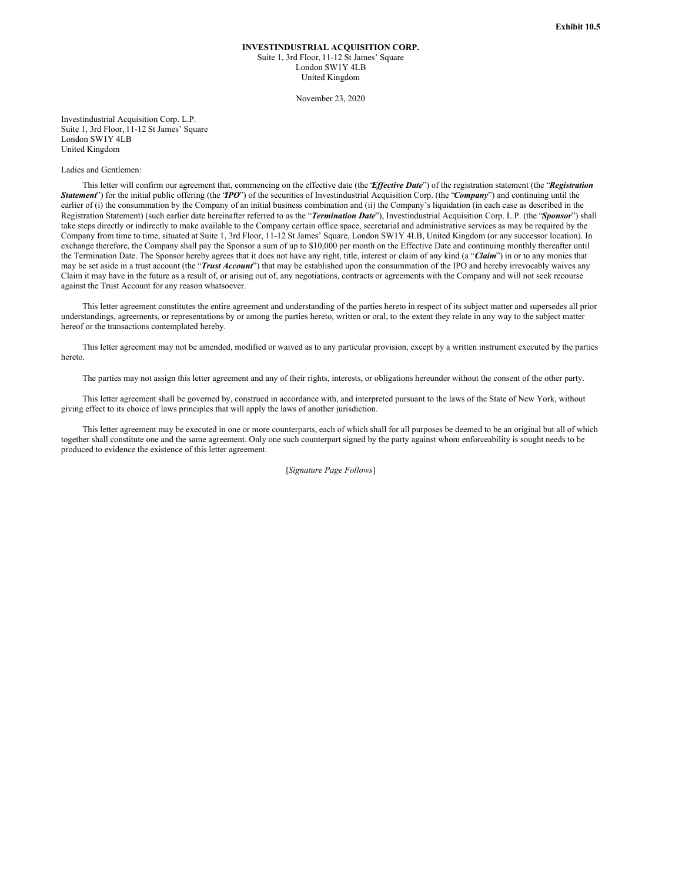**Exhibit 10.5**

**INVESTINDUSTRIAL ACQUISITION CORP.**
Suite 1, 3rd Floor, 11-12 St James' Square
London SW1Y 4LB
United Kingdom

November 23, 2020

Investindustrial Acquisition Corp. L.P.
Suite 1, 3rd Floor, 11-12 St James' Square
London SW1Y 4LB
United Kingdom

Ladies and Gentlemen:

This letter will confirm our agreement that, commencing on the effective date (the "***Effective Date***") of the registration statement (the "***Registration Statement***") for the initial public offering (the "***IPO***") of the securities of Investindustrial Acquisition Corp. (the "***Company***") and continuing until the earlier of (i) the consummation by the Company of an initial business combination and (ii) the Company's liquidation (in each case as described in the Registration Statement) (such earlier date hereinafter referred to as the "***Termination Date***"), Investindustrial Acquisition Corp. L.P. (the "***Sponsor***") shall take steps directly or indirectly to make available to the Company certain office space, secretarial and administrative services as may be required by the Company from time to time, situated at Suite 1, 3rd Floor, 11-12 St James' Square, London SW1Y 4LB, United Kingdom (or any successor location). In exchange therefore, the Company shall pay the Sponsor a sum of up to $10,000 per month on the Effective Date and continuing monthly thereafter until the Termination Date. The Sponsor hereby agrees that it does not have any right, title, interest or claim of any kind (a "***Claim***") in or to any monies that may be set aside in a trust account (the "***Trust Account***") that may be established upon the consummation of the IPO and hereby irrevocably waives any Claim it may have in the future as a result of, or arising out of, any negotiations, contracts or agreements with the Company and will not seek recourse against the Trust Account for any reason whatsoever.

This letter agreement constitutes the entire agreement and understanding of the parties hereto in respect of its subject matter and supersedes all prior understandings, agreements, or representations by or among the parties hereto, written or oral, to the extent they relate in any way to the subject matter hereof or the transactions contemplated hereby.

This letter agreement may not be amended, modified or waived as to any particular provision, except by a written instrument executed by the parties hereto.

The parties may not assign this letter agreement and any of their rights, interests, or obligations hereunder without the consent of the other party.

This letter agreement shall be governed by, construed in accordance with, and interpreted pursuant to the laws of the State of New York, without giving effect to its choice of laws principles that will apply the laws of another jurisdiction.

This letter agreement may be executed in one or more counterparts, each of which shall for all purposes be deemed to be an original but all of which together shall constitute one and the same agreement. Only one such counterpart signed by the party against whom enforceability is sought needs to be produced to evidence the existence of this letter agreement.

[*Signature Page Follows*]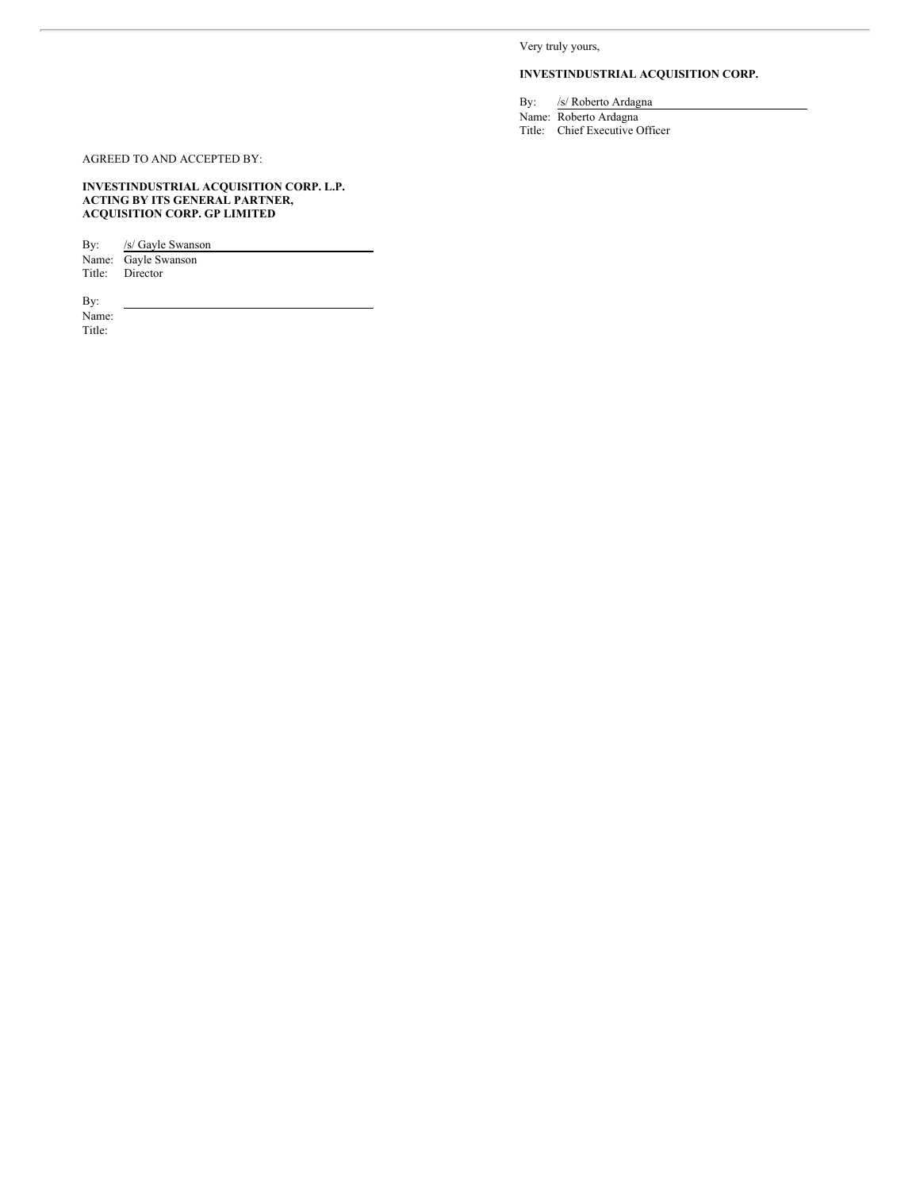Very truly yours,

**INVESTINDUSTRIAL ACQUISITION CORP.**

By: /s/ Roberto Ardagna
Name: Roberto Ardagna
Title: Chief Executive Officer

AGREED TO AND ACCEPTED BY:

**INVESTINDUSTRIAL ACQUISITION CORP. L.P.**
**ACTING BY ITS GENERAL PARTNER,**
**ACQUISITION CORP. GP LIMITED**

By: /s/ Gayle Swanson
Name: Gayle Swanson
Title: Director

By:
Name:
Title: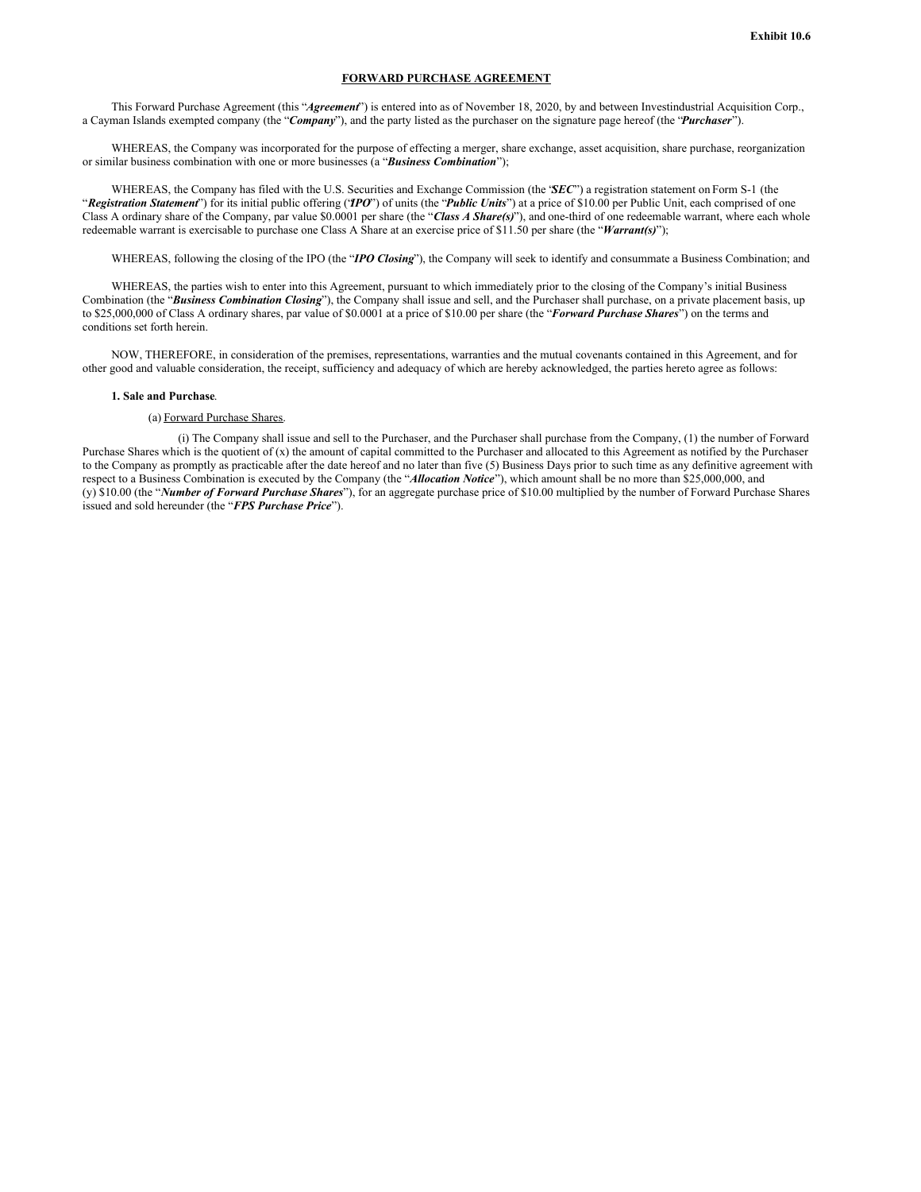**Exhibit 10.6**

**FORWARD PURCHASE AGREEMENT**

This Forward Purchase Agreement (this "***Agreement***") is entered into as of November 18, 2020, by and between Investindustrial Acquisition Corp., a Cayman Islands exempted company (the "***Company***"), and the party listed as the purchaser on the signature page hereof (the "***Purchaser***").

WHEREAS, the Company was incorporated for the purpose of effecting a merger, share exchange, asset acquisition, share purchase, reorganization or similar business combination with one or more businesses (a "***Business Combination***");

WHEREAS, the Company has filed with the U.S. Securities and Exchange Commission (the "***SEC***") a registration statement on Form S-1 (the "***Registration Statement***") for its initial public offering ("***IPO***") of units (the "***Public Units***") at a price of $10.00 per Public Unit, each comprised of one Class A ordinary share of the Company, par value $0.0001 per share (the "***Class A Share(s)***"), and one-third of one redeemable warrant, where each whole redeemable warrant is exercisable to purchase one Class A Share at an exercise price of $11.50 per share (the "***Warrant(s)***");

WHEREAS, following the closing of the IPO (the "***IPO Closing***"), the Company will seek to identify and consummate a Business Combination; and

WHEREAS, the parties wish to enter into this Agreement, pursuant to which immediately prior to the closing of the Company's initial Business Combination (the "***Business Combination Closing***"), the Company shall issue and sell, and the Purchaser shall purchase, on a private placement basis, up to $25,000,000 of Class A ordinary shares, par value of $0.0001 at a price of $10.00 per share (the "***Forward Purchase Shares***") on the terms and conditions set forth herein.

NOW, THEREFORE, in consideration of the premises, representations, warranties and the mutual covenants contained in this Agreement, and for other good and valuable consideration, the receipt, sufficiency and adequacy of which are hereby acknowledged, the parties hereto agree as follows:

**1. Sale and Purchase**.

(a) Forward Purchase Shares.

(i) The Company shall issue and sell to the Purchaser, and the Purchaser shall purchase from the Company, (1) the number of Forward Purchase Shares which is the quotient of (x) the amount of capital committed to the Purchaser and allocated to this Agreement as notified by the Purchaser to the Company as promptly as practicable after the date hereof and no later than five (5) Business Days prior to such time as any definitive agreement with respect to a Business Combination is executed by the Company (the "***Allocation Notice***"), which amount shall be no more than $25,000,000, and (y) $10.00 (the "***Number of Forward Purchase Shares***"), for an aggregate purchase price of $10.00 multiplied by the number of Forward Purchase Shares issued and sold hereunder (the "***FPS Purchase Price***").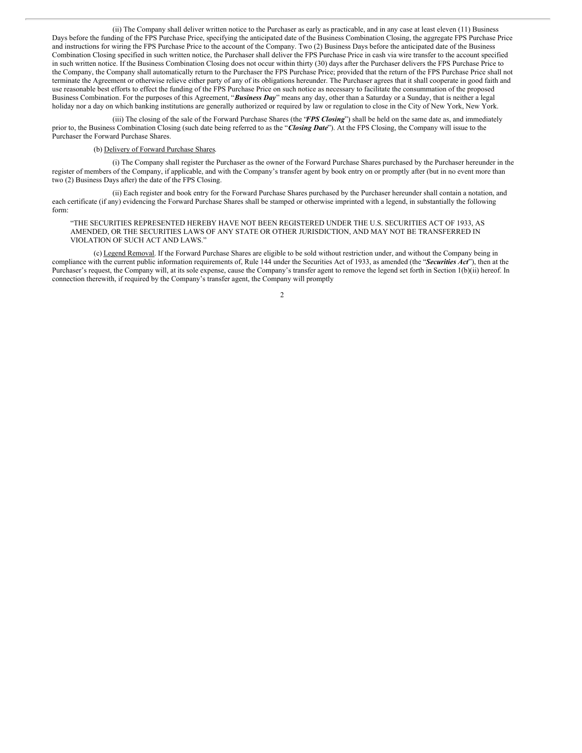(ii) The Company shall deliver written notice to the Purchaser as early as practicable, and in any case at least eleven (11) Business Days before the funding of the FPS Purchase Price, specifying the anticipated date of the Business Combination Closing, the aggregate FPS Purchase Price and instructions for wiring the FPS Purchase Price to the account of the Company. Two (2) Business Days before the anticipated date of the Business Combination Closing specified in such written notice, the Purchaser shall deliver the FPS Purchase Price in cash via wire transfer to the account specified in such written notice. If the Business Combination Closing does not occur within thirty (30) days after the Purchaser delivers the FPS Purchase Price to the Company, the Company shall automatically return to the Purchaser the FPS Purchase Price; provided that the return of the FPS Purchase Price shall not terminate the Agreement or otherwise relieve either party of any of its obligations hereunder. The Purchaser agrees that it shall cooperate in good faith and use reasonable best efforts to effect the funding of the FPS Purchase Price on such notice as necessary to facilitate the consummation of the proposed Business Combination. For the purposes of this Agreement, "***Business Day***" means any day, other than a Saturday or a Sunday, that is neither a legal holiday nor a day on which banking institutions are generally authorized or required by law or regulation to close in the City of New York, New York.

(iii) The closing of the sale of the Forward Purchase Shares (the "***FPS Closing***") shall be held on the same date as, and immediately prior to, the Business Combination Closing (such date being referred to as the "***Closing Date***"). At the FPS Closing, the Company will issue to the Purchaser the Forward Purchase Shares.

(b) Delivery of Forward Purchase Shares.

(i) The Company shall register the Purchaser as the owner of the Forward Purchase Shares purchased by the Purchaser hereunder in the register of members of the Company, if applicable, and with the Company's transfer agent by book entry on or promptly after (but in no event more than two (2) Business Days after) the date of the FPS Closing.

(ii) Each register and book entry for the Forward Purchase Shares purchased by the Purchaser hereunder shall contain a notation, and each certificate (if any) evidencing the Forward Purchase Shares shall be stamped or otherwise imprinted with a legend, in substantially the following form:

"THE SECURITIES REPRESENTED HEREBY HAVE NOT BEEN REGISTERED UNDER THE U.S. SECURITIES ACT OF 1933, AS AMENDED, OR THE SECURITIES LAWS OF ANY STATE OR OTHER JURISDICTION, AND MAY NOT BE TRANSFERRED IN VIOLATION OF SUCH ACT AND LAWS."

(c) Legend Removal. If the Forward Purchase Shares are eligible to be sold without restriction under, and without the Company being in compliance with the current public information requirements of, Rule 144 under the Securities Act of 1933, as amended (the "***Securities Act***"), then at the Purchaser's request, the Company will, at its sole expense, cause the Company's transfer agent to remove the legend set forth in Section 1(b)(ii) hereof. In connection therewith, if required by the Company's transfer agent, the Company will promptly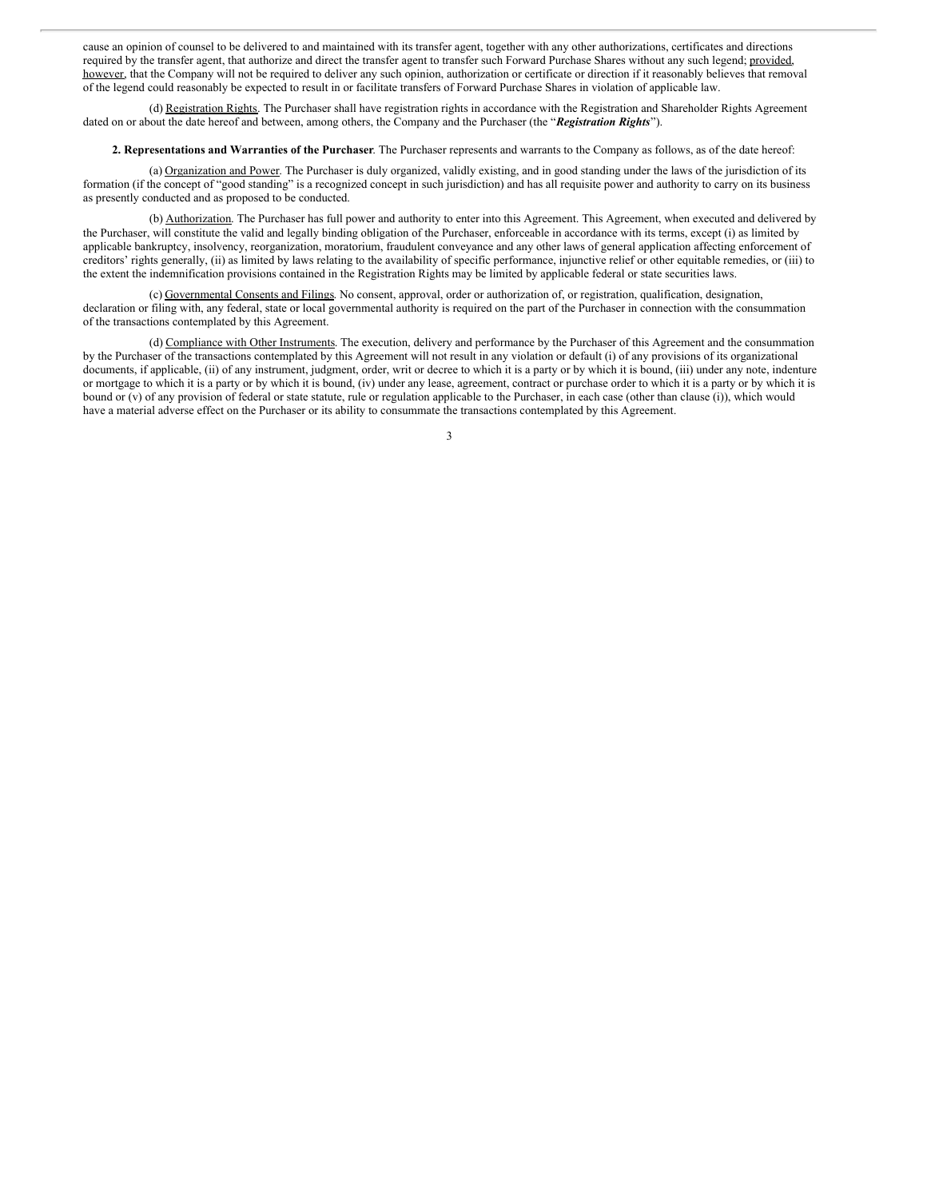cause an opinion of counsel to be delivered to and maintained with its transfer agent, together with any other authorizations, certificates and directions required by the transfer agent, that authorize and direct the transfer agent to transfer such Forward Purchase Shares without any such legend; provided, however, that the Company will not be required to deliver any such opinion, authorization or certificate or direction if it reasonably believes that removal of the legend could reasonably be expected to result in or facilitate transfers of Forward Purchase Shares in violation of applicable law.

(d) Registration Rights. The Purchaser shall have registration rights in accordance with the Registration and Shareholder Rights Agreement dated on or about the date hereof and between, among others, the Company and the Purchaser (the "***Registration Rights***").

**2. Representations and Warranties of the Purchaser**. The Purchaser represents and warrants to the Company as follows, as of the date hereof:

(a) Organization and Power. The Purchaser is duly organized, validly existing, and in good standing under the laws of the jurisdiction of its formation (if the concept of "good standing" is a recognized concept in such jurisdiction) and has all requisite power and authority to carry on its business as presently conducted and as proposed to be conducted.

(b) Authorization. The Purchaser has full power and authority to enter into this Agreement. This Agreement, when executed and delivered by the Purchaser, will constitute the valid and legally binding obligation of the Purchaser, enforceable in accordance with its terms, except (i) as limited by applicable bankruptcy, insolvency, reorganization, moratorium, fraudulent conveyance and any other laws of general application affecting enforcement of creditors' rights generally, (ii) as limited by laws relating to the availability of specific performance, injunctive relief or other equitable remedies, or (iii) to the extent the indemnification provisions contained in the Registration Rights may be limited by applicable federal or state securities laws.

(c) Governmental Consents and Filings. No consent, approval, order or authorization of, or registration, qualification, designation, declaration or filing with, any federal, state or local governmental authority is required on the part of the Purchaser in connection with the consummation of the transactions contemplated by this Agreement.

(d) Compliance with Other Instruments. The execution, delivery and performance by the Purchaser of this Agreement and the consummation by the Purchaser of the transactions contemplated by this Agreement will not result in any violation or default (i) of any provisions of its organizational documents, if applicable, (ii) of any instrument, judgment, order, writ or decree to which it is a party or by which it is bound, (iii) under any note, indenture or mortgage to which it is a party or by which it is bound, (iv) under any lease, agreement, contract or purchase order to which it is a party or by which it is bound or (v) of any provision of federal or state statute, rule or regulation applicable to the Purchaser, in each case (other than clause (i)), which would have a material adverse effect on the Purchaser or its ability to consummate the transactions contemplated by this Agreement.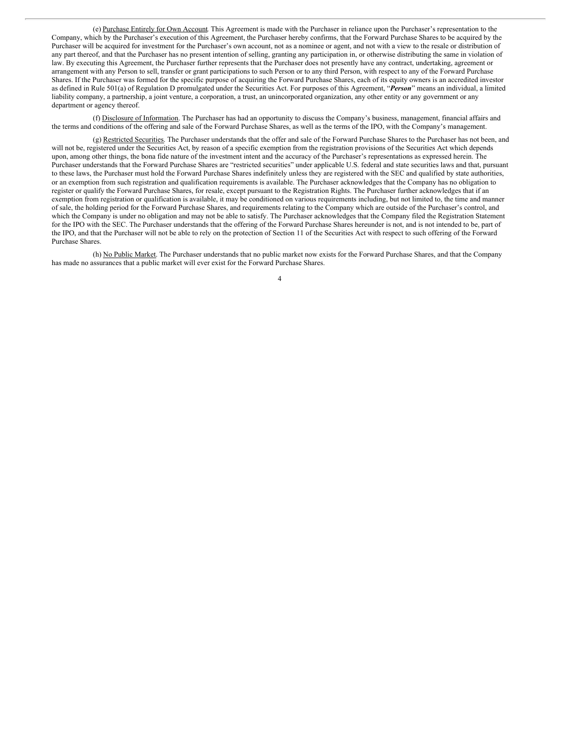(e) Purchase Entirely for Own Account. This Agreement is made with the Purchaser in reliance upon the Purchaser's representation to the Company, which by the Purchaser's execution of this Agreement, the Purchaser hereby confirms, that the Forward Purchase Shares to be acquired by the Purchaser will be acquired for investment for the Purchaser's own account, not as a nominee or agent, and not with a view to the resale or distribution of any part thereof, and that the Purchaser has no present intention of selling, granting any participation in, or otherwise distributing the same in violation of law. By executing this Agreement, the Purchaser further represents that the Purchaser does not presently have any contract, undertaking, agreement or arrangement with any Person to sell, transfer or grant participations to such Person or to any third Person, with respect to any of the Forward Purchase Shares. If the Purchaser was formed for the specific purpose of acquiring the Forward Purchase Shares, each of its equity owners is an accredited investor as defined in Rule 501(a) of Regulation D promulgated under the Securities Act. For purposes of this Agreement, "***Person***" means an individual, a limited liability company, a partnership, a joint venture, a corporation, a trust, an unincorporated organization, any other entity or any government or any department or agency thereof.

(f) Disclosure of Information. The Purchaser has had an opportunity to discuss the Company's business, management, financial affairs and the terms and conditions of the offering and sale of the Forward Purchase Shares, as well as the terms of the IPO, with the Company's management.

(g) Restricted Securities. The Purchaser understands that the offer and sale of the Forward Purchase Shares to the Purchaser has not been, and will not be, registered under the Securities Act, by reason of a specific exemption from the registration provisions of the Securities Act which depends upon, among other things, the bona fide nature of the investment intent and the accuracy of the Purchaser's representations as expressed herein. The Purchaser understands that the Forward Purchase Shares are "restricted securities" under applicable U.S. federal and state securities laws and that, pursuant to these laws, the Purchaser must hold the Forward Purchase Shares indefinitely unless they are registered with the SEC and qualified by state authorities, or an exemption from such registration and qualification requirements is available. The Purchaser acknowledges that the Company has no obligation to register or qualify the Forward Purchase Shares, for resale, except pursuant to the Registration Rights. The Purchaser further acknowledges that if an exemption from registration or qualification is available, it may be conditioned on various requirements including, but not limited to, the time and manner of sale, the holding period for the Forward Purchase Shares, and requirements relating to the Company which are outside of the Purchaser's control, and which the Company is under no obligation and may not be able to satisfy. The Purchaser acknowledges that the Company filed the Registration Statement for the IPO with the SEC. The Purchaser understands that the offering of the Forward Purchase Shares hereunder is not, and is not intended to be, part of the IPO, and that the Purchaser will not be able to rely on the protection of Section 11 of the Securities Act with respect to such offering of the Forward Purchase Shares.

(h) No Public Market. The Purchaser understands that no public market now exists for the Forward Purchase Shares, and that the Company has made no assurances that a public market will ever exist for the Forward Purchase Shares.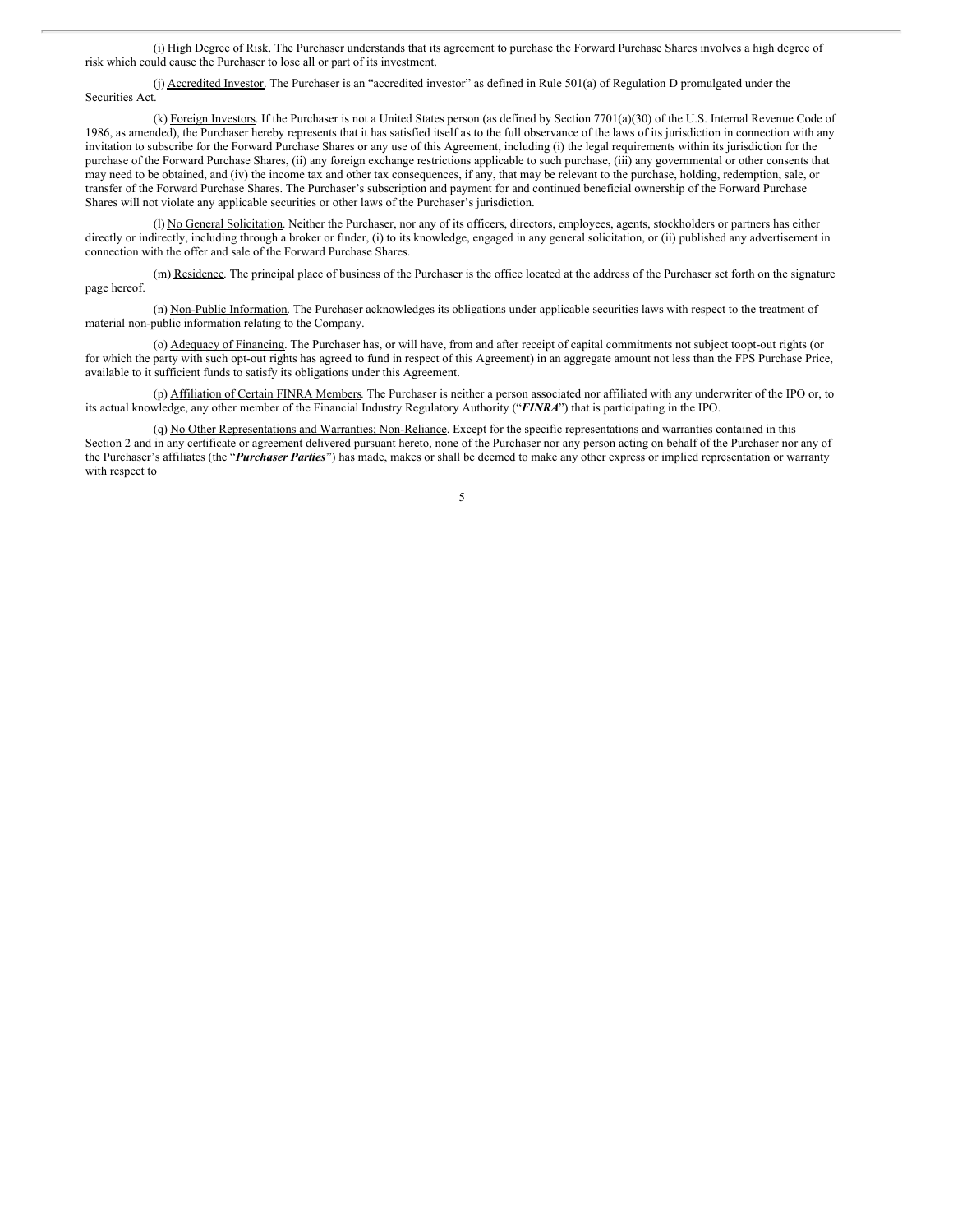(i) High Degree of Risk. The Purchaser understands that its agreement to purchase the Forward Purchase Shares involves a high degree of risk which could cause the Purchaser to lose all or part of its investment.

(j) Accredited Investor. The Purchaser is an "accredited investor" as defined in Rule 501(a) of Regulation D promulgated under the Securities Act.

(k) Foreign Investors. If the Purchaser is not a United States person (as defined by Section 7701(a)(30) of the U.S. Internal Revenue Code of 1986, as amended), the Purchaser hereby represents that it has satisfied itself as to the full observance of the laws of its jurisdiction in connection with any invitation to subscribe for the Forward Purchase Shares or any use of this Agreement, including (i) the legal requirements within its jurisdiction for the purchase of the Forward Purchase Shares, (ii) any foreign exchange restrictions applicable to such purchase, (iii) any governmental or other consents that may need to be obtained, and (iv) the income tax and other tax consequences, if any, that may be relevant to the purchase, holding, redemption, sale, or transfer of the Forward Purchase Shares. The Purchaser's subscription and payment for and continued beneficial ownership of the Forward Purchase Shares will not violate any applicable securities or other laws of the Purchaser's jurisdiction.

(l) No General Solicitation. Neither the Purchaser, nor any of its officers, directors, employees, agents, stockholders or partners has either directly or indirectly, including through a broker or finder, (i) to its knowledge, engaged in any general solicitation, or (ii) published any advertisement in connection with the offer and sale of the Forward Purchase Shares.

(m) Residence. The principal place of business of the Purchaser is the office located at the address of the Purchaser set forth on the signature page hereof.

(n) Non-Public Information. The Purchaser acknowledges its obligations under applicable securities laws with respect to the treatment of material non-public information relating to the Company.

(o) Adequacy of Financing. The Purchaser has, or will have, from and after receipt of capital commitments not subject toopt-out rights (or for which the party with such opt-out rights has agreed to fund in respect of this Agreement) in an aggregate amount not less than the FPS Purchase Price, available to it sufficient funds to satisfy its obligations under this Agreement.

(p) Affiliation of Certain FINRA Members. The Purchaser is neither a person associated nor affiliated with any underwriter of the IPO or, to its actual knowledge, any other member of the Financial Industry Regulatory Authority ("***FINRA***") that is participating in the IPO.

(q) No Other Representations and Warranties; Non-Reliance. Except for the specific representations and warranties contained in this Section 2 and in any certificate or agreement delivered pursuant hereto, none of the Purchaser nor any person acting on behalf of the Purchaser nor any of the Purchaser's affiliates (the "***Purchaser Parties***") has made, makes or shall be deemed to make any other express or implied representation or warranty with respect to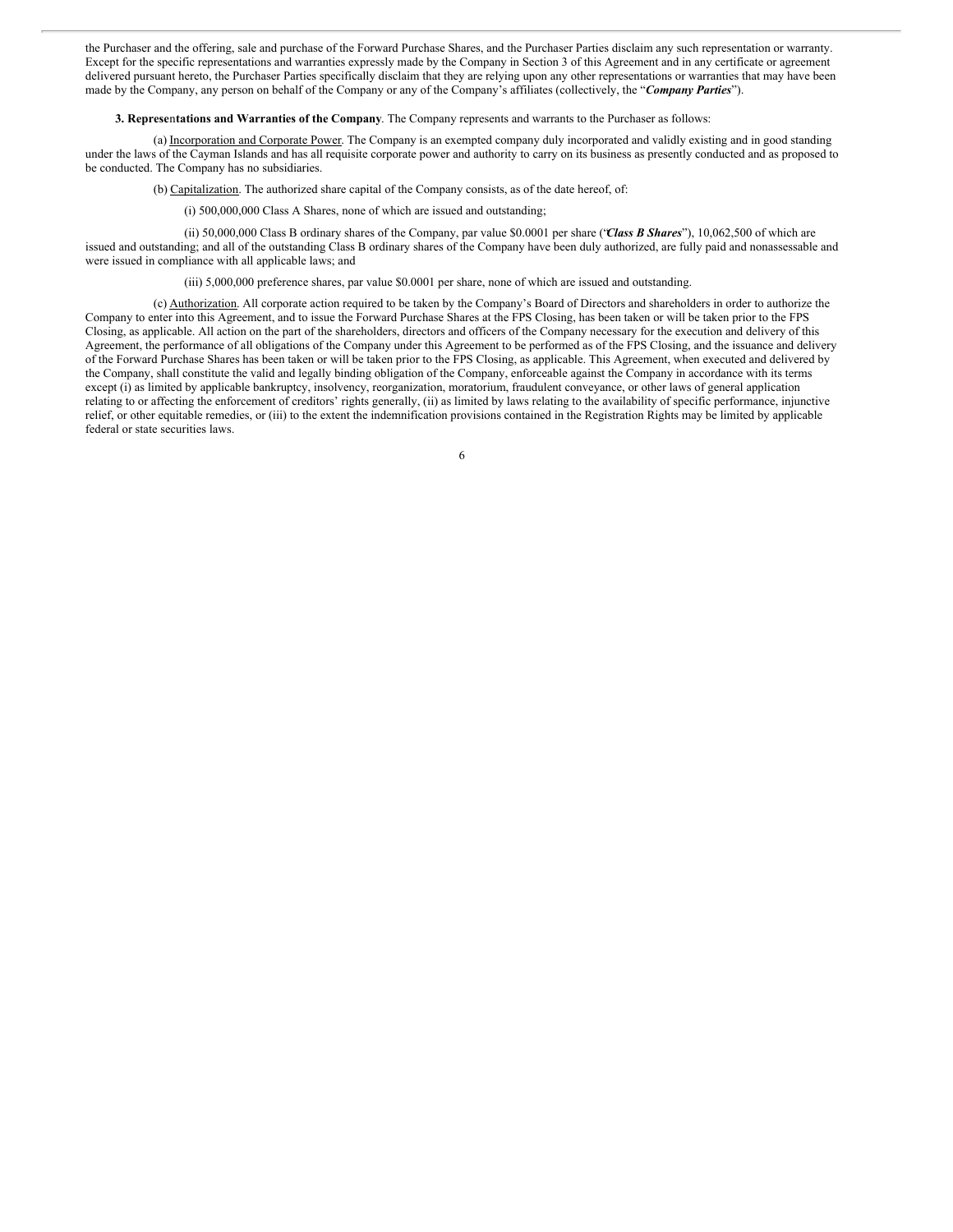the Purchaser and the offering, sale and purchase of the Forward Purchase Shares, and the Purchaser Parties disclaim any such representation or warranty. Except for the specific representations and warranties expressly made by the Company in Section 3 of this Agreement and in any certificate or agreement delivered pursuant hereto, the Purchaser Parties specifically disclaim that they are relying upon any other representations or warranties that may have been made by the Company, any person on behalf of the Company or any of the Company's affiliates (collectively, the "***Company Parties***").

**3. Representations and Warranties of the Company**. The Company represents and warrants to the Purchaser as follows:

(a) Incorporation and Corporate Power. The Company is an exempted company duly incorporated and validly existing and in good standing under the laws of the Cayman Islands and has all requisite corporate power and authority to carry on its business as presently conducted and as proposed to be conducted. The Company has no subsidiaries.

(b) Capitalization. The authorized share capital of the Company consists, as of the date hereof, of:

(i) 500,000,000 Class A Shares, none of which are issued and outstanding;

(ii) 50,000,000 Class B ordinary shares of the Company, par value $0.0001 per share ("***Class B Shares***"), 10,062,500 of which are issued and outstanding; and all of the outstanding Class B ordinary shares of the Company have been duly authorized, are fully paid and nonassessable and were issued in compliance with all applicable laws; and

(iii) 5,000,000 preference shares, par value $0.0001 per share, none of which are issued and outstanding.

(c) Authorization. All corporate action required to be taken by the Company's Board of Directors and shareholders in order to authorize the Company to enter into this Agreement, and to issue the Forward Purchase Shares at the FPS Closing, has been taken or will be taken prior to the FPS Closing, as applicable. All action on the part of the shareholders, directors and officers of the Company necessary for the execution and delivery of this Agreement, the performance of all obligations of the Company under this Agreement to be performed as of the FPS Closing, and the issuance and delivery of the Forward Purchase Shares has been taken or will be taken prior to the FPS Closing, as applicable. This Agreement, when executed and delivered by the Company, shall constitute the valid and legally binding obligation of the Company, enforceable against the Company in accordance with its terms except (i) as limited by applicable bankruptcy, insolvency, reorganization, moratorium, fraudulent conveyance, or other laws of general application relating to or affecting the enforcement of creditors' rights generally, (ii) as limited by laws relating to the availability of specific performance, injunctive relief, or other equitable remedies, or (iii) to the extent the indemnification provisions contained in the Registration Rights may be limited by applicable federal or state securities laws.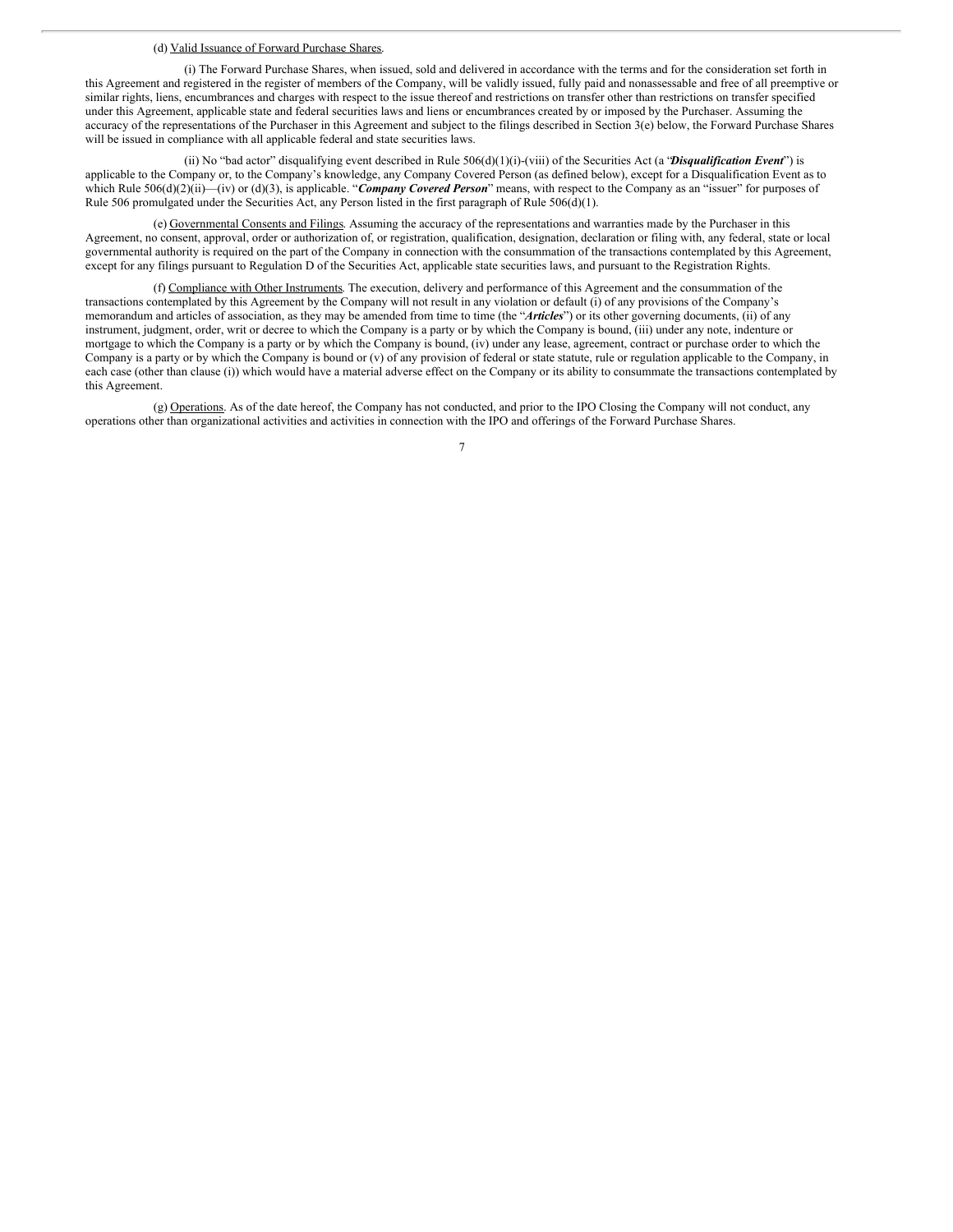(d) Valid Issuance of Forward Purchase Shares.

(i) The Forward Purchase Shares, when issued, sold and delivered in accordance with the terms and for the consideration set forth in this Agreement and registered in the register of members of the Company, will be validly issued, fully paid and nonassessable and free of all preemptive or similar rights, liens, encumbrances and charges with respect to the issue thereof and restrictions on transfer other than restrictions on transfer specified under this Agreement, applicable state and federal securities laws and liens or encumbrances created by or imposed by the Purchaser. Assuming the accuracy of the representations of the Purchaser in this Agreement and subject to the filings described in Section 3(e) below, the Forward Purchase Shares will be issued in compliance with all applicable federal and state securities laws.

(ii) No "bad actor" disqualifying event described in Rule 506(d)(1)(i)-(viii) of the Securities Act (a "***Disqualification Event***") is applicable to the Company or, to the Company's knowledge, any Company Covered Person (as defined below), except for a Disqualification Event as to which Rule 506(d)(2)(ii)—(iv) or (d)(3), is applicable. "***Company Covered Person***" means, with respect to the Company as an "issuer" for purposes of Rule 506 promulgated under the Securities Act, any Person listed in the first paragraph of Rule 506(d)(1).

(e) Governmental Consents and Filings. Assuming the accuracy of the representations and warranties made by the Purchaser in this Agreement, no consent, approval, order or authorization of, or registration, qualification, designation, declaration or filing with, any federal, state or local governmental authority is required on the part of the Company in connection with the consummation of the transactions contemplated by this Agreement, except for any filings pursuant to Regulation D of the Securities Act, applicable state securities laws, and pursuant to the Registration Rights.

(f) Compliance with Other Instruments. The execution, delivery and performance of this Agreement and the consummation of the transactions contemplated by this Agreement by the Company will not result in any violation or default (i) of any provisions of the Company's memorandum and articles of association, as they may be amended from time to time (the "***Articles***") or its other governing documents, (ii) of any instrument, judgment, order, writ or decree to which the Company is a party or by which the Company is bound, (iii) under any note, indenture or mortgage to which the Company is a party or by which the Company is bound, (iv) under any lease, agreement, contract or purchase order to which the Company is a party or by which the Company is bound or (v) of any provision of federal or state statute, rule or regulation applicable to the Company, in each case (other than clause (i)) which would have a material adverse effect on the Company or its ability to consummate the transactions contemplated by this Agreement.

(g) Operations. As of the date hereof, the Company has not conducted, and prior to the IPO Closing the Company will not conduct, any operations other than organizational activities and activities in connection with the IPO and offerings of the Forward Purchase Shares.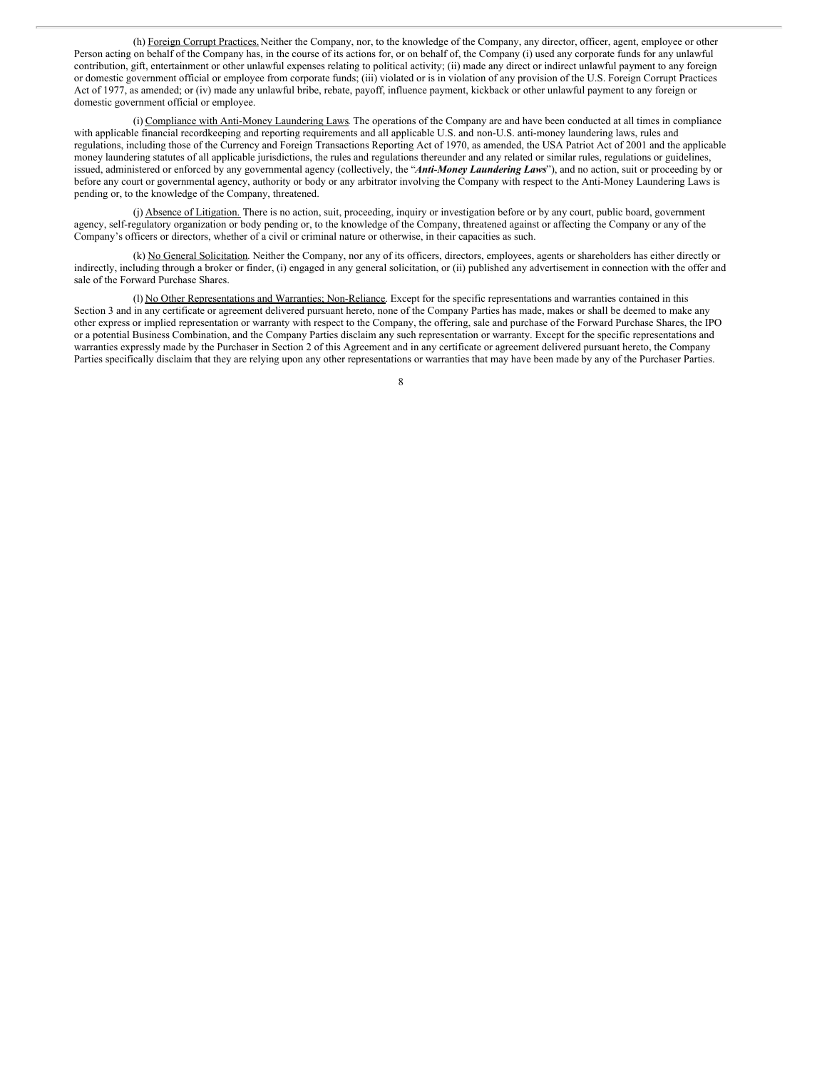(h) Foreign Corrupt Practices. Neither the Company, nor, to the knowledge of the Company, any director, officer, agent, employee or other Person acting on behalf of the Company has, in the course of its actions for, or on behalf of, the Company (i) used any corporate funds for any unlawful contribution, gift, entertainment or other unlawful expenses relating to political activity; (ii) made any direct or indirect unlawful payment to any foreign or domestic government official or employee from corporate funds; (iii) violated or is in violation of any provision of the U.S. Foreign Corrupt Practices Act of 1977, as amended; or (iv) made any unlawful bribe, rebate, payoff, influence payment, kickback or other unlawful payment to any foreign or domestic government official or employee.

(i) Compliance with Anti-Money Laundering Laws. The operations of the Company are and have been conducted at all times in compliance with applicable financial recordkeeping and reporting requirements and all applicable U.S. and non-U.S. anti-money laundering laws, rules and regulations, including those of the Currency and Foreign Transactions Reporting Act of 1970, as amended, the USA Patriot Act of 2001 and the applicable money laundering statutes of all applicable jurisdictions, the rules and regulations thereunder and any related or similar rules, regulations or guidelines, issued, administered or enforced by any governmental agency (collectively, the "***Anti-Money Laundering Laws***"), and no action, suit or proceeding by or before any court or governmental agency, authority or body or any arbitrator involving the Company with respect to the Anti-Money Laundering Laws is pending or, to the knowledge of the Company, threatened.

(j) Absence of Litigation. There is no action, suit, proceeding, inquiry or investigation before or by any court, public board, government agency, self-regulatory organization or body pending or, to the knowledge of the Company, threatened against or affecting the Company or any of the Company's officers or directors, whether of a civil or criminal nature or otherwise, in their capacities as such.

(k) No General Solicitation. Neither the Company, nor any of its officers, directors, employees, agents or shareholders has either directly or indirectly, including through a broker or finder, (i) engaged in any general solicitation, or (ii) published any advertisement in connection with the offer and sale of the Forward Purchase Shares.

(l) No Other Representations and Warranties; Non-Reliance. Except for the specific representations and warranties contained in this Section 3 and in any certificate or agreement delivered pursuant hereto, none of the Company Parties has made, makes or shall be deemed to make any other express or implied representation or warranty with respect to the Company, the offering, sale and purchase of the Forward Purchase Shares, the IPO or a potential Business Combination, and the Company Parties disclaim any such representation or warranty. Except for the specific representations and warranties expressly made by the Purchaser in Section 2 of this Agreement and in any certificate or agreement delivered pursuant hereto, the Company Parties specifically disclaim that they are relying upon any other representations or warranties that may have been made by any of the Purchaser Parties.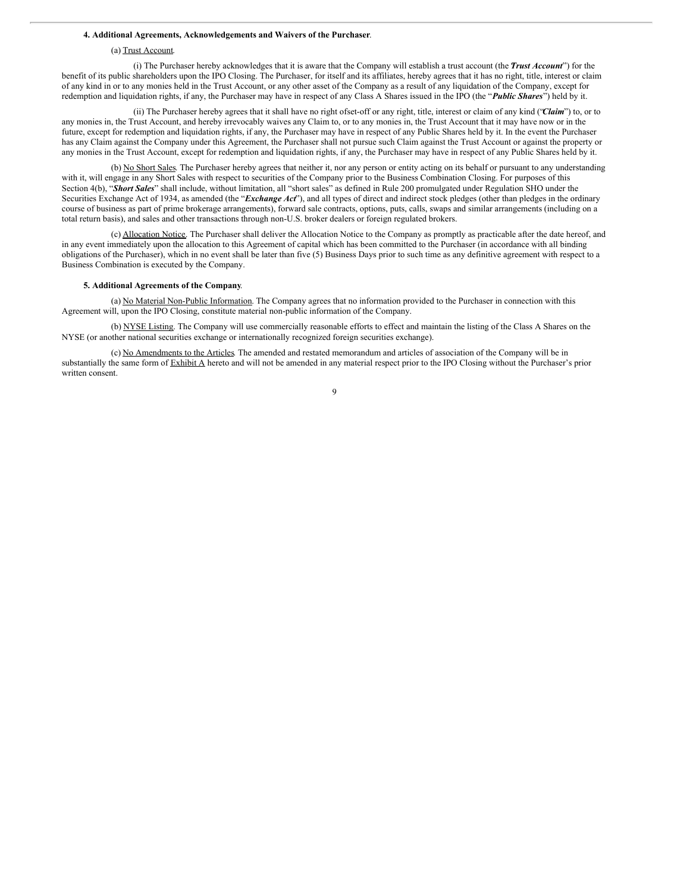**4. Additional Agreements, Acknowledgements and Waivers of the Purchaser**.

(a) Trust Account.

(i) The Purchaser hereby acknowledges that it is aware that the Company will establish a trust account (the "***Trust Account***") for the benefit of its public shareholders upon the IPO Closing. The Purchaser, for itself and its affiliates, hereby agrees that it has no right, title, interest or claim of any kind in or to any monies held in the Trust Account, or any other asset of the Company as a result of any liquidation of the Company, except for redemption and liquidation rights, if any, the Purchaser may have in respect of any Class A Shares issued in the IPO (the "***Public Shares***") held by it.

(ii) The Purchaser hereby agrees that it shall have no right ofset-off or any right, title, interest or claim of any kind ("***Claim***") to, or to any monies in, the Trust Account, and hereby irrevocably waives any Claim to, or to any monies in, the Trust Account that it may have now or in the future, except for redemption and liquidation rights, if any, the Purchaser may have in respect of any Public Shares held by it. In the event the Purchaser has any Claim against the Company under this Agreement, the Purchaser shall not pursue such Claim against the Trust Account or against the property or any monies in the Trust Account, except for redemption and liquidation rights, if any, the Purchaser may have in respect of any Public Shares held by it.

(b) No Short Sales. The Purchaser hereby agrees that neither it, nor any person or entity acting on its behalf or pursuant to any understanding with it, will engage in any Short Sales with respect to securities of the Company prior to the Business Combination Closing. For purposes of this Section 4(b), "***Short Sales***" shall include, without limitation, all "short sales" as defined in Rule 200 promulgated under Regulation SHO under the Securities Exchange Act of 1934, as amended (the "***Exchange Act***"), and all types of direct and indirect stock pledges (other than pledges in the ordinary course of business as part of prime brokerage arrangements), forward sale contracts, options, puts, calls, swaps and similar arrangements (including on a total return basis), and sales and other transactions through non-U.S. broker dealers or foreign regulated brokers.

(c) Allocation Notice. The Purchaser shall deliver the Allocation Notice to the Company as promptly as practicable after the date hereof, and in any event immediately upon the allocation to this Agreement of capital which has been committed to the Purchaser (in accordance with all binding obligations of the Purchaser), which in no event shall be later than five (5) Business Days prior to such time as any definitive agreement with respect to a Business Combination is executed by the Company.

**5. Additional Agreements of the Company**.

(a) No Material Non-Public Information. The Company agrees that no information provided to the Purchaser in connection with this Agreement will, upon the IPO Closing, constitute material non-public information of the Company.

(b) NYSE Listing. The Company will use commercially reasonable efforts to effect and maintain the listing of the Class A Shares on the NYSE (or another national securities exchange or internationally recognized foreign securities exchange).

(c) No Amendments to the Articles. The amended and restated memorandum and articles of association of the Company will be in substantially the same form of Exhibit A hereto and will not be amended in any material respect prior to the IPO Closing without the Purchaser's prior written consent.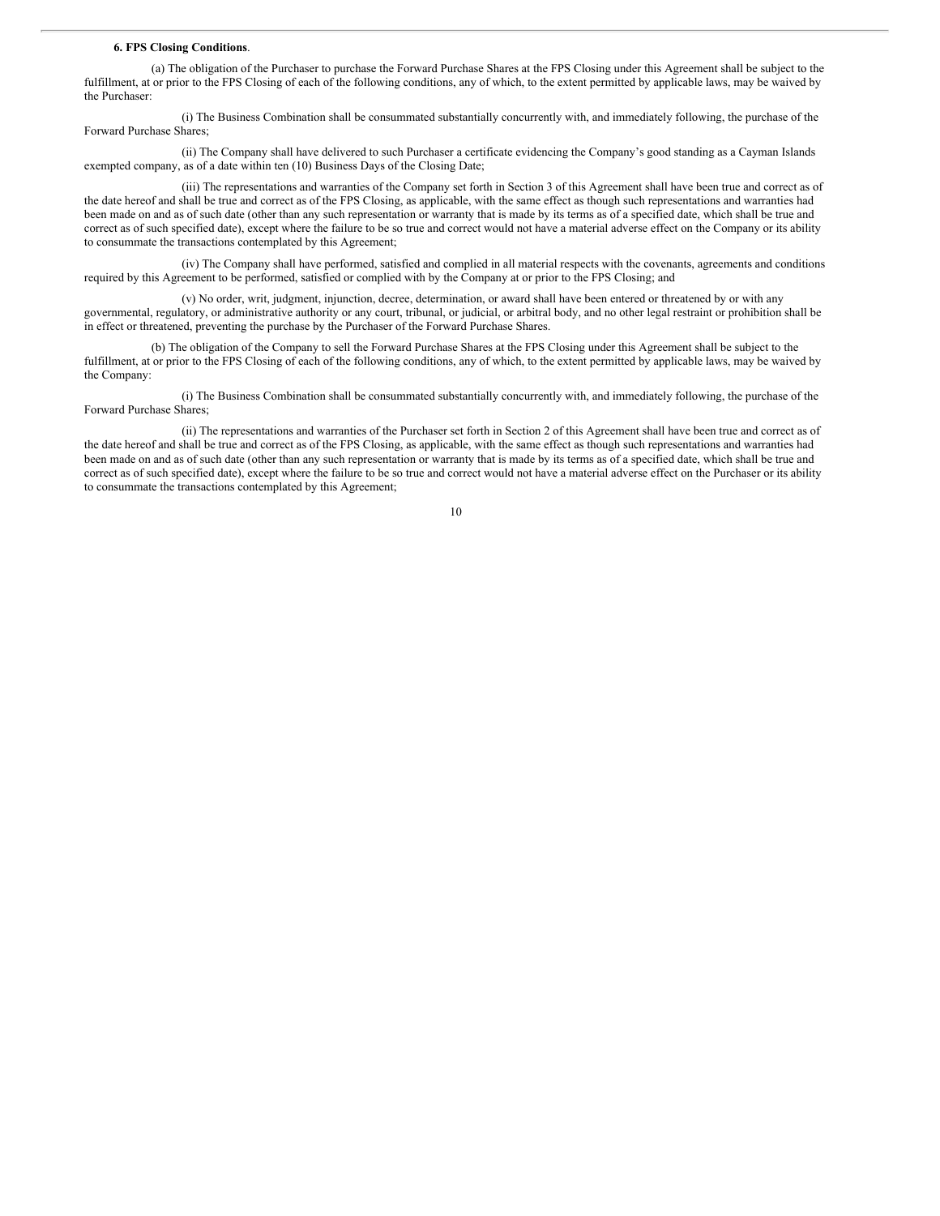**6. FPS Closing Conditions**.

(a) The obligation of the Purchaser to purchase the Forward Purchase Shares at the FPS Closing under this Agreement shall be subject to the fulfillment, at or prior to the FPS Closing of each of the following conditions, any of which, to the extent permitted by applicable laws, may be waived by the Purchaser:

(i) The Business Combination shall be consummated substantially concurrently with, and immediately following, the purchase of the Forward Purchase Shares;

(ii) The Company shall have delivered to such Purchaser a certificate evidencing the Company's good standing as a Cayman Islands exempted company, as of a date within ten (10) Business Days of the Closing Date;

(iii) The representations and warranties of the Company set forth in Section 3 of this Agreement shall have been true and correct as of the date hereof and shall be true and correct as of the FPS Closing, as applicable, with the same effect as though such representations and warranties had been made on and as of such date (other than any such representation or warranty that is made by its terms as of a specified date, which shall be true and correct as of such specified date), except where the failure to be so true and correct would not have a material adverse effect on the Company or its ability to consummate the transactions contemplated by this Agreement;

(iv) The Company shall have performed, satisfied and complied in all material respects with the covenants, agreements and conditions required by this Agreement to be performed, satisfied or complied with by the Company at or prior to the FPS Closing; and

(v) No order, writ, judgment, injunction, decree, determination, or award shall have been entered or threatened by or with any governmental, regulatory, or administrative authority or any court, tribunal, or judicial, or arbitral body, and no other legal restraint or prohibition shall be in effect or threatened, preventing the purchase by the Purchaser of the Forward Purchase Shares.

(b) The obligation of the Company to sell the Forward Purchase Shares at the FPS Closing under this Agreement shall be subject to the fulfillment, at or prior to the FPS Closing of each of the following conditions, any of which, to the extent permitted by applicable laws, may be waived by the Company:

(i) The Business Combination shall be consummated substantially concurrently with, and immediately following, the purchase of the Forward Purchase Shares;

(ii) The representations and warranties of the Purchaser set forth in Section 2 of this Agreement shall have been true and correct as of the date hereof and shall be true and correct as of the FPS Closing, as applicable, with the same effect as though such representations and warranties had been made on and as of such date (other than any such representation or warranty that is made by its terms as of a specified date, which shall be true and correct as of such specified date), except where the failure to be so true and correct would not have a material adverse effect on the Purchaser or its ability to consummate the transactions contemplated by this Agreement;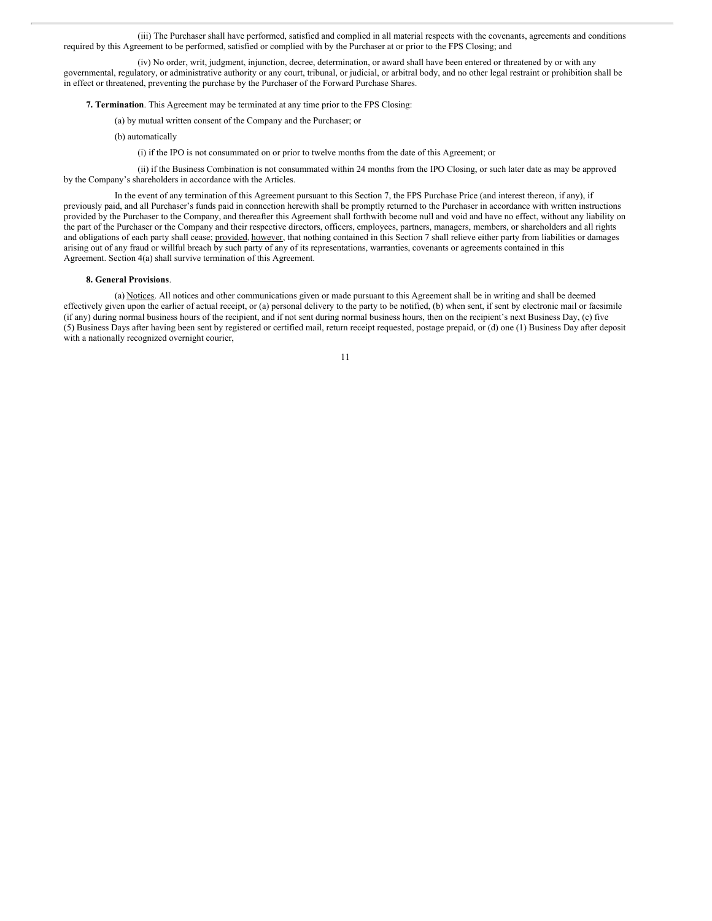(iii) The Purchaser shall have performed, satisfied and complied in all material respects with the covenants, agreements and conditions required by this Agreement to be performed, satisfied or complied with by the Purchaser at or prior to the FPS Closing; and

(iv) No order, writ, judgment, injunction, decree, determination, or award shall have been entered or threatened by or with any governmental, regulatory, or administrative authority or any court, tribunal, or judicial, or arbitral body, and no other legal restraint or prohibition shall be in effect or threatened, preventing the purchase by the Purchaser of the Forward Purchase Shares.

**7. Termination**. This Agreement may be terminated at any time prior to the FPS Closing:

(a) by mutual written consent of the Company and the Purchaser; or

(b) automatically

(i) if the IPO is not consummated on or prior to twelve months from the date of this Agreement; or

(ii) if the Business Combination is not consummated within 24 months from the IPO Closing, or such later date as may be approved by the Company's shareholders in accordance with the Articles.

In the event of any termination of this Agreement pursuant to this Section 7, the FPS Purchase Price (and interest thereon, if any), if previously paid, and all Purchaser's funds paid in connection herewith shall be promptly returned to the Purchaser in accordance with written instructions provided by the Purchaser to the Company, and thereafter this Agreement shall forthwith become null and void and have no effect, without any liability on the part of the Purchaser or the Company and their respective directors, officers, employees, partners, managers, members, or shareholders and all rights and obligations of each party shall cease; provided, however, that nothing contained in this Section 7 shall relieve either party from liabilities or damages arising out of any fraud or willful breach by such party of any of its representations, warranties, covenants or agreements contained in this Agreement. Section 4(a) shall survive termination of this Agreement.

**8. General Provisions**.

(a) Notices. All notices and other communications given or made pursuant to this Agreement shall be in writing and shall be deemed effectively given upon the earlier of actual receipt, or (a) personal delivery to the party to be notified, (b) when sent, if sent by electronic mail or facsimile (if any) during normal business hours of the recipient, and if not sent during normal business hours, then on the recipient's next Business Day, (c) five (5) Business Days after having been sent by registered or certified mail, return receipt requested, postage prepaid, or (d) one (1) Business Day after deposit with a nationally recognized overnight courier,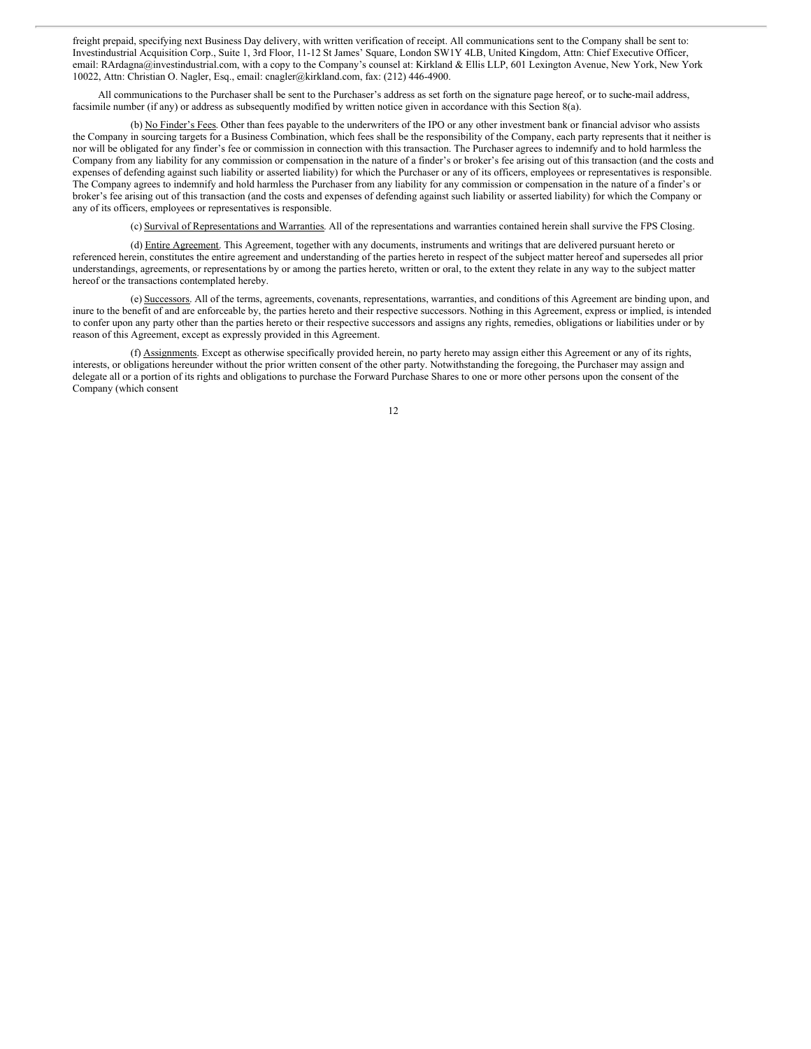freight prepaid, specifying next Business Day delivery, with written verification of receipt. All communications sent to the Company shall be sent to: Investindustrial Acquisition Corp., Suite 1, 3rd Floor, 11-12 St James' Square, London SW1Y 4LB, United Kingdom, Attn: Chief Executive Officer, email: RArdagna@investindustrial.com, with a copy to the Company's counsel at: Kirkland & Ellis LLP, 601 Lexington Avenue, New York, New York 10022, Attn: Christian O. Nagler, Esq., email: cnagler@kirkland.com, fax: (212) 446-4900.

All communications to the Purchaser shall be sent to the Purchaser's address as set forth on the signature page hereof, or to suche-mail address, facsimile number (if any) or address as subsequently modified by written notice given in accordance with this Section 8(a).

(b) No Finder's Fees. Other than fees payable to the underwriters of the IPO or any other investment bank or financial advisor who assists the Company in sourcing targets for a Business Combination, which fees shall be the responsibility of the Company, each party represents that it neither is nor will be obligated for any finder's fee or commission in connection with this transaction. The Purchaser agrees to indemnify and to hold harmless the Company from any liability for any commission or compensation in the nature of a finder's or broker's fee arising out of this transaction (and the costs and expenses of defending against such liability or asserted liability) for which the Purchaser or any of its officers, employees or representatives is responsible. The Company agrees to indemnify and hold harmless the Purchaser from any liability for any commission or compensation in the nature of a finder's or broker's fee arising out of this transaction (and the costs and expenses of defending against such liability or asserted liability) for which the Company or any of its officers, employees or representatives is responsible.

(c) Survival of Representations and Warranties. All of the representations and warranties contained herein shall survive the FPS Closing.

(d) Entire Agreement. This Agreement, together with any documents, instruments and writings that are delivered pursuant hereto or referenced herein, constitutes the entire agreement and understanding of the parties hereto in respect of the subject matter hereof and supersedes all prior understandings, agreements, or representations by or among the parties hereto, written or oral, to the extent they relate in any way to the subject matter hereof or the transactions contemplated hereby.

(e) Successors. All of the terms, agreements, covenants, representations, warranties, and conditions of this Agreement are binding upon, and inure to the benefit of and are enforceable by, the parties hereto and their respective successors. Nothing in this Agreement, express or implied, is intended to confer upon any party other than the parties hereto or their respective successors and assigns any rights, remedies, obligations or liabilities under or by reason of this Agreement, except as expressly provided in this Agreement.

(f) Assignments. Except as otherwise specifically provided herein, no party hereto may assign either this Agreement or any of its rights, interests, or obligations hereunder without the prior written consent of the other party. Notwithstanding the foregoing, the Purchaser may assign and delegate all or a portion of its rights and obligations to purchase the Forward Purchase Shares to one or more other persons upon the consent of the Company (which consent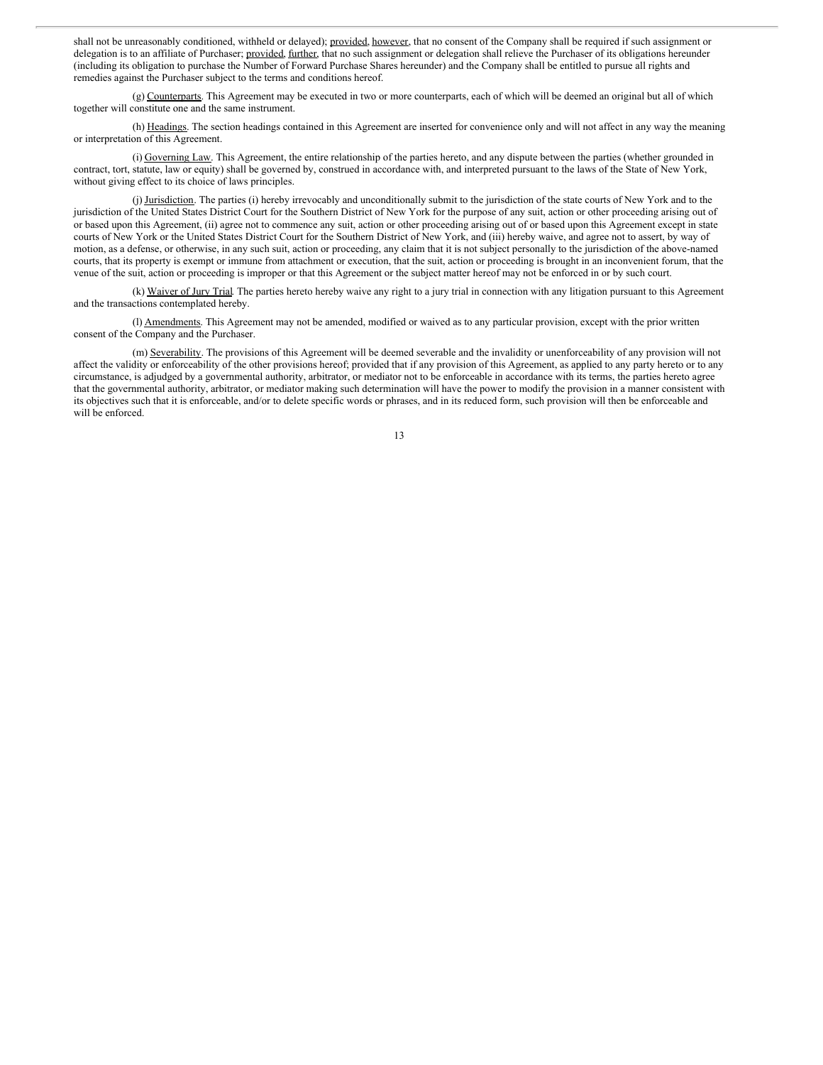shall not be unreasonably conditioned, withheld or delayed); provided, however, that no consent of the Company shall be required if such assignment or delegation is to an affiliate of Purchaser; provided, further, that no such assignment or delegation shall relieve the Purchaser of its obligations hereunder (including its obligation to purchase the Number of Forward Purchase Shares hereunder) and the Company shall be entitled to pursue all rights and remedies against the Purchaser subject to the terms and conditions hereof.

(g) Counterparts. This Agreement may be executed in two or more counterparts, each of which will be deemed an original but all of which together will constitute one and the same instrument.

(h) Headings. The section headings contained in this Agreement are inserted for convenience only and will not affect in any way the meaning or interpretation of this Agreement.

(i) Governing Law. This Agreement, the entire relationship of the parties hereto, and any dispute between the parties (whether grounded in contract, tort, statute, law or equity) shall be governed by, construed in accordance with, and interpreted pursuant to the laws of the State of New York, without giving effect to its choice of laws principles.

(j) Jurisdiction. The parties (i) hereby irrevocably and unconditionally submit to the jurisdiction of the state courts of New York and to the jurisdiction of the United States District Court for the Southern District of New York for the purpose of any suit, action or other proceeding arising out of or based upon this Agreement, (ii) agree not to commence any suit, action or other proceeding arising out of or based upon this Agreement except in state courts of New York or the United States District Court for the Southern District of New York, and (iii) hereby waive, and agree not to assert, by way of motion, as a defense, or otherwise, in any such suit, action or proceeding, any claim that it is not subject personally to the jurisdiction of the above-named courts, that its property is exempt or immune from attachment or execution, that the suit, action or proceeding is brought in an inconvenient forum, that the venue of the suit, action or proceeding is improper or that this Agreement or the subject matter hereof may not be enforced in or by such court.

(k) Waiver of Jury Trial. The parties hereto hereby waive any right to a jury trial in connection with any litigation pursuant to this Agreement and the transactions contemplated hereby.

(l) Amendments. This Agreement may not be amended, modified or waived as to any particular provision, except with the prior written consent of the Company and the Purchaser.

(m) Severability. The provisions of this Agreement will be deemed severable and the invalidity or unenforceability of any provision will not affect the validity or enforceability of the other provisions hereof; provided that if any provision of this Agreement, as applied to any party hereto or to any circumstance, is adjudged by a governmental authority, arbitrator, or mediator not to be enforceable in accordance with its terms, the parties hereto agree that the governmental authority, arbitrator, or mediator making such determination will have the power to modify the provision in a manner consistent with its objectives such that it is enforceable, and/or to delete specific words or phrases, and in its reduced form, such provision will then be enforceable and will be enforced.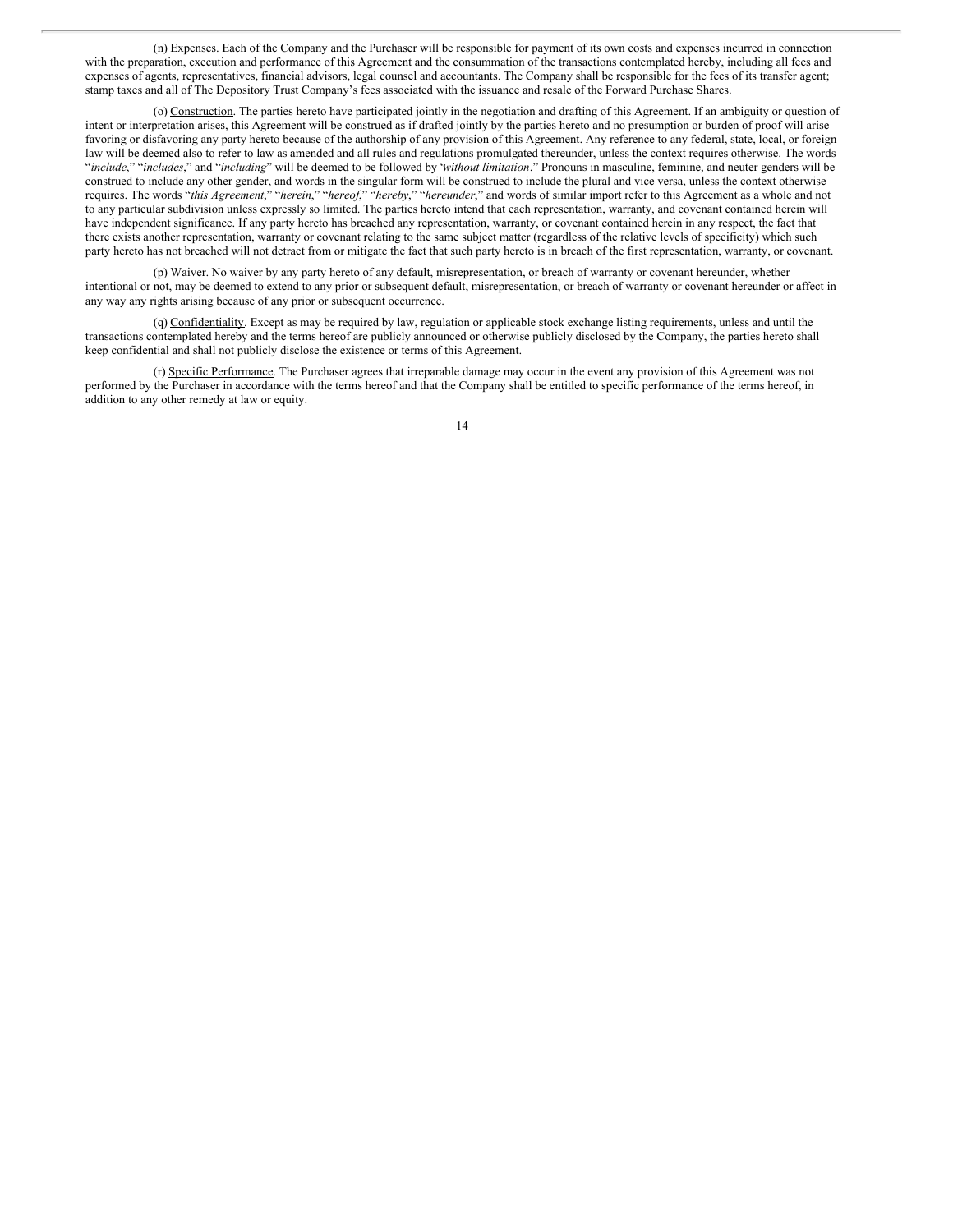(n) Expenses. Each of the Company and the Purchaser will be responsible for payment of its own costs and expenses incurred in connection with the preparation, execution and performance of this Agreement and the consummation of the transactions contemplated hereby, including all fees and expenses of agents, representatives, financial advisors, legal counsel and accountants. The Company shall be responsible for the fees of its transfer agent; stamp taxes and all of The Depository Trust Company's fees associated with the issuance and resale of the Forward Purchase Shares.

(o) Construction. The parties hereto have participated jointly in the negotiation and drafting of this Agreement. If an ambiguity or question of intent or interpretation arises, this Agreement will be construed as if drafted jointly by the parties hereto and no presumption or burden of proof will arise favoring or disfavoring any party hereto because of the authorship of any provision of this Agreement. Any reference to any federal, state, local, or foreign law will be deemed also to refer to law as amended and all rules and regulations promulgated thereunder, unless the context requires otherwise. The words "*include*," "*includes*," and "*including*" will be deemed to be followed by "*without limitation*." Pronouns in masculine, feminine, and neuter genders will be construed to include any other gender, and words in the singular form will be construed to include the plural and vice versa, unless the context otherwise requires. The words "*this Agreement*," "*herein*," "*hereof*," "*hereby*," "*hereunder*," and words of similar import refer to this Agreement as a whole and not to any particular subdivision unless expressly so limited. The parties hereto intend that each representation, warranty, and covenant contained herein will have independent significance. If any party hereto has breached any representation, warranty, or covenant contained herein in any respect, the fact that there exists another representation, warranty or covenant relating to the same subject matter (regardless of the relative levels of specificity) which such party hereto has not breached will not detract from or mitigate the fact that such party hereto is in breach of the first representation, warranty, or covenant.

(p) Waiver. No waiver by any party hereto of any default, misrepresentation, or breach of warranty or covenant hereunder, whether intentional or not, may be deemed to extend to any prior or subsequent default, misrepresentation, or breach of warranty or covenant hereunder or affect in any way any rights arising because of any prior or subsequent occurrence.

(q) Confidentiality. Except as may be required by law, regulation or applicable stock exchange listing requirements, unless and until the transactions contemplated hereby and the terms hereof are publicly announced or otherwise publicly disclosed by the Company, the parties hereto shall keep confidential and shall not publicly disclose the existence or terms of this Agreement.

(r) Specific Performance. The Purchaser agrees that irreparable damage may occur in the event any provision of this Agreement was not performed by the Purchaser in accordance with the terms hereof and that the Company shall be entitled to specific performance of the terms hereof, in addition to any other remedy at law or equity.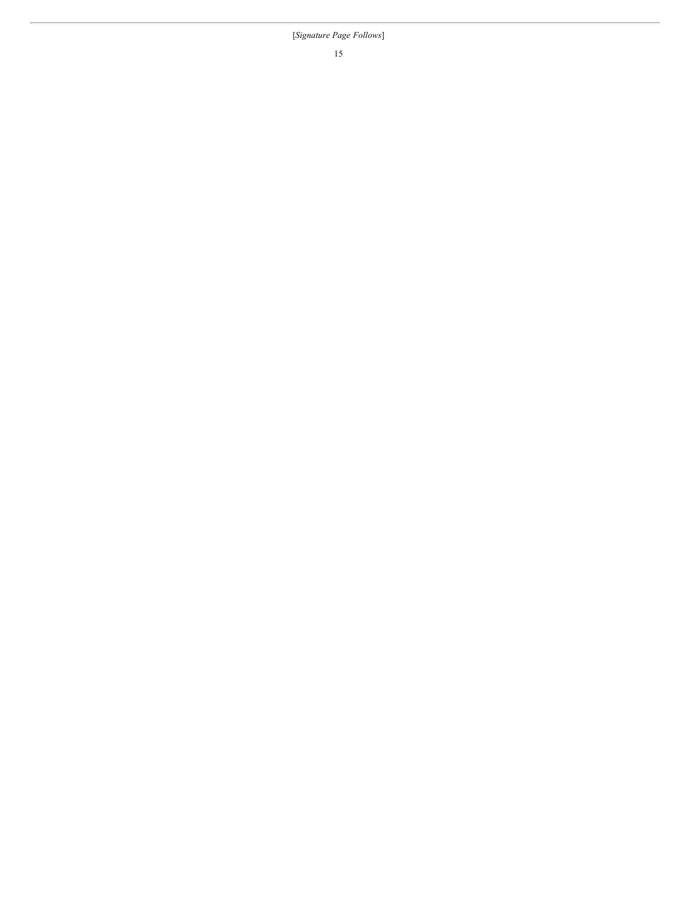[*Signature Page Follows*]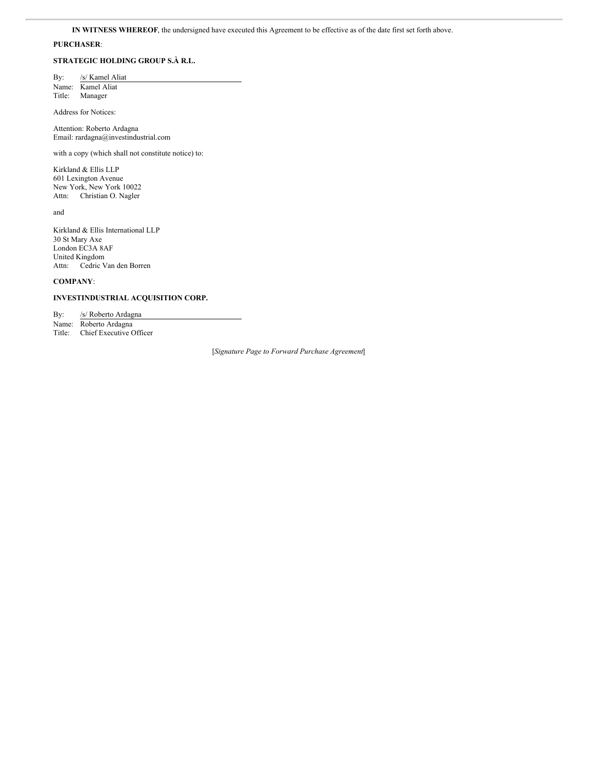**IN WITNESS WHEREOF**, the undersigned have executed this Agreement to be effective as of the date first set forth above.

**PURCHASER**:

**STRATEGIC HOLDING GROUP S.À R.L.**

By: /s/ Kamel Aliat
Name: Kamel Aliat
Title: Manager

Address for Notices:

Attention: Roberto Ardagna
Email: rardagna@investindustrial.com

with a copy (which shall not constitute notice) to:

Kirkland & Ellis LLP
601 Lexington Avenue
New York, New York 10022
Attn: Christian O. Nagler

and

Kirkland & Ellis International LLP
30 St Mary Axe
London EC3A 8AF
United Kingdom
Attn: Cedric Van den Borren

**COMPANY**:

**INVESTINDUSTRIAL ACQUISITION CORP.**

By: /s/ Roberto Ardagna
Name: Roberto Ardagna
Title: Chief Executive Officer

[*Signature Page to Forward Purchase Agreement*]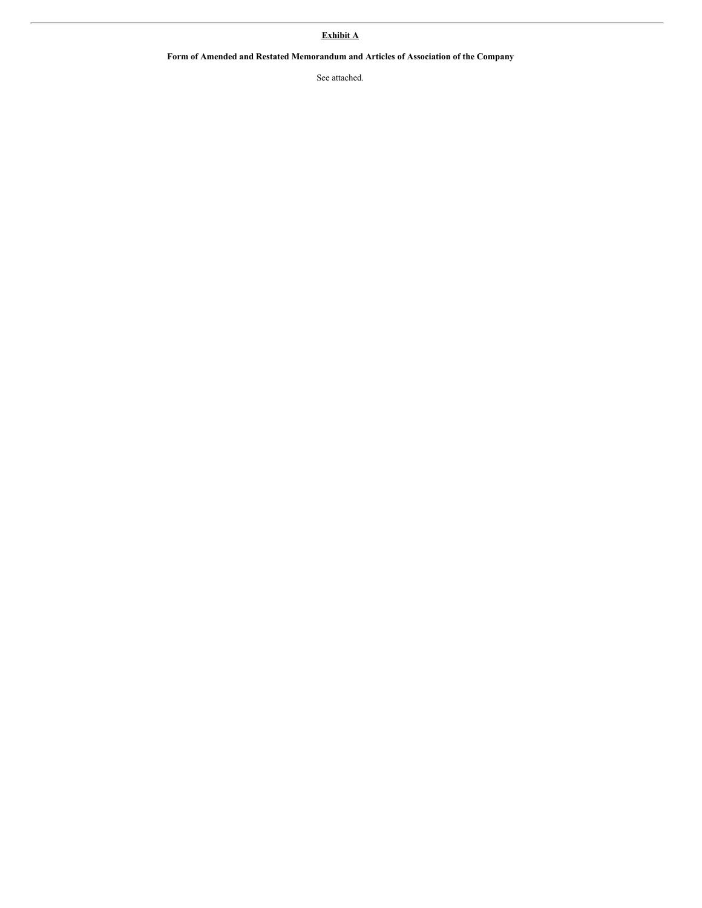**Exhibit A**

**Form of Amended and Restated Memorandum and Articles of Association of the Company**

See attached.